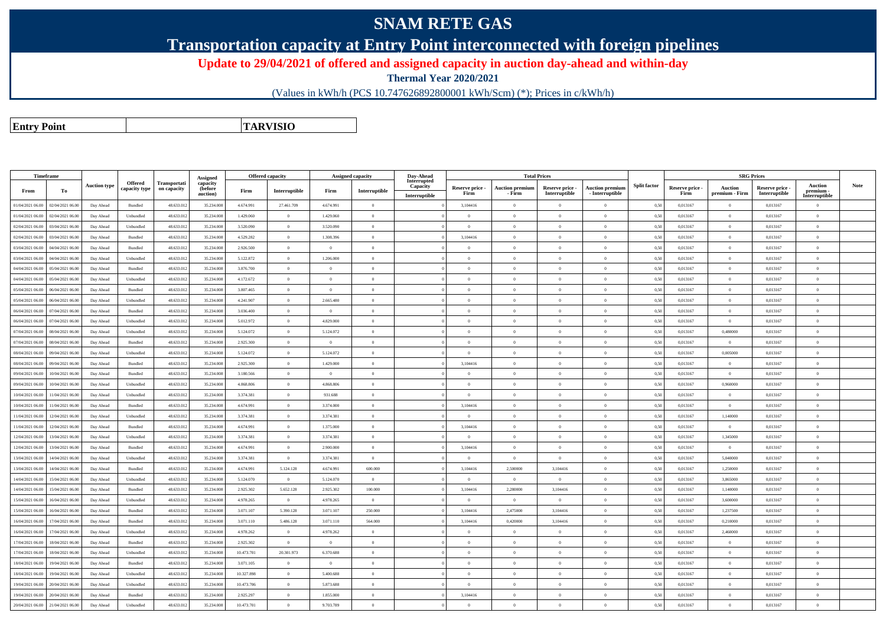# SNAM RETE GAS

## Transportation capacity at Entry Point interconnected with foreign pipelines

**Update to 29/04/2021 of offered and assigned capacity in auction day-ahead and within-day**

**Thermal Year 2020/2021**

(Values in kWh/h (PCS 10.747626892800001 kWh/Scm) (*); Prices in c/kWh/h)

| **Entry Point** | **TARVISIO** |
|---|---|

| Timeframe | | Auction type | Offered capacity type | Transportation capacity | Assigned capacity (before auction) | Offered capacity | | Assigned capacity | | Day-Ahead Interrupted Capacity | Total Prices | | | | Split factor | SRG Prices | | | | Note |
|---|---|---|---|---|---|---|---|---|---|---|---|---|---|---|---|---|---|---|---|---|
| From | To | | | | | Firm | Interruptible | Firm | Interruptible | Interruptible | Reserve price - Firm | Auction premium - Firm | Reserve price - Interruptible | Auction premium - Interruptible | | Reserve price - Firm | Auction premium - Firm | Reserve price - Interruptible | Auction premium - Interruptible | |
| 01/04/2021 06.00 | 02/04/2021 06.00 | Day Ahead | Bundled | 48.633.012 | 35.234.008 | 4.674.991 | 27.461.709 | 4.674.991 | 0 | 0 | 3,104416 | 0 | 0 | 0 | 0,50 | 0,013167 | 0 | 0,013167 | 0 | |
| 01/04/2021 06.00 | 02/04/2021 06.00 | Day Ahead | Unbundled | 48.633.012 | 35.234.008 | 1.429.060 | 0 | 1.429.060 | 0 | 0 | 0 | 0 | 0 | 0 | 0,50 | 0,013167 | 0 | 0,013167 | 0 | |
| 02/04/2021 06.00 | 03/04/2021 06.00 | Day Ahead | Unbundled | 48.633.012 | 35.234.008 | 3.520.090 | 0 | 3.520.090 | 0 | 0 | 0 | 0 | 0 | 0 | 0,50 | 0,013167 | 0 | 0,013167 | 0 | |
| 02/04/2021 06.00 | 03/04/2021 06.00 | Day Ahead | Bundled | 48.633.012 | 35.234.008 | 4.529.282 | 0 | 1.308.396 | 0 | 0 | 3,104416 | 0 | 0 | 0 | 0,50 | 0,013167 | 0 | 0,013167 | 0 | |
| 03/04/2021 06.00 | 04/04/2021 06.00 | Day Ahead | Bundled | 48.633.012 | 35.234.008 | 2.926.500 | 0 | 0 | 0 | 0 | 0 | 0 | 0 | 0 | 0,50 | 0,013167 | 0 | 0,013167 | 0 | |
| 03/04/2021 06.00 | 04/04/2021 06.00 | Day Ahead | Unbundled | 48.633.012 | 35.234.008 | 5.122.872 | 0 | 1.206.000 | 0 | 0 | 0 | 0 | 0 | 0 | 0,50 | 0,013167 | 0 | 0,013167 | 0 | |
| 04/04/2021 06.00 | 05/04/2021 06.00 | Day Ahead | Bundled | 48.633.012 | 35.234.008 | 3.876.700 | 0 | 0 | 0 | 0 | 0 | 0 | 0 | 0 | 0,50 | 0,013167 | 0 | 0,013167 | 0 | |
| 04/04/2021 06.00 | 05/04/2021 06.00 | Day Ahead | Unbundled | 48.633.012 | 35.234.008 | 4.172.672 | 0 | 0 | 0 | 0 | 0 | 0 | 0 | 0 | 0,50 | 0,013167 | 0 | 0,013167 | 0 | |
| 05/04/2021 06.00 | 06/04/2021 06.00 | Day Ahead | Bundled | 48.633.012 | 35.234.008 | 3.807.465 | 0 | 0 | 0 | 0 | 0 | 0 | 0 | 0 | 0,50 | 0,013167 | 0 | 0,013167 | 0 | |
| 05/04/2021 06.00 | 06/04/2021 06.00 | Day Ahead | Unbundled | 48.633.012 | 35.234.008 | 4.241.907 | 0 | 2.665.480 | 0 | 0 | 0 | 0 | 0 | 0 | 0,50 | 0,013167 | 0 | 0,013167 | 0 | |
| 06/04/2021 06.00 | 07/04/2021 06.00 | Day Ahead | Bundled | 48.633.012 | 35.234.008 | 3.036.400 | 0 | 0 | 0 | 0 | 0 | 0 | 0 | 0 | 0,50 | 0,013167 | 0 | 0,013167 | 0 | |
| 06/04/2021 06.00 | 07/04/2021 06.00 | Day Ahead | Unbundled | 48.633.012 | 35.234.008 | 5.012.972 | 0 | 4.829.000 | 0 | 0 | 0 | 0 | 0 | 0 | 0,50 | 0,013167 | 0 | 0,013167 | 0 | |
| 07/04/2021 06.00 | 08/04/2021 06.00 | Day Ahead | Unbundled | 48.633.012 | 35.234.008 | 5.124.072 | 0 | 5.124.072 | 0 | 0 | 0 | 0 | 0 | 0 | 0,50 | 0,013167 | 0,480000 | 0,013167 | 0 | |
| 07/04/2021 06.00 | 08/04/2021 06.00 | Day Ahead | Bundled | 48.633.012 | 35.234.008 | 2.925.300 | 0 | 0 | 0 | 0 | 0 | 0 | 0 | 0 | 0,50 | 0,013167 | 0 | 0,013167 | 0 | |
| 08/04/2021 06.00 | 09/04/2021 06.00 | Day Ahead | Unbundled | 48.633.012 | 35.234.008 | 5.124.072 | 0 | 5.124.072 | 0 | 0 | 0 | 0 | 0 | 0 | 0,50 | 0,013167 | 0,005000 | 0,013167 | 0 | |
| 08/04/2021 06.00 | 09/04/2021 06.00 | Day Ahead | Bundled | 48.633.012 | 35.234.008 | 2.925.300 | 0 | 1.429.000 | 0 | 0 | 3,104416 | 0 | 0 | 0 | 0,50 | 0,013167 | 0 | 0,013167 | 0 | |
| 09/04/2021 06.00 | 10/04/2021 06.00 | Day Ahead | Bundled | 48.633.012 | 35.234.008 | 3.180.566 | 0 | 0 | 0 | 0 | 0 | 0 | 0 | 0 | 0,50 | 0,013167 | 0 | 0,013167 | 0 | |
| 09/04/2021 06.00 | 10/04/2021 06.00 | Day Ahead | Unbundled | 48.633.012 | 35.234.008 | 4.868.806 | 0 | 4.868.806 | 0 | 0 | 0 | 0 | 0 | 0 | 0,50 | 0,013167 | 0,960000 | 0,013167 | 0 | |
| 10/04/2021 06.00 | 11/04/2021 06.00 | Day Ahead | Unbundled | 48.633.012 | 35.234.008 | 3.374.381 | 0 | 931.688 | 0 | 0 | 0 | 0 | 0 | 0 | 0,50 | 0,013167 | 0 | 0,013167 | 0 | |
| 10/04/2021 06.00 | 11/04/2021 06.00 | Day Ahead | Bundled | 48.633.012 | 35.234.008 | 4.674.991 | 0 | 3.374.000 | 0 | 0 | 3,104416 | 0 | 0 | 0 | 0,50 | 0,013167 | 0 | 0,013167 | 0 | |
| 11/04/2021 06.00 | 12/04/2021 06.00 | Day Ahead | Unbundled | 48.633.012 | 35.234.008 | 3.374.381 | 0 | 3.374.381 | 0 | 0 | 0 | 0 | 0 | 0 | 0,50 | 0,013167 | 1,140000 | 0,013167 | 0 | |
| 11/04/2021 06.00 | 12/04/2021 06.00 | Day Ahead | Bundled | 48.633.012 | 35.234.008 | 4.674.991 | 0 | 1.375.000 | 0 | 0 | 3,104416 | 0 | 0 | 0 | 0,50 | 0,013167 | 0 | 0,013167 | 0 | |
| 12/04/2021 06.00 | 13/04/2021 06.00 | Day Ahead | Unbundled | 48.633.012 | 35.234.008 | 3.374.381 | 0 | 3.374.381 | 0 | 0 | 0 | 0 | 0 | 0 | 0,50 | 0,013167 | 1,345000 | 0,013167 | 0 | |
| 12/04/2021 06.00 | 13/04/2021 06.00 | Day Ahead | Bundled | 48.633.012 | 35.234.008 | 4.674.991 | 0 | 2.900.000 | 0 | 0 | 3,104416 | 0 | 0 | 0 | 0,50 | 0,013167 | 0 | 0,013167 | 0 | |
| 13/04/2021 06.00 | 14/04/2021 06.00 | Day Ahead | Unbundled | 48.633.012 | 35.234.008 | 3.374.381 | 0 | 3.374.381 | 0 | 0 | 0 | 0 | 0 | 0 | 0,50 | 0,013167 | 5,040000 | 0,013167 | 0 | |
| 13/04/2021 06.00 | 14/04/2021 06.00 | Day Ahead | Bundled | 48.633.012 | 35.234.008 | 4.674.991 | 5.124.128 | 4.674.991 | 600.000 | 0 | 3,104416 | 2,500000 | 3,104416 | 0 | 0,50 | 0,013167 | 1,250000 | 0,013167 | 0 | |
| 14/04/2021 06.00 | 15/04/2021 06.00 | Day Ahead | Unbundled | 48.633.012 | 35.234.008 | 5.124.070 | 0 | 5.124.070 | 0 | 0 | 0 | 0 | 0 | 0 | 0,50 | 0,013167 | 3,865000 | 0,013167 | 0 | |
| 14/04/2021 06.00 | 15/04/2021 06.00 | Day Ahead | Bundled | 48.633.012 | 35.234.008 | 2.925.302 | 5.652.128 | 2.925.302 | 100.000 | 0 | 3,104416 | 2,280000 | 3,104416 | 0 | 0,50 | 0,013167 | 1,140000 | 0,013167 | 0 | |
| 15/04/2021 06.00 | 16/04/2021 06.00 | Day Ahead | Unbundled | 48.633.012 | 35.234.008 | 4.978.265 | 0 | 4.978.265 | 0 | 0 | 0 | 0 | 0 | 0 | 0,50 | 0,013167 | 3,600000 | 0,013167 | 0 | |
| 15/04/2021 06.00 | 16/04/2021 06.00 | Day Ahead | Bundled | 48.633.012 | 35.234.008 | 3.071.107 | 5.390.128 | 3.071.107 | 250.000 | 0 | 3,104416 | 2,475000 | 3,104416 | 0 | 0,50 | 0,013167 | 1,237500 | 0,013167 | 0 | |
| 16/04/2021 06.00 | 17/04/2021 06.00 | Day Ahead | Bundled | 48.633.012 | 35.234.008 | 3.071.110 | 5.486.128 | 3.071.110 | 564.000 | 0 | 3,104416 | 0,420000 | 3,104416 | 0 | 0,50 | 0,013167 | 0,210000 | 0,013167 | 0 | |
| 16/04/2021 06.00 | 17/04/2021 06.00 | Day Ahead | Unbundled | 48.633.012 | 35.234.008 | 4.978.262 | 0 | 4.978.262 | 0 | 0 | 0 | 0 | 0 | 0 | 0,50 | 0,013167 | 2,460000 | 0,013167 | 0 | |
| 17/04/2021 06.00 | 18/04/2021 06.00 | Day Ahead | Bundled | 48.633.012 | 35.234.008 | 2.925.302 | 0 | 0 | 0 | 0 | 0 | 0 | 0 | 0 | 0,50 | 0,013167 | 0 | 0,013167 | 0 | |
| 17/04/2021 06.00 | 18/04/2021 06.00 | Day Ahead | Unbundled | 48.633.012 | 35.234.008 | 10.473.701 | 20.301.973 | 6.370.688 | 0 | 0 | 0 | 0 | 0 | 0 | 0,50 | 0,013167 | 0 | 0,013167 | 0 | |
| 18/04/2021 06.00 | 19/04/2021 06.00 | Day Ahead | Bundled | 48.633.012 | 35.234.008 | 3.071.105 | 0 | 0 | 0 | 0 | 0 | 0 | 0 | 0 | 0,50 | 0,013167 | 0 | 0,013167 | 0 | |
| 18/04/2021 06.00 | 19/04/2021 06.00 | Day Ahead | Unbundled | 48.633.012 | 35.234.008 | 10.327.898 | 0 | 5.400.688 | 0 | 0 | 0 | 0 | 0 | 0 | 0,50 | 0,013167 | 0 | 0,013167 | 0 | |
| 19/04/2021 06.00 | 20/04/2021 06.00 | Day Ahead | Unbundled | 48.633.012 | 35.234.008 | 10.473.706 | 0 | 5.873.688 | 0 | 0 | 0 | 0 | 0 | 0 | 0,50 | 0,013167 | 0 | 0,013167 | 0 | |
| 19/04/2021 06.00 | 20/04/2021 06.00 | Day Ahead | Bundled | 48.633.012 | 35.234.008 | 2.925.297 | 0 | 1.855.000 | 0 | 0 | 3,104416 | 0 | 0 | 0 | 0,50 | 0,013167 | 0 | 0,013167 | 0 | |
| 20/04/2021 06.00 | 21/04/2021 06.00 | Day Ahead | Unbundled | 48.633.012 | 35.234.008 | 10.473.701 | 0 | 9.703.789 | 0 | 0 | 0 | 0 | 0 | 0 | 0,50 | 0,013167 | 0 | 0,013167 | 0 | |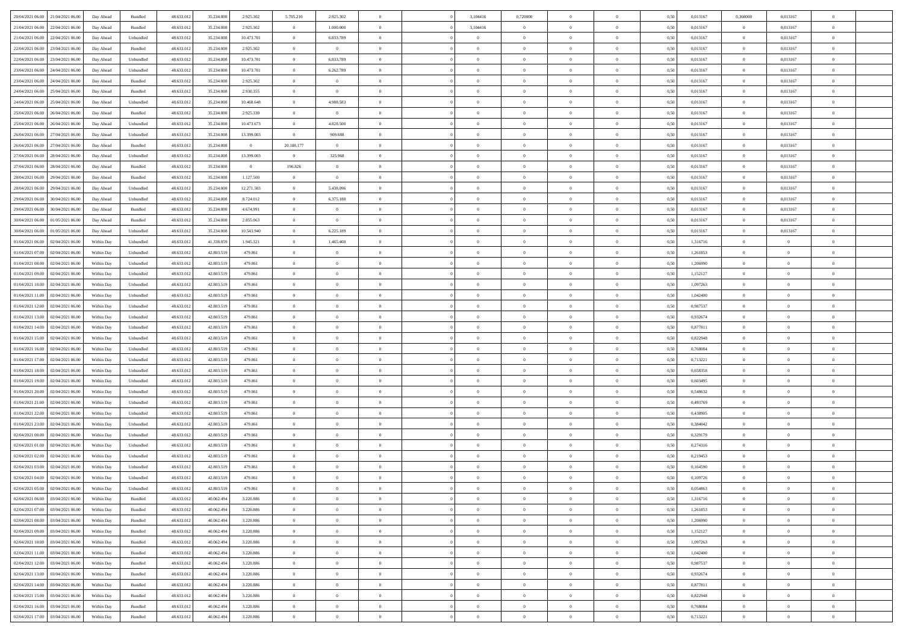| 20/04/2021 06:00 | 21/04/2021 06:00 | Day Ahead | Bundled | 48.633.012 | 35.234.008 | 2.925.302 | 5.705.210 | 2.925.302 | 0 | | 3,104416 | 0,720000 | 0 | 0 | 0,50 | 0,013167 | 0,360000 | 0,013167 | 0 | |
|---|---|---|---|---|---|---|---|---|---|---|---|---|---|---|---|---|---|---|---|---|
| 21/04/2021 06:00 | 22/04/2021 06:00 | Day Ahead | Bundled | 48.633.012 | 35.234.008 | 2.925.302 | 0 | 1.000.000 | 0 | | 3,104416 | 0 | 0 | 0 | 0,50 | 0,013167 | 0 | 0,013167 | 0 | |
| 21/04/2021 06:00 | 22/04/2021 06:00 | Day Ahead | Unbundled | 48.633.012 | 35.234.008 | 10.473.701 | 0 | 6.833.789 | 0 | | 0 | 0 | 0 | 0 | 0,50 | 0,013167 | 0 | 0,013167 | 0 | |
| 22/04/2021 06:00 | 23/04/2021 06:00 | Day Ahead | Bundled | 48.633.012 | 35.234.008 | 2.925.302 | 0 | 0 | 0 | | 0 | 0 | 0 | 0 | 0,50 | 0,013167 | 0 | 0,013167 | 0 | |
| 22/04/2021 06:00 | 23/04/2021 06:00 | Day Ahead | Unbundled | 48.633.012 | 35.234.008 | 10.473.701 | 0 | 6.833.789 | 0 | | 0 | 0 | 0 | 0 | 0,50 | 0,013167 | 0 | 0,013167 | 0 | |
| 23/04/2021 06:00 | 24/04/2021 06:00 | Day Ahead | Unbundled | 48.633.012 | 35.234.008 | 10.473.701 | 0 | 6.262.789 | 0 | | 0 | 0 | 0 | 0 | 0,50 | 0,013167 | 0 | 0,013167 | 0 | |
| 23/04/2021 06:00 | 24/04/2021 06:00 | Day Ahead | Bundled | 48.633.012 | 35.234.008 | 2.925.302 | 0 | 0 | 0 | | 0 | 0 | 0 | 0 | 0,50 | 0,013167 | 0 | 0,013167 | 0 | |
| 24/04/2021 06:00 | 25/04/2021 06:00 | Day Ahead | Bundled | 48.633.012 | 35.234.008 | 2.930.355 | 0 | 0 | 0 | | 0 | 0 | 0 | 0 | 0,50 | 0,013167 | 0 | 0,013167 | 0 | |
| 24/04/2021 06:00 | 25/04/2021 06:00 | Day Ahead | Unbundled | 48.633.012 | 35.234.008 | 10.468.648 | 0 | 4.988.583 | 0 | | 0 | 0 | 0 | 0 | 0,50 | 0,013167 | 0 | 0,013167 | 0 | |
| 25/04/2021 06:00 | 26/04/2021 06:00 | Day Ahead | Bundled | 48.633.012 | 35.234.008 | 2.925.330 | 0 | 0 | 0 | | 0 | 0 | 0 | 0 | 0,50 | 0,013167 | 0 | 0,013167 | 0 | |
| 25/04/2021 06:00 | 26/04/2021 06:00 | Day Ahead | Unbundled | 48.633.012 | 35.234.008 | 10.473.673 | 0 | 4.828.500 | 0 | | 0 | 0 | 0 | 0 | 0,50 | 0,013167 | 0 | 0,013167 | 0 | |
| 26/04/2021 06:00 | 27/04/2021 06:00 | Day Ahead | Unbundled | 48.633.012 | 35.234.008 | 13.399.003 | 0 | 909.688 | 0 | | 0 | 0 | 0 | 0 | 0,50 | 0,013167 | 0 | 0,013167 | 0 | |
| 26/04/2021 06:00 | 27/04/2021 06:00 | Day Ahead | Bundled | 48.633.012 | 35.234.008 | 0 | 20.188.177 | 0 | 0 | | 0 | 0 | 0 | 0 | 0,50 | 0,013167 | 0 | 0,013167 | 0 | |
| 27/04/2021 06:00 | 28/04/2021 06:00 | Day Ahead | Unbundled | 48.633.012 | 35.234.008 | 13.399.003 | 0 | 325.968 | 0 | | 0 | 0 | 0 | 0 | 0,50 | 0,013167 | 0 | 0,013167 | 0 | |
| 27/04/2021 06:00 | 28/04/2021 06:00 | Day Ahead | Bundled | 48.633.012 | 35.234.008 | 0 | 196.826 | 0 | 0 | | 0 | 0 | 0 | 0 | 0,50 | 0,013167 | 0 | 0,013167 | 0 | |
| 28/04/2021 06:00 | 29/04/2021 06:00 | Day Ahead | Bundled | 48.633.012 | 35.234.008 | 1.127.500 | 0 | 0 | 0 | | 0 | 0 | 0 | 0 | 0,50 | 0,013167 | 0 | 0,013167 | 0 | |
| 28/04/2021 06:00 | 29/04/2021 06:00 | Day Ahead | Unbundled | 48.633.012 | 35.234.008 | 12.271.503 | 0 | 5.438.096 | 0 | | 0 | 0 | 0 | 0 | 0,50 | 0,013167 | 0 | 0,013167 | 0 | |
| 29/04/2021 06:00 | 30/04/2021 06:00 | Day Ahead | Unbundled | 48.633.012 | 35.234.008 | 8.724.012 | 0 | 6.375.188 | 0 | | 0 | 0 | 0 | 0 | 0,50 | 0,013167 | 0 | 0,013167 | 0 | |
| 29/04/2021 06:00 | 30/04/2021 06:00 | Day Ahead | Bundled | 48.633.012 | 35.234.008 | 4.674.991 | 0 | 0 | 0 | | 0 | 0 | 0 | 0 | 0,50 | 0,013167 | 0 | 0,013167 | 0 | |
| 30/04/2021 06:00 | 01/05/2021 06:00 | Day Ahead | Bundled | 48.633.012 | 35.234.008 | 2.855.063 | 0 | 0 | 0 | | 0 | 0 | 0 | 0 | 0,50 | 0,013167 | 0 | 0,013167 | 0 | |
| 30/04/2021 06:00 | 01/05/2021 06:00 | Day Ahead | Unbundled | 48.633.012 | 35.234.008 | 10.543.940 | 0 | 6.225.189 | 0 | | 0 | 0 | 0 | 0 | 0,50 | 0,013167 | 0 | 0,013167 | 0 | |
| 01/04/2021 06:00 | 02/04/2021 06:00 | Within Day | Unbundled | 48.633.012 | 41.338.059 | 1.945.321 | 0 | 1.465.460 | 0 | | 0 | 0 | 0 | 0 | 0,50 | 1,316716 | 0 | 0 | 0 | |
| 01/04/2021 07:00 | 02/04/2021 06:00 | Within Day | Unbundled | 48.633.012 | 42.803.519 | 479.861 | 0 | 0 | 0 | | 0 | 0 | 0 | 0 | 0,50 | 1,261853 | 0 | 0 | 0 | |
| 01/04/2021 08:00 | 02/04/2021 06:00 | Within Day | Unbundled | 48.633.012 | 42.803.519 | 479.861 | 0 | 0 | 0 | | 0 | 0 | 0 | 0 | 0,50 | 1,206990 | 0 | 0 | 0 | |
| 01/04/2021 09:00 | 02/04/2021 06:00 | Within Day | Unbundled | 48.633.012 | 42.803.519 | 479.861 | 0 | 0 | 0 | | 0 | 0 | 0 | 0 | 0,50 | 1,152127 | 0 | 0 | 0 | |
| 01/04/2021 10:00 | 02/04/2021 06:00 | Within Day | Unbundled | 48.633.012 | 42.803.519 | 479.861 | 0 | 0 | 0 | | 0 | 0 | 0 | 0 | 0,50 | 1,097263 | 0 | 0 | 0 | |
| 01/04/2021 11:00 | 02/04/2021 06:00 | Within Day | Unbundled | 48.633.012 | 42.803.519 | 479.861 | 0 | 0 | 0 | | 0 | 0 | 0 | 0 | 0,50 | 1,042400 | 0 | 0 | 0 | |
| 01/04/2021 12:00 | 02/04/2021 06:00 | Within Day | Unbundled | 48.633.012 | 42.803.519 | 479.861 | 0 | 0 | 0 | | 0 | 0 | 0 | 0 | 0,50 | 0,987537 | 0 | 0 | 0 | |
| 01/04/2021 13:00 | 02/04/2021 06:00 | Within Day | Unbundled | 48.633.012 | 42.803.519 | 479.861 | 0 | 0 | 0 | | 0 | 0 | 0 | 0 | 0,50 | 0,932674 | 0 | 0 | 0 | |
| 01/04/2021 14:00 | 02/04/2021 06:00 | Within Day | Unbundled | 48.633.012 | 42.803.519 | 479.861 | 0 | 0 | 0 | | 0 | 0 | 0 | 0 | 0,50 | 0,877811 | 0 | 0 | 0 | |
| 01/04/2021 15:00 | 02/04/2021 06:00 | Within Day | Unbundled | 48.633.012 | 42.803.519 | 479.861 | 0 | 0 | 0 | | 0 | 0 | 0 | 0 | 0,50 | 0,822948 | 0 | 0 | 0 | |
| 01/04/2021 16:00 | 02/04/2021 06:00 | Within Day | Unbundled | 48.633.012 | 42.803.519 | 479.861 | 0 | 0 | 0 | | 0 | 0 | 0 | 0 | 0,50 | 0,768084 | 0 | 0 | 0 | |
| 01/04/2021 17:00 | 02/04/2021 06:00 | Within Day | Unbundled | 48.633.012 | 42.803.519 | 479.861 | 0 | 0 | 0 | | 0 | 0 | 0 | 0 | 0,50 | 0,713221 | 0 | 0 | 0 | |
| 01/04/2021 18:00 | 02/04/2021 06:00 | Within Day | Unbundled | 48.633.012 | 42.803.519 | 479.861 | 0 | 0 | 0 | | 0 | 0 | 0 | 0 | 0,50 | 0,658358 | 0 | 0 | 0 | |
| 01/04/2021 19:00 | 02/04/2021 06:00 | Within Day | Unbundled | 48.633.012 | 42.803.519 | 479.861 | 0 | 0 | 0 | | 0 | 0 | 0 | 0 | 0,50 | 0,603495 | 0 | 0 | 0 | |
| 01/04/2021 20:00 | 02/04/2021 06:00 | Within Day | Unbundled | 48.633.012 | 42.803.519 | 479.861 | 0 | 0 | 0 | | 0 | 0 | 0 | 0 | 0,50 | 0,548632 | 0 | 0 | 0 | |
| 01/04/2021 21:00 | 02/04/2021 06:00 | Within Day | Unbundled | 48.633.012 | 42.803.519 | 479.861 | 0 | 0 | 0 | | 0 | 0 | 0 | 0 | 0,50 | 0,493769 | 0 | 0 | 0 | |
| 01/04/2021 22:00 | 02/04/2021 06:00 | Within Day | Unbundled | 48.633.012 | 42.803.519 | 479.861 | 0 | 0 | 0 | | 0 | 0 | 0 | 0 | 0,50 | 0,438905 | 0 | 0 | 0 | |
| 01/04/2021 23:00 | 02/04/2021 06:00 | Within Day | Unbundled | 48.633.012 | 42.803.519 | 479.861 | 0 | 0 | 0 | | 0 | 0 | 0 | 0 | 0,50 | 0,384042 | 0 | 0 | 0 | |
| 02/04/2021 00:00 | 02/04/2021 06:00 | Within Day | Unbundled | 48.633.012 | 42.803.519 | 479.861 | 0 | 0 | 0 | | 0 | 0 | 0 | 0 | 0,50 | 0,329179 | 0 | 0 | 0 | |
| 02/04/2021 01:00 | 02/04/2021 06:00 | Within Day | Unbundled | 48.633.012 | 42.803.519 | 479.861 | 0 | 0 | 0 | | 0 | 0 | 0 | 0 | 0,50 | 0,274316 | 0 | 0 | 0 | |
| 02/04/2021 02:00 | 02/04/2021 06:00 | Within Day | Unbundled | 48.633.012 | 42.803.519 | 479.861 | 0 | 0 | 0 | | 0 | 0 | 0 | 0 | 0,50 | 0,219453 | 0 | 0 | 0 | |
| 02/04/2021 03:00 | 02/04/2021 06:00 | Within Day | Unbundled | 48.633.012 | 42.803.519 | 479.861 | 0 | 0 | 0 | | 0 | 0 | 0 | 0 | 0,50 | 0,164590 | 0 | 0 | 0 | |
| 02/04/2021 04:00 | 02/04/2021 06:00 | Within Day | Unbundled | 48.633.012 | 42.803.519 | 479.861 | 0 | 0 | 0 | | 0 | 0 | 0 | 0 | 0,50 | 0,109726 | 0 | 0 | 0 | |
| 02/04/2021 05:00 | 02/04/2021 06:00 | Within Day | Unbundled | 48.633.012 | 42.803.519 | 479.861 | 0 | 0 | 0 | | 0 | 0 | 0 | 0 | 0,50 | 0,054863 | 0 | 0 | 0 | |
| 02/04/2021 06:00 | 03/04/2021 06:00 | Within Day | Bundled | 48.633.012 | 40.062.494 | 3.220.886 | 0 | 0 | 0 | | 0 | 0 | 0 | 0 | 0,50 | 1,316716 | 0 | 0 | 0 | |
| 02/04/2021 07:00 | 03/04/2021 06:00 | Within Day | Bundled | 48.633.012 | 40.062.494 | 3.220.886 | 0 | 0 | 0 | | 0 | 0 | 0 | 0 | 0,50 | 1,261853 | 0 | 0 | 0 | |
| 02/04/2021 08:00 | 03/04/2021 06:00 | Within Day | Bundled | 48.633.012 | 40.062.494 | 3.220.886 | 0 | 0 | 0 | | 0 | 0 | 0 | 0 | 0,50 | 1,206990 | 0 | 0 | 0 | |
| 02/04/2021 09:00 | 03/04/2021 06:00 | Within Day | Bundled | 48.633.012 | 40.062.494 | 3.220.886 | 0 | 0 | 0 | | 0 | 0 | 0 | 0 | 0,50 | 1,152127 | 0 | 0 | 0 | |
| 02/04/2021 10:00 | 03/04/2021 06:00 | Within Day | Bundled | 48.633.012 | 40.062.494 | 3.220.886 | 0 | 0 | 0 | | 0 | 0 | 0 | 0 | 0,50 | 1,097263 | 0 | 0 | 0 | |
| 02/04/2021 11:00 | 03/04/2021 06:00 | Within Day | Bundled | 48.633.012 | 40.062.494 | 3.220.886 | 0 | 0 | 0 | | 0 | 0 | 0 | 0 | 0,50 | 1,042400 | 0 | 0 | 0 | |
| 02/04/2021 12:00 | 03/04/2021 06:00 | Within Day | Bundled | 48.633.012 | 40.062.494 | 3.220.886 | 0 | 0 | 0 | | 0 | 0 | 0 | 0 | 0,50 | 0,987537 | 0 | 0 | 0 | |
| 02/04/2021 13:00 | 03/04/2021 06:00 | Within Day | Bundled | 48.633.012 | 40.062.494 | 3.220.886 | 0 | 0 | 0 | | 0 | 0 | 0 | 0 | 0,50 | 0,932674 | 0 | 0 | 0 | |
| 02/04/2021 14:00 | 03/04/2021 06:00 | Within Day | Bundled | 48.633.012 | 40.062.494 | 3.220.886 | 0 | 0 | 0 | | 0 | 0 | 0 | 0 | 0,50 | 0,877811 | 0 | 0 | 0 | |
| 02/04/2021 15:00 | 03/04/2021 06:00 | Within Day | Bundled | 48.633.012 | 40.062.494 | 3.220.886 | 0 | 0 | 0 | | 0 | 0 | 0 | 0 | 0,50 | 0,822948 | 0 | 0 | 0 | |
| 02/04/2021 16:00 | 03/04/2021 06:00 | Within Day | Bundled | 48.633.012 | 40.062.494 | 3.220.886 | 0 | 0 | 0 | | 0 | 0 | 0 | 0 | 0,50 | 0,768084 | 0 | 0 | 0 | |
| 02/04/2021 17:00 | 03/04/2021 06:00 | Within Day | Bundled | 48.633.012 | 40.062.494 | 3.220.886 | 0 | 0 | 0 | | 0 | 0 | 0 | 0 | 0,50 | 0,713221 | 0 | 0 | 0 | |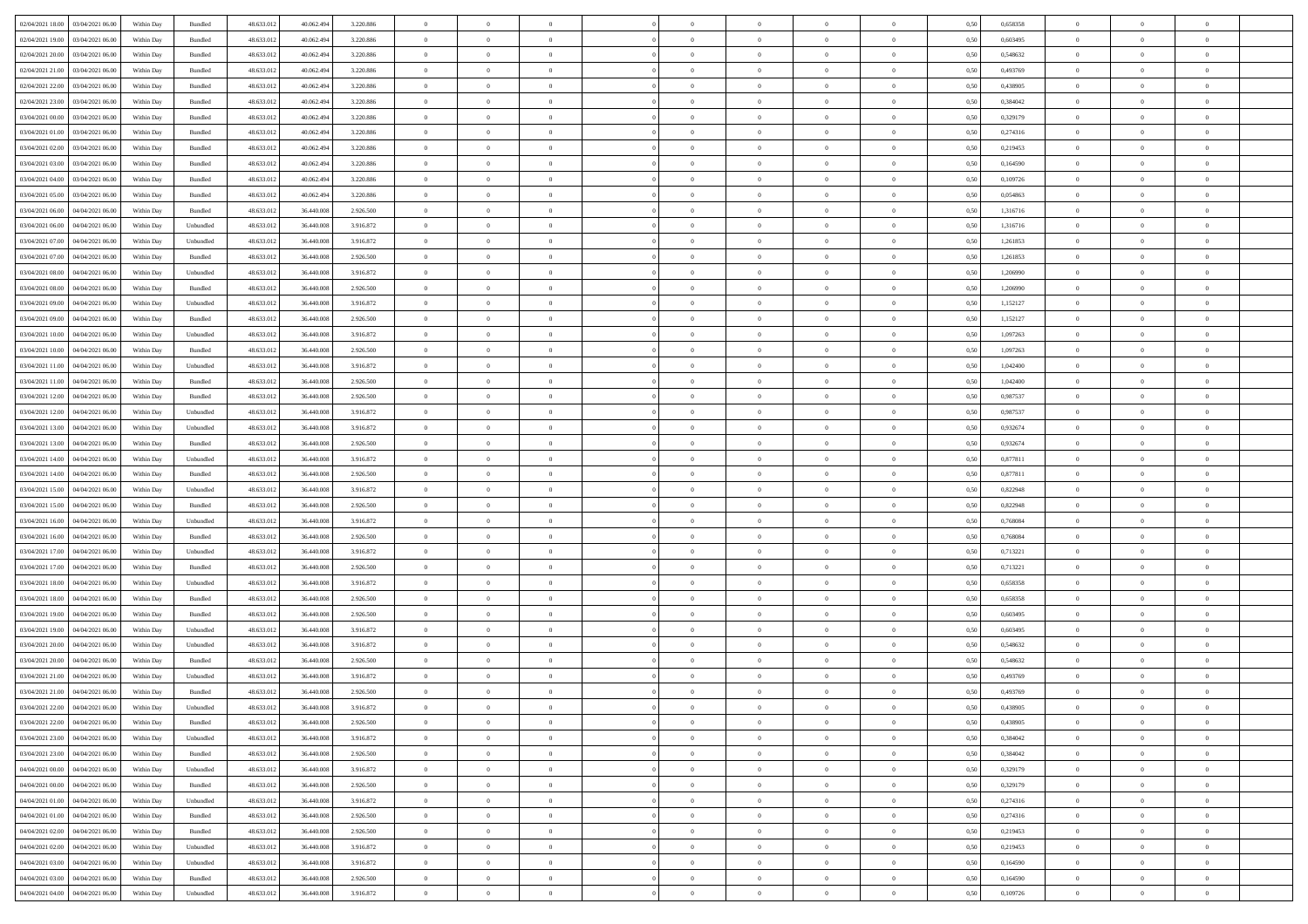| 02/04/2021 18:00 | 03/04/2021 06:00 | Within Day | Bundled | 48.633.012 | 40.062.494 | 3.220.886 | 0 | 0 | 0 | | 0 | 0 | 0 | 0 | 0,50 | 0,658358 | 0 | 0 | 0 | |
|---|---|---|---|---|---|---|---|---|---|---|---|---|---|---|---|---|---|---|---|---|
| 02/04/2021 19:00 | 03/04/2021 06:00 | Within Day | Bundled | 48.633.012 | 40.062.494 | 3.220.886 | 0 | 0 | 0 | | 0 | 0 | 0 | 0 | 0,50 | 0,603495 | 0 | 0 | 0 | |
| 02/04/2021 20:00 | 03/04/2021 06:00 | Within Day | Bundled | 48.633.012 | 40.062.494 | 3.220.886 | 0 | 0 | 0 | | 0 | 0 | 0 | 0 | 0,50 | 0,548632 | 0 | 0 | 0 | |
| 02/04/2021 21:00 | 03/04/2021 06:00 | Within Day | Bundled | 48.633.012 | 40.062.494 | 3.220.886 | 0 | 0 | 0 | | 0 | 0 | 0 | 0 | 0,50 | 0,493769 | 0 | 0 | 0 | |
| 02/04/2021 22:00 | 03/04/2021 06:00 | Within Day | Bundled | 48.633.012 | 40.062.494 | 3.220.886 | 0 | 0 | 0 | | 0 | 0 | 0 | 0 | 0,50 | 0,438905 | 0 | 0 | 0 | |
| 02/04/2021 23:00 | 03/04/2021 06:00 | Within Day | Bundled | 48.633.012 | 40.062.494 | 3.220.886 | 0 | 0 | 0 | | 0 | 0 | 0 | 0 | 0,50 | 0,384042 | 0 | 0 | 0 | |
| 03/04/2021 00:00 | 03/04/2021 06:00 | Within Day | Bundled | 48.633.012 | 40.062.494 | 3.220.886 | 0 | 0 | 0 | | 0 | 0 | 0 | 0 | 0,50 | 0,329179 | 0 | 0 | 0 | |
| 03/04/2021 01:00 | 03/04/2021 06:00 | Within Day | Bundled | 48.633.012 | 40.062.494 | 3.220.886 | 0 | 0 | 0 | | 0 | 0 | 0 | 0 | 0,50 | 0,274316 | 0 | 0 | 0 | |
| 03/04/2021 02:00 | 03/04/2021 06:00 | Within Day | Bundled | 48.633.012 | 40.062.494 | 3.220.886 | 0 | 0 | 0 | | 0 | 0 | 0 | 0 | 0,50 | 0,219453 | 0 | 0 | 0 | |
| 03/04/2021 03:00 | 03/04/2021 06:00 | Within Day | Bundled | 48.633.012 | 40.062.494 | 3.220.886 | 0 | 0 | 0 | | 0 | 0 | 0 | 0 | 0,50 | 0,164590 | 0 | 0 | 0 | |
| 03/04/2021 04:00 | 03/04/2021 06:00 | Within Day | Bundled | 48.633.012 | 40.062.494 | 3.220.886 | 0 | 0 | 0 | | 0 | 0 | 0 | 0 | 0,50 | 0,109726 | 0 | 0 | 0 | |
| 03/04/2021 05:00 | 03/04/2021 06:00 | Within Day | Bundled | 48.633.012 | 40.062.494 | 3.220.886 | 0 | 0 | 0 | | 0 | 0 | 0 | 0 | 0,50 | 0,054863 | 0 | 0 | 0 | |
| 03/04/2021 06:00 | 04/04/2021 06:00 | Within Day | Bundled | 48.633.012 | 36.440.008 | 2.926.500 | 0 | 0 | 0 | | 0 | 0 | 0 | 0 | 0,50 | 1,316716 | 0 | 0 | 0 | |
| 03/04/2021 06:00 | 04/04/2021 06:00 | Within Day | Unbundled | 48.633.012 | 36.440.008 | 3.916.872 | 0 | 0 | 0 | | 0 | 0 | 0 | 0 | 0,50 | 1,316716 | 0 | 0 | 0 | |
| 03/04/2021 07:00 | 04/04/2021 06:00 | Within Day | Unbundled | 48.633.012 | 36.440.008 | 3.916.872 | 0 | 0 | 0 | | 0 | 0 | 0 | 0 | 0,50 | 1,261853 | 0 | 0 | 0 | |
| 03/04/2021 07:00 | 04/04/2021 06:00 | Within Day | Bundled | 48.633.012 | 36.440.008 | 2.926.500 | 0 | 0 | 0 | | 0 | 0 | 0 | 0 | 0,50 | 1,261853 | 0 | 0 | 0 | |
| 03/04/2021 08:00 | 04/04/2021 06:00 | Within Day | Unbundled | 48.633.012 | 36.440.008 | 3.916.872 | 0 | 0 | 0 | | 0 | 0 | 0 | 0 | 0,50 | 1,206990 | 0 | 0 | 0 | |
| 03/04/2021 08:00 | 04/04/2021 06:00 | Within Day | Bundled | 48.633.012 | 36.440.008 | 2.926.500 | 0 | 0 | 0 | | 0 | 0 | 0 | 0 | 0,50 | 1,206990 | 0 | 0 | 0 | |
| 03/04/2021 09:00 | 04/04/2021 06:00 | Within Day | Unbundled | 48.633.012 | 36.440.008 | 3.916.872 | 0 | 0 | 0 | | 0 | 0 | 0 | 0 | 0,50 | 1,152127 | 0 | 0 | 0 | |
| 03/04/2021 09:00 | 04/04/2021 06:00 | Within Day | Bundled | 48.633.012 | 36.440.008 | 2.926.500 | 0 | 0 | 0 | | 0 | 0 | 0 | 0 | 0,50 | 1,152127 | 0 | 0 | 0 | |
| 03/04/2021 10:00 | 04/04/2021 06:00 | Within Day | Unbundled | 48.633.012 | 36.440.008 | 3.916.872 | 0 | 0 | 0 | | 0 | 0 | 0 | 0 | 0,50 | 1,097263 | 0 | 0 | 0 | |
| 03/04/2021 10:00 | 04/04/2021 06:00 | Within Day | Bundled | 48.633.012 | 36.440.008 | 2.926.500 | 0 | 0 | 0 | | 0 | 0 | 0 | 0 | 0,50 | 1,097263 | 0 | 0 | 0 | |
| 03/04/2021 11:00 | 04/04/2021 06:00 | Within Day | Unbundled | 48.633.012 | 36.440.008 | 3.916.872 | 0 | 0 | 0 | | 0 | 0 | 0 | 0 | 0,50 | 1,042400 | 0 | 0 | 0 | |
| 03/04/2021 11:00 | 04/04/2021 06:00 | Within Day | Bundled | 48.633.012 | 36.440.008 | 2.926.500 | 0 | 0 | 0 | | 0 | 0 | 0 | 0 | 0,50 | 1,042400 | 0 | 0 | 0 | |
| 03/04/2021 12:00 | 04/04/2021 06:00 | Within Day | Bundled | 48.633.012 | 36.440.008 | 2.926.500 | 0 | 0 | 0 | | 0 | 0 | 0 | 0 | 0,50 | 0,987537 | 0 | 0 | 0 | |
| 03/04/2021 12:00 | 04/04/2021 06:00 | Within Day | Unbundled | 48.633.012 | 36.440.008 | 3.916.872 | 0 | 0 | 0 | | 0 | 0 | 0 | 0 | 0,50 | 0,987537 | 0 | 0 | 0 | |
| 03/04/2021 13:00 | 04/04/2021 06:00 | Within Day | Unbundled | 48.633.012 | 36.440.008 | 3.916.872 | 0 | 0 | 0 | | 0 | 0 | 0 | 0 | 0,50 | 0,932674 | 0 | 0 | 0 | |
| 03/04/2021 13:00 | 04/04/2021 06:00 | Within Day | Bundled | 48.633.012 | 36.440.008 | 2.926.500 | 0 | 0 | 0 | | 0 | 0 | 0 | 0 | 0,50 | 0,932674 | 0 | 0 | 0 | |
| 03/04/2021 14:00 | 04/04/2021 06:00 | Within Day | Unbundled | 48.633.012 | 36.440.008 | 3.916.872 | 0 | 0 | 0 | | 0 | 0 | 0 | 0 | 0,50 | 0,877811 | 0 | 0 | 0 | |
| 03/04/2021 14:00 | 04/04/2021 06:00 | Within Day | Bundled | 48.633.012 | 36.440.008 | 2.926.500 | 0 | 0 | 0 | | 0 | 0 | 0 | 0 | 0,50 | 0,877811 | 0 | 0 | 0 | |
| 03/04/2021 15:00 | 04/04/2021 06:00 | Within Day | Unbundled | 48.633.012 | 36.440.008 | 3.916.872 | 0 | 0 | 0 | | 0 | 0 | 0 | 0 | 0,50 | 0,822948 | 0 | 0 | 0 | |
| 03/04/2021 15:00 | 04/04/2021 06:00 | Within Day | Bundled | 48.633.012 | 36.440.008 | 2.926.500 | 0 | 0 | 0 | | 0 | 0 | 0 | 0 | 0,50 | 0,822948 | 0 | 0 | 0 | |
| 03/04/2021 16:00 | 04/04/2021 06:00 | Within Day | Unbundled | 48.633.012 | 36.440.008 | 3.916.872 | 0 | 0 | 0 | | 0 | 0 | 0 | 0 | 0,50 | 0,768084 | 0 | 0 | 0 | |
| 03/04/2021 16:00 | 04/04/2021 06:00 | Within Day | Bundled | 48.633.012 | 36.440.008 | 2.926.500 | 0 | 0 | 0 | | 0 | 0 | 0 | 0 | 0,50 | 0,768084 | 0 | 0 | 0 | |
| 03/04/2021 17:00 | 04/04/2021 06:00 | Within Day | Unbundled | 48.633.012 | 36.440.008 | 3.916.872 | 0 | 0 | 0 | | 0 | 0 | 0 | 0 | 0,50 | 0,713221 | 0 | 0 | 0 | |
| 03/04/2021 17:00 | 04/04/2021 06:00 | Within Day | Bundled | 48.633.012 | 36.440.008 | 2.926.500 | 0 | 0 | 0 | | 0 | 0 | 0 | 0 | 0,50 | 0,713221 | 0 | 0 | 0 | |
| 03/04/2021 18:00 | 04/04/2021 06:00 | Within Day | Unbundled | 48.633.012 | 36.440.008 | 3.916.872 | 0 | 0 | 0 | | 0 | 0 | 0 | 0 | 0,50 | 0,658358 | 0 | 0 | 0 | |
| 03/04/2021 18:00 | 04/04/2021 06:00 | Within Day | Bundled | 48.633.012 | 36.440.008 | 2.926.500 | 0 | 0 | 0 | | 0 | 0 | 0 | 0 | 0,50 | 0,658358 | 0 | 0 | 0 | |
| 03/04/2021 19:00 | 04/04/2021 06:00 | Within Day | Bundled | 48.633.012 | 36.440.008 | 2.926.500 | 0 | 0 | 0 | | 0 | 0 | 0 | 0 | 0,50 | 0,603495 | 0 | 0 | 0 | |
| 03/04/2021 19:00 | 04/04/2021 06:00 | Within Day | Unbundled | 48.633.012 | 36.440.008 | 3.916.872 | 0 | 0 | 0 | | 0 | 0 | 0 | 0 | 0,50 | 0,603495 | 0 | 0 | 0 | |
| 03/04/2021 20:00 | 04/04/2021 06:00 | Within Day | Unbundled | 48.633.012 | 36.440.008 | 3.916.872 | 0 | 0 | 0 | | 0 | 0 | 0 | 0 | 0,50 | 0,548632 | 0 | 0 | 0 | |
| 03/04/2021 20:00 | 04/04/2021 06:00 | Within Day | Bundled | 48.633.012 | 36.440.008 | 2.926.500 | 0 | 0 | 0 | | 0 | 0 | 0 | 0 | 0,50 | 0,548632 | 0 | 0 | 0 | |
| 03/04/2021 21:00 | 04/04/2021 06:00 | Within Day | Unbundled | 48.633.012 | 36.440.008 | 3.916.872 | 0 | 0 | 0 | | 0 | 0 | 0 | 0 | 0,50 | 0,493769 | 0 | 0 | 0 | |
| 03/04/2021 21:00 | 04/04/2021 06:00 | Within Day | Bundled | 48.633.012 | 36.440.008 | 2.926.500 | 0 | 0 | 0 | | 0 | 0 | 0 | 0 | 0,50 | 0,493769 | 0 | 0 | 0 | |
| 03/04/2021 22:00 | 04/04/2021 06:00 | Within Day | Unbundled | 48.633.012 | 36.440.008 | 3.916.872 | 0 | 0 | 0 | | 0 | 0 | 0 | 0 | 0,50 | 0,438905 | 0 | 0 | 0 | |
| 03/04/2021 22:00 | 04/04/2021 06:00 | Within Day | Bundled | 48.633.012 | 36.440.008 | 2.926.500 | 0 | 0 | 0 | | 0 | 0 | 0 | 0 | 0,50 | 0,438905 | 0 | 0 | 0 | |
| 03/04/2021 23:00 | 04/04/2021 06:00 | Within Day | Unbundled | 48.633.012 | 36.440.008 | 3.916.872 | 0 | 0 | 0 | | 0 | 0 | 0 | 0 | 0,50 | 0,384042 | 0 | 0 | 0 | |
| 03/04/2021 23:00 | 04/04/2021 06:00 | Within Day | Bundled | 48.633.012 | 36.440.008 | 2.926.500 | 0 | 0 | 0 | | 0 | 0 | 0 | 0 | 0,50 | 0,384042 | 0 | 0 | 0 | |
| 04/04/2021 00:00 | 04/04/2021 06:00 | Within Day | Unbundled | 48.633.012 | 36.440.008 | 3.916.872 | 0 | 0 | 0 | | 0 | 0 | 0 | 0 | 0,50 | 0,329179 | 0 | 0 | 0 | |
| 04/04/2021 00:00 | 04/04/2021 06:00 | Within Day | Bundled | 48.633.012 | 36.440.008 | 2.926.500 | 0 | 0 | 0 | | 0 | 0 | 0 | 0 | 0,50 | 0,329179 | 0 | 0 | 0 | |
| 04/04/2021 01:00 | 04/04/2021 06:00 | Within Day | Unbundled | 48.633.012 | 36.440.008 | 3.916.872 | 0 | 0 | 0 | | 0 | 0 | 0 | 0 | 0,50 | 0,274316 | 0 | 0 | 0 | |
| 04/04/2021 01:00 | 04/04/2021 06:00 | Within Day | Bundled | 48.633.012 | 36.440.008 | 2.926.500 | 0 | 0 | 0 | | 0 | 0 | 0 | 0 | 0,50 | 0,274316 | 0 | 0 | 0 | |
| 04/04/2021 02:00 | 04/04/2021 06:00 | Within Day | Bundled | 48.633.012 | 36.440.008 | 2.926.500 | 0 | 0 | 0 | | 0 | 0 | 0 | 0 | 0,50 | 0,219453 | 0 | 0 | 0 | |
| 04/04/2021 02:00 | 04/04/2021 06:00 | Within Day | Unbundled | 48.633.012 | 36.440.008 | 3.916.872 | 0 | 0 | 0 | | 0 | 0 | 0 | 0 | 0,50 | 0,219453 | 0 | 0 | 0 | |
| 04/04/2021 03:00 | 04/04/2021 06:00 | Within Day | Unbundled | 48.633.012 | 36.440.008 | 3.916.872 | 0 | 0 | 0 | | 0 | 0 | 0 | 0 | 0,50 | 0,164590 | 0 | 0 | 0 | |
| 04/04/2021 03:00 | 04/04/2021 06:00 | Within Day | Bundled | 48.633.012 | 36.440.008 | 2.926.500 | 0 | 0 | 0 | | 0 | 0 | 0 | 0 | 0,50 | 0,164590 | 0 | 0 | 0 | |
| 04/04/2021 04:00 | 04/04/2021 06:00 | Within Day | Unbundled | 48.633.012 | 36.440.008 | 3.916.872 | 0 | 0 | 0 | | 0 | 0 | 0 | 0 | 0,50 | 0,109726 | 0 | 0 | 0 | |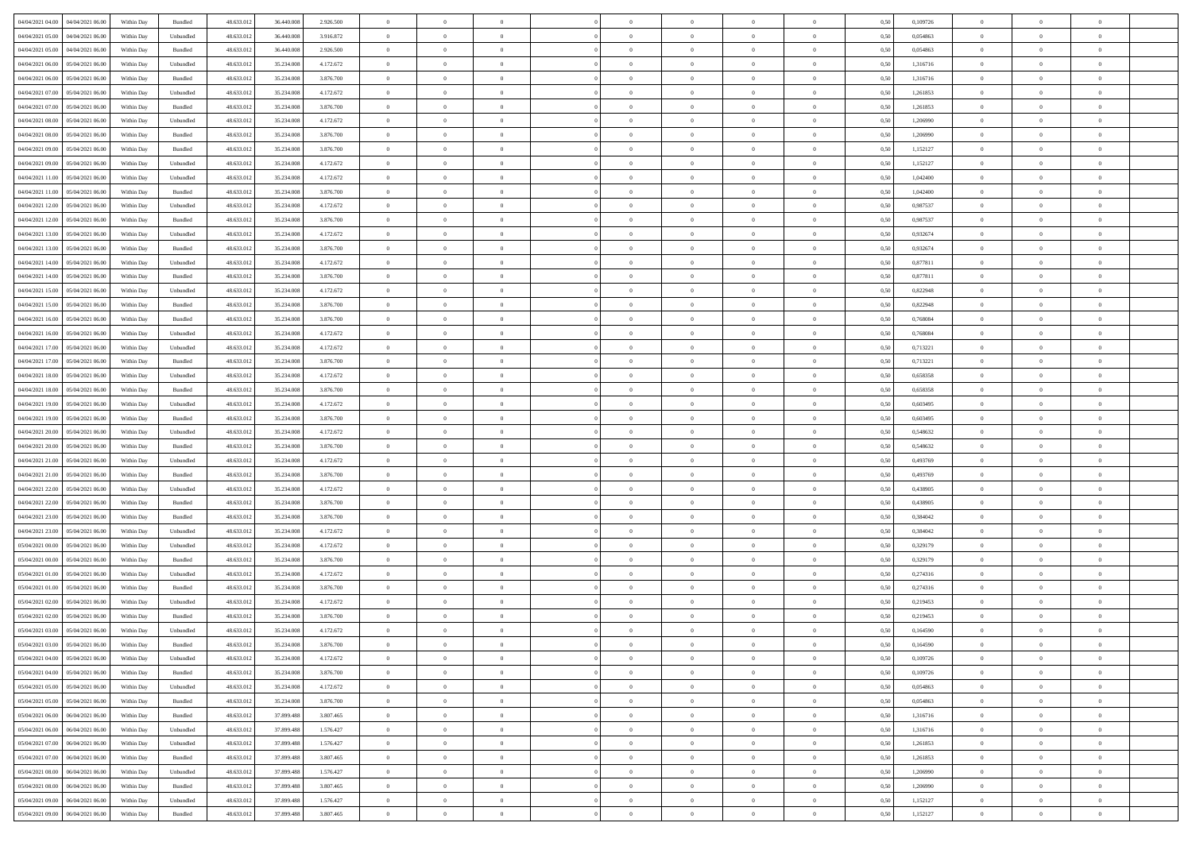| | | | | | | | | | | | | | | | | | | | | |
|---|---|---|---|---|---|---|---|---|---|---|---|---|---|---|---|---|---|---|---|---|
| 04/04/2021 04:00 | 04/04/2021 06:00 | Within Day | Bundled | 48.633.012 | 36.440.008 | 2.926.500 | 0 | 0 | 0 | | 0 | 0 | 0 | 0 | 0,50 | 0,109726 | 0 | 0 | 0 | |
| 04/04/2021 05:00 | 04/04/2021 06:00 | Within Day | Unbundled | 48.633.012 | 36.440.008 | 3.916.872 | 0 | 0 | 0 | | 0 | 0 | 0 | 0 | 0,50 | 0,054863 | 0 | 0 | 0 | |
| 04/04/2021 05:00 | 04/04/2021 06:00 | Within Day | Bundled | 48.633.012 | 36.440.008 | 2.926.500 | 0 | 0 | 0 | | 0 | 0 | 0 | 0 | 0,50 | 0,054863 | 0 | 0 | 0 | |
| 04/04/2021 06:00 | 05/04/2021 06:00 | Within Day | Unbundled | 48.633.012 | 35.234.008 | 4.172.672 | 0 | 0 | 0 | | 0 | 0 | 0 | 0 | 0,50 | 1,316716 | 0 | 0 | 0 | |
| 04/04/2021 06:00 | 05/04/2021 06:00 | Within Day | Bundled | 48.633.012 | 35.234.008 | 3.876.700 | 0 | 0 | 0 | | 0 | 0 | 0 | 0 | 0,50 | 1,316716 | 0 | 0 | 0 | |
| 04/04/2021 07:00 | 05/04/2021 06:00 | Within Day | Unbundled | 48.633.012 | 35.234.008 | 4.172.672 | 0 | 0 | 0 | | 0 | 0 | 0 | 0 | 0,50 | 1,261853 | 0 | 0 | 0 | |
| 04/04/2021 07:00 | 05/04/2021 06:00 | Within Day | Bundled | 48.633.012 | 35.234.008 | 3.876.700 | 0 | 0 | 0 | | 0 | 0 | 0 | 0 | 0,50 | 1,261853 | 0 | 0 | 0 | |
| 04/04/2021 08:00 | 05/04/2021 06:00 | Within Day | Unbundled | 48.633.012 | 35.234.008 | 4.172.672 | 0 | 0 | 0 | | 0 | 0 | 0 | 0 | 0,50 | 1,206990 | 0 | 0 | 0 | |
| 04/04/2021 08:00 | 05/04/2021 06:00 | Within Day | Bundled | 48.633.012 | 35.234.008 | 3.876.700 | 0 | 0 | 0 | | 0 | 0 | 0 | 0 | 0,50 | 1,206990 | 0 | 0 | 0 | |
| 04/04/2021 09:00 | 05/04/2021 06:00 | Within Day | Bundled | 48.633.012 | 35.234.008 | 3.876.700 | 0 | 0 | 0 | | 0 | 0 | 0 | 0 | 0,50 | 1,152127 | 0 | 0 | 0 | |
| 04/04/2021 09:00 | 05/04/2021 06:00 | Within Day | Unbundled | 48.633.012 | 35.234.008 | 4.172.672 | 0 | 0 | 0 | | 0 | 0 | 0 | 0 | 0,50 | 1,152127 | 0 | 0 | 0 | |
| 04/04/2021 11:00 | 05/04/2021 06:00 | Within Day | Unbundled | 48.633.012 | 35.234.008 | 4.172.672 | 0 | 0 | 0 | | 0 | 0 | 0 | 0 | 0,50 | 1,042400 | 0 | 0 | 0 | |
| 04/04/2021 11:00 | 05/04/2021 06:00 | Within Day | Bundled | 48.633.012 | 35.234.008 | 3.876.700 | 0 | 0 | 0 | | 0 | 0 | 0 | 0 | 0,50 | 1,042400 | 0 | 0 | 0 | |
| 04/04/2021 12:00 | 05/04/2021 06:00 | Within Day | Unbundled | 48.633.012 | 35.234.008 | 4.172.672 | 0 | 0 | 0 | | 0 | 0 | 0 | 0 | 0,50 | 0,987537 | 0 | 0 | 0 | |
| 04/04/2021 12:00 | 05/04/2021 06:00 | Within Day | Bundled | 48.633.012 | 35.234.008 | 3.876.700 | 0 | 0 | 0 | | 0 | 0 | 0 | 0 | 0,50 | 0,987537 | 0 | 0 | 0 | |
| 04/04/2021 13:00 | 05/04/2021 06:00 | Within Day | Unbundled | 48.633.012 | 35.234.008 | 4.172.672 | 0 | 0 | 0 | | 0 | 0 | 0 | 0 | 0,50 | 0,932674 | 0 | 0 | 0 | |
| 04/04/2021 13:00 | 05/04/2021 06:00 | Within Day | Bundled | 48.633.012 | 35.234.008 | 3.876.700 | 0 | 0 | 0 | | 0 | 0 | 0 | 0 | 0,50 | 0,932674 | 0 | 0 | 0 | |
| 04/04/2021 14:00 | 05/04/2021 06:00 | Within Day | Unbundled | 48.633.012 | 35.234.008 | 4.172.672 | 0 | 0 | 0 | | 0 | 0 | 0 | 0 | 0,50 | 0,877811 | 0 | 0 | 0 | |
| 04/04/2021 14:00 | 05/04/2021 06:00 | Within Day | Bundled | 48.633.012 | 35.234.008 | 3.876.700 | 0 | 0 | 0 | | 0 | 0 | 0 | 0 | 0,50 | 0,877811 | 0 | 0 | 0 | |
| 04/04/2021 15:00 | 05/04/2021 06:00 | Within Day | Unbundled | 48.633.012 | 35.234.008 | 4.172.672 | 0 | 0 | 0 | | 0 | 0 | 0 | 0 | 0,50 | 0,822948 | 0 | 0 | 0 | |
| 04/04/2021 15:00 | 05/04/2021 06:00 | Within Day | Bundled | 48.633.012 | 35.234.008 | 3.876.700 | 0 | 0 | 0 | | 0 | 0 | 0 | 0 | 0,50 | 0,822948 | 0 | 0 | 0 | |
| 04/04/2021 16:00 | 05/04/2021 06:00 | Within Day | Bundled | 48.633.012 | 35.234.008 | 3.876.700 | 0 | 0 | 0 | | 0 | 0 | 0 | 0 | 0,50 | 0,768084 | 0 | 0 | 0 | |
| 04/04/2021 16:00 | 05/04/2021 06:00 | Within Day | Unbundled | 48.633.012 | 35.234.008 | 4.172.672 | 0 | 0 | 0 | | 0 | 0 | 0 | 0 | 0,50 | 0,768084 | 0 | 0 | 0 | |
| 04/04/2021 17:00 | 05/04/2021 06:00 | Within Day | Unbundled | 48.633.012 | 35.234.008 | 4.172.672 | 0 | 0 | 0 | | 0 | 0 | 0 | 0 | 0,50 | 0,713221 | 0 | 0 | 0 | |
| 04/04/2021 17:00 | 05/04/2021 06:00 | Within Day | Bundled | 48.633.012 | 35.234.008 | 3.876.700 | 0 | 0 | 0 | | 0 | 0 | 0 | 0 | 0,50 | 0,713221 | 0 | 0 | 0 | |
| 04/04/2021 18:00 | 05/04/2021 06:00 | Within Day | Unbundled | 48.633.012 | 35.234.008 | 4.172.672 | 0 | 0 | 0 | | 0 | 0 | 0 | 0 | 0,50 | 0,658358 | 0 | 0 | 0 | |
| 04/04/2021 18:00 | 05/04/2021 06:00 | Within Day | Bundled | 48.633.012 | 35.234.008 | 3.876.700 | 0 | 0 | 0 | | 0 | 0 | 0 | 0 | 0,50 | 0,658358 | 0 | 0 | 0 | |
| 04/04/2021 19:00 | 05/04/2021 06:00 | Within Day | Unbundled | 48.633.012 | 35.234.008 | 4.172.672 | 0 | 0 | 0 | | 0 | 0 | 0 | 0 | 0,50 | 0,603495 | 0 | 0 | 0 | |
| 04/04/2021 19:00 | 05/04/2021 06:00 | Within Day | Bundled | 48.633.012 | 35.234.008 | 3.876.700 | 0 | 0 | 0 | | 0 | 0 | 0 | 0 | 0,50 | 0,603495 | 0 | 0 | 0 | |
| 04/04/2021 20:00 | 05/04/2021 06:00 | Within Day | Unbundled | 48.633.012 | 35.234.008 | 4.172.672 | 0 | 0 | 0 | | 0 | 0 | 0 | 0 | 0,50 | 0,548632 | 0 | 0 | 0 | |
| 04/04/2021 20:00 | 05/04/2021 06:00 | Within Day | Bundled | 48.633.012 | 35.234.008 | 3.876.700 | 0 | 0 | 0 | | 0 | 0 | 0 | 0 | 0,50 | 0,548632 | 0 | 0 | 0 | |
| 04/04/2021 21:00 | 05/04/2021 06:00 | Within Day | Unbundled | 48.633.012 | 35.234.008 | 4.172.672 | 0 | 0 | 0 | | 0 | 0 | 0 | 0 | 0,50 | 0,493769 | 0 | 0 | 0 | |
| 04/04/2021 21:00 | 05/04/2021 06:00 | Within Day | Bundled | 48.633.012 | 35.234.008 | 3.876.700 | 0 | 0 | 0 | | 0 | 0 | 0 | 0 | 0,50 | 0,493769 | 0 | 0 | 0 | |
| 04/04/2021 22:00 | 05/04/2021 06:00 | Within Day | Unbundled | 48.633.012 | 35.234.008 | 4.172.672 | 0 | 0 | 0 | | 0 | 0 | 0 | 0 | 0,50 | 0,438905 | 0 | 0 | 0 | |
| 04/04/2021 22:00 | 05/04/2021 06:00 | Within Day | Bundled | 48.633.012 | 35.234.008 | 3.876.700 | 0 | 0 | 0 | | 0 | 0 | 0 | 0 | 0,50 | 0,438905 | 0 | 0 | 0 | |
| 04/04/2021 23:00 | 05/04/2021 06:00 | Within Day | Bundled | 48.633.012 | 35.234.008 | 3.876.700 | 0 | 0 | 0 | | 0 | 0 | 0 | 0 | 0,50 | 0,384042 | 0 | 0 | 0 | |
| 04/04/2021 23:00 | 05/04/2021 06:00 | Within Day | Unbundled | 48.633.012 | 35.234.008 | 4.172.672 | 0 | 0 | 0 | | 0 | 0 | 0 | 0 | 0,50 | 0,384042 | 0 | 0 | 0 | |
| 05/04/2021 00:00 | 05/04/2021 06:00 | Within Day | Unbundled | 48.633.012 | 35.234.008 | 4.172.672 | 0 | 0 | 0 | | 0 | 0 | 0 | 0 | 0,50 | 0,329179 | 0 | 0 | 0 | |
| 05/04/2021 00:00 | 05/04/2021 06:00 | Within Day | Bundled | 48.633.012 | 35.234.008 | 3.876.700 | 0 | 0 | 0 | | 0 | 0 | 0 | 0 | 0,50 | 0,329179 | 0 | 0 | 0 | |
| 05/04/2021 01:00 | 05/04/2021 06:00 | Within Day | Unbundled | 48.633.012 | 35.234.008 | 4.172.672 | 0 | 0 | 0 | | 0 | 0 | 0 | 0 | 0,50 | 0,274316 | 0 | 0 | 0 | |
| 05/04/2021 01:00 | 05/04/2021 06:00 | Within Day | Bundled | 48.633.012 | 35.234.008 | 3.876.700 | 0 | 0 | 0 | | 0 | 0 | 0 | 0 | 0,50 | 0,274316 | 0 | 0 | 0 | |
| 05/04/2021 02:00 | 05/04/2021 06:00 | Within Day | Unbundled | 48.633.012 | 35.234.008 | 4.172.672 | 0 | 0 | 0 | | 0 | 0 | 0 | 0 | 0,50 | 0,219453 | 0 | 0 | 0 | |
| 05/04/2021 02:00 | 05/04/2021 06:00 | Within Day | Bundled | 48.633.012 | 35.234.008 | 3.876.700 | 0 | 0 | 0 | | 0 | 0 | 0 | 0 | 0,50 | 0,219453 | 0 | 0 | 0 | |
| 05/04/2021 03:00 | 05/04/2021 06:00 | Within Day | Unbundled | 48.633.012 | 35.234.008 | 4.172.672 | 0 | 0 | 0 | | 0 | 0 | 0 | 0 | 0,50 | 0,164590 | 0 | 0 | 0 | |
| 05/04/2021 03:00 | 05/04/2021 06:00 | Within Day | Bundled | 48.633.012 | 35.234.008 | 3.876.700 | 0 | 0 | 0 | | 0 | 0 | 0 | 0 | 0,50 | 0,164590 | 0 | 0 | 0 | |
| 05/04/2021 04:00 | 05/04/2021 06:00 | Within Day | Unbundled | 48.633.012 | 35.234.008 | 4.172.672 | 0 | 0 | 0 | | 0 | 0 | 0 | 0 | 0,50 | 0,109726 | 0 | 0 | 0 | |
| 05/04/2021 04:00 | 05/04/2021 06:00 | Within Day | Bundled | 48.633.012 | 35.234.008 | 3.876.700 | 0 | 0 | 0 | | 0 | 0 | 0 | 0 | 0,50 | 0,109726 | 0 | 0 | 0 | |
| 05/04/2021 05:00 | 05/04/2021 06:00 | Within Day | Unbundled | 48.633.012 | 35.234.008 | 4.172.672 | 0 | 0 | 0 | | 0 | 0 | 0 | 0 | 0,50 | 0,054863 | 0 | 0 | 0 | |
| 05/04/2021 05:00 | 05/04/2021 06:00 | Within Day | Bundled | 48.633.012 | 35.234.008 | 3.876.700 | 0 | 0 | 0 | | 0 | 0 | 0 | 0 | 0,50 | 0,054863 | 0 | 0 | 0 | |
| 05/04/2021 06:00 | 06/04/2021 06:00 | Within Day | Bundled | 48.633.012 | 37.899.488 | 3.807.465 | 0 | 0 | 0 | | 0 | 0 | 0 | 0 | 0,50 | 1,316716 | 0 | 0 | 0 | |
| 05/04/2021 06:00 | 06/04/2021 06:00 | Within Day | Unbundled | 48.633.012 | 37.899.488 | 1.576.427 | 0 | 0 | 0 | | 0 | 0 | 0 | 0 | 0,50 | 1,316716 | 0 | 0 | 0 | |
| 05/04/2021 07:00 | 06/04/2021 06:00 | Within Day | Unbundled | 48.633.012 | 37.899.488 | 1.576.427 | 0 | 0 | 0 | | 0 | 0 | 0 | 0 | 0,50 | 1,261853 | 0 | 0 | 0 | |
| 05/04/2021 07:00 | 06/04/2021 06:00 | Within Day | Bundled | 48.633.012 | 37.899.488 | 3.807.465 | 0 | 0 | 0 | | 0 | 0 | 0 | 0 | 0,50 | 1,261853 | 0 | 0 | 0 | |
| 05/04/2021 08:00 | 06/04/2021 06:00 | Within Day | Unbundled | 48.633.012 | 37.899.488 | 1.576.427 | 0 | 0 | 0 | | 0 | 0 | 0 | 0 | 0,50 | 1,206990 | 0 | 0 | 0 | |
| 05/04/2021 08:00 | 06/04/2021 06:00 | Within Day | Bundled | 48.633.012 | 37.899.488 | 3.807.465 | 0 | 0 | 0 | | 0 | 0 | 0 | 0 | 0,50 | 1,206990 | 0 | 0 | 0 | |
| 05/04/2021 09:00 | 06/04/2021 06:00 | Within Day | Unbundled | 48.633.012 | 37.899.488 | 1.576.427 | 0 | 0 | 0 | | 0 | 0 | 0 | 0 | 0,50 | 1,152127 | 0 | 0 | 0 | |
| 05/04/2021 09:00 | 06/04/2021 06:00 | Within Day | Bundled | 48.633.012 | 37.899.488 | 3.807.465 | 0 | 0 | 0 | | 0 | 0 | 0 | 0 | 0,50 | 1,152127 | 0 | 0 | 0 | |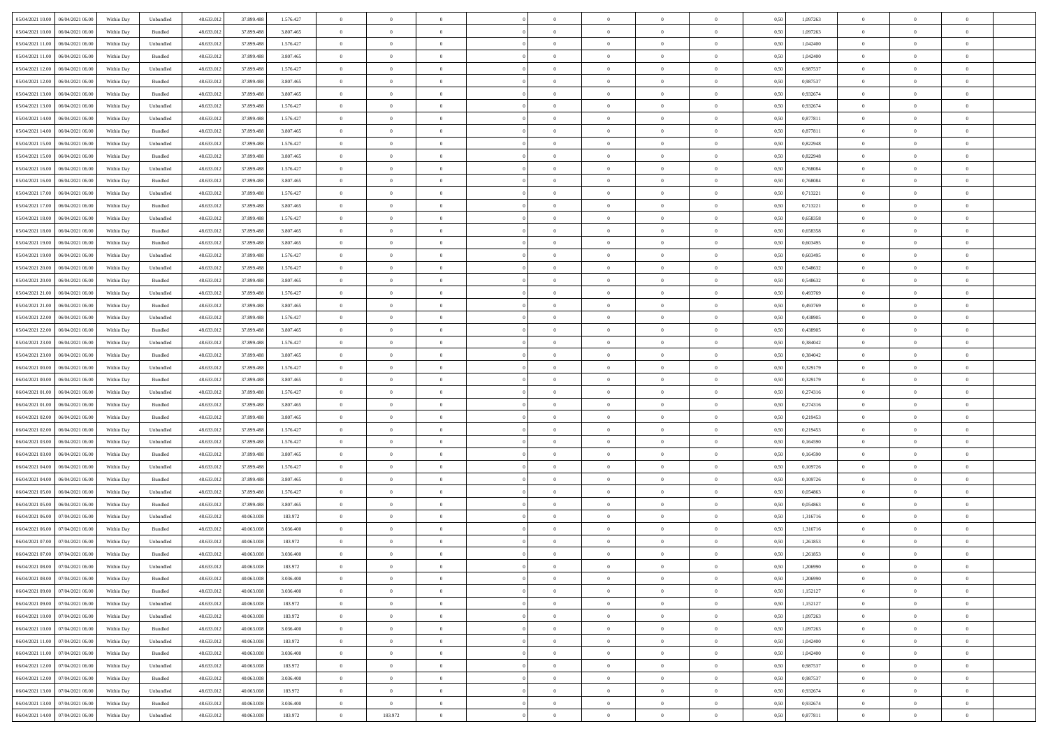| | | | | | | | | | | | | | | | | | | | | | |
|---|---|---|---|---|---|---|---|---|---|---|---|---|---|---|---|---|---|---|---|---|---|
| 05/04/2021 10:00 | 06/04/2021 06:00 | Within Day | Unbundled | 48.633.012 | 37.899.488 | 1.576.427 | 0 | 0 | 0 | | 0 | 0 | 0 | 0 | 0,50 | 1,097263 | 0 | 0 | 0 | |
| 05/04/2021 10:00 | 06/04/2021 06:00 | Within Day | Bundled | 48.633.012 | 37.899.488 | 3.807.465 | 0 | 0 | 0 | | 0 | 0 | 0 | 0 | 0,50 | 1,097263 | 0 | 0 | 0 | |
| 05/04/2021 11:00 | 06/04/2021 06:00 | Within Day | Unbundled | 48.633.012 | 37.899.488 | 1.576.427 | 0 | 0 | 0 | | 0 | 0 | 0 | 0 | 0,50 | 1,042400 | 0 | 0 | 0 | |
| 05/04/2021 11:00 | 06/04/2021 06:00 | Within Day | Bundled | 48.633.012 | 37.899.488 | 3.807.465 | 0 | 0 | 0 | | 0 | 0 | 0 | 0 | 0,50 | 1,042400 | 0 | 0 | 0 | |
| 05/04/2021 12:00 | 06/04/2021 06:00 | Within Day | Unbundled | 48.633.012 | 37.899.488 | 1.576.427 | 0 | 0 | 0 | | 0 | 0 | 0 | 0 | 0,50 | 0,987537 | 0 | 0 | 0 | |
| 05/04/2021 12:00 | 06/04/2021 06:00 | Within Day | Bundled | 48.633.012 | 37.899.488 | 3.807.465 | 0 | 0 | 0 | | 0 | 0 | 0 | 0 | 0,50 | 0,987537 | 0 | 0 | 0 | |
| 05/04/2021 13:00 | 06/04/2021 06:00 | Within Day | Bundled | 48.633.012 | 37.899.488 | 3.807.465 | 0 | 0 | 0 | | 0 | 0 | 0 | 0 | 0,50 | 0,932674 | 0 | 0 | 0 | |
| 05/04/2021 13:00 | 06/04/2021 06:00 | Within Day | Unbundled | 48.633.012 | 37.899.488 | 1.576.427 | 0 | 0 | 0 | | 0 | 0 | 0 | 0 | 0,50 | 0,932674 | 0 | 0 | 0 | |
| 05/04/2021 14:00 | 06/04/2021 06:00 | Within Day | Unbundled | 48.633.012 | 37.899.488 | 1.576.427 | 0 | 0 | 0 | | 0 | 0 | 0 | 0 | 0,50 | 0,877811 | 0 | 0 | 0 | |
| 05/04/2021 14:00 | 06/04/2021 06:00 | Within Day | Bundled | 48.633.012 | 37.899.488 | 3.807.465 | 0 | 0 | 0 | | 0 | 0 | 0 | 0 | 0,50 | 0,877811 | 0 | 0 | 0 | |
| 05/04/2021 15:00 | 06/04/2021 06:00 | Within Day | Unbundled | 48.633.012 | 37.899.488 | 1.576.427 | 0 | 0 | 0 | | 0 | 0 | 0 | 0 | 0,50 | 0,822948 | 0 | 0 | 0 | |
| 05/04/2021 15:00 | 06/04/2021 06:00 | Within Day | Bundled | 48.633.012 | 37.899.488 | 3.807.465 | 0 | 0 | 0 | | 0 | 0 | 0 | 0 | 0,50 | 0,822948 | 0 | 0 | 0 | |
| 05/04/2021 16:00 | 06/04/2021 06:00 | Within Day | Unbundled | 48.633.012 | 37.899.488 | 1.576.427 | 0 | 0 | 0 | | 0 | 0 | 0 | 0 | 0,50 | 0,768084 | 0 | 0 | 0 | |
| 05/04/2021 16:00 | 06/04/2021 06:00 | Within Day | Bundled | 48.633.012 | 37.899.488 | 3.807.465 | 0 | 0 | 0 | | 0 | 0 | 0 | 0 | 0,50 | 0,768084 | 0 | 0 | 0 | |
| 05/04/2021 17:00 | 06/04/2021 06:00 | Within Day | Unbundled | 48.633.012 | 37.899.488 | 1.576.427 | 0 | 0 | 0 | | 0 | 0 | 0 | 0 | 0,50 | 0,713221 | 0 | 0 | 0 | |
| 05/04/2021 17:00 | 06/04/2021 06:00 | Within Day | Bundled | 48.633.012 | 37.899.488 | 3.807.465 | 0 | 0 | 0 | | 0 | 0 | 0 | 0 | 0,50 | 0,713221 | 0 | 0 | 0 | |
| 05/04/2021 18:00 | 06/04/2021 06:00 | Within Day | Unbundled | 48.633.012 | 37.899.488 | 1.576.427 | 0 | 0 | 0 | | 0 | 0 | 0 | 0 | 0,50 | 0,658358 | 0 | 0 | 0 | |
| 05/04/2021 18:00 | 06/04/2021 06:00 | Within Day | Bundled | 48.633.012 | 37.899.488 | 3.807.465 | 0 | 0 | 0 | | 0 | 0 | 0 | 0 | 0,50 | 0,658358 | 0 | 0 | 0 | |
| 05/04/2021 19:00 | 06/04/2021 06:00 | Within Day | Bundled | 48.633.012 | 37.899.488 | 3.807.465 | 0 | 0 | 0 | | 0 | 0 | 0 | 0 | 0,50 | 0,603495 | 0 | 0 | 0 | |
| 05/04/2021 19:00 | 06/04/2021 06:00 | Within Day | Unbundled | 48.633.012 | 37.899.488 | 1.576.427 | 0 | 0 | 0 | | 0 | 0 | 0 | 0 | 0,50 | 0,603495 | 0 | 0 | 0 | |
| 05/04/2021 20:00 | 06/04/2021 06:00 | Within Day | Unbundled | 48.633.012 | 37.899.488 | 1.576.427 | 0 | 0 | 0 | | 0 | 0 | 0 | 0 | 0,50 | 0,548632 | 0 | 0 | 0 | |
| 05/04/2021 20:00 | 06/04/2021 06:00 | Within Day | Bundled | 48.633.012 | 37.899.488 | 3.807.465 | 0 | 0 | 0 | | 0 | 0 | 0 | 0 | 0,50 | 0,548632 | 0 | 0 | 0 | |
| 05/04/2021 21:00 | 06/04/2021 06:00 | Within Day | Unbundled | 48.633.012 | 37.899.488 | 1.576.427 | 0 | 0 | 0 | | 0 | 0 | 0 | 0 | 0,50 | 0,493769 | 0 | 0 | 0 | |
| 05/04/2021 21:00 | 06/04/2021 06:00 | Within Day | Bundled | 48.633.012 | 37.899.488 | 3.807.465 | 0 | 0 | 0 | | 0 | 0 | 0 | 0 | 0,50 | 0,493769 | 0 | 0 | 0 | |
| 05/04/2021 22:00 | 06/04/2021 06:00 | Within Day | Unbundled | 48.633.012 | 37.899.488 | 1.576.427 | 0 | 0 | 0 | | 0 | 0 | 0 | 0 | 0,50 | 0,438905 | 0 | 0 | 0 | |
| 05/04/2021 22:00 | 06/04/2021 06:00 | Within Day | Bundled | 48.633.012 | 37.899.488 | 3.807.465 | 0 | 0 | 0 | | 0 | 0 | 0 | 0 | 0,50 | 0,438905 | 0 | 0 | 0 | |
| 05/04/2021 23:00 | 06/04/2021 06:00 | Within Day | Unbundled | 48.633.012 | 37.899.488 | 1.576.427 | 0 | 0 | 0 | | 0 | 0 | 0 | 0 | 0,50 | 0,384042 | 0 | 0 | 0 | |
| 05/04/2021 23:00 | 06/04/2021 06:00 | Within Day | Bundled | 48.633.012 | 37.899.488 | 3.807.465 | 0 | 0 | 0 | | 0 | 0 | 0 | 0 | 0,50 | 0,384042 | 0 | 0 | 0 | |
| 06/04/2021 00:00 | 06/04/2021 06:00 | Within Day | Unbundled | 48.633.012 | 37.899.488 | 1.576.427 | 0 | 0 | 0 | | 0 | 0 | 0 | 0 | 0,50 | 0,329179 | 0 | 0 | 0 | |
| 06/04/2021 00:00 | 06/04/2021 06:00 | Within Day | Bundled | 48.633.012 | 37.899.488 | 3.807.465 | 0 | 0 | 0 | | 0 | 0 | 0 | 0 | 0,50 | 0,329179 | 0 | 0 | 0 | |
| 06/04/2021 01:00 | 06/04/2021 06:00 | Within Day | Unbundled | 48.633.012 | 37.899.488 | 1.576.427 | 0 | 0 | 0 | | 0 | 0 | 0 | 0 | 0,50 | 0,274316 | 0 | 0 | 0 | |
| 06/04/2021 01:00 | 06/04/2021 06:00 | Within Day | Bundled | 48.633.012 | 37.899.488 | 3.807.465 | 0 | 0 | 0 | | 0 | 0 | 0 | 0 | 0,50 | 0,274316 | 0 | 0 | 0 | |
| 06/04/2021 02:00 | 06/04/2021 06:00 | Within Day | Bundled | 48.633.012 | 37.899.488 | 3.807.465 | 0 | 0 | 0 | | 0 | 0 | 0 | 0 | 0,50 | 0,219453 | 0 | 0 | 0 | |
| 06/04/2021 02:00 | 06/04/2021 06:00 | Within Day | Unbundled | 48.633.012 | 37.899.488 | 1.576.427 | 0 | 0 | 0 | | 0 | 0 | 0 | 0 | 0,50 | 0,219453 | 0 | 0 | 0 | |
| 06/04/2021 03:00 | 06/04/2021 06:00 | Within Day | Unbundled | 48.633.012 | 37.899.488 | 1.576.427 | 0 | 0 | 0 | | 0 | 0 | 0 | 0 | 0,50 | 0,164590 | 0 | 0 | 0 | |
| 06/04/2021 03:00 | 06/04/2021 06:00 | Within Day | Bundled | 48.633.012 | 37.899.488 | 3.807.465 | 0 | 0 | 0 | | 0 | 0 | 0 | 0 | 0,50 | 0,164590 | 0 | 0 | 0 | |
| 06/04/2021 04:00 | 06/04/2021 06:00 | Within Day | Unbundled | 48.633.012 | 37.899.488 | 1.576.427 | 0 | 0 | 0 | | 0 | 0 | 0 | 0 | 0,50 | 0,109726 | 0 | 0 | 0 | |
| 06/04/2021 04:00 | 06/04/2021 06:00 | Within Day | Bundled | 48.633.012 | 37.899.488 | 3.807.465 | 0 | 0 | 0 | | 0 | 0 | 0 | 0 | 0,50 | 0,109726 | 0 | 0 | 0 | |
| 06/04/2021 05:00 | 06/04/2021 06:00 | Within Day | Unbundled | 48.633.012 | 37.899.488 | 1.576.427 | 0 | 0 | 0 | | 0 | 0 | 0 | 0 | 0,50 | 0,054863 | 0 | 0 | 0 | |
| 06/04/2021 05:00 | 06/04/2021 06:00 | Within Day | Bundled | 48.633.012 | 37.899.488 | 3.807.465 | 0 | 0 | 0 | | 0 | 0 | 0 | 0 | 0,50 | 0,054863 | 0 | 0 | 0 | |
| 06/04/2021 06:00 | 07/04/2021 06:00 | Within Day | Unbundled | 48.633.012 | 40.063.008 | 183.972 | 0 | 0 | 0 | | 0 | 0 | 0 | 0 | 0,50 | 1,316716 | 0 | 0 | 0 | |
| 06/04/2021 06:00 | 07/04/2021 06:00 | Within Day | Bundled | 48.633.012 | 40.063.008 | 3.036.400 | 0 | 0 | 0 | | 0 | 0 | 0 | 0 | 0,50 | 1,316716 | 0 | 0 | 0 | |
| 06/04/2021 07:00 | 07/04/2021 06:00 | Within Day | Unbundled | 48.633.012 | 40.063.008 | 183.972 | 0 | 0 | 0 | | 0 | 0 | 0 | 0 | 0,50 | 1,261853 | 0 | 0 | 0 | |
| 06/04/2021 07:00 | 07/04/2021 06:00 | Within Day | Bundled | 48.633.012 | 40.063.008 | 3.036.400 | 0 | 0 | 0 | | 0 | 0 | 0 | 0 | 0,50 | 1,261853 | 0 | 0 | 0 | |
| 06/04/2021 08:00 | 07/04/2021 06:00 | Within Day | Unbundled | 48.633.012 | 40.063.008 | 183.972 | 0 | 0 | 0 | | 0 | 0 | 0 | 0 | 0,50 | 1,206990 | 0 | 0 | 0 | |
| 06/04/2021 08:00 | 07/04/2021 06:00 | Within Day | Bundled | 48.633.012 | 40.063.008 | 3.036.400 | 0 | 0 | 0 | | 0 | 0 | 0 | 0 | 0,50 | 1,206990 | 0 | 0 | 0 | |
| 06/04/2021 09:00 | 07/04/2021 06:00 | Within Day | Bundled | 48.633.012 | 40.063.008 | 3.036.400 | 0 | 0 | 0 | | 0 | 0 | 0 | 0 | 0,50 | 1,152127 | 0 | 0 | 0 | |
| 06/04/2021 09:00 | 07/04/2021 06:00 | Within Day | Unbundled | 48.633.012 | 40.063.008 | 183.972 | 0 | 0 | 0 | | 0 | 0 | 0 | 0 | 0,50 | 1,152127 | 0 | 0 | 0 | |
| 06/04/2021 10:00 | 07/04/2021 06:00 | Within Day | Unbundled | 48.633.012 | 40.063.008 | 183.972 | 0 | 0 | 0 | | 0 | 0 | 0 | 0 | 0,50 | 1,097263 | 0 | 0 | 0 | |
| 06/04/2021 10:00 | 07/04/2021 06:00 | Within Day | Bundled | 48.633.012 | 40.063.008 | 3.036.400 | 0 | 0 | 0 | | 0 | 0 | 0 | 0 | 0,50 | 1,097263 | 0 | 0 | 0 | |
| 06/04/2021 11:00 | 07/04/2021 06:00 | Within Day | Unbundled | 48.633.012 | 40.063.008 | 183.972 | 0 | 0 | 0 | | 0 | 0 | 0 | 0 | 0,50 | 1,042400 | 0 | 0 | 0 | |
| 06/04/2021 11:00 | 07/04/2021 06:00 | Within Day | Bundled | 48.633.012 | 40.063.008 | 3.036.400 | 0 | 0 | 0 | | 0 | 0 | 0 | 0 | 0,50 | 1,042400 | 0 | 0 | 0 | |
| 06/04/2021 12:00 | 07/04/2021 06:00 | Within Day | Unbundled | 48.633.012 | 40.063.008 | 183.972 | 0 | 0 | 0 | | 0 | 0 | 0 | 0 | 0,50 | 0,987537 | 0 | 0 | 0 | |
| 06/04/2021 12:00 | 07/04/2021 06:00 | Within Day | Bundled | 48.633.012 | 40.063.008 | 3.036.400 | 0 | 0 | 0 | | 0 | 0 | 0 | 0 | 0,50 | 0,987537 | 0 | 0 | 0 | |
| 06/04/2021 13:00 | 07/04/2021 06:00 | Within Day | Unbundled | 48.633.012 | 40.063.008 | 183.972 | 0 | 0 | 0 | | 0 | 0 | 0 | 0 | 0,50 | 0,932674 | 0 | 0 | 0 | |
| 06/04/2021 13:00 | 07/04/2021 06:00 | Within Day | Bundled | 48.633.012 | 40.063.008 | 3.036.400 | 0 | 0 | 0 | | 0 | 0 | 0 | 0 | 0,50 | 0,932674 | 0 | 0 | 0 | |
| 06/04/2021 14:00 | 07/04/2021 06:00 | Within Day | Unbundled | 48.633.012 | 40.063.008 | 183.972 | 0 | 183.972 | 0 | | 0 | 0 | 0 | 0 | 0,50 | 0,877811 | 0 | 0 | 0 | |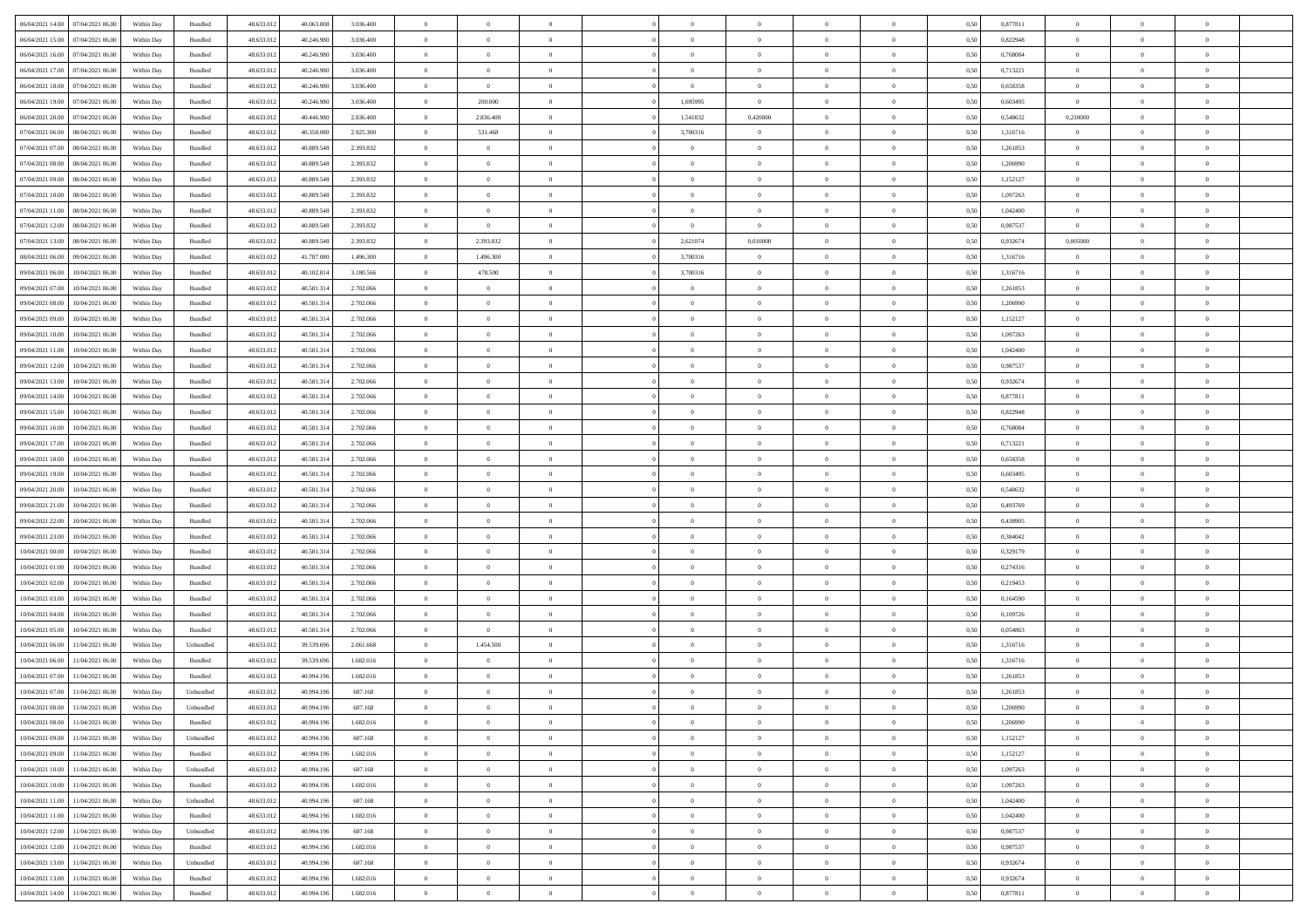| | | | | | | | | | | | | | | | | | | | | |
|---|---|---|---|---|---|---|---|---|---|---|---|---|---|---|---|---|---|---|---|---|
| 06/04/2021 14.00 | 07/04/2021 06.00 | Within Day | Bundled | 48.633.012 | 40.063.008 | 3.036.400 | 0 | 0 | 0 | | 0 | 0 | 0 | 0 | 0,50 | 0,877811 | 0 | 0 | 0 | |
| 06/04/2021 15.00 | 07/04/2021 06.00 | Within Day | Bundled | 48.633.012 | 40.246.980 | 3.036.400 | 0 | 0 | 0 | | 0 | 0 | 0 | 0 | 0,50 | 0,822948 | 0 | 0 | 0 | |
| 06/04/2021 16.00 | 07/04/2021 06.00 | Within Day | Bundled | 48.633.012 | 40.246.980 | 3.036.400 | 0 | 0 | 0 | | 0 | 0 | 0 | 0 | 0,50 | 0,768084 | 0 | 0 | 0 | |
| 06/04/2021 17.00 | 07/04/2021 06.00 | Within Day | Bundled | 48.633.012 | 40.246.980 | 3.036.400 | 0 | 0 | 0 | | 0 | 0 | 0 | 0 | 0,50 | 0,713221 | 0 | 0 | 0 | |
| 06/04/2021 18.00 | 07/04/2021 06.00 | Within Day | Bundled | 48.633.012 | 40.246.980 | 3.036.400 | 0 | 0 | 0 | | 0 | 0 | 0 | 0 | 0,50 | 0,658358 | 0 | 0 | 0 | |
| 06/04/2021 19.00 | 07/04/2021 06.00 | Within Day | Bundled | 48.633.012 | 40.246.980 | 3.036.400 | 0 | 200.000 | 0 | | 1,695995 | 0 | 0 | 0 | 0,50 | 0,603495 | 0 | 0 | 0 | |
| 06/04/2021 20.00 | 07/04/2021 06.00 | Within Day | Bundled | 48.633.012 | 40.446.980 | 2.836.400 | 0 | 2.836.400 | 0 | | 1,541832 | 0,420000 | 0 | 0 | 0,50 | 0,548632 | 0,210000 | 0 | 0 | |
| 07/04/2021 06.00 | 08/04/2021 06.00 | Within Day | Bundled | 48.633.012 | 40.358.080 | 2.925.300 | 0 | 531.468 | 0 | | 3,700316 | 0 | 0 | 0 | 0,50 | 1,316716 | 0 | 0 | 0 | |
| 07/04/2021 07.00 | 08/04/2021 06.00 | Within Day | Bundled | 48.633.012 | 40.889.548 | 2.393.832 | 0 | 0 | 0 | | 0 | 0 | 0 | 0 | 0,50 | 1,261853 | 0 | 0 | 0 | |
| 07/04/2021 08.00 | 08/04/2021 06.00 | Within Day | Bundled | 48.633.012 | 40.889.548 | 2.393.832 | 0 | 0 | 0 | | 0 | 0 | 0 | 0 | 0,50 | 1,206990 | 0 | 0 | 0 | |
| 07/04/2021 09.00 | 08/04/2021 06.00 | Within Day | Bundled | 48.633.012 | 40.889.548 | 2.393.832 | 0 | 0 | 0 | | 0 | 0 | 0 | 0 | 0,50 | 1,152127 | 0 | 0 | 0 | |
| 07/04/2021 10.00 | 08/04/2021 06.00 | Within Day | Bundled | 48.633.012 | 40.889.548 | 2.393.832 | 0 | 0 | 0 | | 0 | 0 | 0 | 0 | 0,50 | 1,097263 | 0 | 0 | 0 | |
| 07/04/2021 11.00 | 08/04/2021 06.00 | Within Day | Bundled | 48.633.012 | 40.889.548 | 2.393.832 | 0 | 0 | 0 | | 0 | 0 | 0 | 0 | 0,50 | 1,042400 | 0 | 0 | 0 | |
| 07/04/2021 12.00 | 08/04/2021 06.00 | Within Day | Bundled | 48.633.012 | 40.889.548 | 2.393.832 | 0 | 0 | 0 | | 0 | 0 | 0 | 0 | 0,50 | 0,987537 | 0 | 0 | 0 | |
| 07/04/2021 13.00 | 08/04/2021 06.00 | Within Day | Bundled | 48.633.012 | 40.889.548 | 2.393.832 | 0 | 2.393.832 | 0 | | 2,621074 | 0,010000 | 0 | 0 | 0,50 | 0,932674 | 0,005000 | 0 | 0 | |
| 08/04/2021 06.00 | 09/04/2021 06.00 | Within Day | Bundled | 48.633.012 | 41.787.080 | 1.496.300 | 0 | 1.496.300 | 0 | | 3,700316 | 0 | 0 | 0 | 0,50 | 1,316716 | 0 | 0 | 0 | |
| 09/04/2021 06.00 | 10/04/2021 06.00 | Within Day | Bundled | 48.633.012 | 40.102.814 | 3.180.566 | 0 | 478.500 | 0 | | 3,700316 | 0 | 0 | 0 | 0,50 | 1,316716 | 0 | 0 | 0 | |
| 09/04/2021 07.00 | 10/04/2021 06.00 | Within Day | Bundled | 48.633.012 | 40.581.314 | 2.702.066 | 0 | 0 | 0 | | 0 | 0 | 0 | 0 | 0,50 | 1,261853 | 0 | 0 | 0 | |
| 09/04/2021 08.00 | 10/04/2021 06.00 | Within Day | Bundled | 48.633.012 | 40.581.314 | 2.702.066 | 0 | 0 | 0 | | 0 | 0 | 0 | 0 | 0,50 | 1,206990 | 0 | 0 | 0 | |
| 09/04/2021 09.00 | 10/04/2021 06.00 | Within Day | Bundled | 48.633.012 | 40.581.314 | 2.702.066 | 0 | 0 | 0 | | 0 | 0 | 0 | 0 | 0,50 | 1,152127 | 0 | 0 | 0 | |
| 09/04/2021 10.00 | 10/04/2021 06.00 | Within Day | Bundled | 48.633.012 | 40.581.314 | 2.702.066 | 0 | 0 | 0 | | 0 | 0 | 0 | 0 | 0,50 | 1,097263 | 0 | 0 | 0 | |
| 09/04/2021 11.00 | 10/04/2021 06.00 | Within Day | Bundled | 48.633.012 | 40.581.314 | 2.702.066 | 0 | 0 | 0 | | 0 | 0 | 0 | 0 | 0,50 | 1,042400 | 0 | 0 | 0 | |
| 09/04/2021 12.00 | 10/04/2021 06.00 | Within Day | Bundled | 48.633.012 | 40.581.314 | 2.702.066 | 0 | 0 | 0 | | 0 | 0 | 0 | 0 | 0,50 | 0,987537 | 0 | 0 | 0 | |
| 09/04/2021 13.00 | 10/04/2021 06.00 | Within Day | Bundled | 48.633.012 | 40.581.314 | 2.702.066 | 0 | 0 | 0 | | 0 | 0 | 0 | 0 | 0,50 | 0,932674 | 0 | 0 | 0 | |
| 09/04/2021 14.00 | 10/04/2021 06.00 | Within Day | Bundled | 48.633.012 | 40.581.314 | 2.702.066 | 0 | 0 | 0 | | 0 | 0 | 0 | 0 | 0,50 | 0,877811 | 0 | 0 | 0 | |
| 09/04/2021 15.00 | 10/04/2021 06.00 | Within Day | Bundled | 48.633.012 | 40.581.314 | 2.702.066 | 0 | 0 | 0 | | 0 | 0 | 0 | 0 | 0,50 | 0,822948 | 0 | 0 | 0 | |
| 09/04/2021 16.00 | 10/04/2021 06.00 | Within Day | Bundled | 48.633.012 | 40.581.314 | 2.702.066 | 0 | 0 | 0 | | 0 | 0 | 0 | 0 | 0,50 | 0,768084 | 0 | 0 | 0 | |
| 09/04/2021 17.00 | 10/04/2021 06.00 | Within Day | Bundled | 48.633.012 | 40.581.314 | 2.702.066 | 0 | 0 | 0 | | 0 | 0 | 0 | 0 | 0,50 | 0,713221 | 0 | 0 | 0 | |
| 09/04/2021 18.00 | 10/04/2021 06.00 | Within Day | Bundled | 48.633.012 | 40.581.314 | 2.702.066 | 0 | 0 | 0 | | 0 | 0 | 0 | 0 | 0,50 | 0,658358 | 0 | 0 | 0 | |
| 09/04/2021 19.00 | 10/04/2021 06.00 | Within Day | Bundled | 48.633.012 | 40.581.314 | 2.702.066 | 0 | 0 | 0 | | 0 | 0 | 0 | 0 | 0,50 | 0,603495 | 0 | 0 | 0 | |
| 09/04/2021 20.00 | 10/04/2021 06.00 | Within Day | Bundled | 48.633.012 | 40.581.314 | 2.702.066 | 0 | 0 | 0 | | 0 | 0 | 0 | 0 | 0,50 | 0,548632 | 0 | 0 | 0 | |
| 09/04/2021 21.00 | 10/04/2021 06.00 | Within Day | Bundled | 48.633.012 | 40.581.314 | 2.702.066 | 0 | 0 | 0 | | 0 | 0 | 0 | 0 | 0,50 | 0,493769 | 0 | 0 | 0 | |
| 09/04/2021 22.00 | 10/04/2021 06.00 | Within Day | Bundled | 48.633.012 | 40.581.314 | 2.702.066 | 0 | 0 | 0 | | 0 | 0 | 0 | 0 | 0,50 | 0,438905 | 0 | 0 | 0 | |
| 09/04/2021 23.00 | 10/04/2021 06.00 | Within Day | Bundled | 48.633.012 | 40.581.314 | 2.702.066 | 0 | 0 | 0 | | 0 | 0 | 0 | 0 | 0,50 | 0,384042 | 0 | 0 | 0 | |
| 10/04/2021 00.00 | 10/04/2021 06.00 | Within Day | Bundled | 48.633.012 | 40.581.314 | 2.702.066 | 0 | 0 | 0 | | 0 | 0 | 0 | 0 | 0,50 | 0,329179 | 0 | 0 | 0 | |
| 10/04/2021 01.00 | 10/04/2021 06.00 | Within Day | Bundled | 48.633.012 | 40.581.314 | 2.702.066 | 0 | 0 | 0 | | 0 | 0 | 0 | 0 | 0,50 | 0,274316 | 0 | 0 | 0 | |
| 10/04/2021 02.00 | 10/04/2021 06.00 | Within Day | Bundled | 48.633.012 | 40.581.314 | 2.702.066 | 0 | 0 | 0 | | 0 | 0 | 0 | 0 | 0,50 | 0,219453 | 0 | 0 | 0 | |
| 10/04/2021 03.00 | 10/04/2021 06.00 | Within Day | Bundled | 48.633.012 | 40.581.314 | 2.702.066 | 0 | 0 | 0 | | 0 | 0 | 0 | 0 | 0,50 | 0,164590 | 0 | 0 | 0 | |
| 10/04/2021 04.00 | 10/04/2021 06.00 | Within Day | Bundled | 48.633.012 | 40.581.314 | 2.702.066 | 0 | 0 | 0 | | 0 | 0 | 0 | 0 | 0,50 | 0,109726 | 0 | 0 | 0 | |
| 10/04/2021 05.00 | 10/04/2021 06.00 | Within Day | Bundled | 48.633.012 | 40.581.314 | 2.702.066 | 0 | 0 | 0 | | 0 | 0 | 0 | 0 | 0,50 | 0,054863 | 0 | 0 | 0 | |
| 10/04/2021 06.00 | 11/04/2021 06.00 | Within Day | Unbundled | 48.633.012 | 39.539.696 | 2.061.668 | 0 | 1.454.500 | 0 | | 0 | 0 | 0 | 0 | 0,50 | 1,316716 | 0 | 0 | 0 | |
| 10/04/2021 06.00 | 11/04/2021 06.00 | Within Day | Bundled | 48.633.012 | 39.539.696 | 1.682.016 | 0 | 0 | 0 | | 0 | 0 | 0 | 0 | 0,50 | 1,316716 | 0 | 0 | 0 | |
| 10/04/2021 07.00 | 11/04/2021 06.00 | Within Day | Bundled | 48.633.012 | 40.994.196 | 1.682.016 | 0 | 0 | 0 | | 0 | 0 | 0 | 0 | 0,50 | 1,261853 | 0 | 0 | 0 | |
| 10/04/2021 07.00 | 11/04/2021 06.00 | Within Day | Unbundled | 48.633.012 | 40.994.196 | 607.168 | 0 | 0 | 0 | | 0 | 0 | 0 | 0 | 0,50 | 1,261853 | 0 | 0 | 0 | |
| 10/04/2021 08.00 | 11/04/2021 06.00 | Within Day | Unbundled | 48.633.012 | 40.994.196 | 607.168 | 0 | 0 | 0 | | 0 | 0 | 0 | 0 | 0,50 | 1,206990 | 0 | 0 | 0 | |
| 10/04/2021 08.00 | 11/04/2021 06.00 | Within Day | Bundled | 48.633.012 | 40.994.196 | 1.682.016 | 0 | 0 | 0 | | 0 | 0 | 0 | 0 | 0,50 | 1,206990 | 0 | 0 | 0 | |
| 10/04/2021 09.00 | 11/04/2021 06.00 | Within Day | Unbundled | 48.633.012 | 40.994.196 | 607.168 | 0 | 0 | 0 | | 0 | 0 | 0 | 0 | 0,50 | 1,152127 | 0 | 0 | 0 | |
| 10/04/2021 09.00 | 11/04/2021 06.00 | Within Day | Bundled | 48.633.012 | 40.994.196 | 1.682.016 | 0 | 0 | 0 | | 0 | 0 | 0 | 0 | 0,50 | 1,152127 | 0 | 0 | 0 | |
| 10/04/2021 10.00 | 11/04/2021 06.00 | Within Day | Unbundled | 48.633.012 | 40.994.196 | 607.168 | 0 | 0 | 0 | | 0 | 0 | 0 | 0 | 0,50 | 1,097263 | 0 | 0 | 0 | |
| 10/04/2021 10.00 | 11/04/2021 06.00 | Within Day | Bundled | 48.633.012 | 40.994.196 | 1.682.016 | 0 | 0 | 0 | | 0 | 0 | 0 | 0 | 0,50 | 1,097263 | 0 | 0 | 0 | |
| 10/04/2021 11.00 | 11/04/2021 06.00 | Within Day | Unbundled | 48.633.012 | 40.994.196 | 607.168 | 0 | 0 | 0 | | 0 | 0 | 0 | 0 | 0,50 | 1,042400 | 0 | 0 | 0 | |
| 10/04/2021 11.00 | 11/04/2021 06.00 | Within Day | Bundled | 48.633.012 | 40.994.196 | 1.682.016 | 0 | 0 | 0 | | 0 | 0 | 0 | 0 | 0,50 | 1,042400 | 0 | 0 | 0 | |
| 10/04/2021 12.00 | 11/04/2021 06.00 | Within Day | Unbundled | 48.633.012 | 40.994.196 | 607.168 | 0 | 0 | 0 | | 0 | 0 | 0 | 0 | 0,50 | 0,987537 | 0 | 0 | 0 | |
| 10/04/2021 12.00 | 11/04/2021 06.00 | Within Day | Bundled | 48.633.012 | 40.994.196 | 1.682.016 | 0 | 0 | 0 | | 0 | 0 | 0 | 0 | 0,50 | 0,987537 | 0 | 0 | 0 | |
| 10/04/2021 13.00 | 11/04/2021 06.00 | Within Day | Unbundled | 48.633.012 | 40.994.196 | 607.168 | 0 | 0 | 0 | | 0 | 0 | 0 | 0 | 0,50 | 0,932674 | 0 | 0 | 0 | |
| 10/04/2021 13.00 | 11/04/2021 06.00 | Within Day | Bundled | 48.633.012 | 40.994.196 | 1.682.016 | 0 | 0 | 0 | | 0 | 0 | 0 | 0 | 0,50 | 0,932674 | 0 | 0 | 0 | |
| 10/04/2021 14.00 | 11/04/2021 06.00 | Within Day | Bundled | 48.633.012 | 40.994.196 | 1.682.016 | 0 | 0 | 0 | | 0 | 0 | 0 | 0 | 0,50 | 0,877811 | 0 | 0 | 0 | |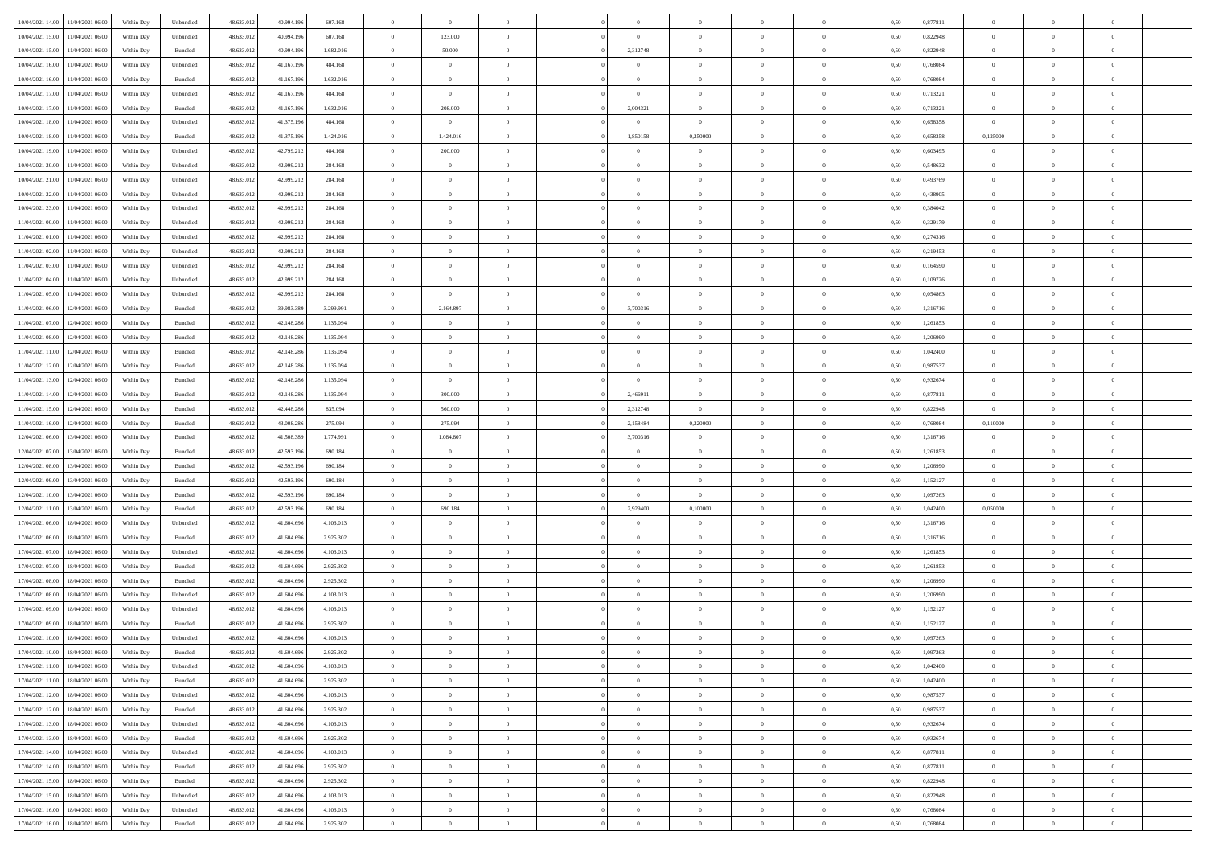| | | | | | | | | | | | | | | | | | | | | |
|---|---|---|---|---|---|---|---|---|---|---|---|---|---|---|---|---|---|---|---|---|
| 10/04/2021 14.00 | 11/04/2021 06.00 | Within Day | Unbundled | 48.633.012 | 40.994.196 | 607.168 | 0 | 0 | 0 | | 0 | 0 | 0 | 0 | 0,50 | 0,877811 | 0 | 0 | 0 | |
| 10/04/2021 15.00 | 11/04/2021 06.00 | Within Day | Unbundled | 48.633.012 | 40.994.196 | 607.168 | 0 | 123.000 | 0 | | 0 | 0 | 0 | 0 | 0,50 | 0,822948 | 0 | 0 | 0 | |
| 10/04/2021 15.00 | 11/04/2021 06.00 | Within Day | Bundled | 48.633.012 | 40.994.196 | 1.682.016 | 0 | 50.000 | 0 | | 2,312748 | 0 | 0 | 0 | 0,50 | 0,822948 | 0 | 0 | 0 | |
| 10/04/2021 16.00 | 11/04/2021 06.00 | Within Day | Unbundled | 48.633.012 | 41.167.196 | 484.168 | 0 | 0 | 0 | | 0 | 0 | 0 | 0 | 0,50 | 0,768084 | 0 | 0 | 0 | |
| 10/04/2021 16.00 | 11/04/2021 06.00 | Within Day | Bundled | 48.633.012 | 41.167.196 | 1.632.016 | 0 | 0 | 0 | | 0 | 0 | 0 | 0 | 0,50 | 0,768084 | 0 | 0 | 0 | |
| 10/04/2021 17.00 | 11/04/2021 06.00 | Within Day | Unbundled | 48.633.012 | 41.167.196 | 484.168 | 0 | 0 | 0 | | 0 | 0 | 0 | 0 | 0,50 | 0,713221 | 0 | 0 | 0 | |
| 10/04/2021 17.00 | 11/04/2021 06.00 | Within Day | Bundled | 48.633.012 | 41.167.196 | 1.632.016 | 0 | 208.000 | 0 | | 2,004321 | 0 | 0 | 0 | 0,50 | 0,713221 | 0 | 0 | 0 | |
| 10/04/2021 18.00 | 11/04/2021 06.00 | Within Day | Unbundled | 48.633.012 | 41.375.196 | 484.168 | 0 | 0 | 0 | | 0 | 0 | 0 | 0 | 0,50 | 0,658358 | 0 | 0 | 0 | |
| 10/04/2021 18.00 | 11/04/2021 06.00 | Within Day | Bundled | 48.633.012 | 41.375.196 | 1.424.016 | 0 | 1.424.016 | 0 | | 1,850158 | 0,250000 | 0 | 0 | 0,50 | 0,658358 | 0,125000 | 0 | 0 | |
| 10/04/2021 19.00 | 11/04/2021 06.00 | Within Day | Unbundled | 48.633.012 | 42.799.212 | 484.168 | 0 | 200.000 | 0 | | 0 | 0 | 0 | 0 | 0,50 | 0,603495 | 0 | 0 | 0 | |
| 10/04/2021 20.00 | 11/04/2021 06.00 | Within Day | Unbundled | 48.633.012 | 42.999.212 | 284.168 | 0 | 0 | 0 | | 0 | 0 | 0 | 0 | 0,50 | 0,548632 | 0 | 0 | 0 | |
| 10/04/2021 21.00 | 11/04/2021 06.00 | Within Day | Unbundled | 48.633.012 | 42.999.212 | 284.168 | 0 | 0 | 0 | | 0 | 0 | 0 | 0 | 0,50 | 0,493769 | 0 | 0 | 0 | |
| 10/04/2021 22.00 | 11/04/2021 06.00 | Within Day | Unbundled | 48.633.012 | 42.999.212 | 284.168 | 0 | 0 | 0 | | 0 | 0 | 0 | 0 | 0,50 | 0,438905 | 0 | 0 | 0 | |
| 10/04/2021 23.00 | 11/04/2021 06.00 | Within Day | Unbundled | 48.633.012 | 42.999.212 | 284.168 | 0 | 0 | 0 | | 0 | 0 | 0 | 0 | 0,50 | 0,384042 | 0 | 0 | 0 | |
| 11/04/2021 00.00 | 11/04/2021 06.00 | Within Day | Unbundled | 48.633.012 | 42.999.212 | 284.168 | 0 | 0 | 0 | | 0 | 0 | 0 | 0 | 0,50 | 0,329179 | 0 | 0 | 0 | |
| 11/04/2021 01.00 | 11/04/2021 06.00 | Within Day | Unbundled | 48.633.012 | 42.999.212 | 284.168 | 0 | 0 | 0 | | 0 | 0 | 0 | 0 | 0,50 | 0,274316 | 0 | 0 | 0 | |
| 11/04/2021 02.00 | 11/04/2021 06.00 | Within Day | Unbundled | 48.633.012 | 42.999.212 | 284.168 | 0 | 0 | 0 | | 0 | 0 | 0 | 0 | 0,50 | 0,219453 | 0 | 0 | 0 | |
| 11/04/2021 03.00 | 11/04/2021 06.00 | Within Day | Unbundled | 48.633.012 | 42.999.212 | 284.168 | 0 | 0 | 0 | | 0 | 0 | 0 | 0 | 0,50 | 0,164590 | 0 | 0 | 0 | |
| 11/04/2021 04.00 | 11/04/2021 06.00 | Within Day | Unbundled | 48.633.012 | 42.999.212 | 284.168 | 0 | 0 | 0 | | 0 | 0 | 0 | 0 | 0,50 | 0,109726 | 0 | 0 | 0 | |
| 11/04/2021 05.00 | 11/04/2021 06.00 | Within Day | Unbundled | 48.633.012 | 42.999.212 | 284.168 | 0 | 0 | 0 | | 0 | 0 | 0 | 0 | 0,50 | 0,054863 | 0 | 0 | 0 | |
| 11/04/2021 06.00 | 12/04/2021 06.00 | Within Day | Bundled | 48.633.012 | 39.983.389 | 3.299.991 | 0 | 2.164.897 | 0 | | 3,700316 | 0 | 0 | 0 | 0,50 | 1,316716 | 0 | 0 | 0 | |
| 11/04/2021 07.00 | 12/04/2021 06.00 | Within Day | Bundled | 48.633.012 | 42.148.286 | 1.135.094 | 0 | 0 | 0 | | 0 | 0 | 0 | 0 | 0,50 | 1,261853 | 0 | 0 | 0 | |
| 11/04/2021 08.00 | 12/04/2021 06.00 | Within Day | Bundled | 48.633.012 | 42.148.286 | 1.135.094 | 0 | 0 | 0 | | 0 | 0 | 0 | 0 | 0,50 | 1,206990 | 0 | 0 | 0 | |
| 11/04/2021 11.00 | 12/04/2021 06.00 | Within Day | Bundled | 48.633.012 | 42.148.286 | 1.135.094 | 0 | 0 | 0 | | 0 | 0 | 0 | 0 | 0,50 | 1,042400 | 0 | 0 | 0 | |
| 11/04/2021 12.00 | 12/04/2021 06.00 | Within Day | Bundled | 48.633.012 | 42.148.286 | 1.135.094 | 0 | 0 | 0 | | 0 | 0 | 0 | 0 | 0,50 | 0,987537 | 0 | 0 | 0 | |
| 11/04/2021 13.00 | 12/04/2021 06.00 | Within Day | Bundled | 48.633.012 | 42.148.286 | 1.135.094 | 0 | 0 | 0 | | 0 | 0 | 0 | 0 | 0,50 | 0,932674 | 0 | 0 | 0 | |
| 11/04/2021 14.00 | 12/04/2021 06.00 | Within Day | Bundled | 48.633.012 | 42.148.286 | 1.135.094 | 0 | 300.000 | 0 | | 2,466911 | 0 | 0 | 0 | 0,50 | 0,877811 | 0 | 0 | 0 | |
| 11/04/2021 15.00 | 12/04/2021 06.00 | Within Day | Bundled | 48.633.012 | 42.448.286 | 835.094 | 0 | 560.000 | 0 | | 2,312748 | 0 | 0 | 0 | 0,50 | 0,822948 | 0 | 0 | 0 | |
| 11/04/2021 16.00 | 12/04/2021 06.00 | Within Day | Bundled | 48.633.012 | 43.008.286 | 275.094 | 0 | 275.094 | 0 | | 2,158484 | 0,220000 | 0 | 0 | 0,50 | 0,768084 | 0,110000 | 0 | 0 | |
| 12/04/2021 06.00 | 13/04/2021 06.00 | Within Day | Bundled | 48.633.012 | 41.508.389 | 1.774.991 | 0 | 1.084.807 | 0 | | 3,700316 | 0 | 0 | 0 | 0,50 | 1,316716 | 0 | 0 | 0 | |
| 12/04/2021 07.00 | 13/04/2021 06.00 | Within Day | Bundled | 48.633.012 | 42.593.196 | 690.184 | 0 | 0 | 0 | | 0 | 0 | 0 | 0 | 0,50 | 1,261853 | 0 | 0 | 0 | |
| 12/04/2021 08.00 | 13/04/2021 06.00 | Within Day | Bundled | 48.633.012 | 42.593.196 | 690.184 | 0 | 0 | 0 | | 0 | 0 | 0 | 0 | 0,50 | 1,206990 | 0 | 0 | 0 | |
| 12/04/2021 09.00 | 13/04/2021 06.00 | Within Day | Bundled | 48.633.012 | 42.593.196 | 690.184 | 0 | 0 | 0 | | 0 | 0 | 0 | 0 | 0,50 | 1,152127 | 0 | 0 | 0 | |
| 12/04/2021 10.00 | 13/04/2021 06.00 | Within Day | Bundled | 48.633.012 | 42.593.196 | 690.184 | 0 | 0 | 0 | | 0 | 0 | 0 | 0 | 0,50 | 1,097263 | 0 | 0 | 0 | |
| 12/04/2021 11.00 | 13/04/2021 06.00 | Within Day | Bundled | 48.633.012 | 42.593.196 | 690.184 | 0 | 690.184 | 0 | | 2,929400 | 0,100000 | 0 | 0 | 0,50 | 1,042400 | 0,050000 | 0 | 0 | |
| 17/04/2021 06.00 | 18/04/2021 06.00 | Within Day | Unbundled | 48.633.012 | 41.604.696 | 4.103.013 | 0 | 0 | 0 | | 0 | 0 | 0 | 0 | 0,50 | 1,316716 | 0 | 0 | 0 | |
| 17/04/2021 06.00 | 18/04/2021 06.00 | Within Day | Bundled | 48.633.012 | 41.604.696 | 2.925.302 | 0 | 0 | 0 | | 0 | 0 | 0 | 0 | 0,50 | 1,316716 | 0 | 0 | 0 | |
| 17/04/2021 07.00 | 18/04/2021 06.00 | Within Day | Unbundled | 48.633.012 | 41.604.696 | 4.103.013 | 0 | 0 | 0 | | 0 | 0 | 0 | 0 | 0,50 | 1,261853 | 0 | 0 | 0 | |
| 17/04/2021 07.00 | 18/04/2021 06.00 | Within Day | Bundled | 48.633.012 | 41.604.696 | 2.925.302 | 0 | 0 | 0 | | 0 | 0 | 0 | 0 | 0,50 | 1,261853 | 0 | 0 | 0 | |
| 17/04/2021 08.00 | 18/04/2021 06.00 | Within Day | Bundled | 48.633.012 | 41.604.696 | 2.925.302 | 0 | 0 | 0 | | 0 | 0 | 0 | 0 | 0,50 | 1,206990 | 0 | 0 | 0 | |
| 17/04/2021 08.00 | 18/04/2021 06.00 | Within Day | Unbundled | 48.633.012 | 41.604.696 | 4.103.013 | 0 | 0 | 0 | | 0 | 0 | 0 | 0 | 0,50 | 1,206990 | 0 | 0 | 0 | |
| 17/04/2021 09.00 | 18/04/2021 06.00 | Within Day | Unbundled | 48.633.012 | 41.604.696 | 4.103.013 | 0 | 0 | 0 | | 0 | 0 | 0 | 0 | 0,50 | 1,152127 | 0 | 0 | 0 | |
| 17/04/2021 09.00 | 18/04/2021 06.00 | Within Day | Bundled | 48.633.012 | 41.604.696 | 2.925.302 | 0 | 0 | 0 | | 0 | 0 | 0 | 0 | 0,50 | 1,152127 | 0 | 0 | 0 | |
| 17/04/2021 10.00 | 18/04/2021 06.00 | Within Day | Unbundled | 48.633.012 | 41.604.696 | 4.103.013 | 0 | 0 | 0 | | 0 | 0 | 0 | 0 | 0,50 | 1,097263 | 0 | 0 | 0 | |
| 17/04/2021 10.00 | 18/04/2021 06.00 | Within Day | Bundled | 48.633.012 | 41.604.696 | 2.925.302 | 0 | 0 | 0 | | 0 | 0 | 0 | 0 | 0,50 | 1,097263 | 0 | 0 | 0 | |
| 17/04/2021 11.00 | 18/04/2021 06.00 | Within Day | Unbundled | 48.633.012 | 41.604.696 | 4.103.013 | 0 | 0 | 0 | | 0 | 0 | 0 | 0 | 0,50 | 1,042400 | 0 | 0 | 0 | |
| 17/04/2021 11.00 | 18/04/2021 06.00 | Within Day | Bundled | 48.633.012 | 41.604.696 | 2.925.302 | 0 | 0 | 0 | | 0 | 0 | 0 | 0 | 0,50 | 1,042400 | 0 | 0 | 0 | |
| 17/04/2021 12.00 | 18/04/2021 06.00 | Within Day | Unbundled | 48.633.012 | 41.604.696 | 4.103.013 | 0 | 0 | 0 | | 0 | 0 | 0 | 0 | 0,50 | 0,987537 | 0 | 0 | 0 | |
| 17/04/2021 12.00 | 18/04/2021 06.00 | Within Day | Bundled | 48.633.012 | 41.604.696 | 2.925.302 | 0 | 0 | 0 | | 0 | 0 | 0 | 0 | 0,50 | 0,987537 | 0 | 0 | 0 | |
| 17/04/2021 13.00 | 18/04/2021 06.00 | Within Day | Unbundled | 48.633.012 | 41.604.696 | 4.103.013 | 0 | 0 | 0 | | 0 | 0 | 0 | 0 | 0,50 | 0,932674 | 0 | 0 | 0 | |
| 17/04/2021 13.00 | 18/04/2021 06.00 | Within Day | Bundled | 48.633.012 | 41.604.696 | 2.925.302 | 0 | 0 | 0 | | 0 | 0 | 0 | 0 | 0,50 | 0,932674 | 0 | 0 | 0 | |
| 17/04/2021 14.00 | 18/04/2021 06.00 | Within Day | Unbundled | 48.633.012 | 41.604.696 | 4.103.013 | 0 | 0 | 0 | | 0 | 0 | 0 | 0 | 0,50 | 0,877811 | 0 | 0 | 0 | |
| 17/04/2021 14.00 | 18/04/2021 06.00 | Within Day | Bundled | 48.633.012 | 41.604.696 | 2.925.302 | 0 | 0 | 0 | | 0 | 0 | 0 | 0 | 0,50 | 0,877811 | 0 | 0 | 0 | |
| 17/04/2021 15.00 | 18/04/2021 06.00 | Within Day | Bundled | 48.633.012 | 41.604.696 | 2.925.302 | 0 | 0 | 0 | | 0 | 0 | 0 | 0 | 0,50 | 0,822948 | 0 | 0 | 0 | |
| 17/04/2021 15.00 | 18/04/2021 06.00 | Within Day | Unbundled | 48.633.012 | 41.604.696 | 4.103.013 | 0 | 0 | 0 | | 0 | 0 | 0 | 0 | 0,50 | 0,822948 | 0 | 0 | 0 | |
| 17/04/2021 16.00 | 18/04/2021 06.00 | Within Day | Unbundled | 48.633.012 | 41.604.696 | 4.103.013 | 0 | 0 | 0 | | 0 | 0 | 0 | 0 | 0,50 | 0,768084 | 0 | 0 | 0 | |
| 17/04/2021 16.00 | 18/04/2021 06.00 | Within Day | Bundled | 48.633.012 | 41.604.696 | 2.925.302 | 0 | 0 | 0 | | 0 | 0 | 0 | 0 | 0,50 | 0,768084 | 0 | 0 | 0 | |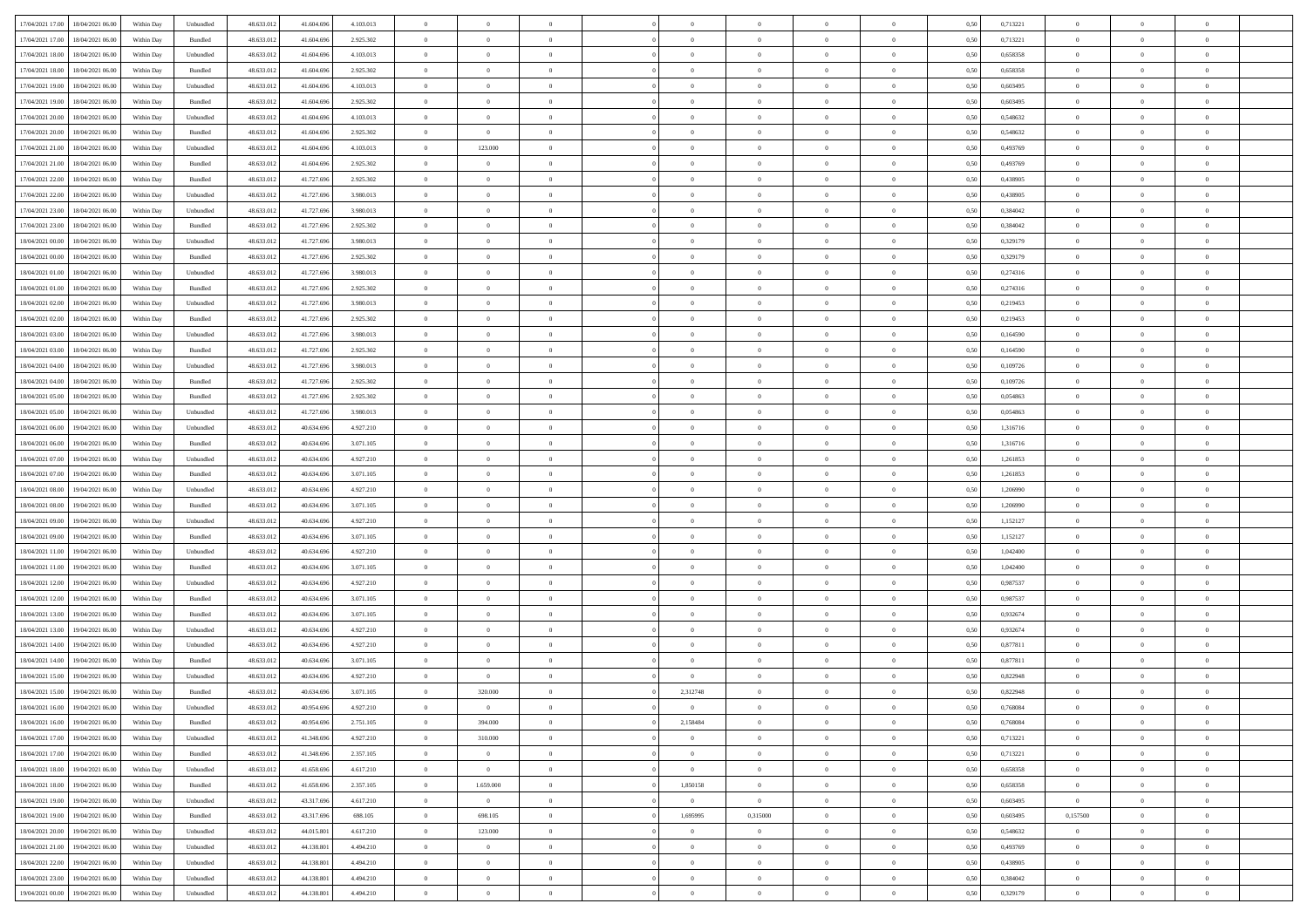| | | | | | | | | | | | | | | | | | | | | |
|---|---|---|---|---|---|---|---|---|---|---|---|---|---|---|---|---|---|---|---|---|
| 17/04/2021 17.00 | 18/04/2021 06.00 | Within Day | Unbundled | 48.633.012 | 41.604.696 | 4.103.013 | 0 | 0 | 0 | | 0 | 0 | 0 | 0 | 0,50 | 0,713221 | 0 | 0 | 0 | |
| 17/04/2021 17.00 | 18/04/2021 06.00 | Within Day | Bundled | 48.633.012 | 41.604.696 | 2.925.302 | 0 | 0 | 0 | | 0 | 0 | 0 | 0 | 0,50 | 0,713221 | 0 | 0 | 0 | |
| 17/04/2021 18.00 | 18/04/2021 06.00 | Within Day | Unbundled | 48.633.012 | 41.604.696 | 4.103.013 | 0 | 0 | 0 | | 0 | 0 | 0 | 0 | 0,50 | 0,658358 | 0 | 0 | 0 | |
| 17/04/2021 18.00 | 18/04/2021 06.00 | Within Day | Bundled | 48.633.012 | 41.604.696 | 2.925.302 | 0 | 0 | 0 | | 0 | 0 | 0 | 0 | 0,50 | 0,658358 | 0 | 0 | 0 | |
| 17/04/2021 19.00 | 18/04/2021 06.00 | Within Day | Unbundled | 48.633.012 | 41.604.696 | 4.103.013 | 0 | 0 | 0 | | 0 | 0 | 0 | 0 | 0,50 | 0,603495 | 0 | 0 | 0 | |
| 17/04/2021 19.00 | 18/04/2021 06.00 | Within Day | Bundled | 48.633.012 | 41.604.696 | 2.925.302 | 0 | 0 | 0 | | 0 | 0 | 0 | 0 | 0,50 | 0,603495 | 0 | 0 | 0 | |
| 17/04/2021 20.00 | 18/04/2021 06.00 | Within Day | Unbundled | 48.633.012 | 41.604.696 | 4.103.013 | 0 | 0 | 0 | | 0 | 0 | 0 | 0 | 0,50 | 0,548632 | 0 | 0 | 0 | |
| 17/04/2021 20.00 | 18/04/2021 06.00 | Within Day | Bundled | 48.633.012 | 41.604.696 | 2.925.302 | 0 | 0 | 0 | | 0 | 0 | 0 | 0 | 0,50 | 0,548632 | 0 | 0 | 0 | |
| 17/04/2021 21.00 | 18/04/2021 06.00 | Within Day | Unbundled | 48.633.012 | 41.604.696 | 4.103.013 | 0 | 123.000 | 0 | | 0 | 0 | 0 | 0 | 0,50 | 0,493769 | 0 | 0 | 0 | |
| 17/04/2021 21.00 | 18/04/2021 06.00 | Within Day | Bundled | 48.633.012 | 41.604.696 | 2.925.302 | 0 | 0 | 0 | | 0 | 0 | 0 | 0 | 0,50 | 0,493769 | 0 | 0 | 0 | |
| 17/04/2021 22.00 | 18/04/2021 06.00 | Within Day | Bundled | 48.633.012 | 41.727.696 | 2.925.302 | 0 | 0 | 0 | | 0 | 0 | 0 | 0 | 0,50 | 0,438905 | 0 | 0 | 0 | |
| 17/04/2021 22.00 | 18/04/2021 06.00 | Within Day | Unbundled | 48.633.012 | 41.727.696 | 3.980.013 | 0 | 0 | 0 | | 0 | 0 | 0 | 0 | 0,50 | 0,438905 | 0 | 0 | 0 | |
| 17/04/2021 23.00 | 18/04/2021 06.00 | Within Day | Unbundled | 48.633.012 | 41.727.696 | 3.980.013 | 0 | 0 | 0 | | 0 | 0 | 0 | 0 | 0,50 | 0,384042 | 0 | 0 | 0 | |
| 17/04/2021 23.00 | 18/04/2021 06.00 | Within Day | Bundled | 48.633.012 | 41.727.696 | 2.925.302 | 0 | 0 | 0 | | 0 | 0 | 0 | 0 | 0,50 | 0,384042 | 0 | 0 | 0 | |
| 18/04/2021 00.00 | 18/04/2021 06.00 | Within Day | Unbundled | 48.633.012 | 41.727.696 | 3.980.013 | 0 | 0 | 0 | | 0 | 0 | 0 | 0 | 0,50 | 0,329179 | 0 | 0 | 0 | |
| 18/04/2021 00.00 | 18/04/2021 06.00 | Within Day | Bundled | 48.633.012 | 41.727.696 | 2.925.302 | 0 | 0 | 0 | | 0 | 0 | 0 | 0 | 0,50 | 0,329179 | 0 | 0 | 0 | |
| 18/04/2021 01.00 | 18/04/2021 06.00 | Within Day | Unbundled | 48.633.012 | 41.727.696 | 3.980.013 | 0 | 0 | 0 | | 0 | 0 | 0 | 0 | 0,50 | 0,274316 | 0 | 0 | 0 | |
| 18/04/2021 01.00 | 18/04/2021 06.00 | Within Day | Bundled | 48.633.012 | 41.727.696 | 2.925.302 | 0 | 0 | 0 | | 0 | 0 | 0 | 0 | 0,50 | 0,274316 | 0 | 0 | 0 | |
| 18/04/2021 02.00 | 18/04/2021 06.00 | Within Day | Unbundled | 48.633.012 | 41.727.696 | 3.980.013 | 0 | 0 | 0 | | 0 | 0 | 0 | 0 | 0,50 | 0,219453 | 0 | 0 | 0 | |
| 18/04/2021 02.00 | 18/04/2021 06.00 | Within Day | Bundled | 48.633.012 | 41.727.696 | 2.925.302 | 0 | 0 | 0 | | 0 | 0 | 0 | 0 | 0,50 | 0,219453 | 0 | 0 | 0 | |
| 18/04/2021 03.00 | 18/04/2021 06.00 | Within Day | Unbundled | 48.633.012 | 41.727.696 | 3.980.013 | 0 | 0 | 0 | | 0 | 0 | 0 | 0 | 0,50 | 0,164590 | 0 | 0 | 0 | |
| 18/04/2021 03.00 | 18/04/2021 06.00 | Within Day | Bundled | 48.633.012 | 41.727.696 | 2.925.302 | 0 | 0 | 0 | | 0 | 0 | 0 | 0 | 0,50 | 0,164590 | 0 | 0 | 0 | |
| 18/04/2021 04.00 | 18/04/2021 06.00 | Within Day | Unbundled | 48.633.012 | 41.727.696 | 3.980.013 | 0 | 0 | 0 | | 0 | 0 | 0 | 0 | 0,50 | 0,109726 | 0 | 0 | 0 | |
| 18/04/2021 04.00 | 18/04/2021 06.00 | Within Day | Bundled | 48.633.012 | 41.727.696 | 2.925.302 | 0 | 0 | 0 | | 0 | 0 | 0 | 0 | 0,50 | 0,109726 | 0 | 0 | 0 | |
| 18/04/2021 05.00 | 18/04/2021 06.00 | Within Day | Bundled | 48.633.012 | 41.727.696 | 2.925.302 | 0 | 0 | 0 | | 0 | 0 | 0 | 0 | 0,50 | 0,054863 | 0 | 0 | 0 | |
| 18/04/2021 05.00 | 18/04/2021 06.00 | Within Day | Unbundled | 48.633.012 | 41.727.696 | 3.980.013 | 0 | 0 | 0 | | 0 | 0 | 0 | 0 | 0,50 | 0,054863 | 0 | 0 | 0 | |
| 18/04/2021 06.00 | 19/04/2021 06.00 | Within Day | Unbundled | 48.633.012 | 40.634.696 | 4.927.210 | 0 | 0 | 0 | | 0 | 0 | 0 | 0 | 0,50 | 1,316716 | 0 | 0 | 0 | |
| 18/04/2021 06.00 | 19/04/2021 06.00 | Within Day | Bundled | 48.633.012 | 40.634.696 | 3.071.105 | 0 | 0 | 0 | | 0 | 0 | 0 | 0 | 0,50 | 1,316716 | 0 | 0 | 0 | |
| 18/04/2021 07.00 | 19/04/2021 06.00 | Within Day | Unbundled | 48.633.012 | 40.634.696 | 4.927.210 | 0 | 0 | 0 | | 0 | 0 | 0 | 0 | 0,50 | 1,261853 | 0 | 0 | 0 | |
| 18/04/2021 07.00 | 19/04/2021 06.00 | Within Day | Bundled | 48.633.012 | 40.634.696 | 3.071.105 | 0 | 0 | 0 | | 0 | 0 | 0 | 0 | 0,50 | 1,261853 | 0 | 0 | 0 | |
| 18/04/2021 08.00 | 19/04/2021 06.00 | Within Day | Unbundled | 48.633.012 | 40.634.696 | 4.927.210 | 0 | 0 | 0 | | 0 | 0 | 0 | 0 | 0,50 | 1,206990 | 0 | 0 | 0 | |
| 18/04/2021 08.00 | 19/04/2021 06.00 | Within Day | Bundled | 48.633.012 | 40.634.696 | 3.071.105 | 0 | 0 | 0 | | 0 | 0 | 0 | 0 | 0,50 | 1,206990 | 0 | 0 | 0 | |
| 18/04/2021 09.00 | 19/04/2021 06.00 | Within Day | Unbundled | 48.633.012 | 40.634.696 | 4.927.210 | 0 | 0 | 0 | | 0 | 0 | 0 | 0 | 0,50 | 1,152127 | 0 | 0 | 0 | |
| 18/04/2021 09.00 | 19/04/2021 06.00 | Within Day | Bundled | 48.633.012 | 40.634.696 | 3.071.105 | 0 | 0 | 0 | | 0 | 0 | 0 | 0 | 0,50 | 1,152127 | 0 | 0 | 0 | |
| 18/04/2021 11.00 | 19/04/2021 06.00 | Within Day | Unbundled | 48.633.012 | 40.634.696 | 4.927.210 | 0 | 0 | 0 | | 0 | 0 | 0 | 0 | 0,50 | 1,042400 | 0 | 0 | 0 | |
| 18/04/2021 11.00 | 19/04/2021 06.00 | Within Day | Bundled | 48.633.012 | 40.634.696 | 3.071.105 | 0 | 0 | 0 | | 0 | 0 | 0 | 0 | 0,50 | 1,042400 | 0 | 0 | 0 | |
| 18/04/2021 12.00 | 19/04/2021 06.00 | Within Day | Unbundled | 48.633.012 | 40.634.696 | 4.927.210 | 0 | 0 | 0 | | 0 | 0 | 0 | 0 | 0,50 | 0,987537 | 0 | 0 | 0 | |
| 18/04/2021 12.00 | 19/04/2021 06.00 | Within Day | Bundled | 48.633.012 | 40.634.696 | 3.071.105 | 0 | 0 | 0 | | 0 | 0 | 0 | 0 | 0,50 | 0,987537 | 0 | 0 | 0 | |
| 18/04/2021 13.00 | 19/04/2021 06.00 | Within Day | Bundled | 48.633.012 | 40.634.696 | 3.071.105 | 0 | 0 | 0 | | 0 | 0 | 0 | 0 | 0,50 | 0,932674 | 0 | 0 | 0 | |
| 18/04/2021 13.00 | 19/04/2021 06.00 | Within Day | Unbundled | 48.633.012 | 40.634.696 | 4.927.210 | 0 | 0 | 0 | | 0 | 0 | 0 | 0 | 0,50 | 0,932674 | 0 | 0 | 0 | |
| 18/04/2021 14.00 | 19/04/2021 06.00 | Within Day | Unbundled | 48.633.012 | 40.634.696 | 4.927.210 | 0 | 0 | 0 | | 0 | 0 | 0 | 0 | 0,50 | 0,877811 | 0 | 0 | 0 | |
| 18/04/2021 14.00 | 19/04/2021 06.00 | Within Day | Bundled | 48.633.012 | 40.634.696 | 3.071.105 | 0 | 0 | 0 | | 0 | 0 | 0 | 0 | 0,50 | 0,877811 | 0 | 0 | 0 | |
| 18/04/2021 15.00 | 19/04/2021 06.00 | Within Day | Unbundled | 48.633.012 | 40.634.696 | 4.927.210 | 0 | 0 | 0 | | 0 | 0 | 0 | 0 | 0,50 | 0,822948 | 0 | 0 | 0 | |
| 18/04/2021 15.00 | 19/04/2021 06.00 | Within Day | Bundled | 48.633.012 | 40.634.696 | 3.071.105 | 0 | 320.000 | 0 | | 2,312748 | 0 | 0 | 0 | 0,50 | 0,822948 | 0 | 0 | 0 | |
| 18/04/2021 16.00 | 19/04/2021 06.00 | Within Day | Unbundled | 48.633.012 | 40.954.696 | 4.927.210 | 0 | 0 | 0 | | 0 | 0 | 0 | 0 | 0,50 | 0,768084 | 0 | 0 | 0 | |
| 18/04/2021 16.00 | 19/04/2021 06.00 | Within Day | Bundled | 48.633.012 | 40.954.696 | 2.751.105 | 0 | 394.000 | 0 | | 2,158484 | 0 | 0 | 0 | 0,50 | 0,768084 | 0 | 0 | 0 | |
| 18/04/2021 17.00 | 19/04/2021 06.00 | Within Day | Unbundled | 48.633.012 | 41.348.696 | 4.927.210 | 0 | 310.000 | 0 | | 0 | 0 | 0 | 0 | 0,50 | 0,713221 | 0 | 0 | 0 | |
| 18/04/2021 17.00 | 19/04/2021 06.00 | Within Day | Bundled | 48.633.012 | 41.348.696 | 2.357.105 | 0 | 0 | 0 | | 0 | 0 | 0 | 0 | 0,50 | 0,713221 | 0 | 0 | 0 | |
| 18/04/2021 18.00 | 19/04/2021 06.00 | Within Day | Unbundled | 48.633.012 | 41.658.696 | 4.617.210 | 0 | 0 | 0 | | 0 | 0 | 0 | 0 | 0,50 | 0,658358 | 0 | 0 | 0 | |
| 18/04/2021 18.00 | 19/04/2021 06.00 | Within Day | Bundled | 48.633.012 | 41.658.696 | 2.357.105 | 0 | 1.659.000 | 0 | | 1,850158 | 0 | 0 | 0 | 0,50 | 0,658358 | 0 | 0 | 0 | |
| 18/04/2021 19.00 | 19/04/2021 06.00 | Within Day | Unbundled | 48.633.012 | 43.317.696 | 4.617.210 | 0 | 0 | 0 | | 0 | 0 | 0 | 0 | 0,50 | 0,603495 | 0 | 0 | 0 | |
| 18/04/2021 19.00 | 19/04/2021 06.00 | Within Day | Bundled | 48.633.012 | 43.317.696 | 698.105 | 0 | 698.105 | 0 | | 1,695995 | 0,315000 | 0 | 0 | 0,50 | 0,603495 | 0,157500 | 0 | 0 | |
| 18/04/2021 20.00 | 19/04/2021 06.00 | Within Day | Unbundled | 48.633.012 | 44.015.801 | 4.617.210 | 0 | 123.000 | 0 | | 0 | 0 | 0 | 0 | 0,50 | 0,548632 | 0 | 0 | 0 | |
| 18/04/2021 21.00 | 19/04/2021 06.00 | Within Day | Unbundled | 48.633.012 | 44.138.801 | 4.494.210 | 0 | 0 | 0 | | 0 | 0 | 0 | 0 | 0,50 | 0,493769 | 0 | 0 | 0 | |
| 18/04/2021 22.00 | 19/04/2021 06.00 | Within Day | Unbundled | 48.633.012 | 44.138.801 | 4.494.210 | 0 | 0 | 0 | | 0 | 0 | 0 | 0 | 0,50 | 0,438905 | 0 | 0 | 0 | |
| 18/04/2021 23.00 | 19/04/2021 06.00 | Within Day | Unbundled | 48.633.012 | 44.138.801 | 4.494.210 | 0 | 0 | 0 | | 0 | 0 | 0 | 0 | 0,50 | 0,384042 | 0 | 0 | 0 | |
| 19/04/2021 00.00 | 19/04/2021 06.00 | Within Day | Unbundled | 48.633.012 | 44.138.801 | 4.494.210 | 0 | 0 | 0 | | 0 | 0 | 0 | 0 | 0,50 | 0,329179 | 0 | 0 | 0 | |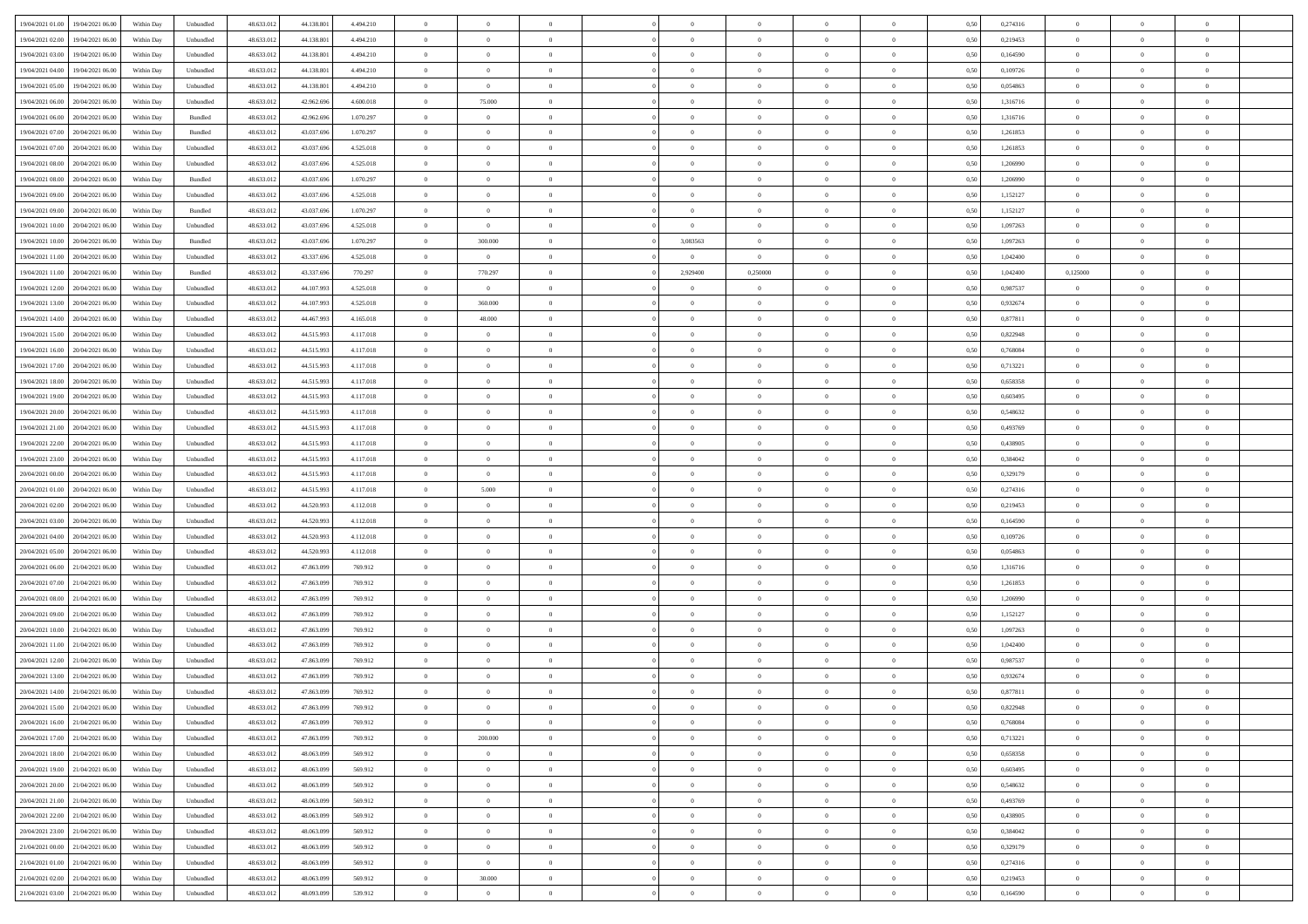| | | | | | | | | | | | | | | | | | | | | | |
|---|---|---|---|---|---|---|---|---|---|---|---|---|---|---|---|---|---|---|---|---|---|
| 19/04/2021 01:00 | 19/04/2021 06:00 | Within Day | Unbundled | 48.633.012 | 44.138.801 | 4.494.210 | 0 | 0 | 0 | | 0 | 0 | 0 | 0 | 0 | 0,50 | 0,274316 | 0 | 0 | 0 | |
| 19/04/2021 02:00 | 19/04/2021 06:00 | Within Day | Unbundled | 48.633.012 | 44.138.801 | 4.494.210 | 0 | 0 | 0 | | 0 | 0 | 0 | 0 | 0 | 0,50 | 0,219453 | 0 | 0 | 0 | |
| 19/04/2021 03:00 | 19/04/2021 06:00 | Within Day | Unbundled | 48.633.012 | 44.138.801 | 4.494.210 | 0 | 0 | 0 | | 0 | 0 | 0 | 0 | 0 | 0,50 | 0,164590 | 0 | 0 | 0 | |
| 19/04/2021 04:00 | 19/04/2021 06:00 | Within Day | Unbundled | 48.633.012 | 44.138.801 | 4.494.210 | 0 | 0 | 0 | | 0 | 0 | 0 | 0 | 0 | 0,50 | 0,109726 | 0 | 0 | 0 | |
| 19/04/2021 05:00 | 19/04/2021 06:00 | Within Day | Unbundled | 48.633.012 | 44.138.801 | 4.494.210 | 0 | 0 | 0 | | 0 | 0 | 0 | 0 | 0 | 0,50 | 0,054863 | 0 | 0 | 0 | |
| 19/04/2021 06:00 | 20/04/2021 06:00 | Within Day | Unbundled | 48.633.012 | 42.962.696 | 4.600.018 | 0 | 75.000 | 0 | | 0 | 0 | 0 | 0 | 0 | 0,50 | 1,316716 | 0 | 0 | 0 | |
| 19/04/2021 06:00 | 20/04/2021 06:00 | Within Day | Bundled | 48.633.012 | 42.962.696 | 1.070.297 | 0 | 0 | 0 | | 0 | 0 | 0 | 0 | 0 | 0,50 | 1,316716 | 0 | 0 | 0 | |
| 19/04/2021 07:00 | 20/04/2021 06:00 | Within Day | Bundled | 48.633.012 | 43.037.696 | 1.070.297 | 0 | 0 | 0 | | 0 | 0 | 0 | 0 | 0 | 0,50 | 1,261853 | 0 | 0 | 0 | |
| 19/04/2021 07:00 | 20/04/2021 06:00 | Within Day | Unbundled | 48.633.012 | 43.037.696 | 4.525.018 | 0 | 0 | 0 | | 0 | 0 | 0 | 0 | 0 | 0,50 | 1,261853 | 0 | 0 | 0 | |
| 19/04/2021 08:00 | 20/04/2021 06:00 | Within Day | Unbundled | 48.633.012 | 43.037.696 | 4.525.018 | 0 | 0 | 0 | | 0 | 0 | 0 | 0 | 0 | 0,50 | 1,206990 | 0 | 0 | 0 | |
| 19/04/2021 08:00 | 20/04/2021 06:00 | Within Day | Bundled | 48.633.012 | 43.037.696 | 1.070.297 | 0 | 0 | 0 | | 0 | 0 | 0 | 0 | 0 | 0,50 | 1,206990 | 0 | 0 | 0 | |
| 19/04/2021 09:00 | 20/04/2021 06:00 | Within Day | Unbundled | 48.633.012 | 43.037.696 | 4.525.018 | 0 | 0 | 0 | | 0 | 0 | 0 | 0 | 0 | 0,50 | 1,152127 | 0 | 0 | 0 | |
| 19/04/2021 09:00 | 20/04/2021 06:00 | Within Day | Bundled | 48.633.012 | 43.037.696 | 1.070.297 | 0 | 0 | 0 | | 0 | 0 | 0 | 0 | 0 | 0,50 | 1,152127 | 0 | 0 | 0 | |
| 19/04/2021 10:00 | 20/04/2021 06:00 | Within Day | Unbundled | 48.633.012 | 43.037.696 | 4.525.018 | 0 | 0 | 0 | | 0 | 0 | 0 | 0 | 0 | 0,50 | 1,097263 | 0 | 0 | 0 | |
| 19/04/2021 10:00 | 20/04/2021 06:00 | Within Day | Bundled | 48.633.012 | 43.037.696 | 1.070.297 | 0 | 300.000 | 0 | | 3,083563 | 0 | 0 | 0 | 0 | 0,50 | 1,097263 | 0 | 0 | 0 | |
| 19/04/2021 11:00 | 20/04/2021 06:00 | Within Day | Unbundled | 48.633.012 | 43.337.696 | 4.525.018 | 0 | 0 | 0 | | 0 | 0 | 0 | 0 | 0 | 0,50 | 1,042400 | 0 | 0 | 0 | |
| 19/04/2021 11:00 | 20/04/2021 06:00 | Within Day | Bundled | 48.633.012 | 43.337.696 | 770.297 | 0 | 770.297 | 0 | | 2,929400 | 0,250000 | 0 | 0 | 0 | 0,50 | 1,042400 | 0,125000 | 0 | 0 | |
| 19/04/2021 12:00 | 20/04/2021 06:00 | Within Day | Unbundled | 48.633.012 | 44.107.993 | 4.525.018 | 0 | 0 | 0 | | 0 | 0 | 0 | 0 | 0 | 0,50 | 0,987537 | 0 | 0 | 0 | |
| 19/04/2021 13:00 | 20/04/2021 06:00 | Within Day | Unbundled | 48.633.012 | 44.107.993 | 4.525.018 | 0 | 360.000 | 0 | | 0 | 0 | 0 | 0 | 0 | 0,50 | 0,932674 | 0 | 0 | 0 | |
| 19/04/2021 14:00 | 20/04/2021 06:00 | Within Day | Unbundled | 48.633.012 | 44.467.993 | 4.165.018 | 0 | 48.000 | 0 | | 0 | 0 | 0 | 0 | 0 | 0,50 | 0,877811 | 0 | 0 | 0 | |
| 19/04/2021 15:00 | 20/04/2021 06:00 | Within Day | Unbundled | 48.633.012 | 44.515.993 | 4.117.018 | 0 | 0 | 0 | | 0 | 0 | 0 | 0 | 0 | 0,50 | 0,822948 | 0 | 0 | 0 | |
| 19/04/2021 16:00 | 20/04/2021 06:00 | Within Day | Unbundled | 48.633.012 | 44.515.993 | 4.117.018 | 0 | 0 | 0 | | 0 | 0 | 0 | 0 | 0 | 0,50 | 0,768084 | 0 | 0 | 0 | |
| 19/04/2021 17:00 | 20/04/2021 06:00 | Within Day | Unbundled | 48.633.012 | 44.515.993 | 4.117.018 | 0 | 0 | 0 | | 0 | 0 | 0 | 0 | 0 | 0,50 | 0,713221 | 0 | 0 | 0 | |
| 19/04/2021 18:00 | 20/04/2021 06:00 | Within Day | Unbundled | 48.633.012 | 44.515.993 | 4.117.018 | 0 | 0 | 0 | | 0 | 0 | 0 | 0 | 0 | 0,50 | 0,658358 | 0 | 0 | 0 | |
| 19/04/2021 19:00 | 20/04/2021 06:00 | Within Day | Unbundled | 48.633.012 | 44.515.993 | 4.117.018 | 0 | 0 | 0 | | 0 | 0 | 0 | 0 | 0 | 0,50 | 0,603495 | 0 | 0 | 0 | |
| 19/04/2021 20:00 | 20/04/2021 06:00 | Within Day | Unbundled | 48.633.012 | 44.515.993 | 4.117.018 | 0 | 0 | 0 | | 0 | 0 | 0 | 0 | 0 | 0,50 | 0,548632 | 0 | 0 | 0 | |
| 19/04/2021 21:00 | 20/04/2021 06:00 | Within Day | Unbundled | 48.633.012 | 44.515.993 | 4.117.018 | 0 | 0 | 0 | | 0 | 0 | 0 | 0 | 0 | 0,50 | 0,493769 | 0 | 0 | 0 | |
| 19/04/2021 22:00 | 20/04/2021 06:00 | Within Day | Unbundled | 48.633.012 | 44.515.993 | 4.117.018 | 0 | 0 | 0 | | 0 | 0 | 0 | 0 | 0 | 0,50 | 0,438905 | 0 | 0 | 0 | |
| 19/04/2021 23:00 | 20/04/2021 06:00 | Within Day | Unbundled | 48.633.012 | 44.515.993 | 4.117.018 | 0 | 0 | 0 | | 0 | 0 | 0 | 0 | 0 | 0,50 | 0,384042 | 0 | 0 | 0 | |
| 20/04/2021 00:00 | 20/04/2021 06:00 | Within Day | Unbundled | 48.633.012 | 44.515.993 | 4.117.018 | 0 | 0 | 0 | | 0 | 0 | 0 | 0 | 0 | 0,50 | 0,329179 | 0 | 0 | 0 | |
| 20/04/2021 01:00 | 20/04/2021 06:00 | Within Day | Unbundled | 48.633.012 | 44.515.993 | 4.117.018 | 0 | 5.000 | 0 | | 0 | 0 | 0 | 0 | 0 | 0,50 | 0,274316 | 0 | 0 | 0 | |
| 20/04/2021 02:00 | 20/04/2021 06:00 | Within Day | Unbundled | 48.633.012 | 44.520.993 | 4.112.018 | 0 | 0 | 0 | | 0 | 0 | 0 | 0 | 0 | 0,50 | 0,219453 | 0 | 0 | 0 | |
| 20/04/2021 03:00 | 20/04/2021 06:00 | Within Day | Unbundled | 48.633.012 | 44.520.993 | 4.112.018 | 0 | 0 | 0 | | 0 | 0 | 0 | 0 | 0 | 0,50 | 0,164590 | 0 | 0 | 0 | |
| 20/04/2021 04:00 | 20/04/2021 06:00 | Within Day | Unbundled | 48.633.012 | 44.520.993 | 4.112.018 | 0 | 0 | 0 | | 0 | 0 | 0 | 0 | 0 | 0,50 | 0,109726 | 0 | 0 | 0 | |
| 20/04/2021 05:00 | 20/04/2021 06:00 | Within Day | Unbundled | 48.633.012 | 44.520.993 | 4.112.018 | 0 | 0 | 0 | | 0 | 0 | 0 | 0 | 0 | 0,50 | 0,054863 | 0 | 0 | 0 | |
| 20/04/2021 06:00 | 21/04/2021 06:00 | Within Day | Unbundled | 48.633.012 | 47.863.099 | 769.912 | 0 | 0 | 0 | | 0 | 0 | 0 | 0 | 0 | 0,50 | 1,316716 | 0 | 0 | 0 | |
| 20/04/2021 07:00 | 21/04/2021 06:00 | Within Day | Unbundled | 48.633.012 | 47.863.099 | 769.912 | 0 | 0 | 0 | | 0 | 0 | 0 | 0 | 0 | 0,50 | 1,261853 | 0 | 0 | 0 | |
| 20/04/2021 08:00 | 21/04/2021 06:00 | Within Day | Unbundled | 48.633.012 | 47.863.099 | 769.912 | 0 | 0 | 0 | | 0 | 0 | 0 | 0 | 0 | 0,50 | 1,206990 | 0 | 0 | 0 | |
| 20/04/2021 09:00 | 21/04/2021 06:00 | Within Day | Unbundled | 48.633.012 | 47.863.099 | 769.912 | 0 | 0 | 0 | | 0 | 0 | 0 | 0 | 0 | 0,50 | 1,152127 | 0 | 0 | 0 | |
| 20/04/2021 10:00 | 21/04/2021 06:00 | Within Day | Unbundled | 48.633.012 | 47.863.099 | 769.912 | 0 | 0 | 0 | | 0 | 0 | 0 | 0 | 0 | 0,50 | 1,097263 | 0 | 0 | 0 | |
| 20/04/2021 11:00 | 21/04/2021 06:00 | Within Day | Unbundled | 48.633.012 | 47.863.099 | 769.912 | 0 | 0 | 0 | | 0 | 0 | 0 | 0 | 0 | 0,50 | 1,042400 | 0 | 0 | 0 | |
| 20/04/2021 12:00 | 21/04/2021 06:00 | Within Day | Unbundled | 48.633.012 | 47.863.099 | 769.912 | 0 | 0 | 0 | | 0 | 0 | 0 | 0 | 0 | 0,50 | 0,987537 | 0 | 0 | 0 | |
| 20/04/2021 13:00 | 21/04/2021 06:00 | Within Day | Unbundled | 48.633.012 | 47.863.099 | 769.912 | 0 | 0 | 0 | | 0 | 0 | 0 | 0 | 0 | 0,50 | 0,932674 | 0 | 0 | 0 | |
| 20/04/2021 14:00 | 21/04/2021 06:00 | Within Day | Unbundled | 48.633.012 | 47.863.099 | 769.912 | 0 | 0 | 0 | | 0 | 0 | 0 | 0 | 0 | 0,50 | 0,877811 | 0 | 0 | 0 | |
| 20/04/2021 15:00 | 21/04/2021 06:00 | Within Day | Unbundled | 48.633.012 | 47.863.099 | 769.912 | 0 | 0 | 0 | | 0 | 0 | 0 | 0 | 0 | 0,50 | 0,822948 | 0 | 0 | 0 | |
| 20/04/2021 16:00 | 21/04/2021 06:00 | Within Day | Unbundled | 48.633.012 | 47.863.099 | 769.912 | 0 | 0 | 0 | | 0 | 0 | 0 | 0 | 0 | 0,50 | 0,768084 | 0 | 0 | 0 | |
| 20/04/2021 17:00 | 21/04/2021 06:00 | Within Day | Unbundled | 48.633.012 | 47.863.099 | 769.912 | 0 | 200.000 | 0 | | 0 | 0 | 0 | 0 | 0 | 0,50 | 0,713221 | 0 | 0 | 0 | |
| 20/04/2021 18:00 | 21/04/2021 06:00 | Within Day | Unbundled | 48.633.012 | 48.063.099 | 569.912 | 0 | 0 | 0 | | 0 | 0 | 0 | 0 | 0 | 0,50 | 0,658358 | 0 | 0 | 0 | |
| 20/04/2021 19:00 | 21/04/2021 06:00 | Within Day | Unbundled | 48.633.012 | 48.063.099 | 569.912 | 0 | 0 | 0 | | 0 | 0 | 0 | 0 | 0 | 0,50 | 0,603495 | 0 | 0 | 0 | |
| 20/04/2021 20:00 | 21/04/2021 06:00 | Within Day | Unbundled | 48.633.012 | 48.063.099 | 569.912 | 0 | 0 | 0 | | 0 | 0 | 0 | 0 | 0 | 0,50 | 0,548632 | 0 | 0 | 0 | |
| 20/04/2021 21:00 | 21/04/2021 06:00 | Within Day | Unbundled | 48.633.012 | 48.063.099 | 569.912 | 0 | 0 | 0 | | 0 | 0 | 0 | 0 | 0 | 0,50 | 0,493769 | 0 | 0 | 0 | |
| 20/04/2021 22:00 | 21/04/2021 06:00 | Within Day | Unbundled | 48.633.012 | 48.063.099 | 569.912 | 0 | 0 | 0 | | 0 | 0 | 0 | 0 | 0 | 0,50 | 0,438905 | 0 | 0 | 0 | |
| 20/04/2021 23:00 | 21/04/2021 06:00 | Within Day | Unbundled | 48.633.012 | 48.063.099 | 569.912 | 0 | 0 | 0 | | 0 | 0 | 0 | 0 | 0 | 0,50 | 0,384042 | 0 | 0 | 0 | |
| 21/04/2021 00:00 | 21/04/2021 06:00 | Within Day | Unbundled | 48.633.012 | 48.063.099 | 569.912 | 0 | 0 | 0 | | 0 | 0 | 0 | 0 | 0 | 0,50 | 0,329179 | 0 | 0 | 0 | |
| 21/04/2021 01:00 | 21/04/2021 06:00 | Within Day | Unbundled | 48.633.012 | 48.063.099 | 569.912 | 0 | 0 | 0 | | 0 | 0 | 0 | 0 | 0 | 0,50 | 0,274316 | 0 | 0 | 0 | |
| 21/04/2021 02:00 | 21/04/2021 06:00 | Within Day | Unbundled | 48.633.012 | 48.063.099 | 569.912 | 0 | 30.000 | 0 | | 0 | 0 | 0 | 0 | 0 | 0,50 | 0,219453 | 0 | 0 | 0 | |
| 21/04/2021 03:00 | 21/04/2021 06:00 | Within Day | Unbundled | 48.633.012 | 48.093.099 | 539.912 | 0 | 0 | 0 | | 0 | 0 | 0 | 0 | 0 | 0,50 | 0,164590 | 0 | 0 | 0 | |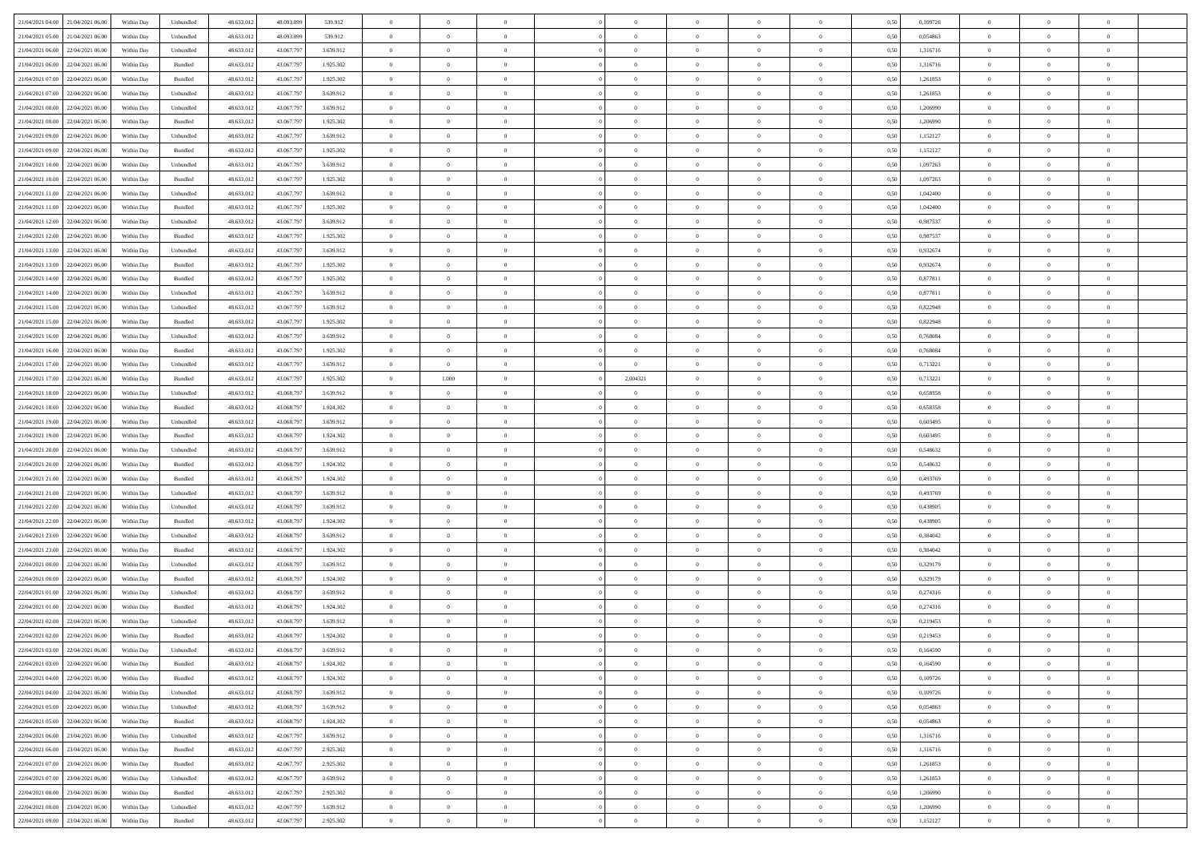| | | | | | | | | | | | | | | | | | | | | | |
|---|---|---|---|---|---|---|---|---|---|---|---|---|---|---|---|---|---|---|---|---|---|
| 21/04/2021 04:00 | 21/04/2021 06:00 | Within Day | Unbundled | 48.633.012 | 48.093.099 | 539.912 | 0 | 0 | 0 | | 0 | 0 | 0 | 0 | 0,50 | 0,109726 | 0 | 0 | 0 | |
| 21/04/2021 05:00 | 21/04/2021 06:00 | Within Day | Unbundled | 48.633.012 | 48.093.099 | 539.912 | 0 | 0 | 0 | | 0 | 0 | 0 | 0 | 0,50 | 0,054863 | 0 | 0 | 0 | |
| 21/04/2021 06:00 | 22/04/2021 06:00 | Within Day | Unbundled | 48.633.012 | 43.067.797 | 3.639.912 | 0 | 0 | 0 | | 0 | 0 | 0 | 0 | 0,50 | 1,316716 | 0 | 0 | 0 | |
| 21/04/2021 06:00 | 22/04/2021 06:00 | Within Day | Bundled | 48.633.012 | 43.067.797 | 1.925.302 | 0 | 0 | 0 | | 0 | 0 | 0 | 0 | 0,50 | 1,316716 | 0 | 0 | 0 | |
| 21/04/2021 07:00 | 22/04/2021 06:00 | Within Day | Bundled | 48.633.012 | 43.067.797 | 1.925.302 | 0 | 0 | 0 | | 0 | 0 | 0 | 0 | 0,50 | 1,261853 | 0 | 0 | 0 | |
| 21/04/2021 07:00 | 22/04/2021 06:00 | Within Day | Unbundled | 48.633.012 | 43.067.797 | 3.639.912 | 0 | 0 | 0 | | 0 | 0 | 0 | 0 | 0,50 | 1,261853 | 0 | 0 | 0 | |
| 21/04/2021 08:00 | 22/04/2021 06:00 | Within Day | Unbundled | 48.633.012 | 43.067.797 | 3.639.912 | 0 | 0 | 0 | | 0 | 0 | 0 | 0 | 0,50 | 1,206990 | 0 | 0 | 0 | |
| 21/04/2021 08:00 | 22/04/2021 06:00 | Within Day | Bundled | 48.633.012 | 43.067.797 | 1.925.302 | 0 | 0 | 0 | | 0 | 0 | 0 | 0 | 0,50 | 1,206990 | 0 | 0 | 0 | |
| 21/04/2021 09:00 | 22/04/2021 06:00 | Within Day | Unbundled | 48.633.012 | 43.067.797 | 3.639.912 | 0 | 0 | 0 | | 0 | 0 | 0 | 0 | 0,50 | 1,152127 | 0 | 0 | 0 | |
| 21/04/2021 09:00 | 22/04/2021 06:00 | Within Day | Bundled | 48.633.012 | 43.067.797 | 1.925.302 | 0 | 0 | 0 | | 0 | 0 | 0 | 0 | 0,50 | 1,152127 | 0 | 0 | 0 | |
| 21/04/2021 10:00 | 22/04/2021 06:00 | Within Day | Unbundled | 48.633.012 | 43.067.797 | 3.639.912 | 0 | 0 | 0 | | 0 | 0 | 0 | 0 | 0,50 | 1,097263 | 0 | 0 | 0 | |
| 21/04/2021 10:00 | 22/04/2021 06:00 | Within Day | Bundled | 48.633.012 | 43.067.797 | 1.925.302 | 0 | 0 | 0 | | 0 | 0 | 0 | 0 | 0,50 | 1,097263 | 0 | 0 | 0 | |
| 21/04/2021 11:00 | 22/04/2021 06:00 | Within Day | Unbundled | 48.633.012 | 43.067.797 | 3.639.912 | 0 | 0 | 0 | | 0 | 0 | 0 | 0 | 0,50 | 1,042400 | 0 | 0 | 0 | |
| 21/04/2021 11:00 | 22/04/2021 06:00 | Within Day | Bundled | 48.633.012 | 43.067.797 | 1.925.302 | 0 | 0 | 0 | | 0 | 0 | 0 | 0 | 0,50 | 1,042400 | 0 | 0 | 0 | |
| 21/04/2021 12:00 | 22/04/2021 06:00 | Within Day | Unbundled | 48.633.012 | 43.067.797 | 3.639.912 | 0 | 0 | 0 | | 0 | 0 | 0 | 0 | 0,50 | 0,987537 | 0 | 0 | 0 | |
| 21/04/2021 12:00 | 22/04/2021 06:00 | Within Day | Bundled | 48.633.012 | 43.067.797 | 1.925.302 | 0 | 0 | 0 | | 0 | 0 | 0 | 0 | 0,50 | 0,987537 | 0 | 0 | 0 | |
| 21/04/2021 13:00 | 22/04/2021 06:00 | Within Day | Unbundled | 48.633.012 | 43.067.797 | 3.639.912 | 0 | 0 | 0 | | 0 | 0 | 0 | 0 | 0,50 | 0,932674 | 0 | 0 | 0 | |
| 21/04/2021 13:00 | 22/04/2021 06:00 | Within Day | Bundled | 48.633.012 | 43.067.797 | 1.925.302 | 0 | 0 | 0 | | 0 | 0 | 0 | 0 | 0,50 | 0,932674 | 0 | 0 | 0 | |
| 21/04/2021 14:00 | 22/04/2021 06:00 | Within Day | Bundled | 48.633.012 | 43.067.797 | 1.925.302 | 0 | 0 | 0 | | 0 | 0 | 0 | 0 | 0,50 | 0,877811 | 0 | 0 | 0 | |
| 21/04/2021 14:00 | 22/04/2021 06:00 | Within Day | Unbundled | 48.633.012 | 43.067.797 | 3.639.912 | 0 | 0 | 0 | | 0 | 0 | 0 | 0 | 0,50 | 0,877811 | 0 | 0 | 0 | |
| 21/04/2021 15:00 | 22/04/2021 06:00 | Within Day | Unbundled | 48.633.012 | 43.067.797 | 3.639.912 | 0 | 0 | 0 | | 0 | 0 | 0 | 0 | 0,50 | 0,822948 | 0 | 0 | 0 | |
| 21/04/2021 15:00 | 22/04/2021 06:00 | Within Day | Bundled | 48.633.012 | 43.067.797 | 1.925.302 | 0 | 0 | 0 | | 0 | 0 | 0 | 0 | 0,50 | 0,822948 | 0 | 0 | 0 | |
| 21/04/2021 16:00 | 22/04/2021 06:00 | Within Day | Unbundled | 48.633.012 | 43.067.797 | 3.639.912 | 0 | 0 | 0 | | 0 | 0 | 0 | 0 | 0,50 | 0,768084 | 0 | 0 | 0 | |
| 21/04/2021 16:00 | 22/04/2021 06:00 | Within Day | Bundled | 48.633.012 | 43.067.797 | 1.925.302 | 0 | 0 | 0 | | 0 | 0 | 0 | 0 | 0,50 | 0,768084 | 0 | 0 | 0 | |
| 21/04/2021 17:00 | 22/04/2021 06:00 | Within Day | Unbundled | 48.633.012 | 43.067.797 | 3.639.912 | 0 | 0 | 0 | | 0 | 0 | 0 | 0 | 0,50 | 0,713221 | 0 | 0 | 0 | |
| 21/04/2021 17:00 | 22/04/2021 06:00 | Within Day | Bundled | 48.633.012 | 43.067.797 | 1.925.302 | 0 | 1.000 | 0 | | 2,004321 | 0 | 0 | 0 | 0,50 | 0,713221 | 0 | 0 | 0 | |
| 21/04/2021 18:00 | 22/04/2021 06:00 | Within Day | Unbundled | 48.633.012 | 43.068.797 | 3.639.912 | 0 | 0 | 0 | | 0 | 0 | 0 | 0 | 0,50 | 0,658358 | 0 | 0 | 0 | |
| 21/04/2021 18:00 | 22/04/2021 06:00 | Within Day | Bundled | 48.633.012 | 43.068.797 | 1.924.302 | 0 | 0 | 0 | | 0 | 0 | 0 | 0 | 0,50 | 0,658358 | 0 | 0 | 0 | |
| 21/04/2021 19:00 | 22/04/2021 06:00 | Within Day | Unbundled | 48.633.012 | 43.068.797 | 3.639.912 | 0 | 0 | 0 | | 0 | 0 | 0 | 0 | 0,50 | 0,603495 | 0 | 0 | 0 | |
| 21/04/2021 19:00 | 22/04/2021 06:00 | Within Day | Bundled | 48.633.012 | 43.068.797 | 1.924.302 | 0 | 0 | 0 | | 0 | 0 | 0 | 0 | 0,50 | 0,603495 | 0 | 0 | 0 | |
| 21/04/2021 20:00 | 22/04/2021 06:00 | Within Day | Unbundled | 48.633.012 | 43.068.797 | 3.639.912 | 0 | 0 | 0 | | 0 | 0 | 0 | 0 | 0,50 | 0,548632 | 0 | 0 | 0 | |
| 21/04/2021 20:00 | 22/04/2021 06:00 | Within Day | Bundled | 48.633.012 | 43.068.797 | 1.924.302 | 0 | 0 | 0 | | 0 | 0 | 0 | 0 | 0,50 | 0,548632 | 0 | 0 | 0 | |
| 21/04/2021 21:00 | 22/04/2021 06:00 | Within Day | Bundled | 48.633.012 | 43.068.797 | 1.924.302 | 0 | 0 | 0 | | 0 | 0 | 0 | 0 | 0,50 | 0,493769 | 0 | 0 | 0 | |
| 21/04/2021 21:00 | 22/04/2021 06:00 | Within Day | Unbundled | 48.633.012 | 43.068.797 | 3.639.912 | 0 | 0 | 0 | | 0 | 0 | 0 | 0 | 0,50 | 0,493769 | 0 | 0 | 0 | |
| 21/04/2021 22:00 | 22/04/2021 06:00 | Within Day | Unbundled | 48.633.012 | 43.068.797 | 3.639.912 | 0 | 0 | 0 | | 0 | 0 | 0 | 0 | 0,50 | 0,438905 | 0 | 0 | 0 | |
| 21/04/2021 22:00 | 22/04/2021 06:00 | Within Day | Bundled | 48.633.012 | 43.068.797 | 1.924.302 | 0 | 0 | 0 | | 0 | 0 | 0 | 0 | 0,50 | 0,438905 | 0 | 0 | 0 | |
| 21/04/2021 23:00 | 22/04/2021 06:00 | Within Day | Unbundled | 48.633.012 | 43.068.797 | 3.639.912 | 0 | 0 | 0 | | 0 | 0 | 0 | 0 | 0,50 | 0,384042 | 0 | 0 | 0 | |
| 21/04/2021 23:00 | 22/04/2021 06:00 | Within Day | Bundled | 48.633.012 | 43.068.797 | 1.924.302 | 0 | 0 | 0 | | 0 | 0 | 0 | 0 | 0,50 | 0,384042 | 0 | 0 | 0 | |
| 22/04/2021 00:00 | 22/04/2021 06:00 | Within Day | Unbundled | 48.633.012 | 43.068.797 | 3.639.912 | 0 | 0 | 0 | | 0 | 0 | 0 | 0 | 0,50 | 0,329179 | 0 | 0 | 0 | |
| 22/04/2021 00:00 | 22/04/2021 06:00 | Within Day | Bundled | 48.633.012 | 43.068.797 | 1.924.302 | 0 | 0 | 0 | | 0 | 0 | 0 | 0 | 0,50 | 0,329179 | 0 | 0 | 0 | |
| 22/04/2021 01:00 | 22/04/2021 06:00 | Within Day | Unbundled | 48.633.012 | 43.068.797 | 3.639.912 | 0 | 0 | 0 | | 0 | 0 | 0 | 0 | 0,50 | 0,274316 | 0 | 0 | 0 | |
| 22/04/2021 01:00 | 22/04/2021 06:00 | Within Day | Bundled | 48.633.012 | 43.068.797 | 1.924.302 | 0 | 0 | 0 | | 0 | 0 | 0 | 0 | 0,50 | 0,274316 | 0 | 0 | 0 | |
| 22/04/2021 02:00 | 22/04/2021 06:00 | Within Day | Unbundled | 48.633.012 | 43.068.797 | 3.639.912 | 0 | 0 | 0 | | 0 | 0 | 0 | 0 | 0,50 | 0,219453 | 0 | 0 | 0 | |
| 22/04/2021 02:00 | 22/04/2021 06:00 | Within Day | Bundled | 48.633.012 | 43.068.797 | 1.924.302 | 0 | 0 | 0 | | 0 | 0 | 0 | 0 | 0,50 | 0,219453 | 0 | 0 | 0 | |
| 22/04/2021 03:00 | 22/04/2021 06:00 | Within Day | Unbundled | 48.633.012 | 43.068.797 | 3.639.912 | 0 | 0 | 0 | | 0 | 0 | 0 | 0 | 0,50 | 0,164590 | 0 | 0 | 0 | |
| 22/04/2021 03:00 | 22/04/2021 06:00 | Within Day | Bundled | 48.633.012 | 43.068.797 | 1.924.302 | 0 | 0 | 0 | | 0 | 0 | 0 | 0 | 0,50 | 0,164590 | 0 | 0 | 0 | |
| 22/04/2021 04:00 | 22/04/2021 06:00 | Within Day | Bundled | 48.633.012 | 43.068.797 | 1.924.302 | 0 | 0 | 0 | | 0 | 0 | 0 | 0 | 0,50 | 0,109726 | 0 | 0 | 0 | |
| 22/04/2021 04:00 | 22/04/2021 06:00 | Within Day | Unbundled | 48.633.012 | 43.068.797 | 3.639.912 | 0 | 0 | 0 | | 0 | 0 | 0 | 0 | 0,50 | 0,109726 | 0 | 0 | 0 | |
| 22/04/2021 05:00 | 22/04/2021 06:00 | Within Day | Unbundled | 48.633.012 | 43.068.797 | 3.639.912 | 0 | 0 | 0 | | 0 | 0 | 0 | 0 | 0,50 | 0,054863 | 0 | 0 | 0 | |
| 22/04/2021 05:00 | 22/04/2021 06:00 | Within Day | Bundled | 48.633.012 | 43.068.797 | 1.924.302 | 0 | 0 | 0 | | 0 | 0 | 0 | 0 | 0,50 | 0,054863 | 0 | 0 | 0 | |
| 22/04/2021 06:00 | 23/04/2021 06:00 | Within Day | Unbundled | 48.633.012 | 42.067.797 | 3.639.912 | 0 | 0 | 0 | | 0 | 0 | 0 | 0 | 0,50 | 1,316716 | 0 | 0 | 0 | |
| 22/04/2021 06:00 | 23/04/2021 06:00 | Within Day | Bundled | 48.633.012 | 42.067.797 | 2.925.302 | 0 | 0 | 0 | | 0 | 0 | 0 | 0 | 0,50 | 1,316716 | 0 | 0 | 0 | |
| 22/04/2021 07:00 | 23/04/2021 06:00 | Within Day | Bundled | 48.633.012 | 42.067.797 | 2.925.302 | 0 | 0 | 0 | | 0 | 0 | 0 | 0 | 0,50 | 1,261853 | 0 | 0 | 0 | |
| 22/04/2021 07:00 | 23/04/2021 06:00 | Within Day | Unbundled | 48.633.012 | 42.067.797 | 3.639.912 | 0 | 0 | 0 | | 0 | 0 | 0 | 0 | 0,50 | 1,261853 | 0 | 0 | 0 | |
| 22/04/2021 08:00 | 23/04/2021 06:00 | Within Day | Bundled | 48.633.012 | 42.067.797 | 2.925.302 | 0 | 0 | 0 | | 0 | 0 | 0 | 0 | 0,50 | 1,206990 | 0 | 0 | 0 | |
| 22/04/2021 08:00 | 23/04/2021 06:00 | Within Day | Unbundled | 48.633.012 | 42.067.797 | 3.639.912 | 0 | 0 | 0 | | 0 | 0 | 0 | 0 | 0,50 | 1,206990 | 0 | 0 | 0 | |
| 22/04/2021 09:00 | 23/04/2021 06:00 | Within Day | Bundled | 48.633.012 | 42.067.797 | 2.925.302 | 0 | 0 | 0 | | 0 | 0 | 0 | 0 | 0,50 | 1,152127 | 0 | 0 | 0 | |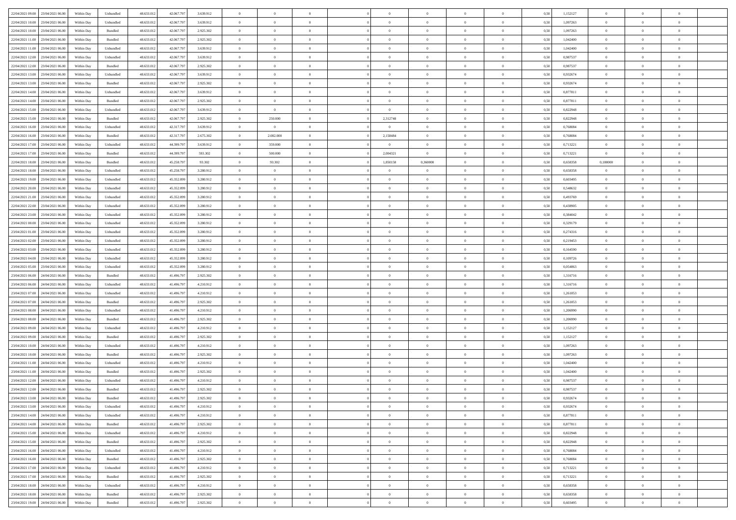| | | | | | | | | | | | | | | | | | | | | |
|---|---|---|---|---|---|---|---|---|---|---|---|---|---|---|---|---|---|---|---|---|
| 22/04/2021 09:00 | 23/04/2021 06:00 | Within Day | Unbundled | 48.633.012 | 42.067.797 | 3.639.912 | 0 | 0 | 0 | | 0 | 0 | 0 | 0 | 0,50 | 1,152127 | 0 | 0 | 0 | |
| 22/04/2021 10:00 | 23/04/2021 06:00 | Within Day | Unbundled | 48.633.012 | 42.067.797 | 3.639.912 | 0 | 0 | 0 | | 0 | 0 | 0 | 0 | 0,50 | 1,097263 | 0 | 0 | 0 | |
| 22/04/2021 10:00 | 23/04/2021 06:00 | Within Day | Bundled | 48.633.012 | 42.067.797 | 2.925.302 | 0 | 0 | 0 | | 0 | 0 | 0 | 0 | 0,50 | 1,097263 | 0 | 0 | 0 | |
| 22/04/2021 11:00 | 23/04/2021 06:00 | Within Day | Bundled | 48.633.012 | 42.067.797 | 2.925.302 | 0 | 0 | 0 | | 0 | 0 | 0 | 0 | 0,50 | 1,042400 | 0 | 0 | 0 | |
| 22/04/2021 11:00 | 23/04/2021 06:00 | Within Day | Unbundled | 48.633.012 | 42.067.797 | 3.639.912 | 0 | 0 | 0 | | 0 | 0 | 0 | 0 | 0,50 | 1,042400 | 0 | 0 | 0 | |
| 22/04/2021 12:00 | 23/04/2021 06:00 | Within Day | Unbundled | 48.633.012 | 42.067.797 | 3.639.912 | 0 | 0 | 0 | | 0 | 0 | 0 | 0 | 0,50 | 0,987537 | 0 | 0 | 0 | |
| 22/04/2021 12:00 | 23/04/2021 06:00 | Within Day | Bundled | 48.633.012 | 42.067.797 | 2.925.302 | 0 | 0 | 0 | | 0 | 0 | 0 | 0 | 0,50 | 0,987537 | 0 | 0 | 0 | |
| 22/04/2021 13:00 | 23/04/2021 06:00 | Within Day | Unbundled | 48.633.012 | 42.067.797 | 3.639.912 | 0 | 0 | 0 | | 0 | 0 | 0 | 0 | 0,50 | 0,932674 | 0 | 0 | 0 | |
| 22/04/2021 13:00 | 23/04/2021 06:00 | Within Day | Bundled | 48.633.012 | 42.067.797 | 2.925.302 | 0 | 0 | 0 | | 0 | 0 | 0 | 0 | 0,50 | 0,932674 | 0 | 0 | 0 | |
| 22/04/2021 14:00 | 23/04/2021 06:00 | Within Day | Unbundled | 48.633.012 | 42.067.797 | 3.639.912 | 0 | 0 | 0 | | 0 | 0 | 0 | 0 | 0,50 | 0,877811 | 0 | 0 | 0 | |
| 22/04/2021 14:00 | 23/04/2021 06:00 | Within Day | Bundled | 48.633.012 | 42.067.797 | 2.925.302 | 0 | 0 | 0 | | 0 | 0 | 0 | 0 | 0,50 | 0,877811 | 0 | 0 | 0 | |
| 22/04/2021 15:00 | 23/04/2021 06:00 | Within Day | Unbundled | 48.633.012 | 42.067.797 | 3.639.912 | 0 | 0 | 0 | | 0 | 0 | 0 | 0 | 0,50 | 0,822948 | 0 | 0 | 0 | |
| 22/04/2021 15:00 | 23/04/2021 06:00 | Within Day | Bundled | 48.633.012 | 42.067.797 | 2.925.302 | 0 | 250.000 | 0 | | 2,312748 | 0 | 0 | 0 | 0,50 | 0,822948 | 0 | 0 | 0 | |
| 22/04/2021 16:00 | 23/04/2021 06:00 | Within Day | Unbundled | 48.633.012 | 42.317.797 | 3.639.912 | 0 | 0 | 0 | | 0 | 0 | 0 | 0 | 0,50 | 0,768084 | 0 | 0 | 0 | |
| 22/04/2021 16:00 | 23/04/2021 06:00 | Within Day | Bundled | 48.633.012 | 42.317.797 | 2.675.302 | 0 | 2.082.000 | 0 | | 2,158484 | 0 | 0 | 0 | 0,50 | 0,768084 | 0 | 0 | 0 | |
| 22/04/2021 17:00 | 23/04/2021 06:00 | Within Day | Unbundled | 48.633.012 | 44.399.797 | 3.639.912 | 0 | 359.000 | 0 | | 0 | 0 | 0 | 0 | 0,50 | 0,713221 | 0 | 0 | 0 | |
| 22/04/2021 17:00 | 23/04/2021 06:00 | Within Day | Bundled | 48.633.012 | 44.399.797 | 593.302 | 0 | 500.000 | 0 | | 2,004321 | 0 | 0 | 0 | 0,50 | 0,713221 | 0 | 0 | 0 | |
| 22/04/2021 18:00 | 23/04/2021 06:00 | Within Day | Bundled | 48.633.012 | 45.258.797 | 93.302 | 0 | 93.302 | 0 | | 1,850158 | 0,360000 | 0 | 0 | 0,50 | 0,658358 | 0,180000 | 0 | 0 | |
| 22/04/2021 18:00 | 23/04/2021 06:00 | Within Day | Unbundled | 48.633.012 | 45.258.797 | 3.280.912 | 0 | 0 | 0 | | 0 | 0 | 0 | 0 | 0,50 | 0,658358 | 0 | 0 | 0 | |
| 22/04/2021 19:00 | 23/04/2021 06:00 | Within Day | Unbundled | 48.633.012 | 45.352.099 | 3.280.912 | 0 | 0 | 0 | | 0 | 0 | 0 | 0 | 0,50 | 0,603495 | 0 | 0 | 0 | |
| 22/04/2021 20:00 | 23/04/2021 06:00 | Within Day | Unbundled | 48.633.012 | 45.352.099 | 3.280.912 | 0 | 0 | 0 | | 0 | 0 | 0 | 0 | 0,50 | 0,548632 | 0 | 0 | 0 | |
| 22/04/2021 21:00 | 23/04/2021 06:00 | Within Day | Unbundled | 48.633.012 | 45.352.099 | 3.280.912 | 0 | 0 | 0 | | 0 | 0 | 0 | 0 | 0,50 | 0,493769 | 0 | 0 | 0 | |
| 22/04/2021 22:00 | 23/04/2021 06:00 | Within Day | Unbundled | 48.633.012 | 45.352.099 | 3.280.912 | 0 | 0 | 0 | | 0 | 0 | 0 | 0 | 0,50 | 0,438905 | 0 | 0 | 0 | |
| 22/04/2021 23:00 | 23/04/2021 06:00 | Within Day | Unbundled | 48.633.012 | 45.352.099 | 3.280.912 | 0 | 0 | 0 | | 0 | 0 | 0 | 0 | 0,50 | 0,384042 | 0 | 0 | 0 | |
| 23/04/2021 00:00 | 23/04/2021 06:00 | Within Day | Unbundled | 48.633.012 | 45.352.099 | 3.280.912 | 0 | 0 | 0 | | 0 | 0 | 0 | 0 | 0,50 | 0,329179 | 0 | 0 | 0 | |
| 23/04/2021 01:00 | 23/04/2021 06:00 | Within Day | Unbundled | 48.633.012 | 45.352.099 | 3.280.912 | 0 | 0 | 0 | | 0 | 0 | 0 | 0 | 0,50 | 0,274316 | 0 | 0 | 0 | |
| 23/04/2021 02:00 | 23/04/2021 06:00 | Within Day | Unbundled | 48.633.012 | 45.352.099 | 3.280.912 | 0 | 0 | 0 | | 0 | 0 | 0 | 0 | 0,50 | 0,219453 | 0 | 0 | 0 | |
| 23/04/2021 03:00 | 23/04/2021 06:00 | Within Day | Unbundled | 48.633.012 | 45.352.099 | 3.280.912 | 0 | 0 | 0 | | 0 | 0 | 0 | 0 | 0,50 | 0,164590 | 0 | 0 | 0 | |
| 23/04/2021 04:00 | 23/04/2021 06:00 | Within Day | Unbundled | 48.633.012 | 45.352.099 | 3.280.912 | 0 | 0 | 0 | | 0 | 0 | 0 | 0 | 0,50 | 0,109726 | 0 | 0 | 0 | |
| 23/04/2021 05:00 | 23/04/2021 06:00 | Within Day | Unbundled | 48.633.012 | 45.352.099 | 3.280.912 | 0 | 0 | 0 | | 0 | 0 | 0 | 0 | 0,50 | 0,054863 | 0 | 0 | 0 | |
| 23/04/2021 06:00 | 24/04/2021 06:00 | Within Day | Bundled | 48.633.012 | 41.496.797 | 2.925.302 | 0 | 0 | 0 | | 0 | 0 | 0 | 0 | 0,50 | 1,316716 | 0 | 0 | 0 | |
| 23/04/2021 06:00 | 24/04/2021 06:00 | Within Day | Unbundled | 48.633.012 | 41.496.797 | 4.210.912 | 0 | 0 | 0 | | 0 | 0 | 0 | 0 | 0,50 | 1,316716 | 0 | 0 | 0 | |
| 23/04/2021 07:00 | 24/04/2021 06:00 | Within Day | Unbundled | 48.633.012 | 41.496.797 | 4.210.912 | 0 | 0 | 0 | | 0 | 0 | 0 | 0 | 0,50 | 1,261853 | 0 | 0 | 0 | |
| 23/04/2021 07:00 | 24/04/2021 06:00 | Within Day | Bundled | 48.633.012 | 41.496.797 | 2.925.302 | 0 | 0 | 0 | | 0 | 0 | 0 | 0 | 0,50 | 1,261853 | 0 | 0 | 0 | |
| 23/04/2021 08:00 | 24/04/2021 06:00 | Within Day | Unbundled | 48.633.012 | 41.496.797 | 4.210.912 | 0 | 0 | 0 | | 0 | 0 | 0 | 0 | 0,50 | 1,206990 | 0 | 0 | 0 | |
| 23/04/2021 08:00 | 24/04/2021 06:00 | Within Day | Bundled | 48.633.012 | 41.496.797 | 2.925.302 | 0 | 0 | 0 | | 0 | 0 | 0 | 0 | 0,50 | 1,206990 | 0 | 0 | 0 | |
| 23/04/2021 09:00 | 24/04/2021 06:00 | Within Day | Unbundled | 48.633.012 | 41.496.797 | 4.210.912 | 0 | 0 | 0 | | 0 | 0 | 0 | 0 | 0,50 | 1,152127 | 0 | 0 | 0 | |
| 23/04/2021 09:00 | 24/04/2021 06:00 | Within Day | Bundled | 48.633.012 | 41.496.797 | 2.925.302 | 0 | 0 | 0 | | 0 | 0 | 0 | 0 | 0,50 | 1,152127 | 0 | 0 | 0 | |
| 23/04/2021 10:00 | 24/04/2021 06:00 | Within Day | Unbundled | 48.633.012 | 41.496.797 | 4.210.912 | 0 | 0 | 0 | | 0 | 0 | 0 | 0 | 0,50 | 1,097263 | 0 | 0 | 0 | |
| 23/04/2021 10:00 | 24/04/2021 06:00 | Within Day | Bundled | 48.633.012 | 41.496.797 | 2.925.302 | 0 | 0 | 0 | | 0 | 0 | 0 | 0 | 0,50 | 1,097263 | 0 | 0 | 0 | |
| 23/04/2021 11:00 | 24/04/2021 06:00 | Within Day | Unbundled | 48.633.012 | 41.496.797 | 4.210.912 | 0 | 0 | 0 | | 0 | 0 | 0 | 0 | 0,50 | 1,042400 | 0 | 0 | 0 | |
| 23/04/2021 11:00 | 24/04/2021 06:00 | Within Day | Bundled | 48.633.012 | 41.496.797 | 2.925.302 | 0 | 0 | 0 | | 0 | 0 | 0 | 0 | 0,50 | 1,042400 | 0 | 0 | 0 | |
| 23/04/2021 12:00 | 24/04/2021 06:00 | Within Day | Unbundled | 48.633.012 | 41.496.797 | 4.210.912 | 0 | 0 | 0 | | 0 | 0 | 0 | 0 | 0,50 | 0,987537 | 0 | 0 | 0 | |
| 23/04/2021 12:00 | 24/04/2021 06:00 | Within Day | Bundled | 48.633.012 | 41.496.797 | 2.925.302 | 0 | 0 | 0 | | 0 | 0 | 0 | 0 | 0,50 | 0,987537 | 0 | 0 | 0 | |
| 23/04/2021 13:00 | 24/04/2021 06:00 | Within Day | Bundled | 48.633.012 | 41.496.797 | 2.925.302 | 0 | 0 | 0 | | 0 | 0 | 0 | 0 | 0,50 | 0,932674 | 0 | 0 | 0 | |
| 23/04/2021 13:00 | 24/04/2021 06:00 | Within Day | Unbundled | 48.633.012 | 41.496.797 | 4.210.912 | 0 | 0 | 0 | | 0 | 0 | 0 | 0 | 0,50 | 0,932674 | 0 | 0 | 0 | |
| 23/04/2021 14:00 | 24/04/2021 06:00 | Within Day | Unbundled | 48.633.012 | 41.496.797 | 4.210.912 | 0 | 0 | 0 | | 0 | 0 | 0 | 0 | 0,50 | 0,877811 | 0 | 0 | 0 | |
| 23/04/2021 14:00 | 24/04/2021 06:00 | Within Day | Bundled | 48.633.012 | 41.496.797 | 2.925.302 | 0 | 0 | 0 | | 0 | 0 | 0 | 0 | 0,50 | 0,877811 | 0 | 0 | 0 | |
| 23/04/2021 15:00 | 24/04/2021 06:00 | Within Day | Unbundled | 48.633.012 | 41.496.797 | 4.210.912 | 0 | 0 | 0 | | 0 | 0 | 0 | 0 | 0,50 | 0,822948 | 0 | 0 | 0 | |
| 23/04/2021 15:00 | 24/04/2021 06:00 | Within Day | Bundled | 48.633.012 | 41.496.797 | 2.925.302 | 0 | 0 | 0 | | 0 | 0 | 0 | 0 | 0,50 | 0,822948 | 0 | 0 | 0 | |
| 23/04/2021 16:00 | 24/04/2021 06:00 | Within Day | Unbundled | 48.633.012 | 41.496.797 | 4.210.912 | 0 | 0 | 0 | | 0 | 0 | 0 | 0 | 0,50 | 0,768084 | 0 | 0 | 0 | |
| 23/04/2021 16:00 | 24/04/2021 06:00 | Within Day | Bundled | 48.633.012 | 41.496.797 | 2.925.302 | 0 | 0 | 0 | | 0 | 0 | 0 | 0 | 0,50 | 0,768084 | 0 | 0 | 0 | |
| 23/04/2021 17:00 | 24/04/2021 06:00 | Within Day | Unbundled | 48.633.012 | 41.496.797 | 4.210.912 | 0 | 0 | 0 | | 0 | 0 | 0 | 0 | 0,50 | 0,713221 | 0 | 0 | 0 | |
| 23/04/2021 17:00 | 24/04/2021 06:00 | Within Day | Bundled | 48.633.012 | 41.496.797 | 2.925.302 | 0 | 0 | 0 | | 0 | 0 | 0 | 0 | 0,50 | 0,713221 | 0 | 0 | 0 | |
| 23/04/2021 18:00 | 24/04/2021 06:00 | Within Day | Unbundled | 48.633.012 | 41.496.797 | 4.210.912 | 0 | 0 | 0 | | 0 | 0 | 0 | 0 | 0,50 | 0,658358 | 0 | 0 | 0 | |
| 23/04/2021 18:00 | 24/04/2021 06:00 | Within Day | Bundled | 48.633.012 | 41.496.797 | 2.925.302 | 0 | 0 | 0 | | 0 | 0 | 0 | 0 | 0,50 | 0,658358 | 0 | 0 | 0 | |
| 23/04/2021 19:00 | 24/04/2021 06:00 | Within Day | Bundled | 48.633.012 | 41.496.797 | 2.925.302 | 0 | 0 | 0 | | 0 | 0 | 0 | 0 | 0,50 | 0,603495 | 0 | 0 | 0 | |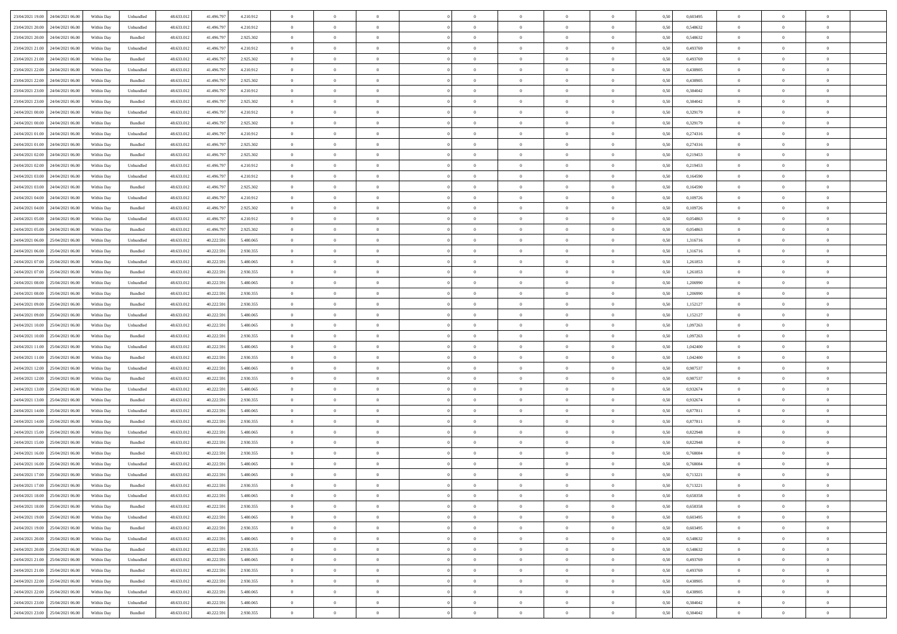| | | | | | | | | | | | | | | | | | | | | |
|---|---|---|---|---|---|---|---|---|---|---|---|---|---|---|---|---|---|---|---|---|
| 23/04/2021 19:00 | 24/04/2021 06:00 | Within Day | Unbundled | 48.633.012 | 41.496.797 | 4.210.912 | 0 | 0 | 0 | | 0 | 0 | 0 | 0 | 0,50 | 0,603495 | 0 | 0 | 0 | |
| 23/04/2021 20:00 | 24/04/2021 06:00 | Within Day | Unbundled | 48.633.012 | 41.496.797 | 4.210.912 | 0 | 0 | 0 | | 0 | 0 | 0 | 0 | 0,50 | 0,548632 | 0 | 0 | 0 | |
| 23/04/2021 20:00 | 24/04/2021 06:00 | Within Day | Bundled | 48.633.012 | 41.496.797 | 2.925.302 | 0 | 0 | 0 | | 0 | 0 | 0 | 0 | 0,50 | 0,548632 | 0 | 0 | 0 | |
| 23/04/2021 21:00 | 24/04/2021 06:00 | Within Day | Unbundled | 48.633.012 | 41.496.797 | 4.210.912 | 0 | 0 | 0 | | 0 | 0 | 0 | 0 | 0,50 | 0,493769 | 0 | 0 | 0 | |
| 23/04/2021 21:00 | 24/04/2021 06:00 | Within Day | Bundled | 48.633.012 | 41.496.797 | 2.925.302 | 0 | 0 | 0 | | 0 | 0 | 0 | 0 | 0,50 | 0,493769 | 0 | 0 | 0 | |
| 23/04/2021 22:00 | 24/04/2021 06:00 | Within Day | Unbundled | 48.633.012 | 41.496.797 | 4.210.912 | 0 | 0 | 0 | | 0 | 0 | 0 | 0 | 0,50 | 0,438905 | 0 | 0 | 0 | |
| 23/04/2021 22:00 | 24/04/2021 06:00 | Within Day | Bundled | 48.633.012 | 41.496.797 | 2.925.302 | 0 | 0 | 0 | | 0 | 0 | 0 | 0 | 0,50 | 0,438905 | 0 | 0 | 0 | |
| 23/04/2021 23:00 | 24/04/2021 06:00 | Within Day | Unbundled | 48.633.012 | 41.496.797 | 4.210.912 | 0 | 0 | 0 | | 0 | 0 | 0 | 0 | 0,50 | 0,384042 | 0 | 0 | 0 | |
| 23/04/2021 23:00 | 24/04/2021 06:00 | Within Day | Bundled | 48.633.012 | 41.496.797 | 2.925.302 | 0 | 0 | 0 | | 0 | 0 | 0 | 0 | 0,50 | 0,384042 | 0 | 0 | 0 | |
| 24/04/2021 00:00 | 24/04/2021 06:00 | Within Day | Unbundled | 48.633.012 | 41.496.797 | 4.210.912 | 0 | 0 | 0 | | 0 | 0 | 0 | 0 | 0,50 | 0,329179 | 0 | 0 | 0 | |
| 24/04/2021 00:00 | 24/04/2021 06:00 | Within Day | Bundled | 48.633.012 | 41.496.797 | 2.925.302 | 0 | 0 | 0 | | 0 | 0 | 0 | 0 | 0,50 | 0,329179 | 0 | 0 | 0 | |
| 24/04/2021 01:00 | 24/04/2021 06:00 | Within Day | Unbundled | 48.633.012 | 41.496.797 | 4.210.912 | 0 | 0 | 0 | | 0 | 0 | 0 | 0 | 0,50 | 0,274316 | 0 | 0 | 0 | |
| 24/04/2021 01:00 | 24/04/2021 06:00 | Within Day | Bundled | 48.633.012 | 41.496.797 | 2.925.302 | 0 | 0 | 0 | | 0 | 0 | 0 | 0 | 0,50 | 0,274316 | 0 | 0 | 0 | |
| 24/04/2021 02:00 | 24/04/2021 06:00 | Within Day | Bundled | 48.633.012 | 41.496.797 | 2.925.302 | 0 | 0 | 0 | | 0 | 0 | 0 | 0 | 0,50 | 0,219453 | 0 | 0 | 0 | |
| 24/04/2021 02:00 | 24/04/2021 06:00 | Within Day | Unbundled | 48.633.012 | 41.496.797 | 4.210.912 | 0 | 0 | 0 | | 0 | 0 | 0 | 0 | 0,50 | 0,219453 | 0 | 0 | 0 | |
| 24/04/2021 03:00 | 24/04/2021 06:00 | Within Day | Unbundled | 48.633.012 | 41.496.797 | 4.210.912 | 0 | 0 | 0 | | 0 | 0 | 0 | 0 | 0,50 | 0,164590 | 0 | 0 | 0 | |
| 24/04/2021 03:00 | 24/04/2021 06:00 | Within Day | Bundled | 48.633.012 | 41.496.797 | 2.925.302 | 0 | 0 | 0 | | 0 | 0 | 0 | 0 | 0,50 | 0,164590 | 0 | 0 | 0 | |
| 24/04/2021 04:00 | 24/04/2021 06:00 | Within Day | Unbundled | 48.633.012 | 41.496.797 | 4.210.912 | 0 | 0 | 0 | | 0 | 0 | 0 | 0 | 0,50 | 0,109726 | 0 | 0 | 0 | |
| 24/04/2021 04:00 | 24/04/2021 06:00 | Within Day | Bundled | 48.633.012 | 41.496.797 | 2.925.302 | 0 | 0 | 0 | | 0 | 0 | 0 | 0 | 0,50 | 0,109726 | 0 | 0 | 0 | |
| 24/04/2021 05:00 | 24/04/2021 06:00 | Within Day | Unbundled | 48.633.012 | 41.496.797 | 4.210.912 | 0 | 0 | 0 | | 0 | 0 | 0 | 0 | 0,50 | 0,054863 | 0 | 0 | 0 | |
| 24/04/2021 05:00 | 24/04/2021 06:00 | Within Day | Bundled | 48.633.012 | 41.496.797 | 2.925.302 | 0 | 0 | 0 | | 0 | 0 | 0 | 0 | 0,50 | 0,054863 | 0 | 0 | 0 | |
| 24/04/2021 06:00 | 25/04/2021 06:00 | Within Day | Unbundled | 48.633.012 | 40.222.591 | 5.480.065 | 0 | 0 | 0 | | 0 | 0 | 0 | 0 | 0,50 | 1,316716 | 0 | 0 | 0 | |
| 24/04/2021 06:00 | 25/04/2021 06:00 | Within Day | Bundled | 48.633.012 | 40.222.591 | 2.930.355 | 0 | 0 | 0 | | 0 | 0 | 0 | 0 | 0,50 | 1,316716 | 0 | 0 | 0 | |
| 24/04/2021 07:00 | 25/04/2021 06:00 | Within Day | Unbundled | 48.633.012 | 40.222.591 | 5.480.065 | 0 | 0 | 0 | | 0 | 0 | 0 | 0 | 0,50 | 1,261853 | 0 | 0 | 0 | |
| 24/04/2021 07:00 | 25/04/2021 06:00 | Within Day | Bundled | 48.633.012 | 40.222.591 | 2.930.355 | 0 | 0 | 0 | | 0 | 0 | 0 | 0 | 0,50 | 1,261853 | 0 | 0 | 0 | |
| 24/04/2021 08:00 | 25/04/2021 06:00 | Within Day | Unbundled | 48.633.012 | 40.222.591 | 5.480.065 | 0 | 0 | 0 | | 0 | 0 | 0 | 0 | 0,50 | 1,206990 | 0 | 0 | 0 | |
| 24/04/2021 08:00 | 25/04/2021 06:00 | Within Day | Bundled | 48.633.012 | 40.222.591 | 2.930.355 | 0 | 0 | 0 | | 0 | 0 | 0 | 0 | 0,50 | 1,206990 | 0 | 0 | 0 | |
| 24/04/2021 09:00 | 25/04/2021 06:00 | Within Day | Bundled | 48.633.012 | 40.222.591 | 2.930.355 | 0 | 0 | 0 | | 0 | 0 | 0 | 0 | 0,50 | 1,152127 | 0 | 0 | 0 | |
| 24/04/2021 09:00 | 25/04/2021 06:00 | Within Day | Unbundled | 48.633.012 | 40.222.591 | 5.480.065 | 0 | 0 | 0 | | 0 | 0 | 0 | 0 | 0,50 | 1,152127 | 0 | 0 | 0 | |
| 24/04/2021 10:00 | 25/04/2021 06:00 | Within Day | Unbundled | 48.633.012 | 40.222.591 | 5.480.065 | 0 | 0 | 0 | | 0 | 0 | 0 | 0 | 0,50 | 1,097263 | 0 | 0 | 0 | |
| 24/04/2021 10:00 | 25/04/2021 06:00 | Within Day | Bundled | 48.633.012 | 40.222.591 | 2.930.355 | 0 | 0 | 0 | | 0 | 0 | 0 | 0 | 0,50 | 1,097263 | 0 | 0 | 0 | |
| 24/04/2021 11:00 | 25/04/2021 06:00 | Within Day | Unbundled | 48.633.012 | 40.222.591 | 5.480.065 | 0 | 0 | 0 | | 0 | 0 | 0 | 0 | 0,50 | 1,042400 | 0 | 0 | 0 | |
| 24/04/2021 11:00 | 25/04/2021 06:00 | Within Day | Bundled | 48.633.012 | 40.222.591 | 2.930.355 | 0 | 0 | 0 | | 0 | 0 | 0 | 0 | 0,50 | 1,042400 | 0 | 0 | 0 | |
| 24/04/2021 12:00 | 25/04/2021 06:00 | Within Day | Unbundled | 48.633.012 | 40.222.591 | 5.480.065 | 0 | 0 | 0 | | 0 | 0 | 0 | 0 | 0,50 | 0,987537 | 0 | 0 | 0 | |
| 24/04/2021 12:00 | 25/04/2021 06:00 | Within Day | Bundled | 48.633.012 | 40.222.591 | 2.930.355 | 0 | 0 | 0 | | 0 | 0 | 0 | 0 | 0,50 | 0,987537 | 0 | 0 | 0 | |
| 24/04/2021 13:00 | 25/04/2021 06:00 | Within Day | Unbundled | 48.633.012 | 40.222.591 | 5.480.065 | 0 | 0 | 0 | | 0 | 0 | 0 | 0 | 0,50 | 0,932674 | 0 | 0 | 0 | |
| 24/04/2021 13:00 | 25/04/2021 06:00 | Within Day | Bundled | 48.633.012 | 40.222.591 | 2.930.355 | 0 | 0 | 0 | | 0 | 0 | 0 | 0 | 0,50 | 0,932674 | 0 | 0 | 0 | |
| 24/04/2021 14:00 | 25/04/2021 06:00 | Within Day | Unbundled | 48.633.012 | 40.222.591 | 5.480.065 | 0 | 0 | 0 | | 0 | 0 | 0 | 0 | 0,50 | 0,877811 | 0 | 0 | 0 | |
| 24/04/2021 14:00 | 25/04/2021 06:00 | Within Day | Bundled | 48.633.012 | 40.222.591 | 2.930.355 | 0 | 0 | 0 | | 0 | 0 | 0 | 0 | 0,50 | 0,877811 | 0 | 0 | 0 | |
| 24/04/2021 15:00 | 25/04/2021 06:00 | Within Day | Unbundled | 48.633.012 | 40.222.591 | 5.480.065 | 0 | 0 | 0 | | 0 | 0 | 0 | 0 | 0,50 | 0,822948 | 0 | 0 | 0 | |
| 24/04/2021 15:00 | 25/04/2021 06:00 | Within Day | Bundled | 48.633.012 | 40.222.591 | 2.930.355 | 0 | 0 | 0 | | 0 | 0 | 0 | 0 | 0,50 | 0,822948 | 0 | 0 | 0 | |
| 24/04/2021 16:00 | 25/04/2021 06:00 | Within Day | Bundled | 48.633.012 | 40.222.591 | 2.930.355 | 0 | 0 | 0 | | 0 | 0 | 0 | 0 | 0,50 | 0,768084 | 0 | 0 | 0 | |
| 24/04/2021 16:00 | 25/04/2021 06:00 | Within Day | Unbundled | 48.633.012 | 40.222.591 | 5.480.065 | 0 | 0 | 0 | | 0 | 0 | 0 | 0 | 0,50 | 0,768084 | 0 | 0 | 0 | |
| 24/04/2021 17:00 | 25/04/2021 06:00 | Within Day | Unbundled | 48.633.012 | 40.222.591 | 5.480.065 | 0 | 0 | 0 | | 0 | 0 | 0 | 0 | 0,50 | 0,713221 | 0 | 0 | 0 | |
| 24/04/2021 17:00 | 25/04/2021 06:00 | Within Day | Bundled | 48.633.012 | 40.222.591 | 2.930.355 | 0 | 0 | 0 | | 0 | 0 | 0 | 0 | 0,50 | 0,713221 | 0 | 0 | 0 | |
| 24/04/2021 18:00 | 25/04/2021 06:00 | Within Day | Unbundled | 48.633.012 | 40.222.591 | 5.480.065 | 0 | 0 | 0 | | 0 | 0 | 0 | 0 | 0,50 | 0,658358 | 0 | 0 | 0 | |
| 24/04/2021 18:00 | 25/04/2021 06:00 | Within Day | Bundled | 48.633.012 | 40.222.591 | 2.930.355 | 0 | 0 | 0 | | 0 | 0 | 0 | 0 | 0,50 | 0,658358 | 0 | 0 | 0 | |
| 24/04/2021 19:00 | 25/04/2021 06:00 | Within Day | Unbundled | 48.633.012 | 40.222.591 | 5.480.065 | 0 | 0 | 0 | | 0 | 0 | 0 | 0 | 0,50 | 0,603495 | 0 | 0 | 0 | |
| 24/04/2021 19:00 | 25/04/2021 06:00 | Within Day | Bundled | 48.633.012 | 40.222.591 | 2.930.355 | 0 | 0 | 0 | | 0 | 0 | 0 | 0 | 0,50 | 0,603495 | 0 | 0 | 0 | |
| 24/04/2021 20:00 | 25/04/2021 06:00 | Within Day | Unbundled | 48.633.012 | 40.222.591 | 5.480.065 | 0 | 0 | 0 | | 0 | 0 | 0 | 0 | 0,50 | 0,548632 | 0 | 0 | 0 | |
| 24/04/2021 20:00 | 25/04/2021 06:00 | Within Day | Bundled | 48.633.012 | 40.222.591 | 2.930.355 | 0 | 0 | 0 | | 0 | 0 | 0 | 0 | 0,50 | 0,548632 | 0 | 0 | 0 | |
| 24/04/2021 21:00 | 25/04/2021 06:00 | Within Day | Unbundled | 48.633.012 | 40.222.591 | 5.480.065 | 0 | 0 | 0 | | 0 | 0 | 0 | 0 | 0,50 | 0,493769 | 0 | 0 | 0 | |
| 24/04/2021 21:00 | 25/04/2021 06:00 | Within Day | Bundled | 48.633.012 | 40.222.591 | 2.930.355 | 0 | 0 | 0 | | 0 | 0 | 0 | 0 | 0,50 | 0,493769 | 0 | 0 | 0 | |
| 24/04/2021 22:00 | 25/04/2021 06:00 | Within Day | Bundled | 48.633.012 | 40.222.591 | 2.930.355 | 0 | 0 | 0 | | 0 | 0 | 0 | 0 | 0,50 | 0,438905 | 0 | 0 | 0 | |
| 24/04/2021 22:00 | 25/04/2021 06:00 | Within Day | Unbundled | 48.633.012 | 40.222.591 | 5.480.065 | 0 | 0 | 0 | | 0 | 0 | 0 | 0 | 0,50 | 0,438905 | 0 | 0 | 0 | |
| 24/04/2021 23:00 | 25/04/2021 06:00 | Within Day | Unbundled | 48.633.012 | 40.222.591 | 5.480.065 | 0 | 0 | 0 | | 0 | 0 | 0 | 0 | 0,50 | 0,384042 | 0 | 0 | 0 | |
| 24/04/2021 23:00 | 25/04/2021 06:00 | Within Day | Bundled | 48.633.012 | 40.222.591 | 2.930.355 | 0 | 0 | 0 | | 0 | 0 | 0 | 0 | 0,50 | 0,384042 | 0 | 0 | 0 | |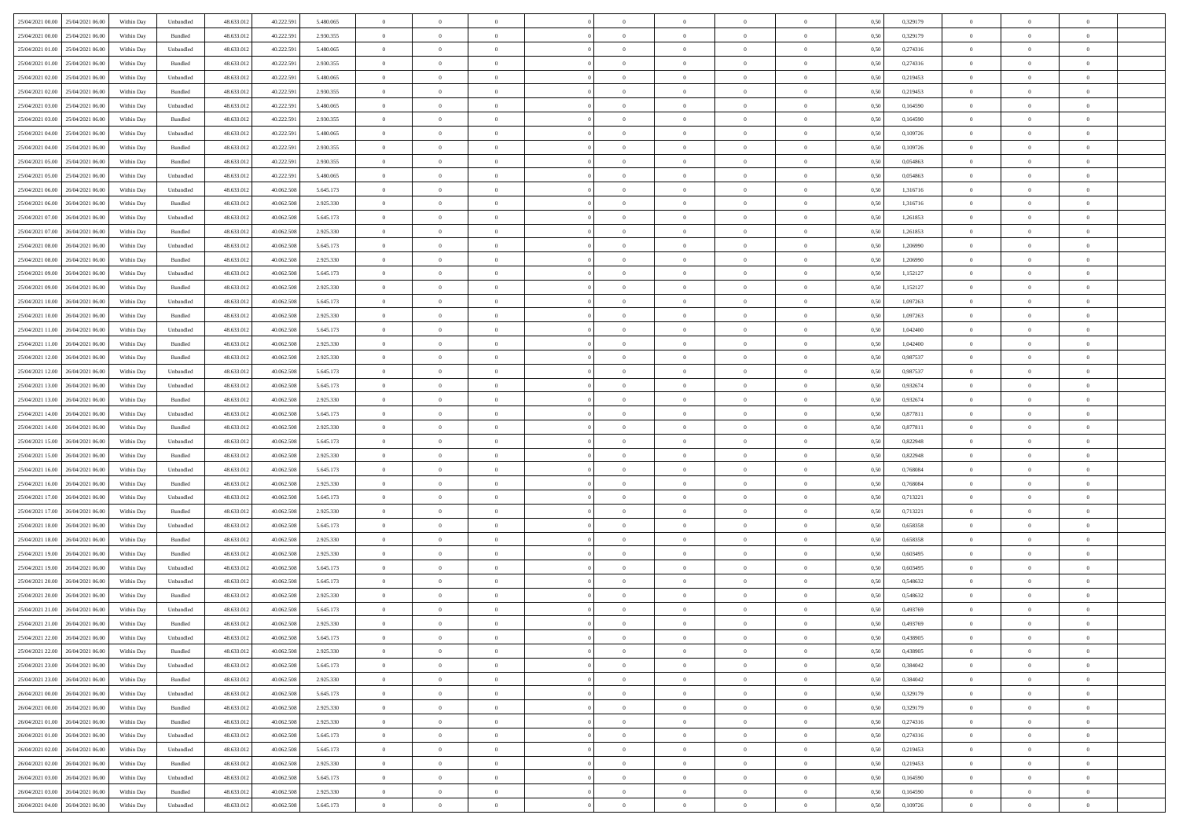| | | | | | | | | | | | | | | | | | | | | |
|---|---|---|---|---|---|---|---|---|---|---|---|---|---|---|---|---|---|---|---|---|
| 25/04/2021 00:00 | 25/04/2021 06:00 | Within Day | Unbundled | 48.633.012 | 40.222.591 | 5.480.065 | 0 | 0 | 0 | | 0 | 0 | 0 | 0 | 0,50 | 0,329179 | 0 | 0 | 0 | |
| 25/04/2021 00:00 | 25/04/2021 06:00 | Within Day | Bundled | 48.633.012 | 40.222.591 | 2.930.355 | 0 | 0 | 0 | | 0 | 0 | 0 | 0 | 0,50 | 0,329179 | 0 | 0 | 0 | |
| 25/04/2021 01:00 | 25/04/2021 06:00 | Within Day | Unbundled | 48.633.012 | 40.222.591 | 5.480.065 | 0 | 0 | 0 | | 0 | 0 | 0 | 0 | 0,50 | 0,274316 | 0 | 0 | 0 | |
| 25/04/2021 01:00 | 25/04/2021 06:00 | Within Day | Bundled | 48.633.012 | 40.222.591 | 2.930.355 | 0 | 0 | 0 | | 0 | 0 | 0 | 0 | 0,50 | 0,274316 | 0 | 0 | 0 | |
| 25/04/2021 02:00 | 25/04/2021 06:00 | Within Day | Unbundled | 48.633.012 | 40.222.591 | 5.480.065 | 0 | 0 | 0 | | 0 | 0 | 0 | 0 | 0,50 | 0,219453 | 0 | 0 | 0 | |
| 25/04/2021 02:00 | 25/04/2021 06:00 | Within Day | Bundled | 48.633.012 | 40.222.591 | 2.930.355 | 0 | 0 | 0 | | 0 | 0 | 0 | 0 | 0,50 | 0,219453 | 0 | 0 | 0 | |
| 25/04/2021 03:00 | 25/04/2021 06:00 | Within Day | Unbundled | 48.633.012 | 40.222.591 | 5.480.065 | 0 | 0 | 0 | | 0 | 0 | 0 | 0 | 0,50 | 0,164590 | 0 | 0 | 0 | |
| 25/04/2021 03:00 | 25/04/2021 06:00 | Within Day | Bundled | 48.633.012 | 40.222.591 | 2.930.355 | 0 | 0 | 0 | | 0 | 0 | 0 | 0 | 0,50 | 0,164590 | 0 | 0 | 0 | |
| 25/04/2021 04:00 | 25/04/2021 06:00 | Within Day | Unbundled | 48.633.012 | 40.222.591 | 5.480.065 | 0 | 0 | 0 | | 0 | 0 | 0 | 0 | 0,50 | 0,109726 | 0 | 0 | 0 | |
| 25/04/2021 04:00 | 25/04/2021 06:00 | Within Day | Bundled | 48.633.012 | 40.222.591 | 2.930.355 | 0 | 0 | 0 | | 0 | 0 | 0 | 0 | 0,50 | 0,109726 | 0 | 0 | 0 | |
| 25/04/2021 05:00 | 25/04/2021 06:00 | Within Day | Bundled | 48.633.012 | 40.222.591 | 2.930.355 | 0 | 0 | 0 | | 0 | 0 | 0 | 0 | 0,50 | 0,054863 | 0 | 0 | 0 | |
| 25/04/2021 05:00 | 25/04/2021 06:00 | Within Day | Unbundled | 48.633.012 | 40.222.591 | 5.480.065 | 0 | 0 | 0 | | 0 | 0 | 0 | 0 | 0,50 | 0,054863 | 0 | 0 | 0 | |
| 25/04/2021 06:00 | 26/04/2021 06:00 | Within Day | Unbundled | 48.633.012 | 40.062.508 | 5.645.173 | 0 | 0 | 0 | | 0 | 0 | 0 | 0 | 0,50 | 1,316716 | 0 | 0 | 0 | |
| 25/04/2021 06:00 | 26/04/2021 06:00 | Within Day | Bundled | 48.633.012 | 40.062.508 | 2.925.330 | 0 | 0 | 0 | | 0 | 0 | 0 | 0 | 0,50 | 1,316716 | 0 | 0 | 0 | |
| 25/04/2021 07:00 | 26/04/2021 06:00 | Within Day | Unbundled | 48.633.012 | 40.062.508 | 5.645.173 | 0 | 0 | 0 | | 0 | 0 | 0 | 0 | 0,50 | 1,261853 | 0 | 0 | 0 | |
| 25/04/2021 07:00 | 26/04/2021 06:00 | Within Day | Bundled | 48.633.012 | 40.062.508 | 2.925.330 | 0 | 0 | 0 | | 0 | 0 | 0 | 0 | 0,50 | 1,261853 | 0 | 0 | 0 | |
| 25/04/2021 08:00 | 26/04/2021 06:00 | Within Day | Unbundled | 48.633.012 | 40.062.508 | 5.645.173 | 0 | 0 | 0 | | 0 | 0 | 0 | 0 | 0,50 | 1,206990 | 0 | 0 | 0 | |
| 25/04/2021 08:00 | 26/04/2021 06:00 | Within Day | Bundled | 48.633.012 | 40.062.508 | 2.925.330 | 0 | 0 | 0 | | 0 | 0 | 0 | 0 | 0,50 | 1,206990 | 0 | 0 | 0 | |
| 25/04/2021 09:00 | 26/04/2021 06:00 | Within Day | Unbundled | 48.633.012 | 40.062.508 | 5.645.173 | 0 | 0 | 0 | | 0 | 0 | 0 | 0 | 0,50 | 1,152127 | 0 | 0 | 0 | |
| 25/04/2021 09:00 | 26/04/2021 06:00 | Within Day | Bundled | 48.633.012 | 40.062.508 | 2.925.330 | 0 | 0 | 0 | | 0 | 0 | 0 | 0 | 0,50 | 1,152127 | 0 | 0 | 0 | |
| 25/04/2021 10:00 | 26/04/2021 06:00 | Within Day | Unbundled | 48.633.012 | 40.062.508 | 5.645.173 | 0 | 0 | 0 | | 0 | 0 | 0 | 0 | 0,50 | 1,097263 | 0 | 0 | 0 | |
| 25/04/2021 10:00 | 26/04/2021 06:00 | Within Day | Bundled | 48.633.012 | 40.062.508 | 2.925.330 | 0 | 0 | 0 | | 0 | 0 | 0 | 0 | 0,50 | 1,097263 | 0 | 0 | 0 | |
| 25/04/2021 11:00 | 26/04/2021 06:00 | Within Day | Unbundled | 48.633.012 | 40.062.508 | 5.645.173 | 0 | 0 | 0 | | 0 | 0 | 0 | 0 | 0,50 | 1,042400 | 0 | 0 | 0 | |
| 25/04/2021 11:00 | 26/04/2021 06:00 | Within Day | Bundled | 48.633.012 | 40.062.508 | 2.925.330 | 0 | 0 | 0 | | 0 | 0 | 0 | 0 | 0,50 | 1,042400 | 0 | 0 | 0 | |
| 25/04/2021 12:00 | 26/04/2021 06:00 | Within Day | Bundled | 48.633.012 | 40.062.508 | 2.925.330 | 0 | 0 | 0 | | 0 | 0 | 0 | 0 | 0,50 | 0,987537 | 0 | 0 | 0 | |
| 25/04/2021 12:00 | 26/04/2021 06:00 | Within Day | Unbundled | 48.633.012 | 40.062.508 | 5.645.173 | 0 | 0 | 0 | | 0 | 0 | 0 | 0 | 0,50 | 0,987537 | 0 | 0 | 0 | |
| 25/04/2021 13:00 | 26/04/2021 06:00 | Within Day | Unbundled | 48.633.012 | 40.062.508 | 5.645.173 | 0 | 0 | 0 | | 0 | 0 | 0 | 0 | 0,50 | 0,932674 | 0 | 0 | 0 | |
| 25/04/2021 13:00 | 26/04/2021 06:00 | Within Day | Bundled | 48.633.012 | 40.062.508 | 2.925.330 | 0 | 0 | 0 | | 0 | 0 | 0 | 0 | 0,50 | 0,932674 | 0 | 0 | 0 | |
| 25/04/2021 14:00 | 26/04/2021 06:00 | Within Day | Unbundled | 48.633.012 | 40.062.508 | 5.645.173 | 0 | 0 | 0 | | 0 | 0 | 0 | 0 | 0,50 | 0,877811 | 0 | 0 | 0 | |
| 25/04/2021 14:00 | 26/04/2021 06:00 | Within Day | Bundled | 48.633.012 | 40.062.508 | 2.925.330 | 0 | 0 | 0 | | 0 | 0 | 0 | 0 | 0,50 | 0,877811 | 0 | 0 | 0 | |
| 25/04/2021 15:00 | 26/04/2021 06:00 | Within Day | Unbundled | 48.633.012 | 40.062.508 | 5.645.173 | 0 | 0 | 0 | | 0 | 0 | 0 | 0 | 0,50 | 0,822948 | 0 | 0 | 0 | |
| 25/04/2021 15:00 | 26/04/2021 06:00 | Within Day | Bundled | 48.633.012 | 40.062.508 | 2.925.330 | 0 | 0 | 0 | | 0 | 0 | 0 | 0 | 0,50 | 0,822948 | 0 | 0 | 0 | |
| 25/04/2021 16:00 | 26/04/2021 06:00 | Within Day | Unbundled | 48.633.012 | 40.062.508 | 5.645.173 | 0 | 0 | 0 | | 0 | 0 | 0 | 0 | 0,50 | 0,768084 | 0 | 0 | 0 | |
| 25/04/2021 16:00 | 26/04/2021 06:00 | Within Day | Bundled | 48.633.012 | 40.062.508 | 2.925.330 | 0 | 0 | 0 | | 0 | 0 | 0 | 0 | 0,50 | 0,768084 | 0 | 0 | 0 | |
| 25/04/2021 17:00 | 26/04/2021 06:00 | Within Day | Unbundled | 48.633.012 | 40.062.508 | 5.645.173 | 0 | 0 | 0 | | 0 | 0 | 0 | 0 | 0,50 | 0,713221 | 0 | 0 | 0 | |
| 25/04/2021 17:00 | 26/04/2021 06:00 | Within Day | Bundled | 48.633.012 | 40.062.508 | 2.925.330 | 0 | 0 | 0 | | 0 | 0 | 0 | 0 | 0,50 | 0,713221 | 0 | 0 | 0 | |
| 25/04/2021 18:00 | 26/04/2021 06:00 | Within Day | Unbundled | 48.633.012 | 40.062.508 | 5.645.173 | 0 | 0 | 0 | | 0 | 0 | 0 | 0 | 0,50 | 0,658358 | 0 | 0 | 0 | |
| 25/04/2021 18:00 | 26/04/2021 06:00 | Within Day | Bundled | 48.633.012 | 40.062.508 | 2.925.330 | 0 | 0 | 0 | | 0 | 0 | 0 | 0 | 0,50 | 0,658358 | 0 | 0 | 0 | |
| 25/04/2021 19:00 | 26/04/2021 06:00 | Within Day | Bundled | 48.633.012 | 40.062.508 | 2.925.330 | 0 | 0 | 0 | | 0 | 0 | 0 | 0 | 0,50 | 0,603495 | 0 | 0 | 0 | |
| 25/04/2021 19:00 | 26/04/2021 06:00 | Within Day | Unbundled | 48.633.012 | 40.062.508 | 5.645.173 | 0 | 0 | 0 | | 0 | 0 | 0 | 0 | 0,50 | 0,603495 | 0 | 0 | 0 | |
| 25/04/2021 20:00 | 26/04/2021 06:00 | Within Day | Unbundled | 48.633.012 | 40.062.508 | 5.645.173 | 0 | 0 | 0 | | 0 | 0 | 0 | 0 | 0,50 | 0,548632 | 0 | 0 | 0 | |
| 25/04/2021 20:00 | 26/04/2021 06:00 | Within Day | Bundled | 48.633.012 | 40.062.508 | 2.925.330 | 0 | 0 | 0 | | 0 | 0 | 0 | 0 | 0,50 | 0,548632 | 0 | 0 | 0 | |
| 25/04/2021 21:00 | 26/04/2021 06:00 | Within Day | Unbundled | 48.633.012 | 40.062.508 | 5.645.173 | 0 | 0 | 0 | | 0 | 0 | 0 | 0 | 0,50 | 0,493769 | 0 | 0 | 0 | |
| 25/04/2021 21:00 | 26/04/2021 06:00 | Within Day | Bundled | 48.633.012 | 40.062.508 | 2.925.330 | 0 | 0 | 0 | | 0 | 0 | 0 | 0 | 0,50 | 0,493769 | 0 | 0 | 0 | |
| 25/04/2021 22:00 | 26/04/2021 06:00 | Within Day | Unbundled | 48.633.012 | 40.062.508 | 5.645.173 | 0 | 0 | 0 | | 0 | 0 | 0 | 0 | 0,50 | 0,438905 | 0 | 0 | 0 | |
| 25/04/2021 22:00 | 26/04/2021 06:00 | Within Day | Bundled | 48.633.012 | 40.062.508 | 2.925.330 | 0 | 0 | 0 | | 0 | 0 | 0 | 0 | 0,50 | 0,438905 | 0 | 0 | 0 | |
| 25/04/2021 23:00 | 26/04/2021 06:00 | Within Day | Unbundled | 48.633.012 | 40.062.508 | 5.645.173 | 0 | 0 | 0 | | 0 | 0 | 0 | 0 | 0,50 | 0,384042 | 0 | 0 | 0 | |
| 25/04/2021 23:00 | 26/04/2021 06:00 | Within Day | Bundled | 48.633.012 | 40.062.508 | 2.925.330 | 0 | 0 | 0 | | 0 | 0 | 0 | 0 | 0,50 | 0,384042 | 0 | 0 | 0 | |
| 26/04/2021 00:00 | 26/04/2021 06:00 | Within Day | Unbundled | 48.633.012 | 40.062.508 | 5.645.173 | 0 | 0 | 0 | | 0 | 0 | 0 | 0 | 0,50 | 0,329179 | 0 | 0 | 0 | |
| 26/04/2021 00:00 | 26/04/2021 06:00 | Within Day | Bundled | 48.633.012 | 40.062.508 | 2.925.330 | 0 | 0 | 0 | | 0 | 0 | 0 | 0 | 0,50 | 0,329179 | 0 | 0 | 0 | |
| 26/04/2021 01:00 | 26/04/2021 06:00 | Within Day | Bundled | 48.633.012 | 40.062.508 | 2.925.330 | 0 | 0 | 0 | | 0 | 0 | 0 | 0 | 0,50 | 0,274316 | 0 | 0 | 0 | |
| 26/04/2021 01:00 | 26/04/2021 06:00 | Within Day | Unbundled | 48.633.012 | 40.062.508 | 5.645.173 | 0 | 0 | 0 | | 0 | 0 | 0 | 0 | 0,50 | 0,274316 | 0 | 0 | 0 | |
| 26/04/2021 02:00 | 26/04/2021 06:00 | Within Day | Unbundled | 48.633.012 | 40.062.508 | 5.645.173 | 0 | 0 | 0 | | 0 | 0 | 0 | 0 | 0,50 | 0,219453 | 0 | 0 | 0 | |
| 26/04/2021 02:00 | 26/04/2021 06:00 | Within Day | Bundled | 48.633.012 | 40.062.508 | 2.925.330 | 0 | 0 | 0 | | 0 | 0 | 0 | 0 | 0,50 | 0,219453 | 0 | 0 | 0 | |
| 26/04/2021 03:00 | 26/04/2021 06:00 | Within Day | Unbundled | 48.633.012 | 40.062.508 | 5.645.173 | 0 | 0 | 0 | | 0 | 0 | 0 | 0 | 0,50 | 0,164590 | 0 | 0 | 0 | |
| 26/04/2021 03:00 | 26/04/2021 06:00 | Within Day | Bundled | 48.633.012 | 40.062.508 | 2.925.330 | 0 | 0 | 0 | | 0 | 0 | 0 | 0 | 0,50 | 0,164590 | 0 | 0 | 0 | |
| 26/04/2021 04:00 | 26/04/2021 06:00 | Within Day | Unbundled | 48.633.012 | 40.062.508 | 5.645.173 | 0 | 0 | 0 | | 0 | 0 | 0 | 0 | 0,50 | 0,109726 | 0 | 0 | 0 | |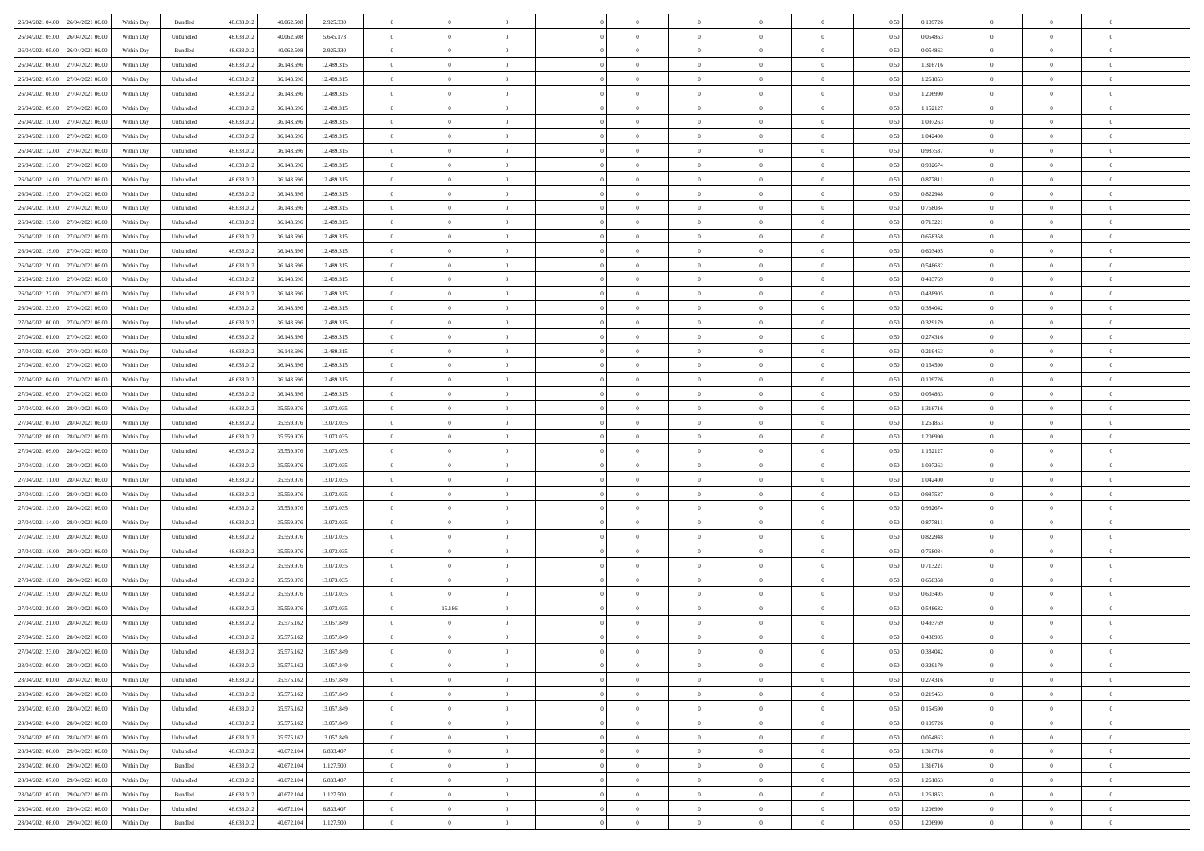| | | | | | | | | | | | | | | | | | | | | |
|---|---|---|---|---|---|---|---|---|---|---|---|---|---|---|---|---|---|---|---|---|
| 26/04/2021 04:00 | 26/04/2021 06:00 | Within Day | Bundled | 48.633.012 | 40.062.508 | 2.925.330 | 0 | 0 | 0 | | 0 | 0 | 0 | 0 | 0,50 | 0,109726 | 0 | 0 | 0 | |
| 26/04/2021 05:00 | 26/04/2021 06:00 | Within Day | Unbundled | 48.633.012 | 40.062.508 | 5.645.173 | 0 | 0 | 0 | | 0 | 0 | 0 | 0 | 0,50 | 0,054863 | 0 | 0 | 0 | |
| 26/04/2021 05:00 | 26/04/2021 06:00 | Within Day | Bundled | 48.633.012 | 40.062.508 | 2.925.330 | 0 | 0 | 0 | | 0 | 0 | 0 | 0 | 0,50 | 0,054863 | 0 | 0 | 0 | |
| 26/04/2021 06:00 | 27/04/2021 06:00 | Within Day | Unbundled | 48.633.012 | 36.143.696 | 12.489.315 | 0 | 0 | 0 | | 0 | 0 | 0 | 0 | 0,50 | 1,316716 | 0 | 0 | 0 | |
| 26/04/2021 07:00 | 27/04/2021 06:00 | Within Day | Unbundled | 48.633.012 | 36.143.696 | 12.489.315 | 0 | 0 | 0 | | 0 | 0 | 0 | 0 | 0,50 | 1,261853 | 0 | 0 | 0 | |
| 26/04/2021 08:00 | 27/04/2021 06:00 | Within Day | Unbundled | 48.633.012 | 36.143.696 | 12.489.315 | 0 | 0 | 0 | | 0 | 0 | 0 | 0 | 0,50 | 1,206990 | 0 | 0 | 0 | |
| 26/04/2021 09:00 | 27/04/2021 06:00 | Within Day | Unbundled | 48.633.012 | 36.143.696 | 12.489.315 | 0 | 0 | 0 | | 0 | 0 | 0 | 0 | 0,50 | 1,152127 | 0 | 0 | 0 | |
| 26/04/2021 10:00 | 27/04/2021 06:00 | Within Day | Unbundled | 48.633.012 | 36.143.696 | 12.489.315 | 0 | 0 | 0 | | 0 | 0 | 0 | 0 | 0,50 | 1,097263 | 0 | 0 | 0 | |
| 26/04/2021 11:00 | 27/04/2021 06:00 | Within Day | Unbundled | 48.633.012 | 36.143.696 | 12.489.315 | 0 | 0 | 0 | | 0 | 0 | 0 | 0 | 0,50 | 1,042400 | 0 | 0 | 0 | |
| 26/04/2021 12:00 | 27/04/2021 06:00 | Within Day | Unbundled | 48.633.012 | 36.143.696 | 12.489.315 | 0 | 0 | 0 | | 0 | 0 | 0 | 0 | 0,50 | 0,987537 | 0 | 0 | 0 | |
| 26/04/2021 13:00 | 27/04/2021 06:00 | Within Day | Unbundled | 48.633.012 | 36.143.696 | 12.489.315 | 0 | 0 | 0 | | 0 | 0 | 0 | 0 | 0,50 | 0,932674 | 0 | 0 | 0 | |
| 26/04/2021 14:00 | 27/04/2021 06:00 | Within Day | Unbundled | 48.633.012 | 36.143.696 | 12.489.315 | 0 | 0 | 0 | | 0 | 0 | 0 | 0 | 0,50 | 0,877811 | 0 | 0 | 0 | |
| 26/04/2021 15:00 | 27/04/2021 06:00 | Within Day | Unbundled | 48.633.012 | 36.143.696 | 12.489.315 | 0 | 0 | 0 | | 0 | 0 | 0 | 0 | 0,50 | 0,822948 | 0 | 0 | 0 | |
| 26/04/2021 16:00 | 27/04/2021 06:00 | Within Day | Unbundled | 48.633.012 | 36.143.696 | 12.489.315 | 0 | 0 | 0 | | 0 | 0 | 0 | 0 | 0,50 | 0,768084 | 0 | 0 | 0 | |
| 26/04/2021 17:00 | 27/04/2021 06:00 | Within Day | Unbundled | 48.633.012 | 36.143.696 | 12.489.315 | 0 | 0 | 0 | | 0 | 0 | 0 | 0 | 0,50 | 0,713221 | 0 | 0 | 0 | |
| 26/04/2021 18:00 | 27/04/2021 06:00 | Within Day | Unbundled | 48.633.012 | 36.143.696 | 12.489.315 | 0 | 0 | 0 | | 0 | 0 | 0 | 0 | 0,50 | 0,658358 | 0 | 0 | 0 | |
| 26/04/2021 19:00 | 27/04/2021 06:00 | Within Day | Unbundled | 48.633.012 | 36.143.696 | 12.489.315 | 0 | 0 | 0 | | 0 | 0 | 0 | 0 | 0,50 | 0,603495 | 0 | 0 | 0 | |
| 26/04/2021 20:00 | 27/04/2021 06:00 | Within Day | Unbundled | 48.633.012 | 36.143.696 | 12.489.315 | 0 | 0 | 0 | | 0 | 0 | 0 | 0 | 0,50 | 0,548632 | 0 | 0 | 0 | |
| 26/04/2021 21:00 | 27/04/2021 06:00 | Within Day | Unbundled | 48.633.012 | 36.143.696 | 12.489.315 | 0 | 0 | 0 | | 0 | 0 | 0 | 0 | 0,50 | 0,493769 | 0 | 0 | 0 | |
| 26/04/2021 22:00 | 27/04/2021 06:00 | Within Day | Unbundled | 48.633.012 | 36.143.696 | 12.489.315 | 0 | 0 | 0 | | 0 | 0 | 0 | 0 | 0,50 | 0,438905 | 0 | 0 | 0 | |
| 26/04/2021 23:00 | 27/04/2021 06:00 | Within Day | Unbundled | 48.633.012 | 36.143.696 | 12.489.315 | 0 | 0 | 0 | | 0 | 0 | 0 | 0 | 0,50 | 0,384042 | 0 | 0 | 0 | |
| 27/04/2021 00:00 | 27/04/2021 06:00 | Within Day | Unbundled | 48.633.012 | 36.143.696 | 12.489.315 | 0 | 0 | 0 | | 0 | 0 | 0 | 0 | 0,50 | 0,329179 | 0 | 0 | 0 | |
| 27/04/2021 01:00 | 27/04/2021 06:00 | Within Day | Unbundled | 48.633.012 | 36.143.696 | 12.489.315 | 0 | 0 | 0 | | 0 | 0 | 0 | 0 | 0,50 | 0,274316 | 0 | 0 | 0 | |
| 27/04/2021 02:00 | 27/04/2021 06:00 | Within Day | Unbundled | 48.633.012 | 36.143.696 | 12.489.315 | 0 | 0 | 0 | | 0 | 0 | 0 | 0 | 0,50 | 0,219453 | 0 | 0 | 0 | |
| 27/04/2021 03:00 | 27/04/2021 06:00 | Within Day | Unbundled | 48.633.012 | 36.143.696 | 12.489.315 | 0 | 0 | 0 | | 0 | 0 | 0 | 0 | 0,50 | 0,164590 | 0 | 0 | 0 | |
| 27/04/2021 04:00 | 27/04/2021 06:00 | Within Day | Unbundled | 48.633.012 | 36.143.696 | 12.489.315 | 0 | 0 | 0 | | 0 | 0 | 0 | 0 | 0,50 | 0,109726 | 0 | 0 | 0 | |
| 27/04/2021 05:00 | 27/04/2021 06:00 | Within Day | Unbundled | 48.633.012 | 36.143.696 | 12.489.315 | 0 | 0 | 0 | | 0 | 0 | 0 | 0 | 0,50 | 0,054863 | 0 | 0 | 0 | |
| 27/04/2021 06:00 | 28/04/2021 06:00 | Within Day | Unbundled | 48.633.012 | 35.559.976 | 13.073.035 | 0 | 0 | 0 | | 0 | 0 | 0 | 0 | 0,50 | 1,316716 | 0 | 0 | 0 | |
| 27/04/2021 07:00 | 28/04/2021 06:00 | Within Day | Unbundled | 48.633.012 | 35.559.976 | 13.073.035 | 0 | 0 | 0 | | 0 | 0 | 0 | 0 | 0,50 | 1,261853 | 0 | 0 | 0 | |
| 27/04/2021 08:00 | 28/04/2021 06:00 | Within Day | Unbundled | 48.633.012 | 35.559.976 | 13.073.035 | 0 | 0 | 0 | | 0 | 0 | 0 | 0 | 0,50 | 1,206990 | 0 | 0 | 0 | |
| 27/04/2021 09:00 | 28/04/2021 06:00 | Within Day | Unbundled | 48.633.012 | 35.559.976 | 13.073.035 | 0 | 0 | 0 | | 0 | 0 | 0 | 0 | 0,50 | 1,152127 | 0 | 0 | 0 | |
| 27/04/2021 10:00 | 28/04/2021 06:00 | Within Day | Unbundled | 48.633.012 | 35.559.976 | 13.073.035 | 0 | 0 | 0 | | 0 | 0 | 0 | 0 | 0,50 | 1,097263 | 0 | 0 | 0 | |
| 27/04/2021 11:00 | 28/04/2021 06:00 | Within Day | Unbundled | 48.633.012 | 35.559.976 | 13.073.035 | 0 | 0 | 0 | | 0 | 0 | 0 | 0 | 0,50 | 1,042400 | 0 | 0 | 0 | |
| 27/04/2021 12:00 | 28/04/2021 06:00 | Within Day | Unbundled | 48.633.012 | 35.559.976 | 13.073.035 | 0 | 0 | 0 | | 0 | 0 | 0 | 0 | 0,50 | 0,987537 | 0 | 0 | 0 | |
| 27/04/2021 13:00 | 28/04/2021 06:00 | Within Day | Unbundled | 48.633.012 | 35.559.976 | 13.073.035 | 0 | 0 | 0 | | 0 | 0 | 0 | 0 | 0,50 | 0,932674 | 0 | 0 | 0 | |
| 27/04/2021 14:00 | 28/04/2021 06:00 | Within Day | Unbundled | 48.633.012 | 35.559.976 | 13.073.035 | 0 | 0 | 0 | | 0 | 0 | 0 | 0 | 0,50 | 0,877811 | 0 | 0 | 0 | |
| 27/04/2021 15:00 | 28/04/2021 06:00 | Within Day | Unbundled | 48.633.012 | 35.559.976 | 13.073.035 | 0 | 0 | 0 | | 0 | 0 | 0 | 0 | 0,50 | 0,822948 | 0 | 0 | 0 | |
| 27/04/2021 16:00 | 28/04/2021 06:00 | Within Day | Unbundled | 48.633.012 | 35.559.976 | 13.073.035 | 0 | 0 | 0 | | 0 | 0 | 0 | 0 | 0,50 | 0,768084 | 0 | 0 | 0 | |
| 27/04/2021 17:00 | 28/04/2021 06:00 | Within Day | Unbundled | 48.633.012 | 35.559.976 | 13.073.035 | 0 | 0 | 0 | | 0 | 0 | 0 | 0 | 0,50 | 0,713221 | 0 | 0 | 0 | |
| 27/04/2021 18:00 | 28/04/2021 06:00 | Within Day | Unbundled | 48.633.012 | 35.559.976 | 13.073.035 | 0 | 0 | 0 | | 0 | 0 | 0 | 0 | 0,50 | 0,658358 | 0 | 0 | 0 | |
| 27/04/2021 19:00 | 28/04/2021 06:00 | Within Day | Unbundled | 48.633.012 | 35.559.976 | 13.073.035 | 0 | 0 | 0 | | 0 | 0 | 0 | 0 | 0,50 | 0,603495 | 0 | 0 | 0 | |
| 27/04/2021 20:00 | 28/04/2021 06:00 | Within Day | Unbundled | 48.633.012 | 35.559.976 | 13.073.035 | 0 | 15.186 | 0 | | 0 | 0 | 0 | 0 | 0,50 | 0,548632 | 0 | 0 | 0 | |
| 27/04/2021 21:00 | 28/04/2021 06:00 | Within Day | Unbundled | 48.633.012 | 35.575.162 | 13.057.849 | 0 | 0 | 0 | | 0 | 0 | 0 | 0 | 0,50 | 0,493769 | 0 | 0 | 0 | |
| 27/04/2021 22:00 | 28/04/2021 06:00 | Within Day | Unbundled | 48.633.012 | 35.575.162 | 13.057.849 | 0 | 0 | 0 | | 0 | 0 | 0 | 0 | 0,50 | 0,438905 | 0 | 0 | 0 | |
| 27/04/2021 23:00 | 28/04/2021 06:00 | Within Day | Unbundled | 48.633.012 | 35.575.162 | 13.057.849 | 0 | 0 | 0 | | 0 | 0 | 0 | 0 | 0,50 | 0,384042 | 0 | 0 | 0 | |
| 28/04/2021 00:00 | 28/04/2021 06:00 | Within Day | Unbundled | 48.633.012 | 35.575.162 | 13.057.849 | 0 | 0 | 0 | | 0 | 0 | 0 | 0 | 0,50 | 0,329179 | 0 | 0 | 0 | |
| 28/04/2021 01:00 | 28/04/2021 06:00 | Within Day | Unbundled | 48.633.012 | 35.575.162 | 13.057.849 | 0 | 0 | 0 | | 0 | 0 | 0 | 0 | 0,50 | 0,274316 | 0 | 0 | 0 | |
| 28/04/2021 02:00 | 28/04/2021 06:00 | Within Day | Unbundled | 48.633.012 | 35.575.162 | 13.057.849 | 0 | 0 | 0 | | 0 | 0 | 0 | 0 | 0,50 | 0,219453 | 0 | 0 | 0 | |
| 28/04/2021 03:00 | 28/04/2021 06:00 | Within Day | Unbundled | 48.633.012 | 35.575.162 | 13.057.849 | 0 | 0 | 0 | | 0 | 0 | 0 | 0 | 0,50 | 0,164590 | 0 | 0 | 0 | |
| 28/04/2021 04:00 | 28/04/2021 06:00 | Within Day | Unbundled | 48.633.012 | 35.575.162 | 13.057.849 | 0 | 0 | 0 | | 0 | 0 | 0 | 0 | 0,50 | 0,109726 | 0 | 0 | 0 | |
| 28/04/2021 05:00 | 28/04/2021 06:00 | Within Day | Unbundled | 48.633.012 | 35.575.162 | 13.057.849 | 0 | 0 | 0 | | 0 | 0 | 0 | 0 | 0,50 | 0,054863 | 0 | 0 | 0 | |
| 28/04/2021 06:00 | 29/04/2021 06:00 | Within Day | Unbundled | 48.633.012 | 40.672.104 | 6.833.407 | 0 | 0 | 0 | | 0 | 0 | 0 | 0 | 0,50 | 1,316716 | 0 | 0 | 0 | |
| 28/04/2021 06:00 | 29/04/2021 06:00 | Within Day | Bundled | 48.633.012 | 40.672.104 | 1.127.500 | 0 | 0 | 0 | | 0 | 0 | 0 | 0 | 0,50 | 1,316716 | 0 | 0 | 0 | |
| 28/04/2021 07:00 | 29/04/2021 06:00 | Within Day | Unbundled | 48.633.012 | 40.672.104 | 6.833.407 | 0 | 0 | 0 | | 0 | 0 | 0 | 0 | 0,50 | 1,261853 | 0 | 0 | 0 | |
| 28/04/2021 07:00 | 29/04/2021 06:00 | Within Day | Bundled | 48.633.012 | 40.672.104 | 1.127.500 | 0 | 0 | 0 | | 0 | 0 | 0 | 0 | 0,50 | 1,261853 | 0 | 0 | 0 | |
| 28/04/2021 08:00 | 29/04/2021 06:00 | Within Day | Unbundled | 48.633.012 | 40.672.104 | 6.833.407 | 0 | 0 | 0 | | 0 | 0 | 0 | 0 | 0,50 | 1,206990 | 0 | 0 | 0 | |
| 28/04/2021 08:00 | 29/04/2021 06:00 | Within Day | Bundled | 48.633.012 | 40.672.104 | 1.127.500 | 0 | 0 | 0 | | 0 | 0 | 0 | 0 | 0,50 | 1,206990 | 0 | 0 | 0 | |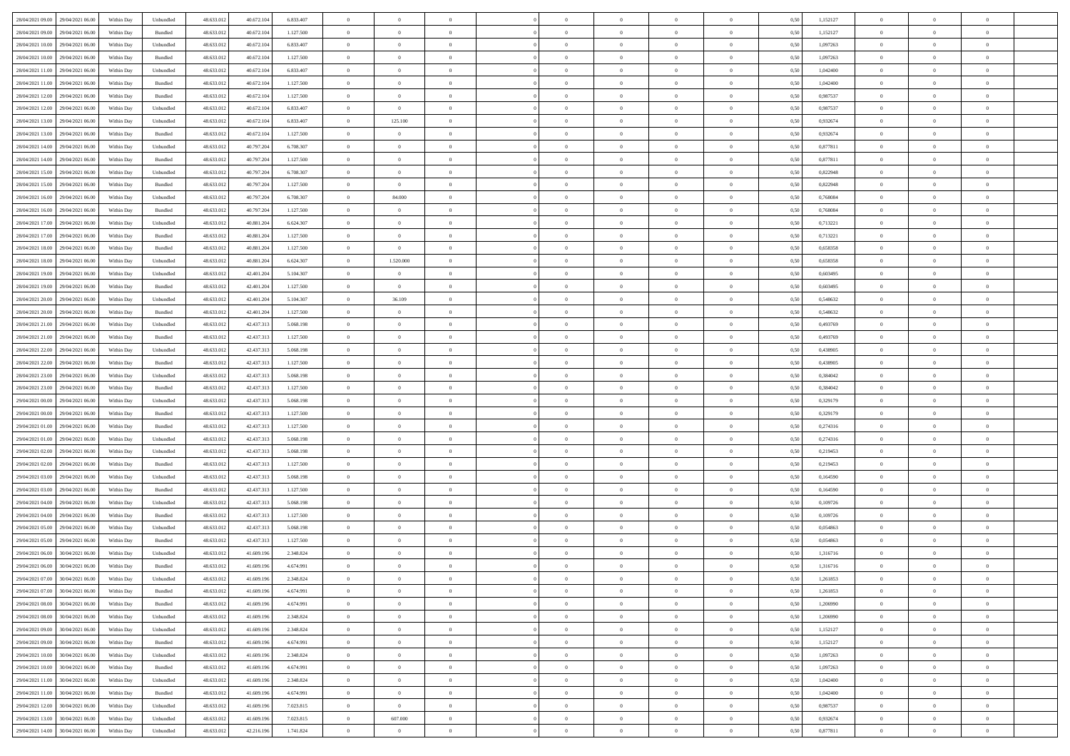| | | | | | | | | | | | | | | | | | | | | |
|---|---|---|---|---|---|---|---|---|---|---|---|---|---|---|---|---|---|---|---|---|
| 28/04/2021 09:00 | 29/04/2021 06:00 | Within Day | Unbundled | 48.633.012 | 40.672.104 | 6.833.407 | 0 | 0 | 0 | | 0 | 0 | 0 | 0 | 0,50 | 1,152127 | 0 | 0 | 0 | |
| 28/04/2021 09:00 | 29/04/2021 06:00 | Within Day | Bundled | 48.633.012 | 40.672.104 | 1.127.500 | 0 | 0 | 0 | | 0 | 0 | 0 | 0 | 0,50 | 1,152127 | 0 | 0 | 0 | |
| 28/04/2021 10:00 | 29/04/2021 06:00 | Within Day | Unbundled | 48.633.012 | 40.672.104 | 6.833.407 | 0 | 0 | 0 | | 0 | 0 | 0 | 0 | 0,50 | 1,097263 | 0 | 0 | 0 | |
| 28/04/2021 10:00 | 29/04/2021 06:00 | Within Day | Bundled | 48.633.012 | 40.672.104 | 1.127.500 | 0 | 0 | 0 | | 0 | 0 | 0 | 0 | 0,50 | 1,097263 | 0 | 0 | 0 | |
| 28/04/2021 11:00 | 29/04/2021 06:00 | Within Day | Unbundled | 48.633.012 | 40.672.104 | 6.833.407 | 0 | 0 | 0 | | 0 | 0 | 0 | 0 | 0,50 | 1,042400 | 0 | 0 | 0 | |
| 28/04/2021 11:00 | 29/04/2021 06:00 | Within Day | Bundled | 48.633.012 | 40.672.104 | 1.127.500 | 0 | 0 | 0 | | 0 | 0 | 0 | 0 | 0,50 | 1,042400 | 0 | 0 | 0 | |
| 28/04/2021 12:00 | 29/04/2021 06:00 | Within Day | Bundled | 48.633.012 | 40.672.104 | 1.127.500 | 0 | 0 | 0 | | 0 | 0 | 0 | 0 | 0,50 | 0,987537 | 0 | 0 | 0 | |
| 28/04/2021 12:00 | 29/04/2021 06:00 | Within Day | Unbundled | 48.633.012 | 40.672.104 | 6.833.407 | 0 | 0 | 0 | | 0 | 0 | 0 | 0 | 0,50 | 0,987537 | 0 | 0 | 0 | |
| 28/04/2021 13:00 | 29/04/2021 06:00 | Within Day | Unbundled | 48.633.012 | 40.672.104 | 6.833.407 | 0 | 125.100 | 0 | | 0 | 0 | 0 | 0 | 0,50 | 0,932674 | 0 | 0 | 0 | |
| 28/04/2021 13:00 | 29/04/2021 06:00 | Within Day | Bundled | 48.633.012 | 40.672.104 | 1.127.500 | 0 | 0 | 0 | | 0 | 0 | 0 | 0 | 0,50 | 0,932674 | 0 | 0 | 0 | |
| 28/04/2021 14:00 | 29/04/2021 06:00 | Within Day | Unbundled | 48.633.012 | 40.797.204 | 6.708.307 | 0 | 0 | 0 | | 0 | 0 | 0 | 0 | 0,50 | 0,877811 | 0 | 0 | 0 | |
| 28/04/2021 14:00 | 29/04/2021 06:00 | Within Day | Bundled | 48.633.012 | 40.797.204 | 1.127.500 | 0 | 0 | 0 | | 0 | 0 | 0 | 0 | 0,50 | 0,877811 | 0 | 0 | 0 | |
| 28/04/2021 15:00 | 29/04/2021 06:00 | Within Day | Unbundled | 48.633.012 | 40.797.204 | 6.708.307 | 0 | 0 | 0 | | 0 | 0 | 0 | 0 | 0,50 | 0,822948 | 0 | 0 | 0 | |
| 28/04/2021 15:00 | 29/04/2021 06:00 | Within Day | Bundled | 48.633.012 | 40.797.204 | 1.127.500 | 0 | 0 | 0 | | 0 | 0 | 0 | 0 | 0,50 | 0,822948 | 0 | 0 | 0 | |
| 28/04/2021 16:00 | 29/04/2021 06:00 | Within Day | Unbundled | 48.633.012 | 40.797.204 | 6.708.307 | 0 | 84.000 | 0 | | 0 | 0 | 0 | 0 | 0,50 | 0,768084 | 0 | 0 | 0 | |
| 28/04/2021 16:00 | 29/04/2021 06:00 | Within Day | Bundled | 48.633.012 | 40.797.204 | 1.127.500 | 0 | 0 | 0 | | 0 | 0 | 0 | 0 | 0,50 | 0,768084 | 0 | 0 | 0 | |
| 28/04/2021 17:00 | 29/04/2021 06:00 | Within Day | Unbundled | 48.633.012 | 40.881.204 | 6.624.307 | 0 | 0 | 0 | | 0 | 0 | 0 | 0 | 0,50 | 0,713221 | 0 | 0 | 0 | |
| 28/04/2021 17:00 | 29/04/2021 06:00 | Within Day | Bundled | 48.633.012 | 40.881.204 | 1.127.500 | 0 | 0 | 0 | | 0 | 0 | 0 | 0 | 0,50 | 0,713221 | 0 | 0 | 0 | |
| 28/04/2021 18:00 | 29/04/2021 06:00 | Within Day | Bundled | 48.633.012 | 40.881.204 | 1.127.500 | 0 | 0 | 0 | | 0 | 0 | 0 | 0 | 0,50 | 0,658358 | 0 | 0 | 0 | |
| 28/04/2021 18:00 | 29/04/2021 06:00 | Within Day | Unbundled | 48.633.012 | 40.881.204 | 6.624.307 | 0 | 1.520.000 | 0 | | 0 | 0 | 0 | 0 | 0,50 | 0,658358 | 0 | 0 | 0 | |
| 28/04/2021 19:00 | 29/04/2021 06:00 | Within Day | Unbundled | 48.633.012 | 42.401.204 | 5.104.307 | 0 | 0 | 0 | | 0 | 0 | 0 | 0 | 0,50 | 0,603495 | 0 | 0 | 0 | |
| 28/04/2021 19:00 | 29/04/2021 06:00 | Within Day | Bundled | 48.633.012 | 42.401.204 | 1.127.500 | 0 | 0 | 0 | | 0 | 0 | 0 | 0 | 0,50 | 0,603495 | 0 | 0 | 0 | |
| 28/04/2021 20:00 | 29/04/2021 06:00 | Within Day | Unbundled | 48.633.012 | 42.401.204 | 5.104.307 | 0 | 36.109 | 0 | | 0 | 0 | 0 | 0 | 0,50 | 0,548632 | 0 | 0 | 0 | |
| 28/04/2021 20:00 | 29/04/2021 06:00 | Within Day | Bundled | 48.633.012 | 42.401.204 | 1.127.500 | 0 | 0 | 0 | | 0 | 0 | 0 | 0 | 0,50 | 0,548632 | 0 | 0 | 0 | |
| 28/04/2021 21:00 | 29/04/2021 06:00 | Within Day | Unbundled | 48.633.012 | 42.437.313 | 5.068.198 | 0 | 0 | 0 | | 0 | 0 | 0 | 0 | 0,50 | 0,493769 | 0 | 0 | 0 | |
| 28/04/2021 21:00 | 29/04/2021 06:00 | Within Day | Bundled | 48.633.012 | 42.437.313 | 1.127.500 | 0 | 0 | 0 | | 0 | 0 | 0 | 0 | 0,50 | 0,493769 | 0 | 0 | 0 | |
| 28/04/2021 22:00 | 29/04/2021 06:00 | Within Day | Unbundled | 48.633.012 | 42.437.313 | 5.068.198 | 0 | 0 | 0 | | 0 | 0 | 0 | 0 | 0,50 | 0,438905 | 0 | 0 | 0 | |
| 28/04/2021 22:00 | 29/04/2021 06:00 | Within Day | Bundled | 48.633.012 | 42.437.313 | 1.127.500 | 0 | 0 | 0 | | 0 | 0 | 0 | 0 | 0,50 | 0,438905 | 0 | 0 | 0 | |
| 28/04/2021 23:00 | 29/04/2021 06:00 | Within Day | Unbundled | 48.633.012 | 42.437.313 | 5.068.198 | 0 | 0 | 0 | | 0 | 0 | 0 | 0 | 0,50 | 0,384042 | 0 | 0 | 0 | |
| 28/04/2021 23:00 | 29/04/2021 06:00 | Within Day | Bundled | 48.633.012 | 42.437.313 | 1.127.500 | 0 | 0 | 0 | | 0 | 0 | 0 | 0 | 0,50 | 0,384042 | 0 | 0 | 0 | |
| 29/04/2021 00:00 | 29/04/2021 06:00 | Within Day | Unbundled | 48.633.012 | 42.437.313 | 5.068.198 | 0 | 0 | 0 | | 0 | 0 | 0 | 0 | 0,50 | 0,329179 | 0 | 0 | 0 | |
| 29/04/2021 00:00 | 29/04/2021 06:00 | Within Day | Bundled | 48.633.012 | 42.437.313 | 1.127.500 | 0 | 0 | 0 | | 0 | 0 | 0 | 0 | 0,50 | 0,329179 | 0 | 0 | 0 | |
| 29/04/2021 01:00 | 29/04/2021 06:00 | Within Day | Bundled | 48.633.012 | 42.437.313 | 1.127.500 | 0 | 0 | 0 | | 0 | 0 | 0 | 0 | 0,50 | 0,274316 | 0 | 0 | 0 | |
| 29/04/2021 01:00 | 29/04/2021 06:00 | Within Day | Unbundled | 48.633.012 | 42.437.313 | 5.068.198 | 0 | 0 | 0 | | 0 | 0 | 0 | 0 | 0,50 | 0,274316 | 0 | 0 | 0 | |
| 29/04/2021 02:00 | 29/04/2021 06:00 | Within Day | Unbundled | 48.633.012 | 42.437.313 | 5.068.198 | 0 | 0 | 0 | | 0 | 0 | 0 | 0 | 0,50 | 0,219453 | 0 | 0 | 0 | |
| 29/04/2021 02:00 | 29/04/2021 06:00 | Within Day | Bundled | 48.633.012 | 42.437.313 | 1.127.500 | 0 | 0 | 0 | | 0 | 0 | 0 | 0 | 0,50 | 0,219453 | 0 | 0 | 0 | |
| 29/04/2021 03:00 | 29/04/2021 06:00 | Within Day | Unbundled | 48.633.012 | 42.437.313 | 5.068.198 | 0 | 0 | 0 | | 0 | 0 | 0 | 0 | 0,50 | 0,164590 | 0 | 0 | 0 | |
| 29/04/2021 03:00 | 29/04/2021 06:00 | Within Day | Bundled | 48.633.012 | 42.437.313 | 1.127.500 | 0 | 0 | 0 | | 0 | 0 | 0 | 0 | 0,50 | 0,164590 | 0 | 0 | 0 | |
| 29/04/2021 04:00 | 29/04/2021 06:00 | Within Day | Unbundled | 48.633.012 | 42.437.313 | 5.068.198 | 0 | 0 | 0 | | 0 | 0 | 0 | 0 | 0,50 | 0,109726 | 0 | 0 | 0 | |
| 29/04/2021 04:00 | 29/04/2021 06:00 | Within Day | Bundled | 48.633.012 | 42.437.313 | 1.127.500 | 0 | 0 | 0 | | 0 | 0 | 0 | 0 | 0,50 | 0,109726 | 0 | 0 | 0 | |
| 29/04/2021 05:00 | 29/04/2021 06:00 | Within Day | Unbundled | 48.633.012 | 42.437.313 | 5.068.198 | 0 | 0 | 0 | | 0 | 0 | 0 | 0 | 0,50 | 0,054863 | 0 | 0 | 0 | |
| 29/04/2021 05:00 | 29/04/2021 06:00 | Within Day | Bundled | 48.633.012 | 42.437.313 | 1.127.500 | 0 | 0 | 0 | | 0 | 0 | 0 | 0 | 0,50 | 0,054863 | 0 | 0 | 0 | |
| 29/04/2021 06:00 | 30/04/2021 06:00 | Within Day | Unbundled | 48.633.012 | 41.609.196 | 2.348.824 | 0 | 0 | 0 | | 0 | 0 | 0 | 0 | 0,50 | 1,316716 | 0 | 0 | 0 | |
| 29/04/2021 06:00 | 30/04/2021 06:00 | Within Day | Bundled | 48.633.012 | 41.609.196 | 4.674.991 | 0 | 0 | 0 | | 0 | 0 | 0 | 0 | 0,50 | 1,316716 | 0 | 0 | 0 | |
| 29/04/2021 07:00 | 30/04/2021 06:00 | Within Day | Unbundled | 48.633.012 | 41.609.196 | 2.348.824 | 0 | 0 | 0 | | 0 | 0 | 0 | 0 | 0,50 | 1,261853 | 0 | 0 | 0 | |
| 29/04/2021 07:00 | 30/04/2021 06:00 | Within Day | Bundled | 48.633.012 | 41.609.196 | 4.674.991 | 0 | 0 | 0 | | 0 | 0 | 0 | 0 | 0,50 | 1,261853 | 0 | 0 | 0 | |
| 29/04/2021 08:00 | 30/04/2021 06:00 | Within Day | Bundled | 48.633.012 | 41.609.196 | 4.674.991 | 0 | 0 | 0 | | 0 | 0 | 0 | 0 | 0,50 | 1,206990 | 0 | 0 | 0 | |
| 29/04/2021 08:00 | 30/04/2021 06:00 | Within Day | Unbundled | 48.633.012 | 41.609.196 | 2.348.824 | 0 | 0 | 0 | | 0 | 0 | 0 | 0 | 0,50 | 1,206990 | 0 | 0 | 0 | |
| 29/04/2021 09:00 | 30/04/2021 06:00 | Within Day | Unbundled | 48.633.012 | 41.609.196 | 2.348.824 | 0 | 0 | 0 | | 0 | 0 | 0 | 0 | 0,50 | 1,152127 | 0 | 0 | 0 | |
| 29/04/2021 09:00 | 30/04/2021 06:00 | Within Day | Bundled | 48.633.012 | 41.609.196 | 4.674.991 | 0 | 0 | 0 | | 0 | 0 | 0 | 0 | 0,50 | 1,152127 | 0 | 0 | 0 | |
| 29/04/2021 10:00 | 30/04/2021 06:00 | Within Day | Unbundled | 48.633.012 | 41.609.196 | 2.348.824 | 0 | 0 | 0 | | 0 | 0 | 0 | 0 | 0,50 | 1,097263 | 0 | 0 | 0 | |
| 29/04/2021 10:00 | 30/04/2021 06:00 | Within Day | Bundled | 48.633.012 | 41.609.196 | 4.674.991 | 0 | 0 | 0 | | 0 | 0 | 0 | 0 | 0,50 | 1,097263 | 0 | 0 | 0 | |
| 29/04/2021 11:00 | 30/04/2021 06:00 | Within Day | Unbundled | 48.633.012 | 41.609.196 | 2.348.824 | 0 | 0 | 0 | | 0 | 0 | 0 | 0 | 0,50 | 1,042400 | 0 | 0 | 0 | |
| 29/04/2021 11:00 | 30/04/2021 06:00 | Within Day | Bundled | 48.633.012 | 41.609.196 | 4.674.991 | 0 | 0 | 0 | | 0 | 0 | 0 | 0 | 0,50 | 1,042400 | 0 | 0 | 0 | |
| 29/04/2021 12:00 | 30/04/2021 06:00 | Within Day | Unbundled | 48.633.012 | 41.609.196 | 7.023.815 | 0 | 0 | 0 | | 0 | 0 | 0 | 0 | 0,50 | 0,987537 | 0 | 0 | 0 | |
| 29/04/2021 13:00 | 30/04/2021 06:00 | Within Day | Unbundled | 48.633.012 | 41.609.196 | 7.023.815 | 0 | 607.000 | 0 | | 0 | 0 | 0 | 0 | 0,50 | 0,932674 | 0 | 0 | 0 | |
| 29/04/2021 14:00 | 30/04/2021 06:00 | Within Day | Unbundled | 48.633.012 | 42.216.196 | 1.741.824 | 0 | 0 | 0 | | 0 | 0 | 0 | 0 | 0,50 | 0,877811 | 0 | 0 | 0 | |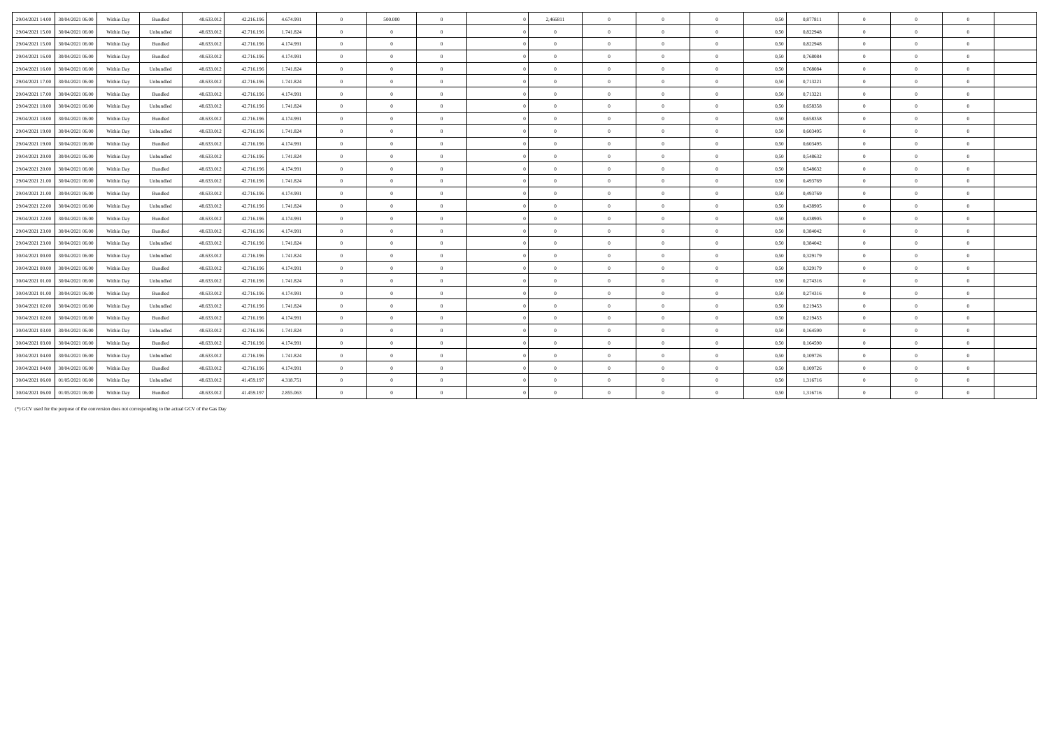| | | | | | | | | | | | | | | | | | | | | | |
|---|---|---|---|---|---|---|---|---|---|---|---|---|---|---|---|---|---|---|---|---|---|
| 29/04/2021 14.00 | 30/04/2021 06.00 | Within Day | Bundled | 48.633.012 | 42.216.196 | 4.674.991 | 0 | 500.000 | 0 | | 0 | 2,466811 | 0 | 0 | 0 | 0,50 | 0,877811 | 0 | 0 | 0 | |
| 29/04/2021 15.00 | 30/04/2021 06.00 | Within Day | Unbundled | 48.633.012 | 42.716.196 | 1.741.824 | 0 | 0 | 0 | | 0 | 0 | 0 | 0 | 0 | 0,50 | 0,822948 | 0 | 0 | 0 | |
| 29/04/2021 15.00 | 30/04/2021 06.00 | Within Day | Bundled | 48.633.012 | 42.716.196 | 4.174.991 | 0 | 0 | 0 | | 0 | 0 | 0 | 0 | 0 | 0,50 | 0,822948 | 0 | 0 | 0 | |
| 29/04/2021 16.00 | 30/04/2021 06.00 | Within Day | Bundled | 48.633.012 | 42.716.196 | 4.174.991 | 0 | 0 | 0 | | 0 | 0 | 0 | 0 | 0 | 0,50 | 0,768084 | 0 | 0 | 0 | |
| 29/04/2021 16.00 | 30/04/2021 06.00 | Within Day | Unbundled | 48.633.012 | 42.716.196 | 1.741.824 | 0 | 0 | 0 | | 0 | 0 | 0 | 0 | 0 | 0,50 | 0,768084 | 0 | 0 | 0 | |
| 29/04/2021 17.00 | 30/04/2021 06.00 | Within Day | Unbundled | 48.633.012 | 42.716.196 | 1.741.824 | 0 | 0 | 0 | | 0 | 0 | 0 | 0 | 0 | 0,50 | 0,713221 | 0 | 0 | 0 | |
| 29/04/2021 17.00 | 30/04/2021 06.00 | Within Day | Bundled | 48.633.012 | 42.716.196 | 4.174.991 | 0 | 0 | 0 | | 0 | 0 | 0 | 0 | 0 | 0,50 | 0,713221 | 0 | 0 | 0 | |
| 29/04/2021 18.00 | 30/04/2021 06.00 | Within Day | Unbundled | 48.633.012 | 42.716.196 | 1.741.824 | 0 | 0 | 0 | | 0 | 0 | 0 | 0 | 0 | 0,50 | 0,658358 | 0 | 0 | 0 | |
| 29/04/2021 18.00 | 30/04/2021 06.00 | Within Day | Bundled | 48.633.012 | 42.716.196 | 4.174.991 | 0 | 0 | 0 | | 0 | 0 | 0 | 0 | 0 | 0,50 | 0,658358 | 0 | 0 | 0 | |
| 29/04/2021 19.00 | 30/04/2021 06.00 | Within Day | Unbundled | 48.633.012 | 42.716.196 | 1.741.824 | 0 | 0 | 0 | | 0 | 0 | 0 | 0 | 0 | 0,50 | 0,603495 | 0 | 0 | 0 | |
| 29/04/2021 19.00 | 30/04/2021 06.00 | Within Day | Bundled | 48.633.012 | 42.716.196 | 4.174.991 | 0 | 0 | 0 | | 0 | 0 | 0 | 0 | 0 | 0,50 | 0,603495 | 0 | 0 | 0 | |
| 29/04/2021 20.00 | 30/04/2021 06.00 | Within Day | Unbundled | 48.633.012 | 42.716.196 | 1.741.824 | 0 | 0 | 0 | | 0 | 0 | 0 | 0 | 0 | 0,50 | 0,548632 | 0 | 0 | 0 | |
| 29/04/2021 20.00 | 30/04/2021 06.00 | Within Day | Bundled | 48.633.012 | 42.716.196 | 4.174.991 | 0 | 0 | 0 | | 0 | 0 | 0 | 0 | 0 | 0,50 | 0,548632 | 0 | 0 | 0 | |
| 29/04/2021 21.00 | 30/04/2021 06.00 | Within Day | Unbundled | 48.633.012 | 42.716.196 | 1.741.824 | 0 | 0 | 0 | | 0 | 0 | 0 | 0 | 0 | 0,50 | 0,493769 | 0 | 0 | 0 | |
| 29/04/2021 21.00 | 30/04/2021 06.00 | Within Day | Bundled | 48.633.012 | 42.716.196 | 4.174.991 | 0 | 0 | 0 | | 0 | 0 | 0 | 0 | 0 | 0,50 | 0,493769 | 0 | 0 | 0 | |
| 29/04/2021 22.00 | 30/04/2021 06.00 | Within Day | Unbundled | 48.633.012 | 42.716.196 | 1.741.824 | 0 | 0 | 0 | | 0 | 0 | 0 | 0 | 0 | 0,50 | 0,438905 | 0 | 0 | 0 | |
| 29/04/2021 22.00 | 30/04/2021 06.00 | Within Day | Bundled | 48.633.012 | 42.716.196 | 4.174.991 | 0 | 0 | 0 | | 0 | 0 | 0 | 0 | 0 | 0,50 | 0,438905 | 0 | 0 | 0 | |
| 29/04/2021 23.00 | 30/04/2021 06.00 | Within Day | Bundled | 48.633.012 | 42.716.196 | 4.174.991 | 0 | 0 | 0 | | 0 | 0 | 0 | 0 | 0 | 0,50 | 0,384042 | 0 | 0 | 0 | |
| 29/04/2021 23.00 | 30/04/2021 06.00 | Within Day | Unbundled | 48.633.012 | 42.716.196 | 1.741.824 | 0 | 0 | 0 | | 0 | 0 | 0 | 0 | 0 | 0,50 | 0,384042 | 0 | 0 | 0 | |
| 30/04/2021 00.00 | 30/04/2021 06.00 | Within Day | Unbundled | 48.633.012 | 42.716.196 | 1.741.824 | 0 | 0 | 0 | | 0 | 0 | 0 | 0 | 0 | 0,50 | 0,329179 | 0 | 0 | 0 | |
| 30/04/2021 00.00 | 30/04/2021 06.00 | Within Day | Bundled | 48.633.012 | 42.716.196 | 4.174.991 | 0 | 0 | 0 | | 0 | 0 | 0 | 0 | 0 | 0,50 | 0,329179 | 0 | 0 | 0 | |
| 30/04/2021 01.00 | 30/04/2021 06.00 | Within Day | Unbundled | 48.633.012 | 42.716.196 | 1.741.824 | 0 | 0 | 0 | | 0 | 0 | 0 | 0 | 0 | 0,50 | 0,274316 | 0 | 0 | 0 | |
| 30/04/2021 01.00 | 30/04/2021 06.00 | Within Day | Bundled | 48.633.012 | 42.716.196 | 4.174.991 | 0 | 0 | 0 | | 0 | 0 | 0 | 0 | 0 | 0,50 | 0,274316 | 0 | 0 | 0 | |
| 30/04/2021 02.00 | 30/04/2021 06.00 | Within Day | Unbundled | 48.633.012 | 42.716.196 | 1.741.824 | 0 | 0 | 0 | | 0 | 0 | 0 | 0 | 0 | 0,50 | 0,219453 | 0 | 0 | 0 | |
| 30/04/2021 02.00 | 30/04/2021 06.00 | Within Day | Bundled | 48.633.012 | 42.716.196 | 4.174.991 | 0 | 0 | 0 | | 0 | 0 | 0 | 0 | 0 | 0,50 | 0,219453 | 0 | 0 | 0 | |
| 30/04/2021 03.00 | 30/04/2021 06.00 | Within Day | Unbundled | 48.633.012 | 42.716.196 | 1.741.824 | 0 | 0 | 0 | | 0 | 0 | 0 | 0 | 0 | 0,50 | 0,164590 | 0 | 0 | 0 | |
| 30/04/2021 03.00 | 30/04/2021 06.00 | Within Day | Bundled | 48.633.012 | 42.716.196 | 4.174.991 | 0 | 0 | 0 | | 0 | 0 | 0 | 0 | 0 | 0,50 | 0,164590 | 0 | 0 | 0 | |
| 30/04/2021 04.00 | 30/04/2021 06.00 | Within Day | Unbundled | 48.633.012 | 42.716.196 | 1.741.824 | 0 | 0 | 0 | | 0 | 0 | 0 | 0 | 0 | 0,50 | 0,109726 | 0 | 0 | 0 | |
| 30/04/2021 04.00 | 30/04/2021 06.00 | Within Day | Bundled | 48.633.012 | 42.716.196 | 4.174.991 | 0 | 0 | 0 | | 0 | 0 | 0 | 0 | 0 | 0,50 | 0,109726 | 0 | 0 | 0 | |
| 30/04/2021 06.00 | 01/05/2021 06.00 | Within Day | Unbundled | 48.633.012 | 41.459.197 | 4.318.751 | 0 | 0 | 0 | | 0 | 0 | 0 | 0 | 0 | 0,50 | 1,316716 | 0 | 0 | 0 | |
| 30/04/2021 06.00 | 01/05/2021 06.00 | Within Day | Bundled | 48.633.012 | 41.459.197 | 2.855.063 | 0 | 0 | 0 | | 0 | 0 | 0 | 0 | 0 | 0,50 | 1,316716 | 0 | 0 | 0 | |

(*) GCV used for the purpose of the conversion does not corresponding to the actual GCV of the Gas Day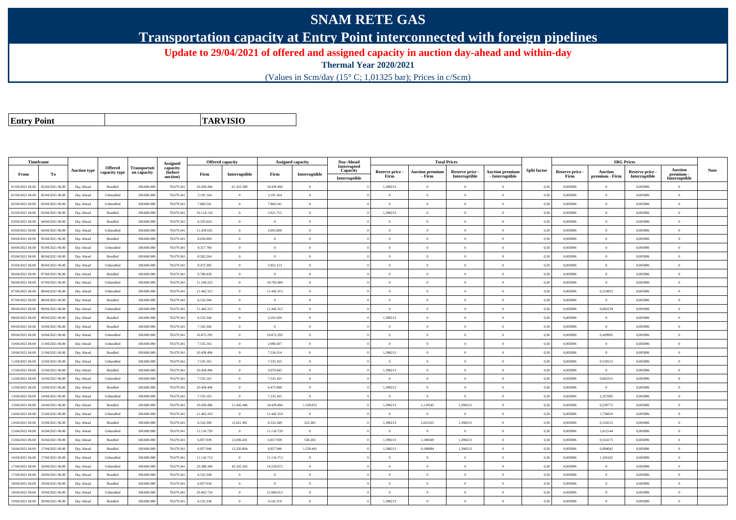# SNAM RETE GAS

## Transportation capacity at Entry Point interconnected with foreign pipelines

**Update to 29/04/2021 of offered and assigned capacity in auction day-ahead and within-day**

**Thermal Year 2020/2021**

(Values in Scm/day (15° C; 1,01325 bar); Prices in c/Scm)

| **Entry Point** | **TARVISIO** |
|---|---|

| Timeframe | | Auction type | Offered capacity type | Transportation capacity | Assigned capacity (before auction) | Offered capacity | | Assigned capacity | | Day-Ahead Interrupted Capacity | Total Prices | | | | Split factor | SRG Prices | | | | Note |
|---|---|---|---|---|---|---|---|---|---|---|---|---|---|---|---|---|---|---|---|---|
| From | To | | | | | Firm | Interruptible | Firm | Interruptible | Interruptible | Reserve price - Firm | Auction premium - Firm | Reserve price - Interruptible | Auction premium - Interruptible | | Reserve price - Firm | Auction premium - Firm | Reserve price - Interruptible | Auction premium - Interruptible | |
| 01/04/2021 06.00 | 02/04/2021 06.00 | Day Ahead | Bundled | 108.600.000 | 78.679.341 | 10.439.494 | 61.323.399 | 10.439.494 | 0 | 0 | 1,390213 | 0 | 0 | 0 | 0,50 | 0,005896 | 0 | 0,005896 | 0 | |
| 01/04/2021 06.00 | 02/04/2021 06.00 | Day Ahead | Unbundled | 108.600.000 | 78.679.341 | 3.191.164 | 0 | 3.191.164 | 0 | 0 | 0 | 0 | 0 | 0 | 0,50 | 0,005896 | 0 | 0,005896 | 0 | |
| 02/04/2021 06.00 | 03/04/2021 06.00 | Day Ahead | Unbundled | 108.600.000 | 78.679.341 | 7.860.541 | 0 | 7.860.541 | 0 | 0 | 0 | 0 | 0 | 0 | 0,50 | 0,005896 | 0 | 0,005896 | 0 | |
| 02/04/2021 06.00 | 03/04/2021 06.00 | Day Ahead | Bundled | 108.600.000 | 78.679.341 | 10.114.118 | 0 | 2.921.715 | 0 | 0 | 1,390213 | 0 | 0 | 0 | 0,50 | 0,005896 | 0 | 0,005896 | 0 | |
| 03/04/2021 06.00 | 04/04/2021 06.00 | Day Ahead | Bundled | 108.600.000 | 78.679.341 | 6.535.024 | 0 | 0 | 0 | 0 | 0 | 0 | 0 | 0 | 0,50 | 0,005896 | 0 | 0,005896 | 0 | |
| 03/04/2021 06.00 | 04/04/2021 06.00 | Day Ahead | Unbundled | 108.600.000 | 78.679.341 | 11.439.635 | 0 | 2.693.060 | 0 | 0 | 0 | 0 | 0 | 0 | 0,50 | 0,005896 | 0 | 0,005896 | 0 | |
| 04/04/2021 06.00 | 05/04/2021 06.00 | Day Ahead | Bundled | 108.600.000 | 78.679.341 | 8.656.869 | 0 | 0 | 0 | 0 | 0 | 0 | 0 | 0 | 0,50 | 0,005896 | 0 | 0,005896 | 0 | |
| 04/04/2021 06.00 | 05/04/2021 06.00 | Day Ahead | Unbundled | 108.600.000 | 78.679.341 | 9.317.790 | 0 | 0 | 0 | 0 | 0 | 0 | 0 | 0 | 0,50 | 0,005896 | 0 | 0,005896 | 0 | |
| 05/04/2021 06.00 | 06/04/2021 06.00 | Day Ahead | Bundled | 108.600.000 | 78.679.341 | 8.502.264 | 0 | 0 | 0 | 0 | 0 | 0 | 0 | 0 | 0,50 | 0,005896 | 0 | 0,005896 | 0 | |
| 05/04/2021 06.00 | 06/04/2021 06.00 | Day Ahead | Unbundled | 108.600.000 | 78.679.341 | 9.472.395 | 0 | 5.952.153 | 0 | 0 | 0 | 0 | 0 | 0 | 0,50 | 0,005896 | 0 | 0,005896 | 0 | |
| 06/04/2021 06.00 | 07/04/2021 06.00 | Day Ahead | Bundled | 108.600.000 | 78.679.341 | 6.780.436 | 0 | 0 | 0 | 0 | 0 | 0 | 0 | 0 | 0,50 | 0,005896 | 0 | 0,005896 | 0 | |
| 06/04/2021 06.00 | 07/04/2021 06.00 | Day Ahead | Unbundled | 108.600.000 | 78.679.341 | 11.194.223 | 0 | 10.783.404 | 0 | 0 | 0 | 0 | 0 | 0 | 0,50 | 0,005896 | 0 | 0,005896 | 0 | |
| 07/04/2021 06.00 | 08/04/2021 06.00 | Day Ahead | Unbundled | 108.600.000 | 78.679.341 | 11.442.315 | 0 | 11.442.315 | 0 | 0 | 0 | 0 | 0 | 0 | 0,50 | 0,005896 | 0,214953 | 0,005896 | 0 | |
| 07/04/2021 06.00 | 08/04/2021 06.00 | Day Ahead | Bundled | 108.600.000 | 78.679.341 | 6.532.344 | 0 | 0 | 0 | 0 | 0 | 0 | 0 | 0 | 0,50 | 0,005896 | 0 | 0,005896 | 0 | |
| 08/04/2021 06.00 | 09/04/2021 06.00 | Day Ahead | Unbundled | 108.600.000 | 78.679.341 | 11.442.315 | 0 | 11.442.315 | 0 | 0 | 0 | 0 | 0 | 0 | 0,50 | 0,005896 | 0,002239 | 0,005896 | 0 | |
| 08/04/2021 06.00 | 09/04/2021 06.00 | Day Ahead | Bundled | 108.600.000 | 78.679.341 | 6.532.344 | 0 | 3.191.030 | 0 | 0 | 1,390213 | 0 | 0 | 0 | 0,50 | 0,005896 | 0 | 0,005896 | 0 | |
| 09/04/2021 06.00 | 10/04/2021 06.00 | Day Ahead | Bundled | 108.600.000 | 78.679.341 | 7.102.366 | 0 | 0 | 0 | 0 | 0 | 0 | 0 | 0 | 0,50 | 0,005896 | 0 | 0,005896 | 0 | |
| 09/04/2021 06.00 | 10/04/2021 06.00 | Day Ahead | Unbundled | 108.600.000 | 78.679.341 | 10.872.293 | 0 | 10.872.293 | 0 | 0 | 0 | 0 | 0 | 0 | 0,50 | 0,005896 | 0,429905 | 0,005896 | 0 | |
| 10/04/2021 06.00 | 11/04/2021 06.00 | Day Ahead | Unbundled | 108.600.000 | 78.679.341 | 7.535.165 | 0 | 2.080.507 | 0 | 0 | 0 | 0 | 0 | 0 | 0,50 | 0,005896 | 0 | 0,005896 | 0 | |
| 10/04/2021 06.00 | 11/04/2021 06.00 | Day Ahead | Bundled | 108.600.000 | 78.679.341 | 10.439.494 | 0 | 7.534.314 | 0 | 0 | 1,390213 | 0 | 0 | 0 | 0,50 | 0,005896 | 0 | 0,005896 | 0 | |
| 11/04/2021 06.00 | 12/04/2021 06.00 | Day Ahead | Unbundled | 108.600.000 | 78.679.341 | 7.535.165 | 0 | 7.535.165 | 0 | 0 | 0 | 0 | 0 | 0 | 0,50 | 0,005896 | 0,510512 | 0,005896 | 0 | |
| 11/04/2021 06.00 | 12/04/2021 06.00 | Day Ahead | Bundled | 108.600.000 | 78.679.341 | 10.439.494 | 0 | 3.070.445 | 0 | 0 | 1,390213 | 0 | 0 | 0 | 0,50 | 0,005896 | 0 | 0,005896 | 0 | |
| 12/04/2021 06.00 | 13/04/2021 06.00 | Day Ahead | Unbundled | 108.600.000 | 78.679.341 | 7.535.165 | 0 | 7.535.165 | 0 | 0 | 0 | 0 | 0 | 0 | 0,50 | 0,005896 | 0,602315 | 0,005896 | 0 | |
| 12/04/2021 06.00 | 13/04/2021 06.00 | Day Ahead | Bundled | 108.600.000 | 78.679.341 | 10.439.494 | 0 | 6.475.848 | 0 | 0 | 1,390213 | 0 | 0 | 0 | 0,50 | 0,005896 | 0 | 0,005896 | 0 | |
| 13/04/2021 06.00 | 14/04/2021 06.00 | Day Ahead | Unbundled | 108.600.000 | 78.679.341 | 7.535.165 | 0 | 7.535.165 | 0 | 0 | 0 | 0 | 0 | 0 | 0,50 | 0,005896 | 2,257002 | 0,005896 | 0 | |
| 13/04/2021 06.00 | 14/04/2021 06.00 | Day Ahead | Bundled | 108.600.000 | 78.679.341 | 10.439.494 | 11.442.440 | 10.439.494 | 1.339.831 | 0 | 1,390213 | 1,119545 | 1,390213 | 0 | 0,50 | 0,005896 | 0,559772 | 0,005896 | 0 | |
| 14/04/2021 06.00 | 15/04/2021 06.00 | Day Ahead | Unbundled | 108.600.000 | 78.679.341 | 11.442.310 | 0 | 11.442.310 | 0 | 0 | 0 | 0 | 0 | 0 | 0,50 | 0,005896 | 1,730816 | 0,005896 | 0 | |
| 14/04/2021 06.00 | 15/04/2021 06.00 | Day Ahead | Bundled | 108.600.000 | 78.679.341 | 6.532.349 | 12.621.491 | 6.532.349 | 223.305 | 0 | 1,390213 | 1,021025 | 1,390213 | 0 | 0,50 | 0,005896 | 0,510512 | 0,005896 | 0 | |
| 15/04/2021 06.00 | 16/04/2021 06.00 | Day Ahead | Unbundled | 108.600.000 | 78.679.341 | 11.116.720 | 0 | 11.116.720 | 0 | 0 | 0 | 0 | 0 | 0 | 0,50 | 0,005896 | 1,612144 | 0,005896 | 0 | |
| 15/04/2021 06.00 | 16/04/2021 06.00 | Day Ahead | Bundled | 108.600.000 | 78.679.341 | 6.857.939 | 12.036.431 | 6.857.939 | 558.263 | 0 | 1,390213 | 1,108349 | 1,390213 | 0 | 0,50 | 0,005896 | 0,554175 | 0,005896 | 0 | |
| 16/04/2021 06.00 | 17/04/2021 06.00 | Day Ahead | Bundled | 108.600.000 | 78.679.341 | 6.857.946 | 12.250.804 | 6.857.946 | 1.259.441 | 0 | 1,390213 | 0,188084 | 1,390213 | 0 | 0,50 | 0,005896 | 0,094042 | 0,005896 | 0 | |
| 16/04/2021 06.00 | 17/04/2021 06.00 | Day Ahead | Unbundled | 108.600.000 | 78.679.341 | 11.116.713 | 0 | 11.116.713 | 0 | 0 | 0 | 0 | 0 | 0 | 0,50 | 0,005896 | 1,101632 | 0,005896 | 0 | |
| 17/04/2021 06.00 | 18/04/2021 06.00 | Day Ahead | Unbundled | 108.600.000 | 78.679.341 | 23.388.309 | 45.335.343 | 14.226.072 | 0 | 0 | 0 | 0 | 0 | 0 | 0,50 | 0,005896 | 0 | 0,005896 | 0 | |
| 17/04/2021 06.00 | 18/04/2021 06.00 | Day Ahead | Bundled | 108.600.000 | 78.679.341 | 6.532.349 | 0 | 0 | 0 | 0 | 0 | 0 | 0 | 0 | 0,50 | 0,005896 | 0 | 0,005896 | 0 | |
| 18/04/2021 06.00 | 19/04/2021 06.00 | Day Ahead | Bundled | 108.600.000 | 78.679.341 | 6.857.934 | 0 | 0 | 0 | 0 | 0 | 0 | 0 | 0 | 0,50 | 0,005896 | 0 | 0,005896 | 0 | |
| 18/04/2021 06.00 | 19/04/2021 06.00 | Day Ahead | Unbundled | 108.600.000 | 78.679.341 | 23.062.724 | 0 | 12.060.012 | 0 | 0 | 0 | 0 | 0 | 0 | 0,50 | 0,005896 | 0 | 0,005896 | 0 | |
| 19/04/2021 06.00 | 20/04/2021 06.00 | Day Ahead | Bundled | 108.600.000 | 78.679.341 | 6.532.338 | 0 | 4.142.310 | 0 | 0 | 1,390213 | 0 | 0 | 0 | 0,50 | 0,005896 | 0 | 0,005896 | 0 | |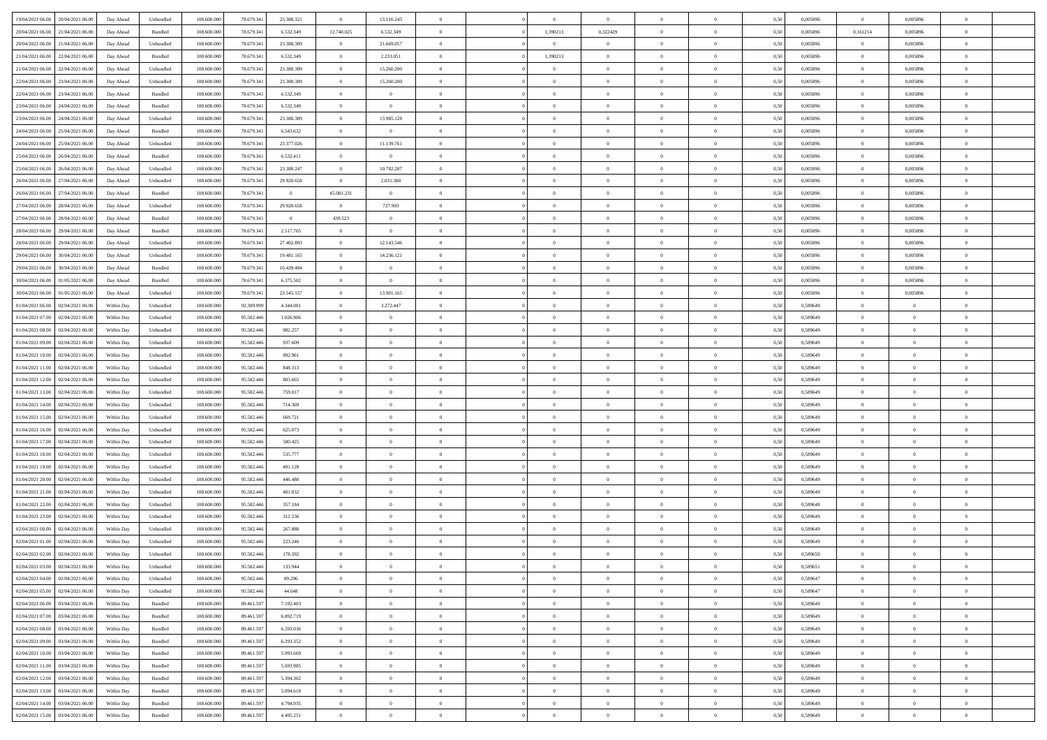| 19/04/2021 06:00 | 20/04/2021 06:00 | Day Ahead | Unbundled | 108.600.000 | 78.679.341 | 23.388.321 | 0 | 13.116.245 | 0 | | 0 | 0 | 0 | 0 | 0 | 0,50 | 0,005896 | 0 | 0,005896 | 0 | |
|---|---|---|---|---|---|---|---|---|---|---|---|---|---|---|---|---|---|---|---|---|---|
| 20/04/2021 06:00 | 21/04/2021 06:00 | Day Ahead | Bundled | 108.600.000 | 78.679.341 | 6.532.349 | 12.740.025 | 6.532.349 | 0 | | 1,390213 | 0,322429 | 0 | 0 | 0 | 0,50 | 0,005896 | 0,161214 | 0,005896 | 0 | |
| 20/04/2021 06:00 | 21/04/2021 06:00 | Day Ahead | Unbundled | 108.600.000 | 78.679.341 | 23.388.309 | 0 | 21.669.057 | 0 | | 0 | 0 | 0 | 0 | 0 | 0,50 | 0,005896 | 0 | 0,005896 | 0 | |
| 21/04/2021 06:00 | 22/04/2021 06:00 | Day Ahead | Bundled | 108.600.000 | 78.679.341 | 6.532.349 | 0 | 2.233.051 | 0 | | 1,390213 | 0 | 0 | 0 | 0 | 0,50 | 0,005896 | 0 | 0,005896 | 0 | |
| 21/04/2021 06:00 | 22/04/2021 06:00 | Day Ahead | Unbundled | 108.600.000 | 78.679.341 | 23.388.309 | 0 | 15.260.200 | 0 | | 0 | 0 | 0 | 0 | 0 | 0,50 | 0,005896 | 0 | 0,005896 | 0 | |
| 22/04/2021 06:00 | 23/04/2021 06:00 | Day Ahead | Unbundled | 108.600.000 | 78.679.341 | 23.388.309 | 0 | 15.260.200 | 0 | | 0 | 0 | 0 | 0 | 0 | 0,50 | 0,005896 | 0 | 0,005896 | 0 | |
| 22/04/2021 06:00 | 23/04/2021 06:00 | Day Ahead | Bundled | 108.600.000 | 78.679.341 | 6.532.349 | 0 | 0 | 0 | | 0 | 0 | 0 | 0 | 0 | 0,50 | 0,005896 | 0 | 0,005896 | 0 | |
| 23/04/2021 06:00 | 24/04/2021 06:00 | Day Ahead | Bundled | 108.600.000 | 78.679.341 | 6.532.349 | 0 | 0 | 0 | | 0 | 0 | 0 | 0 | 0 | 0,50 | 0,005896 | 0 | 0,005896 | 0 | |
| 23/04/2021 06:00 | 24/04/2021 06:00 | Day Ahead | Unbundled | 108.600.000 | 78.679.341 | 23.388.309 | 0 | 13.985.128 | 0 | | 0 | 0 | 0 | 0 | 0 | 0,50 | 0,005896 | 0 | 0,005896 | 0 | |
| 24/04/2021 06:00 | 25/04/2021 06:00 | Day Ahead | Bundled | 108.600.000 | 78.679.341 | 6.543.632 | 0 | 0 | 0 | | 0 | 0 | 0 | 0 | 0 | 0,50 | 0,005896 | 0 | 0,005896 | 0 | |
| 24/04/2021 06:00 | 25/04/2021 06:00 | Day Ahead | Unbundled | 108.600.000 | 78.679.341 | 23.377.026 | 0 | 11.139.761 | 0 | | 0 | 0 | 0 | 0 | 0 | 0,50 | 0,005896 | 0 | 0,005896 | 0 | |
| 25/04/2021 06:00 | 26/04/2021 06:00 | Day Ahead | Bundled | 108.600.000 | 78.679.341 | 6.532.411 | 0 | 0 | 0 | | 0 | 0 | 0 | 0 | 0 | 0,50 | 0,005896 | 0 | 0,005896 | 0 | |
| 25/04/2021 06:00 | 26/04/2021 06:00 | Day Ahead | Unbundled | 108.600.000 | 78.679.341 | 23.388.247 | 0 | 10.782.287 | 0 | | 0 | 0 | 0 | 0 | 0 | 0,50 | 0,005896 | 0 | 0,005896 | 0 | |
| 26/04/2021 06:00 | 27/04/2021 06:00 | Day Ahead | Unbundled | 108.600.000 | 78.679.341 | 29.920.658 | 0 | 2.031.380 | 0 | | 0 | 0 | 0 | 0 | 0 | 0,50 | 0,005896 | 0 | 0,005896 | 0 | |
| 26/04/2021 06:00 | 27/04/2021 06:00 | Day Ahead | Bundled | 108.600.000 | 78.679.341 | 0 | 45.081.231 | 0 | 0 | | 0 | 0 | 0 | 0 | 0 | 0,50 | 0,005896 | 0 | 0,005896 | 0 | |
| 27/04/2021 06:00 | 28/04/2021 06:00 | Day Ahead | Unbundled | 108.600.000 | 78.679.341 | 29.920.658 | 0 | 727.903 | 0 | | 0 | 0 | 0 | 0 | 0 | 0,50 | 0,005896 | 0 | 0,005896 | 0 | |
| 27/04/2021 06:00 | 28/04/2021 06:00 | Day Ahead | Bundled | 108.600.000 | 78.679.341 | 0 | 439.523 | 0 | 0 | | 0 | 0 | 0 | 0 | 0 | 0,50 | 0,005896 | 0 | 0,005896 | 0 | |
| 28/04/2021 06:00 | 29/04/2021 06:00 | Day Ahead | Bundled | 108.600.000 | 78.679.341 | 2.517.765 | 0 | 0 | 0 | | 0 | 0 | 0 | 0 | 0 | 0,50 | 0,005896 | 0 | 0,005896 | 0 | |
| 28/04/2021 06:00 | 29/04/2021 06:00 | Day Ahead | Unbundled | 108.600.000 | 78.679.341 | 27.402.893 | 0 | 12.143.546 | 0 | | 0 | 0 | 0 | 0 | 0 | 0,50 | 0,005896 | 0 | 0,005896 | 0 | |
| 29/04/2021 06:00 | 30/04/2021 06:00 | Day Ahead | Unbundled | 108.600.000 | 78.679.341 | 19.481.165 | 0 | 14.236.121 | 0 | | 0 | 0 | 0 | 0 | 0 | 0,50 | 0,005896 | 0 | 0,005896 | 0 | |
| 29/04/2021 06:00 | 30/04/2021 06:00 | Day Ahead | Bundled | 108.600.000 | 78.679.341 | 10.439.494 | 0 | 0 | 0 | | 0 | 0 | 0 | 0 | 0 | 0,50 | 0,005896 | 0 | 0,005896 | 0 | |
| 30/04/2021 06:00 | 01/05/2021 06:00 | Day Ahead | Bundled | 108.600.000 | 78.679.341 | 6.375.502 | 0 | 0 | 0 | | 0 | 0 | 0 | 0 | 0 | 0,50 | 0,005896 | 0 | 0,005896 | 0 | |
| 30/04/2021 06:00 | 01/05/2021 06:00 | Day Ahead | Unbundled | 108.600.000 | 78.679.341 | 23.545.157 | 0 | 13.901.165 | 0 | | 0 | 0 | 0 | 0 | 0 | 0,50 | 0,005896 | 0 | 0,005896 | 0 | |
| 01/04/2021 06:00 | 02/04/2021 06:00 | Within Day | Unbundled | 108.600.000 | 92.309.999 | 4.344.001 | 0 | 3.272.447 | 0 | | 0 | 0 | 0 | 0 | 0 | 0,50 | 0,589649 | 0 | 0 | 0 | |
| 01/04/2021 07:00 | 02/04/2021 06:00 | Within Day | Unbundled | 108.600.000 | 95.582.446 | 1.026.906 | 0 | 0 | 0 | | 0 | 0 | 0 | 0 | 0 | 0,50 | 0,589649 | 0 | 0 | 0 | |
| 01/04/2021 08:00 | 02/04/2021 06:00 | Within Day | Unbundled | 108.600.000 | 95.582.446 | 982.257 | 0 | 0 | 0 | | 0 | 0 | 0 | 0 | 0 | 0,50 | 0,589649 | 0 | 0 | 0 | |
| 01/04/2021 09:00 | 02/04/2021 06:00 | Within Day | Unbundled | 108.600.000 | 95.582.446 | 937.609 | 0 | 0 | 0 | | 0 | 0 | 0 | 0 | 0 | 0,50 | 0,589649 | 0 | 0 | 0 | |
| 01/04/2021 10:00 | 02/04/2021 06:00 | Within Day | Unbundled | 108.600.000 | 95.582.446 | 892.961 | 0 | 0 | 0 | | 0 | 0 | 0 | 0 | 0 | 0,50 | 0,589649 | 0 | 0 | 0 | |
| 01/04/2021 11:00 | 02/04/2021 06:00 | Within Day | Unbundled | 108.600.000 | 95.582.446 | 848.313 | 0 | 0 | 0 | | 0 | 0 | 0 | 0 | 0 | 0,50 | 0,589649 | 0 | 0 | 0 | |
| 01/04/2021 12:00 | 02/04/2021 06:00 | Within Day | Unbundled | 108.600.000 | 95.582.446 | 803.665 | 0 | 0 | 0 | | 0 | 0 | 0 | 0 | 0 | 0,50 | 0,589649 | 0 | 0 | 0 | |
| 01/04/2021 13:00 | 02/04/2021 06:00 | Within Day | Unbundled | 108.600.000 | 95.582.446 | 759.017 | 0 | 0 | 0 | | 0 | 0 | 0 | 0 | 0 | 0,50 | 0,589649 | 0 | 0 | 0 | |
| 01/04/2021 14:00 | 02/04/2021 06:00 | Within Day | Unbundled | 108.600.000 | 95.582.446 | 714.369 | 0 | 0 | 0 | | 0 | 0 | 0 | 0 | 0 | 0,50 | 0,589649 | 0 | 0 | 0 | |
| 01/04/2021 15:00 | 02/04/2021 06:00 | Within Day | Unbundled | 108.600.000 | 95.582.446 | 669.721 | 0 | 0 | 0 | | 0 | 0 | 0 | 0 | 0 | 0,50 | 0,589649 | 0 | 0 | 0 | |
| 01/04/2021 16:00 | 02/04/2021 06:00 | Within Day | Unbundled | 108.600.000 | 95.582.446 | 625.073 | 0 | 0 | 0 | | 0 | 0 | 0 | 0 | 0 | 0,50 | 0,589649 | 0 | 0 | 0 | |
| 01/04/2021 17:00 | 02/04/2021 06:00 | Within Day | Unbundled | 108.600.000 | 95.582.446 | 580.425 | 0 | 0 | 0 | | 0 | 0 | 0 | 0 | 0 | 0,50 | 0,589649 | 0 | 0 | 0 | |
| 01/04/2021 18:00 | 02/04/2021 06:00 | Within Day | Unbundled | 108.600.000 | 95.582.446 | 535.777 | 0 | 0 | 0 | | 0 | 0 | 0 | 0 | 0 | 0,50 | 0,589649 | 0 | 0 | 0 | |
| 01/04/2021 19:00 | 02/04/2021 06:00 | Within Day | Unbundled | 108.600.000 | 95.582.446 | 491.128 | 0 | 0 | 0 | | 0 | 0 | 0 | 0 | 0 | 0,50 | 0,589649 | 0 | 0 | 0 | |
| 01/04/2021 20:00 | 02/04/2021 06:00 | Within Day | Unbundled | 108.600.000 | 95.582.446 | 446.480 | 0 | 0 | 0 | | 0 | 0 | 0 | 0 | 0 | 0,50 | 0,589649 | 0 | 0 | 0 | |
| 01/04/2021 21:00 | 02/04/2021 06:00 | Within Day | Unbundled | 108.600.000 | 95.582.446 | 401.832 | 0 | 0 | 0 | | 0 | 0 | 0 | 0 | 0 | 0,50 | 0,589649 | 0 | 0 | 0 | |
| 01/04/2021 22:00 | 02/04/2021 06:00 | Within Day | Unbundled | 108.600.000 | 95.582.446 | 357.184 | 0 | 0 | 0 | | 0 | 0 | 0 | 0 | 0 | 0,50 | 0,589648 | 0 | 0 | 0 | |
| 01/04/2021 23:00 | 02/04/2021 06:00 | Within Day | Unbundled | 108.600.000 | 95.582.446 | 312.536 | 0 | 0 | 0 | | 0 | 0 | 0 | 0 | 0 | 0,50 | 0,589649 | 0 | 0 | 0 | |
| 02/04/2021 00:00 | 02/04/2021 06:00 | Within Day | Unbundled | 108.600.000 | 95.582.446 | 267.888 | 0 | 0 | 0 | | 0 | 0 | 0 | 0 | 0 | 0,50 | 0,589649 | 0 | 0 | 0 | |
| 02/04/2021 01:00 | 02/04/2021 06:00 | Within Day | Unbundled | 108.600.000 | 95.582.446 | 223.240 | 0 | 0 | 0 | | 0 | 0 | 0 | 0 | 0 | 0,50 | 0,589649 | 0 | 0 | 0 | |
| 02/04/2021 02:00 | 02/04/2021 06:00 | Within Day | Unbundled | 108.600.000 | 95.582.446 | 178.592 | 0 | 0 | 0 | | 0 | 0 | 0 | 0 | 0 | 0,50 | 0,589650 | 0 | 0 | 0 | |
| 02/04/2021 03:00 | 02/04/2021 06:00 | Within Day | Unbundled | 108.600.000 | 95.582.446 | 133.944 | 0 | 0 | 0 | | 0 | 0 | 0 | 0 | 0 | 0,50 | 0,589651 | 0 | 0 | 0 | |
| 02/04/2021 04:00 | 02/04/2021 06:00 | Within Day | Unbundled | 108.600.000 | 95.582.446 | 89.296 | 0 | 0 | 0 | | 0 | 0 | 0 | 0 | 0 | 0,50 | 0,589647 | 0 | 0 | 0 | |
| 02/04/2021 05:00 | 02/04/2021 06:00 | Within Day | Unbundled | 108.600.000 | 95.582.446 | 44.648 | 0 | 0 | 0 | | 0 | 0 | 0 | 0 | 0 | 0,50 | 0,589647 | 0 | 0 | 0 | |
| 02/04/2021 06:00 | 03/04/2021 06:00 | Within Day | Bundled | 108.600.000 | 89.461.597 | 7.192.403 | 0 | 0 | 0 | | 0 | 0 | 0 | 0 | 0 | 0,50 | 0,589649 | 0 | 0 | 0 | |
| 02/04/2021 07:00 | 03/04/2021 06:00 | Within Day | Bundled | 108.600.000 | 89.461.597 | 6.892.719 | 0 | 0 | 0 | | 0 | 0 | 0 | 0 | 0 | 0,50 | 0,589649 | 0 | 0 | 0 | |
| 02/04/2021 08:00 | 03/04/2021 06:00 | Within Day | Bundled | 108.600.000 | 89.461.597 | 6.593.036 | 0 | 0 | 0 | | 0 | 0 | 0 | 0 | 0 | 0,50 | 0,589649 | 0 | 0 | 0 | |
| 02/04/2021 09:00 | 03/04/2021 06:00 | Within Day | Bundled | 108.600.000 | 89.461.597 | 6.293.352 | 0 | 0 | 0 | | 0 | 0 | 0 | 0 | 0 | 0,50 | 0,589649 | 0 | 0 | 0 | |
| 02/04/2021 10:00 | 03/04/2021 06:00 | Within Day | Bundled | 108.600.000 | 89.461.597 | 5.993.669 | 0 | 0 | 0 | | 0 | 0 | 0 | 0 | 0 | 0,50 | 0,589649 | 0 | 0 | 0 | |
| 02/04/2021 11:00 | 03/04/2021 06:00 | Within Day | Bundled | 108.600.000 | 89.461.597 | 5.693.985 | 0 | 0 | 0 | | 0 | 0 | 0 | 0 | 0 | 0,50 | 0,589649 | 0 | 0 | 0 | |
| 02/04/2021 12:00 | 03/04/2021 06:00 | Within Day | Bundled | 108.600.000 | 89.461.597 | 5.394.302 | 0 | 0 | 0 | | 0 | 0 | 0 | 0 | 0 | 0,50 | 0,589649 | 0 | 0 | 0 | |
| 02/04/2021 13:00 | 03/04/2021 06:00 | Within Day | Bundled | 108.600.000 | 89.461.597 | 5.094.618 | 0 | 0 | 0 | | 0 | 0 | 0 | 0 | 0 | 0,50 | 0,589649 | 0 | 0 | 0 | |
| 02/04/2021 14:00 | 03/04/2021 06:00 | Within Day | Bundled | 108.600.000 | 89.461.597 | 4.794.935 | 0 | 0 | 0 | | 0 | 0 | 0 | 0 | 0 | 0,50 | 0,589649 | 0 | 0 | 0 | |
| 02/04/2021 15:00 | 03/04/2021 06:00 | Within Day | Bundled | 108.600.000 | 89.461.597 | 4.495.251 | 0 | 0 | 0 | | 0 | 0 | 0 | 0 | 0 | 0,50 | 0,589649 | 0 | 0 | 0 | |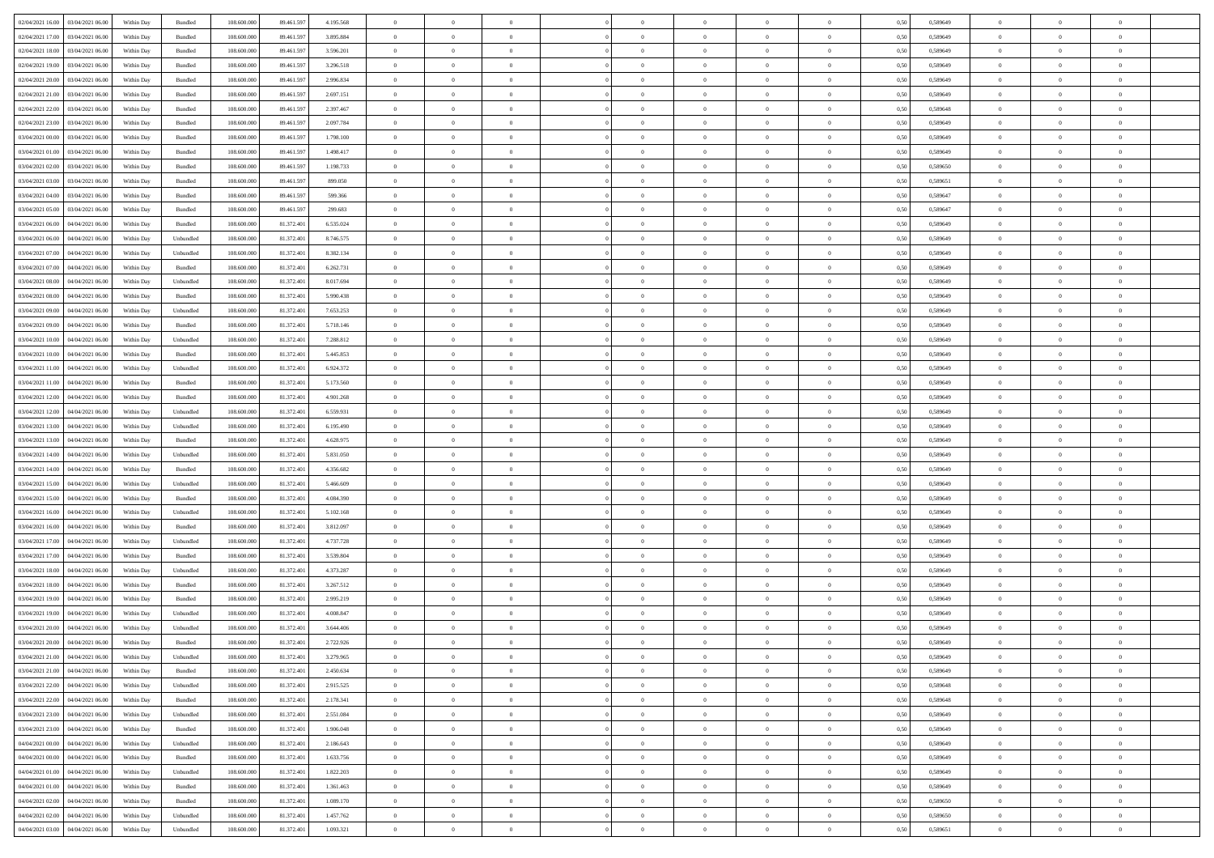| | | | | | | | | | | | | | | | | | | | | |
|---|---|---|---|---|---|---|---|---|---|---|---|---|---|---|---|---|---|---|---|---|
| 02/04/2021 16:00 | 03/04/2021 06:00 | Within Day | Bundled | 108.600.000 | 89.461.597 | 4.195.568 | 0 | 0 | 0 | | 0 | 0 | 0 | 0 | 0,50 | 0,589649 | 0 | 0 | 0 | |
| 02/04/2021 17:00 | 03/04/2021 06:00 | Within Day | Bundled | 108.600.000 | 89.461.597 | 3.895.884 | 0 | 0 | 0 | | 0 | 0 | 0 | 0 | 0,50 | 0,589649 | 0 | 0 | 0 | |
| 02/04/2021 18:00 | 03/04/2021 06:00 | Within Day | Bundled | 108.600.000 | 89.461.597 | 3.596.201 | 0 | 0 | 0 | | 0 | 0 | 0 | 0 | 0,50 | 0,589649 | 0 | 0 | 0 | |
| 02/04/2021 19:00 | 03/04/2021 06:00 | Within Day | Bundled | 108.600.000 | 89.461.597 | 3.296.518 | 0 | 0 | 0 | | 0 | 0 | 0 | 0 | 0,50 | 0,589649 | 0 | 0 | 0 | |
| 02/04/2021 20:00 | 03/04/2021 06:00 | Within Day | Bundled | 108.600.000 | 89.461.597 | 2.996.834 | 0 | 0 | 0 | | 0 | 0 | 0 | 0 | 0,50 | 0,589649 | 0 | 0 | 0 | |
| 02/04/2021 21:00 | 03/04/2021 06:00 | Within Day | Bundled | 108.600.000 | 89.461.597 | 2.697.151 | 0 | 0 | 0 | | 0 | 0 | 0 | 0 | 0,50 | 0,589649 | 0 | 0 | 0 | |
| 02/04/2021 22:00 | 03/04/2021 06:00 | Within Day | Bundled | 108.600.000 | 89.461.597 | 2.397.467 | 0 | 0 | 0 | | 0 | 0 | 0 | 0 | 0,50 | 0,589648 | 0 | 0 | 0 | |
| 02/04/2021 23:00 | 03/04/2021 06:00 | Within Day | Bundled | 108.600.000 | 89.461.597 | 2.097.784 | 0 | 0 | 0 | | 0 | 0 | 0 | 0 | 0,50 | 0,589649 | 0 | 0 | 0 | |
| 03/04/2021 00:00 | 03/04/2021 06:00 | Within Day | Bundled | 108.600.000 | 89.461.597 | 1.798.100 | 0 | 0 | 0 | | 0 | 0 | 0 | 0 | 0,50 | 0,589649 | 0 | 0 | 0 | |
| 03/04/2021 01:00 | 03/04/2021 06:00 | Within Day | Bundled | 108.600.000 | 89.461.597 | 1.498.417 | 0 | 0 | 0 | | 0 | 0 | 0 | 0 | 0,50 | 0,589649 | 0 | 0 | 0 | |
| 03/04/2021 02:00 | 03/04/2021 06:00 | Within Day | Bundled | 108.600.000 | 89.461.597 | 1.198.733 | 0 | 0 | 0 | | 0 | 0 | 0 | 0 | 0,50 | 0,589650 | 0 | 0 | 0 | |
| 03/04/2021 03:00 | 03/04/2021 06:00 | Within Day | Bundled | 108.600.000 | 89.461.597 | 899.050 | 0 | 0 | 0 | | 0 | 0 | 0 | 0 | 0,50 | 0,589651 | 0 | 0 | 0 | |
| 03/04/2021 04:00 | 03/04/2021 06:00 | Within Day | Bundled | 108.600.000 | 89.461.597 | 599.366 | 0 | 0 | 0 | | 0 | 0 | 0 | 0 | 0,50 | 0,589647 | 0 | 0 | 0 | |
| 03/04/2021 05:00 | 03/04/2021 06:00 | Within Day | Bundled | 108.600.000 | 89.461.597 | 299.683 | 0 | 0 | 0 | | 0 | 0 | 0 | 0 | 0,50 | 0,589647 | 0 | 0 | 0 | |
| 03/04/2021 06:00 | 04/04/2021 06:00 | Within Day | Bundled | 108.600.000 | 81.372.401 | 6.535.024 | 0 | 0 | 0 | | 0 | 0 | 0 | 0 | 0,50 | 0,589649 | 0 | 0 | 0 | |
| 03/04/2021 06:00 | 04/04/2021 06:00 | Within Day | Unbundled | 108.600.000 | 81.372.401 | 8.746.575 | 0 | 0 | 0 | | 0 | 0 | 0 | 0 | 0,50 | 0,589649 | 0 | 0 | 0 | |
| 03/04/2021 07:00 | 04/04/2021 06:00 | Within Day | Unbundled | 108.600.000 | 81.372.401 | 8.382.134 | 0 | 0 | 0 | | 0 | 0 | 0 | 0 | 0,50 | 0,589649 | 0 | 0 | 0 | |
| 03/04/2021 07:00 | 04/04/2021 06:00 | Within Day | Bundled | 108.600.000 | 81.372.401 | 6.262.731 | 0 | 0 | 0 | | 0 | 0 | 0 | 0 | 0,50 | 0,589649 | 0 | 0 | 0 | |
| 03/04/2021 08:00 | 04/04/2021 06:00 | Within Day | Unbundled | 108.600.000 | 81.372.401 | 8.017.694 | 0 | 0 | 0 | | 0 | 0 | 0 | 0 | 0,50 | 0,589649 | 0 | 0 | 0 | |
| 03/04/2021 08:00 | 04/04/2021 06:00 | Within Day | Bundled | 108.600.000 | 81.372.401 | 5.990.438 | 0 | 0 | 0 | | 0 | 0 | 0 | 0 | 0,50 | 0,589649 | 0 | 0 | 0 | |
| 03/04/2021 09:00 | 04/04/2021 06:00 | Within Day | Unbundled | 108.600.000 | 81.372.401 | 7.653.253 | 0 | 0 | 0 | | 0 | 0 | 0 | 0 | 0,50 | 0,589649 | 0 | 0 | 0 | |
| 03/04/2021 09:00 | 04/04/2021 06:00 | Within Day | Bundled | 108.600.000 | 81.372.401 | 5.718.146 | 0 | 0 | 0 | | 0 | 0 | 0 | 0 | 0,50 | 0,589649 | 0 | 0 | 0 | |
| 03/04/2021 10:00 | 04/04/2021 06:00 | Within Day | Unbundled | 108.600.000 | 81.372.401 | 7.288.812 | 0 | 0 | 0 | | 0 | 0 | 0 | 0 | 0,50 | 0,589649 | 0 | 0 | 0 | |
| 03/04/2021 10:00 | 04/04/2021 06:00 | Within Day | Bundled | 108.600.000 | 81.372.401 | 5.445.853 | 0 | 0 | 0 | | 0 | 0 | 0 | 0 | 0,50 | 0,589649 | 0 | 0 | 0 | |
| 03/04/2021 11:00 | 04/04/2021 06:00 | Within Day | Unbundled | 108.600.000 | 81.372.401 | 6.924.372 | 0 | 0 | 0 | | 0 | 0 | 0 | 0 | 0,50 | 0,589649 | 0 | 0 | 0 | |
| 03/04/2021 11:00 | 04/04/2021 06:00 | Within Day | Bundled | 108.600.000 | 81.372.401 | 5.173.560 | 0 | 0 | 0 | | 0 | 0 | 0 | 0 | 0,50 | 0,589649 | 0 | 0 | 0 | |
| 03/04/2021 12:00 | 04/04/2021 06:00 | Within Day | Bundled | 108.600.000 | 81.372.401 | 4.901.268 | 0 | 0 | 0 | | 0 | 0 | 0 | 0 | 0,50 | 0,589649 | 0 | 0 | 0 | |
| 03/04/2021 12:00 | 04/04/2021 06:00 | Within Day | Unbundled | 108.600.000 | 81.372.401 | 6.559.931 | 0 | 0 | 0 | | 0 | 0 | 0 | 0 | 0,50 | 0,589649 | 0 | 0 | 0 | |
| 03/04/2021 13:00 | 04/04/2021 06:00 | Within Day | Unbundled | 108.600.000 | 81.372.401 | 6.195.490 | 0 | 0 | 0 | | 0 | 0 | 0 | 0 | 0,50 | 0,589649 | 0 | 0 | 0 | |
| 03/04/2021 13:00 | 04/04/2021 06:00 | Within Day | Bundled | 108.600.000 | 81.372.401 | 4.628.975 | 0 | 0 | 0 | | 0 | 0 | 0 | 0 | 0,50 | 0,589649 | 0 | 0 | 0 | |
| 03/04/2021 14:00 | 04/04/2021 06:00 | Within Day | Unbundled | 108.600.000 | 81.372.401 | 5.831.050 | 0 | 0 | 0 | | 0 | 0 | 0 | 0 | 0,50 | 0,589649 | 0 | 0 | 0 | |
| 03/04/2021 14:00 | 04/04/2021 06:00 | Within Day | Bundled | 108.600.000 | 81.372.401 | 4.356.682 | 0 | 0 | 0 | | 0 | 0 | 0 | 0 | 0,50 | 0,589649 | 0 | 0 | 0 | |
| 03/04/2021 15:00 | 04/04/2021 06:00 | Within Day | Unbundled | 108.600.000 | 81.372.401 | 5.466.609 | 0 | 0 | 0 | | 0 | 0 | 0 | 0 | 0,50 | 0,589649 | 0 | 0 | 0 | |
| 03/04/2021 15:00 | 04/04/2021 06:00 | Within Day | Bundled | 108.600.000 | 81.372.401 | 4.084.390 | 0 | 0 | 0 | | 0 | 0 | 0 | 0 | 0,50 | 0,589649 | 0 | 0 | 0 | |
| 03/04/2021 16:00 | 04/04/2021 06:00 | Within Day | Unbundled | 108.600.000 | 81.372.401 | 5.102.168 | 0 | 0 | 0 | | 0 | 0 | 0 | 0 | 0,50 | 0,589649 | 0 | 0 | 0 | |
| 03/04/2021 16:00 | 04/04/2021 06:00 | Within Day | Bundled | 108.600.000 | 81.372.401 | 3.812.097 | 0 | 0 | 0 | | 0 | 0 | 0 | 0 | 0,50 | 0,589649 | 0 | 0 | 0 | |
| 03/04/2021 17:00 | 04/04/2021 06:00 | Within Day | Unbundled | 108.600.000 | 81.372.401 | 4.737.728 | 0 | 0 | 0 | | 0 | 0 | 0 | 0 | 0,50 | 0,589649 | 0 | 0 | 0 | |
| 03/04/2021 17:00 | 04/04/2021 06:00 | Within Day | Bundled | 108.600.000 | 81.372.401 | 3.539.804 | 0 | 0 | 0 | | 0 | 0 | 0 | 0 | 0,50 | 0,589649 | 0 | 0 | 0 | |
| 03/04/2021 18:00 | 04/04/2021 06:00 | Within Day | Unbundled | 108.600.000 | 81.372.401 | 4.373.287 | 0 | 0 | 0 | | 0 | 0 | 0 | 0 | 0,50 | 0,589649 | 0 | 0 | 0 | |
| 03/04/2021 18:00 | 04/04/2021 06:00 | Within Day | Bundled | 108.600.000 | 81.372.401 | 3.267.512 | 0 | 0 | 0 | | 0 | 0 | 0 | 0 | 0,50 | 0,589649 | 0 | 0 | 0 | |
| 03/04/2021 19:00 | 04/04/2021 06:00 | Within Day | Bundled | 108.600.000 | 81.372.401 | 2.995.219 | 0 | 0 | 0 | | 0 | 0 | 0 | 0 | 0,50 | 0,589649 | 0 | 0 | 0 | |
| 03/04/2021 19:00 | 04/04/2021 06:00 | Within Day | Unbundled | 108.600.000 | 81.372.401 | 4.008.847 | 0 | 0 | 0 | | 0 | 0 | 0 | 0 | 0,50 | 0,589649 | 0 | 0 | 0 | |
| 03/04/2021 20:00 | 04/04/2021 06:00 | Within Day | Unbundled | 108.600.000 | 81.372.401 | 3.644.406 | 0 | 0 | 0 | | 0 | 0 | 0 | 0 | 0,50 | 0,589649 | 0 | 0 | 0 | |
| 03/04/2021 20:00 | 04/04/2021 06:00 | Within Day | Bundled | 108.600.000 | 81.372.401 | 2.722.926 | 0 | 0 | 0 | | 0 | 0 | 0 | 0 | 0,50 | 0,589649 | 0 | 0 | 0 | |
| 03/04/2021 21:00 | 04/04/2021 06:00 | Within Day | Unbundled | 108.600.000 | 81.372.401 | 3.279.965 | 0 | 0 | 0 | | 0 | 0 | 0 | 0 | 0,50 | 0,589649 | 0 | 0 | 0 | |
| 03/04/2021 21:00 | 04/04/2021 06:00 | Within Day | Bundled | 108.600.000 | 81.372.401 | 2.450.634 | 0 | 0 | 0 | | 0 | 0 | 0 | 0 | 0,50 | 0,589649 | 0 | 0 | 0 | |
| 03/04/2021 22:00 | 04/04/2021 06:00 | Within Day | Unbundled | 108.600.000 | 81.372.401 | 2.915.525 | 0 | 0 | 0 | | 0 | 0 | 0 | 0 | 0,50 | 0,589648 | 0 | 0 | 0 | |
| 03/04/2021 22:00 | 04/04/2021 06:00 | Within Day | Bundled | 108.600.000 | 81.372.401 | 2.178.341 | 0 | 0 | 0 | | 0 | 0 | 0 | 0 | 0,50 | 0,589648 | 0 | 0 | 0 | |
| 03/04/2021 23:00 | 04/04/2021 06:00 | Within Day | Unbundled | 108.600.000 | 81.372.401 | 2.551.084 | 0 | 0 | 0 | | 0 | 0 | 0 | 0 | 0,50 | 0,589649 | 0 | 0 | 0 | |
| 03/04/2021 23:00 | 04/04/2021 06:00 | Within Day | Bundled | 108.600.000 | 81.372.401 | 1.906.048 | 0 | 0 | 0 | | 0 | 0 | 0 | 0 | 0,50 | 0,589649 | 0 | 0 | 0 | |
| 04/04/2021 00:00 | 04/04/2021 06:00 | Within Day | Unbundled | 108.600.000 | 81.372.401 | 2.186.643 | 0 | 0 | 0 | | 0 | 0 | 0 | 0 | 0,50 | 0,589649 | 0 | 0 | 0 | |
| 04/04/2021 00:00 | 04/04/2021 06:00 | Within Day | Bundled | 108.600.000 | 81.372.401 | 1.633.756 | 0 | 0 | 0 | | 0 | 0 | 0 | 0 | 0,50 | 0,589649 | 0 | 0 | 0 | |
| 04/04/2021 01:00 | 04/04/2021 06:00 | Within Day | Unbundled | 108.600.000 | 81.372.401 | 1.822.203 | 0 | 0 | 0 | | 0 | 0 | 0 | 0 | 0,50 | 0,589649 | 0 | 0 | 0 | |
| 04/04/2021 01:00 | 04/04/2021 06:00 | Within Day | Bundled | 108.600.000 | 81.372.401 | 1.361.463 | 0 | 0 | 0 | | 0 | 0 | 0 | 0 | 0,50 | 0,589649 | 0 | 0 | 0 | |
| 04/04/2021 02:00 | 04/04/2021 06:00 | Within Day | Bundled | 108.600.000 | 81.372.401 | 1.089.170 | 0 | 0 | 0 | | 0 | 0 | 0 | 0 | 0,50 | 0,589650 | 0 | 0 | 0 | |
| 04/04/2021 02:00 | 04/04/2021 06:00 | Within Day | Unbundled | 108.600.000 | 81.372.401 | 1.457.762 | 0 | 0 | 0 | | 0 | 0 | 0 | 0 | 0,50 | 0,589650 | 0 | 0 | 0 | |
| 04/04/2021 03:00 | 04/04/2021 06:00 | Within Day | Unbundled | 108.600.000 | 81.372.401 | 1.093.321 | 0 | 0 | 0 | | 0 | 0 | 0 | 0 | 0,50 | 0,589651 | 0 | 0 | 0 | |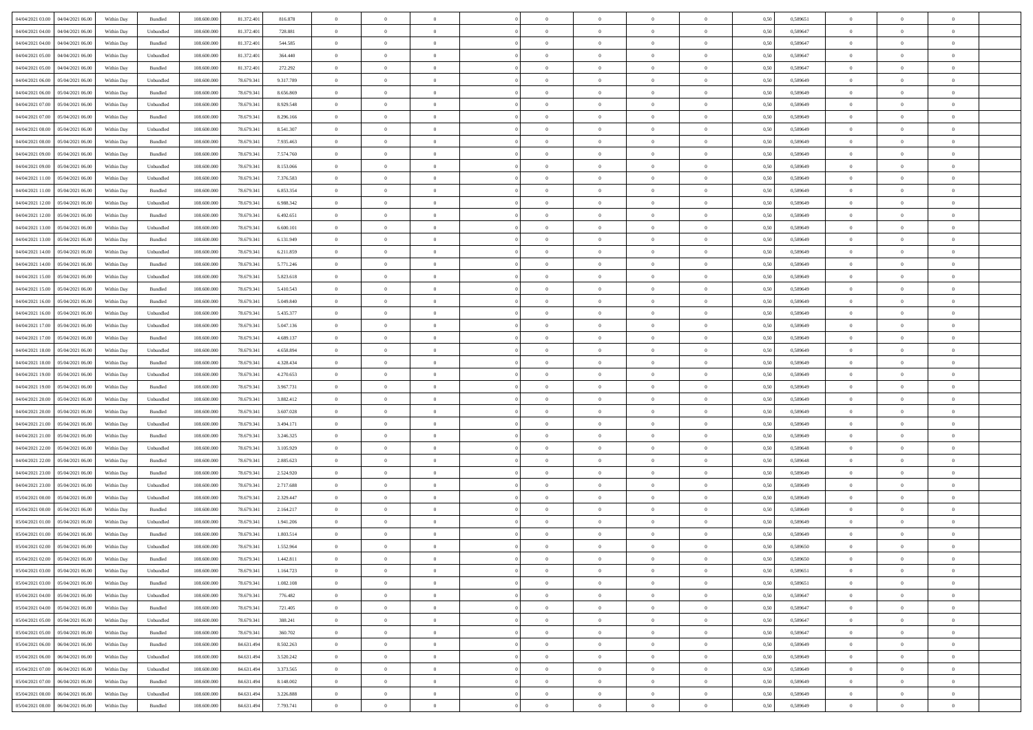| | | | | | | | | | | | | | | | | | | | | |
|---|---|---|---|---|---|---|---|---|---|---|---|---|---|---|---|---|---|---|---|---|
| 04/04/2021 03.00 | 04/04/2021 06.00 | Within Day | Bundled | 108.600.000 | 81.372.401 | 816.878 | 0 | 0 | 0 | | 0 | 0 | 0 | 0 | 0,50 | 0,589651 | 0 | 0 | 0 | |
| 04/04/2021 04.00 | 04/04/2021 06.00 | Within Day | Unbundled | 108.600.000 | 81.372.401 | 728.881 | 0 | 0 | 0 | | 0 | 0 | 0 | 0 | 0,50 | 0,589647 | 0 | 0 | 0 | |
| 04/04/2021 04.00 | 04/04/2021 06.00 | Within Day | Bundled | 108.600.000 | 81.372.401 | 544.585 | 0 | 0 | 0 | | 0 | 0 | 0 | 0 | 0,50 | 0,589647 | 0 | 0 | 0 | |
| 04/04/2021 05.00 | 04/04/2021 06.00 | Within Day | Unbundled | 108.600.000 | 81.372.401 | 364.440 | 0 | 0 | 0 | | 0 | 0 | 0 | 0 | 0,50 | 0,589647 | 0 | 0 | 0 | |
| 04/04/2021 05.00 | 04/04/2021 06.00 | Within Day | Bundled | 108.600.000 | 81.372.401 | 272.292 | 0 | 0 | 0 | | 0 | 0 | 0 | 0 | 0,50 | 0,589647 | 0 | 0 | 0 | |
| 04/04/2021 06.00 | 05/04/2021 06.00 | Within Day | Unbundled | 108.600.000 | 78.679.341 | 9.317.789 | 0 | 0 | 0 | | 0 | 0 | 0 | 0 | 0,50 | 0,589649 | 0 | 0 | 0 | |
| 04/04/2021 06.00 | 05/04/2021 06.00 | Within Day | Bundled | 108.600.000 | 78.679.341 | 8.656.869 | 0 | 0 | 0 | | 0 | 0 | 0 | 0 | 0,50 | 0,589649 | 0 | 0 | 0 | |
| 04/04/2021 07.00 | 05/04/2021 06.00 | Within Day | Unbundled | 108.600.000 | 78.679.341 | 8.929.548 | 0 | 0 | 0 | | 0 | 0 | 0 | 0 | 0,50 | 0,589649 | 0 | 0 | 0 | |
| 04/04/2021 07.00 | 05/04/2021 06.00 | Within Day | Bundled | 108.600.000 | 78.679.341 | 8.296.166 | 0 | 0 | 0 | | 0 | 0 | 0 | 0 | 0,50 | 0,589649 | 0 | 0 | 0 | |
| 04/04/2021 08.00 | 05/04/2021 06.00 | Within Day | Unbundled | 108.600.000 | 78.679.341 | 8.541.307 | 0 | 0 | 0 | | 0 | 0 | 0 | 0 | 0,50 | 0,589649 | 0 | 0 | 0 | |
| 04/04/2021 08.00 | 05/04/2021 06.00 | Within Day | Bundled | 108.600.000 | 78.679.341 | 7.935.463 | 0 | 0 | 0 | | 0 | 0 | 0 | 0 | 0,50 | 0,589649 | 0 | 0 | 0 | |
| 04/04/2021 09.00 | 05/04/2021 06.00 | Within Day | Bundled | 108.600.000 | 78.679.341 | 7.574.760 | 0 | 0 | 0 | | 0 | 0 | 0 | 0 | 0,50 | 0,589649 | 0 | 0 | 0 | |
| 04/04/2021 09.00 | 05/04/2021 06.00 | Within Day | Unbundled | 108.600.000 | 78.679.341 | 8.153.066 | 0 | 0 | 0 | | 0 | 0 | 0 | 0 | 0,50 | 0,589649 | 0 | 0 | 0 | |
| 04/04/2021 11.00 | 05/04/2021 06.00 | Within Day | Unbundled | 108.600.000 | 78.679.341 | 7.376.583 | 0 | 0 | 0 | | 0 | 0 | 0 | 0 | 0,50 | 0,589649 | 0 | 0 | 0 | |
| 04/04/2021 11.00 | 05/04/2021 06.00 | Within Day | Bundled | 108.600.000 | 78.679.341 | 6.853.354 | 0 | 0 | 0 | | 0 | 0 | 0 | 0 | 0,50 | 0,589649 | 0 | 0 | 0 | |
| 04/04/2021 12.00 | 05/04/2021 06.00 | Within Day | Unbundled | 108.600.000 | 78.679.341 | 6.988.342 | 0 | 0 | 0 | | 0 | 0 | 0 | 0 | 0,50 | 0,589649 | 0 | 0 | 0 | |
| 04/04/2021 12.00 | 05/04/2021 06.00 | Within Day | Bundled | 108.600.000 | 78.679.341 | 6.492.651 | 0 | 0 | 0 | | 0 | 0 | 0 | 0 | 0,50 | 0,589649 | 0 | 0 | 0 | |
| 04/04/2021 13.00 | 05/04/2021 06.00 | Within Day | Unbundled | 108.600.000 | 78.679.341 | 6.600.101 | 0 | 0 | 0 | | 0 | 0 | 0 | 0 | 0,50 | 0,589649 | 0 | 0 | 0 | |
| 04/04/2021 13.00 | 05/04/2021 06.00 | Within Day | Bundled | 108.600.000 | 78.679.341 | 6.131.949 | 0 | 0 | 0 | | 0 | 0 | 0 | 0 | 0,50 | 0,589649 | 0 | 0 | 0 | |
| 04/04/2021 14.00 | 05/04/2021 06.00 | Within Day | Unbundled | 108.600.000 | 78.679.341 | 6.211.859 | 0 | 0 | 0 | | 0 | 0 | 0 | 0 | 0,50 | 0,589649 | 0 | 0 | 0 | |
| 04/04/2021 14.00 | 05/04/2021 06.00 | Within Day | Bundled | 108.600.000 | 78.679.341 | 5.771.246 | 0 | 0 | 0 | | 0 | 0 | 0 | 0 | 0,50 | 0,589649 | 0 | 0 | 0 | |
| 04/04/2021 15.00 | 05/04/2021 06.00 | Within Day | Unbundled | 108.600.000 | 78.679.341 | 5.823.618 | 0 | 0 | 0 | | 0 | 0 | 0 | 0 | 0,50 | 0,589649 | 0 | 0 | 0 | |
| 04/04/2021 15.00 | 05/04/2021 06.00 | Within Day | Bundled | 108.600.000 | 78.679.341 | 5.410.543 | 0 | 0 | 0 | | 0 | 0 | 0 | 0 | 0,50 | 0,589649 | 0 | 0 | 0 | |
| 04/04/2021 16.00 | 05/04/2021 06.00 | Within Day | Bundled | 108.600.000 | 78.679.341 | 5.049.840 | 0 | 0 | 0 | | 0 | 0 | 0 | 0 | 0,50 | 0,589649 | 0 | 0 | 0 | |
| 04/04/2021 16.00 | 05/04/2021 06.00 | Within Day | Unbundled | 108.600.000 | 78.679.341 | 5.435.377 | 0 | 0 | 0 | | 0 | 0 | 0 | 0 | 0,50 | 0,589649 | 0 | 0 | 0 | |
| 04/04/2021 17.00 | 05/04/2021 06.00 | Within Day | Unbundled | 108.600.000 | 78.679.341 | 5.047.136 | 0 | 0 | 0 | | 0 | 0 | 0 | 0 | 0,50 | 0,589649 | 0 | 0 | 0 | |
| 04/04/2021 17.00 | 05/04/2021 06.00 | Within Day | Bundled | 108.600.000 | 78.679.341 | 4.689.137 | 0 | 0 | 0 | | 0 | 0 | 0 | 0 | 0,50 | 0,589649 | 0 | 0 | 0 | |
| 04/04/2021 18.00 | 05/04/2021 06.00 | Within Day | Unbundled | 108.600.000 | 78.679.341 | 4.658.894 | 0 | 0 | 0 | | 0 | 0 | 0 | 0 | 0,50 | 0,589649 | 0 | 0 | 0 | |
| 04/04/2021 18.00 | 05/04/2021 06.00 | Within Day | Bundled | 108.600.000 | 78.679.341 | 4.328.434 | 0 | 0 | 0 | | 0 | 0 | 0 | 0 | 0,50 | 0,589649 | 0 | 0 | 0 | |
| 04/04/2021 19.00 | 05/04/2021 06.00 | Within Day | Unbundled | 108.600.000 | 78.679.341 | 4.270.653 | 0 | 0 | 0 | | 0 | 0 | 0 | 0 | 0,50 | 0,589649 | 0 | 0 | 0 | |
| 04/04/2021 19.00 | 05/04/2021 06.00 | Within Day | Bundled | 108.600.000 | 78.679.341 | 3.967.731 | 0 | 0 | 0 | | 0 | 0 | 0 | 0 | 0,50 | 0,589649 | 0 | 0 | 0 | |
| 04/04/2021 20.00 | 05/04/2021 06.00 | Within Day | Unbundled | 108.600.000 | 78.679.341 | 3.882.412 | 0 | 0 | 0 | | 0 | 0 | 0 | 0 | 0,50 | 0,589649 | 0 | 0 | 0 | |
| 04/04/2021 20.00 | 05/04/2021 06.00 | Within Day | Bundled | 108.600.000 | 78.679.341 | 3.607.028 | 0 | 0 | 0 | | 0 | 0 | 0 | 0 | 0,50 | 0,589649 | 0 | 0 | 0 | |
| 04/04/2021 21.00 | 05/04/2021 06.00 | Within Day | Unbundled | 108.600.000 | 78.679.341 | 3.494.171 | 0 | 0 | 0 | | 0 | 0 | 0 | 0 | 0,50 | 0,589649 | 0 | 0 | 0 | |
| 04/04/2021 21.00 | 05/04/2021 06.00 | Within Day | Bundled | 108.600.000 | 78.679.341 | 3.246.325 | 0 | 0 | 0 | | 0 | 0 | 0 | 0 | 0,50 | 0,589649 | 0 | 0 | 0 | |
| 04/04/2021 22.00 | 05/04/2021 06.00 | Within Day | Unbundled | 108.600.000 | 78.679.341 | 3.105.929 | 0 | 0 | 0 | | 0 | 0 | 0 | 0 | 0,50 | 0,589648 | 0 | 0 | 0 | |
| 04/04/2021 22.00 | 05/04/2021 06.00 | Within Day | Bundled | 108.600.000 | 78.679.341 | 2.885.623 | 0 | 0 | 0 | | 0 | 0 | 0 | 0 | 0,50 | 0,589648 | 0 | 0 | 0 | |
| 04/04/2021 23.00 | 05/04/2021 06.00 | Within Day | Bundled | 108.600.000 | 78.679.341 | 2.524.920 | 0 | 0 | 0 | | 0 | 0 | 0 | 0 | 0,50 | 0,589649 | 0 | 0 | 0 | |
| 04/04/2021 23.00 | 05/04/2021 06.00 | Within Day | Unbundled | 108.600.000 | 78.679.341 | 2.717.688 | 0 | 0 | 0 | | 0 | 0 | 0 | 0 | 0,50 | 0,589649 | 0 | 0 | 0 | |
| 05/04/2021 00.00 | 05/04/2021 06.00 | Within Day | Unbundled | 108.600.000 | 78.679.341 | 2.329.447 | 0 | 0 | 0 | | 0 | 0 | 0 | 0 | 0,50 | 0,589649 | 0 | 0 | 0 | |
| 05/04/2021 00.00 | 05/04/2021 06.00 | Within Day | Bundled | 108.600.000 | 78.679.341 | 2.164.217 | 0 | 0 | 0 | | 0 | 0 | 0 | 0 | 0,50 | 0,589649 | 0 | 0 | 0 | |
| 05/04/2021 01.00 | 05/04/2021 06.00 | Within Day | Unbundled | 108.600.000 | 78.679.341 | 1.941.206 | 0 | 0 | 0 | | 0 | 0 | 0 | 0 | 0,50 | 0,589649 | 0 | 0 | 0 | |
| 05/04/2021 01.00 | 05/04/2021 06.00 | Within Day | Bundled | 108.600.000 | 78.679.341 | 1.803.514 | 0 | 0 | 0 | | 0 | 0 | 0 | 0 | 0,50 | 0,589649 | 0 | 0 | 0 | |
| 05/04/2021 02.00 | 05/04/2021 06.00 | Within Day | Unbundled | 108.600.000 | 78.679.341 | 1.552.964 | 0 | 0 | 0 | | 0 | 0 | 0 | 0 | 0,50 | 0,589650 | 0 | 0 | 0 | |
| 05/04/2021 02.00 | 05/04/2021 06.00 | Within Day | Bundled | 108.600.000 | 78.679.341 | 1.442.811 | 0 | 0 | 0 | | 0 | 0 | 0 | 0 | 0,50 | 0,589650 | 0 | 0 | 0 | |
| 05/04/2021 03.00 | 05/04/2021 06.00 | Within Day | Unbundled | 108.600.000 | 78.679.341 | 1.164.723 | 0 | 0 | 0 | | 0 | 0 | 0 | 0 | 0,50 | 0,589651 | 0 | 0 | 0 | |
| 05/04/2021 03.00 | 05/04/2021 06.00 | Within Day | Bundled | 108.600.000 | 78.679.341 | 1.082.108 | 0 | 0 | 0 | | 0 | 0 | 0 | 0 | 0,50 | 0,589651 | 0 | 0 | 0 | |
| 05/04/2021 04.00 | 05/04/2021 06.00 | Within Day | Unbundled | 108.600.000 | 78.679.341 | 776.482 | 0 | 0 | 0 | | 0 | 0 | 0 | 0 | 0,50 | 0,589647 | 0 | 0 | 0 | |
| 05/04/2021 04.00 | 05/04/2021 06.00 | Within Day | Bundled | 108.600.000 | 78.679.341 | 721.405 | 0 | 0 | 0 | | 0 | 0 | 0 | 0 | 0,50 | 0,589647 | 0 | 0 | 0 | |
| 05/04/2021 05.00 | 05/04/2021 06.00 | Within Day | Unbundled | 108.600.000 | 78.679.341 | 388.241 | 0 | 0 | 0 | | 0 | 0 | 0 | 0 | 0,50 | 0,589647 | 0 | 0 | 0 | |
| 05/04/2021 05.00 | 05/04/2021 06.00 | Within Day | Bundled | 108.600.000 | 78.679.341 | 360.702 | 0 | 0 | 0 | | 0 | 0 | 0 | 0 | 0,50 | 0,589647 | 0 | 0 | 0 | |
| 05/04/2021 06.00 | 06/04/2021 06.00 | Within Day | Bundled | 108.600.000 | 84.631.494 | 8.502.263 | 0 | 0 | 0 | | 0 | 0 | 0 | 0 | 0,50 | 0,589649 | 0 | 0 | 0 | |
| 05/04/2021 06.00 | 06/04/2021 06.00 | Within Day | Unbundled | 108.600.000 | 84.631.494 | 3.520.242 | 0 | 0 | 0 | | 0 | 0 | 0 | 0 | 0,50 | 0,589649 | 0 | 0 | 0 | |
| 05/04/2021 07.00 | 06/04/2021 06.00 | Within Day | Unbundled | 108.600.000 | 84.631.494 | 3.373.565 | 0 | 0 | 0 | | 0 | 0 | 0 | 0 | 0,50 | 0,589649 | 0 | 0 | 0 | |
| 05/04/2021 07.00 | 06/04/2021 06.00 | Within Day | Bundled | 108.600.000 | 84.631.494 | 8.148.002 | 0 | 0 | 0 | | 0 | 0 | 0 | 0 | 0,50 | 0,589649 | 0 | 0 | 0 | |
| 05/04/2021 08.00 | 06/04/2021 06.00 | Within Day | Unbundled | 108.600.000 | 84.631.494 | 3.226.888 | 0 | 0 | 0 | | 0 | 0 | 0 | 0 | 0,50 | 0,589649 | 0 | 0 | 0 | |
| 05/04/2021 08.00 | 06/04/2021 06.00 | Within Day | Bundled | 108.600.000 | 84.631.494 | 7.793.741 | 0 | 0 | 0 | | 0 | 0 | 0 | 0 | 0,50 | 0,589649 | 0 | 0 | 0 | |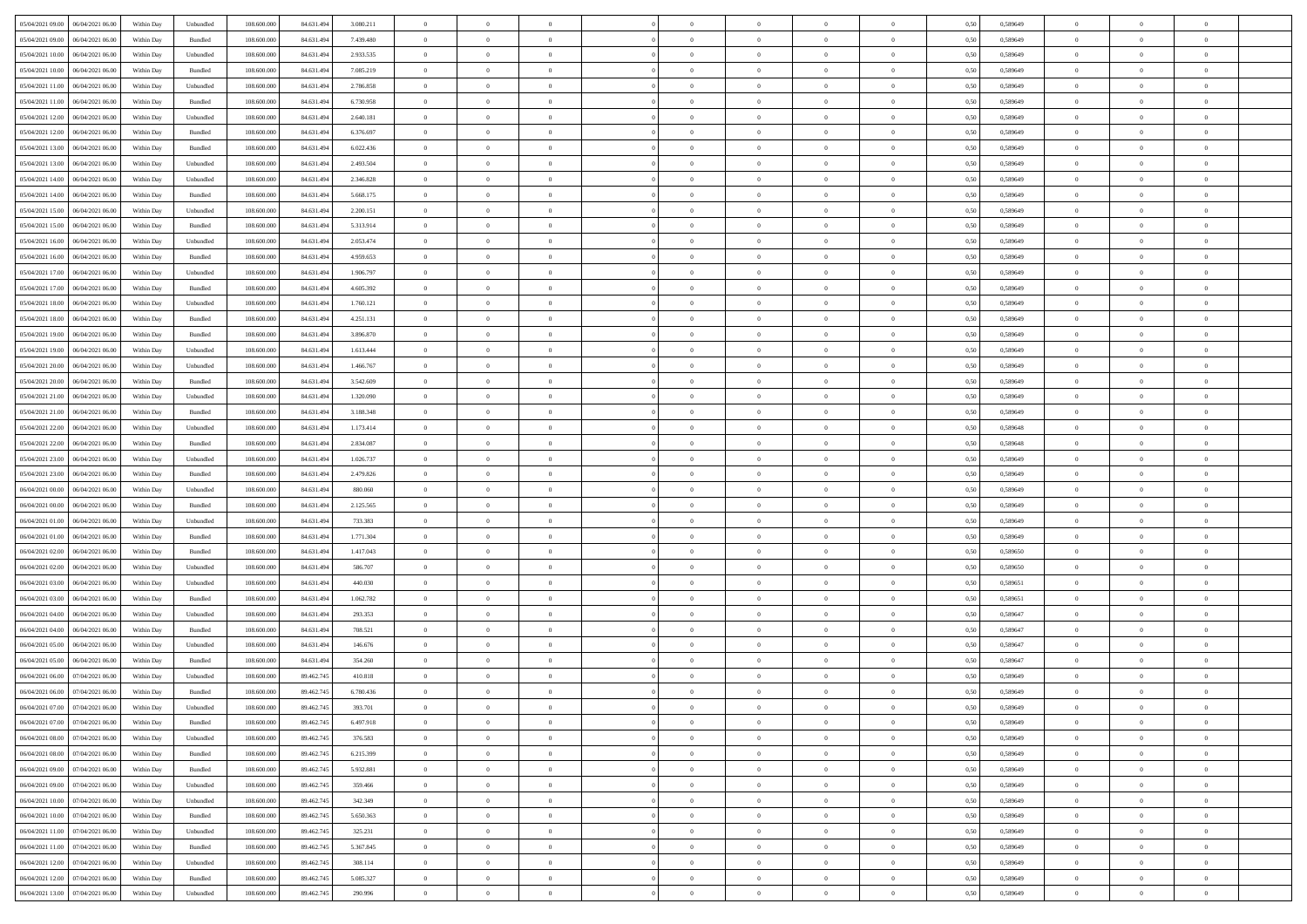| | | | | | | | | | | | | | | | | | | | | | |
|---|---|---|---|---|---|---|---|---|---|---|---|---|---|---|---|---|---|---|---|---|---|
| 05/04/2021 09.00 | 06/04/2021 06.00 | Within Day | Unbundled | 108.600.000 | 84.631.494 | 3.080.211 | 0 | 0 | 0 | | 0 | 0 | 0 | 0 | 0,50 | 0,589649 | 0 | 0 | 0 | |
| 05/04/2021 09.00 | 06/04/2021 06.00 | Within Day | Bundled | 108.600.000 | 84.631.494 | 7.439.480 | 0 | 0 | 0 | | 0 | 0 | 0 | 0 | 0,50 | 0,589649 | 0 | 0 | 0 | |
| 05/04/2021 10.00 | 06/04/2021 06.00 | Within Day | Unbundled | 108.600.000 | 84.631.494 | 2.933.535 | 0 | 0 | 0 | | 0 | 0 | 0 | 0 | 0,50 | 0,589649 | 0 | 0 | 0 | |
| 05/04/2021 10.00 | 06/04/2021 06.00 | Within Day | Bundled | 108.600.000 | 84.631.494 | 7.085.219 | 0 | 0 | 0 | | 0 | 0 | 0 | 0 | 0,50 | 0,589649 | 0 | 0 | 0 | |
| 05/04/2021 11.00 | 06/04/2021 06.00 | Within Day | Unbundled | 108.600.000 | 84.631.494 | 2.786.858 | 0 | 0 | 0 | | 0 | 0 | 0 | 0 | 0,50 | 0,589649 | 0 | 0 | 0 | |
| 05/04/2021 11.00 | 06/04/2021 06.00 | Within Day | Bundled | 108.600.000 | 84.631.494 | 6.730.958 | 0 | 0 | 0 | | 0 | 0 | 0 | 0 | 0,50 | 0,589649 | 0 | 0 | 0 | |
| 05/04/2021 12.00 | 06/04/2021 06.00 | Within Day | Unbundled | 108.600.000 | 84.631.494 | 2.640.181 | 0 | 0 | 0 | | 0 | 0 | 0 | 0 | 0,50 | 0,589649 | 0 | 0 | 0 | |
| 05/04/2021 12.00 | 06/04/2021 06.00 | Within Day | Bundled | 108.600.000 | 84.631.494 | 6.376.697 | 0 | 0 | 0 | | 0 | 0 | 0 | 0 | 0,50 | 0,589649 | 0 | 0 | 0 | |
| 05/04/2021 13.00 | 06/04/2021 06.00 | Within Day | Bundled | 108.600.000 | 84.631.494 | 6.022.436 | 0 | 0 | 0 | | 0 | 0 | 0 | 0 | 0,50 | 0,589649 | 0 | 0 | 0 | |
| 05/04/2021 13.00 | 06/04/2021 06.00 | Within Day | Unbundled | 108.600.000 | 84.631.494 | 2.493.504 | 0 | 0 | 0 | | 0 | 0 | 0 | 0 | 0,50 | 0,589649 | 0 | 0 | 0 | |
| 05/04/2021 14.00 | 06/04/2021 06.00 | Within Day | Unbundled | 108.600.000 | 84.631.494 | 2.346.828 | 0 | 0 | 0 | | 0 | 0 | 0 | 0 | 0,50 | 0,589649 | 0 | 0 | 0 | |
| 05/04/2021 14.00 | 06/04/2021 06.00 | Within Day | Bundled | 108.600.000 | 84.631.494 | 5.668.175 | 0 | 0 | 0 | | 0 | 0 | 0 | 0 | 0,50 | 0,589649 | 0 | 0 | 0 | |
| 05/04/2021 15.00 | 06/04/2021 06.00 | Within Day | Unbundled | 108.600.000 | 84.631.494 | 2.200.151 | 0 | 0 | 0 | | 0 | 0 | 0 | 0 | 0,50 | 0,589649 | 0 | 0 | 0 | |
| 05/04/2021 15.00 | 06/04/2021 06.00 | Within Day | Bundled | 108.600.000 | 84.631.494 | 5.313.914 | 0 | 0 | 0 | | 0 | 0 | 0 | 0 | 0,50 | 0,589649 | 0 | 0 | 0 | |
| 05/04/2021 16.00 | 06/04/2021 06.00 | Within Day | Unbundled | 108.600.000 | 84.631.494 | 2.053.474 | 0 | 0 | 0 | | 0 | 0 | 0 | 0 | 0,50 | 0,589649 | 0 | 0 | 0 | |
| 05/04/2021 16.00 | 06/04/2021 06.00 | Within Day | Bundled | 108.600.000 | 84.631.494 | 4.959.653 | 0 | 0 | 0 | | 0 | 0 | 0 | 0 | 0,50 | 0,589649 | 0 | 0 | 0 | |
| 05/04/2021 17.00 | 06/04/2021 06.00 | Within Day | Unbundled | 108.600.000 | 84.631.494 | 1.906.797 | 0 | 0 | 0 | | 0 | 0 | 0 | 0 | 0,50 | 0,589649 | 0 | 0 | 0 | |
| 05/04/2021 17.00 | 06/04/2021 06.00 | Within Day | Bundled | 108.600.000 | 84.631.494 | 4.605.392 | 0 | 0 | 0 | | 0 | 0 | 0 | 0 | 0,50 | 0,589649 | 0 | 0 | 0 | |
| 05/04/2021 18.00 | 06/04/2021 06.00 | Within Day | Unbundled | 108.600.000 | 84.631.494 | 1.760.121 | 0 | 0 | 0 | | 0 | 0 | 0 | 0 | 0,50 | 0,589649 | 0 | 0 | 0 | |
| 05/04/2021 18.00 | 06/04/2021 06.00 | Within Day | Bundled | 108.600.000 | 84.631.494 | 4.251.131 | 0 | 0 | 0 | | 0 | 0 | 0 | 0 | 0,50 | 0,589649 | 0 | 0 | 0 | |
| 05/04/2021 19.00 | 06/04/2021 06.00 | Within Day | Bundled | 108.600.000 | 84.631.494 | 3.896.870 | 0 | 0 | 0 | | 0 | 0 | 0 | 0 | 0,50 | 0,589649 | 0 | 0 | 0 | |
| 05/04/2021 19.00 | 06/04/2021 06.00 | Within Day | Unbundled | 108.600.000 | 84.631.494 | 1.613.444 | 0 | 0 | 0 | | 0 | 0 | 0 | 0 | 0,50 | 0,589649 | 0 | 0 | 0 | |
| 05/04/2021 20.00 | 06/04/2021 06.00 | Within Day | Unbundled | 108.600.000 | 84.631.494 | 1.466.767 | 0 | 0 | 0 | | 0 | 0 | 0 | 0 | 0,50 | 0,589649 | 0 | 0 | 0 | |
| 05/04/2021 20.00 | 06/04/2021 06.00 | Within Day | Bundled | 108.600.000 | 84.631.494 | 3.542.609 | 0 | 0 | 0 | | 0 | 0 | 0 | 0 | 0,50 | 0,589649 | 0 | 0 | 0 | |
| 05/04/2021 21.00 | 06/04/2021 06.00 | Within Day | Unbundled | 108.600.000 | 84.631.494 | 1.320.090 | 0 | 0 | 0 | | 0 | 0 | 0 | 0 | 0,50 | 0,589649 | 0 | 0 | 0 | |
| 05/04/2021 21.00 | 06/04/2021 06.00 | Within Day | Bundled | 108.600.000 | 84.631.494 | 3.188.348 | 0 | 0 | 0 | | 0 | 0 | 0 | 0 | 0,50 | 0,589649 | 0 | 0 | 0 | |
| 05/04/2021 22.00 | 06/04/2021 06.00 | Within Day | Unbundled | 108.600.000 | 84.631.494 | 1.173.414 | 0 | 0 | 0 | | 0 | 0 | 0 | 0 | 0,50 | 0,589648 | 0 | 0 | 0 | |
| 05/04/2021 22.00 | 06/04/2021 06.00 | Within Day | Bundled | 108.600.000 | 84.631.494 | 2.834.087 | 0 | 0 | 0 | | 0 | 0 | 0 | 0 | 0,50 | 0,589648 | 0 | 0 | 0 | |
| 05/04/2021 23.00 | 06/04/2021 06.00 | Within Day | Unbundled | 108.600.000 | 84.631.494 | 1.026.737 | 0 | 0 | 0 | | 0 | 0 | 0 | 0 | 0,50 | 0,589649 | 0 | 0 | 0 | |
| 05/04/2021 23.00 | 06/04/2021 06.00 | Within Day | Bundled | 108.600.000 | 84.631.494 | 2.479.826 | 0 | 0 | 0 | | 0 | 0 | 0 | 0 | 0,50 | 0,589649 | 0 | 0 | 0 | |
| 06/04/2021 00.00 | 06/04/2021 06.00 | Within Day | Unbundled | 108.600.000 | 84.631.494 | 880.060 | 0 | 0 | 0 | | 0 | 0 | 0 | 0 | 0,50 | 0,589649 | 0 | 0 | 0 | |
| 06/04/2021 00.00 | 06/04/2021 06.00 | Within Day | Bundled | 108.600.000 | 84.631.494 | 2.125.565 | 0 | 0 | 0 | | 0 | 0 | 0 | 0 | 0,50 | 0,589649 | 0 | 0 | 0 | |
| 06/04/2021 01.00 | 06/04/2021 06.00 | Within Day | Unbundled | 108.600.000 | 84.631.494 | 733.383 | 0 | 0 | 0 | | 0 | 0 | 0 | 0 | 0,50 | 0,589649 | 0 | 0 | 0 | |
| 06/04/2021 01.00 | 06/04/2021 06.00 | Within Day | Bundled | 108.600.000 | 84.631.494 | 1.771.304 | 0 | 0 | 0 | | 0 | 0 | 0 | 0 | 0,50 | 0,589649 | 0 | 0 | 0 | |
| 06/04/2021 02.00 | 06/04/2021 06.00 | Within Day | Bundled | 108.600.000 | 84.631.494 | 1.417.043 | 0 | 0 | 0 | | 0 | 0 | 0 | 0 | 0,50 | 0,589650 | 0 | 0 | 0 | |
| 06/04/2021 02.00 | 06/04/2021 06.00 | Within Day | Unbundled | 108.600.000 | 84.631.494 | 586.707 | 0 | 0 | 0 | | 0 | 0 | 0 | 0 | 0,50 | 0,589650 | 0 | 0 | 0 | |
| 06/04/2021 03.00 | 06/04/2021 06.00 | Within Day | Unbundled | 108.600.000 | 84.631.494 | 440.030 | 0 | 0 | 0 | | 0 | 0 | 0 | 0 | 0,50 | 0,589651 | 0 | 0 | 0 | |
| 06/04/2021 03.00 | 06/04/2021 06.00 | Within Day | Bundled | 108.600.000 | 84.631.494 | 1.062.782 | 0 | 0 | 0 | | 0 | 0 | 0 | 0 | 0,50 | 0,589651 | 0 | 0 | 0 | |
| 06/04/2021 04.00 | 06/04/2021 06.00 | Within Day | Unbundled | 108.600.000 | 84.631.494 | 293.353 | 0 | 0 | 0 | | 0 | 0 | 0 | 0 | 0,50 | 0,589647 | 0 | 0 | 0 | |
| 06/04/2021 04.00 | 06/04/2021 06.00 | Within Day | Bundled | 108.600.000 | 84.631.494 | 708.521 | 0 | 0 | 0 | | 0 | 0 | 0 | 0 | 0,50 | 0,589647 | 0 | 0 | 0 | |
| 06/04/2021 05.00 | 06/04/2021 06.00 | Within Day | Unbundled | 108.600.000 | 84.631.494 | 146.676 | 0 | 0 | 0 | | 0 | 0 | 0 | 0 | 0,50 | 0,589647 | 0 | 0 | 0 | |
| 06/04/2021 05.00 | 06/04/2021 06.00 | Within Day | Bundled | 108.600.000 | 84.631.494 | 354.260 | 0 | 0 | 0 | | 0 | 0 | 0 | 0 | 0,50 | 0,589647 | 0 | 0 | 0 | |
| 06/04/2021 06.00 | 07/04/2021 06.00 | Within Day | Unbundled | 108.600.000 | 89.462.745 | 410.818 | 0 | 0 | 0 | | 0 | 0 | 0 | 0 | 0,50 | 0,589649 | 0 | 0 | 0 | |
| 06/04/2021 06.00 | 07/04/2021 06.00 | Within Day | Bundled | 108.600.000 | 89.462.745 | 6.780.436 | 0 | 0 | 0 | | 0 | 0 | 0 | 0 | 0,50 | 0,589649 | 0 | 0 | 0 | |
| 06/04/2021 07.00 | 07/04/2021 06.00 | Within Day | Unbundled | 108.600.000 | 89.462.745 | 393.701 | 0 | 0 | 0 | | 0 | 0 | 0 | 0 | 0,50 | 0,589649 | 0 | 0 | 0 | |
| 06/04/2021 07.00 | 07/04/2021 06.00 | Within Day | Bundled | 108.600.000 | 89.462.745 | 6.497.918 | 0 | 0 | 0 | | 0 | 0 | 0 | 0 | 0,50 | 0,589649 | 0 | 0 | 0 | |
| 06/04/2021 08.00 | 07/04/2021 06.00 | Within Day | Unbundled | 108.600.000 | 89.462.745 | 376.583 | 0 | 0 | 0 | | 0 | 0 | 0 | 0 | 0,50 | 0,589649 | 0 | 0 | 0 | |
| 06/04/2021 08.00 | 07/04/2021 06.00 | Within Day | Bundled | 108.600.000 | 89.462.745 | 6.215.399 | 0 | 0 | 0 | | 0 | 0 | 0 | 0 | 0,50 | 0,589649 | 0 | 0 | 0 | |
| 06/04/2021 09.00 | 07/04/2021 06.00 | Within Day | Bundled | 108.600.000 | 89.462.745 | 5.932.881 | 0 | 0 | 0 | | 0 | 0 | 0 | 0 | 0,50 | 0,589649 | 0 | 0 | 0 | |
| 06/04/2021 09.00 | 07/04/2021 06.00 | Within Day | Unbundled | 108.600.000 | 89.462.745 | 359.466 | 0 | 0 | 0 | | 0 | 0 | 0 | 0 | 0,50 | 0,589649 | 0 | 0 | 0 | |
| 06/04/2021 10.00 | 07/04/2021 06.00 | Within Day | Unbundled | 108.600.000 | 89.462.745 | 342.349 | 0 | 0 | 0 | | 0 | 0 | 0 | 0 | 0,50 | 0,589649 | 0 | 0 | 0 | |
| 06/04/2021 10.00 | 07/04/2021 06.00 | Within Day | Bundled | 108.600.000 | 89.462.745 | 5.650.363 | 0 | 0 | 0 | | 0 | 0 | 0 | 0 | 0,50 | 0,589649 | 0 | 0 | 0 | |
| 06/04/2021 11.00 | 07/04/2021 06.00 | Within Day | Unbundled | 108.600.000 | 89.462.745 | 325.231 | 0 | 0 | 0 | | 0 | 0 | 0 | 0 | 0,50 | 0,589649 | 0 | 0 | 0 | |
| 06/04/2021 11.00 | 07/04/2021 06.00 | Within Day | Bundled | 108.600.000 | 89.462.745 | 5.367.845 | 0 | 0 | 0 | | 0 | 0 | 0 | 0 | 0,50 | 0,589649 | 0 | 0 | 0 | |
| 06/04/2021 12.00 | 07/04/2021 06.00 | Within Day | Unbundled | 108.600.000 | 89.462.745 | 308.114 | 0 | 0 | 0 | | 0 | 0 | 0 | 0 | 0,50 | 0,589649 | 0 | 0 | 0 | |
| 06/04/2021 12.00 | 07/04/2021 06.00 | Within Day | Bundled | 108.600.000 | 89.462.745 | 5.085.327 | 0 | 0 | 0 | | 0 | 0 | 0 | 0 | 0,50 | 0,589649 | 0 | 0 | 0 | |
| 06/04/2021 13.00 | 07/04/2021 06.00 | Within Day | Unbundled | 108.600.000 | 89.462.745 | 290.996 | 0 | 0 | 0 | | 0 | 0 | 0 | 0 | 0,50 | 0,589649 | 0 | 0 | 0 | |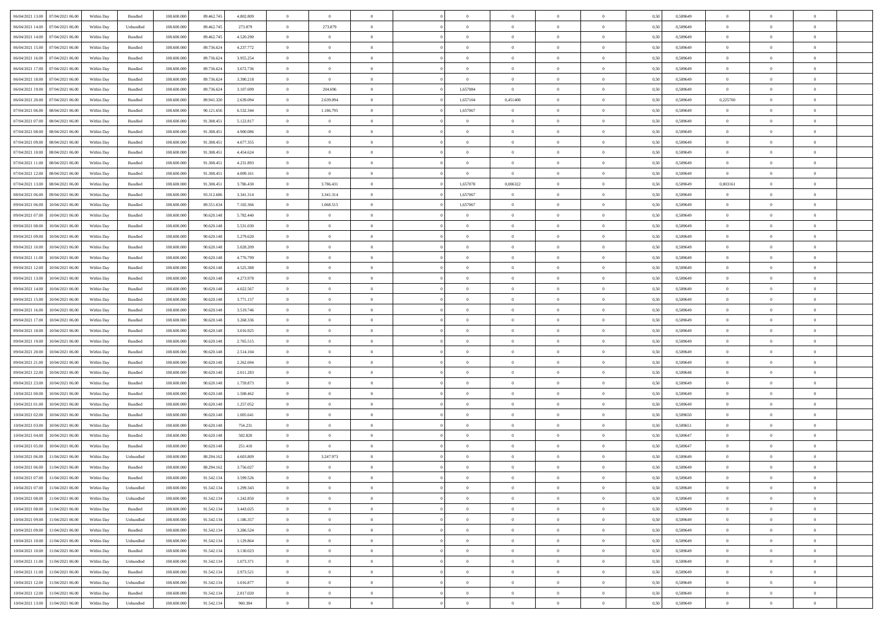| | | | | | | | | | | | | | | | | | | | | |
|---|---|---|---|---|---|---|---|---|---|---|---|---|---|---|---|---|---|---|---|---|
| 06/04/2021 13.00 | 07/04/2021 06.00 | Within Day | Bundled | 108.600.000 | 89.462.745 | 4.802.809 | 0 | 0 | 0 | | 0 | 0 | 0 | 0 | 0,50 | 0,589649 | 0 | 0 | 0 | |
| 06/04/2021 14.00 | 07/04/2021 06.00 | Within Day | Unbundled | 108.600.000 | 89.462.745 | 273.879 | 0 | 273.879 | 0 | | 0 | 0 | 0 | 0 | 0,50 | 0,589649 | 0 | 0 | 0 | |
| 06/04/2021 14.00 | 07/04/2021 06.00 | Within Day | Bundled | 108.600.000 | 89.462.745 | 4.520.290 | 0 | 0 | 0 | | 0 | 0 | 0 | 0 | 0,50 | 0,589649 | 0 | 0 | 0 | |
| 06/04/2021 15.00 | 07/04/2021 06.00 | Within Day | Bundled | 108.600.000 | 89.736.624 | 4.237.772 | 0 | 0 | 0 | | 0 | 0 | 0 | 0 | 0,50 | 0,589649 | 0 | 0 | 0 | |
| 06/04/2021 16.00 | 07/04/2021 06.00 | Within Day | Bundled | 108.600.000 | 89.736.624 | 3.955.254 | 0 | 0 | 0 | | 0 | 0 | 0 | 0 | 0,50 | 0,589649 | 0 | 0 | 0 | |
| 06/04/2021 17.00 | 07/04/2021 06.00 | Within Day | Bundled | 108.600.000 | 89.736.624 | 3.672.736 | 0 | 0 | 0 | | 0 | 0 | 0 | 0 | 0,50 | 0,589649 | 0 | 0 | 0 | |
| 06/04/2021 18.00 | 07/04/2021 06.00 | Within Day | Bundled | 108.600.000 | 89.736.624 | 3.390.218 | 0 | 0 | 0 | | 0 | 0 | 0 | 0 | 0,50 | 0,589649 | 0 | 0 | 0 | |
| 06/04/2021 19.00 | 07/04/2021 06.00 | Within Day | Bundled | 108.600.000 | 89.736.624 | 3.107.699 | 0 | 204.696 | 0 | | 1,657084 | 0 | 0 | 0 | 0,50 | 0,589649 | 0 | 0 | 0 | |
| 06/04/2021 20.00 | 07/04/2021 06.00 | Within Day | Bundled | 108.600.000 | 89.941.320 | 2.639.094 | 0 | 2.639.094 | 0 | | 1,657104 | 0,451400 | 0 | 0 | 0,50 | 0,589649 | 0,225700 | 0 | 0 | |
| 07/04/2021 06.00 | 08/04/2021 06.00 | Within Day | Bundled | 108.600.000 | 90.121.656 | 6.532.344 | 0 | 1.186.795 | 0 | | 1,657067 | 0 | 0 | 0 | 0,50 | 0,589649 | 0 | 0 | 0 | |
| 07/04/2021 07.00 | 08/04/2021 06.00 | Within Day | Bundled | 108.600.000 | 91.308.451 | 5.122.817 | 0 | 0 | 0 | | 0 | 0 | 0 | 0 | 0,50 | 0,589649 | 0 | 0 | 0 | |
| 07/04/2021 08.00 | 08/04/2021 06.00 | Within Day | Bundled | 108.600.000 | 91.308.451 | 4.900.086 | 0 | 0 | 0 | | 0 | 0 | 0 | 0 | 0,50 | 0,589649 | 0 | 0 | 0 | |
| 07/04/2021 09.00 | 08/04/2021 06.00 | Within Day | Bundled | 108.600.000 | 91.308.451 | 4.677.355 | 0 | 0 | 0 | | 0 | 0 | 0 | 0 | 0,50 | 0,589649 | 0 | 0 | 0 | |
| 07/04/2021 10.00 | 08/04/2021 06.00 | Within Day | Bundled | 108.600.000 | 91.308.451 | 4.454.624 | 0 | 0 | 0 | | 0 | 0 | 0 | 0 | 0,50 | 0,589649 | 0 | 0 | 0 | |
| 07/04/2021 11.00 | 08/04/2021 06.00 | Within Day | Bundled | 108.600.000 | 91.308.451 | 4.231.893 | 0 | 0 | 0 | | 0 | 0 | 0 | 0 | 0,50 | 0,589649 | 0 | 0 | 0 | |
| 07/04/2021 12.00 | 08/04/2021 06.00 | Within Day | Bundled | 108.600.000 | 91.308.451 | 4.009.161 | 0 | 0 | 0 | | 0 | 0 | 0 | 0 | 0,50 | 0,589649 | 0 | 0 | 0 | |
| 07/04/2021 13.00 | 08/04/2021 06.00 | Within Day | Bundled | 108.600.000 | 91.308.451 | 3.786.430 | 0 | 3.786.431 | 0 | | 1,657078 | 0,006322 | 0 | 0 | 0,50 | 0,589649 | 0,003161 | 0 | 0 | |
| 08/04/2021 06.00 | 09/04/2021 06.00 | Within Day | Bundled | 108.600.000 | 93.312.686 | 3.341.314 | 0 | 3.341.314 | 0 | | 1,657067 | 0 | 0 | 0 | 0,50 | 0,589649 | 0 | 0 | 0 | |
| 09/04/2021 06.00 | 10/04/2021 06.00 | Within Day | Bundled | 108.600.000 | 89.551.634 | 7.102.366 | 0 | 1.068.515 | 0 | | 1,657067 | 0 | 0 | 0 | 0,50 | 0,589649 | 0 | 0 | 0 | |
| 09/04/2021 07.00 | 10/04/2021 06.00 | Within Day | Bundled | 108.600.000 | 90.620.148 | 5.782.440 | 0 | 0 | 0 | | 0 | 0 | 0 | 0 | 0,50 | 0,589649 | 0 | 0 | 0 | |
| 09/04/2021 08.00 | 10/04/2021 06.00 | Within Day | Bundled | 108.600.000 | 90.620.148 | 5.531.030 | 0 | 0 | 0 | | 0 | 0 | 0 | 0 | 0,50 | 0,589649 | 0 | 0 | 0 | |
| 09/04/2021 09.00 | 10/04/2021 06.00 | Within Day | Bundled | 108.600.000 | 90.620.148 | 5.279.620 | 0 | 0 | 0 | | 0 | 0 | 0 | 0 | 0,50 | 0,589649 | 0 | 0 | 0 | |
| 09/04/2021 10.00 | 10/04/2021 06.00 | Within Day | Bundled | 108.600.000 | 90.620.148 | 5.028.209 | 0 | 0 | 0 | | 0 | 0 | 0 | 0 | 0,50 | 0,589649 | 0 | 0 | 0 | |
| 09/04/2021 11.00 | 10/04/2021 06.00 | Within Day | Bundled | 108.600.000 | 90.620.148 | 4.776.799 | 0 | 0 | 0 | | 0 | 0 | 0 | 0 | 0,50 | 0,589649 | 0 | 0 | 0 | |
| 09/04/2021 12.00 | 10/04/2021 06.00 | Within Day | Bundled | 108.600.000 | 90.620.148 | 4.525.388 | 0 | 0 | 0 | | 0 | 0 | 0 | 0 | 0,50 | 0,589649 | 0 | 0 | 0 | |
| 09/04/2021 13.00 | 10/04/2021 06.00 | Within Day | Bundled | 108.600.000 | 90.620.148 | 4.273.978 | 0 | 0 | 0 | | 0 | 0 | 0 | 0 | 0,50 | 0,589649 | 0 | 0 | 0 | |
| 09/04/2021 14.00 | 10/04/2021 06.00 | Within Day | Bundled | 108.600.000 | 90.620.148 | 4.022.567 | 0 | 0 | 0 | | 0 | 0 | 0 | 0 | 0,50 | 0,589649 | 0 | 0 | 0 | |
| 09/04/2021 15.00 | 10/04/2021 06.00 | Within Day | Bundled | 108.600.000 | 90.620.148 | 3.771.157 | 0 | 0 | 0 | | 0 | 0 | 0 | 0 | 0,50 | 0,589649 | 0 | 0 | 0 | |
| 09/04/2021 16.00 | 10/04/2021 06.00 | Within Day | Bundled | 108.600.000 | 90.620.148 | 3.519.746 | 0 | 0 | 0 | | 0 | 0 | 0 | 0 | 0,50 | 0,589649 | 0 | 0 | 0 | |
| 09/04/2021 17.00 | 10/04/2021 06.00 | Within Day | Bundled | 108.600.000 | 90.620.148 | 3.268.336 | 0 | 0 | 0 | | 0 | 0 | 0 | 0 | 0,50 | 0,589649 | 0 | 0 | 0 | |
| 09/04/2021 18.00 | 10/04/2021 06.00 | Within Day | Bundled | 108.600.000 | 90.620.148 | 3.016.925 | 0 | 0 | 0 | | 0 | 0 | 0 | 0 | 0,50 | 0,589649 | 0 | 0 | 0 | |
| 09/04/2021 19.00 | 10/04/2021 06.00 | Within Day | Bundled | 108.600.000 | 90.620.148 | 2.765.515 | 0 | 0 | 0 | | 0 | 0 | 0 | 0 | 0,50 | 0,589649 | 0 | 0 | 0 | |
| 09/04/2021 20.00 | 10/04/2021 06.00 | Within Day | Bundled | 108.600.000 | 90.620.148 | 2.514.104 | 0 | 0 | 0 | | 0 | 0 | 0 | 0 | 0,50 | 0,589649 | 0 | 0 | 0 | |
| 09/04/2021 21.00 | 10/04/2021 06.00 | Within Day | Bundled | 108.600.000 | 90.620.148 | 2.262.694 | 0 | 0 | 0 | | 0 | 0 | 0 | 0 | 0,50 | 0,589649 | 0 | 0 | 0 | |
| 09/04/2021 22.00 | 10/04/2021 06.00 | Within Day | Bundled | 108.600.000 | 90.620.148 | 2.011.283 | 0 | 0 | 0 | | 0 | 0 | 0 | 0 | 0,50 | 0,589648 | 0 | 0 | 0 | |
| 09/04/2021 23.00 | 10/04/2021 06.00 | Within Day | Bundled | 108.600.000 | 90.620.148 | 1.759.873 | 0 | 0 | 0 | | 0 | 0 | 0 | 0 | 0,50 | 0,589649 | 0 | 0 | 0 | |
| 10/04/2021 00.00 | 10/04/2021 06.00 | Within Day | Bundled | 108.600.000 | 90.620.148 | 1.508.462 | 0 | 0 | 0 | | 0 | 0 | 0 | 0 | 0,50 | 0,589649 | 0 | 0 | 0 | |
| 10/04/2021 01.00 | 10/04/2021 06.00 | Within Day | Bundled | 108.600.000 | 90.620.148 | 1.257.052 | 0 | 0 | 0 | | 0 | 0 | 0 | 0 | 0,50 | 0,589649 | 0 | 0 | 0 | |
| 10/04/2021 02.00 | 10/04/2021 06.00 | Within Day | Bundled | 108.600.000 | 90.620.148 | 1.005.641 | 0 | 0 | 0 | | 0 | 0 | 0 | 0 | 0,50 | 0,589650 | 0 | 0 | 0 | |
| 10/04/2021 03.00 | 10/04/2021 06.00 | Within Day | Bundled | 108.600.000 | 90.620.148 | 754.231 | 0 | 0 | 0 | | 0 | 0 | 0 | 0 | 0,50 | 0,589651 | 0 | 0 | 0 | |
| 10/04/2021 04.00 | 10/04/2021 06.00 | Within Day | Bundled | 108.600.000 | 90.620.148 | 502.820 | 0 | 0 | 0 | | 0 | 0 | 0 | 0 | 0,50 | 0,589647 | 0 | 0 | 0 | |
| 10/04/2021 05.00 | 10/04/2021 06.00 | Within Day | Bundled | 108.600.000 | 90.620.148 | 251.410 | 0 | 0 | 0 | | 0 | 0 | 0 | 0 | 0,50 | 0,589647 | 0 | 0 | 0 | |
| 10/04/2021 06.00 | 11/04/2021 06.00 | Within Day | Unbundled | 108.600.000 | 88.294.162 | 4.603.809 | 0 | 3.247.973 | 0 | | 0 | 0 | 0 | 0 | 0,50 | 0,589649 | 0 | 0 | 0 | |
| 10/04/2021 06.00 | 11/04/2021 06.00 | Within Day | Bundled | 108.600.000 | 88.294.162 | 3.756.027 | 0 | 0 | 0 | | 0 | 0 | 0 | 0 | 0,50 | 0,589649 | 0 | 0 | 0 | |
| 10/04/2021 07.00 | 11/04/2021 06.00 | Within Day | Bundled | 108.600.000 | 91.542.134 | 3.599.526 | 0 | 0 | 0 | | 0 | 0 | 0 | 0 | 0,50 | 0,589649 | 0 | 0 | 0 | |
| 10/04/2021 07.00 | 11/04/2021 06.00 | Within Day | Unbundled | 108.600.000 | 91.542.134 | 1.299.343 | 0 | 0 | 0 | | 0 | 0 | 0 | 0 | 0,50 | 0,589649 | 0 | 0 | 0 | |
| 10/04/2021 08.00 | 11/04/2021 06.00 | Within Day | Unbundled | 108.600.000 | 91.542.134 | 1.242.850 | 0 | 0 | 0 | | 0 | 0 | 0 | 0 | 0,50 | 0,589649 | 0 | 0 | 0 | |
| 10/04/2021 08.00 | 11/04/2021 06.00 | Within Day | Bundled | 108.600.000 | 91.542.134 | 3.443.025 | 0 | 0 | 0 | | 0 | 0 | 0 | 0 | 0,50 | 0,589649 | 0 | 0 | 0 | |
| 10/04/2021 09.00 | 11/04/2021 06.00 | Within Day | Unbundled | 108.600.000 | 91.542.134 | 1.186.357 | 0 | 0 | 0 | | 0 | 0 | 0 | 0 | 0,50 | 0,589649 | 0 | 0 | 0 | |
| 10/04/2021 09.00 | 11/04/2021 06.00 | Within Day | Bundled | 108.600.000 | 91.542.134 | 3.286.524 | 0 | 0 | 0 | | 0 | 0 | 0 | 0 | 0,50 | 0,589649 | 0 | 0 | 0 | |
| 10/04/2021 10.00 | 11/04/2021 06.00 | Within Day | Unbundled | 108.600.000 | 91.542.134 | 1.129.864 | 0 | 0 | 0 | | 0 | 0 | 0 | 0 | 0,50 | 0,589649 | 0 | 0 | 0 | |
| 10/04/2021 10.00 | 11/04/2021 06.00 | Within Day | Bundled | 108.600.000 | 91.542.134 | 3.130.023 | 0 | 0 | 0 | | 0 | 0 | 0 | 0 | 0,50 | 0,589649 | 0 | 0 | 0 | |
| 10/04/2021 11.00 | 11/04/2021 06.00 | Within Day | Unbundled | 108.600.000 | 91.542.134 | 1.073.371 | 0 | 0 | 0 | | 0 | 0 | 0 | 0 | 0,50 | 0,589649 | 0 | 0 | 0 | |
| 10/04/2021 11.00 | 11/04/2021 06.00 | Within Day | Bundled | 108.600.000 | 91.542.134 | 2.973.521 | 0 | 0 | 0 | | 0 | 0 | 0 | 0 | 0,50 | 0,589649 | 0 | 0 | 0 | |
| 10/04/2021 12.00 | 11/04/2021 06.00 | Within Day | Unbundled | 108.600.000 | 91.542.134 | 1.016.877 | 0 | 0 | 0 | | 0 | 0 | 0 | 0 | 0,50 | 0,589649 | 0 | 0 | 0 | |
| 10/04/2021 12.00 | 11/04/2021 06.00 | Within Day | Bundled | 108.600.000 | 91.542.134 | 2.817.020 | 0 | 0 | 0 | | 0 | 0 | 0 | 0 | 0,50 | 0,589649 | 0 | 0 | 0 | |
| 10/04/2021 13.00 | 11/04/2021 06.00 | Within Day | Unbundled | 108.600.000 | 91.542.134 | 960.384 | 0 | 0 | 0 | | 0 | 0 | 0 | 0 | 0,50 | 0,589649 | 0 | 0 | 0 | |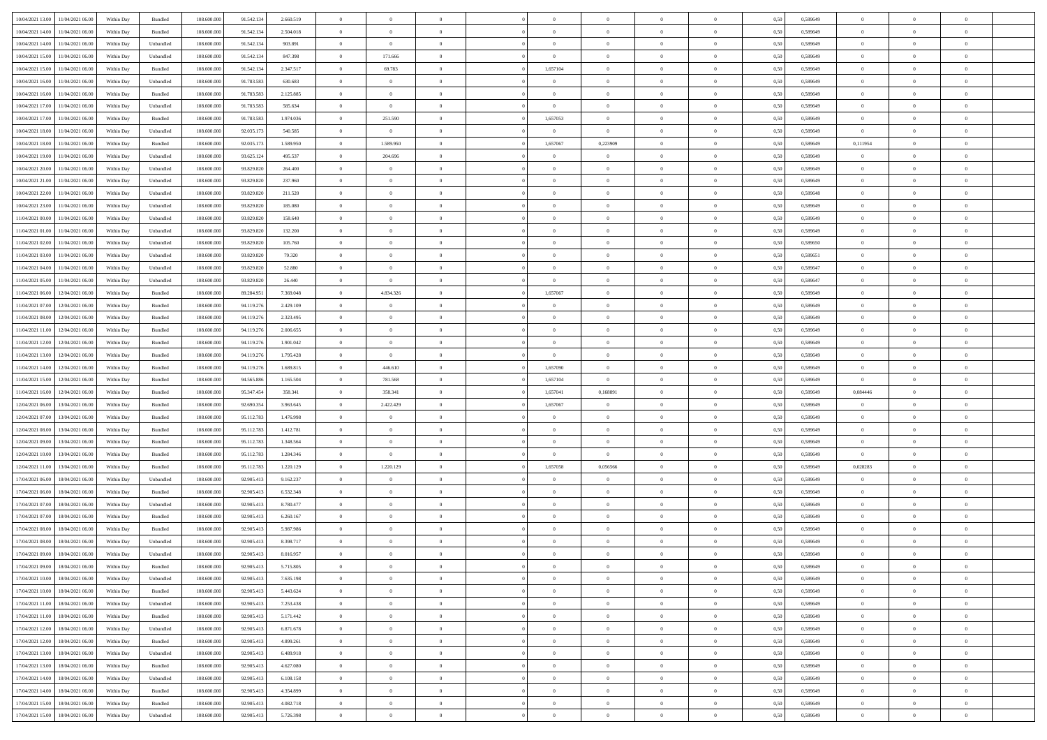| 10/04/2021 13:00 | 11/04/2021 06:00 | Within Day | Bundled | 108.600.000 | 91.542.134 | 2.660.519 | 0 | 0 | 0 | | 0 | 0 | 0 | 0 | 0,50 | 0,589649 | 0 | 0 | 0 | |
|---|---|---|---|---|---|---|---|---|---|---|---|---|---|---|---|---|---|---|---|---|
| 10/04/2021 14:00 | 11/04/2021 06:00 | Within Day | Bundled | 108.600.000 | 91.542.134 | 2.504.018 | 0 | 0 | 0 | | 0 | 0 | 0 | 0 | 0,50 | 0,589649 | 0 | 0 | 0 | |
| 10/04/2021 14:00 | 11/04/2021 06:00 | Within Day | Unbundled | 108.600.000 | 91.542.134 | 903.891 | 0 | 0 | 0 | | 0 | 0 | 0 | 0 | 0,50 | 0,589649 | 0 | 0 | 0 | |
| 10/04/2021 15:00 | 11/04/2021 06:00 | Within Day | Unbundled | 108.600.000 | 91.542.134 | 847.398 | 0 | 171.666 | 0 | | 0 | 0 | 0 | 0 | 0,50 | 0,589649 | 0 | 0 | 0 | |
| 10/04/2021 15:00 | 11/04/2021 06:00 | Within Day | Bundled | 108.600.000 | 91.542.134 | 2.347.517 | 0 | 69.783 | 0 | | 1,657104 | 0 | 0 | 0 | 0,50 | 0,589649 | 0 | 0 | 0 | |
| 10/04/2021 16:00 | 11/04/2021 06:00 | Within Day | Unbundled | 108.600.000 | 91.783.583 | 630.683 | 0 | 0 | 0 | | 0 | 0 | 0 | 0 | 0,50 | 0,589649 | 0 | 0 | 0 | |
| 10/04/2021 16:00 | 11/04/2021 06:00 | Within Day | Bundled | 108.600.000 | 91.783.583 | 2.125.885 | 0 | 0 | 0 | | 0 | 0 | 0 | 0 | 0,50 | 0,589649 | 0 | 0 | 0 | |
| 10/04/2021 17:00 | 11/04/2021 06:00 | Within Day | Unbundled | 108.600.000 | 91.783.583 | 585.634 | 0 | 0 | 0 | | 0 | 0 | 0 | 0 | 0,50 | 0,589649 | 0 | 0 | 0 | |
| 10/04/2021 17:00 | 11/04/2021 06:00 | Within Day | Bundled | 108.600.000 | 91.783.583 | 1.974.036 | 0 | 251.590 | 0 | | 1,657053 | 0 | 0 | 0 | 0,50 | 0,589649 | 0 | 0 | 0 | |
| 10/04/2021 18:00 | 11/04/2021 06:00 | Within Day | Unbundled | 108.600.000 | 92.035.173 | 540.585 | 0 | 0 | 0 | | 0 | 0 | 0 | 0 | 0,50 | 0,589649 | 0 | 0 | 0 | |
| 10/04/2021 18:00 | 11/04/2021 06:00 | Within Day | Bundled | 108.600.000 | 92.035.173 | 1.589.950 | 0 | 1.589.950 | 0 | | 1,657067 | 0,223909 | 0 | 0 | 0,50 | 0,589649 | 0,111954 | 0 | 0 | |
| 10/04/2021 19:00 | 11/04/2021 06:00 | Within Day | Unbundled | 108.600.000 | 93.625.124 | 495.537 | 0 | 204.696 | 0 | | 0 | 0 | 0 | 0 | 0,50 | 0,589649 | 0 | 0 | 0 | |
| 10/04/2021 20:00 | 11/04/2021 06:00 | Within Day | Unbundled | 108.600.000 | 93.829.820 | 264.400 | 0 | 0 | 0 | | 0 | 0 | 0 | 0 | 0,50 | 0,589649 | 0 | 0 | 0 | |
| 10/04/2021 21:00 | 11/04/2021 06:00 | Within Day | Unbundled | 108.600.000 | 93.829.820 | 237.960 | 0 | 0 | 0 | | 0 | 0 | 0 | 0 | 0,50 | 0,589649 | 0 | 0 | 0 | |
| 10/04/2021 22:00 | 11/04/2021 06:00 | Within Day | Unbundled | 108.600.000 | 93.829.820 | 211.520 | 0 | 0 | 0 | | 0 | 0 | 0 | 0 | 0,50 | 0,589648 | 0 | 0 | 0 | |
| 10/04/2021 23:00 | 11/04/2021 06:00 | Within Day | Unbundled | 108.600.000 | 93.829.820 | 185.080 | 0 | 0 | 0 | | 0 | 0 | 0 | 0 | 0,50 | 0,589649 | 0 | 0 | 0 | |
| 11/04/2021 00:00 | 11/04/2021 06:00 | Within Day | Unbundled | 108.600.000 | 93.829.820 | 158.640 | 0 | 0 | 0 | | 0 | 0 | 0 | 0 | 0,50 | 0,589649 | 0 | 0 | 0 | |
| 11/04/2021 01:00 | 11/04/2021 06:00 | Within Day | Unbundled | 108.600.000 | 93.829.820 | 132.200 | 0 | 0 | 0 | | 0 | 0 | 0 | 0 | 0,50 | 0,589649 | 0 | 0 | 0 | |
| 11/04/2021 02:00 | 11/04/2021 06:00 | Within Day | Unbundled | 108.600.000 | 93.829.820 | 105.760 | 0 | 0 | 0 | | 0 | 0 | 0 | 0 | 0,50 | 0,589650 | 0 | 0 | 0 | |
| 11/04/2021 03:00 | 11/04/2021 06:00 | Within Day | Unbundled | 108.600.000 | 93.829.820 | 79.320 | 0 | 0 | 0 | | 0 | 0 | 0 | 0 | 0,50 | 0,589651 | 0 | 0 | 0 | |
| 11/04/2021 04:00 | 11/04/2021 06:00 | Within Day | Unbundled | 108.600.000 | 93.829.820 | 52.880 | 0 | 0 | 0 | | 0 | 0 | 0 | 0 | 0,50 | 0,589647 | 0 | 0 | 0 | |
| 11/04/2021 05:00 | 11/04/2021 06:00 | Within Day | Unbundled | 108.600.000 | 93.829.820 | 26.440 | 0 | 0 | 0 | | 0 | 0 | 0 | 0 | 0,50 | 0,589647 | 0 | 0 | 0 | |
| 11/04/2021 06:00 | 12/04/2021 06:00 | Within Day | Bundled | 108.600.000 | 89.284.951 | 7.369.048 | 0 | 4.834.326 | 0 | | 1,657067 | 0 | 0 | 0 | 0,50 | 0,589649 | 0 | 0 | 0 | |
| 11/04/2021 07:00 | 12/04/2021 06:00 | Within Day | Bundled | 108.600.000 | 94.119.276 | 2.429.109 | 0 | 0 | 0 | | 0 | 0 | 0 | 0 | 0,50 | 0,589649 | 0 | 0 | 0 | |
| 11/04/2021 08:00 | 12/04/2021 06:00 | Within Day | Bundled | 108.600.000 | 94.119.276 | 2.323.495 | 0 | 0 | 0 | | 0 | 0 | 0 | 0 | 0,50 | 0,589649 | 0 | 0 | 0 | |
| 11/04/2021 11:00 | 12/04/2021 06:00 | Within Day | Bundled | 108.600.000 | 94.119.276 | 2.006.655 | 0 | 0 | 0 | | 0 | 0 | 0 | 0 | 0,50 | 0,589649 | 0 | 0 | 0 | |
| 11/04/2021 12:00 | 12/04/2021 06:00 | Within Day | Bundled | 108.600.000 | 94.119.276 | 1.901.042 | 0 | 0 | 0 | | 0 | 0 | 0 | 0 | 0,50 | 0,589649 | 0 | 0 | 0 | |
| 11/04/2021 13:00 | 12/04/2021 06:00 | Within Day | Bundled | 108.600.000 | 94.119.276 | 1.795.428 | 0 | 0 | 0 | | 0 | 0 | 0 | 0 | 0,50 | 0,589649 | 0 | 0 | 0 | |
| 11/04/2021 14:00 | 12/04/2021 06:00 | Within Day | Bundled | 108.600.000 | 94.119.276 | 1.689.815 | 0 | 446.610 | 0 | | 1,657090 | 0 | 0 | 0 | 0,50 | 0,589649 | 0 | 0 | 0 | |
| 11/04/2021 15:00 | 12/04/2021 06:00 | Within Day | Bundled | 108.600.000 | 94.565.886 | 1.165.504 | 0 | 781.568 | 0 | | 1,657104 | 0 | 0 | 0 | 0,50 | 0,589649 | 0 | 0 | 0 | |
| 11/04/2021 16:00 | 12/04/2021 06:00 | Within Day | Bundled | 108.600.000 | 95.347.454 | 358.341 | 0 | 358.341 | 0 | | 1,657041 | 0,168891 | 0 | 0 | 0,50 | 0,589649 | 0,084446 | 0 | 0 | |
| 12/04/2021 06:00 | 13/04/2021 06:00 | Within Day | Bundled | 108.600.000 | 92.690.354 | 3.963.645 | 0 | 2.422.429 | 0 | | 1,657067 | 0 | 0 | 0 | 0,50 | 0,589649 | 0 | 0 | 0 | |
| 12/04/2021 07:00 | 13/04/2021 06:00 | Within Day | Bundled | 108.600.000 | 95.112.783 | 1.476.998 | 0 | 0 | 0 | | 0 | 0 | 0 | 0 | 0,50 | 0,589649 | 0 | 0 | 0 | |
| 12/04/2021 08:00 | 13/04/2021 06:00 | Within Day | Bundled | 108.600.000 | 95.112.783 | 1.412.781 | 0 | 0 | 0 | | 0 | 0 | 0 | 0 | 0,50 | 0,589649 | 0 | 0 | 0 | |
| 12/04/2021 09:00 | 13/04/2021 06:00 | Within Day | Bundled | 108.600.000 | 95.112.783 | 1.348.564 | 0 | 0 | 0 | | 0 | 0 | 0 | 0 | 0,50 | 0,589649 | 0 | 0 | 0 | |
| 12/04/2021 10:00 | 13/04/2021 06:00 | Within Day | Bundled | 108.600.000 | 95.112.783 | 1.284.346 | 0 | 0 | 0 | | 0 | 0 | 0 | 0 | 0,50 | 0,589649 | 0 | 0 | 0 | |
| 12/04/2021 11:00 | 13/04/2021 06:00 | Within Day | Bundled | 108.600.000 | 95.112.783 | 1.220.129 | 0 | 1.220.129 | 0 | | 1,657058 | 0,056566 | 0 | 0 | 0,50 | 0,589649 | 0,028283 | 0 | 0 | |
| 17/04/2021 06:00 | 18/04/2021 06:00 | Within Day | Unbundled | 108.600.000 | 92.905.413 | 9.162.237 | 0 | 0 | 0 | | 0 | 0 | 0 | 0 | 0,50 | 0,589649 | 0 | 0 | 0 | |
| 17/04/2021 06:00 | 18/04/2021 06:00 | Within Day | Bundled | 108.600.000 | 92.905.413 | 6.532.348 | 0 | 0 | 0 | | 0 | 0 | 0 | 0 | 0,50 | 0,589649 | 0 | 0 | 0 | |
| 17/04/2021 07:00 | 18/04/2021 06:00 | Within Day | Unbundled | 108.600.000 | 92.905.413 | 8.780.477 | 0 | 0 | 0 | | 0 | 0 | 0 | 0 | 0,50 | 0,589649 | 0 | 0 | 0 | |
| 17/04/2021 07:00 | 18/04/2021 06:00 | Within Day | Bundled | 108.600.000 | 92.905.413 | 6.260.167 | 0 | 0 | 0 | | 0 | 0 | 0 | 0 | 0,50 | 0,589649 | 0 | 0 | 0 | |
| 17/04/2021 08:00 | 18/04/2021 06:00 | Within Day | Bundled | 108.600.000 | 92.905.413 | 5.987.986 | 0 | 0 | 0 | | 0 | 0 | 0 | 0 | 0,50 | 0,589649 | 0 | 0 | 0 | |
| 17/04/2021 08:00 | 18/04/2021 06:00 | Within Day | Unbundled | 108.600.000 | 92.905.413 | 8.398.717 | 0 | 0 | 0 | | 0 | 0 | 0 | 0 | 0,50 | 0,589649 | 0 | 0 | 0 | |
| 17/04/2021 09:00 | 18/04/2021 06:00 | Within Day | Unbundled | 108.600.000 | 92.905.413 | 8.016.957 | 0 | 0 | 0 | | 0 | 0 | 0 | 0 | 0,50 | 0,589649 | 0 | 0 | 0 | |
| 17/04/2021 09:00 | 18/04/2021 06:00 | Within Day | Bundled | 108.600.000 | 92.905.413 | 5.715.805 | 0 | 0 | 0 | | 0 | 0 | 0 | 0 | 0,50 | 0,589649 | 0 | 0 | 0 | |
| 17/04/2021 10:00 | 18/04/2021 06:00 | Within Day | Unbundled | 108.600.000 | 92.905.413 | 7.635.198 | 0 | 0 | 0 | | 0 | 0 | 0 | 0 | 0,50 | 0,589649 | 0 | 0 | 0 | |
| 17/04/2021 10:00 | 18/04/2021 06:00 | Within Day | Bundled | 108.600.000 | 92.905.413 | 5.443.624 | 0 | 0 | 0 | | 0 | 0 | 0 | 0 | 0,50 | 0,589649 | 0 | 0 | 0 | |
| 17/04/2021 11:00 | 18/04/2021 06:00 | Within Day | Unbundled | 108.600.000 | 92.905.413 | 7.253.438 | 0 | 0 | 0 | | 0 | 0 | 0 | 0 | 0,50 | 0,589649 | 0 | 0 | 0 | |
| 17/04/2021 11:00 | 18/04/2021 06:00 | Within Day | Bundled | 108.600.000 | 92.905.413 | 5.171.442 | 0 | 0 | 0 | | 0 | 0 | 0 | 0 | 0,50 | 0,589649 | 0 | 0 | 0 | |
| 17/04/2021 12:00 | 18/04/2021 06:00 | Within Day | Unbundled | 108.600.000 | 92.905.413 | 6.871.678 | 0 | 0 | 0 | | 0 | 0 | 0 | 0 | 0,50 | 0,589649 | 0 | 0 | 0 | |
| 17/04/2021 12:00 | 18/04/2021 06:00 | Within Day | Bundled | 108.600.000 | 92.905.413 | 4.899.261 | 0 | 0 | 0 | | 0 | 0 | 0 | 0 | 0,50 | 0,589649 | 0 | 0 | 0 | |
| 17/04/2021 13:00 | 18/04/2021 06:00 | Within Day | Unbundled | 108.600.000 | 92.905.413 | 6.489.918 | 0 | 0 | 0 | | 0 | 0 | 0 | 0 | 0,50 | 0,589649 | 0 | 0 | 0 | |
| 17/04/2021 13:00 | 18/04/2021 06:00 | Within Day | Bundled | 108.600.000 | 92.905.413 | 4.627.080 | 0 | 0 | 0 | | 0 | 0 | 0 | 0 | 0,50 | 0,589649 | 0 | 0 | 0 | |
| 17/04/2021 14:00 | 18/04/2021 06:00 | Within Day | Unbundled | 108.600.000 | 92.905.413 | 6.108.158 | 0 | 0 | 0 | | 0 | 0 | 0 | 0 | 0,50 | 0,589649 | 0 | 0 | 0 | |
| 17/04/2021 14:00 | 18/04/2021 06:00 | Within Day | Bundled | 108.600.000 | 92.905.413 | 4.354.899 | 0 | 0 | 0 | | 0 | 0 | 0 | 0 | 0,50 | 0,589649 | 0 | 0 | 0 | |
| 17/04/2021 15:00 | 18/04/2021 06:00 | Within Day | Bundled | 108.600.000 | 92.905.413 | 4.082.718 | 0 | 0 | 0 | | 0 | 0 | 0 | 0 | 0,50 | 0,589649 | 0 | 0 | 0 | |
| 17/04/2021 15:00 | 18/04/2021 06:00 | Within Day | Unbundled | 108.600.000 | 92.905.413 | 5.726.398 | 0 | 0 | 0 | | 0 | 0 | 0 | 0 | 0,50 | 0,589649 | 0 | 0 | 0 | |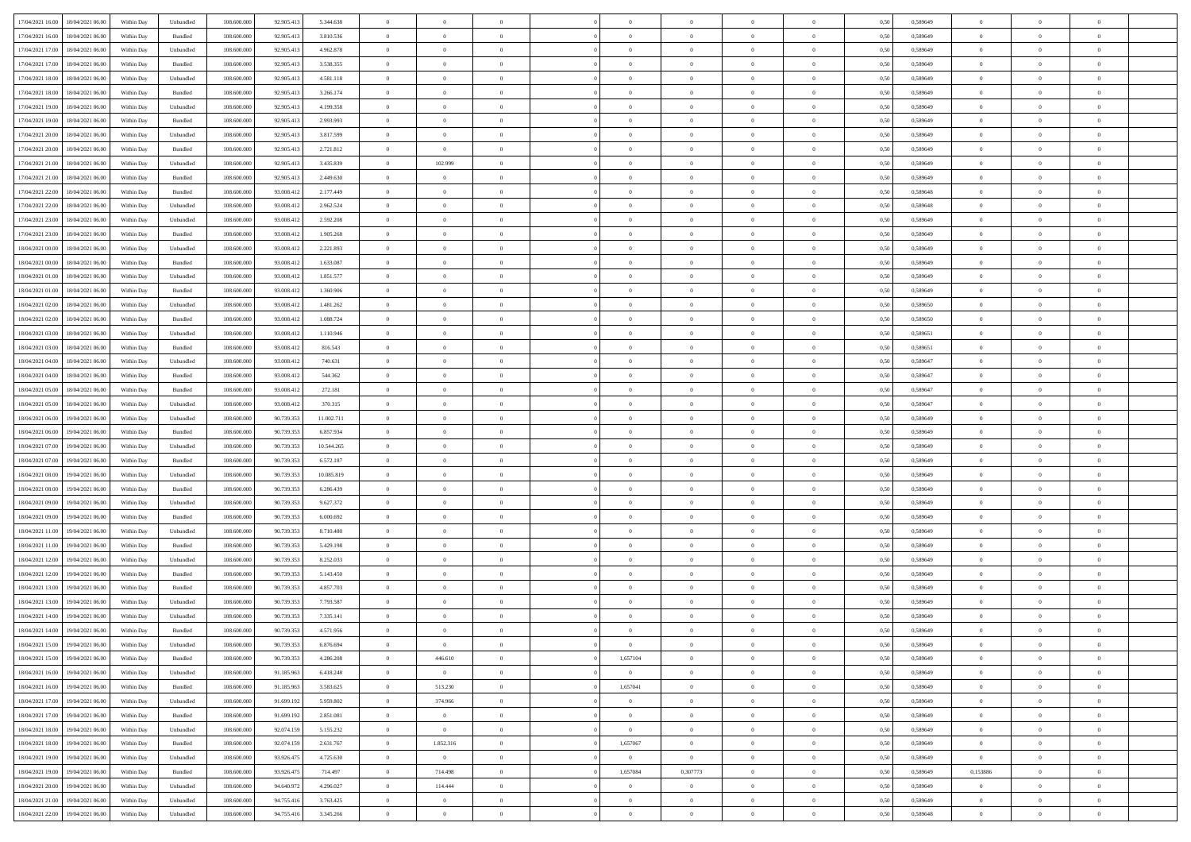| | | | | | | | | | | | | | | | | | | | | | |
|---|---|---|---|---|---|---|---|---|---|---|---|---|---|---|---|---|---|---|---|---|---|
| 17/04/2021 16:00 | 18/04/2021 06:00 | Within Day | Unbundled | 108.600.000 | 92.905.413 | 5.344.638 | 0 | 0 | 0 | | 0 | 0 | 0 | 0 | 0,50 | 0,589649 | 0 | 0 | 0 | |
| 17/04/2021 16:00 | 18/04/2021 06:00 | Within Day | Bundled | 108.600.000 | 92.905.413 | 3.810.536 | 0 | 0 | 0 | | 0 | 0 | 0 | 0 | 0,50 | 0,589649 | 0 | 0 | 0 | |
| 17/04/2021 17:00 | 18/04/2021 06:00 | Within Day | Unbundled | 108.600.000 | 92.905.413 | 4.962.878 | 0 | 0 | 0 | | 0 | 0 | 0 | 0 | 0,50 | 0,589649 | 0 | 0 | 0 | |
| 17/04/2021 17:00 | 18/04/2021 06:00 | Within Day | Bundled | 108.600.000 | 92.905.413 | 3.538.355 | 0 | 0 | 0 | | 0 | 0 | 0 | 0 | 0,50 | 0,589649 | 0 | 0 | 0 | |
| 17/04/2021 18:00 | 18/04/2021 06:00 | Within Day | Unbundled | 108.600.000 | 92.905.413 | 4.581.118 | 0 | 0 | 0 | | 0 | 0 | 0 | 0 | 0,50 | 0,589649 | 0 | 0 | 0 | |
| 17/04/2021 18:00 | 18/04/2021 06:00 | Within Day | Bundled | 108.600.000 | 92.905.413 | 3.266.174 | 0 | 0 | 0 | | 0 | 0 | 0 | 0 | 0,50 | 0,589649 | 0 | 0 | 0 | |
| 17/04/2021 19:00 | 18/04/2021 06:00 | Within Day | Unbundled | 108.600.000 | 92.905.413 | 4.199.358 | 0 | 0 | 0 | | 0 | 0 | 0 | 0 | 0,50 | 0,589649 | 0 | 0 | 0 | |
| 17/04/2021 19:00 | 18/04/2021 06:00 | Within Day | Bundled | 108.600.000 | 92.905.413 | 2.993.993 | 0 | 0 | 0 | | 0 | 0 | 0 | 0 | 0,50 | 0,589649 | 0 | 0 | 0 | |
| 17/04/2021 20:00 | 18/04/2021 06:00 | Within Day | Unbundled | 108.600.000 | 92.905.413 | 3.817.599 | 0 | 0 | 0 | | 0 | 0 | 0 | 0 | 0,50 | 0,589649 | 0 | 0 | 0 | |
| 17/04/2021 20:00 | 18/04/2021 06:00 | Within Day | Bundled | 108.600.000 | 92.905.413 | 2.721.812 | 0 | 0 | 0 | | 0 | 0 | 0 | 0 | 0,50 | 0,589649 | 0 | 0 | 0 | |
| 17/04/2021 21:00 | 18/04/2021 06:00 | Within Day | Unbundled | 108.600.000 | 92.905.413 | 3.435.839 | 0 | 102.999 | 0 | | 0 | 0 | 0 | 0 | 0,50 | 0,589649 | 0 | 0 | 0 | |
| 17/04/2021 21:00 | 18/04/2021 06:00 | Within Day | Bundled | 108.600.000 | 92.905.413 | 2.449.630 | 0 | 0 | 0 | | 0 | 0 | 0 | 0 | 0,50 | 0,589649 | 0 | 0 | 0 | |
| 17/04/2021 22:00 | 18/04/2021 06:00 | Within Day | Bundled | 108.600.000 | 93.008.412 | 2.177.449 | 0 | 0 | 0 | | 0 | 0 | 0 | 0 | 0,50 | 0,589648 | 0 | 0 | 0 | |
| 17/04/2021 22:00 | 18/04/2021 06:00 | Within Day | Unbundled | 108.600.000 | 93.008.412 | 2.962.524 | 0 | 0 | 0 | | 0 | 0 | 0 | 0 | 0,50 | 0,589648 | 0 | 0 | 0 | |
| 17/04/2021 23:00 | 18/04/2021 06:00 | Within Day | Unbundled | 108.600.000 | 93.008.412 | 2.592.208 | 0 | 0 | 0 | | 0 | 0 | 0 | 0 | 0,50 | 0,589649 | 0 | 0 | 0 | |
| 17/04/2021 23:00 | 18/04/2021 06:00 | Within Day | Bundled | 108.600.000 | 93.008.412 | 1.905.268 | 0 | 0 | 0 | | 0 | 0 | 0 | 0 | 0,50 | 0,589649 | 0 | 0 | 0 | |
| 18/04/2021 00:00 | 18/04/2021 06:00 | Within Day | Unbundled | 108.600.000 | 93.008.412 | 2.221.893 | 0 | 0 | 0 | | 0 | 0 | 0 | 0 | 0,50 | 0,589649 | 0 | 0 | 0 | |
| 18/04/2021 00:00 | 18/04/2021 06:00 | Within Day | Bundled | 108.600.000 | 93.008.412 | 1.633.087 | 0 | 0 | 0 | | 0 | 0 | 0 | 0 | 0,50 | 0,589649 | 0 | 0 | 0 | |
| 18/04/2021 01:00 | 18/04/2021 06:00 | Within Day | Unbundled | 108.600.000 | 93.008.412 | 1.851.577 | 0 | 0 | 0 | | 0 | 0 | 0 | 0 | 0,50 | 0,589649 | 0 | 0 | 0 | |
| 18/04/2021 01:00 | 18/04/2021 06:00 | Within Day | Bundled | 108.600.000 | 93.008.412 | 1.360.906 | 0 | 0 | 0 | | 0 | 0 | 0 | 0 | 0,50 | 0,589649 | 0 | 0 | 0 | |
| 18/04/2021 02:00 | 18/04/2021 06:00 | Within Day | Unbundled | 108.600.000 | 93.008.412 | 1.481.262 | 0 | 0 | 0 | | 0 | 0 | 0 | 0 | 0,50 | 0,589650 | 0 | 0 | 0 | |
| 18/04/2021 02:00 | 18/04/2021 06:00 | Within Day | Bundled | 108.600.000 | 93.008.412 | 1.088.724 | 0 | 0 | 0 | | 0 | 0 | 0 | 0 | 0,50 | 0,589650 | 0 | 0 | 0 | |
| 18/04/2021 03:00 | 18/04/2021 06:00 | Within Day | Unbundled | 108.600.000 | 93.008.412 | 1.110.946 | 0 | 0 | 0 | | 0 | 0 | 0 | 0 | 0,50 | 0,589651 | 0 | 0 | 0 | |
| 18/04/2021 03:00 | 18/04/2021 06:00 | Within Day | Bundled | 108.600.000 | 93.008.412 | 816.543 | 0 | 0 | 0 | | 0 | 0 | 0 | 0 | 0,50 | 0,589651 | 0 | 0 | 0 | |
| 18/04/2021 04:00 | 18/04/2021 06:00 | Within Day | Unbundled | 108.600.000 | 93.008.412 | 740.631 | 0 | 0 | 0 | | 0 | 0 | 0 | 0 | 0,50 | 0,589647 | 0 | 0 | 0 | |
| 18/04/2021 04:00 | 18/04/2021 06:00 | Within Day | Bundled | 108.600.000 | 93.008.412 | 544.362 | 0 | 0 | 0 | | 0 | 0 | 0 | 0 | 0,50 | 0,589647 | 0 | 0 | 0 | |
| 18/04/2021 05:00 | 18/04/2021 06:00 | Within Day | Bundled | 108.600.000 | 93.008.412 | 272.181 | 0 | 0 | 0 | | 0 | 0 | 0 | 0 | 0,50 | 0,589647 | 0 | 0 | 0 | |
| 18/04/2021 05:00 | 18/04/2021 06:00 | Within Day | Unbundled | 108.600.000 | 93.008.412 | 370.315 | 0 | 0 | 0 | | 0 | 0 | 0 | 0 | 0,50 | 0,589647 | 0 | 0 | 0 | |
| 18/04/2021 06:00 | 19/04/2021 06:00 | Within Day | Unbundled | 108.600.000 | 90.739.353 | 11.002.711 | 0 | 0 | 0 | | 0 | 0 | 0 | 0 | 0,50 | 0,589649 | 0 | 0 | 0 | |
| 18/04/2021 06:00 | 19/04/2021 06:00 | Within Day | Bundled | 108.600.000 | 90.739.353 | 6.857.934 | 0 | 0 | 0 | | 0 | 0 | 0 | 0 | 0,50 | 0,589649 | 0 | 0 | 0 | |
| 18/04/2021 07:00 | 19/04/2021 06:00 | Within Day | Unbundled | 108.600.000 | 90.739.353 | 10.544.265 | 0 | 0 | 0 | | 0 | 0 | 0 | 0 | 0,50 | 0,589649 | 0 | 0 | 0 | |
| 18/04/2021 07:00 | 19/04/2021 06:00 | Within Day | Bundled | 108.600.000 | 90.739.353 | 6.572.187 | 0 | 0 | 0 | | 0 | 0 | 0 | 0 | 0,50 | 0,589649 | 0 | 0 | 0 | |
| 18/04/2021 08:00 | 19/04/2021 06:00 | Within Day | Unbundled | 108.600.000 | 90.739.353 | 10.085.819 | 0 | 0 | 0 | | 0 | 0 | 0 | 0 | 0,50 | 0,589649 | 0 | 0 | 0 | |
| 18/04/2021 08:00 | 19/04/2021 06:00 | Within Day | Bundled | 108.600.000 | 90.739.353 | 6.286.439 | 0 | 0 | 0 | | 0 | 0 | 0 | 0 | 0,50 | 0,589649 | 0 | 0 | 0 | |
| 18/04/2021 09:00 | 19/04/2021 06:00 | Within Day | Unbundled | 108.600.000 | 90.739.353 | 9.627.372 | 0 | 0 | 0 | | 0 | 0 | 0 | 0 | 0,50 | 0,589649 | 0 | 0 | 0 | |
| 18/04/2021 09:00 | 19/04/2021 06:00 | Within Day | Bundled | 108.600.000 | 90.739.353 | 6.000.692 | 0 | 0 | 0 | | 0 | 0 | 0 | 0 | 0,50 | 0,589649 | 0 | 0 | 0 | |
| 18/04/2021 11:00 | 19/04/2021 06:00 | Within Day | Unbundled | 108.600.000 | 90.739.353 | 8.710.480 | 0 | 0 | 0 | | 0 | 0 | 0 | 0 | 0,50 | 0,589649 | 0 | 0 | 0 | |
| 18/04/2021 11:00 | 19/04/2021 06:00 | Within Day | Bundled | 108.600.000 | 90.739.353 | 5.429.198 | 0 | 0 | 0 | | 0 | 0 | 0 | 0 | 0,50 | 0,589649 | 0 | 0 | 0 | |
| 18/04/2021 12:00 | 19/04/2021 06:00 | Within Day | Unbundled | 108.600.000 | 90.739.353 | 8.252.033 | 0 | 0 | 0 | | 0 | 0 | 0 | 0 | 0,50 | 0,589649 | 0 | 0 | 0 | |
| 18/04/2021 12:00 | 19/04/2021 06:00 | Within Day | Bundled | 108.600.000 | 90.739.353 | 5.143.450 | 0 | 0 | 0 | | 0 | 0 | 0 | 0 | 0,50 | 0,589649 | 0 | 0 | 0 | |
| 18/04/2021 13:00 | 19/04/2021 06:00 | Within Day | Bundled | 108.600.000 | 90.739.353 | 4.857.703 | 0 | 0 | 0 | | 0 | 0 | 0 | 0 | 0,50 | 0,589649 | 0 | 0 | 0 | |
| 18/04/2021 13:00 | 19/04/2021 06:00 | Within Day | Unbundled | 108.600.000 | 90.739.353 | 7.793.587 | 0 | 0 | 0 | | 0 | 0 | 0 | 0 | 0,50 | 0,589649 | 0 | 0 | 0 | |
| 18/04/2021 14:00 | 19/04/2021 06:00 | Within Day | Unbundled | 108.600.000 | 90.739.353 | 7.335.141 | 0 | 0 | 0 | | 0 | 0 | 0 | 0 | 0,50 | 0,589649 | 0 | 0 | 0 | |
| 18/04/2021 14:00 | 19/04/2021 06:00 | Within Day | Bundled | 108.600.000 | 90.739.353 | 4.571.956 | 0 | 0 | 0 | | 0 | 0 | 0 | 0 | 0,50 | 0,589649 | 0 | 0 | 0 | |
| 18/04/2021 15:00 | 19/04/2021 06:00 | Within Day | Unbundled | 108.600.000 | 90.739.353 | 6.876.694 | 0 | 0 | 0 | | 0 | 0 | 0 | 0 | 0,50 | 0,589649 | 0 | 0 | 0 | |
| 18/04/2021 15:00 | 19/04/2021 06:00 | Within Day | Bundled | 108.600.000 | 90.739.353 | 4.286.208 | 0 | 446.610 | 0 | | 1,657104 | 0 | 0 | 0 | 0,50 | 0,589649 | 0 | 0 | 0 | |
| 18/04/2021 16:00 | 19/04/2021 06:00 | Within Day | Unbundled | 108.600.000 | 91.185.963 | 6.418.248 | 0 | 0 | 0 | | 0 | 0 | 0 | 0 | 0,50 | 0,589649 | 0 | 0 | 0 | |
| 18/04/2021 16:00 | 19/04/2021 06:00 | Within Day | Bundled | 108.600.000 | 91.185.963 | 3.583.625 | 0 | 513.230 | 0 | | 1,657041 | 0 | 0 | 0 | 0,50 | 0,589649 | 0 | 0 | 0 | |
| 18/04/2021 17:00 | 19/04/2021 06:00 | Within Day | Unbundled | 108.600.000 | 91.699.192 | 5.959.802 | 0 | 374.966 | 0 | | 0 | 0 | 0 | 0 | 0,50 | 0,589649 | 0 | 0 | 0 | |
| 18/04/2021 17:00 | 19/04/2021 06:00 | Within Day | Bundled | 108.600.000 | 91.699.192 | 2.851.081 | 0 | 0 | 0 | | 0 | 0 | 0 | 0 | 0,50 | 0,589649 | 0 | 0 | 0 | |
| 18/04/2021 18:00 | 19/04/2021 06:00 | Within Day | Unbundled | 108.600.000 | 92.074.159 | 5.155.232 | 0 | 0 | 0 | | 0 | 0 | 0 | 0 | 0,50 | 0,589649 | 0 | 0 | 0 | |
| 18/04/2021 18:00 | 19/04/2021 06:00 | Within Day | Bundled | 108.600.000 | 92.074.159 | 2.631.767 | 0 | 1.852.316 | 0 | | 1,657067 | 0 | 0 | 0 | 0,50 | 0,589649 | 0 | 0 | 0 | |
| 18/04/2021 19:00 | 19/04/2021 06:00 | Within Day | Unbundled | 108.600.000 | 93.926.475 | 4.725.630 | 0 | 0 | 0 | | 0 | 0 | 0 | 0 | 0,50 | 0,589649 | 0 | 0 | 0 | |
| 18/04/2021 19:00 | 19/04/2021 06:00 | Within Day | Bundled | 108.600.000 | 93.926.475 | 714.497 | 0 | 714.498 | 0 | | 1,657084 | 0,307773 | 0 | 0 | 0,50 | 0,589649 | 0,153886 | 0 | 0 | |
| 18/04/2021 20:00 | 19/04/2021 06:00 | Within Day | Unbundled | 108.600.000 | 94.640.972 | 4.296.027 | 0 | 114.444 | 0 | | 0 | 0 | 0 | 0 | 0,50 | 0,589649 | 0 | 0 | 0 | |
| 18/04/2021 21:00 | 19/04/2021 06:00 | Within Day | Unbundled | 108.600.000 | 94.755.416 | 3.763.425 | 0 | 0 | 0 | | 0 | 0 | 0 | 0 | 0,50 | 0,589649 | 0 | 0 | 0 | |
| 18/04/2021 22:00 | 19/04/2021 06:00 | Within Day | Unbundled | 108.600.000 | 94.755.416 | 3.345.266 | 0 | 0 | 0 | | 0 | 0 | 0 | 0 | 0,50 | 0,589648 | 0 | 0 | 0 | |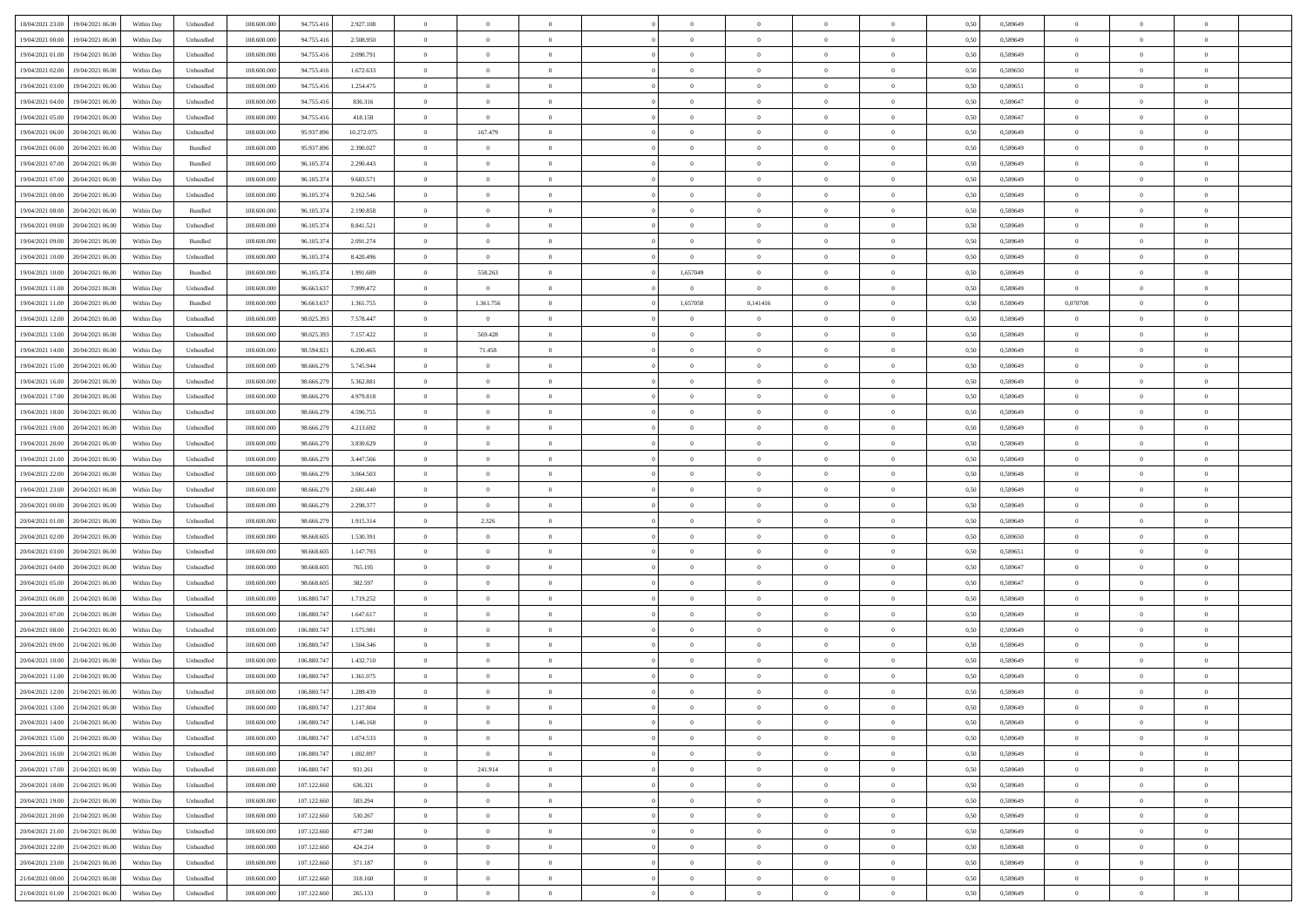| 18/04/2021 23:00 | 19/04/2021 06:00 | Within Day | Unbundled | 108.600.000 | 94.755.416 | 2.927.108 | 0 | 0 | 0 | | 0 | 0 | 0 | 0 | 0,50 | 0,589649 | 0 | 0 | 0 | |
|---|---|---|---|---|---|---|---|---|---|---|---|---|---|---|---|---|---|---|---|---|
| 19/04/2021 00:00 | 19/04/2021 06:00 | Within Day | Unbundled | 108.600.000 | 94.755.416 | 2.508.950 | 0 | 0 | 0 | | 0 | 0 | 0 | 0 | 0,50 | 0,589649 | 0 | 0 | 0 | |
| 19/04/2021 01:00 | 19/04/2021 06:00 | Within Day | Unbundled | 108.600.000 | 94.755.416 | 2.090.791 | 0 | 0 | 0 | | 0 | 0 | 0 | 0 | 0,50 | 0,589649 | 0 | 0 | 0 | |
| 19/04/2021 02:00 | 19/04/2021 06:00 | Within Day | Unbundled | 108.600.000 | 94.755.416 | 1.672.633 | 0 | 0 | 0 | | 0 | 0 | 0 | 0 | 0,50 | 0,589650 | 0 | 0 | 0 | |
| 19/04/2021 03:00 | 19/04/2021 06:00 | Within Day | Unbundled | 108.600.000 | 94.755.416 | 1.254.475 | 0 | 0 | 0 | | 0 | 0 | 0 | 0 | 0,50 | 0,589651 | 0 | 0 | 0 | |
| 19/04/2021 04:00 | 19/04/2021 06:00 | Within Day | Unbundled | 108.600.000 | 94.755.416 | 836.316 | 0 | 0 | 0 | | 0 | 0 | 0 | 0 | 0,50 | 0,589647 | 0 | 0 | 0 | |
| 19/04/2021 05:00 | 19/04/2021 06:00 | Within Day | Unbundled | 108.600.000 | 94.755.416 | 418.158 | 0 | 0 | 0 | | 0 | 0 | 0 | 0 | 0,50 | 0,589647 | 0 | 0 | 0 | |
| 19/04/2021 06:00 | 20/04/2021 06:00 | Within Day | Unbundled | 108.600.000 | 95.937.896 | 10.272.075 | 0 | 167.479 | 0 | | 0 | 0 | 0 | 0 | 0,50 | 0,589649 | 0 | 0 | 0 | |
| 19/04/2021 06:00 | 20/04/2021 06:00 | Within Day | Bundled | 108.600.000 | 95.937.896 | 2.390.027 | 0 | 0 | 0 | | 0 | 0 | 0 | 0 | 0,50 | 0,589649 | 0 | 0 | 0 | |
| 19/04/2021 07:00 | 20/04/2021 06:00 | Within Day | Bundled | 108.600.000 | 96.105.374 | 2.290.443 | 0 | 0 | 0 | | 0 | 0 | 0 | 0 | 0,50 | 0,589649 | 0 | 0 | 0 | |
| 19/04/2021 07:00 | 20/04/2021 06:00 | Within Day | Unbundled | 108.600.000 | 96.105.374 | 9.683.571 | 0 | 0 | 0 | | 0 | 0 | 0 | 0 | 0,50 | 0,589649 | 0 | 0 | 0 | |
| 19/04/2021 08:00 | 20/04/2021 06:00 | Within Day | Unbundled | 108.600.000 | 96.105.374 | 9.262.546 | 0 | 0 | 0 | | 0 | 0 | 0 | 0 | 0,50 | 0,589649 | 0 | 0 | 0 | |
| 19/04/2021 08:00 | 20/04/2021 06:00 | Within Day | Bundled | 108.600.000 | 96.105.374 | 2.190.858 | 0 | 0 | 0 | | 0 | 0 | 0 | 0 | 0,50 | 0,589649 | 0 | 0 | 0 | |
| 19/04/2021 09:00 | 20/04/2021 06:00 | Within Day | Unbundled | 108.600.000 | 96.105.374 | 8.841.521 | 0 | 0 | 0 | | 0 | 0 | 0 | 0 | 0,50 | 0,589649 | 0 | 0 | 0 | |
| 19/04/2021 09:00 | 20/04/2021 06:00 | Within Day | Bundled | 108.600.000 | 96.105.374 | 2.091.274 | 0 | 0 | 0 | | 0 | 0 | 0 | 0 | 0,50 | 0,589649 | 0 | 0 | 0 | |
| 19/04/2021 10:00 | 20/04/2021 06:00 | Within Day | Unbundled | 108.600.000 | 96.105.374 | 8.420.496 | 0 | 0 | 0 | | 0 | 0 | 0 | 0 | 0,50 | 0,589649 | 0 | 0 | 0 | |
| 19/04/2021 10:00 | 20/04/2021 06:00 | Within Day | Bundled | 108.600.000 | 96.105.374 | 1.991.689 | 0 | 558.263 | 0 | | 1,657049 | 0 | 0 | 0 | 0,50 | 0,589649 | 0 | 0 | 0 | |
| 19/04/2021 11:00 | 20/04/2021 06:00 | Within Day | Unbundled | 108.600.000 | 96.663.637 | 7.999.472 | 0 | 0 | 0 | | 0 | 0 | 0 | 0 | 0,50 | 0,589649 | 0 | 0 | 0 | |
| 19/04/2021 11:00 | 20/04/2021 06:00 | Within Day | Bundled | 108.600.000 | 96.663.637 | 1.361.755 | 0 | 1.361.756 | 0 | | 1,657058 | 0,141416 | 0 | 0 | 0,50 | 0,589649 | 0,070708 | 0 | 0 | |
| 19/04/2021 12:00 | 20/04/2021 06:00 | Within Day | Unbundled | 108.600.000 | 98.025.393 | 7.578.447 | 0 | 0 | 0 | | 0 | 0 | 0 | 0 | 0,50 | 0,589649 | 0 | 0 | 0 | |
| 19/04/2021 13:00 | 20/04/2021 06:00 | Within Day | Unbundled | 108.600.000 | 98.025.393 | 7.157.422 | 0 | 569.428 | 0 | | 0 | 0 | 0 | 0 | 0,50 | 0,589649 | 0 | 0 | 0 | |
| 19/04/2021 14:00 | 20/04/2021 06:00 | Within Day | Unbundled | 108.600.000 | 98.594.821 | 6.200.465 | 0 | 71.458 | 0 | | 0 | 0 | 0 | 0 | 0,50 | 0,589649 | 0 | 0 | 0 | |
| 19/04/2021 15:00 | 20/04/2021 06:00 | Within Day | Unbundled | 108.600.000 | 98.666.279 | 5.745.944 | 0 | 0 | 0 | | 0 | 0 | 0 | 0 | 0,50 | 0,589649 | 0 | 0 | 0 | |
| 19/04/2021 16:00 | 20/04/2021 06:00 | Within Day | Unbundled | 108.600.000 | 98.666.279 | 5.362.881 | 0 | 0 | 0 | | 0 | 0 | 0 | 0 | 0,50 | 0,589649 | 0 | 0 | 0 | |
| 19/04/2021 17:00 | 20/04/2021 06:00 | Within Day | Unbundled | 108.600.000 | 98.666.279 | 4.979.818 | 0 | 0 | 0 | | 0 | 0 | 0 | 0 | 0,50 | 0,589649 | 0 | 0 | 0 | |
| 19/04/2021 18:00 | 20/04/2021 06:00 | Within Day | Unbundled | 108.600.000 | 98.666.279 | 4.596.755 | 0 | 0 | 0 | | 0 | 0 | 0 | 0 | 0,50 | 0,589649 | 0 | 0 | 0 | |
| 19/04/2021 19:00 | 20/04/2021 06:00 | Within Day | Unbundled | 108.600.000 | 98.666.279 | 4.213.692 | 0 | 0 | 0 | | 0 | 0 | 0 | 0 | 0,50 | 0,589649 | 0 | 0 | 0 | |
| 19/04/2021 20:00 | 20/04/2021 06:00 | Within Day | Unbundled | 108.600.000 | 98.666.279 | 3.830.629 | 0 | 0 | 0 | | 0 | 0 | 0 | 0 | 0,50 | 0,589649 | 0 | 0 | 0 | |
| 19/04/2021 21:00 | 20/04/2021 06:00 | Within Day | Unbundled | 108.600.000 | 98.666.279 | 3.447.566 | 0 | 0 | 0 | | 0 | 0 | 0 | 0 | 0,50 | 0,589649 | 0 | 0 | 0 | |
| 19/04/2021 22:00 | 20/04/2021 06:00 | Within Day | Unbundled | 108.600.000 | 98.666.279 | 3.064.503 | 0 | 0 | 0 | | 0 | 0 | 0 | 0 | 0,50 | 0,589648 | 0 | 0 | 0 | |
| 19/04/2021 23:00 | 20/04/2021 06:00 | Within Day | Unbundled | 108.600.000 | 98.666.279 | 2.681.440 | 0 | 0 | 0 | | 0 | 0 | 0 | 0 | 0,50 | 0,589649 | 0 | 0 | 0 | |
| 20/04/2021 00:00 | 20/04/2021 06:00 | Within Day | Unbundled | 108.600.000 | 98.666.279 | 2.298.377 | 0 | 0 | 0 | | 0 | 0 | 0 | 0 | 0,50 | 0,589649 | 0 | 0 | 0 | |
| 20/04/2021 01:00 | 20/04/2021 06:00 | Within Day | Unbundled | 108.600.000 | 98.666.279 | 1.915.314 | 0 | 2.326 | 0 | | 0 | 0 | 0 | 0 | 0,50 | 0,589649 | 0 | 0 | 0 | |
| 20/04/2021 02:00 | 20/04/2021 06:00 | Within Day | Unbundled | 108.600.000 | 98.668.605 | 1.530.391 | 0 | 0 | 0 | | 0 | 0 | 0 | 0 | 0,50 | 0,589650 | 0 | 0 | 0 | |
| 20/04/2021 03:00 | 20/04/2021 06:00 | Within Day | Unbundled | 108.600.000 | 98.668.605 | 1.147.793 | 0 | 0 | 0 | | 0 | 0 | 0 | 0 | 0,50 | 0,589651 | 0 | 0 | 0 | |
| 20/04/2021 04:00 | 20/04/2021 06:00 | Within Day | Unbundled | 108.600.000 | 98.668.605 | 765.195 | 0 | 0 | 0 | | 0 | 0 | 0 | 0 | 0,50 | 0,589647 | 0 | 0 | 0 | |
| 20/04/2021 05:00 | 20/04/2021 06:00 | Within Day | Unbundled | 108.600.000 | 98.668.605 | 382.597 | 0 | 0 | 0 | | 0 | 0 | 0 | 0 | 0,50 | 0,589647 | 0 | 0 | 0 | |
| 20/04/2021 06:00 | 21/04/2021 06:00 | Within Day | Unbundled | 108.600.000 | 106.880.747 | 1.719.252 | 0 | 0 | 0 | | 0 | 0 | 0 | 0 | 0,50 | 0,589649 | 0 | 0 | 0 | |
| 20/04/2021 07:00 | 21/04/2021 06:00 | Within Day | Unbundled | 108.600.000 | 106.880.747 | 1.647.617 | 0 | 0 | 0 | | 0 | 0 | 0 | 0 | 0,50 | 0,589649 | 0 | 0 | 0 | |
| 20/04/2021 08:00 | 21/04/2021 06:00 | Within Day | Unbundled | 108.600.000 | 106.880.747 | 1.575.981 | 0 | 0 | 0 | | 0 | 0 | 0 | 0 | 0,50 | 0,589649 | 0 | 0 | 0 | |
| 20/04/2021 09:00 | 21/04/2021 06:00 | Within Day | Unbundled | 108.600.000 | 106.880.747 | 1.504.346 | 0 | 0 | 0 | | 0 | 0 | 0 | 0 | 0,50 | 0,589649 | 0 | 0 | 0 | |
| 20/04/2021 10:00 | 21/04/2021 06:00 | Within Day | Unbundled | 108.600.000 | 106.880.747 | 1.432.710 | 0 | 0 | 0 | | 0 | 0 | 0 | 0 | 0,50 | 0,589649 | 0 | 0 | 0 | |
| 20/04/2021 11:00 | 21/04/2021 06:00 | Within Day | Unbundled | 108.600.000 | 106.880.747 | 1.361.075 | 0 | 0 | 0 | | 0 | 0 | 0 | 0 | 0,50 | 0,589649 | 0 | 0 | 0 | |
| 20/04/2021 12:00 | 21/04/2021 06:00 | Within Day | Unbundled | 108.600.000 | 106.880.747 | 1.289.439 | 0 | 0 | 0 | | 0 | 0 | 0 | 0 | 0,50 | 0,589649 | 0 | 0 | 0 | |
| 20/04/2021 13:00 | 21/04/2021 06:00 | Within Day | Unbundled | 108.600.000 | 106.880.747 | 1.217.804 | 0 | 0 | 0 | | 0 | 0 | 0 | 0 | 0,50 | 0,589649 | 0 | 0 | 0 | |
| 20/04/2021 14:00 | 21/04/2021 06:00 | Within Day | Unbundled | 108.600.000 | 106.880.747 | 1.146.168 | 0 | 0 | 0 | | 0 | 0 | 0 | 0 | 0,50 | 0,589649 | 0 | 0 | 0 | |
| 20/04/2021 15:00 | 21/04/2021 06:00 | Within Day | Unbundled | 108.600.000 | 106.880.747 | 1.074.533 | 0 | 0 | 0 | | 0 | 0 | 0 | 0 | 0,50 | 0,589649 | 0 | 0 | 0 | |
| 20/04/2021 16:00 | 21/04/2021 06:00 | Within Day | Unbundled | 108.600.000 | 106.880.747 | 1.002.897 | 0 | 0 | 0 | | 0 | 0 | 0 | 0 | 0,50 | 0,589649 | 0 | 0 | 0 | |
| 20/04/2021 17:00 | 21/04/2021 06:00 | Within Day | Unbundled | 108.600.000 | 106.880.747 | 931.261 | 0 | 241.914 | 0 | | 0 | 0 | 0 | 0 | 0,50 | 0,589649 | 0 | 0 | 0 | |
| 20/04/2021 18:00 | 21/04/2021 06:00 | Within Day | Unbundled | 108.600.000 | 107.122.660 | 636.321 | 0 | 0 | 0 | | 0 | 0 | 0 | 0 | 0,50 | 0,589649 | 0 | 0 | 0 | |
| 20/04/2021 19:00 | 21/04/2021 06:00 | Within Day | Unbundled | 108.600.000 | 107.122.660 | 583.294 | 0 | 0 | 0 | | 0 | 0 | 0 | 0 | 0,50 | 0,589649 | 0 | 0 | 0 | |
| 20/04/2021 20:00 | 21/04/2021 06:00 | Within Day | Unbundled | 108.600.000 | 107.122.660 | 530.267 | 0 | 0 | 0 | | 0 | 0 | 0 | 0 | 0,50 | 0,589649 | 0 | 0 | 0 | |
| 20/04/2021 21:00 | 21/04/2021 06:00 | Within Day | Unbundled | 108.600.000 | 107.122.660 | 477.240 | 0 | 0 | 0 | | 0 | 0 | 0 | 0 | 0,50 | 0,589649 | 0 | 0 | 0 | |
| 20/04/2021 22:00 | 21/04/2021 06:00 | Within Day | Unbundled | 108.600.000 | 107.122.660 | 424.214 | 0 | 0 | 0 | | 0 | 0 | 0 | 0 | 0,50 | 0,589648 | 0 | 0 | 0 | |
| 20/04/2021 23:00 | 21/04/2021 06:00 | Within Day | Unbundled | 108.600.000 | 107.122.660 | 371.187 | 0 | 0 | 0 | | 0 | 0 | 0 | 0 | 0,50 | 0,589649 | 0 | 0 | 0 | |
| 21/04/2021 00:00 | 21/04/2021 06:00 | Within Day | Unbundled | 108.600.000 | 107.122.660 | 318.160 | 0 | 0 | 0 | | 0 | 0 | 0 | 0 | 0,50 | 0,589649 | 0 | 0 | 0 | |
| 21/04/2021 01:00 | 21/04/2021 06:00 | Within Day | Unbundled | 108.600.000 | 107.122.660 | 265.133 | 0 | 0 | 0 | | 0 | 0 | 0 | 0 | 0,50 | 0,589649 | 0 | 0 | 0 | |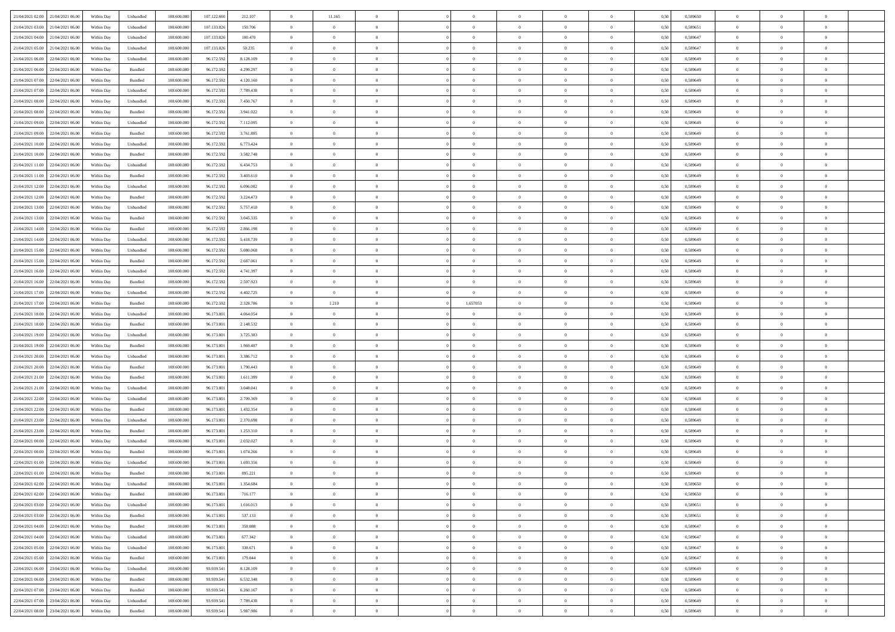| 21/04/2021 02:00 | 21/04/2021 06:00 | Within Day | Unbundled | 108.600.000 | 107.122.660 | 212.107 | 0 | 11.165 | 0 | | 0 | 0 | 0 | 0 | 0 | 0,50 | 0,589650 | 0 | 0 | 0 |
|---|---|---|---|---|---|---|---|---|---|---|---|---|---|---|---|---|---|---|---|---|
| 21/04/2021 03:00 | 21/04/2021 06:00 | Within Day | Unbundled | 108.600.000 | 107.133.826 | 150.706 | 0 | 0 | 0 | | 0 | 0 | 0 | 0 | 0 | 0,50 | 0,589651 | 0 | 0 | 0 |
| 21/04/2021 04:00 | 21/04/2021 06:00 | Within Day | Unbundled | 108.600.000 | 107.133.826 | 100.470 | 0 | 0 | 0 | | 0 | 0 | 0 | 0 | 0 | 0,50 | 0,589647 | 0 | 0 | 0 |
| 21/04/2021 05:00 | 21/04/2021 06:00 | Within Day | Unbundled | 108.600.000 | 107.133.826 | 50.235 | 0 | 0 | 0 | | 0 | 0 | 0 | 0 | 0 | 0,50 | 0,589647 | 0 | 0 | 0 |
| 21/04/2021 06:00 | 22/04/2021 06:00 | Within Day | Unbundled | 108.600.000 | 96.172.592 | 8.128.109 | 0 | 0 | 0 | | 0 | 0 | 0 | 0 | 0 | 0,50 | 0,589649 | 0 | 0 | 0 |
| 21/04/2021 06:00 | 22/04/2021 06:00 | Within Day | Bundled | 108.600.000 | 96.172.592 | 4.299.297 | 0 | 0 | 0 | | 0 | 0 | 0 | 0 | 0 | 0,50 | 0,589649 | 0 | 0 | 0 |
| 21/04/2021 07:00 | 22/04/2021 06:00 | Within Day | Bundled | 108.600.000 | 96.172.592 | 4.120.160 | 0 | 0 | 0 | | 0 | 0 | 0 | 0 | 0 | 0,50 | 0,589649 | 0 | 0 | 0 |
| 21/04/2021 07:00 | 22/04/2021 06:00 | Within Day | Unbundled | 108.600.000 | 96.172.592 | 7.789.438 | 0 | 0 | 0 | | 0 | 0 | 0 | 0 | 0 | 0,50 | 0,589649 | 0 | 0 | 0 |
| 21/04/2021 08:00 | 22/04/2021 06:00 | Within Day | Unbundled | 108.600.000 | 96.172.592 | 7.450.767 | 0 | 0 | 0 | | 0 | 0 | 0 | 0 | 0 | 0,50 | 0,589649 | 0 | 0 | 0 |
| 21/04/2021 08:00 | 22/04/2021 06:00 | Within Day | Bundled | 108.600.000 | 96.172.592 | 3.941.022 | 0 | 0 | 0 | | 0 | 0 | 0 | 0 | 0 | 0,50 | 0,589649 | 0 | 0 | 0 |
| 21/04/2021 09:00 | 22/04/2021 06:00 | Within Day | Unbundled | 108.600.000 | 96.172.592 | 7.112.095 | 0 | 0 | 0 | | 0 | 0 | 0 | 0 | 0 | 0,50 | 0,589649 | 0 | 0 | 0 |
| 21/04/2021 09:00 | 22/04/2021 06:00 | Within Day | Bundled | 108.600.000 | 96.172.592 | 3.761.885 | 0 | 0 | 0 | | 0 | 0 | 0 | 0 | 0 | 0,50 | 0,589649 | 0 | 0 | 0 |
| 21/04/2021 10:00 | 22/04/2021 06:00 | Within Day | Unbundled | 108.600.000 | 96.172.592 | 6.773.424 | 0 | 0 | 0 | | 0 | 0 | 0 | 0 | 0 | 0,50 | 0,589649 | 0 | 0 | 0 |
| 21/04/2021 10:00 | 22/04/2021 06:00 | Within Day | Bundled | 108.600.000 | 96.172.592 | 3.582.748 | 0 | 0 | 0 | | 0 | 0 | 0 | 0 | 0 | 0,50 | 0,589649 | 0 | 0 | 0 |
| 21/04/2021 11:00 | 22/04/2021 06:00 | Within Day | Unbundled | 108.600.000 | 96.172.592 | 6.434.753 | 0 | 0 | 0 | | 0 | 0 | 0 | 0 | 0 | 0,50 | 0,589649 | 0 | 0 | 0 |
| 21/04/2021 11:00 | 22/04/2021 06:00 | Within Day | Bundled | 108.600.000 | 96.172.592 | 3.403.610 | 0 | 0 | 0 | | 0 | 0 | 0 | 0 | 0 | 0,50 | 0,589649 | 0 | 0 | 0 |
| 21/04/2021 12:00 | 22/04/2021 06:00 | Within Day | Unbundled | 108.600.000 | 96.172.592 | 6.096.082 | 0 | 0 | 0 | | 0 | 0 | 0 | 0 | 0 | 0,50 | 0,589649 | 0 | 0 | 0 |
| 21/04/2021 12:00 | 22/04/2021 06:00 | Within Day | Bundled | 108.600.000 | 96.172.592 | 3.224.473 | 0 | 0 | 0 | | 0 | 0 | 0 | 0 | 0 | 0,50 | 0,589649 | 0 | 0 | 0 |
| 21/04/2021 13:00 | 22/04/2021 06:00 | Within Day | Unbundled | 108.600.000 | 96.172.592 | 5.757.410 | 0 | 0 | 0 | | 0 | 0 | 0 | 0 | 0 | 0,50 | 0,589649 | 0 | 0 | 0 |
| 21/04/2021 13:00 | 22/04/2021 06:00 | Within Day | Bundled | 108.600.000 | 96.172.592 | 3.045.335 | 0 | 0 | 0 | | 0 | 0 | 0 | 0 | 0 | 0,50 | 0,589649 | 0 | 0 | 0 |
| 21/04/2021 14:00 | 22/04/2021 06:00 | Within Day | Bundled | 108.600.000 | 96.172.592 | 2.866.198 | 0 | 0 | 0 | | 0 | 0 | 0 | 0 | 0 | 0,50 | 0,589649 | 0 | 0 | 0 |
| 21/04/2021 14:00 | 22/04/2021 06:00 | Within Day | Unbundled | 108.600.000 | 96.172.592 | 5.418.739 | 0 | 0 | 0 | | 0 | 0 | 0 | 0 | 0 | 0,50 | 0,589649 | 0 | 0 | 0 |
| 21/04/2021 15:00 | 22/04/2021 06:00 | Within Day | Unbundled | 108.600.000 | 96.172.592 | 5.080.068 | 0 | 0 | 0 | | 0 | 0 | 0 | 0 | 0 | 0,50 | 0,589649 | 0 | 0 | 0 |
| 21/04/2021 15:00 | 22/04/2021 06:00 | Within Day | Bundled | 108.600.000 | 96.172.592 | 2.687.061 | 0 | 0 | 0 | | 0 | 0 | 0 | 0 | 0 | 0,50 | 0,589649 | 0 | 0 | 0 |
| 21/04/2021 16:00 | 22/04/2021 06:00 | Within Day | Unbundled | 108.600.000 | 96.172.592 | 4.741.397 | 0 | 0 | 0 | | 0 | 0 | 0 | 0 | 0 | 0,50 | 0,589649 | 0 | 0 | 0 |
| 21/04/2021 16:00 | 22/04/2021 06:00 | Within Day | Bundled | 108.600.000 | 96.172.592 | 2.507.923 | 0 | 0 | 0 | | 0 | 0 | 0 | 0 | 0 | 0,50 | 0,589649 | 0 | 0 | 0 |
| 21/04/2021 17:00 | 22/04/2021 06:00 | Within Day | Unbundled | 108.600.000 | 96.172.592 | 4.402.725 | 0 | 0 | 0 | | 0 | 0 | 0 | 0 | 0 | 0,50 | 0,589649 | 0 | 0 | 0 |
| 21/04/2021 17:00 | 22/04/2021 06:00 | Within Day | Bundled | 108.600.000 | 96.172.592 | 2.328.786 | 0 | 1.210 | 0 | | 1,657053 | 0 | 0 | 0 | 0 | 0,50 | 0,589649 | 0 | 0 | 0 |
| 21/04/2021 18:00 | 22/04/2021 06:00 | Within Day | Unbundled | 108.600.000 | 96.173.801 | 4.064.054 | 0 | 0 | 0 | | 0 | 0 | 0 | 0 | 0 | 0,50 | 0,589649 | 0 | 0 | 0 |
| 21/04/2021 18:00 | 22/04/2021 06:00 | Within Day | Bundled | 108.600.000 | 96.173.801 | 2.148.532 | 0 | 0 | 0 | | 0 | 0 | 0 | 0 | 0 | 0,50 | 0,589649 | 0 | 0 | 0 |
| 21/04/2021 19:00 | 22/04/2021 06:00 | Within Day | Unbundled | 108.600.000 | 96.173.801 | 3.725.383 | 0 | 0 | 0 | | 0 | 0 | 0 | 0 | 0 | 0,50 | 0,589649 | 0 | 0 | 0 |
| 21/04/2021 19:00 | 22/04/2021 06:00 | Within Day | Bundled | 108.600.000 | 96.173.801 | 1.969.487 | 0 | 0 | 0 | | 0 | 0 | 0 | 0 | 0 | 0,50 | 0,589649 | 0 | 0 | 0 |
| 21/04/2021 20:00 | 22/04/2021 06:00 | Within Day | Unbundled | 108.600.000 | 96.173.801 | 3.386.712 | 0 | 0 | 0 | | 0 | 0 | 0 | 0 | 0 | 0,50 | 0,589649 | 0 | 0 | 0 |
| 21/04/2021 20:00 | 22/04/2021 06:00 | Within Day | Bundled | 108.600.000 | 96.173.801 | 1.790.443 | 0 | 0 | 0 | | 0 | 0 | 0 | 0 | 0 | 0,50 | 0,589649 | 0 | 0 | 0 |
| 21/04/2021 21:00 | 22/04/2021 06:00 | Within Day | Bundled | 108.600.000 | 96.173.801 | 1.611.399 | 0 | 0 | 0 | | 0 | 0 | 0 | 0 | 0 | 0,50 | 0,589649 | 0 | 0 | 0 |
| 21/04/2021 21:00 | 22/04/2021 06:00 | Within Day | Unbundled | 108.600.000 | 96.173.801 | 3.048.041 | 0 | 0 | 0 | | 0 | 0 | 0 | 0 | 0 | 0,50 | 0,589649 | 0 | 0 | 0 |
| 21/04/2021 22:00 | 22/04/2021 06:00 | Within Day | Unbundled | 108.600.000 | 96.173.801 | 2.709.369 | 0 | 0 | 0 | | 0 | 0 | 0 | 0 | 0 | 0,50 | 0,589648 | 0 | 0 | 0 |
| 21/04/2021 22:00 | 22/04/2021 06:00 | Within Day | Bundled | 108.600.000 | 96.173.801 | 1.432.354 | 0 | 0 | 0 | | 0 | 0 | 0 | 0 | 0 | 0,50 | 0,589648 | 0 | 0 | 0 |
| 21/04/2021 23:00 | 22/04/2021 06:00 | Within Day | Unbundled | 108.600.000 | 96.173.801 | 2.370.698 | 0 | 0 | 0 | | 0 | 0 | 0 | 0 | 0 | 0,50 | 0,589649 | 0 | 0 | 0 |
| 21/04/2021 23:00 | 22/04/2021 06:00 | Within Day | Bundled | 108.600.000 | 96.173.801 | 1.253.310 | 0 | 0 | 0 | | 0 | 0 | 0 | 0 | 0 | 0,50 | 0,589649 | 0 | 0 | 0 |
| 22/04/2021 00:00 | 22/04/2021 06:00 | Within Day | Unbundled | 108.600.000 | 96.173.801 | 2.032.027 | 0 | 0 | 0 | | 0 | 0 | 0 | 0 | 0 | 0,50 | 0,589649 | 0 | 0 | 0 |
| 22/04/2021 00:00 | 22/04/2021 06:00 | Within Day | Bundled | 108.600.000 | 96.173.801 | 1.074.266 | 0 | 0 | 0 | | 0 | 0 | 0 | 0 | 0 | 0,50 | 0,589649 | 0 | 0 | 0 |
| 22/04/2021 01:00 | 22/04/2021 06:00 | Within Day | Unbundled | 108.600.000 | 96.173.801 | 1.693.356 | 0 | 0 | 0 | | 0 | 0 | 0 | 0 | 0 | 0,50 | 0,589649 | 0 | 0 | 0 |
| 22/04/2021 01:00 | 22/04/2021 06:00 | Within Day | Bundled | 108.600.000 | 96.173.801 | 895.221 | 0 | 0 | 0 | | 0 | 0 | 0 | 0 | 0 | 0,50 | 0,589649 | 0 | 0 | 0 |
| 22/04/2021 02:00 | 22/04/2021 06:00 | Within Day | Unbundled | 108.600.000 | 96.173.801 | 1.354.684 | 0 | 0 | 0 | | 0 | 0 | 0 | 0 | 0 | 0,50 | 0,589650 | 0 | 0 | 0 |
| 22/04/2021 02:00 | 22/04/2021 06:00 | Within Day | Bundled | 108.600.000 | 96.173.801 | 716.177 | 0 | 0 | 0 | | 0 | 0 | 0 | 0 | 0 | 0,50 | 0,589650 | 0 | 0 | 0 |
| 22/04/2021 03:00 | 22/04/2021 06:00 | Within Day | Unbundled | 108.600.000 | 96.173.801 | 1.016.013 | 0 | 0 | 0 | | 0 | 0 | 0 | 0 | 0 | 0,50 | 0,589651 | 0 | 0 | 0 |
| 22/04/2021 03:00 | 22/04/2021 06:00 | Within Day | Bundled | 108.600.000 | 96.173.801 | 537.133 | 0 | 0 | 0 | | 0 | 0 | 0 | 0 | 0 | 0,50 | 0,589651 | 0 | 0 | 0 |
| 22/04/2021 04:00 | 22/04/2021 06:00 | Within Day | Bundled | 108.600.000 | 96.173.801 | 358.088 | 0 | 0 | 0 | | 0 | 0 | 0 | 0 | 0 | 0,50 | 0,589647 | 0 | 0 | 0 |
| 22/04/2021 04:00 | 22/04/2021 06:00 | Within Day | Unbundled | 108.600.000 | 96.173.801 | 677.342 | 0 | 0 | 0 | | 0 | 0 | 0 | 0 | 0 | 0,50 | 0,589647 | 0 | 0 | 0 |
| 22/04/2021 05:00 | 22/04/2021 06:00 | Within Day | Unbundled | 108.600.000 | 96.173.801 | 338.671 | 0 | 0 | 0 | | 0 | 0 | 0 | 0 | 0 | 0,50 | 0,589647 | 0 | 0 | 0 |
| 22/04/2021 05:00 | 22/04/2021 06:00 | Within Day | Bundled | 108.600.000 | 96.173.801 | 179.044 | 0 | 0 | 0 | | 0 | 0 | 0 | 0 | 0 | 0,50 | 0,589647 | 0 | 0 | 0 |
| 22/04/2021 06:00 | 23/04/2021 06:00 | Within Day | Unbundled | 108.600.000 | 93.939.541 | 8.128.109 | 0 | 0 | 0 | | 0 | 0 | 0 | 0 | 0 | 0,50 | 0,589649 | 0 | 0 | 0 |
| 22/04/2021 06:00 | 23/04/2021 06:00 | Within Day | Bundled | 108.600.000 | 93.939.541 | 6.532.348 | 0 | 0 | 0 | | 0 | 0 | 0 | 0 | 0 | 0,50 | 0,589649 | 0 | 0 | 0 |
| 22/04/2021 07:00 | 23/04/2021 06:00 | Within Day | Bundled | 108.600.000 | 93.939.541 | 6.260.167 | 0 | 0 | 0 | | 0 | 0 | 0 | 0 | 0 | 0,50 | 0,589649 | 0 | 0 | 0 |
| 22/04/2021 07:00 | 23/04/2021 06:00 | Within Day | Unbundled | 108.600.000 | 93.939.541 | 7.789.438 | 0 | 0 | 0 | | 0 | 0 | 0 | 0 | 0 | 0,50 | 0,589649 | 0 | 0 | 0 |
| 22/04/2021 08:00 | 23/04/2021 06:00 | Within Day | Bundled | 108.600.000 | 93.939.541 | 5.987.986 | 0 | 0 | 0 | | 0 | 0 | 0 | 0 | 0 | 0,50 | 0,589649 | 0 | 0 | 0 |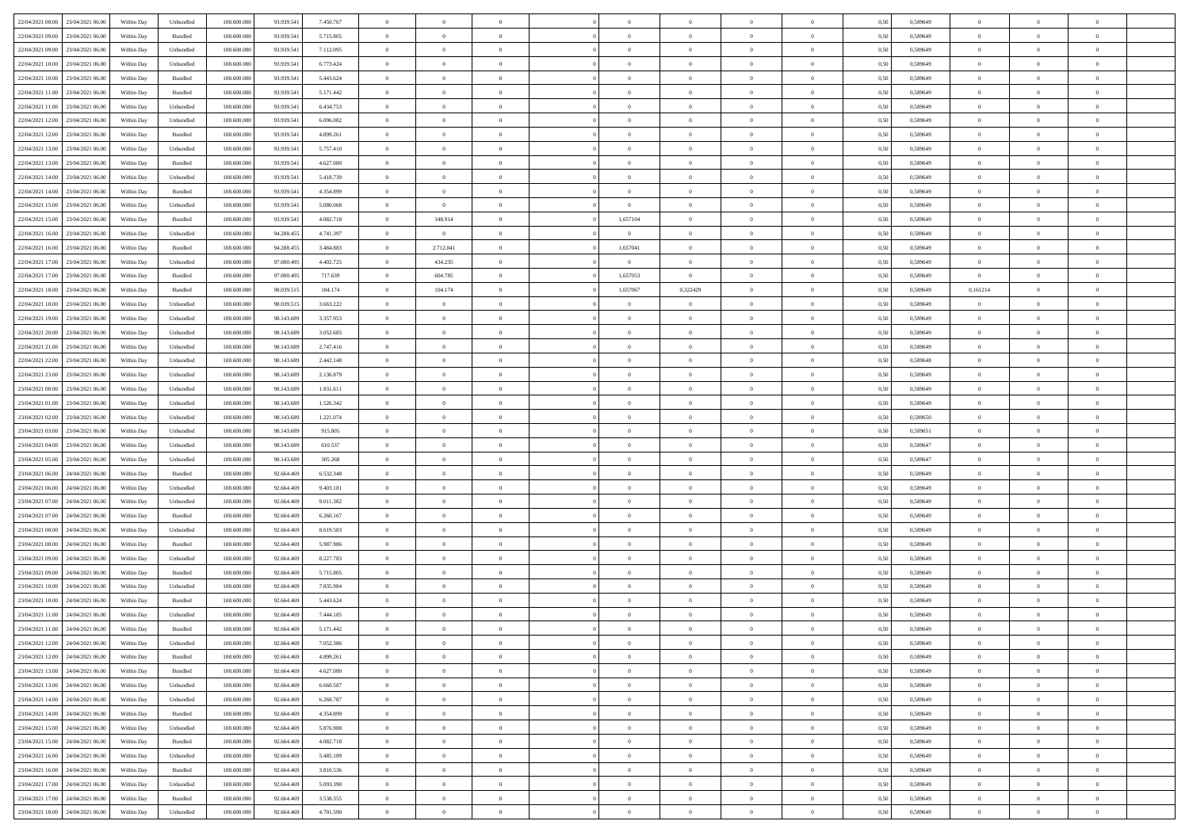| | | | | | | | | | | | | | | | | | | | | |
|---|---|---|---|---|---|---|---|---|---|---|---|---|---|---|---|---|---|---|---|---|
| 22/04/2021 08:00 | 23/04/2021 06:00 | Within Day | Unbundled | 108.600.000 | 93.939.541 | 7.450.767 | 0 | 0 | 0 | | 0 | 0 | 0 | 0 | 0,50 | 0,589649 | 0 | 0 | 0 | |
| 22/04/2021 09:00 | 23/04/2021 06:00 | Within Day | Bundled | 108.600.000 | 93.939.541 | 5.715.805 | 0 | 0 | 0 | | 0 | 0 | 0 | 0 | 0,50 | 0,589649 | 0 | 0 | 0 | |
| 22/04/2021 09:00 | 23/04/2021 06:00 | Within Day | Unbundled | 108.600.000 | 93.939.541 | 7.112.095 | 0 | 0 | 0 | | 0 | 0 | 0 | 0 | 0,50 | 0,589649 | 0 | 0 | 0 | |
| 22/04/2021 10:00 | 23/04/2021 06:00 | Within Day | Unbundled | 108.600.000 | 93.939.541 | 6.773.424 | 0 | 0 | 0 | | 0 | 0 | 0 | 0 | 0,50 | 0,589649 | 0 | 0 | 0 | |
| 22/04/2021 10:00 | 23/04/2021 06:00 | Within Day | Bundled | 108.600.000 | 93.939.541 | 5.443.624 | 0 | 0 | 0 | | 0 | 0 | 0 | 0 | 0,50 | 0,589649 | 0 | 0 | 0 | |
| 22/04/2021 11:00 | 23/04/2021 06:00 | Within Day | Bundled | 108.600.000 | 93.939.541 | 5.171.442 | 0 | 0 | 0 | | 0 | 0 | 0 | 0 | 0,50 | 0,589649 | 0 | 0 | 0 | |
| 22/04/2021 11:00 | 23/04/2021 06:00 | Within Day | Unbundled | 108.600.000 | 93.939.541 | 6.434.753 | 0 | 0 | 0 | | 0 | 0 | 0 | 0 | 0,50 | 0,589649 | 0 | 0 | 0 | |
| 22/04/2021 12:00 | 23/04/2021 06:00 | Within Day | Unbundled | 108.600.000 | 93.939.541 | 6.096.082 | 0 | 0 | 0 | | 0 | 0 | 0 | 0 | 0,50 | 0,589649 | 0 | 0 | 0 | |
| 22/04/2021 12:00 | 23/04/2021 06:00 | Within Day | Bundled | 108.600.000 | 93.939.541 | 4.899.261 | 0 | 0 | 0 | | 0 | 0 | 0 | 0 | 0,50 | 0,589649 | 0 | 0 | 0 | |
| 22/04/2021 13:00 | 23/04/2021 06:00 | Within Day | Unbundled | 108.600.000 | 93.939.541 | 5.757.410 | 0 | 0 | 0 | | 0 | 0 | 0 | 0 | 0,50 | 0,589649 | 0 | 0 | 0 | |
| 22/04/2021 13:00 | 23/04/2021 06:00 | Within Day | Bundled | 108.600.000 | 93.939.541 | 4.627.080 | 0 | 0 | 0 | | 0 | 0 | 0 | 0 | 0,50 | 0,589649 | 0 | 0 | 0 | |
| 22/04/2021 14:00 | 23/04/2021 06:00 | Within Day | Unbundled | 108.600.000 | 93.939.541 | 5.418.739 | 0 | 0 | 0 | | 0 | 0 | 0 | 0 | 0,50 | 0,589649 | 0 | 0 | 0 | |
| 22/04/2021 14:00 | 23/04/2021 06:00 | Within Day | Bundled | 108.600.000 | 93.939.541 | 4.354.899 | 0 | 0 | 0 | | 0 | 0 | 0 | 0 | 0,50 | 0,589649 | 0 | 0 | 0 | |
| 22/04/2021 15:00 | 23/04/2021 06:00 | Within Day | Unbundled | 108.600.000 | 93.939.541 | 5.080.068 | 0 | 0 | 0 | | 0 | 0 | 0 | 0 | 0,50 | 0,589649 | 0 | 0 | 0 | |
| 22/04/2021 15:00 | 23/04/2021 06:00 | Within Day | Bundled | 108.600.000 | 93.939.541 | 4.082.718 | 0 | 348.914 | 0 | | 1,657104 | 0 | 0 | 0 | 0,50 | 0,589649 | 0 | 0 | 0 | |
| 22/04/2021 16:00 | 23/04/2021 06:00 | Within Day | Unbundled | 108.600.000 | 94.288.455 | 4.741.397 | 0 | 0 | 0 | | 0 | 0 | 0 | 0 | 0,50 | 0,589649 | 0 | 0 | 0 | |
| 22/04/2021 16:00 | 23/04/2021 06:00 | Within Day | Bundled | 108.600.000 | 94.288.455 | 3.484.883 | 0 | 2.712.041 | 0 | | 1,657041 | 0 | 0 | 0 | 0,50 | 0,589649 | 0 | 0 | 0 | |
| 22/04/2021 17:00 | 23/04/2021 06:00 | Within Day | Unbundled | 108.600.000 | 97.000.495 | 4.402.725 | 0 | 434.235 | 0 | | 0 | 0 | 0 | 0 | 0,50 | 0,589649 | 0 | 0 | 0 | |
| 22/04/2021 17:00 | 23/04/2021 06:00 | Within Day | Bundled | 108.600.000 | 97.000.495 | 717.639 | 0 | 604.785 | 0 | | 1,657053 | 0 | 0 | 0 | 0,50 | 0,589649 | 0 | 0 | 0 | |
| 22/04/2021 18:00 | 23/04/2021 06:00 | Within Day | Bundled | 108.600.000 | 98.039.515 | 104.174 | 0 | 104.174 | 0 | | 1,657067 | 0,322429 | 0 | 0 | 0,50 | 0,589649 | 0,161214 | 0 | 0 | |
| 22/04/2021 18:00 | 23/04/2021 06:00 | Within Day | Unbundled | 108.600.000 | 98.039.515 | 3.663.222 | 0 | 0 | 0 | | 0 | 0 | 0 | 0 | 0,50 | 0,589649 | 0 | 0 | 0 | |
| 22/04/2021 19:00 | 23/04/2021 06:00 | Within Day | Unbundled | 108.600.000 | 98.143.689 | 3.357.953 | 0 | 0 | 0 | | 0 | 0 | 0 | 0 | 0,50 | 0,589649 | 0 | 0 | 0 | |
| 22/04/2021 20:00 | 23/04/2021 06:00 | Within Day | Unbundled | 108.600.000 | 98.143.689 | 3.052.685 | 0 | 0 | 0 | | 0 | 0 | 0 | 0 | 0,50 | 0,589649 | 0 | 0 | 0 | |
| 22/04/2021 21:00 | 23/04/2021 06:00 | Within Day | Unbundled | 108.600.000 | 98.143.689 | 2.747.416 | 0 | 0 | 0 | | 0 | 0 | 0 | 0 | 0,50 | 0,589649 | 0 | 0 | 0 | |
| 22/04/2021 22:00 | 23/04/2021 06:00 | Within Day | Unbundled | 108.600.000 | 98.143.689 | 2.442.148 | 0 | 0 | 0 | | 0 | 0 | 0 | 0 | 0,50 | 0,589648 | 0 | 0 | 0 | |
| 22/04/2021 23:00 | 23/04/2021 06:00 | Within Day | Unbundled | 108.600.000 | 98.143.689 | 2.136.879 | 0 | 0 | 0 | | 0 | 0 | 0 | 0 | 0,50 | 0,589649 | 0 | 0 | 0 | |
| 23/04/2021 00:00 | 23/04/2021 06:00 | Within Day | Unbundled | 108.600.000 | 98.143.689 | 1.831.611 | 0 | 0 | 0 | | 0 | 0 | 0 | 0 | 0,50 | 0,589649 | 0 | 0 | 0 | |
| 23/04/2021 01:00 | 23/04/2021 06:00 | Within Day | Unbundled | 108.600.000 | 98.143.689 | 1.526.342 | 0 | 0 | 0 | | 0 | 0 | 0 | 0 | 0,50 | 0,589649 | 0 | 0 | 0 | |
| 23/04/2021 02:00 | 23/04/2021 06:00 | Within Day | Unbundled | 108.600.000 | 98.143.689 | 1.221.074 | 0 | 0 | 0 | | 0 | 0 | 0 | 0 | 0,50 | 0,589650 | 0 | 0 | 0 | |
| 23/04/2021 03:00 | 23/04/2021 06:00 | Within Day | Unbundled | 108.600.000 | 98.143.689 | 915.805 | 0 | 0 | 0 | | 0 | 0 | 0 | 0 | 0,50 | 0,589651 | 0 | 0 | 0 | |
| 23/04/2021 04:00 | 23/04/2021 06:00 | Within Day | Unbundled | 108.600.000 | 98.143.689 | 610.537 | 0 | 0 | 0 | | 0 | 0 | 0 | 0 | 0,50 | 0,589647 | 0 | 0 | 0 | |
| 23/04/2021 05:00 | 23/04/2021 06:00 | Within Day | Unbundled | 108.600.000 | 98.143.689 | 305.268 | 0 | 0 | 0 | | 0 | 0 | 0 | 0 | 0,50 | 0,589647 | 0 | 0 | 0 | |
| 23/04/2021 06:00 | 24/04/2021 06:00 | Within Day | Bundled | 108.600.000 | 92.664.469 | 6.532.348 | 0 | 0 | 0 | | 0 | 0 | 0 | 0 | 0,50 | 0,589649 | 0 | 0 | 0 | |
| 23/04/2021 06:00 | 24/04/2021 06:00 | Within Day | Unbundled | 108.600.000 | 92.664.469 | 9.403.181 | 0 | 0 | 0 | | 0 | 0 | 0 | 0 | 0,50 | 0,589649 | 0 | 0 | 0 | |
| 23/04/2021 07:00 | 24/04/2021 06:00 | Within Day | Unbundled | 108.600.000 | 92.664.469 | 9.011.382 | 0 | 0 | 0 | | 0 | 0 | 0 | 0 | 0,50 | 0,589649 | 0 | 0 | 0 | |
| 23/04/2021 07:00 | 24/04/2021 06:00 | Within Day | Bundled | 108.600.000 | 92.664.469 | 6.260.167 | 0 | 0 | 0 | | 0 | 0 | 0 | 0 | 0,50 | 0,589649 | 0 | 0 | 0 | |
| 23/04/2021 08:00 | 24/04/2021 06:00 | Within Day | Unbundled | 108.600.000 | 92.664.469 | 8.619.583 | 0 | 0 | 0 | | 0 | 0 | 0 | 0 | 0,50 | 0,589649 | 0 | 0 | 0 | |
| 23/04/2021 08:00 | 24/04/2021 06:00 | Within Day | Bundled | 108.600.000 | 92.664.469 | 5.987.986 | 0 | 0 | 0 | | 0 | 0 | 0 | 0 | 0,50 | 0,589649 | 0 | 0 | 0 | |
| 23/04/2021 09:00 | 24/04/2021 06:00 | Within Day | Unbundled | 108.600.000 | 92.664.469 | 8.227.783 | 0 | 0 | 0 | | 0 | 0 | 0 | 0 | 0,50 | 0,589649 | 0 | 0 | 0 | |
| 23/04/2021 09:00 | 24/04/2021 06:00 | Within Day | Bundled | 108.600.000 | 92.664.469 | 5.715.805 | 0 | 0 | 0 | | 0 | 0 | 0 | 0 | 0,50 | 0,589649 | 0 | 0 | 0 | |
| 23/04/2021 10:00 | 24/04/2021 06:00 | Within Day | Unbundled | 108.600.000 | 92.664.469 | 7.835.984 | 0 | 0 | 0 | | 0 | 0 | 0 | 0 | 0,50 | 0,589649 | 0 | 0 | 0 | |
| 23/04/2021 10:00 | 24/04/2021 06:00 | Within Day | Bundled | 108.600.000 | 92.664.469 | 5.443.624 | 0 | 0 | 0 | | 0 | 0 | 0 | 0 | 0,50 | 0,589649 | 0 | 0 | 0 | |
| 23/04/2021 11:00 | 24/04/2021 06:00 | Within Day | Unbundled | 108.600.000 | 92.664.469 | 7.444.185 | 0 | 0 | 0 | | 0 | 0 | 0 | 0 | 0,50 | 0,589649 | 0 | 0 | 0 | |
| 23/04/2021 11:00 | 24/04/2021 06:00 | Within Day | Bundled | 108.600.000 | 92.664.469 | 5.171.442 | 0 | 0 | 0 | | 0 | 0 | 0 | 0 | 0,50 | 0,589649 | 0 | 0 | 0 | |
| 23/04/2021 12:00 | 24/04/2021 06:00 | Within Day | Unbundled | 108.600.000 | 92.664.469 | 7.052.386 | 0 | 0 | 0 | | 0 | 0 | 0 | 0 | 0,50 | 0,589649 | 0 | 0 | 0 | |
| 23/04/2021 12:00 | 24/04/2021 06:00 | Within Day | Bundled | 108.600.000 | 92.664.469 | 4.899.261 | 0 | 0 | 0 | | 0 | 0 | 0 | 0 | 0,50 | 0,589649 | 0 | 0 | 0 | |
| 23/04/2021 13:00 | 24/04/2021 06:00 | Within Day | Bundled | 108.600.000 | 92.664.469 | 4.627.080 | 0 | 0 | 0 | | 0 | 0 | 0 | 0 | 0,50 | 0,589649 | 0 | 0 | 0 | |
| 23/04/2021 13:00 | 24/04/2021 06:00 | Within Day | Unbundled | 108.600.000 | 92.664.469 | 6.660.587 | 0 | 0 | 0 | | 0 | 0 | 0 | 0 | 0,50 | 0,589649 | 0 | 0 | 0 | |
| 23/04/2021 14:00 | 24/04/2021 06:00 | Within Day | Unbundled | 108.600.000 | 92.664.469 | 6.268.787 | 0 | 0 | 0 | | 0 | 0 | 0 | 0 | 0,50 | 0,589649 | 0 | 0 | 0 | |
| 23/04/2021 14:00 | 24/04/2021 06:00 | Within Day | Bundled | 108.600.000 | 92.664.469 | 4.354.899 | 0 | 0 | 0 | | 0 | 0 | 0 | 0 | 0,50 | 0,589649 | 0 | 0 | 0 | |
| 23/04/2021 15:00 | 24/04/2021 06:00 | Within Day | Unbundled | 108.600.000 | 92.664.469 | 5.876.988 | 0 | 0 | 0 | | 0 | 0 | 0 | 0 | 0,50 | 0,589649 | 0 | 0 | 0 | |
| 23/04/2021 15:00 | 24/04/2021 06:00 | Within Day | Bundled | 108.600.000 | 92.664.469 | 4.082.718 | 0 | 0 | 0 | | 0 | 0 | 0 | 0 | 0,50 | 0,589649 | 0 | 0 | 0 | |
| 23/04/2021 16:00 | 24/04/2021 06:00 | Within Day | Unbundled | 108.600.000 | 92.664.469 | 5.485.189 | 0 | 0 | 0 | | 0 | 0 | 0 | 0 | 0,50 | 0,589649 | 0 | 0 | 0 | |
| 23/04/2021 16:00 | 24/04/2021 06:00 | Within Day | Bundled | 108.600.000 | 92.664.469 | 3.810.536 | 0 | 0 | 0 | | 0 | 0 | 0 | 0 | 0,50 | 0,589649 | 0 | 0 | 0 | |
| 23/04/2021 17:00 | 24/04/2021 06:00 | Within Day | Unbundled | 108.600.000 | 92.664.469 | 5.093.390 | 0 | 0 | 0 | | 0 | 0 | 0 | 0 | 0,50 | 0,589649 | 0 | 0 | 0 | |
| 23/04/2021 17:00 | 24/04/2021 06:00 | Within Day | Bundled | 108.600.000 | 92.664.469 | 3.538.355 | 0 | 0 | 0 | | 0 | 0 | 0 | 0 | 0,50 | 0,589649 | 0 | 0 | 0 | |
| 23/04/2021 18:00 | 24/04/2021 06:00 | Within Day | Unbundled | 108.600.000 | 92.664.469 | 4.701.590 | 0 | 0 | 0 | | 0 | 0 | 0 | 0 | 0,50 | 0,589649 | 0 | 0 | 0 | |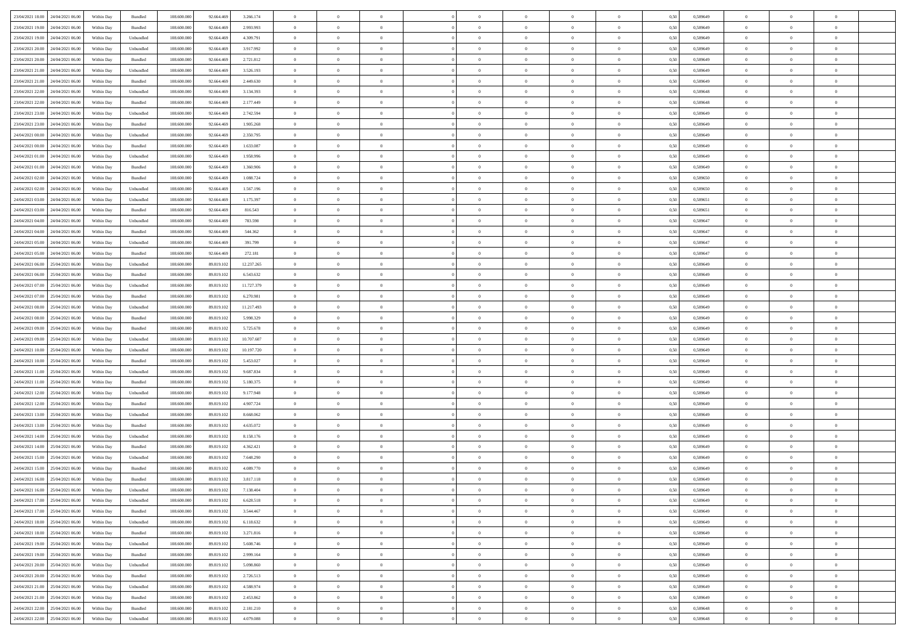| 23/04/2021 18:00 | 24/04/2021 06:00 | Within Day | Bundled | 108.600.000 | 92.664.469 | 3.266.174 | 0 | 0 | 0 | | 0 | 0 | 0 | 0 | 0,50 | 0,589649 | 0 | 0 | 0 | |
|---|---|---|---|---|---|---|---|---|---|---|---|---|---|---|---|---|---|---|---|---|
| 23/04/2021 19:00 | 24/04/2021 06:00 | Within Day | Bundled | 108.600.000 | 92.664.469 | 2.993.993 | 0 | 0 | 0 | | 0 | 0 | 0 | 0 | 0,50 | 0,589649 | 0 | 0 | 0 | |
| 23/04/2021 19:00 | 24/04/2021 06:00 | Within Day | Unbundled | 108.600.000 | 92.664.469 | 4.309.791 | 0 | 0 | 0 | | 0 | 0 | 0 | 0 | 0,50 | 0,589649 | 0 | 0 | 0 | |
| 23/04/2021 20:00 | 24/04/2021 06:00 | Within Day | Unbundled | 108.600.000 | 92.664.469 | 3.917.992 | 0 | 0 | 0 | | 0 | 0 | 0 | 0 | 0,50 | 0,589649 | 0 | 0 | 0 | |
| 23/04/2021 20:00 | 24/04/2021 06:00 | Within Day | Bundled | 108.600.000 | 92.664.469 | 2.721.812 | 0 | 0 | 0 | | 0 | 0 | 0 | 0 | 0,50 | 0,589649 | 0 | 0 | 0 | |
| 23/04/2021 21:00 | 24/04/2021 06:00 | Within Day | Unbundled | 108.600.000 | 92.664.469 | 3.526.193 | 0 | 0 | 0 | | 0 | 0 | 0 | 0 | 0,50 | 0,589649 | 0 | 0 | 0 | |
| 23/04/2021 21:00 | 24/04/2021 06:00 | Within Day | Bundled | 108.600.000 | 92.664.469 | 2.449.630 | 0 | 0 | 0 | | 0 | 0 | 0 | 0 | 0,50 | 0,589649 | 0 | 0 | 0 | |
| 23/04/2021 22:00 | 24/04/2021 06:00 | Within Day | Unbundled | 108.600.000 | 92.664.469 | 3.134.393 | 0 | 0 | 0 | | 0 | 0 | 0 | 0 | 0,50 | 0,589648 | 0 | 0 | 0 | |
| 23/04/2021 22:00 | 24/04/2021 06:00 | Within Day | Bundled | 108.600.000 | 92.664.469 | 2.177.449 | 0 | 0 | 0 | | 0 | 0 | 0 | 0 | 0,50 | 0,589648 | 0 | 0 | 0 | |
| 23/04/2021 23:00 | 24/04/2021 06:00 | Within Day | Unbundled | 108.600.000 | 92.664.469 | 2.742.594 | 0 | 0 | 0 | | 0 | 0 | 0 | 0 | 0,50 | 0,589649 | 0 | 0 | 0 | |
| 23/04/2021 23:00 | 24/04/2021 06:00 | Within Day | Bundled | 108.600.000 | 92.664.469 | 1.905.268 | 0 | 0 | 0 | | 0 | 0 | 0 | 0 | 0,50 | 0,589649 | 0 | 0 | 0 | |
| 24/04/2021 00:00 | 24/04/2021 06:00 | Within Day | Unbundled | 108.600.000 | 92.664.469 | 2.350.795 | 0 | 0 | 0 | | 0 | 0 | 0 | 0 | 0,50 | 0,589649 | 0 | 0 | 0 | |
| 24/04/2021 00:00 | 24/04/2021 06:00 | Within Day | Bundled | 108.600.000 | 92.664.469 | 1.633.087 | 0 | 0 | 0 | | 0 | 0 | 0 | 0 | 0,50 | 0,589649 | 0 | 0 | 0 | |
| 24/04/2021 01:00 | 24/04/2021 06:00 | Within Day | Unbundled | 108.600.000 | 92.664.469 | 1.958.996 | 0 | 0 | 0 | | 0 | 0 | 0 | 0 | 0,50 | 0,589649 | 0 | 0 | 0 | |
| 24/04/2021 01:00 | 24/04/2021 06:00 | Within Day | Bundled | 108.600.000 | 92.664.469 | 1.360.906 | 0 | 0 | 0 | | 0 | 0 | 0 | 0 | 0,50 | 0,589649 | 0 | 0 | 0 | |
| 24/04/2021 02:00 | 24/04/2021 06:00 | Within Day | Bundled | 108.600.000 | 92.664.469 | 1.088.724 | 0 | 0 | 0 | | 0 | 0 | 0 | 0 | 0,50 | 0,589650 | 0 | 0 | 0 | |
| 24/04/2021 02:00 | 24/04/2021 06:00 | Within Day | Unbundled | 108.600.000 | 92.664.469 | 1.567.196 | 0 | 0 | 0 | | 0 | 0 | 0 | 0 | 0,50 | 0,589650 | 0 | 0 | 0 | |
| 24/04/2021 03:00 | 24/04/2021 06:00 | Within Day | Unbundled | 108.600.000 | 92.664.469 | 1.175.397 | 0 | 0 | 0 | | 0 | 0 | 0 | 0 | 0,50 | 0,589651 | 0 | 0 | 0 | |
| 24/04/2021 03:00 | 24/04/2021 06:00 | Within Day | Bundled | 108.600.000 | 92.664.469 | 816.543 | 0 | 0 | 0 | | 0 | 0 | 0 | 0 | 0,50 | 0,589651 | 0 | 0 | 0 | |
| 24/04/2021 04:00 | 24/04/2021 06:00 | Within Day | Unbundled | 108.600.000 | 92.664.469 | 783.598 | 0 | 0 | 0 | | 0 | 0 | 0 | 0 | 0,50 | 0,589647 | 0 | 0 | 0 | |
| 24/04/2021 04:00 | 24/04/2021 06:00 | Within Day | Bundled | 108.600.000 | 92.664.469 | 544.362 | 0 | 0 | 0 | | 0 | 0 | 0 | 0 | 0,50 | 0,589647 | 0 | 0 | 0 | |
| 24/04/2021 05:00 | 24/04/2021 06:00 | Within Day | Unbundled | 108.600.000 | 92.664.469 | 391.799 | 0 | 0 | 0 | | 0 | 0 | 0 | 0 | 0,50 | 0,589647 | 0 | 0 | 0 | |
| 24/04/2021 05:00 | 24/04/2021 06:00 | Within Day | Bundled | 108.600.000 | 92.664.469 | 272.181 | 0 | 0 | 0 | | 0 | 0 | 0 | 0 | 0,50 | 0,589647 | 0 | 0 | 0 | |
| 24/04/2021 06:00 | 25/04/2021 06:00 | Within Day | Unbundled | 108.600.000 | 89.819.102 | 12.237.265 | 0 | 0 | 0 | | 0 | 0 | 0 | 0 | 0,50 | 0,589649 | 0 | 0 | 0 | |
| 24/04/2021 06:00 | 25/04/2021 06:00 | Within Day | Bundled | 108.600.000 | 89.819.102 | 6.543.632 | 0 | 0 | 0 | | 0 | 0 | 0 | 0 | 0,50 | 0,589649 | 0 | 0 | 0 | |
| 24/04/2021 07:00 | 25/04/2021 06:00 | Within Day | Unbundled | 108.600.000 | 89.819.102 | 11.727.379 | 0 | 0 | 0 | | 0 | 0 | 0 | 0 | 0,50 | 0,589649 | 0 | 0 | 0 | |
| 24/04/2021 07:00 | 25/04/2021 06:00 | Within Day | Bundled | 108.600.000 | 89.819.102 | 6.270.981 | 0 | 0 | 0 | | 0 | 0 | 0 | 0 | 0,50 | 0,589649 | 0 | 0 | 0 | |
| 24/04/2021 08:00 | 25/04/2021 06:00 | Within Day | Unbundled | 108.600.000 | 89.819.102 | 11.217.493 | 0 | 0 | 0 | | 0 | 0 | 0 | 0 | 0,50 | 0,589649 | 0 | 0 | 0 | |
| 24/04/2021 08:00 | 25/04/2021 06:00 | Within Day | Bundled | 108.600.000 | 89.819.102 | 5.998.329 | 0 | 0 | 0 | | 0 | 0 | 0 | 0 | 0,50 | 0,589649 | 0 | 0 | 0 | |
| 24/04/2021 09:00 | 25/04/2021 06:00 | Within Day | Bundled | 108.600.000 | 89.819.102 | 5.725.678 | 0 | 0 | 0 | | 0 | 0 | 0 | 0 | 0,50 | 0,589649 | 0 | 0 | 0 | |
| 24/04/2021 09:00 | 25/04/2021 06:00 | Within Day | Unbundled | 108.600.000 | 89.819.102 | 10.707.607 | 0 | 0 | 0 | | 0 | 0 | 0 | 0 | 0,50 | 0,589649 | 0 | 0 | 0 | |
| 24/04/2021 10:00 | 25/04/2021 06:00 | Within Day | Unbundled | 108.600.000 | 89.819.102 | 10.197.720 | 0 | 0 | 0 | | 0 | 0 | 0 | 0 | 0,50 | 0,589649 | 0 | 0 | 0 | |
| 24/04/2021 10:00 | 25/04/2021 06:00 | Within Day | Bundled | 108.600.000 | 89.819.102 | 5.453.027 | 0 | 0 | 0 | | 0 | 0 | 0 | 0 | 0,50 | 0,589649 | 0 | 0 | 0 | |
| 24/04/2021 11:00 | 25/04/2021 06:00 | Within Day | Unbundled | 108.600.000 | 89.819.102 | 9.687.834 | 0 | 0 | 0 | | 0 | 0 | 0 | 0 | 0,50 | 0,589649 | 0 | 0 | 0 | |
| 24/04/2021 11:00 | 25/04/2021 06:00 | Within Day | Bundled | 108.600.000 | 89.819.102 | 5.180.375 | 0 | 0 | 0 | | 0 | 0 | 0 | 0 | 0,50 | 0,589649 | 0 | 0 | 0 | |
| 24/04/2021 12:00 | 25/04/2021 06:00 | Within Day | Unbundled | 108.600.000 | 89.819.102 | 9.177.948 | 0 | 0 | 0 | | 0 | 0 | 0 | 0 | 0,50 | 0,589649 | 0 | 0 | 0 | |
| 24/04/2021 12:00 | 25/04/2021 06:00 | Within Day | Bundled | 108.600.000 | 89.819.102 | 4.907.724 | 0 | 0 | 0 | | 0 | 0 | 0 | 0 | 0,50 | 0,589649 | 0 | 0 | 0 | |
| 24/04/2021 13:00 | 25/04/2021 06:00 | Within Day | Unbundled | 108.600.000 | 89.819.102 | 8.668.062 | 0 | 0 | 0 | | 0 | 0 | 0 | 0 | 0,50 | 0,589649 | 0 | 0 | 0 | |
| 24/04/2021 13:00 | 25/04/2021 06:00 | Within Day | Bundled | 108.600.000 | 89.819.102 | 4.635.072 | 0 | 0 | 0 | | 0 | 0 | 0 | 0 | 0,50 | 0,589649 | 0 | 0 | 0 | |
| 24/04/2021 14:00 | 25/04/2021 06:00 | Within Day | Unbundled | 108.600.000 | 89.819.102 | 8.158.176 | 0 | 0 | 0 | | 0 | 0 | 0 | 0 | 0,50 | 0,589649 | 0 | 0 | 0 | |
| 24/04/2021 14:00 | 25/04/2021 06:00 | Within Day | Bundled | 108.600.000 | 89.819.102 | 4.362.421 | 0 | 0 | 0 | | 0 | 0 | 0 | 0 | 0,50 | 0,589649 | 0 | 0 | 0 | |
| 24/04/2021 15:00 | 25/04/2021 06:00 | Within Day | Unbundled | 108.600.000 | 89.819.102 | 7.648.290 | 0 | 0 | 0 | | 0 | 0 | 0 | 0 | 0,50 | 0,589649 | 0 | 0 | 0 | |
| 24/04/2021 15:00 | 25/04/2021 06:00 | Within Day | Bundled | 108.600.000 | 89.819.102 | 4.089.770 | 0 | 0 | 0 | | 0 | 0 | 0 | 0 | 0,50 | 0,589649 | 0 | 0 | 0 | |
| 24/04/2021 16:00 | 25/04/2021 06:00 | Within Day | Bundled | 108.600.000 | 89.819.102 | 3.817.118 | 0 | 0 | 0 | | 0 | 0 | 0 | 0 | 0,50 | 0,589649 | 0 | 0 | 0 | |
| 24/04/2021 16:00 | 25/04/2021 06:00 | Within Day | Unbundled | 108.600.000 | 89.819.102 | 7.138.404 | 0 | 0 | 0 | | 0 | 0 | 0 | 0 | 0,50 | 0,589649 | 0 | 0 | 0 | |
| 24/04/2021 17:00 | 25/04/2021 06:00 | Within Day | Unbundled | 108.600.000 | 89.819.102 | 6.628.518 | 0 | 0 | 0 | | 0 | 0 | 0 | 0 | 0,50 | 0,589649 | 0 | 0 | 0 | |
| 24/04/2021 17:00 | 25/04/2021 06:00 | Within Day | Bundled | 108.600.000 | 89.819.102 | 3.544.467 | 0 | 0 | 0 | | 0 | 0 | 0 | 0 | 0,50 | 0,589649 | 0 | 0 | 0 | |
| 24/04/2021 18:00 | 25/04/2021 06:00 | Within Day | Unbundled | 108.600.000 | 89.819.102 | 6.118.632 | 0 | 0 | 0 | | 0 | 0 | 0 | 0 | 0,50 | 0,589649 | 0 | 0 | 0 | |
| 24/04/2021 18:00 | 25/04/2021 06:00 | Within Day | Bundled | 108.600.000 | 89.819.102 | 3.271.816 | 0 | 0 | 0 | | 0 | 0 | 0 | 0 | 0,50 | 0,589649 | 0 | 0 | 0 | |
| 24/04/2021 19:00 | 25/04/2021 06:00 | Within Day | Unbundled | 108.600.000 | 89.819.102 | 5.608.746 | 0 | 0 | 0 | | 0 | 0 | 0 | 0 | 0,50 | 0,589649 | 0 | 0 | 0 | |
| 24/04/2021 19:00 | 25/04/2021 06:00 | Within Day | Bundled | 108.600.000 | 89.819.102 | 2.999.164 | 0 | 0 | 0 | | 0 | 0 | 0 | 0 | 0,50 | 0,589649 | 0 | 0 | 0 | |
| 24/04/2021 20:00 | 25/04/2021 06:00 | Within Day | Unbundled | 108.600.000 | 89.819.102 | 5.098.860 | 0 | 0 | 0 | | 0 | 0 | 0 | 0 | 0,50 | 0,589649 | 0 | 0 | 0 | |
| 24/04/2021 20:00 | 25/04/2021 06:00 | Within Day | Bundled | 108.600.000 | 89.819.102 | 2.726.513 | 0 | 0 | 0 | | 0 | 0 | 0 | 0 | 0,50 | 0,589649 | 0 | 0 | 0 | |
| 24/04/2021 21:00 | 25/04/2021 06:00 | Within Day | Unbundled | 108.600.000 | 89.819.102 | 4.588.974 | 0 | 0 | 0 | | 0 | 0 | 0 | 0 | 0,50 | 0,589649 | 0 | 0 | 0 | |
| 24/04/2021 21:00 | 25/04/2021 06:00 | Within Day | Bundled | 108.600.000 | 89.819.102 | 2.453.862 | 0 | 0 | 0 | | 0 | 0 | 0 | 0 | 0,50 | 0,589649 | 0 | 0 | 0 | |
| 24/04/2021 22:00 | 25/04/2021 06:00 | Within Day | Bundled | 108.600.000 | 89.819.102 | 2.181.210 | 0 | 0 | 0 | | 0 | 0 | 0 | 0 | 0,50 | 0,589648 | 0 | 0 | 0 | |
| 24/04/2021 22:00 | 25/04/2021 06:00 | Within Day | Unbundled | 108.600.000 | 89.819.102 | 4.079.088 | 0 | 0 | 0 | | 0 | 0 | 0 | 0 | 0,50 | 0,589648 | 0 | 0 | 0 | |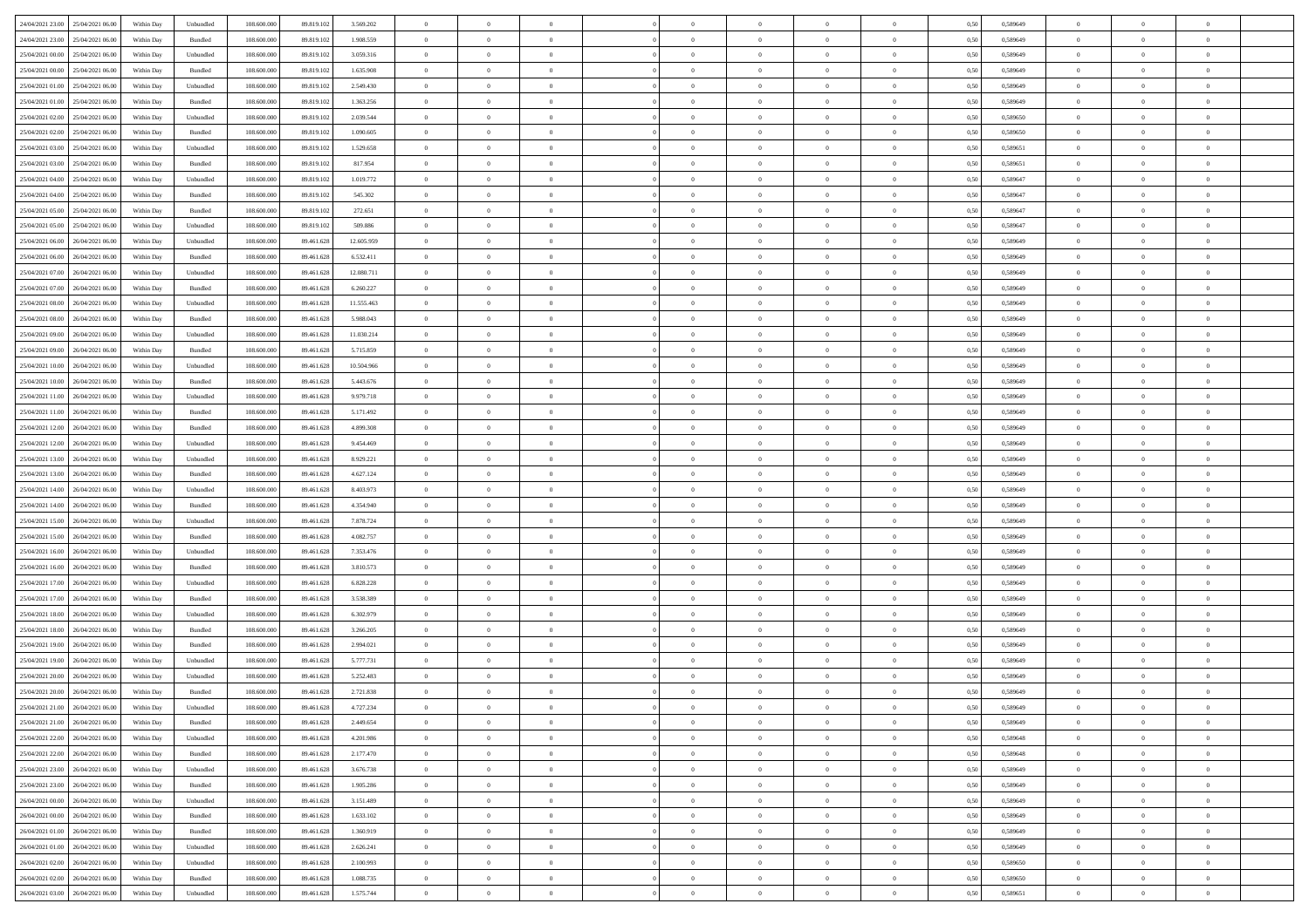| | | | | | | | | | | | | | | | | | | | | | |
|---|---|---|---|---|---|---|---|---|---|---|---|---|---|---|---|---|---|---|---|---|---|
| 24/04/2021 23:00 | 25/04/2021 06:00 | Within Day | Unbundled | 108.600.000 | 89.819.102 | 3.569.202 | 0 | 0 | 0 | | 0 | 0 | 0 | 0 | 0,50 | 0,589649 | 0 | 0 | 0 | |
| 24/04/2021 23:00 | 25/04/2021 06:00 | Within Day | Bundled | 108.600.000 | 89.819.102 | 1.908.559 | 0 | 0 | 0 | | 0 | 0 | 0 | 0 | 0,50 | 0,589649 | 0 | 0 | 0 | |
| 25/04/2021 00:00 | 25/04/2021 06:00 | Within Day | Unbundled | 108.600.000 | 89.819.102 | 3.059.316 | 0 | 0 | 0 | | 0 | 0 | 0 | 0 | 0,50 | 0,589649 | 0 | 0 | 0 | |
| 25/04/2021 00:00 | 25/04/2021 06:00 | Within Day | Bundled | 108.600.000 | 89.819.102 | 1.635.908 | 0 | 0 | 0 | | 0 | 0 | 0 | 0 | 0,50 | 0,589649 | 0 | 0 | 0 | |
| 25/04/2021 01:00 | 25/04/2021 06:00 | Within Day | Unbundled | 108.600.000 | 89.819.102 | 2.549.430 | 0 | 0 | 0 | | 0 | 0 | 0 | 0 | 0,50 | 0,589649 | 0 | 0 | 0 | |
| 25/04/2021 01:00 | 25/04/2021 06:00 | Within Day | Bundled | 108.600.000 | 89.819.102 | 1.363.256 | 0 | 0 | 0 | | 0 | 0 | 0 | 0 | 0,50 | 0,589649 | 0 | 0 | 0 | |
| 25/04/2021 02:00 | 25/04/2021 06:00 | Within Day | Unbundled | 108.600.000 | 89.819.102 | 2.039.544 | 0 | 0 | 0 | | 0 | 0 | 0 | 0 | 0,50 | 0,589650 | 0 | 0 | 0 | |
| 25/04/2021 02:00 | 25/04/2021 06:00 | Within Day | Bundled | 108.600.000 | 89.819.102 | 1.090.605 | 0 | 0 | 0 | | 0 | 0 | 0 | 0 | 0,50 | 0,589650 | 0 | 0 | 0 | |
| 25/04/2021 03:00 | 25/04/2021 06:00 | Within Day | Unbundled | 108.600.000 | 89.819.102 | 1.529.658 | 0 | 0 | 0 | | 0 | 0 | 0 | 0 | 0,50 | 0,589651 | 0 | 0 | 0 | |
| 25/04/2021 03:00 | 25/04/2021 06:00 | Within Day | Bundled | 108.600.000 | 89.819.102 | 817.954 | 0 | 0 | 0 | | 0 | 0 | 0 | 0 | 0,50 | 0,589651 | 0 | 0 | 0 | |
| 25/04/2021 04:00 | 25/04/2021 06:00 | Within Day | Unbundled | 108.600.000 | 89.819.102 | 1.019.772 | 0 | 0 | 0 | | 0 | 0 | 0 | 0 | 0,50 | 0,589647 | 0 | 0 | 0 | |
| 25/04/2021 04:00 | 25/04/2021 06:00 | Within Day | Bundled | 108.600.000 | 89.819.102 | 545.302 | 0 | 0 | 0 | | 0 | 0 | 0 | 0 | 0,50 | 0,589647 | 0 | 0 | 0 | |
| 25/04/2021 05:00 | 25/04/2021 06:00 | Within Day | Bundled | 108.600.000 | 89.819.102 | 272.651 | 0 | 0 | 0 | | 0 | 0 | 0 | 0 | 0,50 | 0,589647 | 0 | 0 | 0 | |
| 25/04/2021 05:00 | 25/04/2021 06:00 | Within Day | Unbundled | 108.600.000 | 89.819.102 | 509.886 | 0 | 0 | 0 | | 0 | 0 | 0 | 0 | 0,50 | 0,589647 | 0 | 0 | 0 | |
| 25/04/2021 06:00 | 26/04/2021 06:00 | Within Day | Unbundled | 108.600.000 | 89.461.628 | 12.605.959 | 0 | 0 | 0 | | 0 | 0 | 0 | 0 | 0,50 | 0,589649 | 0 | 0 | 0 | |
| 25/04/2021 06:00 | 26/04/2021 06:00 | Within Day | Bundled | 108.600.000 | 89.461.628 | 6.532.411 | 0 | 0 | 0 | | 0 | 0 | 0 | 0 | 0,50 | 0,589649 | 0 | 0 | 0 | |
| 25/04/2021 07:00 | 26/04/2021 06:00 | Within Day | Unbundled | 108.600.000 | 89.461.628 | 12.080.711 | 0 | 0 | 0 | | 0 | 0 | 0 | 0 | 0,50 | 0,589649 | 0 | 0 | 0 | |
| 25/04/2021 07:00 | 26/04/2021 06:00 | Within Day | Bundled | 108.600.000 | 89.461.628 | 6.260.227 | 0 | 0 | 0 | | 0 | 0 | 0 | 0 | 0,50 | 0,589649 | 0 | 0 | 0 | |
| 25/04/2021 08:00 | 26/04/2021 06:00 | Within Day | Unbundled | 108.600.000 | 89.461.628 | 11.555.463 | 0 | 0 | 0 | | 0 | 0 | 0 | 0 | 0,50 | 0,589649 | 0 | 0 | 0 | |
| 25/04/2021 08:00 | 26/04/2021 06:00 | Within Day | Bundled | 108.600.000 | 89.461.628 | 5.988.043 | 0 | 0 | 0 | | 0 | 0 | 0 | 0 | 0,50 | 0,589649 | 0 | 0 | 0 | |
| 25/04/2021 09:00 | 26/04/2021 06:00 | Within Day | Unbundled | 108.600.000 | 89.461.628 | 11.030.214 | 0 | 0 | 0 | | 0 | 0 | 0 | 0 | 0,50 | 0,589649 | 0 | 0 | 0 | |
| 25/04/2021 09:00 | 26/04/2021 06:00 | Within Day | Bundled | 108.600.000 | 89.461.628 | 5.715.859 | 0 | 0 | 0 | | 0 | 0 | 0 | 0 | 0,50 | 0,589649 | 0 | 0 | 0 | |
| 25/04/2021 10:00 | 26/04/2021 06:00 | Within Day | Unbundled | 108.600.000 | 89.461.628 | 10.504.966 | 0 | 0 | 0 | | 0 | 0 | 0 | 0 | 0,50 | 0,589649 | 0 | 0 | 0 | |
| 25/04/2021 10:00 | 26/04/2021 06:00 | Within Day | Bundled | 108.600.000 | 89.461.628 | 5.443.676 | 0 | 0 | 0 | | 0 | 0 | 0 | 0 | 0,50 | 0,589649 | 0 | 0 | 0 | |
| 25/04/2021 11:00 | 26/04/2021 06:00 | Within Day | Unbundled | 108.600.000 | 89.461.628 | 9.979.718 | 0 | 0 | 0 | | 0 | 0 | 0 | 0 | 0,50 | 0,589649 | 0 | 0 | 0 | |
| 25/04/2021 11:00 | 26/04/2021 06:00 | Within Day | Bundled | 108.600.000 | 89.461.628 | 5.171.492 | 0 | 0 | 0 | | 0 | 0 | 0 | 0 | 0,50 | 0,589649 | 0 | 0 | 0 | |
| 25/04/2021 12:00 | 26/04/2021 06:00 | Within Day | Bundled | 108.600.000 | 89.461.628 | 4.899.308 | 0 | 0 | 0 | | 0 | 0 | 0 | 0 | 0,50 | 0,589649 | 0 | 0 | 0 | |
| 25/04/2021 12:00 | 26/04/2021 06:00 | Within Day | Unbundled | 108.600.000 | 89.461.628 | 9.454.469 | 0 | 0 | 0 | | 0 | 0 | 0 | 0 | 0,50 | 0,589649 | 0 | 0 | 0 | |
| 25/04/2021 13:00 | 26/04/2021 06:00 | Within Day | Unbundled | 108.600.000 | 89.461.628 | 8.929.221 | 0 | 0 | 0 | | 0 | 0 | 0 | 0 | 0,50 | 0,589649 | 0 | 0 | 0 | |
| 25/04/2021 13:00 | 26/04/2021 06:00 | Within Day | Bundled | 108.600.000 | 89.461.628 | 4.627.124 | 0 | 0 | 0 | | 0 | 0 | 0 | 0 | 0,50 | 0,589649 | 0 | 0 | 0 | |
| 25/04/2021 14:00 | 26/04/2021 06:00 | Within Day | Unbundled | 108.600.000 | 89.461.628 | 8.403.973 | 0 | 0 | 0 | | 0 | 0 | 0 | 0 | 0,50 | 0,589649 | 0 | 0 | 0 | |
| 25/04/2021 14:00 | 26/04/2021 06:00 | Within Day | Bundled | 108.600.000 | 89.461.628 | 4.354.940 | 0 | 0 | 0 | | 0 | 0 | 0 | 0 | 0,50 | 0,589649 | 0 | 0 | 0 | |
| 25/04/2021 15:00 | 26/04/2021 06:00 | Within Day | Unbundled | 108.600.000 | 89.461.628 | 7.878.724 | 0 | 0 | 0 | | 0 | 0 | 0 | 0 | 0,50 | 0,589649 | 0 | 0 | 0 | |
| 25/04/2021 15:00 | 26/04/2021 06:00 | Within Day | Bundled | 108.600.000 | 89.461.628 | 4.082.757 | 0 | 0 | 0 | | 0 | 0 | 0 | 0 | 0,50 | 0,589649 | 0 | 0 | 0 | |
| 25/04/2021 16:00 | 26/04/2021 06:00 | Within Day | Unbundled | 108.600.000 | 89.461.628 | 7.353.476 | 0 | 0 | 0 | | 0 | 0 | 0 | 0 | 0,50 | 0,589649 | 0 | 0 | 0 | |
| 25/04/2021 16:00 | 26/04/2021 06:00 | Within Day | Bundled | 108.600.000 | 89.461.628 | 3.810.573 | 0 | 0 | 0 | | 0 | 0 | 0 | 0 | 0,50 | 0,589649 | 0 | 0 | 0 | |
| 25/04/2021 17:00 | 26/04/2021 06:00 | Within Day | Unbundled | 108.600.000 | 89.461.628 | 6.828.228 | 0 | 0 | 0 | | 0 | 0 | 0 | 0 | 0,50 | 0,589649 | 0 | 0 | 0 | |
| 25/04/2021 17:00 | 26/04/2021 06:00 | Within Day | Bundled | 108.600.000 | 89.461.628 | 3.538.389 | 0 | 0 | 0 | | 0 | 0 | 0 | 0 | 0,50 | 0,589649 | 0 | 0 | 0 | |
| 25/04/2021 18:00 | 26/04/2021 06:00 | Within Day | Unbundled | 108.600.000 | 89.461.628 | 6.302.979 | 0 | 0 | 0 | | 0 | 0 | 0 | 0 | 0,50 | 0,589649 | 0 | 0 | 0 | |
| 25/04/2021 18:00 | 26/04/2021 06:00 | Within Day | Bundled | 108.600.000 | 89.461.628 | 3.266.205 | 0 | 0 | 0 | | 0 | 0 | 0 | 0 | 0,50 | 0,589649 | 0 | 0 | 0 | |
| 25/04/2021 19:00 | 26/04/2021 06:00 | Within Day | Bundled | 108.600.000 | 89.461.628 | 2.994.021 | 0 | 0 | 0 | | 0 | 0 | 0 | 0 | 0,50 | 0,589649 | 0 | 0 | 0 | |
| 25/04/2021 19:00 | 26/04/2021 06:00 | Within Day | Unbundled | 108.600.000 | 89.461.628 | 5.777.731 | 0 | 0 | 0 | | 0 | 0 | 0 | 0 | 0,50 | 0,589649 | 0 | 0 | 0 | |
| 25/04/2021 20:00 | 26/04/2021 06:00 | Within Day | Unbundled | 108.600.000 | 89.461.628 | 5.252.483 | 0 | 0 | 0 | | 0 | 0 | 0 | 0 | 0,50 | 0,589649 | 0 | 0 | 0 | |
| 25/04/2021 20:00 | 26/04/2021 06:00 | Within Day | Bundled | 108.600.000 | 89.461.628 | 2.721.838 | 0 | 0 | 0 | | 0 | 0 | 0 | 0 | 0,50 | 0,589649 | 0 | 0 | 0 | |
| 25/04/2021 21:00 | 26/04/2021 06:00 | Within Day | Unbundled | 108.600.000 | 89.461.628 | 4.727.234 | 0 | 0 | 0 | | 0 | 0 | 0 | 0 | 0,50 | 0,589649 | 0 | 0 | 0 | |
| 25/04/2021 21:00 | 26/04/2021 06:00 | Within Day | Bundled | 108.600.000 | 89.461.628 | 2.449.654 | 0 | 0 | 0 | | 0 | 0 | 0 | 0 | 0,50 | 0,589649 | 0 | 0 | 0 | |
| 25/04/2021 22:00 | 26/04/2021 06:00 | Within Day | Unbundled | 108.600.000 | 89.461.628 | 4.201.986 | 0 | 0 | 0 | | 0 | 0 | 0 | 0 | 0,50 | 0,589648 | 0 | 0 | 0 | |
| 25/04/2021 22:00 | 26/04/2021 06:00 | Within Day | Bundled | 108.600.000 | 89.461.628 | 2.177.470 | 0 | 0 | 0 | | 0 | 0 | 0 | 0 | 0,50 | 0,589648 | 0 | 0 | 0 | |
| 25/04/2021 23:00 | 26/04/2021 06:00 | Within Day | Unbundled | 108.600.000 | 89.461.628 | 3.676.738 | 0 | 0 | 0 | | 0 | 0 | 0 | 0 | 0,50 | 0,589649 | 0 | 0 | 0 | |
| 25/04/2021 23:00 | 26/04/2021 06:00 | Within Day | Bundled | 108.600.000 | 89.461.628 | 1.905.286 | 0 | 0 | 0 | | 0 | 0 | 0 | 0 | 0,50 | 0,589649 | 0 | 0 | 0 | |
| 26/04/2021 00:00 | 26/04/2021 06:00 | Within Day | Unbundled | 108.600.000 | 89.461.628 | 3.151.489 | 0 | 0 | 0 | | 0 | 0 | 0 | 0 | 0,50 | 0,589649 | 0 | 0 | 0 | |
| 26/04/2021 00:00 | 26/04/2021 06:00 | Within Day | Bundled | 108.600.000 | 89.461.628 | 1.633.102 | 0 | 0 | 0 | | 0 | 0 | 0 | 0 | 0,50 | 0,589649 | 0 | 0 | 0 | |
| 26/04/2021 01:00 | 26/04/2021 06:00 | Within Day | Bundled | 108.600.000 | 89.461.628 | 1.360.919 | 0 | 0 | 0 | | 0 | 0 | 0 | 0 | 0,50 | 0,589649 | 0 | 0 | 0 | |
| 26/04/2021 01:00 | 26/04/2021 06:00 | Within Day | Unbundled | 108.600.000 | 89.461.628 | 2.626.241 | 0 | 0 | 0 | | 0 | 0 | 0 | 0 | 0,50 | 0,589649 | 0 | 0 | 0 | |
| 26/04/2021 02:00 | 26/04/2021 06:00 | Within Day | Unbundled | 108.600.000 | 89.461.628 | 2.100.993 | 0 | 0 | 0 | | 0 | 0 | 0 | 0 | 0,50 | 0,589650 | 0 | 0 | 0 | |
| 26/04/2021 02:00 | 26/04/2021 06:00 | Within Day | Bundled | 108.600.000 | 89.461.628 | 1.088.735 | 0 | 0 | 0 | | 0 | 0 | 0 | 0 | 0,50 | 0,589650 | 0 | 0 | 0 | |
| 26/04/2021 03:00 | 26/04/2021 06:00 | Within Day | Unbundled | 108.600.000 | 89.461.628 | 1.575.744 | 0 | 0 | 0 | | 0 | 0 | 0 | 0 | 0,50 | 0,589651 | 0 | 0 | 0 | |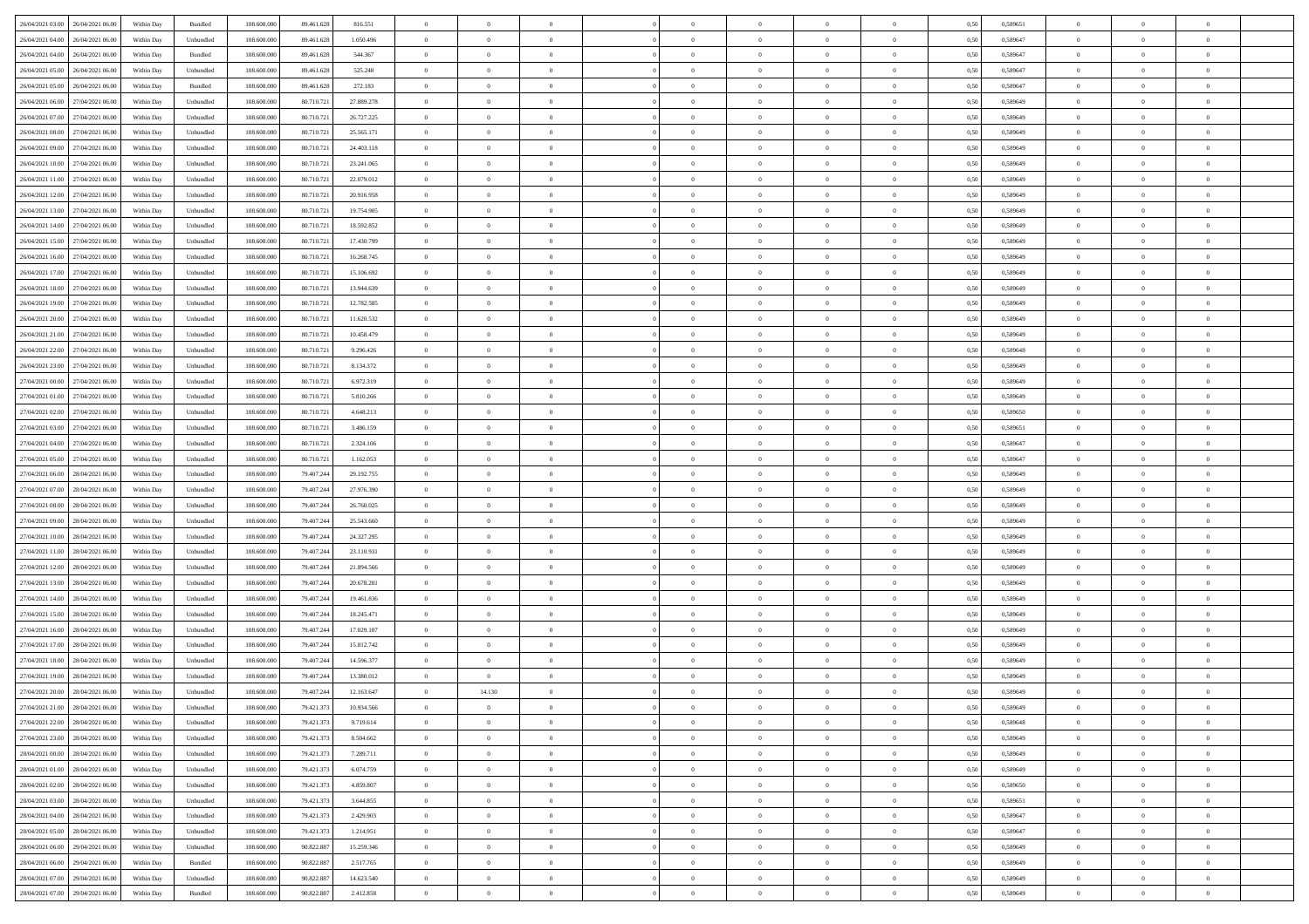| | | | | | | | | | | | | | | | | | | | | |
|---|---|---|---|---|---|---|---|---|---|---|---|---|---|---|---|---|---|---|---|---|
| 26/04/2021 03.00 | 26/04/2021 06.00 | Within Day | Bundled | 108.600.000 | 89.461.628 | 816.551 | 0 | 0 | 0 | | 0 | 0 | 0 | 0 | 0,50 | 0,589651 | 0 | 0 | 0 | |
| 26/04/2021 04.00 | 26/04/2021 06.00 | Within Day | Unbundled | 108.600.000 | 89.461.628 | 1.050.496 | 0 | 0 | 0 | | 0 | 0 | 0 | 0 | 0,50 | 0,589647 | 0 | 0 | 0 | |
| 26/04/2021 04.00 | 26/04/2021 06.00 | Within Day | Bundled | 108.600.000 | 89.461.628 | 544.367 | 0 | 0 | 0 | | 0 | 0 | 0 | 0 | 0,50 | 0,589647 | 0 | 0 | 0 | |
| 26/04/2021 05.00 | 26/04/2021 06.00 | Within Day | Unbundled | 108.600.000 | 89.461.628 | 525.248 | 0 | 0 | 0 | | 0 | 0 | 0 | 0 | 0,50 | 0,589647 | 0 | 0 | 0 | |
| 26/04/2021 05.00 | 26/04/2021 06.00 | Within Day | Bundled | 108.600.000 | 89.461.628 | 272.183 | 0 | 0 | 0 | | 0 | 0 | 0 | 0 | 0,50 | 0,589647 | 0 | 0 | 0 | |
| 26/04/2021 06.00 | 27/04/2021 06.00 | Within Day | Unbundled | 108.600.000 | 80.710.721 | 27.889.278 | 0 | 0 | 0 | | 0 | 0 | 0 | 0 | 0,50 | 0,589649 | 0 | 0 | 0 | |
| 26/04/2021 07.00 | 27/04/2021 06.00 | Within Day | Unbundled | 108.600.000 | 80.710.721 | 26.727.225 | 0 | 0 | 0 | | 0 | 0 | 0 | 0 | 0,50 | 0,589649 | 0 | 0 | 0 | |
| 26/04/2021 08.00 | 27/04/2021 06.00 | Within Day | Unbundled | 108.600.000 | 80.710.721 | 25.565.171 | 0 | 0 | 0 | | 0 | 0 | 0 | 0 | 0,50 | 0,589649 | 0 | 0 | 0 | |
| 26/04/2021 09.00 | 27/04/2021 06.00 | Within Day | Unbundled | 108.600.000 | 80.710.721 | 24.403.118 | 0 | 0 | 0 | | 0 | 0 | 0 | 0 | 0,50 | 0,589649 | 0 | 0 | 0 | |
| 26/04/2021 10.00 | 27/04/2021 06.00 | Within Day | Unbundled | 108.600.000 | 80.710.721 | 23.241.065 | 0 | 0 | 0 | | 0 | 0 | 0 | 0 | 0,50 | 0,589649 | 0 | 0 | 0 | |
| 26/04/2021 11.00 | 27/04/2021 06.00 | Within Day | Unbundled | 108.600.000 | 80.710.721 | 22.079.012 | 0 | 0 | 0 | | 0 | 0 | 0 | 0 | 0,50 | 0,589649 | 0 | 0 | 0 | |
| 26/04/2021 12.00 | 27/04/2021 06.00 | Within Day | Unbundled | 108.600.000 | 80.710.721 | 20.916.958 | 0 | 0 | 0 | | 0 | 0 | 0 | 0 | 0,50 | 0,589649 | 0 | 0 | 0 | |
| 26/04/2021 13.00 | 27/04/2021 06.00 | Within Day | Unbundled | 108.600.000 | 80.710.721 | 19.754.905 | 0 | 0 | 0 | | 0 | 0 | 0 | 0 | 0,50 | 0,589649 | 0 | 0 | 0 | |
| 26/04/2021 14.00 | 27/04/2021 06.00 | Within Day | Unbundled | 108.600.000 | 80.710.721 | 18.592.852 | 0 | 0 | 0 | | 0 | 0 | 0 | 0 | 0,50 | 0,589649 | 0 | 0 | 0 | |
| 26/04/2021 15.00 | 27/04/2021 06.00 | Within Day | Unbundled | 108.600.000 | 80.710.721 | 17.430.799 | 0 | 0 | 0 | | 0 | 0 | 0 | 0 | 0,50 | 0,589649 | 0 | 0 | 0 | |
| 26/04/2021 16.00 | 27/04/2021 06.00 | Within Day | Unbundled | 108.600.000 | 80.710.721 | 16.268.745 | 0 | 0 | 0 | | 0 | 0 | 0 | 0 | 0,50 | 0,589649 | 0 | 0 | 0 | |
| 26/04/2021 17.00 | 27/04/2021 06.00 | Within Day | Unbundled | 108.600.000 | 80.710.721 | 15.106.692 | 0 | 0 | 0 | | 0 | 0 | 0 | 0 | 0,50 | 0,589649 | 0 | 0 | 0 | |
| 26/04/2021 18.00 | 27/04/2021 06.00 | Within Day | Unbundled | 108.600.000 | 80.710.721 | 13.944.639 | 0 | 0 | 0 | | 0 | 0 | 0 | 0 | 0,50 | 0,589649 | 0 | 0 | 0 | |
| 26/04/2021 19.00 | 27/04/2021 06.00 | Within Day | Unbundled | 108.600.000 | 80.710.721 | 12.782.585 | 0 | 0 | 0 | | 0 | 0 | 0 | 0 | 0,50 | 0,589649 | 0 | 0 | 0 | |
| 26/04/2021 20.00 | 27/04/2021 06.00 | Within Day | Unbundled | 108.600.000 | 80.710.721 | 11.620.532 | 0 | 0 | 0 | | 0 | 0 | 0 | 0 | 0,50 | 0,589649 | 0 | 0 | 0 | |
| 26/04/2021 21.00 | 27/04/2021 06.00 | Within Day | Unbundled | 108.600.000 | 80.710.721 | 10.458.479 | 0 | 0 | 0 | | 0 | 0 | 0 | 0 | 0,50 | 0,589649 | 0 | 0 | 0 | |
| 26/04/2021 22.00 | 27/04/2021 06.00 | Within Day | Unbundled | 108.600.000 | 80.710.721 | 9.296.426 | 0 | 0 | 0 | | 0 | 0 | 0 | 0 | 0,50 | 0,589648 | 0 | 0 | 0 | |
| 26/04/2021 23.00 | 27/04/2021 06.00 | Within Day | Unbundled | 108.600.000 | 80.710.721 | 8.134.372 | 0 | 0 | 0 | | 0 | 0 | 0 | 0 | 0,50 | 0,589649 | 0 | 0 | 0 | |
| 27/04/2021 00.00 | 27/04/2021 06.00 | Within Day | Unbundled | 108.600.000 | 80.710.721 | 6.972.319 | 0 | 0 | 0 | | 0 | 0 | 0 | 0 | 0,50 | 0,589649 | 0 | 0 | 0 | |
| 27/04/2021 01.00 | 27/04/2021 06.00 | Within Day | Unbundled | 108.600.000 | 80.710.721 | 5.810.266 | 0 | 0 | 0 | | 0 | 0 | 0 | 0 | 0,50 | 0,589649 | 0 | 0 | 0 | |
| 27/04/2021 02.00 | 27/04/2021 06.00 | Within Day | Unbundled | 108.600.000 | 80.710.721 | 4.648.213 | 0 | 0 | 0 | | 0 | 0 | 0 | 0 | 0,50 | 0,589650 | 0 | 0 | 0 | |
| 27/04/2021 03.00 | 27/04/2021 06.00 | Within Day | Unbundled | 108.600.000 | 80.710.721 | 3.486.159 | 0 | 0 | 0 | | 0 | 0 | 0 | 0 | 0,50 | 0,589651 | 0 | 0 | 0 | |
| 27/04/2021 04.00 | 27/04/2021 06.00 | Within Day | Unbundled | 108.600.000 | 80.710.721 | 2.324.106 | 0 | 0 | 0 | | 0 | 0 | 0 | 0 | 0,50 | 0,589647 | 0 | 0 | 0 | |
| 27/04/2021 05.00 | 27/04/2021 06.00 | Within Day | Unbundled | 108.600.000 | 80.710.721 | 1.162.053 | 0 | 0 | 0 | | 0 | 0 | 0 | 0 | 0,50 | 0,589647 | 0 | 0 | 0 | |
| 27/04/2021 06.00 | 28/04/2021 06.00 | Within Day | Unbundled | 108.600.000 | 79.407.244 | 29.192.755 | 0 | 0 | 0 | | 0 | 0 | 0 | 0 | 0,50 | 0,589649 | 0 | 0 | 0 | |
| 27/04/2021 07.00 | 28/04/2021 06.00 | Within Day | Unbundled | 108.600.000 | 79.407.244 | 27.976.390 | 0 | 0 | 0 | | 0 | 0 | 0 | 0 | 0,50 | 0,589649 | 0 | 0 | 0 | |
| 27/04/2021 08.00 | 28/04/2021 06.00 | Within Day | Unbundled | 108.600.000 | 79.407.244 | 26.760.025 | 0 | 0 | 0 | | 0 | 0 | 0 | 0 | 0,50 | 0,589649 | 0 | 0 | 0 | |
| 27/04/2021 09.00 | 28/04/2021 06.00 | Within Day | Unbundled | 108.600.000 | 79.407.244 | 25.543.660 | 0 | 0 | 0 | | 0 | 0 | 0 | 0 | 0,50 | 0,589649 | 0 | 0 | 0 | |
| 27/04/2021 10.00 | 28/04/2021 06.00 | Within Day | Unbundled | 108.600.000 | 79.407.244 | 24.327.295 | 0 | 0 | 0 | | 0 | 0 | 0 | 0 | 0,50 | 0,589649 | 0 | 0 | 0 | |
| 27/04/2021 11.00 | 28/04/2021 06.00 | Within Day | Unbundled | 108.600.000 | 79.407.244 | 23.110.931 | 0 | 0 | 0 | | 0 | 0 | 0 | 0 | 0,50 | 0,589649 | 0 | 0 | 0 | |
| 27/04/2021 12.00 | 28/04/2021 06.00 | Within Day | Unbundled | 108.600.000 | 79.407.244 | 21.894.566 | 0 | 0 | 0 | | 0 | 0 | 0 | 0 | 0,50 | 0,589649 | 0 | 0 | 0 | |
| 27/04/2021 13.00 | 28/04/2021 06.00 | Within Day | Unbundled | 108.600.000 | 79.407.244 | 20.678.201 | 0 | 0 | 0 | | 0 | 0 | 0 | 0 | 0,50 | 0,589649 | 0 | 0 | 0 | |
| 27/04/2021 14.00 | 28/04/2021 06.00 | Within Day | Unbundled | 108.600.000 | 79.407.244 | 19.461.836 | 0 | 0 | 0 | | 0 | 0 | 0 | 0 | 0,50 | 0,589649 | 0 | 0 | 0 | |
| 27/04/2021 15.00 | 28/04/2021 06.00 | Within Day | Unbundled | 108.600.000 | 79.407.244 | 18.245.471 | 0 | 0 | 0 | | 0 | 0 | 0 | 0 | 0,50 | 0,589649 | 0 | 0 | 0 | |
| 27/04/2021 16.00 | 28/04/2021 06.00 | Within Day | Unbundled | 108.600.000 | 79.407.244 | 17.029.107 | 0 | 0 | 0 | | 0 | 0 | 0 | 0 | 0,50 | 0,589649 | 0 | 0 | 0 | |
| 27/04/2021 17.00 | 28/04/2021 06.00 | Within Day | Unbundled | 108.600.000 | 79.407.244 | 15.812.742 | 0 | 0 | 0 | | 0 | 0 | 0 | 0 | 0,50 | 0,589649 | 0 | 0 | 0 | |
| 27/04/2021 18.00 | 28/04/2021 06.00 | Within Day | Unbundled | 108.600.000 | 79.407.244 | 14.596.377 | 0 | 0 | 0 | | 0 | 0 | 0 | 0 | 0,50 | 0,589649 | 0 | 0 | 0 | |
| 27/04/2021 19.00 | 28/04/2021 06.00 | Within Day | Unbundled | 108.600.000 | 79.407.244 | 13.380.012 | 0 | 0 | 0 | | 0 | 0 | 0 | 0 | 0,50 | 0,589649 | 0 | 0 | 0 | |
| 27/04/2021 20.00 | 28/04/2021 06.00 | Within Day | Unbundled | 108.600.000 | 79.407.244 | 12.163.647 | 0 | 14.130 | 0 | | 0 | 0 | 0 | 0 | 0,50 | 0,589649 | 0 | 0 | 0 | |
| 27/04/2021 21.00 | 28/04/2021 06.00 | Within Day | Unbundled | 108.600.000 | 79.421.373 | 10.934.566 | 0 | 0 | 0 | | 0 | 0 | 0 | 0 | 0,50 | 0,589649 | 0 | 0 | 0 | |
| 27/04/2021 22.00 | 28/04/2021 06.00 | Within Day | Unbundled | 108.600.000 | 79.421.373 | 9.719.614 | 0 | 0 | 0 | | 0 | 0 | 0 | 0 | 0,50 | 0,589648 | 0 | 0 | 0 | |
| 27/04/2021 23.00 | 28/04/2021 06.00 | Within Day | Unbundled | 108.600.000 | 79.421.373 | 8.504.662 | 0 | 0 | 0 | | 0 | 0 | 0 | 0 | 0,50 | 0,589649 | 0 | 0 | 0 | |
| 28/04/2021 00.00 | 28/04/2021 06.00 | Within Day | Unbundled | 108.600.000 | 79.421.373 | 7.289.711 | 0 | 0 | 0 | | 0 | 0 | 0 | 0 | 0,50 | 0,589649 | 0 | 0 | 0 | |
| 28/04/2021 01.00 | 28/04/2021 06.00 | Within Day | Unbundled | 108.600.000 | 79.421.373 | 6.074.759 | 0 | 0 | 0 | | 0 | 0 | 0 | 0 | 0,50 | 0,589649 | 0 | 0 | 0 | |
| 28/04/2021 02.00 | 28/04/2021 06.00 | Within Day | Unbundled | 108.600.000 | 79.421.373 | 4.859.807 | 0 | 0 | 0 | | 0 | 0 | 0 | 0 | 0,50 | 0,589650 | 0 | 0 | 0 | |
| 28/04/2021 03.00 | 28/04/2021 06.00 | Within Day | Unbundled | 108.600.000 | 79.421.373 | 3.644.855 | 0 | 0 | 0 | | 0 | 0 | 0 | 0 | 0,50 | 0,589651 | 0 | 0 | 0 | |
| 28/04/2021 04.00 | 28/04/2021 06.00 | Within Day | Unbundled | 108.600.000 | 79.421.373 | 2.429.903 | 0 | 0 | 0 | | 0 | 0 | 0 | 0 | 0,50 | 0,589647 | 0 | 0 | 0 | |
| 28/04/2021 05.00 | 28/04/2021 06.00 | Within Day | Unbundled | 108.600.000 | 79.421.373 | 1.214.951 | 0 | 0 | 0 | | 0 | 0 | 0 | 0 | 0,50 | 0,589647 | 0 | 0 | 0 | |
| 28/04/2021 06.00 | 29/04/2021 06.00 | Within Day | Unbundled | 108.600.000 | 90.822.887 | 15.259.346 | 0 | 0 | 0 | | 0 | 0 | 0 | 0 | 0,50 | 0,589649 | 0 | 0 | 0 | |
| 28/04/2021 06.00 | 29/04/2021 06.00 | Within Day | Bundled | 108.600.000 | 90.822.887 | 2.517.765 | 0 | 0 | 0 | | 0 | 0 | 0 | 0 | 0,50 | 0,589649 | 0 | 0 | 0 | |
| 28/04/2021 07.00 | 29/04/2021 06.00 | Within Day | Unbundled | 108.600.000 | 90.822.887 | 14.623.540 | 0 | 0 | 0 | | 0 | 0 | 0 | 0 | 0,50 | 0,589649 | 0 | 0 | 0 | |
| 28/04/2021 07.00 | 29/04/2021 06.00 | Within Day | Bundled | 108.600.000 | 90.822.887 | 2.412.858 | 0 | 0 | 0 | | 0 | 0 | 0 | 0 | 0,50 | 0,589649 | 0 | 0 | 0 | |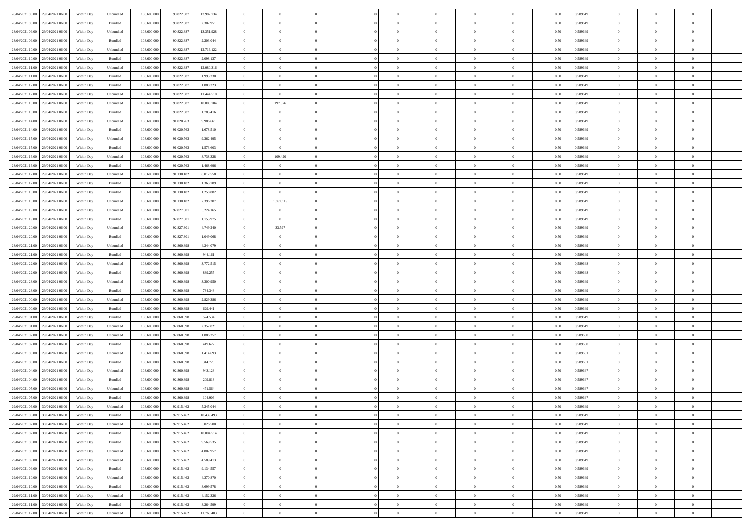| | | | | | | | | | | | | | | | | | | | | |
|---|---|---|---|---|---|---|---|---|---|---|---|---|---|---|---|---|---|---|---|---|
| 28/04/2021 08:00 | 29/04/2021 06:00 | Within Day | Unbundled | 108.600.000 | 90.822.887 | 13.987.734 | 0 | 0 | 0 | | 0 | 0 | 0 | 0 | 0,50 | 0,589649 | 0 | 0 | 0 | |
| 28/04/2021 08:00 | 29/04/2021 06:00 | Within Day | Bundled | 108.600.000 | 90.822.887 | 2.307.951 | 0 | 0 | 0 | | 0 | 0 | 0 | 0 | 0,50 | 0,589649 | 0 | 0 | 0 | |
| 28/04/2021 09:00 | 29/04/2021 06:00 | Within Day | Unbundled | 108.600.000 | 90.822.887 | 13.351.928 | 0 | 0 | 0 | | 0 | 0 | 0 | 0 | 0,50 | 0,589649 | 0 | 0 | 0 | |
| 28/04/2021 09:00 | 29/04/2021 06:00 | Within Day | Bundled | 108.600.000 | 90.822.887 | 2.203.044 | 0 | 0 | 0 | | 0 | 0 | 0 | 0 | 0,50 | 0,589649 | 0 | 0 | 0 | |
| 28/04/2021 10:00 | 29/04/2021 06:00 | Within Day | Unbundled | 108.600.000 | 90.822.887 | 12.716.122 | 0 | 0 | 0 | | 0 | 0 | 0 | 0 | 0,50 | 0,589649 | 0 | 0 | 0 | |
| 28/04/2021 10:00 | 29/04/2021 06:00 | Within Day | Bundled | 108.600.000 | 90.822.887 | 2.098.137 | 0 | 0 | 0 | | 0 | 0 | 0 | 0 | 0,50 | 0,589649 | 0 | 0 | 0 | |
| 28/04/2021 11:00 | 29/04/2021 06:00 | Within Day | Unbundled | 108.600.000 | 90.822.887 | 12.080.316 | 0 | 0 | 0 | | 0 | 0 | 0 | 0 | 0,50 | 0,589649 | 0 | 0 | 0 | |
| 28/04/2021 11:00 | 29/04/2021 06:00 | Within Day | Bundled | 108.600.000 | 90.822.887 | 1.993.230 | 0 | 0 | 0 | | 0 | 0 | 0 | 0 | 0,50 | 0,589649 | 0 | 0 | 0 | |
| 28/04/2021 12:00 | 29/04/2021 06:00 | Within Day | Bundled | 108.600.000 | 90.822.887 | 1.888.323 | 0 | 0 | 0 | | 0 | 0 | 0 | 0 | 0,50 | 0,589649 | 0 | 0 | 0 | |
| 28/04/2021 12:00 | 29/04/2021 06:00 | Within Day | Unbundled | 108.600.000 | 90.822.887 | 11.444.510 | 0 | 0 | 0 | | 0 | 0 | 0 | 0 | 0,50 | 0,589649 | 0 | 0 | 0 | |
| 28/04/2021 13:00 | 29/04/2021 06:00 | Within Day | Unbundled | 108.600.000 | 90.822.887 | 10.808.704 | 0 | 197.876 | 0 | | 0 | 0 | 0 | 0 | 0,50 | 0,589649 | 0 | 0 | 0 | |
| 28/04/2021 13:00 | 29/04/2021 06:00 | Within Day | Bundled | 108.600.000 | 90.822.887 | 1.783.416 | 0 | 0 | 0 | | 0 | 0 | 0 | 0 | 0,50 | 0,589649 | 0 | 0 | 0 | |
| 28/04/2021 14:00 | 29/04/2021 06:00 | Within Day | Unbundled | 108.600.000 | 91.020.763 | 9.986.661 | 0 | 0 | 0 | | 0 | 0 | 0 | 0 | 0,50 | 0,589649 | 0 | 0 | 0 | |
| 28/04/2021 14:00 | 29/04/2021 06:00 | Within Day | Bundled | 108.600.000 | 91.020.763 | 1.678.510 | 0 | 0 | 0 | | 0 | 0 | 0 | 0 | 0,50 | 0,589649 | 0 | 0 | 0 | |
| 28/04/2021 15:00 | 29/04/2021 06:00 | Within Day | Unbundled | 108.600.000 | 91.020.763 | 9.362.495 | 0 | 0 | 0 | | 0 | 0 | 0 | 0 | 0,50 | 0,589649 | 0 | 0 | 0 | |
| 28/04/2021 15:00 | 29/04/2021 06:00 | Within Day | Bundled | 108.600.000 | 91.020.763 | 1.573.603 | 0 | 0 | 0 | | 0 | 0 | 0 | 0 | 0,50 | 0,589649 | 0 | 0 | 0 | |
| 28/04/2021 16:00 | 29/04/2021 06:00 | Within Day | Unbundled | 108.600.000 | 91.020.763 | 8.738.328 | 0 | 109.420 | 0 | | 0 | 0 | 0 | 0 | 0,50 | 0,589649 | 0 | 0 | 0 | |
| 28/04/2021 16:00 | 29/04/2021 06:00 | Within Day | Bundled | 108.600.000 | 91.020.763 | 1.468.696 | 0 | 0 | 0 | | 0 | 0 | 0 | 0 | 0,50 | 0,589649 | 0 | 0 | 0 | |
| 28/04/2021 17:00 | 29/04/2021 06:00 | Within Day | Unbundled | 108.600.000 | 91.130.182 | 8.012.558 | 0 | 0 | 0 | | 0 | 0 | 0 | 0 | 0,50 | 0,589649 | 0 | 0 | 0 | |
| 28/04/2021 17:00 | 29/04/2021 06:00 | Within Day | Bundled | 108.600.000 | 91.130.182 | 1.363.789 | 0 | 0 | 0 | | 0 | 0 | 0 | 0 | 0,50 | 0,589649 | 0 | 0 | 0 | |
| 28/04/2021 18:00 | 29/04/2021 06:00 | Within Day | Bundled | 108.600.000 | 91.130.182 | 1.258.882 | 0 | 0 | 0 | | 0 | 0 | 0 | 0 | 0,50 | 0,589649 | 0 | 0 | 0 | |
| 28/04/2021 18:00 | 29/04/2021 06:00 | Within Day | Unbundled | 108.600.000 | 91.130.182 | 7.396.207 | 0 | 1.697.119 | 0 | | 0 | 0 | 0 | 0 | 0,50 | 0,589649 | 0 | 0 | 0 | |
| 28/04/2021 19:00 | 29/04/2021 06:00 | Within Day | Unbundled | 108.600.000 | 92.827.301 | 5.224.165 | 0 | 0 | 0 | | 0 | 0 | 0 | 0 | 0,50 | 0,589649 | 0 | 0 | 0 | |
| 28/04/2021 19:00 | 29/04/2021 06:00 | Within Day | Bundled | 108.600.000 | 92.827.301 | 1.153.975 | 0 | 0 | 0 | | 0 | 0 | 0 | 0 | 0,50 | 0,589649 | 0 | 0 | 0 | |
| 28/04/2021 20:00 | 29/04/2021 06:00 | Within Day | Unbundled | 108.600.000 | 92.827.301 | 4.749.240 | 0 | 33.597 | 0 | | 0 | 0 | 0 | 0 | 0,50 | 0,589649 | 0 | 0 | 0 | |
| 28/04/2021 20:00 | 29/04/2021 06:00 | Within Day | Bundled | 108.600.000 | 92.827.301 | 1.049.068 | 0 | 0 | 0 | | 0 | 0 | 0 | 0 | 0,50 | 0,589649 | 0 | 0 | 0 | |
| 28/04/2021 21:00 | 29/04/2021 06:00 | Within Day | Unbundled | 108.600.000 | 92.860.898 | 4.244.079 | 0 | 0 | 0 | | 0 | 0 | 0 | 0 | 0,50 | 0,589649 | 0 | 0 | 0 | |
| 28/04/2021 21:00 | 29/04/2021 06:00 | Within Day | Bundled | 108.600.000 | 92.860.898 | 944.161 | 0 | 0 | 0 | | 0 | 0 | 0 | 0 | 0,50 | 0,589649 | 0 | 0 | 0 | |
| 28/04/2021 22:00 | 29/04/2021 06:00 | Within Day | Unbundled | 108.600.000 | 92.860.898 | 3.772.515 | 0 | 0 | 0 | | 0 | 0 | 0 | 0 | 0,50 | 0,589648 | 0 | 0 | 0 | |
| 28/04/2021 22:00 | 29/04/2021 06:00 | Within Day | Bundled | 108.600.000 | 92.860.898 | 839.255 | 0 | 0 | 0 | | 0 | 0 | 0 | 0 | 0,50 | 0,589648 | 0 | 0 | 0 | |
| 28/04/2021 23:00 | 29/04/2021 06:00 | Within Day | Unbundled | 108.600.000 | 92.860.898 | 3.300.950 | 0 | 0 | 0 | | 0 | 0 | 0 | 0 | 0,50 | 0,589649 | 0 | 0 | 0 | |
| 28/04/2021 23:00 | 29/04/2021 06:00 | Within Day | Bundled | 108.600.000 | 92.860.898 | 734.348 | 0 | 0 | 0 | | 0 | 0 | 0 | 0 | 0,50 | 0,589649 | 0 | 0 | 0 | |
| 29/04/2021 00:00 | 29/04/2021 06:00 | Within Day | Unbundled | 108.600.000 | 92.860.898 | 2.829.386 | 0 | 0 | 0 | | 0 | 0 | 0 | 0 | 0,50 | 0,589649 | 0 | 0 | 0 | |
| 29/04/2021 00:00 | 29/04/2021 06:00 | Within Day | Bundled | 108.600.000 | 92.860.898 | 629.441 | 0 | 0 | 0 | | 0 | 0 | 0 | 0 | 0,50 | 0,589649 | 0 | 0 | 0 | |
| 29/04/2021 01:00 | 29/04/2021 06:00 | Within Day | Bundled | 108.600.000 | 92.860.898 | 524.534 | 0 | 0 | 0 | | 0 | 0 | 0 | 0 | 0,50 | 0,589649 | 0 | 0 | 0 | |
| 29/04/2021 01:00 | 29/04/2021 06:00 | Within Day | Unbundled | 108.600.000 | 92.860.898 | 2.357.821 | 0 | 0 | 0 | | 0 | 0 | 0 | 0 | 0,50 | 0,589649 | 0 | 0 | 0 | |
| 29/04/2021 02:00 | 29/04/2021 06:00 | Within Day | Unbundled | 108.600.000 | 92.860.898 | 1.886.257 | 0 | 0 | 0 | | 0 | 0 | 0 | 0 | 0,50 | 0,589650 | 0 | 0 | 0 | |
| 29/04/2021 02:00 | 29/04/2021 06:00 | Within Day | Bundled | 108.600.000 | 92.860.898 | 419.627 | 0 | 0 | 0 | | 0 | 0 | 0 | 0 | 0,50 | 0,589650 | 0 | 0 | 0 | |
| 29/04/2021 03:00 | 29/04/2021 06:00 | Within Day | Unbundled | 108.600.000 | 92.860.898 | 1.414.693 | 0 | 0 | 0 | | 0 | 0 | 0 | 0 | 0,50 | 0,589651 | 0 | 0 | 0 | |
| 29/04/2021 03:00 | 29/04/2021 06:00 | Within Day | Bundled | 108.600.000 | 92.860.898 | 314.720 | 0 | 0 | 0 | | 0 | 0 | 0 | 0 | 0,50 | 0,589651 | 0 | 0 | 0 | |
| 29/04/2021 04:00 | 29/04/2021 06:00 | Within Day | Unbundled | 108.600.000 | 92.860.898 | 943.128 | 0 | 0 | 0 | | 0 | 0 | 0 | 0 | 0,50 | 0,589647 | 0 | 0 | 0 | |
| 29/04/2021 04:00 | 29/04/2021 06:00 | Within Day | Bundled | 108.600.000 | 92.860.898 | 209.813 | 0 | 0 | 0 | | 0 | 0 | 0 | 0 | 0,50 | 0,589647 | 0 | 0 | 0 | |
| 29/04/2021 05:00 | 29/04/2021 06:00 | Within Day | Unbundled | 108.600.000 | 92.860.898 | 471.564 | 0 | 0 | 0 | | 0 | 0 | 0 | 0 | 0,50 | 0,589647 | 0 | 0 | 0 | |
| 29/04/2021 05:00 | 29/04/2021 06:00 | Within Day | Bundled | 108.600.000 | 92.860.898 | 104.906 | 0 | 0 | 0 | | 0 | 0 | 0 | 0 | 0,50 | 0,589647 | 0 | 0 | 0 | |
| 29/04/2021 06:00 | 30/04/2021 06:00 | Within Day | Unbundled | 108.600.000 | 92.915.462 | 5.245.044 | 0 | 0 | 0 | | 0 | 0 | 0 | 0 | 0,50 | 0,589649 | 0 | 0 | 0 | |
| 29/04/2021 06:00 | 30/04/2021 06:00 | Within Day | Bundled | 108.600.000 | 92.915.462 | 10.439.493 | 0 | 0 | 0 | | 0 | 0 | 0 | 0 | 0,50 | 0,589649 | 0 | 0 | 0 | |
| 29/04/2021 07:00 | 30/04/2021 06:00 | Within Day | Unbundled | 108.600.000 | 92.915.462 | 5.026.500 | 0 | 0 | 0 | | 0 | 0 | 0 | 0 | 0,50 | 0,589649 | 0 | 0 | 0 | |
| 29/04/2021 07:00 | 30/04/2021 06:00 | Within Day | Bundled | 108.600.000 | 92.915.462 | 10.004.514 | 0 | 0 | 0 | | 0 | 0 | 0 | 0 | 0,50 | 0,589649 | 0 | 0 | 0 | |
| 29/04/2021 08:00 | 30/04/2021 06:00 | Within Day | Bundled | 108.600.000 | 92.915.462 | 9.569.535 | 0 | 0 | 0 | | 0 | 0 | 0 | 0 | 0,50 | 0,589649 | 0 | 0 | 0 | |
| 29/04/2021 08:00 | 30/04/2021 06:00 | Within Day | Unbundled | 108.600.000 | 92.915.462 | 4.807.957 | 0 | 0 | 0 | | 0 | 0 | 0 | 0 | 0,50 | 0,589649 | 0 | 0 | 0 | |
| 29/04/2021 09:00 | 30/04/2021 06:00 | Within Day | Unbundled | 108.600.000 | 92.915.462 | 4.589.413 | 0 | 0 | 0 | | 0 | 0 | 0 | 0 | 0,50 | 0,589649 | 0 | 0 | 0 | |
| 29/04/2021 09:00 | 30/04/2021 06:00 | Within Day | Bundled | 108.600.000 | 92.915.462 | 9.134.557 | 0 | 0 | 0 | | 0 | 0 | 0 | 0 | 0,50 | 0,589649 | 0 | 0 | 0 | |
| 29/04/2021 10:00 | 30/04/2021 06:00 | Within Day | Unbundled | 108.600.000 | 92.915.462 | 4.370.870 | 0 | 0 | 0 | | 0 | 0 | 0 | 0 | 0,50 | 0,589649 | 0 | 0 | 0 | |
| 29/04/2021 10:00 | 30/04/2021 06:00 | Within Day | Bundled | 108.600.000 | 92.915.462 | 8.699.578 | 0 | 0 | 0 | | 0 | 0 | 0 | 0 | 0,50 | 0,589649 | 0 | 0 | 0 | |
| 29/04/2021 11:00 | 30/04/2021 06:00 | Within Day | Unbundled | 108.600.000 | 92.915.462 | 4.152.326 | 0 | 0 | 0 | | 0 | 0 | 0 | 0 | 0,50 | 0,589649 | 0 | 0 | 0 | |
| 29/04/2021 11:00 | 30/04/2021 06:00 | Within Day | Bundled | 108.600.000 | 92.915.462 | 8.264.599 | 0 | 0 | 0 | | 0 | 0 | 0 | 0 | 0,50 | 0,589649 | 0 | 0 | 0 | |
| 29/04/2021 12:00 | 30/04/2021 06:00 | Within Day | Unbundled | 108.600.000 | 92.915.462 | 11.763.403 | 0 | 0 | 0 | | 0 | 0 | 0 | 0 | 0,50 | 0,589649 | 0 | 0 | 0 | |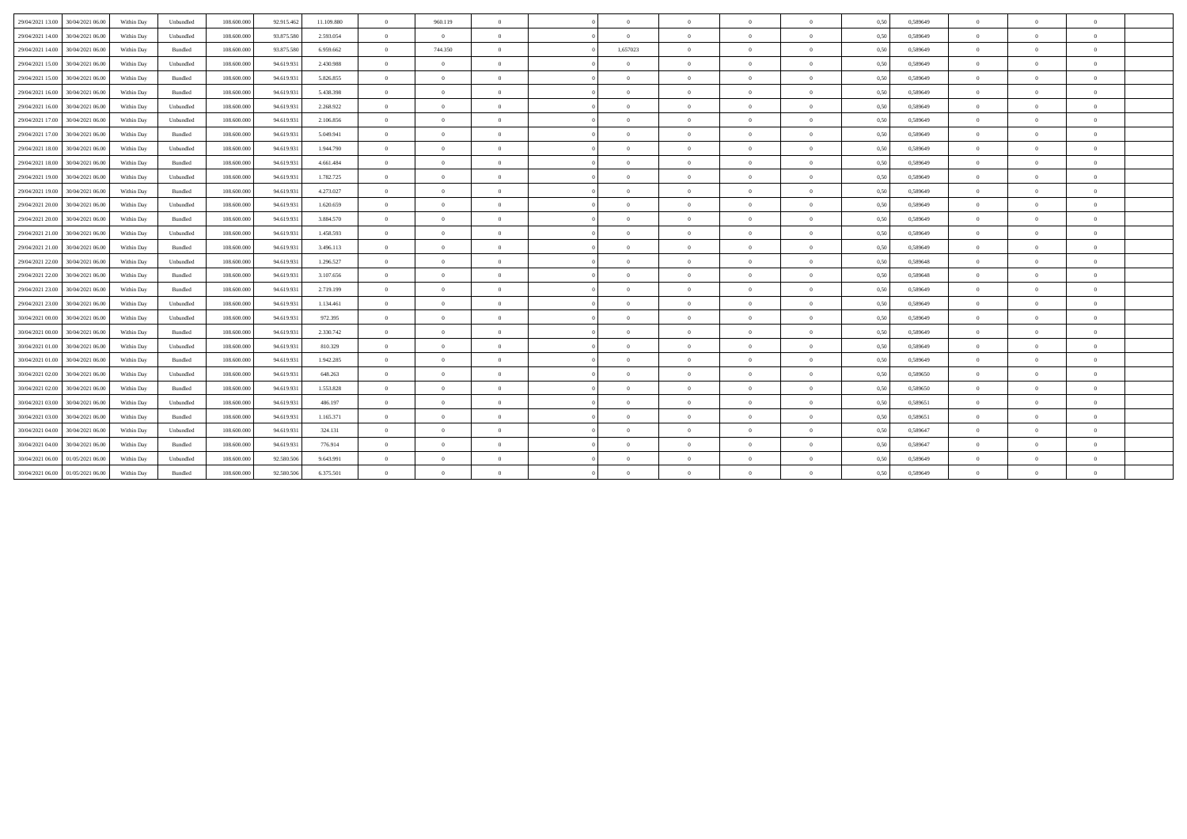| | | | | | | | | | | | | | | | | | | | | |
|---|---|---|---|---|---|---|---|---|---|---|---|---|---|---|---|---|---|---|---|---|
| 29/04/2021 13.00 | 30/04/2021 06.00 | Within Day | Unbundled | 108.600.000 | 92.915.462 | 11.109.880 | 0 | 960.119 | 0 | 0 | 0 | 0 | 0 | 0 | 0,50 | 0,589649 | 0 | 0 | 0 | |
| 29/04/2021 14.00 | 30/04/2021 06.00 | Within Day | Unbundled | 108.600.000 | 93.875.580 | 2.593.054 | 0 | 0 | 0 | 0 | 0 | 0 | 0 | 0 | 0,50 | 0,589649 | 0 | 0 | 0 | |
| 29/04/2021 14.00 | 30/04/2021 06.00 | Within Day | Bundled | 108.600.000 | 93.875.580 | 6.959.662 | 0 | 744.350 | 0 | 0 | 1,657023 | 0 | 0 | 0 | 0,50 | 0,589649 | 0 | 0 | 0 | |
| 29/04/2021 15.00 | 30/04/2021 06.00 | Within Day | Unbundled | 108.600.000 | 94.619.931 | 2.430.988 | 0 | 0 | 0 | 0 | 0 | 0 | 0 | 0 | 0,50 | 0,589649 | 0 | 0 | 0 | |
| 29/04/2021 15.00 | 30/04/2021 06.00 | Within Day | Bundled | 108.600.000 | 94.619.931 | 5.826.855 | 0 | 0 | 0 | 0 | 0 | 0 | 0 | 0 | 0,50 | 0,589649 | 0 | 0 | 0 | |
| 29/04/2021 16.00 | 30/04/2021 06.00 | Within Day | Bundled | 108.600.000 | 94.619.931 | 5.438.398 | 0 | 0 | 0 | 0 | 0 | 0 | 0 | 0 | 0,50 | 0,589649 | 0 | 0 | 0 | |
| 29/04/2021 16.00 | 30/04/2021 06.00 | Within Day | Unbundled | 108.600.000 | 94.619.931 | 2.268.922 | 0 | 0 | 0 | 0 | 0 | 0 | 0 | 0 | 0,50 | 0,589649 | 0 | 0 | 0 | |
| 29/04/2021 17.00 | 30/04/2021 06.00 | Within Day | Unbundled | 108.600.000 | 94.619.931 | 2.106.856 | 0 | 0 | 0 | 0 | 0 | 0 | 0 | 0 | 0,50 | 0,589649 | 0 | 0 | 0 | |
| 29/04/2021 17.00 | 30/04/2021 06.00 | Within Day | Bundled | 108.600.000 | 94.619.931 | 5.049.941 | 0 | 0 | 0 | 0 | 0 | 0 | 0 | 0 | 0,50 | 0,589649 | 0 | 0 | 0 | |
| 29/04/2021 18.00 | 30/04/2021 06.00 | Within Day | Unbundled | 108.600.000 | 94.619.931 | 1.944.790 | 0 | 0 | 0 | 0 | 0 | 0 | 0 | 0 | 0,50 | 0,589649 | 0 | 0 | 0 | |
| 29/04/2021 18.00 | 30/04/2021 06.00 | Within Day | Bundled | 108.600.000 | 94.619.931 | 4.661.484 | 0 | 0 | 0 | 0 | 0 | 0 | 0 | 0 | 0,50 | 0,589649 | 0 | 0 | 0 | |
| 29/04/2021 19.00 | 30/04/2021 06.00 | Within Day | Unbundled | 108.600.000 | 94.619.931 | 1.782.725 | 0 | 0 | 0 | 0 | 0 | 0 | 0 | 0 | 0,50 | 0,589649 | 0 | 0 | 0 | |
| 29/04/2021 19.00 | 30/04/2021 06.00 | Within Day | Bundled | 108.600.000 | 94.619.931 | 4.273.027 | 0 | 0 | 0 | 0 | 0 | 0 | 0 | 0 | 0,50 | 0,589649 | 0 | 0 | 0 | |
| 29/04/2021 20.00 | 30/04/2021 06.00 | Within Day | Unbundled | 108.600.000 | 94.619.931 | 1.620.659 | 0 | 0 | 0 | 0 | 0 | 0 | 0 | 0 | 0,50 | 0,589649 | 0 | 0 | 0 | |
| 29/04/2021 20.00 | 30/04/2021 06.00 | Within Day | Bundled | 108.600.000 | 94.619.931 | 3.884.570 | 0 | 0 | 0 | 0 | 0 | 0 | 0 | 0 | 0,50 | 0,589649 | 0 | 0 | 0 | |
| 29/04/2021 21.00 | 30/04/2021 06.00 | Within Day | Unbundled | 108.600.000 | 94.619.931 | 1.458.593 | 0 | 0 | 0 | 0 | 0 | 0 | 0 | 0 | 0,50 | 0,589649 | 0 | 0 | 0 | |
| 29/04/2021 21.00 | 30/04/2021 06.00 | Within Day | Bundled | 108.600.000 | 94.619.931 | 3.496.113 | 0 | 0 | 0 | 0 | 0 | 0 | 0 | 0 | 0,50 | 0,589649 | 0 | 0 | 0 | |
| 29/04/2021 22.00 | 30/04/2021 06.00 | Within Day | Unbundled | 108.600.000 | 94.619.931 | 1.296.527 | 0 | 0 | 0 | 0 | 0 | 0 | 0 | 0 | 0,50 | 0,589648 | 0 | 0 | 0 | |
| 29/04/2021 22.00 | 30/04/2021 06.00 | Within Day | Bundled | 108.600.000 | 94.619.931 | 3.107.656 | 0 | 0 | 0 | 0 | 0 | 0 | 0 | 0 | 0,50 | 0,589648 | 0 | 0 | 0 | |
| 29/04/2021 23.00 | 30/04/2021 06.00 | Within Day | Bundled | 108.600.000 | 94.619.931 | 2.719.199 | 0 | 0 | 0 | 0 | 0 | 0 | 0 | 0 | 0,50 | 0,589649 | 0 | 0 | 0 | |
| 29/04/2021 23.00 | 30/04/2021 06.00 | Within Day | Unbundled | 108.600.000 | 94.619.931 | 1.134.461 | 0 | 0 | 0 | 0 | 0 | 0 | 0 | 0 | 0,50 | 0,589649 | 0 | 0 | 0 | |
| 30/04/2021 00.00 | 30/04/2021 06.00 | Within Day | Unbundled | 108.600.000 | 94.619.931 | 972.395 | 0 | 0 | 0 | 0 | 0 | 0 | 0 | 0 | 0,50 | 0,589649 | 0 | 0 | 0 | |
| 30/04/2021 00.00 | 30/04/2021 06.00 | Within Day | Bundled | 108.600.000 | 94.619.931 | 2.330.742 | 0 | 0 | 0 | 0 | 0 | 0 | 0 | 0 | 0,50 | 0,589649 | 0 | 0 | 0 | |
| 30/04/2021 01.00 | 30/04/2021 06.00 | Within Day | Unbundled | 108.600.000 | 94.619.931 | 810.329 | 0 | 0 | 0 | 0 | 0 | 0 | 0 | 0 | 0,50 | 0,589649 | 0 | 0 | 0 | |
| 30/04/2021 01.00 | 30/04/2021 06.00 | Within Day | Bundled | 108.600.000 | 94.619.931 | 1.942.285 | 0 | 0 | 0 | 0 | 0 | 0 | 0 | 0 | 0,50 | 0,589649 | 0 | 0 | 0 | |
| 30/04/2021 02.00 | 30/04/2021 06.00 | Within Day | Unbundled | 108.600.000 | 94.619.931 | 648.263 | 0 | 0 | 0 | 0 | 0 | 0 | 0 | 0 | 0,50 | 0,589650 | 0 | 0 | 0 | |
| 30/04/2021 02.00 | 30/04/2021 06.00 | Within Day | Bundled | 108.600.000 | 94.619.931 | 1.553.828 | 0 | 0 | 0 | 0 | 0 | 0 | 0 | 0 | 0,50 | 0,589650 | 0 | 0 | 0 | |
| 30/04/2021 03.00 | 30/04/2021 06.00 | Within Day | Unbundled | 108.600.000 | 94.619.931 | 486.197 | 0 | 0 | 0 | 0 | 0 | 0 | 0 | 0 | 0,50 | 0,589651 | 0 | 0 | 0 | |
| 30/04/2021 03.00 | 30/04/2021 06.00 | Within Day | Bundled | 108.600.000 | 94.619.931 | 1.165.371 | 0 | 0 | 0 | 0 | 0 | 0 | 0 | 0 | 0,50 | 0,589651 | 0 | 0 | 0 | |
| 30/04/2021 04.00 | 30/04/2021 06.00 | Within Day | Unbundled | 108.600.000 | 94.619.931 | 324.131 | 0 | 0 | 0 | 0 | 0 | 0 | 0 | 0 | 0,50 | 0,589647 | 0 | 0 | 0 | |
| 30/04/2021 04.00 | 30/04/2021 06.00 | Within Day | Bundled | 108.600.000 | 94.619.931 | 776.914 | 0 | 0 | 0 | 0 | 0 | 0 | 0 | 0 | 0,50 | 0,589647 | 0 | 0 | 0 | |
| 30/04/2021 06.00 | 01/05/2021 06.00 | Within Day | Unbundled | 108.600.000 | 92.580.506 | 9.643.991 | 0 | 0 | 0 | 0 | 0 | 0 | 0 | 0 | 0,50 | 0,589649 | 0 | 0 | 0 | |
| 30/04/2021 06.00 | 01/05/2021 06.00 | Within Day | Bundled | 108.600.000 | 92.580.506 | 6.375.501 | 0 | 0 | 0 | 0 | 0 | 0 | 0 | 0 | 0,50 | 0,589649 | 0 | 0 | 0 | |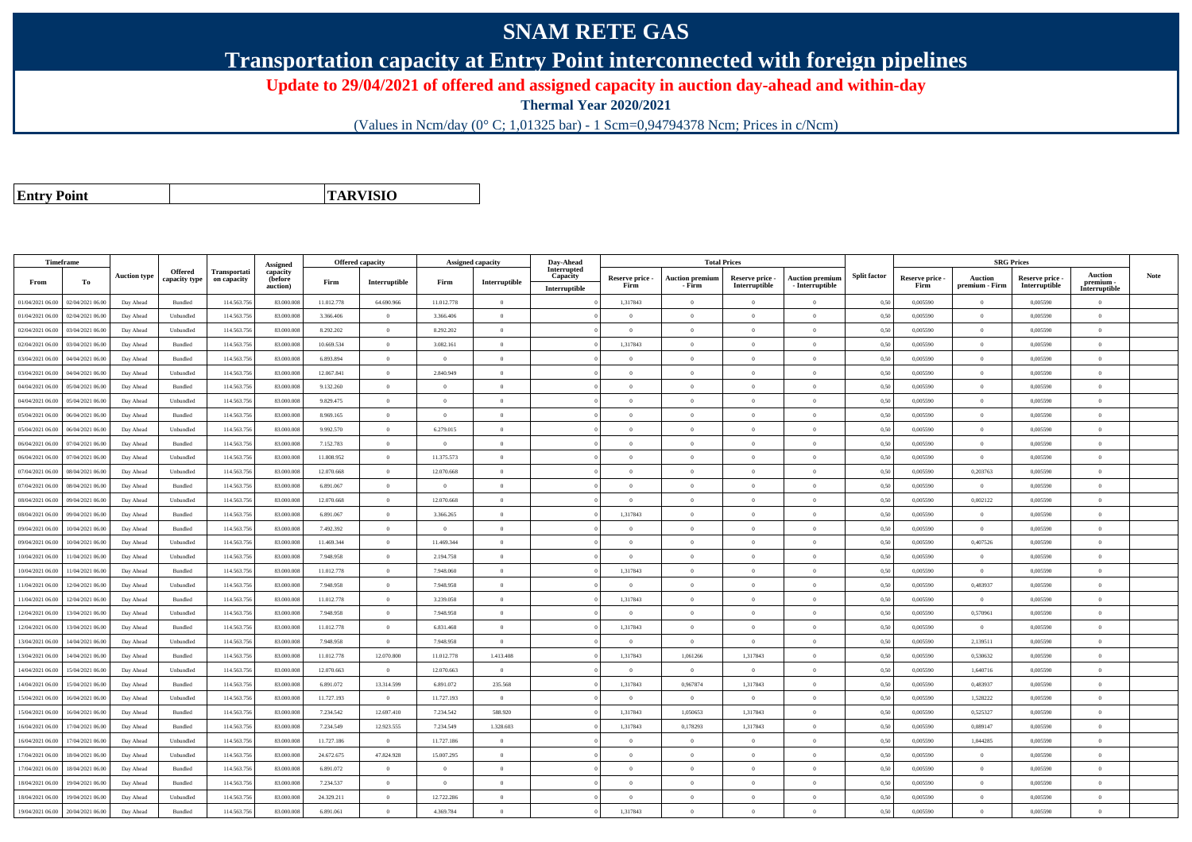# SNAM RETE GAS

## Transportation capacity at Entry Point interconnected with foreign pipelines

### Update to 29/04/2021 of offered and assigned capacity in auction day-ahead and within-day

**Thermal Year 2020/2021**

(Values in Ncm/day (0° C; 1,01325 bar) - 1 Scm=0,94794378 Ncm; Prices in c/Ncm)

| Entry Point | TARVISIO |
|---|---|

| Timeframe | | Auction type | Offered capacity type | Transportation capacity | Assigned capacity (before auction) | Offered capacity | | Assigned capacity | | Day-Ahead Interrupted Capacity | Total Prices | | | | Split factor | SRG Prices | | | | Note |
|---|---|---|---|---|---|---|---|---|---|---|---|---|---|---|---|---|---|---|---|---|
| From | To | | | | | Firm | Interruptible | Firm | Interruptible | Interruptible | Reserve price - Firm | Auction premium - Firm | Reserve price - Interruptible | Auction premium - Interruptible | | Reserve price - Firm | Auction premium - Firm | Reserve price - Interruptible | Auction premium - Interruptible | |
| 01/04/2021 06.00 | 02/04/2021 06.00 | Day Ahead | Bundled | 114.563.756 | 83.000.008 | 11.012.778 | 64.690.966 | 11.012.778 | 0 | 0 | 1,317843 | 0 | 0 | 0 | 0,50 | 0,005590 | 0 | 0,005590 | 0 | |
| 01/04/2021 06.00 | 02/04/2021 06.00 | Day Ahead | Unbundled | 114.563.756 | 83.000.008 | 3.366.406 | 0 | 3.366.406 | 0 | 0 | 0 | 0 | 0 | 0 | 0,50 | 0,005590 | 0 | 0,005590 | 0 | |
| 02/04/2021 06.00 | 03/04/2021 06.00 | Day Ahead | Unbundled | 114.563.756 | 83.000.008 | 8.292.202 | 0 | 8.292.202 | 0 | 0 | 0 | 0 | 0 | 0 | 0,50 | 0,005590 | 0 | 0,005590 | 0 | |
| 02/04/2021 06.00 | 03/04/2021 06.00 | Day Ahead | Bundled | 114.563.756 | 83.000.008 | 10.669.534 | 0 | 3.082.161 | 0 | 0 | 1,317843 | 0 | 0 | 0 | 0,50 | 0,005590 | 0 | 0,005590 | 0 | |
| 03/04/2021 06.00 | 04/04/2021 06.00 | Day Ahead | Bundled | 114.563.756 | 83.000.008 | 6.893.894 | 0 | 0 | 0 | 0 | 0 | 0 | 0 | 0 | 0,50 | 0,005590 | 0 | 0,005590 | 0 | |
| 03/04/2021 06.00 | 04/04/2021 06.00 | Day Ahead | Unbundled | 114.563.756 | 83.000.008 | 12.067.841 | 0 | 2.840.949 | 0 | 0 | 0 | 0 | 0 | 0 | 0,50 | 0,005590 | 0 | 0,005590 | 0 | |
| 04/04/2021 06.00 | 05/04/2021 06.00 | Day Ahead | Bundled | 114.563.756 | 83.000.008 | 9.132.260 | 0 | 0 | 0 | 0 | 0 | 0 | 0 | 0 | 0,50 | 0,005590 | 0 | 0,005590 | 0 | |
| 04/04/2021 06.00 | 05/04/2021 06.00 | Day Ahead | Unbundled | 114.563.756 | 83.000.008 | 9.829.475 | 0 | 0 | 0 | 0 | 0 | 0 | 0 | 0 | 0,50 | 0,005590 | 0 | 0,005590 | 0 | |
| 05/04/2021 06.00 | 06/04/2021 06.00 | Day Ahead | Bundled | 114.563.756 | 83.000.008 | 8.969.165 | 0 | 0 | 0 | 0 | 0 | 0 | 0 | 0 | 0,50 | 0,005590 | 0 | 0,005590 | 0 | |
| 05/04/2021 06.00 | 06/04/2021 06.00 | Day Ahead | Unbundled | 114.563.756 | 83.000.008 | 9.992.570 | 0 | 6.279.015 | 0 | 0 | 0 | 0 | 0 | 0 | 0,50 | 0,005590 | 0 | 0,005590 | 0 | |
| 06/04/2021 06.00 | 07/04/2021 06.00 | Day Ahead | Bundled | 114.563.756 | 83.000.008 | 7.152.783 | 0 | 0 | 0 | 0 | 0 | 0 | 0 | 0 | 0,50 | 0,005590 | 0 | 0,005590 | 0 | |
| 06/04/2021 06.00 | 07/04/2021 06.00 | Day Ahead | Unbundled | 114.563.756 | 83.000.008 | 11.808.952 | 0 | 11.375.573 | 0 | 0 | 0 | 0 | 0 | 0 | 0,50 | 0,005590 | 0 | 0,005590 | 0 | |
| 07/04/2021 06.00 | 08/04/2021 06.00 | Day Ahead | Unbundled | 114.563.756 | 83.000.008 | 12.070.668 | 0 | 12.070.668 | 0 | 0 | 0 | 0 | 0 | 0 | 0,50 | 0,005590 | 0,203763 | 0,005590 | 0 | |
| 07/04/2021 06.00 | 08/04/2021 06.00 | Day Ahead | Bundled | 114.563.756 | 83.000.008 | 6.891.067 | 0 | 0 | 0 | 0 | 0 | 0 | 0 | 0 | 0,50 | 0,005590 | 0 | 0,005590 | 0 | |
| 08/04/2021 06.00 | 09/04/2021 06.00 | Day Ahead | Unbundled | 114.563.756 | 83.000.008 | 12.070.668 | 0 | 12.070.668 | 0 | 0 | 0 | 0 | 0 | 0 | 0,50 | 0,005590 | 0,002122 | 0,005590 | 0 | |
| 08/04/2021 06.00 | 09/04/2021 06.00 | Day Ahead | Bundled | 114.563.756 | 83.000.008 | 6.891.067 | 0 | 3.366.265 | 0 | 0 | 1,317843 | 0 | 0 | 0 | 0,50 | 0,005590 | 0 | 0,005590 | 0 | |
| 09/04/2021 06.00 | 10/04/2021 06.00 | Day Ahead | Bundled | 114.563.756 | 83.000.008 | 7.492.392 | 0 | 0 | 0 | 0 | 0 | 0 | 0 | 0 | 0,50 | 0,005590 | 0 | 0,005590 | 0 | |
| 09/04/2021 06.00 | 10/04/2021 06.00 | Day Ahead | Unbundled | 114.563.756 | 83.000.008 | 11.469.344 | 0 | 11.469.344 | 0 | 0 | 0 | 0 | 0 | 0 | 0,50 | 0,005590 | 0,407526 | 0,005590 | 0 | |
| 10/04/2021 06.00 | 11/04/2021 06.00 | Day Ahead | Unbundled | 114.563.756 | 83.000.008 | 7.948.958 | 0 | 2.194.758 | 0 | 0 | 0 | 0 | 0 | 0 | 0,50 | 0,005590 | 0 | 0,005590 | 0 | |
| 10/04/2021 06.00 | 11/04/2021 06.00 | Day Ahead | Bundled | 114.563.756 | 83.000.008 | 11.012.778 | 0 | 7.948.060 | 0 | 0 | 1,317843 | 0 | 0 | 0 | 0,50 | 0,005590 | 0 | 0,005590 | 0 | |
| 11/04/2021 06.00 | 12/04/2021 06.00 | Day Ahead | Unbundled | 114.563.756 | 83.000.008 | 7.948.958 | 0 | 7.948.958 | 0 | 0 | 0 | 0 | 0 | 0 | 0,50 | 0,005590 | 0,483937 | 0,005590 | 0 | |
| 11/04/2021 06.00 | 12/04/2021 06.00 | Day Ahead | Bundled | 114.563.756 | 83.000.008 | 11.012.778 | 0 | 3.239.058 | 0 | 0 | 1,317843 | 0 | 0 | 0 | 0,50 | 0,005590 | 0 | 0,005590 | 0 | |
| 12/04/2021 06.00 | 13/04/2021 06.00 | Day Ahead | Unbundled | 114.563.756 | 83.000.008 | 7.948.958 | 0 | 7.948.958 | 0 | 0 | 0 | 0 | 0 | 0 | 0,50 | 0,005590 | 0,570961 | 0,005590 | 0 | |
| 12/04/2021 06.00 | 13/04/2021 06.00 | Day Ahead | Bundled | 114.563.756 | 83.000.008 | 11.012.778 | 0 | 6.831.468 | 0 | 0 | 1,317843 | 0 | 0 | 0 | 0,50 | 0,005590 | 0 | 0,005590 | 0 | |
| 13/04/2021 06.00 | 14/04/2021 06.00 | Day Ahead | Unbundled | 114.563.756 | 83.000.008 | 7.948.958 | 0 | 7.948.958 | 0 | 0 | 0 | 0 | 0 | 0 | 0,50 | 0,005590 | 2,139511 | 0,005590 | 0 | |
| 13/04/2021 06.00 | 14/04/2021 06.00 | Day Ahead | Bundled | 114.563.756 | 83.000.008 | 11.012.778 | 12.070.800 | 11.012.778 | 1.413.408 | 0 | 1,317843 | 1,061266 | 1,317843 | 0 | 0,50 | 0,005590 | 0,530632 | 0,005590 | 0 | |
| 14/04/2021 06.00 | 15/04/2021 06.00 | Day Ahead | Unbundled | 114.563.756 | 83.000.008 | 12.070.663 | 0 | 12.070.663 | 0 | 0 | 0 | 0 | 0 | 0 | 0,50 | 0,005590 | 1,640716 | 0,005590 | 0 | |
| 14/04/2021 06.00 | 15/04/2021 06.00 | Day Ahead | Bundled | 114.563.756 | 83.000.008 | 6.891.072 | 13.314.599 | 6.891.072 | 235.568 | 0 | 1,317843 | 0,967874 | 1,317843 | 0 | 0,50 | 0,005590 | 0,483937 | 0,005590 | 0 | |
| 15/04/2021 06.00 | 16/04/2021 06.00 | Day Ahead | Unbundled | 114.563.756 | 83.000.008 | 11.727.193 | 0 | 11.727.193 | 0 | 0 | 0 | 0 | 0 | 0 | 0,50 | 0,005590 | 1,528222 | 0,005590 | 0 | |
| 15/04/2021 06.00 | 16/04/2021 06.00 | Day Ahead | Bundled | 114.563.756 | 83.000.008 | 7.234.542 | 12.697.410 | 7.234.542 | 588.920 | 0 | 1,317843 | 1,050653 | 1,317843 | 0 | 0,50 | 0,005590 | 0,525327 | 0,005590 | 0 | |
| 16/04/2021 06.00 | 17/04/2021 06.00 | Day Ahead | Bundled | 114.563.756 | 83.000.008 | 7.234.549 | 12.923.555 | 7.234.549 | 1.328.603 | 0 | 1,317843 | 0,178293 | 1,317843 | 0 | 0,50 | 0,005590 | 0,089147 | 0,005590 | 0 | |
| 16/04/2021 06.00 | 17/04/2021 06.00 | Day Ahead | Unbundled | 114.563.756 | 83.000.008 | 11.727.186 | 0 | 11.727.186 | 0 | 0 | 0 | 0 | 0 | 0 | 0,50 | 0,005590 | 1,044285 | 0,005590 | 0 | |
| 17/04/2021 06.00 | 18/04/2021 06.00 | Day Ahead | Unbundled | 114.563.756 | 83.000.008 | 24.672.675 | 47.824.928 | 15.007.295 | 0 | 0 | 0 | 0 | 0 | 0 | 0,50 | 0,005590 | 0 | 0,005590 | 0 | |
| 17/04/2021 06.00 | 18/04/2021 06.00 | Day Ahead | Bundled | 114.563.756 | 83.000.008 | 6.891.072 | 0 | 0 | 0 | 0 | 0 | 0 | 0 | 0 | 0,50 | 0,005590 | 0 | 0,005590 | 0 | |
| 18/04/2021 06.00 | 19/04/2021 06.00 | Day Ahead | Bundled | 114.563.756 | 83.000.008 | 7.234.537 | 0 | 0 | 0 | 0 | 0 | 0 | 0 | 0 | 0,50 | 0,005590 | 0 | 0,005590 | 0 | |
| 18/04/2021 06.00 | 19/04/2021 06.00 | Day Ahead | Unbundled | 114.563.756 | 83.000.008 | 24.329.211 | 0 | 12.722.286 | 0 | 0 | 0 | 0 | 0 | 0 | 0,50 | 0,005590 | 0 | 0,005590 | 0 | |
| 19/04/2021 06.00 | 20/04/2021 06.00 | Day Ahead | Bundled | 114.563.756 | 83.000.008 | 6.891.061 | 0 | 4.369.784 | 0 | 0 | 1,317843 | 0 | 0 | 0 | 0,50 | 0,005590 | 0 | 0,005590 | 0 | |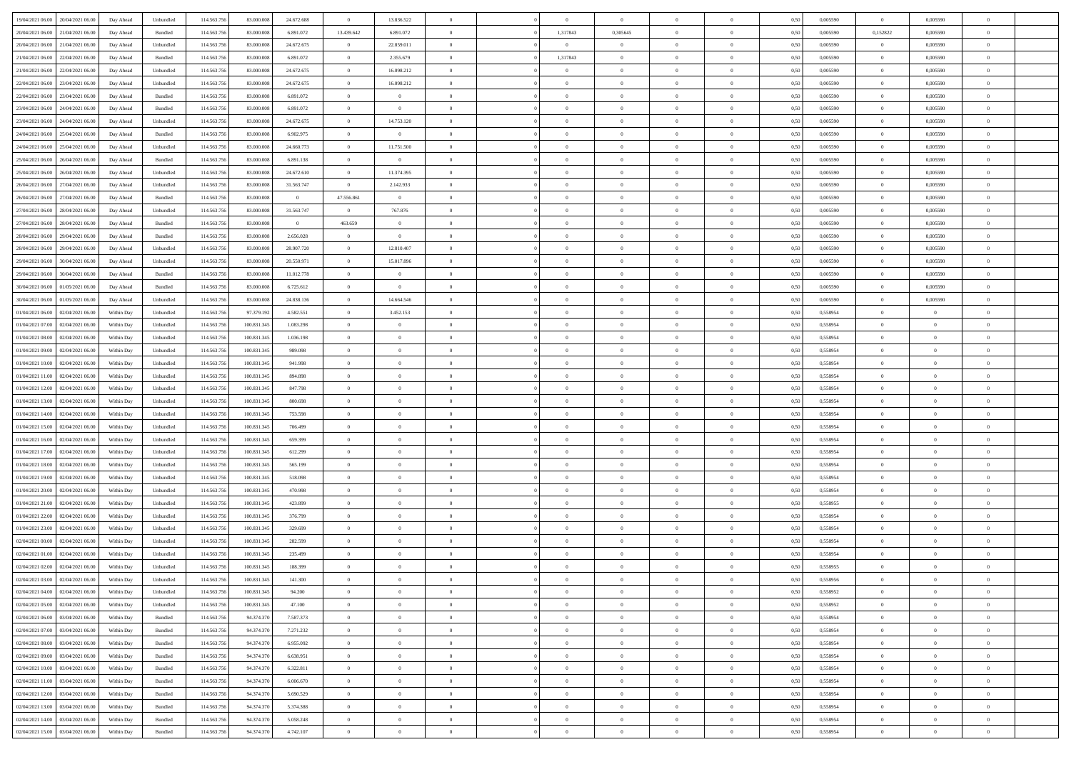| | | | | | | | | | | | | | | | | | | | | |
|---|---|---|---|---|---|---|---|---|---|---|---|---|---|---|---|---|---|---|---|---|
| 19/04/2021 06:00 | 20/04/2021 06:00 | Day Ahead | Unbundled | 114.563.756 | 83.000.008 | 24.672.688 | 0 | 13.836.522 | 0 | | 0 | 0 | 0 | 0 | 0,50 | 0,005590 | 0 | 0,005590 | 0 | |
| 20/04/2021 06:00 | 21/04/2021 06:00 | Day Ahead | Bundled | 114.563.756 | 83.000.008 | 6.891.072 | 13.439.642 | 6.891.072 | 0 | | 1,317843 | 0,305645 | 0 | 0 | 0,50 | 0,005590 | 0,152822 | 0,005590 | 0 | |
| 20/04/2021 06:00 | 21/04/2021 06:00 | Day Ahead | Unbundled | 114.563.756 | 83.000.008 | 24.672.675 | 0 | 22.859.011 | 0 | | 0 | 0 | 0 | 0 | 0,50 | 0,005590 | 0 | 0,005590 | 0 | |
| 21/04/2021 06:00 | 22/04/2021 06:00 | Day Ahead | Bundled | 114.563.756 | 83.000.008 | 6.891.072 | 0 | 2.355.679 | 0 | | 1,317843 | 0 | 0 | 0 | 0,50 | 0,005590 | 0 | 0,005590 | 0 | |
| 21/04/2021 06:00 | 22/04/2021 06:00 | Day Ahead | Unbundled | 114.563.756 | 83.000.008 | 24.672.675 | 0 | 16.098.212 | 0 | | 0 | 0 | 0 | 0 | 0,50 | 0,005590 | 0 | 0,005590 | 0 | |
| 22/04/2021 06:00 | 23/04/2021 06:00 | Day Ahead | Unbundled | 114.563.756 | 83.000.008 | 24.672.675 | 0 | 16.098.212 | 0 | | 0 | 0 | 0 | 0 | 0,50 | 0,005590 | 0 | 0,005590 | 0 | |
| 22/04/2021 06:00 | 23/04/2021 06:00 | Day Ahead | Bundled | 114.563.756 | 83.000.008 | 6.891.072 | 0 | 0 | 0 | | 0 | 0 | 0 | 0 | 0,50 | 0,005590 | 0 | 0,005590 | 0 | |
| 23/04/2021 06:00 | 24/04/2021 06:00 | Day Ahead | Bundled | 114.563.756 | 83.000.008 | 6.891.072 | 0 | 0 | 0 | | 0 | 0 | 0 | 0 | 0,50 | 0,005590 | 0 | 0,005590 | 0 | |
| 23/04/2021 06:00 | 24/04/2021 06:00 | Day Ahead | Unbundled | 114.563.756 | 83.000.008 | 24.672.675 | 0 | 14.753.120 | 0 | | 0 | 0 | 0 | 0 | 0,50 | 0,005590 | 0 | 0,005590 | 0 | |
| 24/04/2021 06:00 | 25/04/2021 06:00 | Day Ahead | Bundled | 114.563.756 | 83.000.008 | 6.902.975 | 0 | 0 | 0 | | 0 | 0 | 0 | 0 | 0,50 | 0,005590 | 0 | 0,005590 | 0 | |
| 24/04/2021 06:00 | 25/04/2021 06:00 | Day Ahead | Unbundled | 114.563.756 | 83.000.008 | 24.660.773 | 0 | 11.751.500 | 0 | | 0 | 0 | 0 | 0 | 0,50 | 0,005590 | 0 | 0,005590 | 0 | |
| 25/04/2021 06:00 | 26/04/2021 06:00 | Day Ahead | Bundled | 114.563.756 | 83.000.008 | 6.891.138 | 0 | 0 | 0 | | 0 | 0 | 0 | 0 | 0,50 | 0,005590 | 0 | 0,005590 | 0 | |
| 25/04/2021 06:00 | 26/04/2021 06:00 | Day Ahead | Unbundled | 114.563.756 | 83.000.008 | 24.672.610 | 0 | 11.374.395 | 0 | | 0 | 0 | 0 | 0 | 0,50 | 0,005590 | 0 | 0,005590 | 0 | |
| 26/04/2021 06:00 | 27/04/2021 06:00 | Day Ahead | Unbundled | 114.563.756 | 83.000.008 | 31.563.747 | 0 | 2.142.933 | 0 | | 0 | 0 | 0 | 0 | 0,50 | 0,005590 | 0 | 0,005590 | 0 | |
| 26/04/2021 06:00 | 27/04/2021 06:00 | Day Ahead | Bundled | 114.563.756 | 83.000.008 | 0 | 47.556.861 | 0 | 0 | | 0 | 0 | 0 | 0 | 0,50 | 0,005590 | 0 | 0,005590 | 0 | |
| 27/04/2021 06:00 | 28/04/2021 06:00 | Day Ahead | Unbundled | 114.563.756 | 83.000.008 | 31.563.747 | 0 | 767.876 | 0 | | 0 | 0 | 0 | 0 | 0,50 | 0,005590 | 0 | 0,005590 | 0 | |
| 27/04/2021 06:00 | 28/04/2021 06:00 | Day Ahead | Bundled | 114.563.756 | 83.000.008 | 0 | 463.659 | 0 | 0 | | 0 | 0 | 0 | 0 | 0,50 | 0,005590 | 0 | 0,005590 | 0 | |
| 28/04/2021 06:00 | 29/04/2021 06:00 | Day Ahead | Bundled | 114.563.756 | 83.000.008 | 2.656.028 | 0 | 0 | 0 | | 0 | 0 | 0 | 0 | 0,50 | 0,005590 | 0 | 0,005590 | 0 | |
| 28/04/2021 06:00 | 29/04/2021 06:00 | Day Ahead | Unbundled | 114.563.756 | 83.000.008 | 28.907.720 | 0 | 12.810.407 | 0 | | 0 | 0 | 0 | 0 | 0,50 | 0,005590 | 0 | 0,005590 | 0 | |
| 29/04/2021 06:00 | 30/04/2021 06:00 | Day Ahead | Unbundled | 114.563.756 | 83.000.008 | 20.550.971 | 0 | 15.017.896 | 0 | | 0 | 0 | 0 | 0 | 0,50 | 0,005590 | 0 | 0,005590 | 0 | |
| 29/04/2021 06:00 | 30/04/2021 06:00 | Day Ahead | Bundled | 114.563.756 | 83.000.008 | 11.012.778 | 0 | 0 | 0 | | 0 | 0 | 0 | 0 | 0,50 | 0,005590 | 0 | 0,005590 | 0 | |
| 30/04/2021 06:00 | 01/05/2021 06:00 | Day Ahead | Bundled | 114.563.756 | 83.000.008 | 6.725.612 | 0 | 0 | 0 | | 0 | 0 | 0 | 0 | 0,50 | 0,005590 | 0 | 0,005590 | 0 | |
| 30/04/2021 06:00 | 01/05/2021 06:00 | Day Ahead | Unbundled | 114.563.756 | 83.000.008 | 24.838.136 | 0 | 14.664.546 | 0 | | 0 | 0 | 0 | 0 | 0,50 | 0,005590 | 0 | 0,005590 | 0 | |
| 01/04/2021 06:00 | 02/04/2021 06:00 | Within Day | Unbundled | 114.563.756 | 97.379.192 | 4.582.551 | 0 | 3.452.153 | 0 | | 0 | 0 | 0 | 0 | 0,50 | 0,558954 | 0 | 0 | 0 | |
| 01/04/2021 07:00 | 02/04/2021 06:00 | Within Day | Unbundled | 114.563.756 | 100.831.345 | 1.083.298 | 0 | 0 | 0 | | 0 | 0 | 0 | 0 | 0,50 | 0,558954 | 0 | 0 | 0 | |
| 01/04/2021 08:00 | 02/04/2021 06:00 | Within Day | Unbundled | 114.563.756 | 100.831.345 | 1.036.198 | 0 | 0 | 0 | | 0 | 0 | 0 | 0 | 0,50 | 0,558954 | 0 | 0 | 0 | |
| 01/04/2021 09:00 | 02/04/2021 06:00 | Within Day | Unbundled | 114.563.756 | 100.831.345 | 989.098 | 0 | 0 | 0 | | 0 | 0 | 0 | 0 | 0,50 | 0,558954 | 0 | 0 | 0 | |
| 01/04/2021 10:00 | 02/04/2021 06:00 | Within Day | Unbundled | 114.563.756 | 100.831.345 | 941.998 | 0 | 0 | 0 | | 0 | 0 | 0 | 0 | 0,50 | 0,558954 | 0 | 0 | 0 | |
| 01/04/2021 11:00 | 02/04/2021 06:00 | Within Day | Unbundled | 114.563.756 | 100.831.345 | 894.898 | 0 | 0 | 0 | | 0 | 0 | 0 | 0 | 0,50 | 0,558954 | 0 | 0 | 0 | |
| 01/04/2021 12:00 | 02/04/2021 06:00 | Within Day | Unbundled | 114.563.756 | 100.831.345 | 847.798 | 0 | 0 | 0 | | 0 | 0 | 0 | 0 | 0,50 | 0,558954 | 0 | 0 | 0 | |
| 01/04/2021 13:00 | 02/04/2021 06:00 | Within Day | Unbundled | 114.563.756 | 100.831.345 | 800.698 | 0 | 0 | 0 | | 0 | 0 | 0 | 0 | 0,50 | 0,558954 | 0 | 0 | 0 | |
| 01/04/2021 14:00 | 02/04/2021 06:00 | Within Day | Unbundled | 114.563.756 | 100.831.345 | 753.598 | 0 | 0 | 0 | | 0 | 0 | 0 | 0 | 0,50 | 0,558954 | 0 | 0 | 0 | |
| 01/04/2021 15:00 | 02/04/2021 06:00 | Within Day | Unbundled | 114.563.756 | 100.831.345 | 706.499 | 0 | 0 | 0 | | 0 | 0 | 0 | 0 | 0,50 | 0,558954 | 0 | 0 | 0 | |
| 01/04/2021 16:00 | 02/04/2021 06:00 | Within Day | Unbundled | 114.563.756 | 100.831.345 | 659.399 | 0 | 0 | 0 | | 0 | 0 | 0 | 0 | 0,50 | 0,558954 | 0 | 0 | 0 | |
| 01/04/2021 17:00 | 02/04/2021 06:00 | Within Day | Unbundled | 114.563.756 | 100.831.345 | 612.299 | 0 | 0 | 0 | | 0 | 0 | 0 | 0 | 0,50 | 0,558954 | 0 | 0 | 0 | |
| 01/04/2021 18:00 | 02/04/2021 06:00 | Within Day | Unbundled | 114.563.756 | 100.831.345 | 565.199 | 0 | 0 | 0 | | 0 | 0 | 0 | 0 | 0,50 | 0,558954 | 0 | 0 | 0 | |
| 01/04/2021 19:00 | 02/04/2021 06:00 | Within Day | Unbundled | 114.563.756 | 100.831.345 | 518.098 | 0 | 0 | 0 | | 0 | 0 | 0 | 0 | 0,50 | 0,558954 | 0 | 0 | 0 | |
| 01/04/2021 20:00 | 02/04/2021 06:00 | Within Day | Unbundled | 114.563.756 | 100.831.345 | 470.998 | 0 | 0 | 0 | | 0 | 0 | 0 | 0 | 0,50 | 0,558954 | 0 | 0 | 0 | |
| 01/04/2021 21:00 | 02/04/2021 06:00 | Within Day | Unbundled | 114.563.756 | 100.831.345 | 423.899 | 0 | 0 | 0 | | 0 | 0 | 0 | 0 | 0,50 | 0,558955 | 0 | 0 | 0 | |
| 01/04/2021 22:00 | 02/04/2021 06:00 | Within Day | Unbundled | 114.563.756 | 100.831.345 | 376.799 | 0 | 0 | 0 | | 0 | 0 | 0 | 0 | 0,50 | 0,558954 | 0 | 0 | 0 | |
| 01/04/2021 23:00 | 02/04/2021 06:00 | Within Day | Unbundled | 114.563.756 | 100.831.345 | 329.699 | 0 | 0 | 0 | | 0 | 0 | 0 | 0 | 0,50 | 0,558954 | 0 | 0 | 0 | |
| 02/04/2021 00:00 | 02/04/2021 06:00 | Within Day | Unbundled | 114.563.756 | 100.831.345 | 282.599 | 0 | 0 | 0 | | 0 | 0 | 0 | 0 | 0,50 | 0,558954 | 0 | 0 | 0 | |
| 02/04/2021 01:00 | 02/04/2021 06:00 | Within Day | Unbundled | 114.563.756 | 100.831.345 | 235.499 | 0 | 0 | 0 | | 0 | 0 | 0 | 0 | 0,50 | 0,558954 | 0 | 0 | 0 | |
| 02/04/2021 02:00 | 02/04/2021 06:00 | Within Day | Unbundled | 114.563.756 | 100.831.345 | 188.399 | 0 | 0 | 0 | | 0 | 0 | 0 | 0 | 0,50 | 0,558955 | 0 | 0 | 0 | |
| 02/04/2021 03:00 | 02/04/2021 06:00 | Within Day | Unbundled | 114.563.756 | 100.831.345 | 141.300 | 0 | 0 | 0 | | 0 | 0 | 0 | 0 | 0,50 | 0,558956 | 0 | 0 | 0 | |
| 02/04/2021 04:00 | 02/04/2021 06:00 | Within Day | Unbundled | 114.563.756 | 100.831.345 | 94.200 | 0 | 0 | 0 | | 0 | 0 | 0 | 0 | 0,50 | 0,558952 | 0 | 0 | 0 | |
| 02/04/2021 05:00 | 02/04/2021 06:00 | Within Day | Unbundled | 114.563.756 | 100.831.345 | 47.100 | 0 | 0 | 0 | | 0 | 0 | 0 | 0 | 0,50 | 0,558952 | 0 | 0 | 0 | |
| 02/04/2021 06:00 | 03/04/2021 06:00 | Within Day | Bundled | 114.563.756 | 94.374.370 | 7.587.373 | 0 | 0 | 0 | | 0 | 0 | 0 | 0 | 0,50 | 0,558954 | 0 | 0 | 0 | |
| 02/04/2021 07:00 | 03/04/2021 06:00 | Within Day | Bundled | 114.563.756 | 94.374.370 | 7.271.232 | 0 | 0 | 0 | | 0 | 0 | 0 | 0 | 0,50 | 0,558954 | 0 | 0 | 0 | |
| 02/04/2021 08:00 | 03/04/2021 06:00 | Within Day | Bundled | 114.563.756 | 94.374.370 | 6.955.092 | 0 | 0 | 0 | | 0 | 0 | 0 | 0 | 0,50 | 0,558954 | 0 | 0 | 0 | |
| 02/04/2021 09:00 | 03/04/2021 06:00 | Within Day | Bundled | 114.563.756 | 94.374.370 | 6.638.951 | 0 | 0 | 0 | | 0 | 0 | 0 | 0 | 0,50 | 0,558954 | 0 | 0 | 0 | |
| 02/04/2021 10:00 | 03/04/2021 06:00 | Within Day | Bundled | 114.563.756 | 94.374.370 | 6.322.811 | 0 | 0 | 0 | | 0 | 0 | 0 | 0 | 0,50 | 0,558954 | 0 | 0 | 0 | |
| 02/04/2021 11:00 | 03/04/2021 06:00 | Within Day | Bundled | 114.563.756 | 94.374.370 | 6.006.670 | 0 | 0 | 0 | | 0 | 0 | 0 | 0 | 0,50 | 0,558954 | 0 | 0 | 0 | |
| 02/04/2021 12:00 | 03/04/2021 06:00 | Within Day | Bundled | 114.563.756 | 94.374.370 | 5.690.529 | 0 | 0 | 0 | | 0 | 0 | 0 | 0 | 0,50 | 0,558954 | 0 | 0 | 0 | |
| 02/04/2021 13:00 | 03/04/2021 06:00 | Within Day | Bundled | 114.563.756 | 94.374.370 | 5.374.388 | 0 | 0 | 0 | | 0 | 0 | 0 | 0 | 0,50 | 0,558954 | 0 | 0 | 0 | |
| 02/04/2021 14:00 | 03/04/2021 06:00 | Within Day | Bundled | 114.563.756 | 94.374.370 | 5.058.248 | 0 | 0 | 0 | | 0 | 0 | 0 | 0 | 0,50 | 0,558954 | 0 | 0 | 0 | |
| 02/04/2021 15:00 | 03/04/2021 06:00 | Within Day | Bundled | 114.563.756 | 94.374.370 | 4.742.107 | 0 | 0 | 0 | | 0 | 0 | 0 | 0 | 0,50 | 0,558954 | 0 | 0 | 0 | |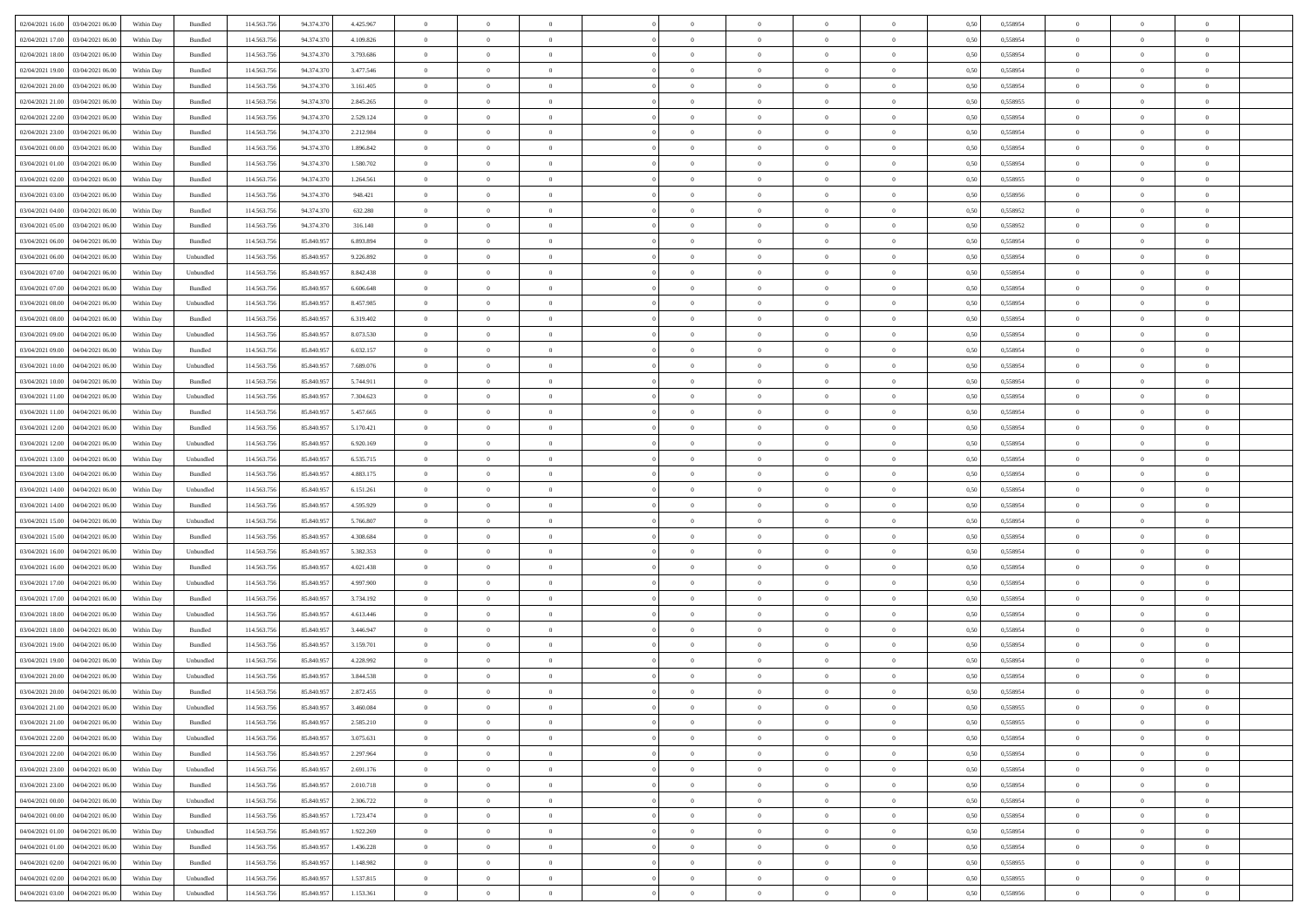| | | | | | | | | | | | | | | | | | | | | |
|---|---|---|---|---|---|---|---|---|---|---|---|---|---|---|---|---|---|---|---|---|
| 02/04/2021 16:00 | 03/04/2021 06:00 | Within Day | Bundled | 114.563.756 | 94.374.370 | 4.425.967 | 0 | 0 | 0 | | 0 | 0 | 0 | 0 | 0,50 | 0,558954 | 0 | 0 | 0 | |
| 02/04/2021 17:00 | 03/04/2021 06:00 | Within Day | Bundled | 114.563.756 | 94.374.370 | 4.109.826 | 0 | 0 | 0 | | 0 | 0 | 0 | 0 | 0,50 | 0,558954 | 0 | 0 | 0 | |
| 02/04/2021 18:00 | 03/04/2021 06:00 | Within Day | Bundled | 114.563.756 | 94.374.370 | 3.793.686 | 0 | 0 | 0 | | 0 | 0 | 0 | 0 | 0,50 | 0,558954 | 0 | 0 | 0 | |
| 02/04/2021 19:00 | 03/04/2021 06:00 | Within Day | Bundled | 114.563.756 | 94.374.370 | 3.477.546 | 0 | 0 | 0 | | 0 | 0 | 0 | 0 | 0,50 | 0,558954 | 0 | 0 | 0 | |
| 02/04/2021 20:00 | 03/04/2021 06:00 | Within Day | Bundled | 114.563.756 | 94.374.370 | 3.161.405 | 0 | 0 | 0 | | 0 | 0 | 0 | 0 | 0,50 | 0,558954 | 0 | 0 | 0 | |
| 02/04/2021 21:00 | 03/04/2021 06:00 | Within Day | Bundled | 114.563.756 | 94.374.370 | 2.845.265 | 0 | 0 | 0 | | 0 | 0 | 0 | 0 | 0,50 | 0,558955 | 0 | 0 | 0 | |
| 02/04/2021 22:00 | 03/04/2021 06:00 | Within Day | Bundled | 114.563.756 | 94.374.370 | 2.529.124 | 0 | 0 | 0 | | 0 | 0 | 0 | 0 | 0,50 | 0,558954 | 0 | 0 | 0 | |
| 02/04/2021 23:00 | 03/04/2021 06:00 | Within Day | Bundled | 114.563.756 | 94.374.370 | 2.212.984 | 0 | 0 | 0 | | 0 | 0 | 0 | 0 | 0,50 | 0,558954 | 0 | 0 | 0 | |
| 03/04/2021 00:00 | 03/04/2021 06:00 | Within Day | Bundled | 114.563.756 | 94.374.370 | 1.896.842 | 0 | 0 | 0 | | 0 | 0 | 0 | 0 | 0,50 | 0,558954 | 0 | 0 | 0 | |
| 03/04/2021 01:00 | 03/04/2021 06:00 | Within Day | Bundled | 114.563.756 | 94.374.370 | 1.580.702 | 0 | 0 | 0 | | 0 | 0 | 0 | 0 | 0,50 | 0,558954 | 0 | 0 | 0 | |
| 03/04/2021 02:00 | 03/04/2021 06:00 | Within Day | Bundled | 114.563.756 | 94.374.370 | 1.264.561 | 0 | 0 | 0 | | 0 | 0 | 0 | 0 | 0,50 | 0,558955 | 0 | 0 | 0 | |
| 03/04/2021 03:00 | 03/04/2021 06:00 | Within Day | Bundled | 114.563.756 | 94.374.370 | 948.421 | 0 | 0 | 0 | | 0 | 0 | 0 | 0 | 0,50 | 0,558956 | 0 | 0 | 0 | |
| 03/04/2021 04:00 | 03/04/2021 06:00 | Within Day | Bundled | 114.563.756 | 94.374.370 | 632.280 | 0 | 0 | 0 | | 0 | 0 | 0 | 0 | 0,50 | 0,558952 | 0 | 0 | 0 | |
| 03/04/2021 05:00 | 03/04/2021 06:00 | Within Day | Bundled | 114.563.756 | 94.374.370 | 316.140 | 0 | 0 | 0 | | 0 | 0 | 0 | 0 | 0,50 | 0,558952 | 0 | 0 | 0 | |
| 03/04/2021 06:00 | 04/04/2021 06:00 | Within Day | Bundled | 114.563.756 | 85.840.957 | 6.893.894 | 0 | 0 | 0 | | 0 | 0 | 0 | 0 | 0,50 | 0,558954 | 0 | 0 | 0 | |
| 03/04/2021 06:00 | 04/04/2021 06:00 | Within Day | Unbundled | 114.563.756 | 85.840.957 | 9.226.892 | 0 | 0 | 0 | | 0 | 0 | 0 | 0 | 0,50 | 0,558954 | 0 | 0 | 0 | |
| 03/04/2021 07:00 | 04/04/2021 06:00 | Within Day | Unbundled | 114.563.756 | 85.840.957 | 8.842.438 | 0 | 0 | 0 | | 0 | 0 | 0 | 0 | 0,50 | 0,558954 | 0 | 0 | 0 | |
| 03/04/2021 07:00 | 04/04/2021 06:00 | Within Day | Bundled | 114.563.756 | 85.840.957 | 6.606.648 | 0 | 0 | 0 | | 0 | 0 | 0 | 0 | 0,50 | 0,558954 | 0 | 0 | 0 | |
| 03/04/2021 08:00 | 04/04/2021 06:00 | Within Day | Unbundled | 114.563.756 | 85.840.957 | 8.457.985 | 0 | 0 | 0 | | 0 | 0 | 0 | 0 | 0,50 | 0,558954 | 0 | 0 | 0 | |
| 03/04/2021 08:00 | 04/04/2021 06:00 | Within Day | Bundled | 114.563.756 | 85.840.957 | 6.319.402 | 0 | 0 | 0 | | 0 | 0 | 0 | 0 | 0,50 | 0,558954 | 0 | 0 | 0 | |
| 03/04/2021 09:00 | 04/04/2021 06:00 | Within Day | Unbundled | 114.563.756 | 85.840.957 | 8.073.530 | 0 | 0 | 0 | | 0 | 0 | 0 | 0 | 0,50 | 0,558954 | 0 | 0 | 0 | |
| 03/04/2021 09:00 | 04/04/2021 06:00 | Within Day | Bundled | 114.563.756 | 85.840.957 | 6.032.157 | 0 | 0 | 0 | | 0 | 0 | 0 | 0 | 0,50 | 0,558954 | 0 | 0 | 0 | |
| 03/04/2021 10:00 | 04/04/2021 06:00 | Within Day | Unbundled | 114.563.756 | 85.840.957 | 7.689.076 | 0 | 0 | 0 | | 0 | 0 | 0 | 0 | 0,50 | 0,558954 | 0 | 0 | 0 | |
| 03/04/2021 10:00 | 04/04/2021 06:00 | Within Day | Bundled | 114.563.756 | 85.840.957 | 5.744.911 | 0 | 0 | 0 | | 0 | 0 | 0 | 0 | 0,50 | 0,558954 | 0 | 0 | 0 | |
| 03/04/2021 11:00 | 04/04/2021 06:00 | Within Day | Unbundled | 114.563.756 | 85.840.957 | 7.304.623 | 0 | 0 | 0 | | 0 | 0 | 0 | 0 | 0,50 | 0,558954 | 0 | 0 | 0 | |
| 03/04/2021 11:00 | 04/04/2021 06:00 | Within Day | Bundled | 114.563.756 | 85.840.957 | 5.457.665 | 0 | 0 | 0 | | 0 | 0 | 0 | 0 | 0,50 | 0,558954 | 0 | 0 | 0 | |
| 03/04/2021 12:00 | 04/04/2021 06:00 | Within Day | Bundled | 114.563.756 | 85.840.957 | 5.170.421 | 0 | 0 | 0 | | 0 | 0 | 0 | 0 | 0,50 | 0,558954 | 0 | 0 | 0 | |
| 03/04/2021 12:00 | 04/04/2021 06:00 | Within Day | Unbundled | 114.563.756 | 85.840.957 | 6.920.169 | 0 | 0 | 0 | | 0 | 0 | 0 | 0 | 0,50 | 0,558954 | 0 | 0 | 0 | |
| 03/04/2021 13:00 | 04/04/2021 06:00 | Within Day | Unbundled | 114.563.756 | 85.840.957 | 6.535.715 | 0 | 0 | 0 | | 0 | 0 | 0 | 0 | 0,50 | 0,558954 | 0 | 0 | 0 | |
| 03/04/2021 13:00 | 04/04/2021 06:00 | Within Day | Bundled | 114.563.756 | 85.840.957 | 4.883.175 | 0 | 0 | 0 | | 0 | 0 | 0 | 0 | 0,50 | 0,558954 | 0 | 0 | 0 | |
| 03/04/2021 14:00 | 04/04/2021 06:00 | Within Day | Unbundled | 114.563.756 | 85.840.957 | 6.151.261 | 0 | 0 | 0 | | 0 | 0 | 0 | 0 | 0,50 | 0,558954 | 0 | 0 | 0 | |
| 03/04/2021 14:00 | 04/04/2021 06:00 | Within Day | Bundled | 114.563.756 | 85.840.957 | 4.595.929 | 0 | 0 | 0 | | 0 | 0 | 0 | 0 | 0,50 | 0,558954 | 0 | 0 | 0 | |
| 03/04/2021 15:00 | 04/04/2021 06:00 | Within Day | Unbundled | 114.563.756 | 85.840.957 | 5.766.807 | 0 | 0 | 0 | | 0 | 0 | 0 | 0 | 0,50 | 0,558954 | 0 | 0 | 0 | |
| 03/04/2021 15:00 | 04/04/2021 06:00 | Within Day | Bundled | 114.563.756 | 85.840.957 | 4.308.684 | 0 | 0 | 0 | | 0 | 0 | 0 | 0 | 0,50 | 0,558954 | 0 | 0 | 0 | |
| 03/04/2021 16:00 | 04/04/2021 06:00 | Within Day | Unbundled | 114.563.756 | 85.840.957 | 5.382.353 | 0 | 0 | 0 | | 0 | 0 | 0 | 0 | 0,50 | 0,558954 | 0 | 0 | 0 | |
| 03/04/2021 16:00 | 04/04/2021 06:00 | Within Day | Bundled | 114.563.756 | 85.840.957 | 4.021.438 | 0 | 0 | 0 | | 0 | 0 | 0 | 0 | 0,50 | 0,558954 | 0 | 0 | 0 | |
| 03/04/2021 17:00 | 04/04/2021 06:00 | Within Day | Unbundled | 114.563.756 | 85.840.957 | 4.997.900 | 0 | 0 | 0 | | 0 | 0 | 0 | 0 | 0,50 | 0,558954 | 0 | 0 | 0 | |
| 03/04/2021 17:00 | 04/04/2021 06:00 | Within Day | Bundled | 114.563.756 | 85.840.957 | 3.734.192 | 0 | 0 | 0 | | 0 | 0 | 0 | 0 | 0,50 | 0,558954 | 0 | 0 | 0 | |
| 03/04/2021 18:00 | 04/04/2021 06:00 | Within Day | Unbundled | 114.563.756 | 85.840.957 | 4.613.446 | 0 | 0 | 0 | | 0 | 0 | 0 | 0 | 0,50 | 0,558954 | 0 | 0 | 0 | |
| 03/04/2021 18:00 | 04/04/2021 06:00 | Within Day | Bundled | 114.563.756 | 85.840.957 | 3.446.947 | 0 | 0 | 0 | | 0 | 0 | 0 | 0 | 0,50 | 0,558954 | 0 | 0 | 0 | |
| 03/04/2021 19:00 | 04/04/2021 06:00 | Within Day | Bundled | 114.563.756 | 85.840.957 | 3.159.701 | 0 | 0 | 0 | | 0 | 0 | 0 | 0 | 0,50 | 0,558954 | 0 | 0 | 0 | |
| 03/04/2021 19:00 | 04/04/2021 06:00 | Within Day | Unbundled | 114.563.756 | 85.840.957 | 4.228.992 | 0 | 0 | 0 | | 0 | 0 | 0 | 0 | 0,50 | 0,558954 | 0 | 0 | 0 | |
| 03/04/2021 20:00 | 04/04/2021 06:00 | Within Day | Unbundled | 114.563.756 | 85.840.957 | 3.844.538 | 0 | 0 | 0 | | 0 | 0 | 0 | 0 | 0,50 | 0,558954 | 0 | 0 | 0 | |
| 03/04/2021 20:00 | 04/04/2021 06:00 | Within Day | Bundled | 114.563.756 | 85.840.957 | 2.872.455 | 0 | 0 | 0 | | 0 | 0 | 0 | 0 | 0,50 | 0,558954 | 0 | 0 | 0 | |
| 03/04/2021 21:00 | 04/04/2021 06:00 | Within Day | Unbundled | 114.563.756 | 85.840.957 | 3.460.084 | 0 | 0 | 0 | | 0 | 0 | 0 | 0 | 0,50 | 0,558955 | 0 | 0 | 0 | |
| 03/04/2021 21:00 | 04/04/2021 06:00 | Within Day | Bundled | 114.563.756 | 85.840.957 | 2.585.210 | 0 | 0 | 0 | | 0 | 0 | 0 | 0 | 0,50 | 0,558955 | 0 | 0 | 0 | |
| 03/04/2021 22:00 | 04/04/2021 06:00 | Within Day | Unbundled | 114.563.756 | 85.840.957 | 3.075.631 | 0 | 0 | 0 | | 0 | 0 | 0 | 0 | 0,50 | 0,558954 | 0 | 0 | 0 | |
| 03/04/2021 22:00 | 04/04/2021 06:00 | Within Day | Bundled | 114.563.756 | 85.840.957 | 2.297.964 | 0 | 0 | 0 | | 0 | 0 | 0 | 0 | 0,50 | 0,558954 | 0 | 0 | 0 | |
| 03/04/2021 23:00 | 04/04/2021 06:00 | Within Day | Unbundled | 114.563.756 | 85.840.957 | 2.691.176 | 0 | 0 | 0 | | 0 | 0 | 0 | 0 | 0,50 | 0,558954 | 0 | 0 | 0 | |
| 03/04/2021 23:00 | 04/04/2021 06:00 | Within Day | Bundled | 114.563.756 | 85.840.957 | 2.010.718 | 0 | 0 | 0 | | 0 | 0 | 0 | 0 | 0,50 | 0,558954 | 0 | 0 | 0 | |
| 04/04/2021 00:00 | 04/04/2021 06:00 | Within Day | Unbundled | 114.563.756 | 85.840.957 | 2.306.722 | 0 | 0 | 0 | | 0 | 0 | 0 | 0 | 0,50 | 0,558954 | 0 | 0 | 0 | |
| 04/04/2021 00:00 | 04/04/2021 06:00 | Within Day | Bundled | 114.563.756 | 85.840.957 | 1.723.474 | 0 | 0 | 0 | | 0 | 0 | 0 | 0 | 0,50 | 0,558954 | 0 | 0 | 0 | |
| 04/04/2021 01:00 | 04/04/2021 06:00 | Within Day | Unbundled | 114.563.756 | 85.840.957 | 1.922.269 | 0 | 0 | 0 | | 0 | 0 | 0 | 0 | 0,50 | 0,558954 | 0 | 0 | 0 | |
| 04/04/2021 01:00 | 04/04/2021 06:00 | Within Day | Bundled | 114.563.756 | 85.840.957 | 1.436.228 | 0 | 0 | 0 | | 0 | 0 | 0 | 0 | 0,50 | 0,558954 | 0 | 0 | 0 | |
| 04/04/2021 02:00 | 04/04/2021 06:00 | Within Day | Bundled | 114.563.756 | 85.840.957 | 1.148.982 | 0 | 0 | 0 | | 0 | 0 | 0 | 0 | 0,50 | 0,558955 | 0 | 0 | 0 | |
| 04/04/2021 02:00 | 04/04/2021 06:00 | Within Day | Unbundled | 114.563.756 | 85.840.957 | 1.537.815 | 0 | 0 | 0 | | 0 | 0 | 0 | 0 | 0,50 | 0,558955 | 0 | 0 | 0 | |
| 04/04/2021 03:00 | 04/04/2021 06:00 | Within Day | Unbundled | 114.563.756 | 85.840.957 | 1.153.361 | 0 | 0 | 0 | | 0 | 0 | 0 | 0 | 0,50 | 0,558956 | 0 | 0 | 0 | |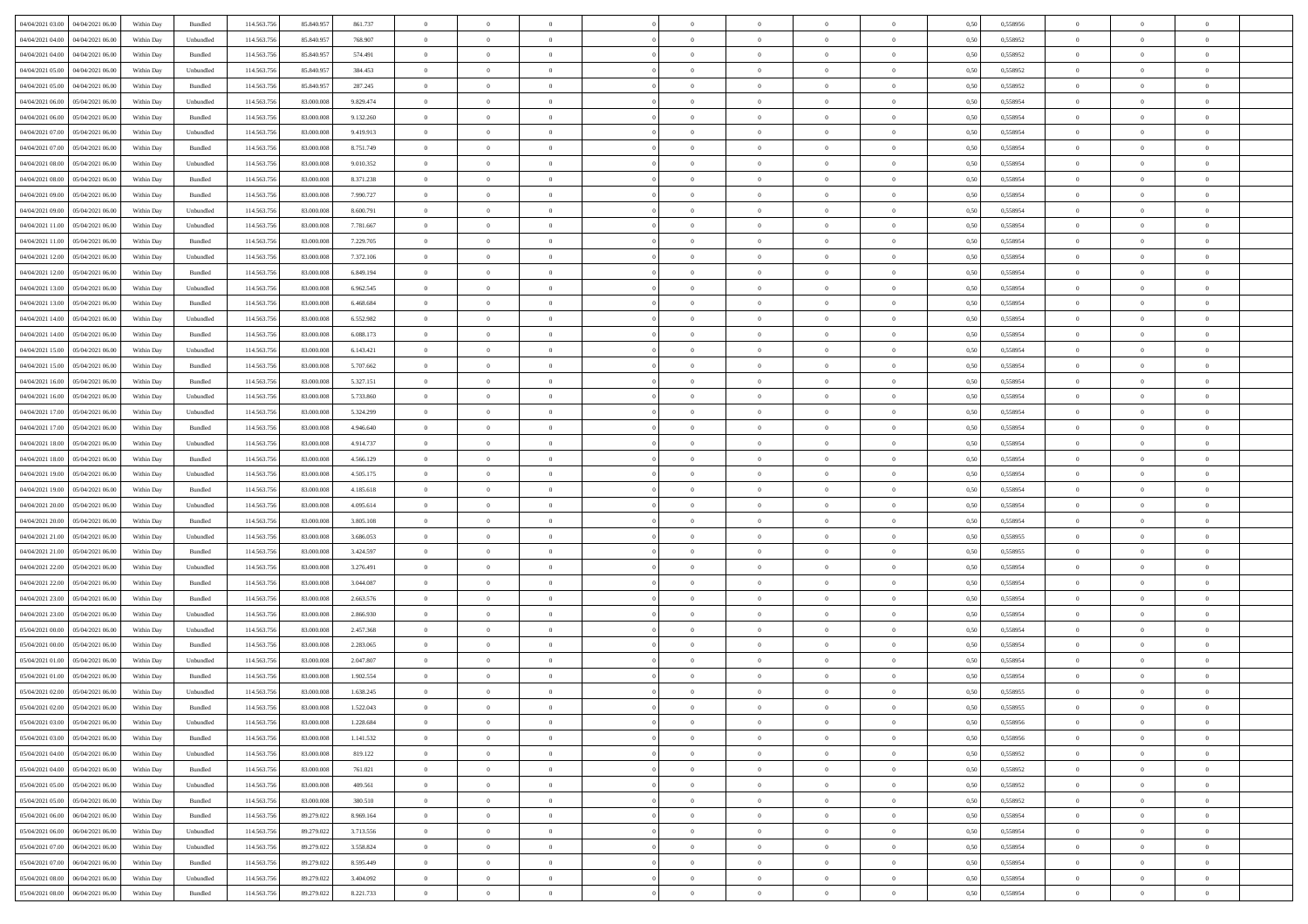| 04/04/2021 03:00 | 04/04/2021 06:00 | Within Day | Bundled | 114.563.756 | 85.840.957 | 861.737 | 0 | 0 | 0 | | 0 | 0 | 0 | 0 | 0,50 | 0,558956 | 0 | 0 | 0 | |
|---|---|---|---|---|---|---|---|---|---|---|---|---|---|---|---|---|---|---|---|---|
| 04/04/2021 04:00 | 04/04/2021 06:00 | Within Day | Unbundled | 114.563.756 | 85.840.957 | 768.907 | 0 | 0 | 0 | | 0 | 0 | 0 | 0 | 0,50 | 0,558952 | 0 | 0 | 0 | |
| 04/04/2021 04:00 | 04/04/2021 06:00 | Within Day | Bundled | 114.563.756 | 85.840.957 | 574.491 | 0 | 0 | 0 | | 0 | 0 | 0 | 0 | 0,50 | 0,558952 | 0 | 0 | 0 | |
| 04/04/2021 05:00 | 04/04/2021 06:00 | Within Day | Unbundled | 114.563.756 | 85.840.957 | 384.453 | 0 | 0 | 0 | | 0 | 0 | 0 | 0 | 0,50 | 0,558952 | 0 | 0 | 0 | |
| 04/04/2021 05:00 | 04/04/2021 06:00 | Within Day | Bundled | 114.563.756 | 85.840.957 | 287.245 | 0 | 0 | 0 | | 0 | 0 | 0 | 0 | 0,50 | 0,558952 | 0 | 0 | 0 | |
| 04/04/2021 06:00 | 05/04/2021 06:00 | Within Day | Unbundled | 114.563.756 | 83.000.008 | 9.829.474 | 0 | 0 | 0 | | 0 | 0 | 0 | 0 | 0,50 | 0,558954 | 0 | 0 | 0 | |
| 04/04/2021 06:00 | 05/04/2021 06:00 | Within Day | Bundled | 114.563.756 | 83.000.008 | 9.132.260 | 0 | 0 | 0 | | 0 | 0 | 0 | 0 | 0,50 | 0,558954 | 0 | 0 | 0 | |
| 04/04/2021 07:00 | 05/04/2021 06:00 | Within Day | Unbundled | 114.563.756 | 83.000.008 | 9.419.913 | 0 | 0 | 0 | | 0 | 0 | 0 | 0 | 0,50 | 0,558954 | 0 | 0 | 0 | |
| 04/04/2021 07:00 | 05/04/2021 06:00 | Within Day | Bundled | 114.563.756 | 83.000.008 | 8.751.749 | 0 | 0 | 0 | | 0 | 0 | 0 | 0 | 0,50 | 0,558954 | 0 | 0 | 0 | |
| 04/04/2021 08:00 | 05/04/2021 06:00 | Within Day | Unbundled | 114.563.756 | 83.000.008 | 9.010.352 | 0 | 0 | 0 | | 0 | 0 | 0 | 0 | 0,50 | 0,558954 | 0 | 0 | 0 | |
| 04/04/2021 08:00 | 05/04/2021 06:00 | Within Day | Bundled | 114.563.756 | 83.000.008 | 8.371.238 | 0 | 0 | 0 | | 0 | 0 | 0 | 0 | 0,50 | 0,558954 | 0 | 0 | 0 | |
| 04/04/2021 09:00 | 05/04/2021 06:00 | Within Day | Bundled | 114.563.756 | 83.000.008 | 7.990.727 | 0 | 0 | 0 | | 0 | 0 | 0 | 0 | 0,50 | 0,558954 | 0 | 0 | 0 | |
| 04/04/2021 09:00 | 05/04/2021 06:00 | Within Day | Unbundled | 114.563.756 | 83.000.008 | 8.600.791 | 0 | 0 | 0 | | 0 | 0 | 0 | 0 | 0,50 | 0,558954 | 0 | 0 | 0 | |
| 04/04/2021 11:00 | 05/04/2021 06:00 | Within Day | Unbundled | 114.563.756 | 83.000.008 | 7.781.667 | 0 | 0 | 0 | | 0 | 0 | 0 | 0 | 0,50 | 0,558954 | 0 | 0 | 0 | |
| 04/04/2021 11:00 | 05/04/2021 06:00 | Within Day | Bundled | 114.563.756 | 83.000.008 | 7.229.705 | 0 | 0 | 0 | | 0 | 0 | 0 | 0 | 0,50 | 0,558954 | 0 | 0 | 0 | |
| 04/04/2021 12:00 | 05/04/2021 06:00 | Within Day | Unbundled | 114.563.756 | 83.000.008 | 7.372.106 | 0 | 0 | 0 | | 0 | 0 | 0 | 0 | 0,50 | 0,558954 | 0 | 0 | 0 | |
| 04/04/2021 12:00 | 05/04/2021 06:00 | Within Day | Bundled | 114.563.756 | 83.000.008 | 6.849.194 | 0 | 0 | 0 | | 0 | 0 | 0 | 0 | 0,50 | 0,558954 | 0 | 0 | 0 | |
| 04/04/2021 13:00 | 05/04/2021 06:00 | Within Day | Unbundled | 114.563.756 | 83.000.008 | 6.962.545 | 0 | 0 | 0 | | 0 | 0 | 0 | 0 | 0,50 | 0,558954 | 0 | 0 | 0 | |
| 04/04/2021 13:00 | 05/04/2021 06:00 | Within Day | Bundled | 114.563.756 | 83.000.008 | 6.468.684 | 0 | 0 | 0 | | 0 | 0 | 0 | 0 | 0,50 | 0,558954 | 0 | 0 | 0 | |
| 04/04/2021 14:00 | 05/04/2021 06:00 | Within Day | Unbundled | 114.563.756 | 83.000.008 | 6.552.982 | 0 | 0 | 0 | | 0 | 0 | 0 | 0 | 0,50 | 0,558954 | 0 | 0 | 0 | |
| 04/04/2021 14:00 | 05/04/2021 06:00 | Within Day | Bundled | 114.563.756 | 83.000.008 | 6.088.173 | 0 | 0 | 0 | | 0 | 0 | 0 | 0 | 0,50 | 0,558954 | 0 | 0 | 0 | |
| 04/04/2021 15:00 | 05/04/2021 06:00 | Within Day | Unbundled | 114.563.756 | 83.000.008 | 6.143.421 | 0 | 0 | 0 | | 0 | 0 | 0 | 0 | 0,50 | 0,558954 | 0 | 0 | 0 | |
| 04/04/2021 15:00 | 05/04/2021 06:00 | Within Day | Bundled | 114.563.756 | 83.000.008 | 5.707.662 | 0 | 0 | 0 | | 0 | 0 | 0 | 0 | 0,50 | 0,558954 | 0 | 0 | 0 | |
| 04/04/2021 16:00 | 05/04/2021 06:00 | Within Day | Bundled | 114.563.756 | 83.000.008 | 5.327.151 | 0 | 0 | 0 | | 0 | 0 | 0 | 0 | 0,50 | 0,558954 | 0 | 0 | 0 | |
| 04/04/2021 16:00 | 05/04/2021 06:00 | Within Day | Unbundled | 114.563.756 | 83.000.008 | 5.733.860 | 0 | 0 | 0 | | 0 | 0 | 0 | 0 | 0,50 | 0,558954 | 0 | 0 | 0 | |
| 04/04/2021 17:00 | 05/04/2021 06:00 | Within Day | Unbundled | 114.563.756 | 83.000.008 | 5.324.299 | 0 | 0 | 0 | | 0 | 0 | 0 | 0 | 0,50 | 0,558954 | 0 | 0 | 0 | |
| 04/04/2021 17:00 | 05/04/2021 06:00 | Within Day | Bundled | 114.563.756 | 83.000.008 | 4.946.640 | 0 | 0 | 0 | | 0 | 0 | 0 | 0 | 0,50 | 0,558954 | 0 | 0 | 0 | |
| 04/04/2021 18:00 | 05/04/2021 06:00 | Within Day | Unbundled | 114.563.756 | 83.000.008 | 4.914.737 | 0 | 0 | 0 | | 0 | 0 | 0 | 0 | 0,50 | 0,558954 | 0 | 0 | 0 | |
| 04/04/2021 18:00 | 05/04/2021 06:00 | Within Day | Bundled | 114.563.756 | 83.000.008 | 4.566.129 | 0 | 0 | 0 | | 0 | 0 | 0 | 0 | 0,50 | 0,558954 | 0 | 0 | 0 | |
| 04/04/2021 19:00 | 05/04/2021 06:00 | Within Day | Unbundled | 114.563.756 | 83.000.008 | 4.505.175 | 0 | 0 | 0 | | 0 | 0 | 0 | 0 | 0,50 | 0,558954 | 0 | 0 | 0 | |
| 04/04/2021 19:00 | 05/04/2021 06:00 | Within Day | Bundled | 114.563.756 | 83.000.008 | 4.185.618 | 0 | 0 | 0 | | 0 | 0 | 0 | 0 | 0,50 | 0,558954 | 0 | 0 | 0 | |
| 04/04/2021 20:00 | 05/04/2021 06:00 | Within Day | Unbundled | 114.563.756 | 83.000.008 | 4.095.614 | 0 | 0 | 0 | | 0 | 0 | 0 | 0 | 0,50 | 0,558954 | 0 | 0 | 0 | |
| 04/04/2021 20:00 | 05/04/2021 06:00 | Within Day | Bundled | 114.563.756 | 83.000.008 | 3.805.108 | 0 | 0 | 0 | | 0 | 0 | 0 | 0 | 0,50 | 0,558954 | 0 | 0 | 0 | |
| 04/04/2021 21:00 | 05/04/2021 06:00 | Within Day | Unbundled | 114.563.756 | 83.000.008 | 3.686.053 | 0 | 0 | 0 | | 0 | 0 | 0 | 0 | 0,50 | 0,558955 | 0 | 0 | 0 | |
| 04/04/2021 21:00 | 05/04/2021 06:00 | Within Day | Bundled | 114.563.756 | 83.000.008 | 3.424.597 | 0 | 0 | 0 | | 0 | 0 | 0 | 0 | 0,50 | 0,558955 | 0 | 0 | 0 | |
| 04/04/2021 22:00 | 05/04/2021 06:00 | Within Day | Unbundled | 114.563.756 | 83.000.008 | 3.276.491 | 0 | 0 | 0 | | 0 | 0 | 0 | 0 | 0,50 | 0,558954 | 0 | 0 | 0 | |
| 04/04/2021 22:00 | 05/04/2021 06:00 | Within Day | Bundled | 114.563.756 | 83.000.008 | 3.044.087 | 0 | 0 | 0 | | 0 | 0 | 0 | 0 | 0,50 | 0,558954 | 0 | 0 | 0 | |
| 04/04/2021 23:00 | 05/04/2021 06:00 | Within Day | Bundled | 114.563.756 | 83.000.008 | 2.663.576 | 0 | 0 | 0 | | 0 | 0 | 0 | 0 | 0,50 | 0,558954 | 0 | 0 | 0 | |
| 04/04/2021 23:00 | 05/04/2021 06:00 | Within Day | Unbundled | 114.563.756 | 83.000.008 | 2.866.930 | 0 | 0 | 0 | | 0 | 0 | 0 | 0 | 0,50 | 0,558954 | 0 | 0 | 0 | |
| 05/04/2021 00:00 | 05/04/2021 06:00 | Within Day | Unbundled | 114.563.756 | 83.000.008 | 2.457.368 | 0 | 0 | 0 | | 0 | 0 | 0 | 0 | 0,50 | 0,558954 | 0 | 0 | 0 | |
| 05/04/2021 00:00 | 05/04/2021 06:00 | Within Day | Bundled | 114.563.756 | 83.000.008 | 2.283.065 | 0 | 0 | 0 | | 0 | 0 | 0 | 0 | 0,50 | 0,558954 | 0 | 0 | 0 | |
| 05/04/2021 01:00 | 05/04/2021 06:00 | Within Day | Unbundled | 114.563.756 | 83.000.008 | 2.047.807 | 0 | 0 | 0 | | 0 | 0 | 0 | 0 | 0,50 | 0,558954 | 0 | 0 | 0 | |
| 05/04/2021 01:00 | 05/04/2021 06:00 | Within Day | Bundled | 114.563.756 | 83.000.008 | 1.902.554 | 0 | 0 | 0 | | 0 | 0 | 0 | 0 | 0,50 | 0,558954 | 0 | 0 | 0 | |
| 05/04/2021 02:00 | 05/04/2021 06:00 | Within Day | Unbundled | 114.563.756 | 83.000.008 | 1.638.245 | 0 | 0 | 0 | | 0 | 0 | 0 | 0 | 0,50 | 0,558955 | 0 | 0 | 0 | |
| 05/04/2021 02:00 | 05/04/2021 06:00 | Within Day | Bundled | 114.563.756 | 83.000.008 | 1.522.043 | 0 | 0 | 0 | | 0 | 0 | 0 | 0 | 0,50 | 0,558955 | 0 | 0 | 0 | |
| 05/04/2021 03:00 | 05/04/2021 06:00 | Within Day | Unbundled | 114.563.756 | 83.000.008 | 1.228.684 | 0 | 0 | 0 | | 0 | 0 | 0 | 0 | 0,50 | 0,558956 | 0 | 0 | 0 | |
| 05/04/2021 03:00 | 05/04/2021 06:00 | Within Day | Bundled | 114.563.756 | 83.000.008 | 1.141.532 | 0 | 0 | 0 | | 0 | 0 | 0 | 0 | 0,50 | 0,558956 | 0 | 0 | 0 | |
| 05/04/2021 04:00 | 05/04/2021 06:00 | Within Day | Unbundled | 114.563.756 | 83.000.008 | 819.122 | 0 | 0 | 0 | | 0 | 0 | 0 | 0 | 0,50 | 0,558952 | 0 | 0 | 0 | |
| 05/04/2021 04:00 | 05/04/2021 06:00 | Within Day | Bundled | 114.563.756 | 83.000.008 | 761.021 | 0 | 0 | 0 | | 0 | 0 | 0 | 0 | 0,50 | 0,558952 | 0 | 0 | 0 | |
| 05/04/2021 05:00 | 05/04/2021 06:00 | Within Day | Unbundled | 114.563.756 | 83.000.008 | 409.561 | 0 | 0 | 0 | | 0 | 0 | 0 | 0 | 0,50 | 0,558952 | 0 | 0 | 0 | |
| 05/04/2021 05:00 | 05/04/2021 06:00 | Within Day | Bundled | 114.563.756 | 83.000.008 | 380.510 | 0 | 0 | 0 | | 0 | 0 | 0 | 0 | 0,50 | 0,558952 | 0 | 0 | 0 | |
| 05/04/2021 06:00 | 06/04/2021 06:00 | Within Day | Bundled | 114.563.756 | 89.279.022 | 8.969.164 | 0 | 0 | 0 | | 0 | 0 | 0 | 0 | 0,50 | 0,558954 | 0 | 0 | 0 | |
| 05/04/2021 06:00 | 06/04/2021 06:00 | Within Day | Unbundled | 114.563.756 | 89.279.022 | 3.713.556 | 0 | 0 | 0 | | 0 | 0 | 0 | 0 | 0,50 | 0,558954 | 0 | 0 | 0 | |
| 05/04/2021 07:00 | 06/04/2021 06:00 | Within Day | Unbundled | 114.563.756 | 89.279.022 | 3.558.824 | 0 | 0 | 0 | | 0 | 0 | 0 | 0 | 0,50 | 0,558954 | 0 | 0 | 0 | |
| 05/04/2021 07:00 | 06/04/2021 06:00 | Within Day | Bundled | 114.563.756 | 89.279.022 | 8.595.449 | 0 | 0 | 0 | | 0 | 0 | 0 | 0 | 0,50 | 0,558954 | 0 | 0 | 0 | |
| 05/04/2021 08:00 | 06/04/2021 06:00 | Within Day | Unbundled | 114.563.756 | 89.279.022 | 3.404.092 | 0 | 0 | 0 | | 0 | 0 | 0 | 0 | 0,50 | 0,558954 | 0 | 0 | 0 | |
| 05/04/2021 08:00 | 06/04/2021 06:00 | Within Day | Bundled | 114.563.756 | 89.279.022 | 8.221.733 | 0 | 0 | 0 | | 0 | 0 | 0 | 0 | 0,50 | 0,558954 | 0 | 0 | 0 | |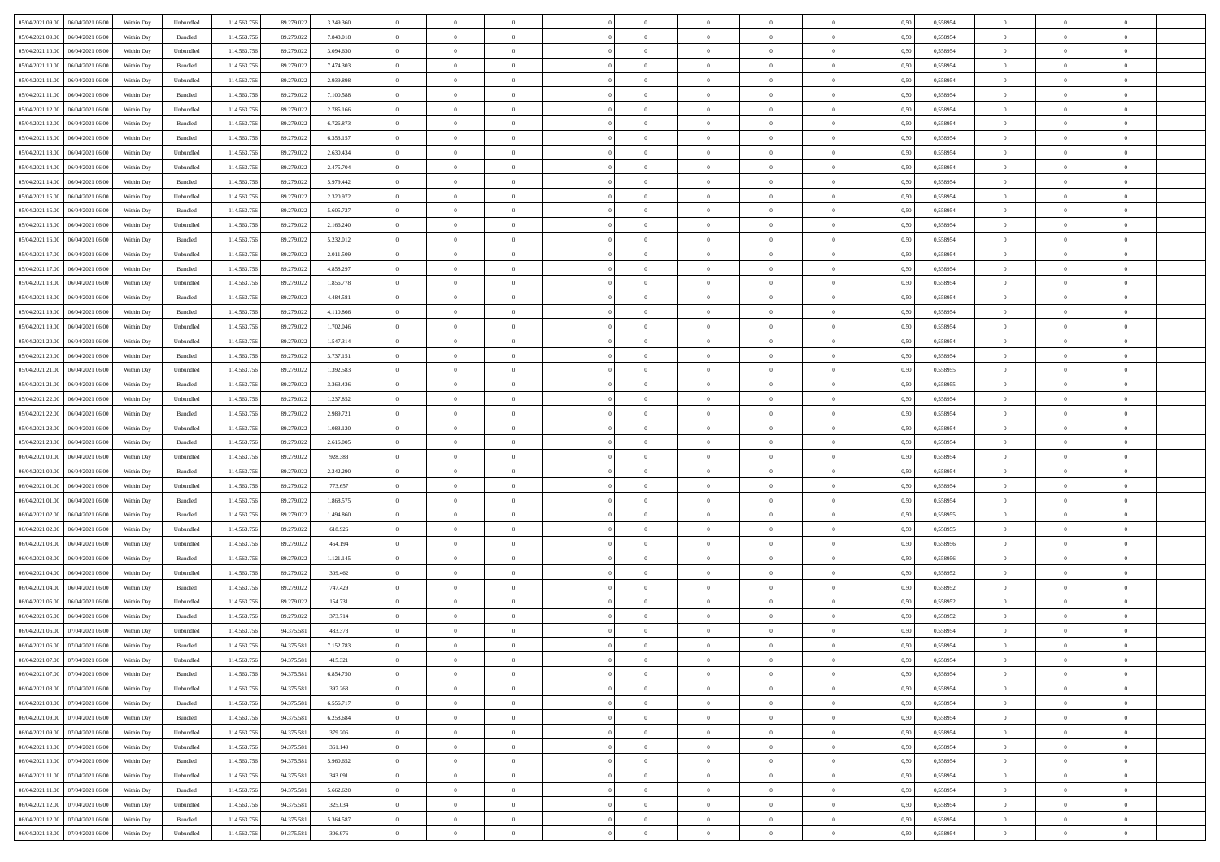| | | | | | | | | | | | | | | | | | | | | | |
|---|---|---|---|---|---|---|---|---|---|---|---|---|---|---|---|---|---|---|---|---|---|
| 05/04/2021 09:00 | 06/04/2021 06:00 | Within Day | Unbundled | 114.563.756 | 89.279.022 | 3.249.360 | 0 | 0 | 0 | | 0 | 0 | 0 | 0 | 0 | 0,50 | 0,558954 | 0 | 0 | 0 | |
| 05/04/2021 09:00 | 06/04/2021 06:00 | Within Day | Bundled | 114.563.756 | 89.279.022 | 7.848.018 | 0 | 0 | 0 | | 0 | 0 | 0 | 0 | 0 | 0,50 | 0,558954 | 0 | 0 | 0 | |
| 05/04/2021 10:00 | 06/04/2021 06:00 | Within Day | Unbundled | 114.563.756 | 89.279.022 | 3.094.630 | 0 | 0 | 0 | | 0 | 0 | 0 | 0 | 0 | 0,50 | 0,558954 | 0 | 0 | 0 | |
| 05/04/2021 10:00 | 06/04/2021 06:00 | Within Day | Bundled | 114.563.756 | 89.279.022 | 7.474.303 | 0 | 0 | 0 | | 0 | 0 | 0 | 0 | 0 | 0,50 | 0,558954 | 0 | 0 | 0 | |
| 05/04/2021 11:00 | 06/04/2021 06:00 | Within Day | Unbundled | 114.563.756 | 89.279.022 | 2.939.898 | 0 | 0 | 0 | | 0 | 0 | 0 | 0 | 0 | 0,50 | 0,558954 | 0 | 0 | 0 | |
| 05/04/2021 11:00 | 06/04/2021 06:00 | Within Day | Bundled | 114.563.756 | 89.279.022 | 7.100.588 | 0 | 0 | 0 | | 0 | 0 | 0 | 0 | 0 | 0,50 | 0,558954 | 0 | 0 | 0 | |
| 05/04/2021 12:00 | 06/04/2021 06:00 | Within Day | Unbundled | 114.563.756 | 89.279.022 | 2.785.166 | 0 | 0 | 0 | | 0 | 0 | 0 | 0 | 0 | 0,50 | 0,558954 | 0 | 0 | 0 | |
| 05/04/2021 12:00 | 06/04/2021 06:00 | Within Day | Bundled | 114.563.756 | 89.279.022 | 6.726.873 | 0 | 0 | 0 | | 0 | 0 | 0 | 0 | 0 | 0,50 | 0,558954 | 0 | 0 | 0 | |
| 05/04/2021 13:00 | 06/04/2021 06:00 | Within Day | Bundled | 114.563.756 | 89.279.022 | 6.353.157 | 0 | 0 | 0 | | 0 | 0 | 0 | 0 | 0 | 0,50 | 0,558954 | 0 | 0 | 0 | |
| 05/04/2021 13:00 | 06/04/2021 06:00 | Within Day | Unbundled | 114.563.756 | 89.279.022 | 2.630.434 | 0 | 0 | 0 | | 0 | 0 | 0 | 0 | 0 | 0,50 | 0,558954 | 0 | 0 | 0 | |
| 05/04/2021 14:00 | 06/04/2021 06:00 | Within Day | Unbundled | 114.563.756 | 89.279.022 | 2.475.704 | 0 | 0 | 0 | | 0 | 0 | 0 | 0 | 0 | 0,50 | 0,558954 | 0 | 0 | 0 | |
| 05/04/2021 14:00 | 06/04/2021 06:00 | Within Day | Bundled | 114.563.756 | 89.279.022 | 5.979.442 | 0 | 0 | 0 | | 0 | 0 | 0 | 0 | 0 | 0,50 | 0,558954 | 0 | 0 | 0 | |
| 05/04/2021 15:00 | 06/04/2021 06:00 | Within Day | Unbundled | 114.563.756 | 89.279.022 | 2.320.972 | 0 | 0 | 0 | | 0 | 0 | 0 | 0 | 0 | 0,50 | 0,558954 | 0 | 0 | 0 | |
| 05/04/2021 15:00 | 06/04/2021 06:00 | Within Day | Bundled | 114.563.756 | 89.279.022 | 5.605.727 | 0 | 0 | 0 | | 0 | 0 | 0 | 0 | 0 | 0,50 | 0,558954 | 0 | 0 | 0 | |
| 05/04/2021 16:00 | 06/04/2021 06:00 | Within Day | Unbundled | 114.563.756 | 89.279.022 | 2.166.240 | 0 | 0 | 0 | | 0 | 0 | 0 | 0 | 0 | 0,50 | 0,558954 | 0 | 0 | 0 | |
| 05/04/2021 16:00 | 06/04/2021 06:00 | Within Day | Bundled | 114.563.756 | 89.279.022 | 5.232.012 | 0 | 0 | 0 | | 0 | 0 | 0 | 0 | 0 | 0,50 | 0,558954 | 0 | 0 | 0 | |
| 05/04/2021 17:00 | 06/04/2021 06:00 | Within Day | Unbundled | 114.563.756 | 89.279.022 | 2.011.509 | 0 | 0 | 0 | | 0 | 0 | 0 | 0 | 0 | 0,50 | 0,558954 | 0 | 0 | 0 | |
| 05/04/2021 17:00 | 06/04/2021 06:00 | Within Day | Bundled | 114.563.756 | 89.279.022 | 4.858.297 | 0 | 0 | 0 | | 0 | 0 | 0 | 0 | 0 | 0,50 | 0,558954 | 0 | 0 | 0 | |
| 05/04/2021 18:00 | 06/04/2021 06:00 | Within Day | Unbundled | 114.563.756 | 89.279.022 | 1.856.778 | 0 | 0 | 0 | | 0 | 0 | 0 | 0 | 0 | 0,50 | 0,558954 | 0 | 0 | 0 | |
| 05/04/2021 18:00 | 06/04/2021 06:00 | Within Day | Bundled | 114.563.756 | 89.279.022 | 4.484.581 | 0 | 0 | 0 | | 0 | 0 | 0 | 0 | 0 | 0,50 | 0,558954 | 0 | 0 | 0 | |
| 05/04/2021 19:00 | 06/04/2021 06:00 | Within Day | Bundled | 114.563.756 | 89.279.022 | 4.110.866 | 0 | 0 | 0 | | 0 | 0 | 0 | 0 | 0 | 0,50 | 0,558954 | 0 | 0 | 0 | |
| 05/04/2021 19:00 | 06/04/2021 06:00 | Within Day | Unbundled | 114.563.756 | 89.279.022 | 1.702.046 | 0 | 0 | 0 | | 0 | 0 | 0 | 0 | 0 | 0,50 | 0,558954 | 0 | 0 | 0 | |
| 05/04/2021 20:00 | 06/04/2021 06:00 | Within Day | Unbundled | 114.563.756 | 89.279.022 | 1.547.314 | 0 | 0 | 0 | | 0 | 0 | 0 | 0 | 0 | 0,50 | 0,558954 | 0 | 0 | 0 | |
| 05/04/2021 20:00 | 06/04/2021 06:00 | Within Day | Bundled | 114.563.756 | 89.279.022 | 3.737.151 | 0 | 0 | 0 | | 0 | 0 | 0 | 0 | 0 | 0,50 | 0,558954 | 0 | 0 | 0 | |
| 05/04/2021 21:00 | 06/04/2021 06:00 | Within Day | Unbundled | 114.563.756 | 89.279.022 | 1.392.583 | 0 | 0 | 0 | | 0 | 0 | 0 | 0 | 0 | 0,50 | 0,558955 | 0 | 0 | 0 | |
| 05/04/2021 21:00 | 06/04/2021 06:00 | Within Day | Bundled | 114.563.756 | 89.279.022 | 3.363.436 | 0 | 0 | 0 | | 0 | 0 | 0 | 0 | 0 | 0,50 | 0,558955 | 0 | 0 | 0 | |
| 05/04/2021 22:00 | 06/04/2021 06:00 | Within Day | Unbundled | 114.563.756 | 89.279.022 | 1.237.852 | 0 | 0 | 0 | | 0 | 0 | 0 | 0 | 0 | 0,50 | 0,558954 | 0 | 0 | 0 | |
| 05/04/2021 22:00 | 06/04/2021 06:00 | Within Day | Bundled | 114.563.756 | 89.279.022 | 2.989.721 | 0 | 0 | 0 | | 0 | 0 | 0 | 0 | 0 | 0,50 | 0,558954 | 0 | 0 | 0 | |
| 05/04/2021 23:00 | 06/04/2021 06:00 | Within Day | Unbundled | 114.563.756 | 89.279.022 | 1.083.120 | 0 | 0 | 0 | | 0 | 0 | 0 | 0 | 0 | 0,50 | 0,558954 | 0 | 0 | 0 | |
| 05/04/2021 23:00 | 06/04/2021 06:00 | Within Day | Bundled | 114.563.756 | 89.279.022 | 2.616.005 | 0 | 0 | 0 | | 0 | 0 | 0 | 0 | 0 | 0,50 | 0,558954 | 0 | 0 | 0 | |
| 06/04/2021 00:00 | 06/04/2021 06:00 | Within Day | Unbundled | 114.563.756 | 89.279.022 | 928.388 | 0 | 0 | 0 | | 0 | 0 | 0 | 0 | 0 | 0,50 | 0,558954 | 0 | 0 | 0 | |
| 06/04/2021 00:00 | 06/04/2021 06:00 | Within Day | Bundled | 114.563.756 | 89.279.022 | 2.242.290 | 0 | 0 | 0 | | 0 | 0 | 0 | 0 | 0 | 0,50 | 0,558954 | 0 | 0 | 0 | |
| 06/04/2021 01:00 | 06/04/2021 06:00 | Within Day | Unbundled | 114.563.756 | 89.279.022 | 773.657 | 0 | 0 | 0 | | 0 | 0 | 0 | 0 | 0 | 0,50 | 0,558954 | 0 | 0 | 0 | |
| 06/04/2021 01:00 | 06/04/2021 06:00 | Within Day | Bundled | 114.563.756 | 89.279.022 | 1.868.575 | 0 | 0 | 0 | | 0 | 0 | 0 | 0 | 0 | 0,50 | 0,558954 | 0 | 0 | 0 | |
| 06/04/2021 02:00 | 06/04/2021 06:00 | Within Day | Bundled | 114.563.756 | 89.279.022 | 1.494.860 | 0 | 0 | 0 | | 0 | 0 | 0 | 0 | 0 | 0,50 | 0,558955 | 0 | 0 | 0 | |
| 06/04/2021 02:00 | 06/04/2021 06:00 | Within Day | Unbundled | 114.563.756 | 89.279.022 | 618.926 | 0 | 0 | 0 | | 0 | 0 | 0 | 0 | 0 | 0,50 | 0,558955 | 0 | 0 | 0 | |
| 06/04/2021 03:00 | 06/04/2021 06:00 | Within Day | Unbundled | 114.563.756 | 89.279.022 | 464.194 | 0 | 0 | 0 | | 0 | 0 | 0 | 0 | 0 | 0,50 | 0,558956 | 0 | 0 | 0 | |
| 06/04/2021 03:00 | 06/04/2021 06:00 | Within Day | Bundled | 114.563.756 | 89.279.022 | 1.121.145 | 0 | 0 | 0 | | 0 | 0 | 0 | 0 | 0 | 0,50 | 0,558956 | 0 | 0 | 0 | |
| 06/04/2021 04:00 | 06/04/2021 06:00 | Within Day | Unbundled | 114.563.756 | 89.279.022 | 309.462 | 0 | 0 | 0 | | 0 | 0 | 0 | 0 | 0 | 0,50 | 0,558952 | 0 | 0 | 0 | |
| 06/04/2021 04:00 | 06/04/2021 06:00 | Within Day | Bundled | 114.563.756 | 89.279.022 | 747.429 | 0 | 0 | 0 | | 0 | 0 | 0 | 0 | 0 | 0,50 | 0,558952 | 0 | 0 | 0 | |
| 06/04/2021 05:00 | 06/04/2021 06:00 | Within Day | Unbundled | 114.563.756 | 89.279.022 | 154.731 | 0 | 0 | 0 | | 0 | 0 | 0 | 0 | 0 | 0,50 | 0,558952 | 0 | 0 | 0 | |
| 06/04/2021 05:00 | 06/04/2021 06:00 | Within Day | Bundled | 114.563.756 | 89.279.022 | 373.714 | 0 | 0 | 0 | | 0 | 0 | 0 | 0 | 0 | 0,50 | 0,558952 | 0 | 0 | 0 | |
| 06/04/2021 06:00 | 07/04/2021 06:00 | Within Day | Unbundled | 114.563.756 | 94.375.581 | 433.378 | 0 | 0 | 0 | | 0 | 0 | 0 | 0 | 0 | 0,50 | 0,558954 | 0 | 0 | 0 | |
| 06/04/2021 06:00 | 07/04/2021 06:00 | Within Day | Bundled | 114.563.756 | 94.375.581 | 7.152.783 | 0 | 0 | 0 | | 0 | 0 | 0 | 0 | 0 | 0,50 | 0,558954 | 0 | 0 | 0 | |
| 06/04/2021 07:00 | 07/04/2021 06:00 | Within Day | Unbundled | 114.563.756 | 94.375.581 | 415.321 | 0 | 0 | 0 | | 0 | 0 | 0 | 0 | 0 | 0,50 | 0,558954 | 0 | 0 | 0 | |
| 06/04/2021 07:00 | 07/04/2021 06:00 | Within Day | Bundled | 114.563.756 | 94.375.581 | 6.854.750 | 0 | 0 | 0 | | 0 | 0 | 0 | 0 | 0 | 0,50 | 0,558954 | 0 | 0 | 0 | |
| 06/04/2021 08:00 | 07/04/2021 06:00 | Within Day | Unbundled | 114.563.756 | 94.375.581 | 397.263 | 0 | 0 | 0 | | 0 | 0 | 0 | 0 | 0 | 0,50 | 0,558954 | 0 | 0 | 0 | |
| 06/04/2021 08:00 | 07/04/2021 06:00 | Within Day | Bundled | 114.563.756 | 94.375.581 | 6.556.717 | 0 | 0 | 0 | | 0 | 0 | 0 | 0 | 0 | 0,50 | 0,558954 | 0 | 0 | 0 | |
| 06/04/2021 09:00 | 07/04/2021 06:00 | Within Day | Bundled | 114.563.756 | 94.375.581 | 6.258.684 | 0 | 0 | 0 | | 0 | 0 | 0 | 0 | 0 | 0,50 | 0,558954 | 0 | 0 | 0 | |
| 06/04/2021 09:00 | 07/04/2021 06:00 | Within Day | Unbundled | 114.563.756 | 94.375.581 | 379.206 | 0 | 0 | 0 | | 0 | 0 | 0 | 0 | 0 | 0,50 | 0,558954 | 0 | 0 | 0 | |
| 06/04/2021 10:00 | 07/04/2021 06:00 | Within Day | Unbundled | 114.563.756 | 94.375.581 | 361.149 | 0 | 0 | 0 | | 0 | 0 | 0 | 0 | 0 | 0,50 | 0,558954 | 0 | 0 | 0 | |
| 06/04/2021 10:00 | 07/04/2021 06:00 | Within Day | Bundled | 114.563.756 | 94.375.581 | 5.960.652 | 0 | 0 | 0 | | 0 | 0 | 0 | 0 | 0 | 0,50 | 0,558954 | 0 | 0 | 0 | |
| 06/04/2021 11:00 | 07/04/2021 06:00 | Within Day | Unbundled | 114.563.756 | 94.375.581 | 343.091 | 0 | 0 | 0 | | 0 | 0 | 0 | 0 | 0 | 0,50 | 0,558954 | 0 | 0 | 0 | |
| 06/04/2021 11:00 | 07/04/2021 06:00 | Within Day | Bundled | 114.563.756 | 94.375.581 | 5.662.620 | 0 | 0 | 0 | | 0 | 0 | 0 | 0 | 0 | 0,50 | 0,558954 | 0 | 0 | 0 | |
| 06/04/2021 12:00 | 07/04/2021 06:00 | Within Day | Unbundled | 114.563.756 | 94.375.581 | 325.034 | 0 | 0 | 0 | | 0 | 0 | 0 | 0 | 0 | 0,50 | 0,558954 | 0 | 0 | 0 | |
| 06/04/2021 12:00 | 07/04/2021 06:00 | Within Day | Bundled | 114.563.756 | 94.375.581 | 5.364.587 | 0 | 0 | 0 | | 0 | 0 | 0 | 0 | 0 | 0,50 | 0,558954 | 0 | 0 | 0 | |
| 06/04/2021 13:00 | 07/04/2021 06:00 | Within Day | Unbundled | 114.563.756 | 94.375.581 | 306.976 | 0 | 0 | 0 | | 0 | 0 | 0 | 0 | 0 | 0,50 | 0,558954 | 0 | 0 | 0 | |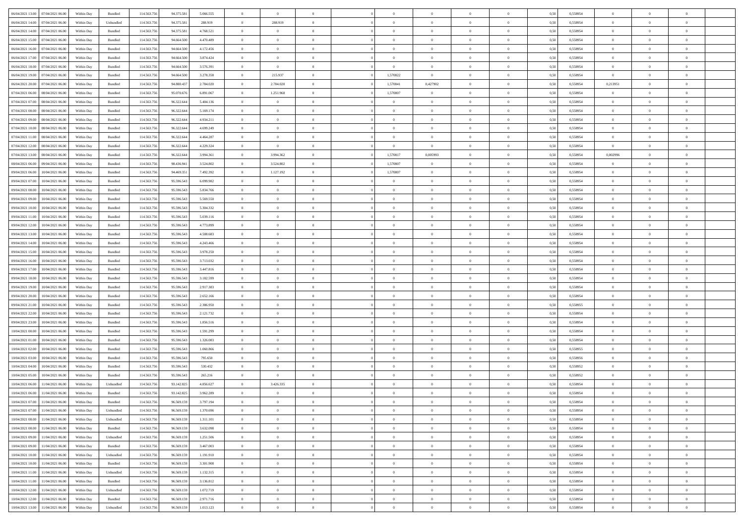| | | | | | | | | | | | | | | | | | | | | |
|---|---|---|---|---|---|---|---|---|---|---|---|---|---|---|---|---|---|---|---|---|
| 06/04/2021 13.00 | 07/04/2021 06.00 | Within Day | Bundled | 114.563.756 | 94.375.581 | 5.066.555 | 0 | 0 | 0 | | 0 | 0 | 0 | 0 | 0,50 | 0,558954 | 0 | 0 | 0 | |
| 06/04/2021 14.00 | 07/04/2021 06.00 | Within Day | Unbundled | 114.563.756 | 94.375.581 | 288.919 | 0 | 288.919 | 0 | | 0 | 0 | 0 | 0 | 0,50 | 0,558954 | 0 | 0 | 0 | |
| 06/04/2021 14.00 | 07/04/2021 06.00 | Within Day | Bundled | 114.563.756 | 94.375.581 | 4.768.521 | 0 | 0 | 0 | | 0 | 0 | 0 | 0 | 0,50 | 0,558954 | 0 | 0 | 0 | |
| 06/04/2021 15.00 | 07/04/2021 06.00 | Within Day | Bundled | 114.563.756 | 94.664.500 | 4.470.489 | 0 | 0 | 0 | | 0 | 0 | 0 | 0 | 0,50 | 0,558954 | 0 | 0 | 0 | |
| 06/04/2021 16.00 | 07/04/2021 06.00 | Within Day | Bundled | 114.563.756 | 94.664.500 | 4.172.456 | 0 | 0 | 0 | | 0 | 0 | 0 | 0 | 0,50 | 0,558954 | 0 | 0 | 0 | |
| 06/04/2021 17.00 | 07/04/2021 06.00 | Within Day | Bundled | 114.563.756 | 94.664.500 | 3.874.424 | 0 | 0 | 0 | | 0 | 0 | 0 | 0 | 0,50 | 0,558954 | 0 | 0 | 0 | |
| 06/04/2021 18.00 | 07/04/2021 06.00 | Within Day | Bundled | 114.563.756 | 94.664.500 | 3.576.391 | 0 | 0 | 0 | | 0 | 0 | 0 | 0 | 0,50 | 0,558954 | 0 | 0 | 0 | |
| 06/04/2021 19.00 | 07/04/2021 06.00 | Within Day | Bundled | 114.563.756 | 94.664.500 | 3.278.358 | 0 | 215.937 | 0 | | 1,570822 | 0 | 0 | 0 | 0,50 | 0,558954 | 0 | 0 | 0 | |
| 06/04/2021 20.00 | 07/04/2021 06.00 | Within Day | Bundled | 114.563.756 | 94.880.437 | 2.784.020 | 0 | 2.784.020 | 0 | | 1,570841 | 0,427902 | 0 | 0 | 0,50 | 0,558954 | 0,213951 | 0 | 0 | |
| 07/04/2021 06.00 | 08/04/2021 06.00 | Within Day | Bundled | 114.563.756 | 95.070.676 | 6.891.067 | 0 | 1.251.968 | 0 | | 1,570807 | 0 | 0 | 0 | 0,50 | 0,558954 | 0 | 0 | 0 | |
| 07/04/2021 07.00 | 08/04/2021 06.00 | Within Day | Bundled | 114.563.756 | 96.322.644 | 5.404.136 | 0 | 0 | 0 | | 0 | 0 | 0 | 0 | 0,50 | 0,558954 | 0 | 0 | 0 | |
| 07/04/2021 08.00 | 08/04/2021 06.00 | Within Day | Bundled | 114.563.756 | 96.322.644 | 5.169.174 | 0 | 0 | 0 | | 0 | 0 | 0 | 0 | 0,50 | 0,558954 | 0 | 0 | 0 | |
| 07/04/2021 09.00 | 08/04/2021 06.00 | Within Day | Bundled | 114.563.756 | 96.322.644 | 4.934.211 | 0 | 0 | 0 | | 0 | 0 | 0 | 0 | 0,50 | 0,558954 | 0 | 0 | 0 | |
| 07/04/2021 10.00 | 08/04/2021 06.00 | Within Day | Bundled | 114.563.756 | 96.322.644 | 4.699.249 | 0 | 0 | 0 | | 0 | 0 | 0 | 0 | 0,50 | 0,558954 | 0 | 0 | 0 | |
| 07/04/2021 11.00 | 08/04/2021 06.00 | Within Day | Bundled | 114.563.756 | 96.322.644 | 4.464.287 | 0 | 0 | 0 | | 0 | 0 | 0 | 0 | 0,50 | 0,558954 | 0 | 0 | 0 | |
| 07/04/2021 12.00 | 08/04/2021 06.00 | Within Day | Bundled | 114.563.756 | 96.322.644 | 4.229.324 | 0 | 0 | 0 | | 0 | 0 | 0 | 0 | 0,50 | 0,558954 | 0 | 0 | 0 | |
| 07/04/2021 13.00 | 08/04/2021 06.00 | Within Day | Bundled | 114.563.756 | 96.322.644 | 3.994.361 | 0 | 3.994.362 | 0 | | 1,570817 | 0,005993 | 0 | 0 | 0,50 | 0,558954 | 0,002996 | 0 | 0 | |
| 08/04/2021 06.00 | 09/04/2021 06.00 | Within Day | Bundled | 114.563.756 | 98.436.941 | 3.524.802 | 0 | 3.524.802 | 0 | | 1,570807 | 0 | 0 | 0 | 0,50 | 0,558954 | 0 | 0 | 0 | |
| 09/04/2021 06.00 | 10/04/2021 06.00 | Within Day | Bundled | 114.563.756 | 94.469.351 | 7.492.392 | 0 | 1.127.192 | 0 | | 1,570807 | 0 | 0 | 0 | 0,50 | 0,558954 | 0 | 0 | 0 | |
| 09/04/2021 07.00 | 10/04/2021 06.00 | Within Day | Bundled | 114.563.756 | 95.596.543 | 6.099.982 | 0 | 0 | 0 | | 0 | 0 | 0 | 0 | 0,50 | 0,558954 | 0 | 0 | 0 | |
| 09/04/2021 08.00 | 10/04/2021 06.00 | Within Day | Bundled | 114.563.756 | 95.596.543 | 5.834.766 | 0 | 0 | 0 | | 0 | 0 | 0 | 0 | 0,50 | 0,558954 | 0 | 0 | 0 | |
| 09/04/2021 09.00 | 10/04/2021 06.00 | Within Day | Bundled | 114.563.756 | 95.596.543 | 5.569.550 | 0 | 0 | 0 | | 0 | 0 | 0 | 0 | 0,50 | 0,558954 | 0 | 0 | 0 | |
| 09/04/2021 10.00 | 10/04/2021 06.00 | Within Day | Bundled | 114.563.756 | 95.596.543 | 5.304.332 | 0 | 0 | 0 | | 0 | 0 | 0 | 0 | 0,50 | 0,558954 | 0 | 0 | 0 | |
| 09/04/2021 11.00 | 10/04/2021 06.00 | Within Day | Bundled | 114.563.756 | 95.596.543 | 5.039.116 | 0 | 0 | 0 | | 0 | 0 | 0 | 0 | 0,50 | 0,558954 | 0 | 0 | 0 | |
| 09/04/2021 12.00 | 10/04/2021 06.00 | Within Day | Bundled | 114.563.756 | 95.596.543 | 4.773.899 | 0 | 0 | 0 | | 0 | 0 | 0 | 0 | 0,50 | 0,558954 | 0 | 0 | 0 | |
| 09/04/2021 13.00 | 10/04/2021 06.00 | Within Day | Bundled | 114.563.756 | 95.596.543 | 4.508.683 | 0 | 0 | 0 | | 0 | 0 | 0 | 0 | 0,50 | 0,558954 | 0 | 0 | 0 | |
| 09/04/2021 14.00 | 10/04/2021 06.00 | Within Day | Bundled | 114.563.756 | 95.596.543 | 4.243.466 | 0 | 0 | 0 | | 0 | 0 | 0 | 0 | 0,50 | 0,558954 | 0 | 0 | 0 | |
| 09/04/2021 15.00 | 10/04/2021 06.00 | Within Day | Bundled | 114.563.756 | 95.596.543 | 3.978.250 | 0 | 0 | 0 | | 0 | 0 | 0 | 0 | 0,50 | 0,558954 | 0 | 0 | 0 | |
| 09/04/2021 16.00 | 10/04/2021 06.00 | Within Day | Bundled | 114.563.756 | 95.596.543 | 3.713.032 | 0 | 0 | 0 | | 0 | 0 | 0 | 0 | 0,50 | 0,558954 | 0 | 0 | 0 | |
| 09/04/2021 17.00 | 10/04/2021 06.00 | Within Day | Bundled | 114.563.756 | 95.596.543 | 3.447.816 | 0 | 0 | 0 | | 0 | 0 | 0 | 0 | 0,50 | 0,558954 | 0 | 0 | 0 | |
| 09/04/2021 18.00 | 10/04/2021 06.00 | Within Day | Bundled | 114.563.756 | 95.596.543 | 3.182.599 | 0 | 0 | 0 | | 0 | 0 | 0 | 0 | 0,50 | 0,558954 | 0 | 0 | 0 | |
| 09/04/2021 19.00 | 10/04/2021 06.00 | Within Day | Bundled | 114.563.756 | 95.596.543 | 2.917.383 | 0 | 0 | 0 | | 0 | 0 | 0 | 0 | 0,50 | 0,558954 | 0 | 0 | 0 | |
| 09/04/2021 20.00 | 10/04/2021 06.00 | Within Day | Bundled | 114.563.756 | 95.596.543 | 2.652.166 | 0 | 0 | 0 | | 0 | 0 | 0 | 0 | 0,50 | 0,558954 | 0 | 0 | 0 | |
| 09/04/2021 21.00 | 10/04/2021 06.00 | Within Day | Bundled | 114.563.756 | 95.596.543 | 2.386.950 | 0 | 0 | 0 | | 0 | 0 | 0 | 0 | 0,50 | 0,558955 | 0 | 0 | 0 | |
| 09/04/2021 22.00 | 10/04/2021 06.00 | Within Day | Bundled | 114.563.756 | 95.596.543 | 2.121.732 | 0 | 0 | 0 | | 0 | 0 | 0 | 0 | 0,50 | 0,558954 | 0 | 0 | 0 | |
| 09/04/2021 23.00 | 10/04/2021 06.00 | Within Day | Bundled | 114.563.756 | 95.596.543 | 1.856.516 | 0 | 0 | 0 | | 0 | 0 | 0 | 0 | 0,50 | 0,558954 | 0 | 0 | 0 | |
| 10/04/2021 00.00 | 10/04/2021 06.00 | Within Day | Bundled | 114.563.756 | 95.596.543 | 1.591.299 | 0 | 0 | 0 | | 0 | 0 | 0 | 0 | 0,50 | 0,558954 | 0 | 0 | 0 | |
| 10/04/2021 01.00 | 10/04/2021 06.00 | Within Day | Bundled | 114.563.756 | 95.596.543 | 1.326.083 | 0 | 0 | 0 | | 0 | 0 | 0 | 0 | 0,50 | 0,558954 | 0 | 0 | 0 | |
| 10/04/2021 02.00 | 10/04/2021 06.00 | Within Day | Bundled | 114.563.756 | 95.596.543 | 1.060.866 | 0 | 0 | 0 | | 0 | 0 | 0 | 0 | 0,50 | 0,558955 | 0 | 0 | 0 | |
| 10/04/2021 03.00 | 10/04/2021 06.00 | Within Day | Bundled | 114.563.756 | 95.596.543 | 795.650 | 0 | 0 | 0 | | 0 | 0 | 0 | 0 | 0,50 | 0,558956 | 0 | 0 | 0 | |
| 10/04/2021 04.00 | 10/04/2021 06.00 | Within Day | Bundled | 114.563.756 | 95.596.543 | 530.432 | 0 | 0 | 0 | | 0 | 0 | 0 | 0 | 0,50 | 0,558952 | 0 | 0 | 0 | |
| 10/04/2021 05.00 | 10/04/2021 06.00 | Within Day | Bundled | 114.563.756 | 95.596.543 | 265.216 | 0 | 0 | 0 | | 0 | 0 | 0 | 0 | 0,50 | 0,558952 | 0 | 0 | 0 | |
| 10/04/2021 06.00 | 11/04/2021 06.00 | Within Day | Unbundled | 114.563.756 | 93.142.825 | 4.856.627 | 0 | 3.426.335 | 0 | | 0 | 0 | 0 | 0 | 0,50 | 0,558954 | 0 | 0 | 0 | |
| 10/04/2021 06.00 | 11/04/2021 06.00 | Within Day | Bundled | 114.563.756 | 93.142.825 | 3.962.289 | 0 | 0 | 0 | | 0 | 0 | 0 | 0 | 0,50 | 0,558954 | 0 | 0 | 0 | |
| 10/04/2021 07.00 | 11/04/2021 06.00 | Within Day | Bundled | 114.563.756 | 96.569.159 | 3.797.194 | 0 | 0 | 0 | | 0 | 0 | 0 | 0 | 0,50 | 0,558954 | 0 | 0 | 0 | |
| 10/04/2021 07.00 | 11/04/2021 06.00 | Within Day | Unbundled | 114.563.756 | 96.569.159 | 1.370.696 | 0 | 0 | 0 | | 0 | 0 | 0 | 0 | 0,50 | 0,558954 | 0 | 0 | 0 | |
| 10/04/2021 08.00 | 11/04/2021 06.00 | Within Day | Unbundled | 114.563.756 | 96.569.159 | 1.311.101 | 0 | 0 | 0 | | 0 | 0 | 0 | 0 | 0,50 | 0,558954 | 0 | 0 | 0 | |
| 10/04/2021 08.00 | 11/04/2021 06.00 | Within Day | Bundled | 114.563.756 | 96.569.159 | 3.632.098 | 0 | 0 | 0 | | 0 | 0 | 0 | 0 | 0,50 | 0,558954 | 0 | 0 | 0 | |
| 10/04/2021 09.00 | 11/04/2021 06.00 | Within Day | Unbundled | 114.563.756 | 96.569.159 | 1.251.506 | 0 | 0 | 0 | | 0 | 0 | 0 | 0 | 0,50 | 0,558954 | 0 | 0 | 0 | |
| 10/04/2021 09.00 | 11/04/2021 06.00 | Within Day | Bundled | 114.563.756 | 96.569.159 | 3.467.003 | 0 | 0 | 0 | | 0 | 0 | 0 | 0 | 0,50 | 0,558954 | 0 | 0 | 0 | |
| 10/04/2021 10.00 | 11/04/2021 06.00 | Within Day | Unbundled | 114.563.756 | 96.569.159 | 1.191.910 | 0 | 0 | 0 | | 0 | 0 | 0 | 0 | 0,50 | 0,558954 | 0 | 0 | 0 | |
| 10/04/2021 10.00 | 11/04/2021 06.00 | Within Day | Bundled | 114.563.756 | 96.569.159 | 3.301.908 | 0 | 0 | 0 | | 0 | 0 | 0 | 0 | 0,50 | 0,558954 | 0 | 0 | 0 | |
| 10/04/2021 11.00 | 11/04/2021 06.00 | Within Day | Unbundled | 114.563.756 | 96.569.159 | 1.132.315 | 0 | 0 | 0 | | 0 | 0 | 0 | 0 | 0,50 | 0,558954 | 0 | 0 | 0 | |
| 10/04/2021 11.00 | 11/04/2021 06.00 | Within Day | Bundled | 114.563.756 | 96.569.159 | 3.136.812 | 0 | 0 | 0 | | 0 | 0 | 0 | 0 | 0,50 | 0,558954 | 0 | 0 | 0 | |
| 10/04/2021 12.00 | 11/04/2021 06.00 | Within Day | Unbundled | 114.563.756 | 96.569.159 | 1.072.719 | 0 | 0 | 0 | | 0 | 0 | 0 | 0 | 0,50 | 0,558954 | 0 | 0 | 0 | |
| 10/04/2021 12.00 | 11/04/2021 06.00 | Within Day | Bundled | 114.563.756 | 96.569.159 | 2.971.716 | 0 | 0 | 0 | | 0 | 0 | 0 | 0 | 0,50 | 0,558954 | 0 | 0 | 0 | |
| 10/04/2021 13.00 | 11/04/2021 06.00 | Within Day | Unbundled | 114.563.756 | 96.569.159 | 1.013.123 | 0 | 0 | 0 | | 0 | 0 | 0 | 0 | 0,50 | 0,558954 | 0 | 0 | 0 | |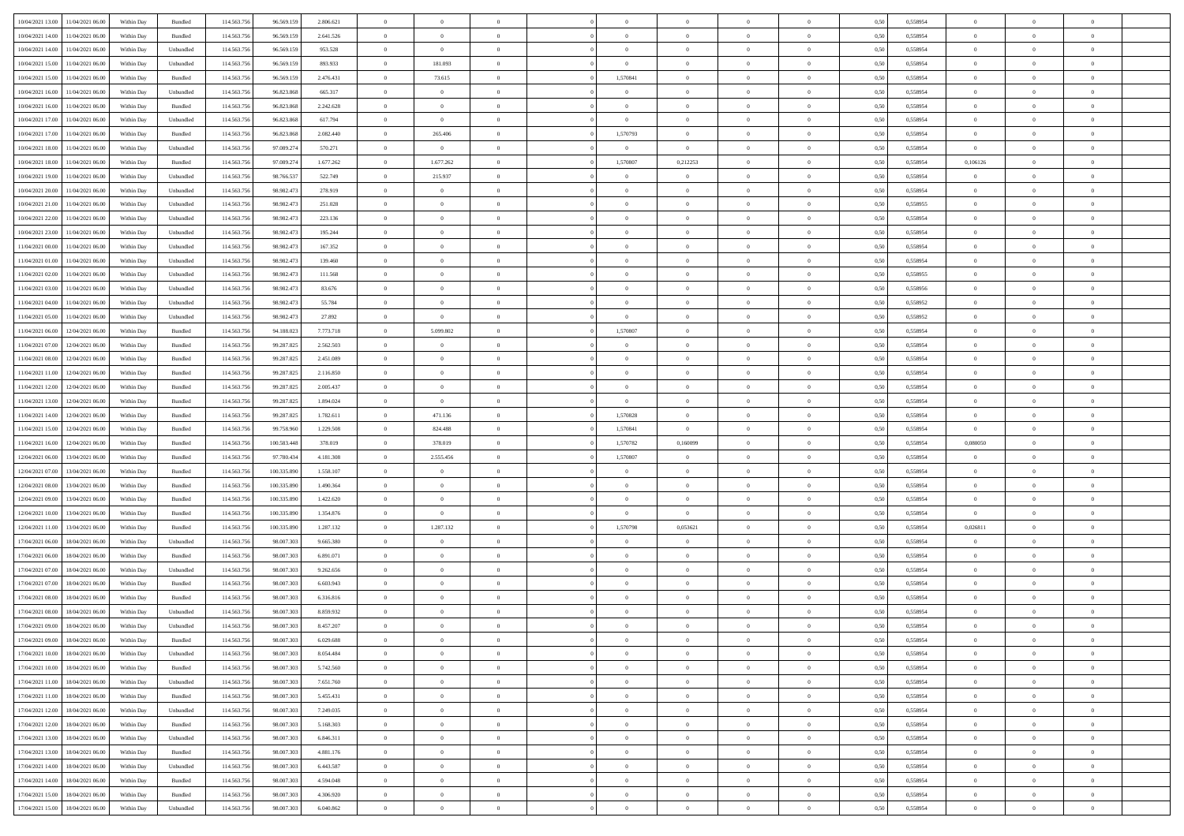| | | | | | | | | | | | | | | | | | | | | |
|---|---|---|---|---|---|---|---|---|---|---|---|---|---|---|---|---|---|---|---|---|
| 10/04/2021 13.00 | 11/04/2021 06.00 | Within Day | Bundled | 114.563.756 | 96.569.159 | 2.806.621 | 0 | 0 | 0 | | 0 | 0 | 0 | 0 | 0,50 | 0,558954 | 0 | 0 | 0 | |
| 10/04/2021 14.00 | 11/04/2021 06.00 | Within Day | Bundled | 114.563.756 | 96.569.159 | 2.641.526 | 0 | 0 | 0 | | 0 | 0 | 0 | 0 | 0,50 | 0,558954 | 0 | 0 | 0 | |
| 10/04/2021 14.00 | 11/04/2021 06.00 | Within Day | Unbundled | 114.563.756 | 96.569.159 | 953.528 | 0 | 0 | 0 | | 0 | 0 | 0 | 0 | 0,50 | 0,558954 | 0 | 0 | 0 | |
| 10/04/2021 15.00 | 11/04/2021 06.00 | Within Day | Unbundled | 114.563.756 | 96.569.159 | 893.933 | 0 | 181.093 | 0 | | 0 | 0 | 0 | 0 | 0,50 | 0,558954 | 0 | 0 | 0 | |
| 10/04/2021 15.00 | 11/04/2021 06.00 | Within Day | Bundled | 114.563.756 | 96.569.159 | 2.476.431 | 0 | 73.615 | 0 | | 1,570841 | 0 | 0 | 0 | 0,50 | 0,558954 | 0 | 0 | 0 | |
| 10/04/2021 16.00 | 11/04/2021 06.00 | Within Day | Unbundled | 114.563.756 | 96.823.868 | 665.317 | 0 | 0 | 0 | | 0 | 0 | 0 | 0 | 0,50 | 0,558954 | 0 | 0 | 0 | |
| 10/04/2021 16.00 | 11/04/2021 06.00 | Within Day | Bundled | 114.563.756 | 96.823.868 | 2.242.628 | 0 | 0 | 0 | | 0 | 0 | 0 | 0 | 0,50 | 0,558954 | 0 | 0 | 0 | |
| 10/04/2021 17.00 | 11/04/2021 06.00 | Within Day | Unbundled | 114.563.756 | 96.823.868 | 617.794 | 0 | 0 | 0 | | 0 | 0 | 0 | 0 | 0,50 | 0,558954 | 0 | 0 | 0 | |
| 10/04/2021 17.00 | 11/04/2021 06.00 | Within Day | Bundled | 114.563.756 | 96.823.868 | 2.082.440 | 0 | 265.406 | 0 | | 1,570793 | 0 | 0 | 0 | 0,50 | 0,558954 | 0 | 0 | 0 | |
| 10/04/2021 18.00 | 11/04/2021 06.00 | Within Day | Unbundled | 114.563.756 | 97.089.274 | 570.271 | 0 | 0 | 0 | | 0 | 0 | 0 | 0 | 0,50 | 0,558954 | 0 | 0 | 0 | |
| 10/04/2021 18.00 | 11/04/2021 06.00 | Within Day | Bundled | 114.563.756 | 97.089.274 | 1.677.262 | 0 | 1.677.262 | 0 | | 1,570807 | 0,212253 | 0 | 0 | 0,50 | 0,558954 | 0,106126 | 0 | 0 | |
| 10/04/2021 19.00 | 11/04/2021 06.00 | Within Day | Unbundled | 114.563.756 | 98.766.537 | 522.749 | 0 | 215.937 | 0 | | 0 | 0 | 0 | 0 | 0,50 | 0,558954 | 0 | 0 | 0 | |
| 10/04/2021 20.00 | 11/04/2021 06.00 | Within Day | Unbundled | 114.563.756 | 98.982.473 | 278.919 | 0 | 0 | 0 | | 0 | 0 | 0 | 0 | 0,50 | 0,558954 | 0 | 0 | 0 | |
| 10/04/2021 21.00 | 11/04/2021 06.00 | Within Day | Unbundled | 114.563.756 | 98.982.473 | 251.028 | 0 | 0 | 0 | | 0 | 0 | 0 | 0 | 0,50 | 0,558955 | 0 | 0 | 0 | |
| 10/04/2021 22.00 | 11/04/2021 06.00 | Within Day | Unbundled | 114.563.756 | 98.982.473 | 223.136 | 0 | 0 | 0 | | 0 | 0 | 0 | 0 | 0,50 | 0,558954 | 0 | 0 | 0 | |
| 10/04/2021 23.00 | 11/04/2021 06.00 | Within Day | Unbundled | 114.563.756 | 98.982.473 | 195.244 | 0 | 0 | 0 | | 0 | 0 | 0 | 0 | 0,50 | 0,558954 | 0 | 0 | 0 | |
| 11/04/2021 00.00 | 11/04/2021 06.00 | Within Day | Unbundled | 114.563.756 | 98.982.473 | 167.352 | 0 | 0 | 0 | | 0 | 0 | 0 | 0 | 0,50 | 0,558954 | 0 | 0 | 0 | |
| 11/04/2021 01.00 | 11/04/2021 06.00 | Within Day | Unbundled | 114.563.756 | 98.982.473 | 139.460 | 0 | 0 | 0 | | 0 | 0 | 0 | 0 | 0,50 | 0,558954 | 0 | 0 | 0 | |
| 11/04/2021 02.00 | 11/04/2021 06.00 | Within Day | Unbundled | 114.563.756 | 98.982.473 | 111.568 | 0 | 0 | 0 | | 0 | 0 | 0 | 0 | 0,50 | 0,558955 | 0 | 0 | 0 | |
| 11/04/2021 03.00 | 11/04/2021 06.00 | Within Day | Unbundled | 114.563.756 | 98.982.473 | 83.676 | 0 | 0 | 0 | | 0 | 0 | 0 | 0 | 0,50 | 0,558956 | 0 | 0 | 0 | |
| 11/04/2021 04.00 | 11/04/2021 06.00 | Within Day | Unbundled | 114.563.756 | 98.982.473 | 55.784 | 0 | 0 | 0 | | 0 | 0 | 0 | 0 | 0,50 | 0,558952 | 0 | 0 | 0 | |
| 11/04/2021 05.00 | 11/04/2021 06.00 | Within Day | Unbundled | 114.563.756 | 98.982.473 | 27.892 | 0 | 0 | 0 | | 0 | 0 | 0 | 0 | 0,50 | 0,558952 | 0 | 0 | 0 | |
| 11/04/2021 06.00 | 12/04/2021 06.00 | Within Day | Bundled | 114.563.756 | 94.188.023 | 7.773.718 | 0 | 5.099.802 | 0 | | 1,570807 | 0 | 0 | 0 | 0,50 | 0,558954 | 0 | 0 | 0 | |
| 11/04/2021 07.00 | 12/04/2021 06.00 | Within Day | Bundled | 114.563.756 | 99.287.825 | 2.562.503 | 0 | 0 | 0 | | 0 | 0 | 0 | 0 | 0,50 | 0,558954 | 0 | 0 | 0 | |
| 11/04/2021 08.00 | 12/04/2021 06.00 | Within Day | Bundled | 114.563.756 | 99.287.825 | 2.451.089 | 0 | 0 | 0 | | 0 | 0 | 0 | 0 | 0,50 | 0,558954 | 0 | 0 | 0 | |
| 11/04/2021 11.00 | 12/04/2021 06.00 | Within Day | Bundled | 114.563.756 | 99.287.825 | 2.116.850 | 0 | 0 | 0 | | 0 | 0 | 0 | 0 | 0,50 | 0,558954 | 0 | 0 | 0 | |
| 11/04/2021 12.00 | 12/04/2021 06.00 | Within Day | Bundled | 114.563.756 | 99.287.825 | 2.005.437 | 0 | 0 | 0 | | 0 | 0 | 0 | 0 | 0,50 | 0,558954 | 0 | 0 | 0 | |
| 11/04/2021 13.00 | 12/04/2021 06.00 | Within Day | Bundled | 114.563.756 | 99.287.825 | 1.894.024 | 0 | 0 | 0 | | 0 | 0 | 0 | 0 | 0,50 | 0,558954 | 0 | 0 | 0 | |
| 11/04/2021 14.00 | 12/04/2021 06.00 | Within Day | Bundled | 114.563.756 | 99.287.825 | 1.782.611 | 0 | 471.136 | 0 | | 1,570828 | 0 | 0 | 0 | 0,50 | 0,558954 | 0 | 0 | 0 | |
| 11/04/2021 15.00 | 12/04/2021 06.00 | Within Day | Bundled | 114.563.756 | 99.758.960 | 1.229.508 | 0 | 824.488 | 0 | | 1,570841 | 0 | 0 | 0 | 0,50 | 0,558954 | 0 | 0 | 0 | |
| 11/04/2021 16.00 | 12/04/2021 06.00 | Within Day | Bundled | 114.563.756 | 100.583.448 | 378.019 | 0 | 378.019 | 0 | | 1,570782 | 0,160099 | 0 | 0 | 0,50 | 0,558954 | 0,080050 | 0 | 0 | |
| 12/04/2021 06.00 | 13/04/2021 06.00 | Within Day | Bundled | 114.563.756 | 97.780.434 | 4.181.308 | 0 | 2.555.456 | 0 | | 1,570807 | 0 | 0 | 0 | 0,50 | 0,558954 | 0 | 0 | 0 | |
| 12/04/2021 07.00 | 13/04/2021 06.00 | Within Day | Bundled | 114.563.756 | 100.335.890 | 1.558.107 | 0 | 0 | 0 | | 0 | 0 | 0 | 0 | 0,50 | 0,558954 | 0 | 0 | 0 | |
| 12/04/2021 08.00 | 13/04/2021 06.00 | Within Day | Bundled | 114.563.756 | 100.335.890 | 1.490.364 | 0 | 0 | 0 | | 0 | 0 | 0 | 0 | 0,50 | 0,558954 | 0 | 0 | 0 | |
| 12/04/2021 09.00 | 13/04/2021 06.00 | Within Day | Bundled | 114.563.756 | 100.335.890 | 1.422.620 | 0 | 0 | 0 | | 0 | 0 | 0 | 0 | 0,50 | 0,558954 | 0 | 0 | 0 | |
| 12/04/2021 10.00 | 13/04/2021 06.00 | Within Day | Bundled | 114.563.756 | 100.335.890 | 1.354.876 | 0 | 0 | 0 | | 0 | 0 | 0 | 0 | 0,50 | 0,558954 | 0 | 0 | 0 | |
| 12/04/2021 11.00 | 13/04/2021 06.00 | Within Day | Bundled | 114.563.756 | 100.335.890 | 1.287.132 | 0 | 1.287.132 | 0 | | 1,570798 | 0,053621 | 0 | 0 | 0,50 | 0,558954 | 0,026811 | 0 | 0 | |
| 17/04/2021 06.00 | 18/04/2021 06.00 | Within Day | Unbundled | 114.563.756 | 98.007.303 | 9.665.380 | 0 | 0 | 0 | | 0 | 0 | 0 | 0 | 0,50 | 0,558954 | 0 | 0 | 0 | |
| 17/04/2021 06.00 | 18/04/2021 06.00 | Within Day | Bundled | 114.563.756 | 98.007.303 | 6.891.071 | 0 | 0 | 0 | | 0 | 0 | 0 | 0 | 0,50 | 0,558954 | 0 | 0 | 0 | |
| 17/04/2021 07.00 | 18/04/2021 06.00 | Within Day | Unbundled | 114.563.756 | 98.007.303 | 9.262.656 | 0 | 0 | 0 | | 0 | 0 | 0 | 0 | 0,50 | 0,558954 | 0 | 0 | 0 | |
| 17/04/2021 07.00 | 18/04/2021 06.00 | Within Day | Bundled | 114.563.756 | 98.007.303 | 6.603.943 | 0 | 0 | 0 | | 0 | 0 | 0 | 0 | 0,50 | 0,558954 | 0 | 0 | 0 | |
| 17/04/2021 08.00 | 18/04/2021 06.00 | Within Day | Bundled | 114.563.756 | 98.007.303 | 6.316.816 | 0 | 0 | 0 | | 0 | 0 | 0 | 0 | 0,50 | 0,558954 | 0 | 0 | 0 | |
| 17/04/2021 08.00 | 18/04/2021 06.00 | Within Day | Unbundled | 114.563.756 | 98.007.303 | 8.859.932 | 0 | 0 | 0 | | 0 | 0 | 0 | 0 | 0,50 | 0,558954 | 0 | 0 | 0 | |
| 17/04/2021 09.00 | 18/04/2021 06.00 | Within Day | Unbundled | 114.563.756 | 98.007.303 | 8.457.207 | 0 | 0 | 0 | | 0 | 0 | 0 | 0 | 0,50 | 0,558954 | 0 | 0 | 0 | |
| 17/04/2021 09.00 | 18/04/2021 06.00 | Within Day | Bundled | 114.563.756 | 98.007.303 | 6.029.688 | 0 | 0 | 0 | | 0 | 0 | 0 | 0 | 0,50 | 0,558954 | 0 | 0 | 0 | |
| 17/04/2021 10.00 | 18/04/2021 06.00 | Within Day | Unbundled | 114.563.756 | 98.007.303 | 8.054.484 | 0 | 0 | 0 | | 0 | 0 | 0 | 0 | 0,50 | 0,558954 | 0 | 0 | 0 | |
| 17/04/2021 10.00 | 18/04/2021 06.00 | Within Day | Bundled | 114.563.756 | 98.007.303 | 5.742.560 | 0 | 0 | 0 | | 0 | 0 | 0 | 0 | 0,50 | 0,558954 | 0 | 0 | 0 | |
| 17/04/2021 11.00 | 18/04/2021 06.00 | Within Day | Unbundled | 114.563.756 | 98.007.303 | 7.651.760 | 0 | 0 | 0 | | 0 | 0 | 0 | 0 | 0,50 | 0,558954 | 0 | 0 | 0 | |
| 17/04/2021 11.00 | 18/04/2021 06.00 | Within Day | Bundled | 114.563.756 | 98.007.303 | 5.455.431 | 0 | 0 | 0 | | 0 | 0 | 0 | 0 | 0,50 | 0,558954 | 0 | 0 | 0 | |
| 17/04/2021 12.00 | 18/04/2021 06.00 | Within Day | Unbundled | 114.563.756 | 98.007.303 | 7.249.035 | 0 | 0 | 0 | | 0 | 0 | 0 | 0 | 0,50 | 0,558954 | 0 | 0 | 0 | |
| 17/04/2021 12.00 | 18/04/2021 06.00 | Within Day | Bundled | 114.563.756 | 98.007.303 | 5.168.303 | 0 | 0 | 0 | | 0 | 0 | 0 | 0 | 0,50 | 0,558954 | 0 | 0 | 0 | |
| 17/04/2021 13.00 | 18/04/2021 06.00 | Within Day | Unbundled | 114.563.756 | 98.007.303 | 6.846.311 | 0 | 0 | 0 | | 0 | 0 | 0 | 0 | 0,50 | 0,558954 | 0 | 0 | 0 | |
| 17/04/2021 13.00 | 18/04/2021 06.00 | Within Day | Bundled | 114.563.756 | 98.007.303 | 4.881.176 | 0 | 0 | 0 | | 0 | 0 | 0 | 0 | 0,50 | 0,558954 | 0 | 0 | 0 | |
| 17/04/2021 14.00 | 18/04/2021 06.00 | Within Day | Unbundled | 114.563.756 | 98.007.303 | 6.443.587 | 0 | 0 | 0 | | 0 | 0 | 0 | 0 | 0,50 | 0,558954 | 0 | 0 | 0 | |
| 17/04/2021 14.00 | 18/04/2021 06.00 | Within Day | Bundled | 114.563.756 | 98.007.303 | 4.594.048 | 0 | 0 | 0 | | 0 | 0 | 0 | 0 | 0,50 | 0,558954 | 0 | 0 | 0 | |
| 17/04/2021 15.00 | 18/04/2021 06.00 | Within Day | Bundled | 114.563.756 | 98.007.303 | 4.306.920 | 0 | 0 | 0 | | 0 | 0 | 0 | 0 | 0,50 | 0,558954 | 0 | 0 | 0 | |
| 17/04/2021 15.00 | 18/04/2021 06.00 | Within Day | Unbundled | 114.563.756 | 98.007.303 | 6.040.862 | 0 | 0 | 0 | | 0 | 0 | 0 | 0 | 0,50 | 0,558954 | 0 | 0 | 0 | |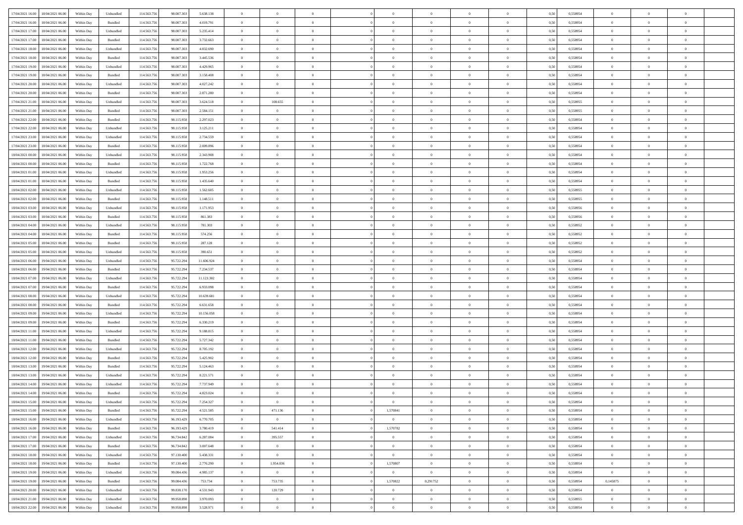| | | | | | | | | | | | | | | | | | | | | |
|---|---|---|---|---|---|---|---|---|---|---|---|---|---|---|---|---|---|---|---|---|
| 17/04/2021 16.00 | 18/04/2021 06.00 | Within Day | Unbundled | 114.563.756 | 98.007.303 | 5.638.138 | 0 | 0 | 0 | | 0 | 0 | 0 | 0 | 0,50 | 0,558954 | 0 | 0 | 0 | |
| 17/04/2021 16.00 | 18/04/2021 06.00 | Within Day | Bundled | 114.563.756 | 98.007.303 | 4.019.791 | 0 | 0 | 0 | | 0 | 0 | 0 | 0 | 0,50 | 0,558954 | 0 | 0 | 0 | |
| 17/04/2021 17.00 | 18/04/2021 06.00 | Within Day | Unbundled | 114.563.756 | 98.007.303 | 5.235.414 | 0 | 0 | 0 | | 0 | 0 | 0 | 0 | 0,50 | 0,558954 | 0 | 0 | 0 | |
| 17/04/2021 17.00 | 18/04/2021 06.00 | Within Day | Bundled | 114.563.756 | 98.007.303 | 3.732.663 | 0 | 0 | 0 | | 0 | 0 | 0 | 0 | 0,50 | 0,558954 | 0 | 0 | 0 | |
| 17/04/2021 18.00 | 18/04/2021 06.00 | Within Day | Unbundled | 114.563.756 | 98.007.303 | 4.832.690 | 0 | 0 | 0 | | 0 | 0 | 0 | 0 | 0,50 | 0,558954 | 0 | 0 | 0 | |
| 17/04/2021 18.00 | 18/04/2021 06.00 | Within Day | Bundled | 114.563.756 | 98.007.303 | 3.445.536 | 0 | 0 | 0 | | 0 | 0 | 0 | 0 | 0,50 | 0,558954 | 0 | 0 | 0 | |
| 17/04/2021 19.00 | 18/04/2021 06.00 | Within Day | Unbundled | 114.563.756 | 98.007.303 | 4.429.965 | 0 | 0 | 0 | | 0 | 0 | 0 | 0 | 0,50 | 0,558954 | 0 | 0 | 0 | |
| 17/04/2021 19.00 | 18/04/2021 06.00 | Within Day | Bundled | 114.563.756 | 98.007.303 | 3.158.408 | 0 | 0 | 0 | | 0 | 0 | 0 | 0 | 0,50 | 0,558954 | 0 | 0 | 0 | |
| 17/04/2021 20.00 | 18/04/2021 06.00 | Within Day | Unbundled | 114.563.756 | 98.007.303 | 4.027.242 | 0 | 0 | 0 | | 0 | 0 | 0 | 0 | 0,50 | 0,558954 | 0 | 0 | 0 | |
| 17/04/2021 20.00 | 18/04/2021 06.00 | Within Day | Bundled | 114.563.756 | 98.007.303 | 2.871.280 | 0 | 0 | 0 | | 0 | 0 | 0 | 0 | 0,50 | 0,558954 | 0 | 0 | 0 | |
| 17/04/2021 21.00 | 18/04/2021 06.00 | Within Day | Unbundled | 114.563.756 | 98.007.303 | 3.624.518 | 0 | 108.655 | 0 | | 0 | 0 | 0 | 0 | 0,50 | 0,558955 | 0 | 0 | 0 | |
| 17/04/2021 21.00 | 18/04/2021 06.00 | Within Day | Bundled | 114.563.756 | 98.007.303 | 2.584.151 | 0 | 0 | 0 | | 0 | 0 | 0 | 0 | 0,50 | 0,558955 | 0 | 0 | 0 | |
| 17/04/2021 22.00 | 18/04/2021 06.00 | Within Day | Bundled | 114.563.756 | 98.115.958 | 2.297.023 | 0 | 0 | 0 | | 0 | 0 | 0 | 0 | 0,50 | 0,558954 | 0 | 0 | 0 | |
| 17/04/2021 22.00 | 18/04/2021 06.00 | Within Day | Unbundled | 114.563.756 | 98.115.958 | 3.125.211 | 0 | 0 | 0 | | 0 | 0 | 0 | 0 | 0,50 | 0,558954 | 0 | 0 | 0 | |
| 17/04/2021 23.00 | 18/04/2021 06.00 | Within Day | Unbundled | 114.563.756 | 98.115.958 | 2.734.559 | 0 | 0 | 0 | | 0 | 0 | 0 | 0 | 0,50 | 0,558954 | 0 | 0 | 0 | |
| 17/04/2021 23.00 | 18/04/2021 06.00 | Within Day | Bundled | 114.563.756 | 98.115.958 | 2.009.896 | 0 | 0 | 0 | | 0 | 0 | 0 | 0 | 0,50 | 0,558954 | 0 | 0 | 0 | |
| 18/04/2021 00.00 | 18/04/2021 06.00 | Within Day | Unbundled | 114.563.756 | 98.115.958 | 2.343.908 | 0 | 0 | 0 | | 0 | 0 | 0 | 0 | 0,50 | 0,558954 | 0 | 0 | 0 | |
| 18/04/2021 00.00 | 18/04/2021 06.00 | Within Day | Bundled | 114.563.756 | 98.115.958 | 1.722.768 | 0 | 0 | 0 | | 0 | 0 | 0 | 0 | 0,50 | 0,558954 | 0 | 0 | 0 | |
| 18/04/2021 01.00 | 18/04/2021 06.00 | Within Day | Unbundled | 114.563.756 | 98.115.958 | 1.953.256 | 0 | 0 | 0 | | 0 | 0 | 0 | 0 | 0,50 | 0,558954 | 0 | 0 | 0 | |
| 18/04/2021 01.00 | 18/04/2021 06.00 | Within Day | Bundled | 114.563.756 | 98.115.958 | 1.435.640 | 0 | 0 | 0 | | 0 | 0 | 0 | 0 | 0,50 | 0,558954 | 0 | 0 | 0 | |
| 18/04/2021 02.00 | 18/04/2021 06.00 | Within Day | Unbundled | 114.563.756 | 98.115.958 | 1.562.605 | 0 | 0 | 0 | | 0 | 0 | 0 | 0 | 0,50 | 0,558955 | 0 | 0 | 0 | |
| 18/04/2021 02.00 | 18/04/2021 06.00 | Within Day | Bundled | 114.563.756 | 98.115.958 | 1.148.511 | 0 | 0 | 0 | | 0 | 0 | 0 | 0 | 0,50 | 0,558955 | 0 | 0 | 0 | |
| 18/04/2021 03.00 | 18/04/2021 06.00 | Within Day | Unbundled | 114.563.756 | 98.115.958 | 1.171.953 | 0 | 0 | 0 | | 0 | 0 | 0 | 0 | 0,50 | 0,558956 | 0 | 0 | 0 | |
| 18/04/2021 03.00 | 18/04/2021 06.00 | Within Day | Bundled | 114.563.756 | 98.115.958 | 861.383 | 0 | 0 | 0 | | 0 | 0 | 0 | 0 | 0,50 | 0,558956 | 0 | 0 | 0 | |
| 18/04/2021 04.00 | 18/04/2021 06.00 | Within Day | Unbundled | 114.563.756 | 98.115.958 | 781.303 | 0 | 0 | 0 | | 0 | 0 | 0 | 0 | 0,50 | 0,558952 | 0 | 0 | 0 | |
| 18/04/2021 04.00 | 18/04/2021 06.00 | Within Day | Bundled | 114.563.756 | 98.115.958 | 574.256 | 0 | 0 | 0 | | 0 | 0 | 0 | 0 | 0,50 | 0,558952 | 0 | 0 | 0 | |
| 18/04/2021 05.00 | 18/04/2021 06.00 | Within Day | Bundled | 114.563.756 | 98.115.958 | 287.128 | 0 | 0 | 0 | | 0 | 0 | 0 | 0 | 0,50 | 0,558952 | 0 | 0 | 0 | |
| 18/04/2021 05.00 | 18/04/2021 06.00 | Within Day | Unbundled | 114.563.756 | 98.115.958 | 390.651 | 0 | 0 | 0 | | 0 | 0 | 0 | 0 | 0,50 | 0,558952 | 0 | 0 | 0 | |
| 18/04/2021 06.00 | 19/04/2021 06.00 | Within Day | Unbundled | 114.563.756 | 95.722.294 | 11.606.924 | 0 | 0 | 0 | | 0 | 0 | 0 | 0 | 0,50 | 0,558954 | 0 | 0 | 0 | |
| 18/04/2021 06.00 | 19/04/2021 06.00 | Within Day | Bundled | 114.563.756 | 95.722.294 | 7.234.537 | 0 | 0 | 0 | | 0 | 0 | 0 | 0 | 0,50 | 0,558954 | 0 | 0 | 0 | |
| 18/04/2021 07.00 | 19/04/2021 06.00 | Within Day | Unbundled | 114.563.756 | 95.722.294 | 11.123.302 | 0 | 0 | 0 | | 0 | 0 | 0 | 0 | 0,50 | 0,558954 | 0 | 0 | 0 | |
| 18/04/2021 07.00 | 19/04/2021 06.00 | Within Day | Bundled | 114.563.756 | 95.722.294 | 6.933.098 | 0 | 0 | 0 | | 0 | 0 | 0 | 0 | 0,50 | 0,558954 | 0 | 0 | 0 | |
| 18/04/2021 08.00 | 19/04/2021 06.00 | Within Day | Unbundled | 114.563.756 | 95.722.294 | 10.639.681 | 0 | 0 | 0 | | 0 | 0 | 0 | 0 | 0,50 | 0,558954 | 0 | 0 | 0 | |
| 18/04/2021 08.00 | 19/04/2021 06.00 | Within Day | Bundled | 114.563.756 | 95.722.294 | 6.631.658 | 0 | 0 | 0 | | 0 | 0 | 0 | 0 | 0,50 | 0,558954 | 0 | 0 | 0 | |
| 18/04/2021 09.00 | 19/04/2021 06.00 | Within Day | Unbundled | 114.563.756 | 95.722.294 | 10.156.058 | 0 | 0 | 0 | | 0 | 0 | 0 | 0 | 0,50 | 0,558954 | 0 | 0 | 0 | |
| 18/04/2021 09.00 | 19/04/2021 06.00 | Within Day | Bundled | 114.563.756 | 95.722.294 | 6.330.219 | 0 | 0 | 0 | | 0 | 0 | 0 | 0 | 0,50 | 0,558954 | 0 | 0 | 0 | |
| 18/04/2021 11.00 | 19/04/2021 06.00 | Within Day | Unbundled | 114.563.756 | 95.722.294 | 9.188.815 | 0 | 0 | 0 | | 0 | 0 | 0 | 0 | 0,50 | 0,558954 | 0 | 0 | 0 | |
| 18/04/2021 11.00 | 19/04/2021 06.00 | Within Day | Bundled | 114.563.756 | 95.722.294 | 5.727.342 | 0 | 0 | 0 | | 0 | 0 | 0 | 0 | 0,50 | 0,558954 | 0 | 0 | 0 | |
| 18/04/2021 12.00 | 19/04/2021 06.00 | Within Day | Unbundled | 114.563.756 | 95.722.294 | 8.705.192 | 0 | 0 | 0 | | 0 | 0 | 0 | 0 | 0,50 | 0,558954 | 0 | 0 | 0 | |
| 18/04/2021 12.00 | 19/04/2021 06.00 | Within Day | Bundled | 114.563.756 | 95.722.294 | 5.425.902 | 0 | 0 | 0 | | 0 | 0 | 0 | 0 | 0,50 | 0,558954 | 0 | 0 | 0 | |
| 18/04/2021 13.00 | 19/04/2021 06.00 | Within Day | Bundled | 114.563.756 | 95.722.294 | 5.124.463 | 0 | 0 | 0 | | 0 | 0 | 0 | 0 | 0,50 | 0,558954 | 0 | 0 | 0 | |
| 18/04/2021 13.00 | 19/04/2021 06.00 | Within Day | Unbundled | 114.563.756 | 95.722.294 | 8.221.571 | 0 | 0 | 0 | | 0 | 0 | 0 | 0 | 0,50 | 0,558954 | 0 | 0 | 0 | |
| 18/04/2021 14.00 | 19/04/2021 06.00 | Within Day | Unbundled | 114.563.756 | 95.722.294 | 7.737.949 | 0 | 0 | 0 | | 0 | 0 | 0 | 0 | 0,50 | 0,558954 | 0 | 0 | 0 | |
| 18/04/2021 14.00 | 19/04/2021 06.00 | Within Day | Bundled | 114.563.756 | 95.722.294 | 4.823.024 | 0 | 0 | 0 | | 0 | 0 | 0 | 0 | 0,50 | 0,558954 | 0 | 0 | 0 | |
| 18/04/2021 15.00 | 19/04/2021 06.00 | Within Day | Unbundled | 114.563.756 | 95.722.294 | 7.254.327 | 0 | 0 | 0 | | 0 | 0 | 0 | 0 | 0,50 | 0,558954 | 0 | 0 | 0 | |
| 18/04/2021 15.00 | 19/04/2021 06.00 | Within Day | Bundled | 114.563.756 | 95.722.294 | 4.521.585 | 0 | 471.136 | 0 | | 1,570841 | 0 | 0 | 0 | 0,50 | 0,558954 | 0 | 0 | 0 | |
| 18/04/2021 16.00 | 19/04/2021 06.00 | Within Day | Unbundled | 114.563.756 | 96.193.429 | 6.770.705 | 0 | 0 | 0 | | 0 | 0 | 0 | 0 | 0,50 | 0,558954 | 0 | 0 | 0 | |
| 18/04/2021 16.00 | 19/04/2021 06.00 | Within Day | Bundled | 114.563.756 | 96.193.429 | 3.780.419 | 0 | 541.414 | 0 | | 1,570782 | 0 | 0 | 0 | 0,50 | 0,558954 | 0 | 0 | 0 | |
| 18/04/2021 17.00 | 19/04/2021 06.00 | Within Day | Unbundled | 114.563.756 | 96.734.842 | 6.287.084 | 0 | 395.557 | 0 | | 0 | 0 | 0 | 0 | 0,50 | 0,558954 | 0 | 0 | 0 | |
| 18/04/2021 17.00 | 19/04/2021 06.00 | Within Day | Bundled | 114.563.756 | 96.734.842 | 3.007.648 | 0 | 0 | 0 | | 0 | 0 | 0 | 0 | 0,50 | 0,558954 | 0 | 0 | 0 | |
| 18/04/2021 18.00 | 19/04/2021 06.00 | Within Day | Unbundled | 114.563.756 | 97.130.400 | 5.438.331 | 0 | 0 | 0 | | 0 | 0 | 0 | 0 | 0,50 | 0,558954 | 0 | 0 | 0 | |
| 18/04/2021 18.00 | 19/04/2021 06.00 | Within Day | Bundled | 114.563.756 | 97.130.400 | 2.776.290 | 0 | 1.954.036 | 0 | | 1,570807 | 0 | 0 | 0 | 0,50 | 0,558954 | 0 | 0 | 0 | |
| 18/04/2021 19.00 | 19/04/2021 06.00 | Within Day | Unbundled | 114.563.756 | 99.084.436 | 4.985.137 | 0 | 0 | 0 | | 0 | 0 | 0 | 0 | 0,50 | 0,558954 | 0 | 0 | 0 | |
| 18/04/2021 19.00 | 19/04/2021 06.00 | Within Day | Bundled | 114.563.756 | 99.084.436 | 753.734 | 0 | 753.735 | 0 | | 1,570822 | 0,291752 | 0 | 0 | 0,50 | 0,558954 | 0,145875 | 0 | 0 | |
| 18/04/2021 20.00 | 19/04/2021 06.00 | Within Day | Unbundled | 114.563.756 | 99.838.170 | 4.531.943 | 0 | 120.729 | 0 | | 0 | 0 | 0 | 0 | 0,50 | 0,558954 | 0 | 0 | 0 | |
| 18/04/2021 21.00 | 19/04/2021 06.00 | Within Day | Unbundled | 114.563.756 | 99.958.898 | 3.970.093 | 0 | 0 | 0 | | 0 | 0 | 0 | 0 | 0,50 | 0,558955 | 0 | 0 | 0 | |
| 18/04/2021 22.00 | 19/04/2021 06.00 | Within Day | Unbundled | 114.563.756 | 99.958.898 | 3.528.971 | 0 | 0 | 0 | | 0 | 0 | 0 | 0 | 0,50 | 0,558954 | 0 | 0 | 0 | |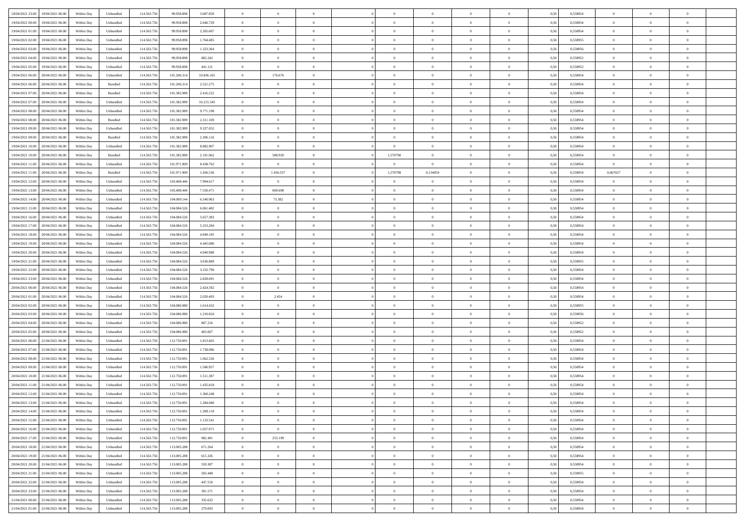| 18/04/2021 23:00 | 19/04/2021 06:00 | Within Day | Unbundled | 114.563.756 | 99.958.898 | 3.087.850 | 0 | 0 | 0 |  | 0 | 0 | 0 | 0 | 0,50 | 0,558954 | 0 | 0 | 0 |  |
|---|---|---|---|---|---|---|---|---|---|---|---|---|---|---|---|---|---|---|---|---|
| 19/04/2021 00:00 | 19/04/2021 06:00 | Within Day | Unbundled | 114.563.756 | 99.958.898 | 2.646.729 | 0 | 0 | 0 |  | 0 | 0 | 0 | 0 | 0,50 | 0,558954 | 0 | 0 | 0 |  |
| 19/04/2021 01:00 | 19/04/2021 06:00 | Within Day | Unbundled | 114.563.756 | 99.958.898 | 2.205.607 | 0 | 0 | 0 |  | 0 | 0 | 0 | 0 | 0,50 | 0,558954 | 0 | 0 | 0 |  |
| 19/04/2021 02:00 | 19/04/2021 06:00 | Within Day | Unbundled | 114.563.756 | 99.958.898 | 1.764.485 | 0 | 0 | 0 |  | 0 | 0 | 0 | 0 | 0,50 | 0,558955 | 0 | 0 | 0 |  |
| 19/04/2021 03:00 | 19/04/2021 06:00 | Within Day | Unbundled | 114.563.756 | 99.958.898 | 1.323.364 | 0 | 0 | 0 |  | 0 | 0 | 0 | 0 | 0,50 | 0,558956 | 0 | 0 | 0 |  |
| 19/04/2021 04:00 | 19/04/2021 06:00 | Within Day | Unbundled | 114.563.756 | 99.958.898 | 882.242 | 0 | 0 | 0 |  | 0 | 0 | 0 | 0 | 0,50 | 0,558952 | 0 | 0 | 0 |  |
| 19/04/2021 05:00 | 19/04/2021 06:00 | Within Day | Unbundled | 114.563.756 | 99.958.898 | 441.121 | 0 | 0 | 0 |  | 0 | 0 | 0 | 0 | 0,50 | 0,558952 | 0 | 0 | 0 |  |
| 19/04/2021 06:00 | 20/04/2021 06:00 | Within Day | Unbundled | 114.563.756 | 101.206.314 | 10.836.165 | 0 | 176.676 | 0 |  | 0 | 0 | 0 | 0 | 0,50 | 0,558954 | 0 | 0 | 0 |  |
| 19/04/2021 06:00 | 20/04/2021 06:00 | Within Day | Bundled | 114.563.756 | 101.206.314 | 2.521.275 | 0 | 0 | 0 |  | 0 | 0 | 0 | 0 | 0,50 | 0,558954 | 0 | 0 | 0 |  |
| 19/04/2021 07:00 | 20/04/2021 06:00 | Within Day | Bundled | 114.563.756 | 101.382.989 | 2.416.222 | 0 | 0 | 0 |  | 0 | 0 | 0 | 0 | 0,50 | 0,558954 | 0 | 0 | 0 |  |
| 19/04/2021 07:00 | 20/04/2021 06:00 | Within Day | Unbundled | 114.563.756 | 101.382.989 | 10.215.343 | 0 | 0 | 0 |  | 0 | 0 | 0 | 0 | 0,50 | 0,558954 | 0 | 0 | 0 |  |
| 19/04/2021 08:00 | 20/04/2021 06:00 | Within Day | Unbundled | 114.563.756 | 101.382.989 | 9.771.198 | 0 | 0 | 0 |  | 0 | 0 | 0 | 0 | 0,50 | 0,558954 | 0 | 0 | 0 |  |
| 19/04/2021 08:00 | 20/04/2021 06:00 | Within Day | Bundled | 114.563.756 | 101.382.989 | 2.311.169 | 0 | 0 | 0 |  | 0 | 0 | 0 | 0 | 0,50 | 0,558954 | 0 | 0 | 0 |  |
| 19/04/2021 09:00 | 20/04/2021 06:00 | Within Day | Unbundled | 114.563.756 | 101.382.989 | 9.327.052 | 0 | 0 | 0 |  | 0 | 0 | 0 | 0 | 0,50 | 0,558954 | 0 | 0 | 0 |  |
| 19/04/2021 09:00 | 20/04/2021 06:00 | Within Day | Bundled | 114.563.756 | 101.382.989 | 2.206.116 | 0 | 0 | 0 |  | 0 | 0 | 0 | 0 | 0,50 | 0,558954 | 0 | 0 | 0 |  |
| 19/04/2021 10:00 | 20/04/2021 06:00 | Within Day | Unbundled | 114.563.756 | 101.382.989 | 8.882.907 | 0 | 0 | 0 |  | 0 | 0 | 0 | 0 | 0,50 | 0,558954 | 0 | 0 | 0 |  |
| 19/04/2021 10:00 | 20/04/2021 06:00 | Within Day | Bundled | 114.563.756 | 101.382.989 | 2.101.062 | 0 | 588.920 | 0 |  | 1,570790 | 0 | 0 | 0 | 0,50 | 0,558954 | 0 | 0 | 0 |  |
| 19/04/2021 11:00 | 20/04/2021 06:00 | Within Day | Unbundled | 114.563.756 | 101.971.909 | 8.438.762 | 0 | 0 | 0 |  | 0 | 0 | 0 | 0 | 0,50 | 0,558954 | 0 | 0 | 0 |  |
| 19/04/2021 11:00 | 20/04/2021 06:00 | Within Day | Bundled | 114.563.756 | 101.971.909 | 1.436.536 | 0 | 1.436.537 | 0 |  | 1,570790 | 0,134054 | 0 | 0 | 0,50 | 0,558954 | 0,067027 | 0 | 0 |  |
| 19/04/2021 12:00 | 20/04/2021 06:00 | Within Day | Unbundled | 114.563.756 | 103.408.446 | 7.994.617 | 0 | 0 | 0 |  | 0 | 0 | 0 | 0 | 0,50 | 0,558954 | 0 | 0 | 0 |  |
| 19/04/2021 13:00 | 20/04/2021 06:00 | Within Day | Unbundled | 114.563.756 | 103.408.446 | 7.550.471 | 0 | 600.698 | 0 |  | 0 | 0 | 0 | 0 | 0,50 | 0,558954 | 0 | 0 | 0 |  |
| 19/04/2021 14:00 | 20/04/2021 06:00 | Within Day | Unbundled | 114.563.756 | 104.009.144 | 6.540.963 | 0 | 75.382 | 0 |  | 0 | 0 | 0 | 0 | 0,50 | 0,558954 | 0 | 0 | 0 |  |
| 19/04/2021 15:00 | 20/04/2021 06:00 | Within Day | Unbundled | 114.563.756 | 104.084.526 | 6.061.482 | 0 | 0 | 0 |  | 0 | 0 | 0 | 0 | 0,50 | 0,558954 | 0 | 0 | 0 |  |
| 19/04/2021 16:00 | 20/04/2021 06:00 | Within Day | Unbundled | 114.563.756 | 104.084.526 | 5.657.383 | 0 | 0 | 0 |  | 0 | 0 | 0 | 0 | 0,50 | 0,558954 | 0 | 0 | 0 |  |
| 19/04/2021 17:00 | 20/04/2021 06:00 | Within Day | Unbundled | 114.563.756 | 104.084.526 | 5.253.284 | 0 | 0 | 0 |  | 0 | 0 | 0 | 0 | 0,50 | 0,558954 | 0 | 0 | 0 |  |
| 19/04/2021 18:00 | 20/04/2021 06:00 | Within Day | Unbundled | 114.563.756 | 104.084.526 | 4.849.185 | 0 | 0 | 0 |  | 0 | 0 | 0 | 0 | 0,50 | 0,558954 | 0 | 0 | 0 |  |
| 19/04/2021 19:00 | 20/04/2021 06:00 | Within Day | Unbundled | 114.563.756 | 104.084.526 | 4.445.086 | 0 | 0 | 0 |  | 0 | 0 | 0 | 0 | 0,50 | 0,558954 | 0 | 0 | 0 |  |
| 19/04/2021 20:00 | 20/04/2021 06:00 | Within Day | Unbundled | 114.563.756 | 104.084.526 | 4.040.988 | 0 | 0 | 0 |  | 0 | 0 | 0 | 0 | 0,50 | 0,558954 | 0 | 0 | 0 |  |
| 19/04/2021 21:00 | 20/04/2021 06:00 | Within Day | Unbundled | 114.563.756 | 104.084.526 | 3.636.889 | 0 | 0 | 0 |  | 0 | 0 | 0 | 0 | 0,50 | 0,558955 | 0 | 0 | 0 |  |
| 19/04/2021 22:00 | 20/04/2021 06:00 | Within Day | Unbundled | 114.563.756 | 104.084.526 | 3.232.790 | 0 | 0 | 0 |  | 0 | 0 | 0 | 0 | 0,50 | 0,558954 | 0 | 0 | 0 |  |
| 19/04/2021 23:00 | 20/04/2021 06:00 | Within Day | Unbundled | 114.563.756 | 104.084.526 | 2.828.691 | 0 | 0 | 0 |  | 0 | 0 | 0 | 0 | 0,50 | 0,558954 | 0 | 0 | 0 |  |
| 20/04/2021 00:00 | 20/04/2021 06:00 | Within Day | Unbundled | 114.563.756 | 104.084.526 | 2.424.592 | 0 | 0 | 0 |  | 0 | 0 | 0 | 0 | 0,50 | 0,558954 | 0 | 0 | 0 |  |
| 20/04/2021 01:00 | 20/04/2021 06:00 | Within Day | Unbundled | 114.563.756 | 104.084.526 | 2.020.493 | 0 | 2.454 | 0 |  | 0 | 0 | 0 | 0 | 0,50 | 0,558954 | 0 | 0 | 0 |  |
| 20/04/2021 02:00 | 20/04/2021 06:00 | Within Day | Unbundled | 114.563.756 | 104.086.980 | 1.614.432 | 0 | 0 | 0 |  | 0 | 0 | 0 | 0 | 0,50 | 0,558955 | 0 | 0 | 0 |  |
| 20/04/2021 03:00 | 20/04/2021 06:00 | Within Day | Unbundled | 114.563.756 | 104.086.980 | 1.210.824 | 0 | 0 | 0 |  | 0 | 0 | 0 | 0 | 0,50 | 0,558956 | 0 | 0 | 0 |  |
| 20/04/2021 04:00 | 20/04/2021 06:00 | Within Day | Unbundled | 114.563.756 | 104.086.980 | 807.216 | 0 | 0 | 0 |  | 0 | 0 | 0 | 0 | 0,50 | 0,558952 | 0 | 0 | 0 |  |
| 20/04/2021 05:00 | 20/04/2021 06:00 | Within Day | Unbundled | 114.563.756 | 104.086.980 | 403.607 | 0 | 0 | 0 |  | 0 | 0 | 0 | 0 | 0,50 | 0,558952 | 0 | 0 | 0 |  |
| 20/04/2021 06:00 | 21/04/2021 06:00 | Within Day | Unbundled | 114.563.756 | 112.750.091 | 1.813.665 | 0 | 0 | 0 |  | 0 | 0 | 0 | 0 | 0,50 | 0,558954 | 0 | 0 | 0 |  |
| 20/04/2021 07:00 | 21/04/2021 06:00 | Within Day | Unbundled | 114.563.756 | 112.750.091 | 1.738.096 | 0 | 0 | 0 |  | 0 | 0 | 0 | 0 | 0,50 | 0,558954 | 0 | 0 | 0 |  |
| 20/04/2021 08:00 | 21/04/2021 06:00 | Within Day | Unbundled | 114.563.756 | 112.750.091 | 1.662.526 | 0 | 0 | 0 |  | 0 | 0 | 0 | 0 | 0,50 | 0,558954 | 0 | 0 | 0 |  |
| 20/04/2021 09:00 | 21/04/2021 06:00 | Within Day | Unbundled | 114.563.756 | 112.750.091 | 1.586.957 | 0 | 0 | 0 |  | 0 | 0 | 0 | 0 | 0,50 | 0,558954 | 0 | 0 | 0 |  |
| 20/04/2021 10:00 | 21/04/2021 06:00 | Within Day | Unbundled | 114.563.756 | 112.750.091 | 1.511.387 | 0 | 0 | 0 |  | 0 | 0 | 0 | 0 | 0,50 | 0,558954 | 0 | 0 | 0 |  |
| 20/04/2021 11:00 | 21/04/2021 06:00 | Within Day | Unbundled | 114.563.756 | 112.750.091 | 1.435.818 | 0 | 0 | 0 |  | 0 | 0 | 0 | 0 | 0,50 | 0,558954 | 0 | 0 | 0 |  |
| 20/04/2021 12:00 | 21/04/2021 06:00 | Within Day | Unbundled | 114.563.756 | 112.750.091 | 1.360.248 | 0 | 0 | 0 |  | 0 | 0 | 0 | 0 | 0,50 | 0,558954 | 0 | 0 | 0 |  |
| 20/04/2021 13:00 | 21/04/2021 06:00 | Within Day | Unbundled | 114.563.756 | 112.750.091 | 1.284.680 | 0 | 0 | 0 |  | 0 | 0 | 0 | 0 | 0,50 | 0,558954 | 0 | 0 | 0 |  |
| 20/04/2021 14:00 | 21/04/2021 06:00 | Within Day | Unbundled | 114.563.756 | 112.750.091 | 1.209.110 | 0 | 0 | 0 |  | 0 | 0 | 0 | 0 | 0,50 | 0,558954 | 0 | 0 | 0 |  |
| 20/04/2021 15:00 | 21/04/2021 06:00 | Within Day | Unbundled | 114.563.756 | 112.750.091 | 1.133.541 | 0 | 0 | 0 |  | 0 | 0 | 0 | 0 | 0,50 | 0,558954 | 0 | 0 | 0 |  |
| 20/04/2021 16:00 | 21/04/2021 06:00 | Within Day | Unbundled | 114.563.756 | 112.750.091 | 1.057.971 | 0 | 0 | 0 |  | 0 | 0 | 0 | 0 | 0,50 | 0,558954 | 0 | 0 | 0 |  |
| 20/04/2021 17:00 | 21/04/2021 06:00 | Within Day | Unbundled | 114.563.756 | 112.750.091 | 982.401 | 0 | 255.199 | 0 |  | 0 | 0 | 0 | 0 | 0,50 | 0,558954 | 0 | 0 | 0 |  |
| 20/04/2021 18:00 | 21/04/2021 06:00 | Within Day | Unbundled | 114.563.756 | 113.005.288 | 671.264 | 0 | 0 | 0 |  | 0 | 0 | 0 | 0 | 0,50 | 0,558954 | 0 | 0 | 0 |  |
| 20/04/2021 19:00 | 21/04/2021 06:00 | Within Day | Unbundled | 114.563.756 | 113.005.288 | 615.326 | 0 | 0 | 0 |  | 0 | 0 | 0 | 0 | 0,50 | 0,558954 | 0 | 0 | 0 |  |
| 20/04/2021 20:00 | 21/04/2021 06:00 | Within Day | Unbundled | 114.563.756 | 113.005.288 | 559.387 | 0 | 0 | 0 |  | 0 | 0 | 0 | 0 | 0,50 | 0,558954 | 0 | 0 | 0 |  |
| 20/04/2021 21:00 | 21/04/2021 06:00 | Within Day | Unbundled | 114.563.756 | 113.005.288 | 503.448 | 0 | 0 | 0 |  | 0 | 0 | 0 | 0 | 0,50 | 0,558955 | 0 | 0 | 0 |  |
| 20/04/2021 22:00 | 21/04/2021 06:00 | Within Day | Unbundled | 114.563.756 | 113.005.288 | 447.510 | 0 | 0 | 0 |  | 0 | 0 | 0 | 0 | 0,50 | 0,558954 | 0 | 0 | 0 |  |
| 20/04/2021 23:00 | 21/04/2021 06:00 | Within Day | Unbundled | 114.563.756 | 113.005.288 | 391.571 | 0 | 0 | 0 |  | 0 | 0 | 0 | 0 | 0,50 | 0,558954 | 0 | 0 | 0 |  |
| 21/04/2021 00:00 | 21/04/2021 06:00 | Within Day | Unbundled | 114.563.756 | 113.005.288 | 335.632 | 0 | 0 | 0 |  | 0 | 0 | 0 | 0 | 0,50 | 0,558954 | 0 | 0 | 0 |  |
| 21/04/2021 01:00 | 21/04/2021 06:00 | Within Day | Unbundled | 114.563.756 | 113.005.288 | 279.693 | 0 | 0 | 0 |  | 0 | 0 | 0 | 0 | 0,50 | 0,558954 | 0 | 0 | 0 |  |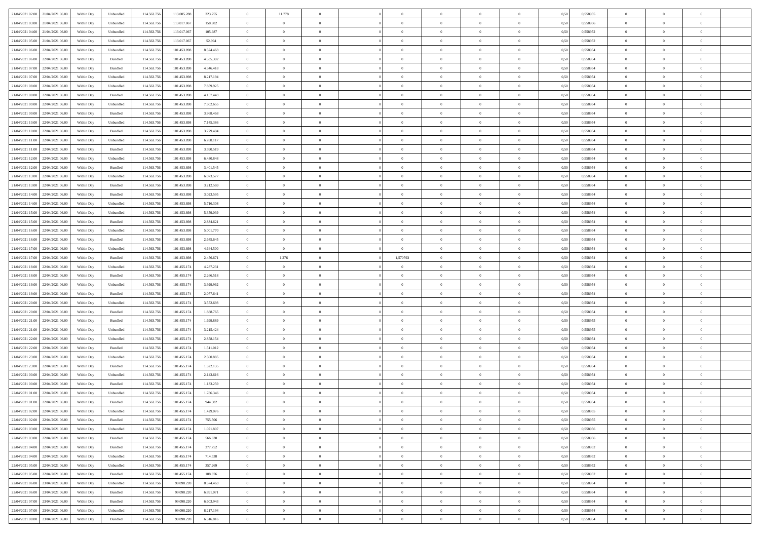| | | | | | | | | | | | | | | | | | | | | | |
|---|---|---|---|---|---|---|---|---|---|---|---|---|---|---|---|---|---|---|---|---|---|
| 21/04/2021 02.00 | 21/04/2021 06.00 | Within Day | Unbundled | 114.563.756 | 113.005.288 | 223.755 | 0 | 11.778 | 0 | | 0 | 0 | 0 | 0 | 0 | 0,50 | 0,558955 | 0 | 0 | 0 | |
| 21/04/2021 03.00 | 21/04/2021 06.00 | Within Day | Unbundled | 114.563.756 | 113.017.067 | 158.982 | 0 | 0 | 0 | | 0 | 0 | 0 | 0 | 0 | 0,50 | 0,558956 | 0 | 0 | 0 | |
| 21/04/2021 04.00 | 21/04/2021 06.00 | Within Day | Unbundled | 114.563.756 | 113.017.067 | 105.987 | 0 | 0 | 0 | | 0 | 0 | 0 | 0 | 0 | 0,50 | 0,558952 | 0 | 0 | 0 | |
| 21/04/2021 05.00 | 21/04/2021 06.00 | Within Day | Unbundled | 114.563.756 | 113.017.067 | 52.994 | 0 | 0 | 0 | | 0 | 0 | 0 | 0 | 0 | 0,50 | 0,558952 | 0 | 0 | 0 | |
| 21/04/2021 06.00 | 22/04/2021 06.00 | Within Day | Unbundled | 114.563.756 | 101.453.898 | 8.574.463 | 0 | 0 | 0 | | 0 | 0 | 0 | 0 | 0 | 0,50 | 0,558954 | 0 | 0 | 0 | |
| 21/04/2021 06.00 | 22/04/2021 06.00 | Within Day | Bundled | 114.563.756 | 101.453.898 | 4.535.392 | 0 | 0 | 0 | | 0 | 0 | 0 | 0 | 0 | 0,50 | 0,558954 | 0 | 0 | 0 | |
| 21/04/2021 07.00 | 22/04/2021 06.00 | Within Day | Bundled | 114.563.756 | 101.453.898 | 4.346.418 | 0 | 0 | 0 | | 0 | 0 | 0 | 0 | 0 | 0,50 | 0,558954 | 0 | 0 | 0 | |
| 21/04/2021 07.00 | 22/04/2021 06.00 | Within Day | Unbundled | 114.563.756 | 101.453.898 | 8.217.194 | 0 | 0 | 0 | | 0 | 0 | 0 | 0 | 0 | 0,50 | 0,558954 | 0 | 0 | 0 | |
| 21/04/2021 08.00 | 22/04/2021 06.00 | Within Day | Unbundled | 114.563.756 | 101.453.898 | 7.859.925 | 0 | 0 | 0 | | 0 | 0 | 0 | 0 | 0 | 0,50 | 0,558954 | 0 | 0 | 0 | |
| 21/04/2021 08.00 | 22/04/2021 06.00 | Within Day | Bundled | 114.563.756 | 101.453.898 | 4.157.443 | 0 | 0 | 0 | | 0 | 0 | 0 | 0 | 0 | 0,50 | 0,558954 | 0 | 0 | 0 | |
| 21/04/2021 09.00 | 22/04/2021 06.00 | Within Day | Unbundled | 114.563.756 | 101.453.898 | 7.502.655 | 0 | 0 | 0 | | 0 | 0 | 0 | 0 | 0 | 0,50 | 0,558954 | 0 | 0 | 0 | |
| 21/04/2021 09.00 | 22/04/2021 06.00 | Within Day | Bundled | 114.563.756 | 101.453.898 | 3.968.468 | 0 | 0 | 0 | | 0 | 0 | 0 | 0 | 0 | 0,50 | 0,558954 | 0 | 0 | 0 | |
| 21/04/2021 10.00 | 22/04/2021 06.00 | Within Day | Unbundled | 114.563.756 | 101.453.898 | 7.145.386 | 0 | 0 | 0 | | 0 | 0 | 0 | 0 | 0 | 0,50 | 0,558954 | 0 | 0 | 0 | |
| 21/04/2021 10.00 | 22/04/2021 06.00 | Within Day | Bundled | 114.563.756 | 101.453.898 | 3.779.494 | 0 | 0 | 0 | | 0 | 0 | 0 | 0 | 0 | 0,50 | 0,558954 | 0 | 0 | 0 | |
| 21/04/2021 11.00 | 22/04/2021 06.00 | Within Day | Unbundled | 114.563.756 | 101.453.898 | 6.788.117 | 0 | 0 | 0 | | 0 | 0 | 0 | 0 | 0 | 0,50 | 0,558954 | 0 | 0 | 0 | |
| 21/04/2021 11.00 | 22/04/2021 06.00 | Within Day | Bundled | 114.563.756 | 101.453.898 | 3.590.519 | 0 | 0 | 0 | | 0 | 0 | 0 | 0 | 0 | 0,50 | 0,558954 | 0 | 0 | 0 | |
| 21/04/2021 12.00 | 22/04/2021 06.00 | Within Day | Unbundled | 114.563.756 | 101.453.898 | 6.430.848 | 0 | 0 | 0 | | 0 | 0 | 0 | 0 | 0 | 0,50 | 0,558954 | 0 | 0 | 0 | |
| 21/04/2021 12.00 | 22/04/2021 06.00 | Within Day | Bundled | 114.563.756 | 101.453.898 | 3.401.545 | 0 | 0 | 0 | | 0 | 0 | 0 | 0 | 0 | 0,50 | 0,558954 | 0 | 0 | 0 | |
| 21/04/2021 13.00 | 22/04/2021 06.00 | Within Day | Unbundled | 114.563.756 | 101.453.898 | 6.073.577 | 0 | 0 | 0 | | 0 | 0 | 0 | 0 | 0 | 0,50 | 0,558954 | 0 | 0 | 0 | |
| 21/04/2021 13.00 | 22/04/2021 06.00 | Within Day | Bundled | 114.563.756 | 101.453.898 | 3.212.569 | 0 | 0 | 0 | | 0 | 0 | 0 | 0 | 0 | 0,50 | 0,558954 | 0 | 0 | 0 | |
| 21/04/2021 14.00 | 22/04/2021 06.00 | Within Day | Bundled | 114.563.756 | 101.453.898 | 3.023.595 | 0 | 0 | 0 | | 0 | 0 | 0 | 0 | 0 | 0,50 | 0,558954 | 0 | 0 | 0 | |
| 21/04/2021 14.00 | 22/04/2021 06.00 | Within Day | Unbundled | 114.563.756 | 101.453.898 | 5.716.308 | 0 | 0 | 0 | | 0 | 0 | 0 | 0 | 0 | 0,50 | 0,558954 | 0 | 0 | 0 | |
| 21/04/2021 15.00 | 22/04/2021 06.00 | Within Day | Unbundled | 114.563.756 | 101.453.898 | 5.359.039 | 0 | 0 | 0 | | 0 | 0 | 0 | 0 | 0 | 0,50 | 0,558954 | 0 | 0 | 0 | |
| 21/04/2021 15.00 | 22/04/2021 06.00 | Within Day | Bundled | 114.563.756 | 101.453.898 | 2.834.621 | 0 | 0 | 0 | | 0 | 0 | 0 | 0 | 0 | 0,50 | 0,558954 | 0 | 0 | 0 | |
| 21/04/2021 16.00 | 22/04/2021 06.00 | Within Day | Unbundled | 114.563.756 | 101.453.898 | 5.001.770 | 0 | 0 | 0 | | 0 | 0 | 0 | 0 | 0 | 0,50 | 0,558954 | 0 | 0 | 0 | |
| 21/04/2021 16.00 | 22/04/2021 06.00 | Within Day | Bundled | 114.563.756 | 101.453.898 | 2.645.645 | 0 | 0 | 0 | | 0 | 0 | 0 | 0 | 0 | 0,50 | 0,558954 | 0 | 0 | 0 | |
| 21/04/2021 17.00 | 22/04/2021 06.00 | Within Day | Unbundled | 114.563.756 | 101.453.898 | 4.644.500 | 0 | 0 | 0 | | 0 | 0 | 0 | 0 | 0 | 0,50 | 0,558954 | 0 | 0 | 0 | |
| 21/04/2021 17.00 | 22/04/2021 06.00 | Within Day | Bundled | 114.563.756 | 101.453.898 | 2.456.671 | 0 | 1.276 | 0 | | 1,570793 | 0 | 0 | 0 | 0 | 0,50 | 0,558954 | 0 | 0 | 0 | |
| 21/04/2021 18.00 | 22/04/2021 06.00 | Within Day | Unbundled | 114.563.756 | 101.455.174 | 4.287.231 | 0 | 0 | 0 | | 0 | 0 | 0 | 0 | 0 | 0,50 | 0,558954 | 0 | 0 | 0 | |
| 21/04/2021 18.00 | 22/04/2021 06.00 | Within Day | Bundled | 114.563.756 | 101.455.174 | 2.266.518 | 0 | 0 | 0 | | 0 | 0 | 0 | 0 | 0 | 0,50 | 0,558954 | 0 | 0 | 0 | |
| 21/04/2021 19.00 | 22/04/2021 06.00 | Within Day | Unbundled | 114.563.756 | 101.455.174 | 3.929.962 | 0 | 0 | 0 | | 0 | 0 | 0 | 0 | 0 | 0,50 | 0,558954 | 0 | 0 | 0 | |
| 21/04/2021 19.00 | 22/04/2021 06.00 | Within Day | Bundled | 114.563.756 | 101.455.174 | 2.077.641 | 0 | 0 | 0 | | 0 | 0 | 0 | 0 | 0 | 0,50 | 0,558954 | 0 | 0 | 0 | |
| 21/04/2021 20.00 | 22/04/2021 06.00 | Within Day | Unbundled | 114.563.756 | 101.455.174 | 3.572.693 | 0 | 0 | 0 | | 0 | 0 | 0 | 0 | 0 | 0,50 | 0,558954 | 0 | 0 | 0 | |
| 21/04/2021 20.00 | 22/04/2021 06.00 | Within Day | Bundled | 114.563.756 | 101.455.174 | 1.888.765 | 0 | 0 | 0 | | 0 | 0 | 0 | 0 | 0 | 0,50 | 0,558954 | 0 | 0 | 0 | |
| 21/04/2021 21.00 | 22/04/2021 06.00 | Within Day | Bundled | 114.563.756 | 101.455.174 | 1.699.889 | 0 | 0 | 0 | | 0 | 0 | 0 | 0 | 0 | 0,50 | 0,558955 | 0 | 0 | 0 | |
| 21/04/2021 21.00 | 22/04/2021 06.00 | Within Day | Unbundled | 114.563.756 | 101.455.174 | 3.215.424 | 0 | 0 | 0 | | 0 | 0 | 0 | 0 | 0 | 0,50 | 0,558955 | 0 | 0 | 0 | |
| 21/04/2021 22.00 | 22/04/2021 06.00 | Within Day | Unbundled | 114.563.756 | 101.455.174 | 2.858.154 | 0 | 0 | 0 | | 0 | 0 | 0 | 0 | 0 | 0,50 | 0,558954 | 0 | 0 | 0 | |
| 21/04/2021 22.00 | 22/04/2021 06.00 | Within Day | Bundled | 114.563.756 | 101.455.174 | 1.511.012 | 0 | 0 | 0 | | 0 | 0 | 0 | 0 | 0 | 0,50 | 0,558954 | 0 | 0 | 0 | |
| 21/04/2021 23.00 | 22/04/2021 06.00 | Within Day | Unbundled | 114.563.756 | 101.455.174 | 2.500.885 | 0 | 0 | 0 | | 0 | 0 | 0 | 0 | 0 | 0,50 | 0,558954 | 0 | 0 | 0 | |
| 21/04/2021 23.00 | 22/04/2021 06.00 | Within Day | Bundled | 114.563.756 | 101.455.174 | 1.322.135 | 0 | 0 | 0 | | 0 | 0 | 0 | 0 | 0 | 0,50 | 0,558954 | 0 | 0 | 0 | |
| 22/04/2021 00.00 | 22/04/2021 06.00 | Within Day | Unbundled | 114.563.756 | 101.455.174 | 2.143.616 | 0 | 0 | 0 | | 0 | 0 | 0 | 0 | 0 | 0,50 | 0,558954 | 0 | 0 | 0 | |
| 22/04/2021 00.00 | 22/04/2021 06.00 | Within Day | Bundled | 114.563.756 | 101.455.174 | 1.133.259 | 0 | 0 | 0 | | 0 | 0 | 0 | 0 | 0 | 0,50 | 0,558954 | 0 | 0 | 0 | |
| 22/04/2021 01.00 | 22/04/2021 06.00 | Within Day | Unbundled | 114.563.756 | 101.455.174 | 1.786.346 | 0 | 0 | 0 | | 0 | 0 | 0 | 0 | 0 | 0,50 | 0,558954 | 0 | 0 | 0 | |
| 22/04/2021 01.00 | 22/04/2021 06.00 | Within Day | Bundled | 114.563.756 | 101.455.174 | 944.382 | 0 | 0 | 0 | | 0 | 0 | 0 | 0 | 0 | 0,50 | 0,558954 | 0 | 0 | 0 | |
| 22/04/2021 02.00 | 22/04/2021 06.00 | Within Day | Unbundled | 114.563.756 | 101.455.174 | 1.429.076 | 0 | 0 | 0 | | 0 | 0 | 0 | 0 | 0 | 0,50 | 0,558955 | 0 | 0 | 0 | |
| 22/04/2021 02.00 | 22/04/2021 06.00 | Within Day | Bundled | 114.563.756 | 101.455.174 | 755.506 | 0 | 0 | 0 | | 0 | 0 | 0 | 0 | 0 | 0,50 | 0,558955 | 0 | 0 | 0 | |
| 22/04/2021 03.00 | 22/04/2021 06.00 | Within Day | Unbundled | 114.563.756 | 101.455.174 | 1.071.807 | 0 | 0 | 0 | | 0 | 0 | 0 | 0 | 0 | 0,50 | 0,558956 | 0 | 0 | 0 | |
| 22/04/2021 03.00 | 22/04/2021 06.00 | Within Day | Bundled | 114.563.756 | 101.455.174 | 566.630 | 0 | 0 | 0 | | 0 | 0 | 0 | 0 | 0 | 0,50 | 0,558956 | 0 | 0 | 0 | |
| 22/04/2021 04.00 | 22/04/2021 06.00 | Within Day | Bundled | 114.563.756 | 101.455.174 | 377.752 | 0 | 0 | 0 | | 0 | 0 | 0 | 0 | 0 | 0,50 | 0,558952 | 0 | 0 | 0 | |
| 22/04/2021 04.00 | 22/04/2021 06.00 | Within Day | Unbundled | 114.563.756 | 101.455.174 | 714.538 | 0 | 0 | 0 | | 0 | 0 | 0 | 0 | 0 | 0,50 | 0,558952 | 0 | 0 | 0 | |
| 22/04/2021 05.00 | 22/04/2021 06.00 | Within Day | Unbundled | 114.563.756 | 101.455.174 | 357.269 | 0 | 0 | 0 | | 0 | 0 | 0 | 0 | 0 | 0,50 | 0,558952 | 0 | 0 | 0 | |
| 22/04/2021 05.00 | 22/04/2021 06.00 | Within Day | Bundled | 114.563.756 | 101.455.174 | 188.876 | 0 | 0 | 0 | | 0 | 0 | 0 | 0 | 0 | 0,50 | 0,558952 | 0 | 0 | 0 | |
| 22/04/2021 06.00 | 23/04/2021 06.00 | Within Day | Unbundled | 114.563.756 | 99.098.220 | 8.574.463 | 0 | 0 | 0 | | 0 | 0 | 0 | 0 | 0 | 0,50 | 0,558954 | 0 | 0 | 0 | |
| 22/04/2021 06.00 | 23/04/2021 06.00 | Within Day | Bundled | 114.563.756 | 99.098.220 | 6.891.071 | 0 | 0 | 0 | | 0 | 0 | 0 | 0 | 0 | 0,50 | 0,558954 | 0 | 0 | 0 | |
| 22/04/2021 07.00 | 23/04/2021 06.00 | Within Day | Bundled | 114.563.756 | 99.098.220 | 6.603.943 | 0 | 0 | 0 | | 0 | 0 | 0 | 0 | 0 | 0,50 | 0,558954 | 0 | 0 | 0 | |
| 22/04/2021 07.00 | 23/04/2021 06.00 | Within Day | Unbundled | 114.563.756 | 99.098.220 | 8.217.194 | 0 | 0 | 0 | | 0 | 0 | 0 | 0 | 0 | 0,50 | 0,558954 | 0 | 0 | 0 | |
| 22/04/2021 08.00 | 23/04/2021 06.00 | Within Day | Bundled | 114.563.756 | 99.098.220 | 6.316.816 | 0 | 0 | 0 | | 0 | 0 | 0 | 0 | 0 | 0,50 | 0,558954 | 0 | 0 | 0 | |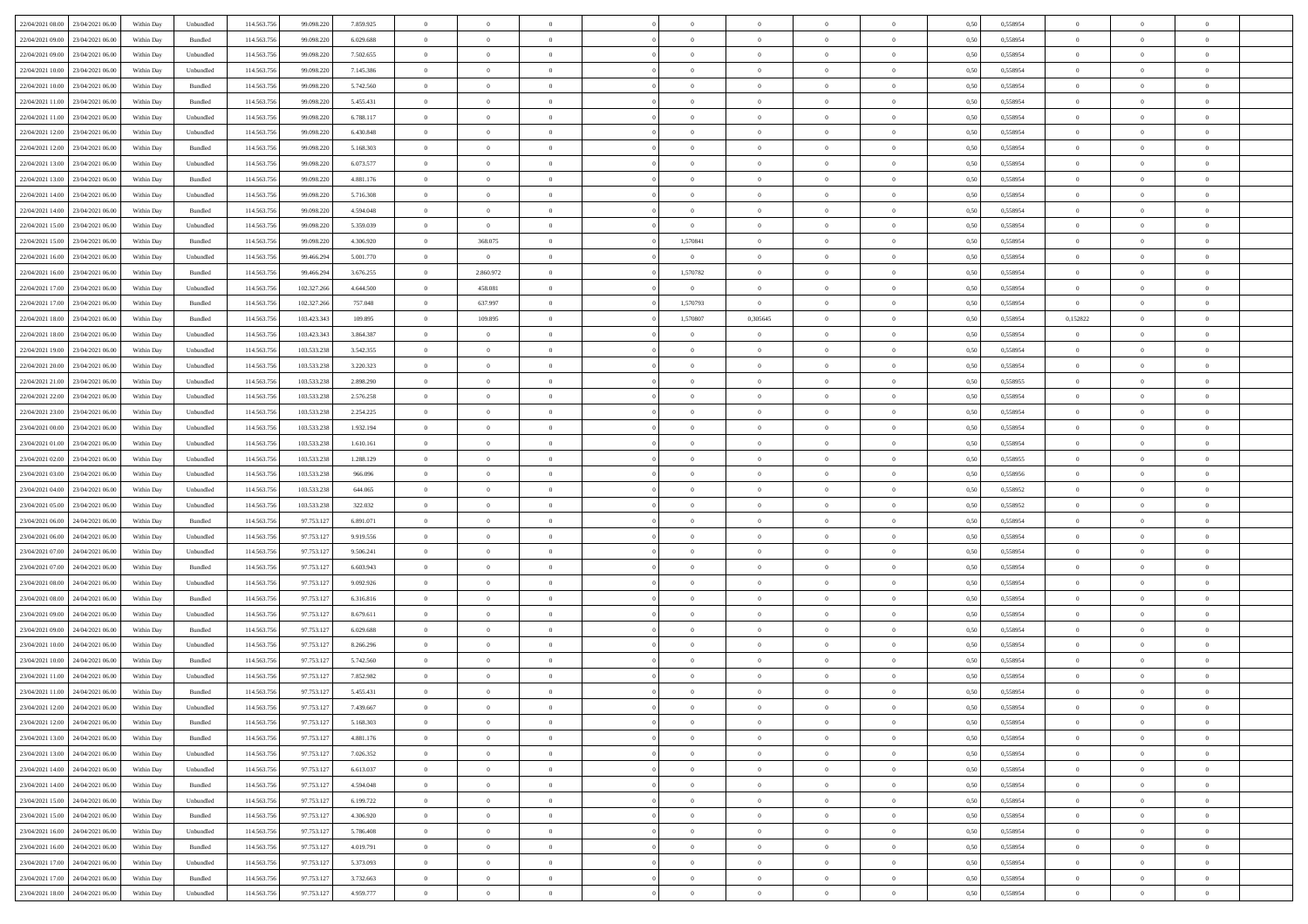| | | | | | | | | | | | | | | | | | | | | |
|---|---|---|---|---|---|---|---|---|---|---|---|---|---|---|---|---|---|---|---|---|
| 22/04/2021 08:00 | 23/04/2021 06:00 | Within Day | Unbundled | 114.563.756 | 99.098.220 | 7.859.925 | 0 | 0 | 0 | | 0 | 0 | 0 | 0 | 0,50 | 0,558954 | 0 | 0 | 0 | |
| 22/04/2021 09:00 | 23/04/2021 06:00 | Within Day | Bundled | 114.563.756 | 99.098.220 | 6.029.688 | 0 | 0 | 0 | | 0 | 0 | 0 | 0 | 0,50 | 0,558954 | 0 | 0 | 0 | |
| 22/04/2021 09:00 | 23/04/2021 06:00 | Within Day | Unbundled | 114.563.756 | 99.098.220 | 7.502.655 | 0 | 0 | 0 | | 0 | 0 | 0 | 0 | 0,50 | 0,558954 | 0 | 0 | 0 | |
| 22/04/2021 10:00 | 23/04/2021 06:00 | Within Day | Unbundled | 114.563.756 | 99.098.220 | 7.145.386 | 0 | 0 | 0 | | 0 | 0 | 0 | 0 | 0,50 | 0,558954 | 0 | 0 | 0 | |
| 22/04/2021 10:00 | 23/04/2021 06:00 | Within Day | Bundled | 114.563.756 | 99.098.220 | 5.742.560 | 0 | 0 | 0 | | 0 | 0 | 0 | 0 | 0,50 | 0,558954 | 0 | 0 | 0 | |
| 22/04/2021 11:00 | 23/04/2021 06:00 | Within Day | Bundled | 114.563.756 | 99.098.220 | 5.455.431 | 0 | 0 | 0 | | 0 | 0 | 0 | 0 | 0,50 | 0,558954 | 0 | 0 | 0 | |
| 22/04/2021 11:00 | 23/04/2021 06:00 | Within Day | Unbundled | 114.563.756 | 99.098.220 | 6.788.117 | 0 | 0 | 0 | | 0 | 0 | 0 | 0 | 0,50 | 0,558954 | 0 | 0 | 0 | |
| 22/04/2021 12:00 | 23/04/2021 06:00 | Within Day | Unbundled | 114.563.756 | 99.098.220 | 6.430.848 | 0 | 0 | 0 | | 0 | 0 | 0 | 0 | 0,50 | 0,558954 | 0 | 0 | 0 | |
| 22/04/2021 12:00 | 23/04/2021 06:00 | Within Day | Bundled | 114.563.756 | 99.098.220 | 5.168.303 | 0 | 0 | 0 | | 0 | 0 | 0 | 0 | 0,50 | 0,558954 | 0 | 0 | 0 | |
| 22/04/2021 13:00 | 23/04/2021 06:00 | Within Day | Unbundled | 114.563.756 | 99.098.220 | 6.073.577 | 0 | 0 | 0 | | 0 | 0 | 0 | 0 | 0,50 | 0,558954 | 0 | 0 | 0 | |
| 22/04/2021 13:00 | 23/04/2021 06:00 | Within Day | Bundled | 114.563.756 | 99.098.220 | 4.881.176 | 0 | 0 | 0 | | 0 | 0 | 0 | 0 | 0,50 | 0,558954 | 0 | 0 | 0 | |
| 22/04/2021 14:00 | 23/04/2021 06:00 | Within Day | Unbundled | 114.563.756 | 99.098.220 | 5.716.308 | 0 | 0 | 0 | | 0 | 0 | 0 | 0 | 0,50 | 0,558954 | 0 | 0 | 0 | |
| 22/04/2021 14:00 | 23/04/2021 06:00 | Within Day | Bundled | 114.563.756 | 99.098.220 | 4.594.048 | 0 | 0 | 0 | | 0 | 0 | 0 | 0 | 0,50 | 0,558954 | 0 | 0 | 0 | |
| 22/04/2021 15:00 | 23/04/2021 06:00 | Within Day | Unbundled | 114.563.756 | 99.098.220 | 5.359.039 | 0 | 0 | 0 | | 0 | 0 | 0 | 0 | 0,50 | 0,558954 | 0 | 0 | 0 | |
| 22/04/2021 15:00 | 23/04/2021 06:00 | Within Day | Bundled | 114.563.756 | 99.098.220 | 4.306.920 | 0 | 368.075 | 0 | | 1,570841 | 0 | 0 | 0 | 0,50 | 0,558954 | 0 | 0 | 0 | |
| 22/04/2021 16:00 | 23/04/2021 06:00 | Within Day | Unbundled | 114.563.756 | 99.466.294 | 5.001.770 | 0 | 0 | 0 | | 0 | 0 | 0 | 0 | 0,50 | 0,558954 | 0 | 0 | 0 | |
| 22/04/2021 16:00 | 23/04/2021 06:00 | Within Day | Bundled | 114.563.756 | 99.466.294 | 3.676.255 | 0 | 2.860.972 | 0 | | 1,570782 | 0 | 0 | 0 | 0,50 | 0,558954 | 0 | 0 | 0 | |
| 22/04/2021 17:00 | 23/04/2021 06:00 | Within Day | Unbundled | 114.563.756 | 102.327.266 | 4.644.500 | 0 | 458.081 | 0 | | 0 | 0 | 0 | 0 | 0,50 | 0,558954 | 0 | 0 | 0 | |
| 22/04/2021 17:00 | 23/04/2021 06:00 | Within Day | Bundled | 114.563.756 | 102.327.266 | 757.048 | 0 | 637.997 | 0 | | 1,570793 | 0 | 0 | 0 | 0,50 | 0,558954 | 0 | 0 | 0 | |
| 22/04/2021 18:00 | 23/04/2021 06:00 | Within Day | Bundled | 114.563.756 | 103.423.343 | 109.895 | 0 | 109.895 | 0 | | 1,570807 | 0,305645 | 0 | 0 | 0,50 | 0,558954 | 0,152822 | 0 | 0 | |
| 22/04/2021 18:00 | 23/04/2021 06:00 | Within Day | Unbundled | 114.563.756 | 103.423.343 | 3.864.387 | 0 | 0 | 0 | | 0 | 0 | 0 | 0 | 0,50 | 0,558954 | 0 | 0 | 0 | |
| 22/04/2021 19:00 | 23/04/2021 06:00 | Within Day | Unbundled | 114.563.756 | 103.533.238 | 3.542.355 | 0 | 0 | 0 | | 0 | 0 | 0 | 0 | 0,50 | 0,558954 | 0 | 0 | 0 | |
| 22/04/2021 20:00 | 23/04/2021 06:00 | Within Day | Unbundled | 114.563.756 | 103.533.238 | 3.220.323 | 0 | 0 | 0 | | 0 | 0 | 0 | 0 | 0,50 | 0,558954 | 0 | 0 | 0 | |
| 22/04/2021 21:00 | 23/04/2021 06:00 | Within Day | Unbundled | 114.563.756 | 103.533.238 | 2.898.290 | 0 | 0 | 0 | | 0 | 0 | 0 | 0 | 0,50 | 0,558955 | 0 | 0 | 0 | |
| 22/04/2021 22:00 | 23/04/2021 06:00 | Within Day | Unbundled | 114.563.756 | 103.533.238 | 2.576.258 | 0 | 0 | 0 | | 0 | 0 | 0 | 0 | 0,50 | 0,558954 | 0 | 0 | 0 | |
| 22/04/2021 23:00 | 23/04/2021 06:00 | Within Day | Unbundled | 114.563.756 | 103.533.238 | 2.254.225 | 0 | 0 | 0 | | 0 | 0 | 0 | 0 | 0,50 | 0,558954 | 0 | 0 | 0 | |
| 23/04/2021 00:00 | 23/04/2021 06:00 | Within Day | Unbundled | 114.563.756 | 103.533.238 | 1.932.194 | 0 | 0 | 0 | | 0 | 0 | 0 | 0 | 0,50 | 0,558954 | 0 | 0 | 0 | |
| 23/04/2021 01:00 | 23/04/2021 06:00 | Within Day | Unbundled | 114.563.756 | 103.533.238 | 1.610.161 | 0 | 0 | 0 | | 0 | 0 | 0 | 0 | 0,50 | 0,558954 | 0 | 0 | 0 | |
| 23/04/2021 02:00 | 23/04/2021 06:00 | Within Day | Unbundled | 114.563.756 | 103.533.238 | 1.288.129 | 0 | 0 | 0 | | 0 | 0 | 0 | 0 | 0,50 | 0,558955 | 0 | 0 | 0 | |
| 23/04/2021 03:00 | 23/04/2021 06:00 | Within Day | Unbundled | 114.563.756 | 103.533.238 | 966.096 | 0 | 0 | 0 | | 0 | 0 | 0 | 0 | 0,50 | 0,558956 | 0 | 0 | 0 | |
| 23/04/2021 04:00 | 23/04/2021 06:00 | Within Day | Unbundled | 114.563.756 | 103.533.238 | 644.065 | 0 | 0 | 0 | | 0 | 0 | 0 | 0 | 0,50 | 0,558952 | 0 | 0 | 0 | |
| 23/04/2021 05:00 | 23/04/2021 06:00 | Within Day | Unbundled | 114.563.756 | 103.533.238 | 322.032 | 0 | 0 | 0 | | 0 | 0 | 0 | 0 | 0,50 | 0,558952 | 0 | 0 | 0 | |
| 23/04/2021 06:00 | 24/04/2021 06:00 | Within Day | Bundled | 114.563.756 | 97.753.127 | 6.891.071 | 0 | 0 | 0 | | 0 | 0 | 0 | 0 | 0,50 | 0,558954 | 0 | 0 | 0 | |
| 23/04/2021 06:00 | 24/04/2021 06:00 | Within Day | Unbundled | 114.563.756 | 97.753.127 | 9.919.556 | 0 | 0 | 0 | | 0 | 0 | 0 | 0 | 0,50 | 0,558954 | 0 | 0 | 0 | |
| 23/04/2021 07:00 | 24/04/2021 06:00 | Within Day | Unbundled | 114.563.756 | 97.753.127 | 9.506.241 | 0 | 0 | 0 | | 0 | 0 | 0 | 0 | 0,50 | 0,558954 | 0 | 0 | 0 | |
| 23/04/2021 07:00 | 24/04/2021 06:00 | Within Day | Bundled | 114.563.756 | 97.753.127 | 6.603.943 | 0 | 0 | 0 | | 0 | 0 | 0 | 0 | 0,50 | 0,558954 | 0 | 0 | 0 | |
| 23/04/2021 08:00 | 24/04/2021 06:00 | Within Day | Unbundled | 114.563.756 | 97.753.127 | 9.092.926 | 0 | 0 | 0 | | 0 | 0 | 0 | 0 | 0,50 | 0,558954 | 0 | 0 | 0 | |
| 23/04/2021 08:00 | 24/04/2021 06:00 | Within Day | Bundled | 114.563.756 | 97.753.127 | 6.316.816 | 0 | 0 | 0 | | 0 | 0 | 0 | 0 | 0,50 | 0,558954 | 0 | 0 | 0 | |
| 23/04/2021 09:00 | 24/04/2021 06:00 | Within Day | Unbundled | 114.563.756 | 97.753.127 | 8.679.611 | 0 | 0 | 0 | | 0 | 0 | 0 | 0 | 0,50 | 0,558954 | 0 | 0 | 0 | |
| 23/04/2021 09:00 | 24/04/2021 06:00 | Within Day | Bundled | 114.563.756 | 97.753.127 | 6.029.688 | 0 | 0 | 0 | | 0 | 0 | 0 | 0 | 0,50 | 0,558954 | 0 | 0 | 0 | |
| 23/04/2021 10:00 | 24/04/2021 06:00 | Within Day | Unbundled | 114.563.756 | 97.753.127 | 8.266.296 | 0 | 0 | 0 | | 0 | 0 | 0 | 0 | 0,50 | 0,558954 | 0 | 0 | 0 | |
| 23/04/2021 10:00 | 24/04/2021 06:00 | Within Day | Bundled | 114.563.756 | 97.753.127 | 5.742.560 | 0 | 0 | 0 | | 0 | 0 | 0 | 0 | 0,50 | 0,558954 | 0 | 0 | 0 | |
| 23/04/2021 11:00 | 24/04/2021 06:00 | Within Day | Unbundled | 114.563.756 | 97.753.127 | 7.852.982 | 0 | 0 | 0 | | 0 | 0 | 0 | 0 | 0,50 | 0,558954 | 0 | 0 | 0 | |
| 23/04/2021 11:00 | 24/04/2021 06:00 | Within Day | Bundled | 114.563.756 | 97.753.127 | 5.455.431 | 0 | 0 | 0 | | 0 | 0 | 0 | 0 | 0,50 | 0,558954 | 0 | 0 | 0 | |
| 23/04/2021 12:00 | 24/04/2021 06:00 | Within Day | Unbundled | 114.563.756 | 97.753.127 | 7.439.667 | 0 | 0 | 0 | | 0 | 0 | 0 | 0 | 0,50 | 0,558954 | 0 | 0 | 0 | |
| 23/04/2021 12:00 | 24/04/2021 06:00 | Within Day | Bundled | 114.563.756 | 97.753.127 | 5.168.303 | 0 | 0 | 0 | | 0 | 0 | 0 | 0 | 0,50 | 0,558954 | 0 | 0 | 0 | |
| 23/04/2021 13:00 | 24/04/2021 06:00 | Within Day | Bundled | 114.563.756 | 97.753.127 | 4.881.176 | 0 | 0 | 0 | | 0 | 0 | 0 | 0 | 0,50 | 0,558954 | 0 | 0 | 0 | |
| 23/04/2021 13:00 | 24/04/2021 06:00 | Within Day | Unbundled | 114.563.756 | 97.753.127 | 7.026.352 | 0 | 0 | 0 | | 0 | 0 | 0 | 0 | 0,50 | 0,558954 | 0 | 0 | 0 | |
| 23/04/2021 14:00 | 24/04/2021 06:00 | Within Day | Unbundled | 114.563.756 | 97.753.127 | 6.613.037 | 0 | 0 | 0 | | 0 | 0 | 0 | 0 | 0,50 | 0,558954 | 0 | 0 | 0 | |
| 23/04/2021 14:00 | 24/04/2021 06:00 | Within Day | Bundled | 114.563.756 | 97.753.127 | 4.594.048 | 0 | 0 | 0 | | 0 | 0 | 0 | 0 | 0,50 | 0,558954 | 0 | 0 | 0 | |
| 23/04/2021 15:00 | 24/04/2021 06:00 | Within Day | Unbundled | 114.563.756 | 97.753.127 | 6.199.722 | 0 | 0 | 0 | | 0 | 0 | 0 | 0 | 0,50 | 0,558954 | 0 | 0 | 0 | |
| 23/04/2021 15:00 | 24/04/2021 06:00 | Within Day | Bundled | 114.563.756 | 97.753.127 | 4.306.920 | 0 | 0 | 0 | | 0 | 0 | 0 | 0 | 0,50 | 0,558954 | 0 | 0 | 0 | |
| 23/04/2021 16:00 | 24/04/2021 06:00 | Within Day | Unbundled | 114.563.756 | 97.753.127 | 5.786.408 | 0 | 0 | 0 | | 0 | 0 | 0 | 0 | 0,50 | 0,558954 | 0 | 0 | 0 | |
| 23/04/2021 16:00 | 24/04/2021 06:00 | Within Day | Bundled | 114.563.756 | 97.753.127 | 4.019.791 | 0 | 0 | 0 | | 0 | 0 | 0 | 0 | 0,50 | 0,558954 | 0 | 0 | 0 | |
| 23/04/2021 17:00 | 24/04/2021 06:00 | Within Day | Unbundled | 114.563.756 | 97.753.127 | 5.373.093 | 0 | 0 | 0 | | 0 | 0 | 0 | 0 | 0,50 | 0,558954 | 0 | 0 | 0 | |
| 23/04/2021 17:00 | 24/04/2021 06:00 | Within Day | Bundled | 114.563.756 | 97.753.127 | 3.732.663 | 0 | 0 | 0 | | 0 | 0 | 0 | 0 | 0,50 | 0,558954 | 0 | 0 | 0 | |
| 23/04/2021 18:00 | 24/04/2021 06:00 | Within Day | Unbundled | 114.563.756 | 97.753.127 | 4.959.777 | 0 | 0 | 0 | | 0 | 0 | 0 | 0 | 0,50 | 0,558954 | 0 | 0 | 0 | |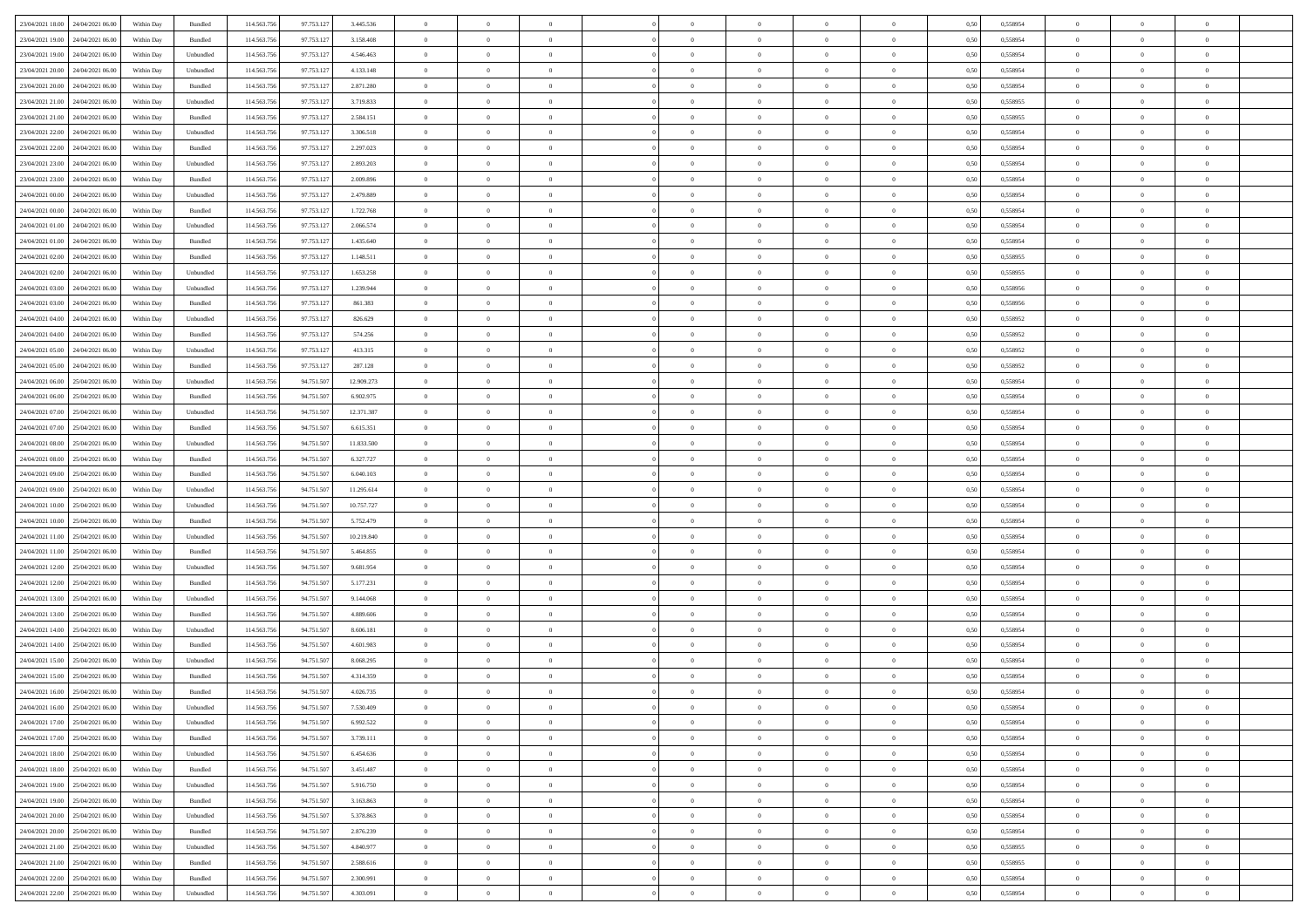| 23/04/2021 18:00 | 24/04/2021 06:00 | Within Day | Bundled | 114.563.756 | 97.753.127 | 3.445.536 | 0 | 0 | 0 | | 0 | 0 | 0 | 0 | 0,50 | 0,558954 | 0 | 0 | 0 | |
|---|---|---|---|---|---|---|---|---|---|---|---|---|---|---|---|---|---|---|---|---|
| 23/04/2021 19:00 | 24/04/2021 06:00 | Within Day | Bundled | 114.563.756 | 97.753.127 | 3.158.408 | 0 | 0 | 0 | | 0 | 0 | 0 | 0 | 0,50 | 0,558954 | 0 | 0 | 0 | |
| 23/04/2021 19:00 | 24/04/2021 06:00 | Within Day | Unbundled | 114.563.756 | 97.753.127 | 4.546.463 | 0 | 0 | 0 | | 0 | 0 | 0 | 0 | 0,50 | 0,558954 | 0 | 0 | 0 | |
| 23/04/2021 20:00 | 24/04/2021 06:00 | Within Day | Unbundled | 114.563.756 | 97.753.127 | 4.133.148 | 0 | 0 | 0 | | 0 | 0 | 0 | 0 | 0,50 | 0,558954 | 0 | 0 | 0 | |
| 23/04/2021 20:00 | 24/04/2021 06:00 | Within Day | Bundled | 114.563.756 | 97.753.127 | 2.871.280 | 0 | 0 | 0 | | 0 | 0 | 0 | 0 | 0,50 | 0,558954 | 0 | 0 | 0 | |
| 23/04/2021 21:00 | 24/04/2021 06:00 | Within Day | Unbundled | 114.563.756 | 97.753.127 | 3.719.833 | 0 | 0 | 0 | | 0 | 0 | 0 | 0 | 0,50 | 0,558955 | 0 | 0 | 0 | |
| 23/04/2021 21:00 | 24/04/2021 06:00 | Within Day | Bundled | 114.563.756 | 97.753.127 | 2.584.151 | 0 | 0 | 0 | | 0 | 0 | 0 | 0 | 0,50 | 0,558955 | 0 | 0 | 0 | |
| 23/04/2021 22:00 | 24/04/2021 06:00 | Within Day | Unbundled | 114.563.756 | 97.753.127 | 3.306.518 | 0 | 0 | 0 | | 0 | 0 | 0 | 0 | 0,50 | 0,558954 | 0 | 0 | 0 | |
| 23/04/2021 22:00 | 24/04/2021 06:00 | Within Day | Bundled | 114.563.756 | 97.753.127 | 2.297.023 | 0 | 0 | 0 | | 0 | 0 | 0 | 0 | 0,50 | 0,558954 | 0 | 0 | 0 | |
| 23/04/2021 23:00 | 24/04/2021 06:00 | Within Day | Unbundled | 114.563.756 | 97.753.127 | 2.893.203 | 0 | 0 | 0 | | 0 | 0 | 0 | 0 | 0,50 | 0,558954 | 0 | 0 | 0 | |
| 23/04/2021 23:00 | 24/04/2021 06:00 | Within Day | Bundled | 114.563.756 | 97.753.127 | 2.009.896 | 0 | 0 | 0 | | 0 | 0 | 0 | 0 | 0,50 | 0,558954 | 0 | 0 | 0 | |
| 24/04/2021 00:00 | 24/04/2021 06:00 | Within Day | Unbundled | 114.563.756 | 97.753.127 | 2.479.889 | 0 | 0 | 0 | | 0 | 0 | 0 | 0 | 0,50 | 0,558954 | 0 | 0 | 0 | |
| 24/04/2021 00:00 | 24/04/2021 06:00 | Within Day | Bundled | 114.563.756 | 97.753.127 | 1.722.768 | 0 | 0 | 0 | | 0 | 0 | 0 | 0 | 0,50 | 0,558954 | 0 | 0 | 0 | |
| 24/04/2021 01:00 | 24/04/2021 06:00 | Within Day | Unbundled | 114.563.756 | 97.753.127 | 2.066.574 | 0 | 0 | 0 | | 0 | 0 | 0 | 0 | 0,50 | 0,558954 | 0 | 0 | 0 | |
| 24/04/2021 01:00 | 24/04/2021 06:00 | Within Day | Bundled | 114.563.756 | 97.753.127 | 1.435.640 | 0 | 0 | 0 | | 0 | 0 | 0 | 0 | 0,50 | 0,558954 | 0 | 0 | 0 | |
| 24/04/2021 02:00 | 24/04/2021 06:00 | Within Day | Bundled | 114.563.756 | 97.753.127 | 1.148.511 | 0 | 0 | 0 | | 0 | 0 | 0 | 0 | 0,50 | 0,558955 | 0 | 0 | 0 | |
| 24/04/2021 02:00 | 24/04/2021 06:00 | Within Day | Unbundled | 114.563.756 | 97.753.127 | 1.653.258 | 0 | 0 | 0 | | 0 | 0 | 0 | 0 | 0,50 | 0,558955 | 0 | 0 | 0 | |
| 24/04/2021 03:00 | 24/04/2021 06:00 | Within Day | Unbundled | 114.563.756 | 97.753.127 | 1.239.944 | 0 | 0 | 0 | | 0 | 0 | 0 | 0 | 0,50 | 0,558956 | 0 | 0 | 0 | |
| 24/04/2021 03:00 | 24/04/2021 06:00 | Within Day | Bundled | 114.563.756 | 97.753.127 | 861.383 | 0 | 0 | 0 | | 0 | 0 | 0 | 0 | 0,50 | 0,558956 | 0 | 0 | 0 | |
| 24/04/2021 04:00 | 24/04/2021 06:00 | Within Day | Unbundled | 114.563.756 | 97.753.127 | 826.629 | 0 | 0 | 0 | | 0 | 0 | 0 | 0 | 0,50 | 0,558952 | 0 | 0 | 0 | |
| 24/04/2021 04:00 | 24/04/2021 06:00 | Within Day | Bundled | 114.563.756 | 97.753.127 | 574.256 | 0 | 0 | 0 | | 0 | 0 | 0 | 0 | 0,50 | 0,558952 | 0 | 0 | 0 | |
| 24/04/2021 05:00 | 24/04/2021 06:00 | Within Day | Unbundled | 114.563.756 | 97.753.127 | 413.315 | 0 | 0 | 0 | | 0 | 0 | 0 | 0 | 0,50 | 0,558952 | 0 | 0 | 0 | |
| 24/04/2021 05:00 | 24/04/2021 06:00 | Within Day | Bundled | 114.563.756 | 97.753.127 | 287.128 | 0 | 0 | 0 | | 0 | 0 | 0 | 0 | 0,50 | 0,558952 | 0 | 0 | 0 | |
| 24/04/2021 06:00 | 25/04/2021 06:00 | Within Day | Unbundled | 114.563.756 | 94.751.507 | 12.909.273 | 0 | 0 | 0 | | 0 | 0 | 0 | 0 | 0,50 | 0,558954 | 0 | 0 | 0 | |
| 24/04/2021 06:00 | 25/04/2021 06:00 | Within Day | Bundled | 114.563.756 | 94.751.507 | 6.902.975 | 0 | 0 | 0 | | 0 | 0 | 0 | 0 | 0,50 | 0,558954 | 0 | 0 | 0 | |
| 24/04/2021 07:00 | 25/04/2021 06:00 | Within Day | Unbundled | 114.563.756 | 94.751.507 | 12.371.387 | 0 | 0 | 0 | | 0 | 0 | 0 | 0 | 0,50 | 0,558954 | 0 | 0 | 0 | |
| 24/04/2021 07:00 | 25/04/2021 06:00 | Within Day | Bundled | 114.563.756 | 94.751.507 | 6.615.351 | 0 | 0 | 0 | | 0 | 0 | 0 | 0 | 0,50 | 0,558954 | 0 | 0 | 0 | |
| 24/04/2021 08:00 | 25/04/2021 06:00 | Within Day | Unbundled | 114.563.756 | 94.751.507 | 11.833.500 | 0 | 0 | 0 | | 0 | 0 | 0 | 0 | 0,50 | 0,558954 | 0 | 0 | 0 | |
| 24/04/2021 08:00 | 25/04/2021 06:00 | Within Day | Bundled | 114.563.756 | 94.751.507 | 6.327.727 | 0 | 0 | 0 | | 0 | 0 | 0 | 0 | 0,50 | 0,558954 | 0 | 0 | 0 | |
| 24/04/2021 09:00 | 25/04/2021 06:00 | Within Day | Bundled | 114.563.756 | 94.751.507 | 6.040.103 | 0 | 0 | 0 | | 0 | 0 | 0 | 0 | 0,50 | 0,558954 | 0 | 0 | 0 | |
| 24/04/2021 09:00 | 25/04/2021 06:00 | Within Day | Unbundled | 114.563.756 | 94.751.507 | 11.295.614 | 0 | 0 | 0 | | 0 | 0 | 0 | 0 | 0,50 | 0,558954 | 0 | 0 | 0 | |
| 24/04/2021 10:00 | 25/04/2021 06:00 | Within Day | Unbundled | 114.563.756 | 94.751.507 | 10.757.727 | 0 | 0 | 0 | | 0 | 0 | 0 | 0 | 0,50 | 0,558954 | 0 | 0 | 0 | |
| 24/04/2021 10:00 | 25/04/2021 06:00 | Within Day | Bundled | 114.563.756 | 94.751.507 | 5.752.479 | 0 | 0 | 0 | | 0 | 0 | 0 | 0 | 0,50 | 0,558954 | 0 | 0 | 0 | |
| 24/04/2021 11:00 | 25/04/2021 06:00 | Within Day | Unbundled | 114.563.756 | 94.751.507 | 10.219.840 | 0 | 0 | 0 | | 0 | 0 | 0 | 0 | 0,50 | 0,558954 | 0 | 0 | 0 | |
| 24/04/2021 11:00 | 25/04/2021 06:00 | Within Day | Bundled | 114.563.756 | 94.751.507 | 5.464.855 | 0 | 0 | 0 | | 0 | 0 | 0 | 0 | 0,50 | 0,558954 | 0 | 0 | 0 | |
| 24/04/2021 12:00 | 25/04/2021 06:00 | Within Day | Unbundled | 114.563.756 | 94.751.507 | 9.681.954 | 0 | 0 | 0 | | 0 | 0 | 0 | 0 | 0,50 | 0,558954 | 0 | 0 | 0 | |
| 24/04/2021 12:00 | 25/04/2021 06:00 | Within Day | Bundled | 114.563.756 | 94.751.507 | 5.177.231 | 0 | 0 | 0 | | 0 | 0 | 0 | 0 | 0,50 | 0,558954 | 0 | 0 | 0 | |
| 24/04/2021 13:00 | 25/04/2021 06:00 | Within Day | Unbundled | 114.563.756 | 94.751.507 | 9.144.068 | 0 | 0 | 0 | | 0 | 0 | 0 | 0 | 0,50 | 0,558954 | 0 | 0 | 0 | |
| 24/04/2021 13:00 | 25/04/2021 06:00 | Within Day | Bundled | 114.563.756 | 94.751.507 | 4.889.606 | 0 | 0 | 0 | | 0 | 0 | 0 | 0 | 0,50 | 0,558954 | 0 | 0 | 0 | |
| 24/04/2021 14:00 | 25/04/2021 06:00 | Within Day | Unbundled | 114.563.756 | 94.751.507 | 8.606.181 | 0 | 0 | 0 | | 0 | 0 | 0 | 0 | 0,50 | 0,558954 | 0 | 0 | 0 | |
| 24/04/2021 14:00 | 25/04/2021 06:00 | Within Day | Bundled | 114.563.756 | 94.751.507 | 4.601.983 | 0 | 0 | 0 | | 0 | 0 | 0 | 0 | 0,50 | 0,558954 | 0 | 0 | 0 | |
| 24/04/2021 15:00 | 25/04/2021 06:00 | Within Day | Unbundled | 114.563.756 | 94.751.507 | 8.068.295 | 0 | 0 | 0 | | 0 | 0 | 0 | 0 | 0,50 | 0,558954 | 0 | 0 | 0 | |
| 24/04/2021 15:00 | 25/04/2021 06:00 | Within Day | Bundled | 114.563.756 | 94.751.507 | 4.314.359 | 0 | 0 | 0 | | 0 | 0 | 0 | 0 | 0,50 | 0,558954 | 0 | 0 | 0 | |
| 24/04/2021 16:00 | 25/04/2021 06:00 | Within Day | Bundled | 114.563.756 | 94.751.507 | 4.026.735 | 0 | 0 | 0 | | 0 | 0 | 0 | 0 | 0,50 | 0,558954 | 0 | 0 | 0 | |
| 24/04/2021 16:00 | 25/04/2021 06:00 | Within Day | Unbundled | 114.563.756 | 94.751.507 | 7.530.409 | 0 | 0 | 0 | | 0 | 0 | 0 | 0 | 0,50 | 0,558954 | 0 | 0 | 0 | |
| 24/04/2021 17:00 | 25/04/2021 06:00 | Within Day | Unbundled | 114.563.756 | 94.751.507 | 6.992.522 | 0 | 0 | 0 | | 0 | 0 | 0 | 0 | 0,50 | 0,558954 | 0 | 0 | 0 | |
| 24/04/2021 17:00 | 25/04/2021 06:00 | Within Day | Bundled | 114.563.756 | 94.751.507 | 3.739.111 | 0 | 0 | 0 | | 0 | 0 | 0 | 0 | 0,50 | 0,558954 | 0 | 0 | 0 | |
| 24/04/2021 18:00 | 25/04/2021 06:00 | Within Day | Unbundled | 114.563.756 | 94.751.507 | 6.454.636 | 0 | 0 | 0 | | 0 | 0 | 0 | 0 | 0,50 | 0,558954 | 0 | 0 | 0 | |
| 24/04/2021 18:00 | 25/04/2021 06:00 | Within Day | Bundled | 114.563.756 | 94.751.507 | 3.451.487 | 0 | 0 | 0 | | 0 | 0 | 0 | 0 | 0,50 | 0,558954 | 0 | 0 | 0 | |
| 24/04/2021 19:00 | 25/04/2021 06:00 | Within Day | Unbundled | 114.563.756 | 94.751.507 | 5.916.750 | 0 | 0 | 0 | | 0 | 0 | 0 | 0 | 0,50 | 0,558954 | 0 | 0 | 0 | |
| 24/04/2021 19:00 | 25/04/2021 06:00 | Within Day | Bundled | 114.563.756 | 94.751.507 | 3.163.863 | 0 | 0 | 0 | | 0 | 0 | 0 | 0 | 0,50 | 0,558954 | 0 | 0 | 0 | |
| 24/04/2021 20:00 | 25/04/2021 06:00 | Within Day | Unbundled | 114.563.756 | 94.751.507 | 5.378.863 | 0 | 0 | 0 | | 0 | 0 | 0 | 0 | 0,50 | 0,558954 | 0 | 0 | 0 | |
| 24/04/2021 20:00 | 25/04/2021 06:00 | Within Day | Bundled | 114.563.756 | 94.751.507 | 2.876.239 | 0 | 0 | 0 | | 0 | 0 | 0 | 0 | 0,50 | 0,558954 | 0 | 0 | 0 | |
| 24/04/2021 21:00 | 25/04/2021 06:00 | Within Day | Unbundled | 114.563.756 | 94.751.507 | 4.840.977 | 0 | 0 | 0 | | 0 | 0 | 0 | 0 | 0,50 | 0,558955 | 0 | 0 | 0 | |
| 24/04/2021 21:00 | 25/04/2021 06:00 | Within Day | Bundled | 114.563.756 | 94.751.507 | 2.588.616 | 0 | 0 | 0 | | 0 | 0 | 0 | 0 | 0,50 | 0,558955 | 0 | 0 | 0 | |
| 24/04/2021 22:00 | 25/04/2021 06:00 | Within Day | Bundled | 114.563.756 | 94.751.507 | 2.300.991 | 0 | 0 | 0 | | 0 | 0 | 0 | 0 | 0,50 | 0,558954 | 0 | 0 | 0 | |
| 24/04/2021 22:00 | 25/04/2021 06:00 | Within Day | Unbundled | 114.563.756 | 94.751.507 | 4.303.091 | 0 | 0 | 0 | | 0 | 0 | 0 | 0 | 0,50 | 0,558954 | 0 | 0 | 0 | |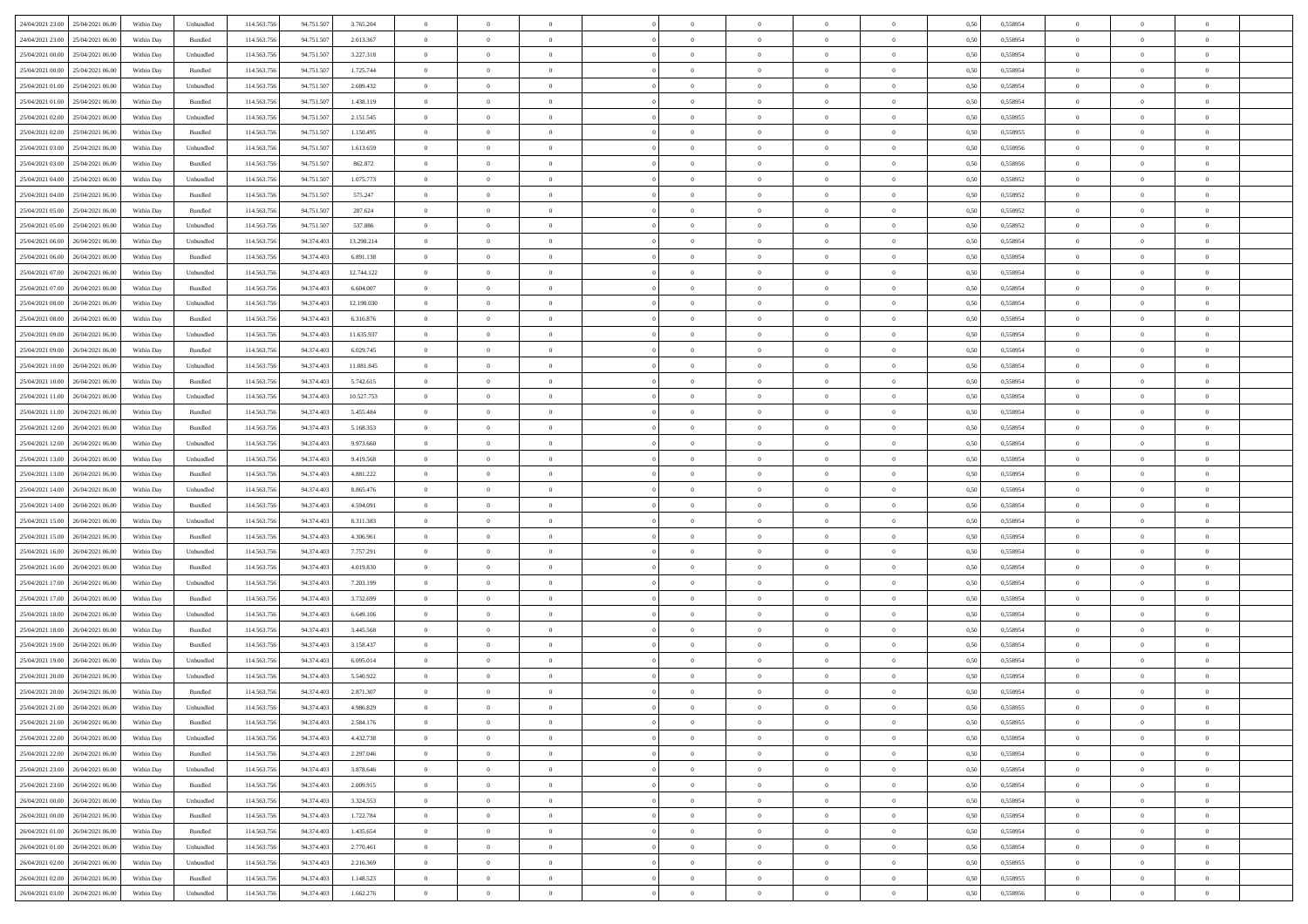| 24/04/2021 23:00 | 25/04/2021 06:00 | Within Day | Unbundled | 114.563.756 | 94.751.507 | 3.765.204 | 0 | 0 | 0 | | 0 | 0 | 0 | 0 | 0,50 | 0,558954 | 0 | 0 | 0 | |
|---|---|---|---|---|---|---|---|---|---|---|---|---|---|---|---|---|---|---|---|---|
| 24/04/2021 23:00 | 25/04/2021 06:00 | Within Day | Bundled | 114.563.756 | 94.751.507 | 2.013.367 | 0 | 0 | 0 | | 0 | 0 | 0 | 0 | 0,50 | 0,558954 | 0 | 0 | 0 | |
| 25/04/2021 00:00 | 25/04/2021 06:00 | Within Day | Unbundled | 114.563.756 | 94.751.507 | 3.227.318 | 0 | 0 | 0 | | 0 | 0 | 0 | 0 | 0,50 | 0,558954 | 0 | 0 | 0 | |
| 25/04/2021 00:00 | 25/04/2021 06:00 | Within Day | Bundled | 114.563.756 | 94.751.507 | 1.725.744 | 0 | 0 | 0 | | 0 | 0 | 0 | 0 | 0,50 | 0,558954 | 0 | 0 | 0 | |
| 25/04/2021 01:00 | 25/04/2021 06:00 | Within Day | Unbundled | 114.563.756 | 94.751.507 | 2.689.432 | 0 | 0 | 0 | | 0 | 0 | 0 | 0 | 0,50 | 0,558954 | 0 | 0 | 0 | |
| 25/04/2021 01:00 | 25/04/2021 06:00 | Within Day | Bundled | 114.563.756 | 94.751.507 | 1.438.119 | 0 | 0 | 0 | | 0 | 0 | 0 | 0 | 0,50 | 0,558954 | 0 | 0 | 0 | |
| 25/04/2021 02:00 | 25/04/2021 06:00 | Within Day | Unbundled | 114.563.756 | 94.751.507 | 2.151.545 | 0 | 0 | 0 | | 0 | 0 | 0 | 0 | 0,50 | 0,558955 | 0 | 0 | 0 | |
| 25/04/2021 02:00 | 25/04/2021 06:00 | Within Day | Bundled | 114.563.756 | 94.751.507 | 1.150.495 | 0 | 0 | 0 | | 0 | 0 | 0 | 0 | 0,50 | 0,558955 | 0 | 0 | 0 | |
| 25/04/2021 03:00 | 25/04/2021 06:00 | Within Day | Unbundled | 114.563.756 | 94.751.507 | 1.613.659 | 0 | 0 | 0 | | 0 | 0 | 0 | 0 | 0,50 | 0,558956 | 0 | 0 | 0 | |
| 25/04/2021 03:00 | 25/04/2021 06:00 | Within Day | Bundled | 114.563.756 | 94.751.507 | 862.872 | 0 | 0 | 0 | | 0 | 0 | 0 | 0 | 0,50 | 0,558956 | 0 | 0 | 0 | |
| 25/04/2021 04:00 | 25/04/2021 06:00 | Within Day | Unbundled | 114.563.756 | 94.751.507 | 1.075.773 | 0 | 0 | 0 | | 0 | 0 | 0 | 0 | 0,50 | 0,558952 | 0 | 0 | 0 | |
| 25/04/2021 04:00 | 25/04/2021 06:00 | Within Day | Bundled | 114.563.756 | 94.751.507 | 575.247 | 0 | 0 | 0 | | 0 | 0 | 0 | 0 | 0,50 | 0,558952 | 0 | 0 | 0 | |
| 25/04/2021 05:00 | 25/04/2021 06:00 | Within Day | Bundled | 114.563.756 | 94.751.507 | 287.624 | 0 | 0 | 0 | | 0 | 0 | 0 | 0 | 0,50 | 0,558952 | 0 | 0 | 0 | |
| 25/04/2021 05:00 | 25/04/2021 06:00 | Within Day | Unbundled | 114.563.756 | 94.751.507 | 537.886 | 0 | 0 | 0 | | 0 | 0 | 0 | 0 | 0,50 | 0,558952 | 0 | 0 | 0 | |
| 25/04/2021 06:00 | 26/04/2021 06:00 | Within Day | Unbundled | 114.563.756 | 94.374.403 | 13.298.214 | 0 | 0 | 0 | | 0 | 0 | 0 | 0 | 0,50 | 0,558954 | 0 | 0 | 0 | |
| 25/04/2021 06:00 | 26/04/2021 06:00 | Within Day | Bundled | 114.563.756 | 94.374.403 | 6.891.138 | 0 | 0 | 0 | | 0 | 0 | 0 | 0 | 0,50 | 0,558954 | 0 | 0 | 0 | |
| 25/04/2021 07:00 | 26/04/2021 06:00 | Within Day | Unbundled | 114.563.756 | 94.374.403 | 12.744.122 | 0 | 0 | 0 | | 0 | 0 | 0 | 0 | 0,50 | 0,558954 | 0 | 0 | 0 | |
| 25/04/2021 07:00 | 26/04/2021 06:00 | Within Day | Bundled | 114.563.756 | 94.374.403 | 6.604.007 | 0 | 0 | 0 | | 0 | 0 | 0 | 0 | 0,50 | 0,558954 | 0 | 0 | 0 | |
| 25/04/2021 08:00 | 26/04/2021 06:00 | Within Day | Unbundled | 114.563.756 | 94.374.403 | 12.190.030 | 0 | 0 | 0 | | 0 | 0 | 0 | 0 | 0,50 | 0,558954 | 0 | 0 | 0 | |
| 25/04/2021 08:00 | 26/04/2021 06:00 | Within Day | Bundled | 114.563.756 | 94.374.403 | 6.316.876 | 0 | 0 | 0 | | 0 | 0 | 0 | 0 | 0,50 | 0,558954 | 0 | 0 | 0 | |
| 25/04/2021 09:00 | 26/04/2021 06:00 | Within Day | Unbundled | 114.563.756 | 94.374.403 | 11.635.937 | 0 | 0 | 0 | | 0 | 0 | 0 | 0 | 0,50 | 0,558954 | 0 | 0 | 0 | |
| 25/04/2021 09:00 | 26/04/2021 06:00 | Within Day | Bundled | 114.563.756 | 94.374.403 | 6.029.745 | 0 | 0 | 0 | | 0 | 0 | 0 | 0 | 0,50 | 0,558954 | 0 | 0 | 0 | |
| 25/04/2021 10:00 | 26/04/2021 06:00 | Within Day | Unbundled | 114.563.756 | 94.374.403 | 11.081.845 | 0 | 0 | 0 | | 0 | 0 | 0 | 0 | 0,50 | 0,558954 | 0 | 0 | 0 | |
| 25/04/2021 10:00 | 26/04/2021 06:00 | Within Day | Bundled | 114.563.756 | 94.374.403 | 5.742.615 | 0 | 0 | 0 | | 0 | 0 | 0 | 0 | 0,50 | 0,558954 | 0 | 0 | 0 | |
| 25/04/2021 11:00 | 26/04/2021 06:00 | Within Day | Unbundled | 114.563.756 | 94.374.403 | 10.527.753 | 0 | 0 | 0 | | 0 | 0 | 0 | 0 | 0,50 | 0,558954 | 0 | 0 | 0 | |
| 25/04/2021 11:00 | 26/04/2021 06:00 | Within Day | Bundled | 114.563.756 | 94.374.403 | 5.455.484 | 0 | 0 | 0 | | 0 | 0 | 0 | 0 | 0,50 | 0,558954 | 0 | 0 | 0 | |
| 25/04/2021 12:00 | 26/04/2021 06:00 | Within Day | Bundled | 114.563.756 | 94.374.403 | 5.168.353 | 0 | 0 | 0 | | 0 | 0 | 0 | 0 | 0,50 | 0,558954 | 0 | 0 | 0 | |
| 25/04/2021 12:00 | 26/04/2021 06:00 | Within Day | Unbundled | 114.563.756 | 94.374.403 | 9.973.660 | 0 | 0 | 0 | | 0 | 0 | 0 | 0 | 0,50 | 0,558954 | 0 | 0 | 0 | |
| 25/04/2021 13:00 | 26/04/2021 06:00 | Within Day | Unbundled | 114.563.756 | 94.374.403 | 9.419.568 | 0 | 0 | 0 | | 0 | 0 | 0 | 0 | 0,50 | 0,558954 | 0 | 0 | 0 | |
| 25/04/2021 13:00 | 26/04/2021 06:00 | Within Day | Bundled | 114.563.756 | 94.374.403 | 4.881.222 | 0 | 0 | 0 | | 0 | 0 | 0 | 0 | 0,50 | 0,558954 | 0 | 0 | 0 | |
| 25/04/2021 14:00 | 26/04/2021 06:00 | Within Day | Unbundled | 114.563.756 | 94.374.403 | 8.865.476 | 0 | 0 | 0 | | 0 | 0 | 0 | 0 | 0,50 | 0,558954 | 0 | 0 | 0 | |
| 25/04/2021 14:00 | 26/04/2021 06:00 | Within Day | Bundled | 114.563.756 | 94.374.403 | 4.594.091 | 0 | 0 | 0 | | 0 | 0 | 0 | 0 | 0,50 | 0,558954 | 0 | 0 | 0 | |
| 25/04/2021 15:00 | 26/04/2021 06:00 | Within Day | Unbundled | 114.563.756 | 94.374.403 | 8.311.383 | 0 | 0 | 0 | | 0 | 0 | 0 | 0 | 0,50 | 0,558954 | 0 | 0 | 0 | |
| 25/04/2021 15:00 | 26/04/2021 06:00 | Within Day | Bundled | 114.563.756 | 94.374.403 | 4.306.961 | 0 | 0 | 0 | | 0 | 0 | 0 | 0 | 0,50 | 0,558954 | 0 | 0 | 0 | |
| 25/04/2021 16:00 | 26/04/2021 06:00 | Within Day | Unbundled | 114.563.756 | 94.374.403 | 7.757.291 | 0 | 0 | 0 | | 0 | 0 | 0 | 0 | 0,50 | 0,558954 | 0 | 0 | 0 | |
| 25/04/2021 16:00 | 26/04/2021 06:00 | Within Day | Bundled | 114.563.756 | 94.374.403 | 4.019.830 | 0 | 0 | 0 | | 0 | 0 | 0 | 0 | 0,50 | 0,558954 | 0 | 0 | 0 | |
| 25/04/2021 17:00 | 26/04/2021 06:00 | Within Day | Unbundled | 114.563.756 | 94.374.403 | 7.203.199 | 0 | 0 | 0 | | 0 | 0 | 0 | 0 | 0,50 | 0,558954 | 0 | 0 | 0 | |
| 25/04/2021 17:00 | 26/04/2021 06:00 | Within Day | Bundled | 114.563.756 | 94.374.403 | 3.732.699 | 0 | 0 | 0 | | 0 | 0 | 0 | 0 | 0,50 | 0,558954 | 0 | 0 | 0 | |
| 25/04/2021 18:00 | 26/04/2021 06:00 | Within Day | Unbundled | 114.563.756 | 94.374.403 | 6.649.106 | 0 | 0 | 0 | | 0 | 0 | 0 | 0 | 0,50 | 0,558954 | 0 | 0 | 0 | |
| 25/04/2021 18:00 | 26/04/2021 06:00 | Within Day | Bundled | 114.563.756 | 94.374.403 | 3.445.568 | 0 | 0 | 0 | | 0 | 0 | 0 | 0 | 0,50 | 0,558954 | 0 | 0 | 0 | |
| 25/04/2021 19:00 | 26/04/2021 06:00 | Within Day | Bundled | 114.563.756 | 94.374.403 | 3.158.437 | 0 | 0 | 0 | | 0 | 0 | 0 | 0 | 0,50 | 0,558954 | 0 | 0 | 0 | |
| 25/04/2021 19:00 | 26/04/2021 06:00 | Within Day | Unbundled | 114.563.756 | 94.374.403 | 6.095.014 | 0 | 0 | 0 | | 0 | 0 | 0 | 0 | 0,50 | 0,558954 | 0 | 0 | 0 | |
| 25/04/2021 20:00 | 26/04/2021 06:00 | Within Day | Unbundled | 114.563.756 | 94.374.403 | 5.540.922 | 0 | 0 | 0 | | 0 | 0 | 0 | 0 | 0,50 | 0,558954 | 0 | 0 | 0 | |
| 25/04/2021 20:00 | 26/04/2021 06:00 | Within Day | Bundled | 114.563.756 | 94.374.403 | 2.871.307 | 0 | 0 | 0 | | 0 | 0 | 0 | 0 | 0,50 | 0,558954 | 0 | 0 | 0 | |
| 25/04/2021 21:00 | 26/04/2021 06:00 | Within Day | Unbundled | 114.563.756 | 94.374.403 | 4.986.829 | 0 | 0 | 0 | | 0 | 0 | 0 | 0 | 0,50 | 0,558955 | 0 | 0 | 0 | |
| 25/04/2021 21:00 | 26/04/2021 06:00 | Within Day | Bundled | 114.563.756 | 94.374.403 | 2.584.176 | 0 | 0 | 0 | | 0 | 0 | 0 | 0 | 0,50 | 0,558955 | 0 | 0 | 0 | |
| 25/04/2021 22:00 | 26/04/2021 06:00 | Within Day | Unbundled | 114.563.756 | 94.374.403 | 4.432.738 | 0 | 0 | 0 | | 0 | 0 | 0 | 0 | 0,50 | 0,558954 | 0 | 0 | 0 | |
| 25/04/2021 22:00 | 26/04/2021 06:00 | Within Day | Bundled | 114.563.756 | 94.374.403 | 2.297.046 | 0 | 0 | 0 | | 0 | 0 | 0 | 0 | 0,50 | 0,558954 | 0 | 0 | 0 | |
| 25/04/2021 23:00 | 26/04/2021 06:00 | Within Day | Unbundled | 114.563.756 | 94.374.403 | 3.878.646 | 0 | 0 | 0 | | 0 | 0 | 0 | 0 | 0,50 | 0,558954 | 0 | 0 | 0 | |
| 25/04/2021 23:00 | 26/04/2021 06:00 | Within Day | Bundled | 114.563.756 | 94.374.403 | 2.009.915 | 0 | 0 | 0 | | 0 | 0 | 0 | 0 | 0,50 | 0,558954 | 0 | 0 | 0 | |
| 26/04/2021 00:00 | 26/04/2021 06:00 | Within Day | Unbundled | 114.563.756 | 94.374.403 | 3.324.553 | 0 | 0 | 0 | | 0 | 0 | 0 | 0 | 0,50 | 0,558954 | 0 | 0 | 0 | |
| 26/04/2021 00:00 | 26/04/2021 06:00 | Within Day | Bundled | 114.563.756 | 94.374.403 | 1.722.784 | 0 | 0 | 0 | | 0 | 0 | 0 | 0 | 0,50 | 0,558954 | 0 | 0 | 0 | |
| 26/04/2021 01:00 | 26/04/2021 06:00 | Within Day | Bundled | 114.563.756 | 94.374.403 | 1.435.654 | 0 | 0 | 0 | | 0 | 0 | 0 | 0 | 0,50 | 0,558954 | 0 | 0 | 0 | |
| 26/04/2021 01:00 | 26/04/2021 06:00 | Within Day | Unbundled | 114.563.756 | 94.374.403 | 2.770.461 | 0 | 0 | 0 | | 0 | 0 | 0 | 0 | 0,50 | 0,558954 | 0 | 0 | 0 | |
| 26/04/2021 02:00 | 26/04/2021 06:00 | Within Day | Unbundled | 114.563.756 | 94.374.403 | 2.216.369 | 0 | 0 | 0 | | 0 | 0 | 0 | 0 | 0,50 | 0,558955 | 0 | 0 | 0 | |
| 26/04/2021 02:00 | 26/04/2021 06:00 | Within Day | Bundled | 114.563.756 | 94.374.403 | 1.148.523 | 0 | 0 | 0 | | 0 | 0 | 0 | 0 | 0,50 | 0,558955 | 0 | 0 | 0 | |
| 26/04/2021 03:00 | 26/04/2021 06:00 | Within Day | Unbundled | 114.563.756 | 94.374.403 | 1.662.276 | 0 | 0 | 0 | | 0 | 0 | 0 | 0 | 0,50 | 0,558956 | 0 | 0 | 0 | |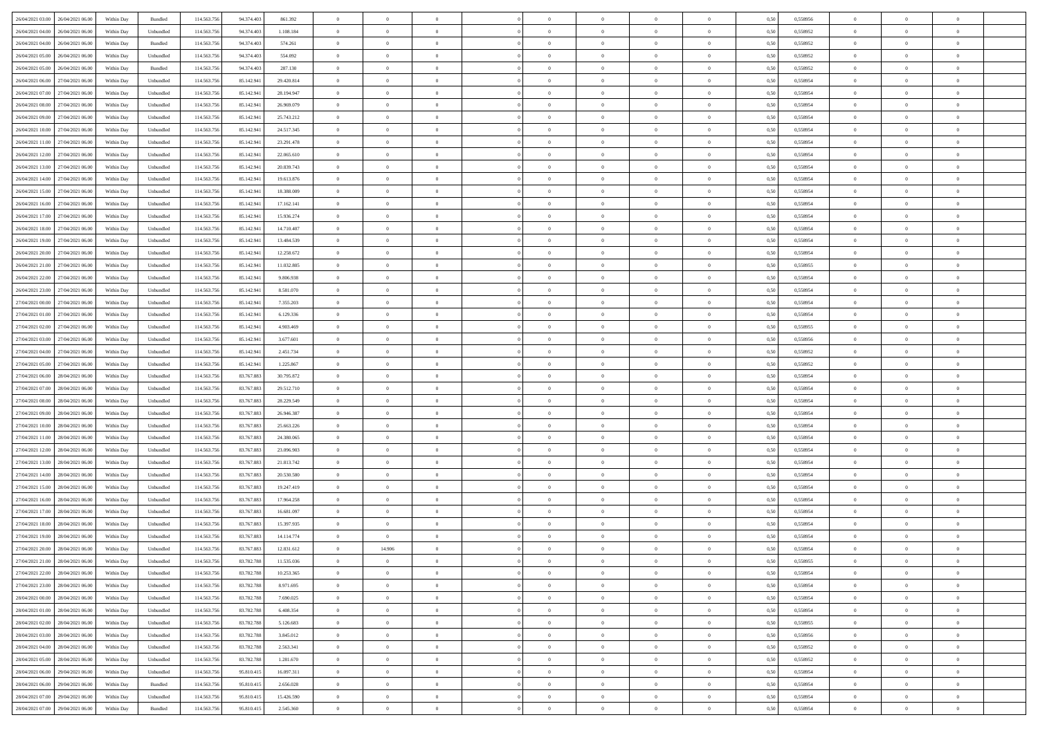| | | | | | | | | | | | | | | | | | | | | | |
|---|---|---|---|---|---|---|---|---|---|---|---|---|---|---|---|---|---|---|---|---|---|
| 26/04/2021 03.00 | 26/04/2021 06.00 | Within Day | Bundled | 114.563.756 | 94.374.403 | 861.392 | 0 | 0 | 0 | | 0 | 0 | 0 | 0 | 0,50 | 0,558956 | 0 | 0 | 0 | |
| 26/04/2021 04.00 | 26/04/2021 06.00 | Within Day | Unbundled | 114.563.756 | 94.374.403 | 1.108.184 | 0 | 0 | 0 | | 0 | 0 | 0 | 0 | 0,50 | 0,558952 | 0 | 0 | 0 | |
| 26/04/2021 04.00 | 26/04/2021 06.00 | Within Day | Bundled | 114.563.756 | 94.374.403 | 574.261 | 0 | 0 | 0 | | 0 | 0 | 0 | 0 | 0,50 | 0,558952 | 0 | 0 | 0 | |
| 26/04/2021 05.00 | 26/04/2021 06.00 | Within Day | Unbundled | 114.563.756 | 94.374.403 | 554.092 | 0 | 0 | 0 | | 0 | 0 | 0 | 0 | 0,50 | 0,558952 | 0 | 0 | 0 | |
| 26/04/2021 05.00 | 26/04/2021 06.00 | Within Day | Bundled | 114.563.756 | 94.374.403 | 287.130 | 0 | 0 | 0 | | 0 | 0 | 0 | 0 | 0,50 | 0,558952 | 0 | 0 | 0 | |
| 26/04/2021 06.00 | 27/04/2021 06.00 | Within Day | Unbundled | 114.563.756 | 85.142.941 | 29.420.814 | 0 | 0 | 0 | | 0 | 0 | 0 | 0 | 0,50 | 0,558954 | 0 | 0 | 0 | |
| 26/04/2021 07.00 | 27/04/2021 06.00 | Within Day | Unbundled | 114.563.756 | 85.142.941 | 28.194.947 | 0 | 0 | 0 | | 0 | 0 | 0 | 0 | 0,50 | 0,558954 | 0 | 0 | 0 | |
| 26/04/2021 08.00 | 27/04/2021 06.00 | Within Day | Unbundled | 114.563.756 | 85.142.941 | 26.969.079 | 0 | 0 | 0 | | 0 | 0 | 0 | 0 | 0,50 | 0,558954 | 0 | 0 | 0 | |
| 26/04/2021 09.00 | 27/04/2021 06.00 | Within Day | Unbundled | 114.563.756 | 85.142.941 | 25.743.212 | 0 | 0 | 0 | | 0 | 0 | 0 | 0 | 0,50 | 0,558954 | 0 | 0 | 0 | |
| 26/04/2021 10.00 | 27/04/2021 06.00 | Within Day | Unbundled | 114.563.756 | 85.142.941 | 24.517.345 | 0 | 0 | 0 | | 0 | 0 | 0 | 0 | 0,50 | 0,558954 | 0 | 0 | 0 | |
| 26/04/2021 11.00 | 27/04/2021 06.00 | Within Day | Unbundled | 114.563.756 | 85.142.941 | 23.291.478 | 0 | 0 | 0 | | 0 | 0 | 0 | 0 | 0,50 | 0,558954 | 0 | 0 | 0 | |
| 26/04/2021 12.00 | 27/04/2021 06.00 | Within Day | Unbundled | 114.563.756 | 85.142.941 | 22.065.610 | 0 | 0 | 0 | | 0 | 0 | 0 | 0 | 0,50 | 0,558954 | 0 | 0 | 0 | |
| 26/04/2021 13.00 | 27/04/2021 06.00 | Within Day | Unbundled | 114.563.756 | 85.142.941 | 20.839.743 | 0 | 0 | 0 | | 0 | 0 | 0 | 0 | 0,50 | 0,558954 | 0 | 0 | 0 | |
| 26/04/2021 14.00 | 27/04/2021 06.00 | Within Day | Unbundled | 114.563.756 | 85.142.941 | 19.613.876 | 0 | 0 | 0 | | 0 | 0 | 0 | 0 | 0,50 | 0,558954 | 0 | 0 | 0 | |
| 26/04/2021 15.00 | 27/04/2021 06.00 | Within Day | Unbundled | 114.563.756 | 85.142.941 | 18.388.009 | 0 | 0 | 0 | | 0 | 0 | 0 | 0 | 0,50 | 0,558954 | 0 | 0 | 0 | |
| 26/04/2021 16.00 | 27/04/2021 06.00 | Within Day | Unbundled | 114.563.756 | 85.142.941 | 17.162.141 | 0 | 0 | 0 | | 0 | 0 | 0 | 0 | 0,50 | 0,558954 | 0 | 0 | 0 | |
| 26/04/2021 17.00 | 27/04/2021 06.00 | Within Day | Unbundled | 114.563.756 | 85.142.941 | 15.936.274 | 0 | 0 | 0 | | 0 | 0 | 0 | 0 | 0,50 | 0,558954 | 0 | 0 | 0 | |
| 26/04/2021 18.00 | 27/04/2021 06.00 | Within Day | Unbundled | 114.563.756 | 85.142.941 | 14.710.407 | 0 | 0 | 0 | | 0 | 0 | 0 | 0 | 0,50 | 0,558954 | 0 | 0 | 0 | |
| 26/04/2021 19.00 | 27/04/2021 06.00 | Within Day | Unbundled | 114.563.756 | 85.142.941 | 13.484.539 | 0 | 0 | 0 | | 0 | 0 | 0 | 0 | 0,50 | 0,558954 | 0 | 0 | 0 | |
| 26/04/2021 20.00 | 27/04/2021 06.00 | Within Day | Unbundled | 114.563.756 | 85.142.941 | 12.258.672 | 0 | 0 | 0 | | 0 | 0 | 0 | 0 | 0,50 | 0,558954 | 0 | 0 | 0 | |
| 26/04/2021 21.00 | 27/04/2021 06.00 | Within Day | Unbundled | 114.563.756 | 85.142.941 | 11.032.805 | 0 | 0 | 0 | | 0 | 0 | 0 | 0 | 0,50 | 0,558955 | 0 | 0 | 0 | |
| 26/04/2021 22.00 | 27/04/2021 06.00 | Within Day | Unbundled | 114.563.756 | 85.142.941 | 9.806.938 | 0 | 0 | 0 | | 0 | 0 | 0 | 0 | 0,50 | 0,558954 | 0 | 0 | 0 | |
| 26/04/2021 23.00 | 27/04/2021 06.00 | Within Day | Unbundled | 114.563.756 | 85.142.941 | 8.581.070 | 0 | 0 | 0 | | 0 | 0 | 0 | 0 | 0,50 | 0,558954 | 0 | 0 | 0 | |
| 27/04/2021 00.00 | 27/04/2021 06.00 | Within Day | Unbundled | 114.563.756 | 85.142.941 | 7.355.203 | 0 | 0 | 0 | | 0 | 0 | 0 | 0 | 0,50 | 0,558954 | 0 | 0 | 0 | |
| 27/04/2021 01.00 | 27/04/2021 06.00 | Within Day | Unbundled | 114.563.756 | 85.142.941 | 6.129.336 | 0 | 0 | 0 | | 0 | 0 | 0 | 0 | 0,50 | 0,558954 | 0 | 0 | 0 | |
| 27/04/2021 02.00 | 27/04/2021 06.00 | Within Day | Unbundled | 114.563.756 | 85.142.941 | 4.903.469 | 0 | 0 | 0 | | 0 | 0 | 0 | 0 | 0,50 | 0,558955 | 0 | 0 | 0 | |
| 27/04/2021 03.00 | 27/04/2021 06.00 | Within Day | Unbundled | 114.563.756 | 85.142.941 | 3.677.601 | 0 | 0 | 0 | | 0 | 0 | 0 | 0 | 0,50 | 0,558956 | 0 | 0 | 0 | |
| 27/04/2021 04.00 | 27/04/2021 06.00 | Within Day | Unbundled | 114.563.756 | 85.142.941 | 2.451.734 | 0 | 0 | 0 | | 0 | 0 | 0 | 0 | 0,50 | 0,558952 | 0 | 0 | 0 | |
| 27/04/2021 05.00 | 27/04/2021 06.00 | Within Day | Unbundled | 114.563.756 | 85.142.941 | 1.225.867 | 0 | 0 | 0 | | 0 | 0 | 0 | 0 | 0,50 | 0,558952 | 0 | 0 | 0 | |
| 27/04/2021 06.00 | 28/04/2021 06.00 | Within Day | Unbundled | 114.563.756 | 83.767.883 | 30.795.872 | 0 | 0 | 0 | | 0 | 0 | 0 | 0 | 0,50 | 0,558954 | 0 | 0 | 0 | |
| 27/04/2021 07.00 | 28/04/2021 06.00 | Within Day | Unbundled | 114.563.756 | 83.767.883 | 29.512.710 | 0 | 0 | 0 | | 0 | 0 | 0 | 0 | 0,50 | 0,558954 | 0 | 0 | 0 | |
| 27/04/2021 08.00 | 28/04/2021 06.00 | Within Day | Unbundled | 114.563.756 | 83.767.883 | 28.229.549 | 0 | 0 | 0 | | 0 | 0 | 0 | 0 | 0,50 | 0,558954 | 0 | 0 | 0 | |
| 27/04/2021 09.00 | 28/04/2021 06.00 | Within Day | Unbundled | 114.563.756 | 83.767.883 | 26.946.387 | 0 | 0 | 0 | | 0 | 0 | 0 | 0 | 0,50 | 0,558954 | 0 | 0 | 0 | |
| 27/04/2021 10.00 | 28/04/2021 06.00 | Within Day | Unbundled | 114.563.756 | 83.767.883 | 25.663.226 | 0 | 0 | 0 | | 0 | 0 | 0 | 0 | 0,50 | 0,558954 | 0 | 0 | 0 | |
| 27/04/2021 11.00 | 28/04/2021 06.00 | Within Day | Unbundled | 114.563.756 | 83.767.883 | 24.380.065 | 0 | 0 | 0 | | 0 | 0 | 0 | 0 | 0,50 | 0,558954 | 0 | 0 | 0 | |
| 27/04/2021 12.00 | 28/04/2021 06.00 | Within Day | Unbundled | 114.563.756 | 83.767.883 | 23.096.903 | 0 | 0 | 0 | | 0 | 0 | 0 | 0 | 0,50 | 0,558954 | 0 | 0 | 0 | |
| 27/04/2021 13.00 | 28/04/2021 06.00 | Within Day | Unbundled | 114.563.756 | 83.767.883 | 21.813.742 | 0 | 0 | 0 | | 0 | 0 | 0 | 0 | 0,50 | 0,558954 | 0 | 0 | 0 | |
| 27/04/2021 14.00 | 28/04/2021 06.00 | Within Day | Unbundled | 114.563.756 | 83.767.883 | 20.530.580 | 0 | 0 | 0 | | 0 | 0 | 0 | 0 | 0,50 | 0,558954 | 0 | 0 | 0 | |
| 27/04/2021 15.00 | 28/04/2021 06.00 | Within Day | Unbundled | 114.563.756 | 83.767.883 | 19.247.419 | 0 | 0 | 0 | | 0 | 0 | 0 | 0 | 0,50 | 0,558954 | 0 | 0 | 0 | |
| 27/04/2021 16.00 | 28/04/2021 06.00 | Within Day | Unbundled | 114.563.756 | 83.767.883 | 17.964.258 | 0 | 0 | 0 | | 0 | 0 | 0 | 0 | 0,50 | 0,558954 | 0 | 0 | 0 | |
| 27/04/2021 17.00 | 28/04/2021 06.00 | Within Day | Unbundled | 114.563.756 | 83.767.883 | 16.681.097 | 0 | 0 | 0 | | 0 | 0 | 0 | 0 | 0,50 | 0,558954 | 0 | 0 | 0 | |
| 27/04/2021 18.00 | 28/04/2021 06.00 | Within Day | Unbundled | 114.563.756 | 83.767.883 | 15.397.935 | 0 | 0 | 0 | | 0 | 0 | 0 | 0 | 0,50 | 0,558954 | 0 | 0 | 0 | |
| 27/04/2021 19.00 | 28/04/2021 06.00 | Within Day | Unbundled | 114.563.756 | 83.767.883 | 14.114.774 | 0 | 0 | 0 | | 0 | 0 | 0 | 0 | 0,50 | 0,558954 | 0 | 0 | 0 | |
| 27/04/2021 20.00 | 28/04/2021 06.00 | Within Day | Unbundled | 114.563.756 | 83.767.883 | 12.831.612 | 0 | 14.906 | 0 | | 0 | 0 | 0 | 0 | 0,50 | 0,558954 | 0 | 0 | 0 | |
| 27/04/2021 21.00 | 28/04/2021 06.00 | Within Day | Unbundled | 114.563.756 | 83.782.788 | 11.535.036 | 0 | 0 | 0 | | 0 | 0 | 0 | 0 | 0,50 | 0,558955 | 0 | 0 | 0 | |
| 27/04/2021 22.00 | 28/04/2021 06.00 | Within Day | Unbundled | 114.563.756 | 83.782.788 | 10.253.365 | 0 | 0 | 0 | | 0 | 0 | 0 | 0 | 0,50 | 0,558954 | 0 | 0 | 0 | |
| 27/04/2021 23.00 | 28/04/2021 06.00 | Within Day | Unbundled | 114.563.756 | 83.782.788 | 8.971.695 | 0 | 0 | 0 | | 0 | 0 | 0 | 0 | 0,50 | 0,558954 | 0 | 0 | 0 | |
| 28/04/2021 00.00 | 28/04/2021 06.00 | Within Day | Unbundled | 114.563.756 | 83.782.788 | 7.690.025 | 0 | 0 | 0 | | 0 | 0 | 0 | 0 | 0,50 | 0,558954 | 0 | 0 | 0 | |
| 28/04/2021 01.00 | 28/04/2021 06.00 | Within Day | Unbundled | 114.563.756 | 83.782.788 | 6.408.354 | 0 | 0 | 0 | | 0 | 0 | 0 | 0 | 0,50 | 0,558954 | 0 | 0 | 0 | |
| 28/04/2021 02.00 | 28/04/2021 06.00 | Within Day | Unbundled | 114.563.756 | 83.782.788 | 5.126.683 | 0 | 0 | 0 | | 0 | 0 | 0 | 0 | 0,50 | 0,558955 | 0 | 0 | 0 | |
| 28/04/2021 03.00 | 28/04/2021 06.00 | Within Day | Unbundled | 114.563.756 | 83.782.788 | 3.845.012 | 0 | 0 | 0 | | 0 | 0 | 0 | 0 | 0,50 | 0,558956 | 0 | 0 | 0 | |
| 28/04/2021 04.00 | 28/04/2021 06.00 | Within Day | Unbundled | 114.563.756 | 83.782.788 | 2.563.341 | 0 | 0 | 0 | | 0 | 0 | 0 | 0 | 0,50 | 0,558952 | 0 | 0 | 0 | |
| 28/04/2021 05.00 | 28/04/2021 06.00 | Within Day | Unbundled | 114.563.756 | 83.782.788 | 1.281.670 | 0 | 0 | 0 | | 0 | 0 | 0 | 0 | 0,50 | 0,558952 | 0 | 0 | 0 | |
| 28/04/2021 06.00 | 29/04/2021 06.00 | Within Day | Unbundled | 114.563.756 | 95.810.415 | 16.097.311 | 0 | 0 | 0 | | 0 | 0 | 0 | 0 | 0,50 | 0,558954 | 0 | 0 | 0 | |
| 28/04/2021 06.00 | 29/04/2021 06.00 | Within Day | Bundled | 114.563.756 | 95.810.415 | 2.656.028 | 0 | 0 | 0 | | 0 | 0 | 0 | 0 | 0,50 | 0,558954 | 0 | 0 | 0 | |
| 28/04/2021 07.00 | 29/04/2021 06.00 | Within Day | Unbundled | 114.563.756 | 95.810.415 | 15.426.590 | 0 | 0 | 0 | | 0 | 0 | 0 | 0 | 0,50 | 0,558954 | 0 | 0 | 0 | |
| 28/04/2021 07.00 | 29/04/2021 06.00 | Within Day | Bundled | 114.563.756 | 95.810.415 | 2.545.360 | 0 | 0 | 0 | | 0 | 0 | 0 | 0 | 0,50 | 0,558954 | 0 | 0 | 0 | |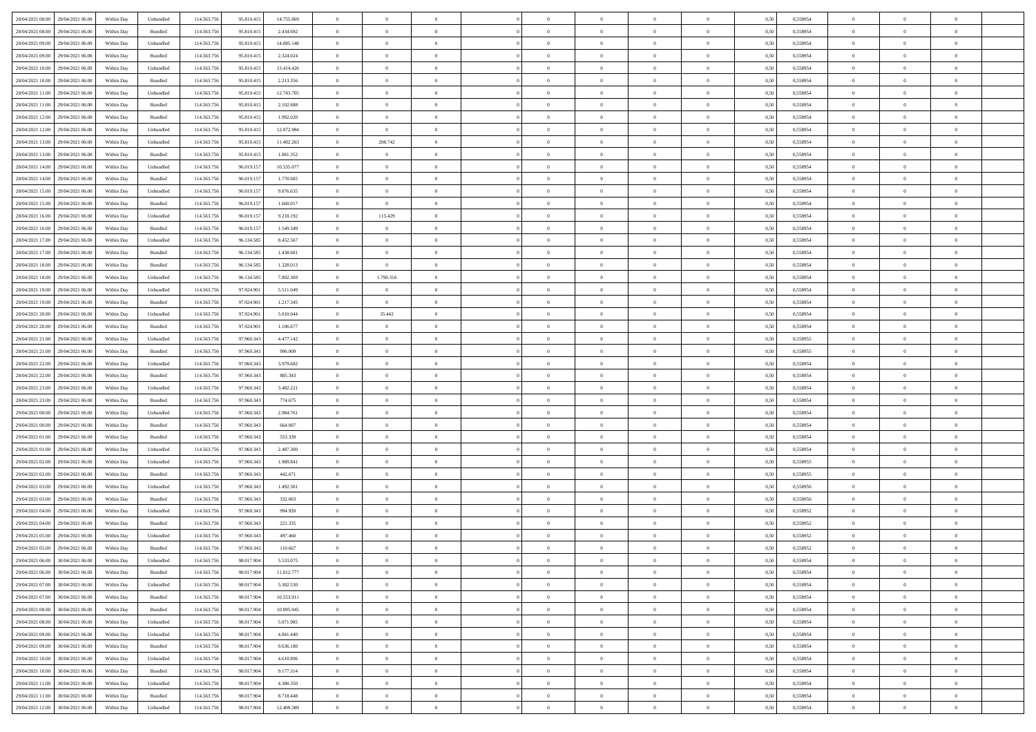| | | | | | | | | | | | | | | | | | | | | |
|---|---|---|---|---|---|---|---|---|---|---|---|---|---|---|---|---|---|---|---|---|
| 28/04/2021 08:00 | 29/04/2021 06:00 | Within Day | Unbundled | 114.563.756 | 95.810.415 | 14.755.869 | 0 | 0 | 0 | | 0 | 0 | 0 | 0 | 0,50 | 0,558954 | 0 | 0 | 0 | |
| 28/04/2021 08:00 | 29/04/2021 06:00 | Within Day | Bundled | 114.563.756 | 95.810.415 | 2.434.692 | 0 | 0 | 0 | | 0 | 0 | 0 | 0 | 0,50 | 0,558954 | 0 | 0 | 0 | |
| 28/04/2021 09:00 | 29/04/2021 06:00 | Within Day | Unbundled | 114.563.756 | 95.810.415 | 14.085.148 | 0 | 0 | 0 | | 0 | 0 | 0 | 0 | 0,50 | 0,558954 | 0 | 0 | 0 | |
| 28/04/2021 09:00 | 29/04/2021 06:00 | Within Day | Bundled | 114.563.756 | 95.810.415 | 2.324.024 | 0 | 0 | 0 | | 0 | 0 | 0 | 0 | 0,50 | 0,558954 | 0 | 0 | 0 | |
| 28/04/2021 10:00 | 29/04/2021 06:00 | Within Day | Unbundled | 114.563.756 | 95.810.415 | 13.414.426 | 0 | 0 | 0 | | 0 | 0 | 0 | 0 | 0,50 | 0,558954 | 0 | 0 | 0 | |
| 28/04/2021 10:00 | 29/04/2021 06:00 | Within Day | Bundled | 114.563.756 | 95.810.415 | 2.213.356 | 0 | 0 | 0 | | 0 | 0 | 0 | 0 | 0,50 | 0,558954 | 0 | 0 | 0 | |
| 28/04/2021 11:00 | 29/04/2021 06:00 | Within Day | Unbundled | 114.563.756 | 95.810.415 | 12.743.705 | 0 | 0 | 0 | | 0 | 0 | 0 | 0 | 0,50 | 0,558954 | 0 | 0 | 0 | |
| 28/04/2021 11:00 | 29/04/2021 06:00 | Within Day | Bundled | 114.563.756 | 95.810.415 | 2.102.688 | 0 | 0 | 0 | | 0 | 0 | 0 | 0 | 0,50 | 0,558954 | 0 | 0 | 0 | |
| 28/04/2021 12:00 | 29/04/2021 06:00 | Within Day | Bundled | 114.563.756 | 95.810.415 | 1.992.020 | 0 | 0 | 0 | | 0 | 0 | 0 | 0 | 0,50 | 0,558954 | 0 | 0 | 0 | |
| 28/04/2021 12:00 | 29/04/2021 06:00 | Within Day | Unbundled | 114.563.756 | 95.810.415 | 12.072.984 | 0 | 0 | 0 | | 0 | 0 | 0 | 0 | 0,50 | 0,558954 | 0 | 0 | 0 | |
| 28/04/2021 13:00 | 29/04/2021 06:00 | Within Day | Unbundled | 114.563.756 | 95.810.415 | 11.402.263 | 0 | 208.742 | 0 | | 0 | 0 | 0 | 0 | 0,50 | 0,558954 | 0 | 0 | 0 | |
| 28/04/2021 13:00 | 29/04/2021 06:00 | Within Day | Bundled | 114.563.756 | 95.810.415 | 1.881.352 | 0 | 0 | 0 | | 0 | 0 | 0 | 0 | 0,50 | 0,558954 | 0 | 0 | 0 | |
| 28/04/2021 14:00 | 29/04/2021 06:00 | Within Day | Unbundled | 114.563.756 | 96.019.157 | 10.535.077 | 0 | 0 | 0 | | 0 | 0 | 0 | 0 | 0,50 | 0,558954 | 0 | 0 | 0 | |
| 28/04/2021 14:00 | 29/04/2021 06:00 | Within Day | Bundled | 114.563.756 | 96.019.157 | 1.770.685 | 0 | 0 | 0 | | 0 | 0 | 0 | 0 | 0,50 | 0,558954 | 0 | 0 | 0 | |
| 28/04/2021 15:00 | 29/04/2021 06:00 | Within Day | Unbundled | 114.563.756 | 96.019.157 | 9.876.635 | 0 | 0 | 0 | | 0 | 0 | 0 | 0 | 0,50 | 0,558954 | 0 | 0 | 0 | |
| 28/04/2021 15:00 | 29/04/2021 06:00 | Within Day | Bundled | 114.563.756 | 96.019.157 | 1.660.017 | 0 | 0 | 0 | | 0 | 0 | 0 | 0 | 0,50 | 0,558954 | 0 | 0 | 0 | |
| 28/04/2021 16:00 | 29/04/2021 06:00 | Within Day | Unbundled | 114.563.756 | 96.019.157 | 9.218.192 | 0 | 115.429 | 0 | | 0 | 0 | 0 | 0 | 0,50 | 0,558954 | 0 | 0 | 0 | |
| 28/04/2021 16:00 | 29/04/2021 06:00 | Within Day | Bundled | 114.563.756 | 96.019.157 | 1.549.349 | 0 | 0 | 0 | | 0 | 0 | 0 | 0 | 0,50 | 0,558954 | 0 | 0 | 0 | |
| 28/04/2021 17:00 | 29/04/2021 06:00 | Within Day | Unbundled | 114.563.756 | 96.134.585 | 8.452.567 | 0 | 0 | 0 | | 0 | 0 | 0 | 0 | 0,50 | 0,558954 | 0 | 0 | 0 | |
| 28/04/2021 17:00 | 29/04/2021 06:00 | Within Day | Bundled | 114.563.756 | 96.134.585 | 1.438.681 | 0 | 0 | 0 | | 0 | 0 | 0 | 0 | 0,50 | 0,558954 | 0 | 0 | 0 | |
| 28/04/2021 18:00 | 29/04/2021 06:00 | Within Day | Bundled | 114.563.756 | 96.134.585 | 1.328.013 | 0 | 0 | 0 | | 0 | 0 | 0 | 0 | 0,50 | 0,558954 | 0 | 0 | 0 | |
| 28/04/2021 18:00 | 29/04/2021 06:00 | Within Day | Unbundled | 114.563.756 | 96.134.585 | 7.802.369 | 0 | 1.790.316 | 0 | | 0 | 0 | 0 | 0 | 0,50 | 0,558954 | 0 | 0 | 0 | |
| 28/04/2021 19:00 | 29/04/2021 06:00 | Within Day | Unbundled | 114.563.756 | 97.924.901 | 5.511.049 | 0 | 0 | 0 | | 0 | 0 | 0 | 0 | 0,50 | 0,558954 | 0 | 0 | 0 | |
| 28/04/2021 19:00 | 29/04/2021 06:00 | Within Day | Bundled | 114.563.756 | 97.924.901 | 1.217.345 | 0 | 0 | 0 | | 0 | 0 | 0 | 0 | 0,50 | 0,558954 | 0 | 0 | 0 | |
| 28/04/2021 20:00 | 29/04/2021 06:00 | Within Day | Unbundled | 114.563.756 | 97.924.901 | 5.010.044 | 0 | 35.442 | 0 | | 0 | 0 | 0 | 0 | 0,50 | 0,558954 | 0 | 0 | 0 | |
| 28/04/2021 20:00 | 29/04/2021 06:00 | Within Day | Bundled | 114.563.756 | 97.924.901 | 1.106.677 | 0 | 0 | 0 | | 0 | 0 | 0 | 0 | 0,50 | 0,558954 | 0 | 0 | 0 | |
| 28/04/2021 21:00 | 29/04/2021 06:00 | Within Day | Unbundled | 114.563.756 | 97.960.343 | 4.477.142 | 0 | 0 | 0 | | 0 | 0 | 0 | 0 | 0,50 | 0,558955 | 0 | 0 | 0 | |
| 28/04/2021 21:00 | 29/04/2021 06:00 | Within Day | Bundled | 114.563.756 | 97.960.343 | 996.009 | 0 | 0 | 0 | | 0 | 0 | 0 | 0 | 0,50 | 0,558955 | 0 | 0 | 0 | |
| 28/04/2021 22:00 | 29/04/2021 06:00 | Within Day | Unbundled | 114.563.756 | 97.960.343 | 3.979.682 | 0 | 0 | 0 | | 0 | 0 | 0 | 0 | 0,50 | 0,558954 | 0 | 0 | 0 | |
| 28/04/2021 22:00 | 29/04/2021 06:00 | Within Day | Bundled | 114.563.756 | 97.960.343 | 885.343 | 0 | 0 | 0 | | 0 | 0 | 0 | 0 | 0,50 | 0,558954 | 0 | 0 | 0 | |
| 28/04/2021 23:00 | 29/04/2021 06:00 | Within Day | Unbundled | 114.563.756 | 97.960.343 | 3.482.221 | 0 | 0 | 0 | | 0 | 0 | 0 | 0 | 0,50 | 0,558954 | 0 | 0 | 0 | |
| 28/04/2021 23:00 | 29/04/2021 06:00 | Within Day | Bundled | 114.563.756 | 97.960.343 | 774.675 | 0 | 0 | 0 | | 0 | 0 | 0 | 0 | 0,50 | 0,558954 | 0 | 0 | 0 | |
| 29/04/2021 00:00 | 29/04/2021 06:00 | Within Day | Unbundled | 114.563.756 | 97.960.343 | 2.984.761 | 0 | 0 | 0 | | 0 | 0 | 0 | 0 | 0,50 | 0,558954 | 0 | 0 | 0 | |
| 29/04/2021 00:00 | 29/04/2021 06:00 | Within Day | Bundled | 114.563.756 | 97.960.343 | 664.007 | 0 | 0 | 0 | | 0 | 0 | 0 | 0 | 0,50 | 0,558954 | 0 | 0 | 0 | |
| 29/04/2021 01:00 | 29/04/2021 06:00 | Within Day | Bundled | 114.563.756 | 97.960.343 | 553.339 | 0 | 0 | 0 | | 0 | 0 | 0 | 0 | 0,50 | 0,558954 | 0 | 0 | 0 | |
| 29/04/2021 01:00 | 29/04/2021 06:00 | Within Day | Unbundled | 114.563.756 | 97.960.343 | 2.487.300 | 0 | 0 | 0 | | 0 | 0 | 0 | 0 | 0,50 | 0,558954 | 0 | 0 | 0 | |
| 29/04/2021 02:00 | 29/04/2021 06:00 | Within Day | Unbundled | 114.563.756 | 97.960.343 | 1.989.841 | 0 | 0 | 0 | | 0 | 0 | 0 | 0 | 0,50 | 0,558955 | 0 | 0 | 0 | |
| 29/04/2021 02:00 | 29/04/2021 06:00 | Within Day | Bundled | 114.563.756 | 97.960.343 | 442.671 | 0 | 0 | 0 | | 0 | 0 | 0 | 0 | 0,50 | 0,558955 | 0 | 0 | 0 | |
| 29/04/2021 03:00 | 29/04/2021 06:00 | Within Day | Unbundled | 114.563.756 | 97.960.343 | 1.492.381 | 0 | 0 | 0 | | 0 | 0 | 0 | 0 | 0,50 | 0,558956 | 0 | 0 | 0 | |
| 29/04/2021 03:00 | 29/04/2021 06:00 | Within Day | Bundled | 114.563.756 | 97.960.343 | 332.003 | 0 | 0 | 0 | | 0 | 0 | 0 | 0 | 0,50 | 0,558956 | 0 | 0 | 0 | |
| 29/04/2021 04:00 | 29/04/2021 06:00 | Within Day | Unbundled | 114.563.756 | 97.960.343 | 994.920 | 0 | 0 | 0 | | 0 | 0 | 0 | 0 | 0,50 | 0,558952 | 0 | 0 | 0 | |
| 29/04/2021 04:00 | 29/04/2021 06:00 | Within Day | Bundled | 114.563.756 | 97.960.343 | 221.335 | 0 | 0 | 0 | | 0 | 0 | 0 | 0 | 0,50 | 0,558952 | 0 | 0 | 0 | |
| 29/04/2021 05:00 | 29/04/2021 06:00 | Within Day | Unbundled | 114.563.756 | 97.960.343 | 497.460 | 0 | 0 | 0 | | 0 | 0 | 0 | 0 | 0,50 | 0,558952 | 0 | 0 | 0 | |
| 29/04/2021 05:00 | 29/04/2021 06:00 | Within Day | Bundled | 114.563.756 | 97.960.343 | 110.667 | 0 | 0 | 0 | | 0 | 0 | 0 | 0 | 0,50 | 0,558952 | 0 | 0 | 0 | |
| 29/04/2021 06:00 | 30/04/2021 06:00 | Within Day | Unbundled | 114.563.756 | 98.017.904 | 5.533.075 | 0 | 0 | 0 | | 0 | 0 | 0 | 0 | 0,50 | 0,558954 | 0 | 0 | 0 | |
| 29/04/2021 06:00 | 30/04/2021 06:00 | Within Day | Bundled | 114.563.756 | 98.017.904 | 11.012.777 | 0 | 0 | 0 | | 0 | 0 | 0 | 0 | 0,50 | 0,558954 | 0 | 0 | 0 | |
| 29/04/2021 07:00 | 30/04/2021 06:00 | Within Day | Unbundled | 114.563.756 | 98.017.904 | 5.302.530 | 0 | 0 | 0 | | 0 | 0 | 0 | 0 | 0,50 | 0,558954 | 0 | 0 | 0 | |
| 29/04/2021 07:00 | 30/04/2021 06:00 | Within Day | Bundled | 114.563.756 | 98.017.904 | 10.553.911 | 0 | 0 | 0 | | 0 | 0 | 0 | 0 | 0,50 | 0,558954 | 0 | 0 | 0 | |
| 29/04/2021 08:00 | 30/04/2021 06:00 | Within Day | Bundled | 114.563.756 | 98.017.904 | 10.095.045 | 0 | 0 | 0 | | 0 | 0 | 0 | 0 | 0,50 | 0,558954 | 0 | 0 | 0 | |
| 29/04/2021 08:00 | 30/04/2021 06:00 | Within Day | Unbundled | 114.563.756 | 98.017.904 | 5.071.985 | 0 | 0 | 0 | | 0 | 0 | 0 | 0 | 0,50 | 0,558954 | 0 | 0 | 0 | |
| 29/04/2021 09:00 | 30/04/2021 06:00 | Within Day | Unbundled | 114.563.756 | 98.017.904 | 4.841.440 | 0 | 0 | 0 | | 0 | 0 | 0 | 0 | 0,50 | 0,558954 | 0 | 0 | 0 | |
| 29/04/2021 09:00 | 30/04/2021 06:00 | Within Day | Bundled | 114.563.756 | 98.017.904 | 9.636.180 | 0 | 0 | 0 | | 0 | 0 | 0 | 0 | 0,50 | 0,558954 | 0 | 0 | 0 | |
| 29/04/2021 10:00 | 30/04/2021 06:00 | Within Day | Unbundled | 114.563.756 | 98.017.904 | 4.610.896 | 0 | 0 | 0 | | 0 | 0 | 0 | 0 | 0,50 | 0,558954 | 0 | 0 | 0 | |
| 29/04/2021 10:00 | 30/04/2021 06:00 | Within Day | Bundled | 114.563.756 | 98.017.904 | 9.177.314 | 0 | 0 | 0 | | 0 | 0 | 0 | 0 | 0,50 | 0,558954 | 0 | 0 | 0 | |
| 29/04/2021 11:00 | 30/04/2021 06:00 | Within Day | Unbundled | 114.563.756 | 98.017.904 | 4.380.350 | 0 | 0 | 0 | | 0 | 0 | 0 | 0 | 0,50 | 0,558954 | 0 | 0 | 0 | |
| 29/04/2021 11:00 | 30/04/2021 06:00 | Within Day | Bundled | 114.563.756 | 98.017.904 | 8.718.448 | 0 | 0 | 0 | | 0 | 0 | 0 | 0 | 0,50 | 0,558954 | 0 | 0 | 0 | |
| 29/04/2021 12:00 | 30/04/2021 06:00 | Within Day | Unbundled | 114.563.756 | 98.017.904 | 12.409.389 | 0 | 0 | 0 | | 0 | 0 | 0 | 0 | 0,50 | 0,558954 | 0 | 0 | 0 | |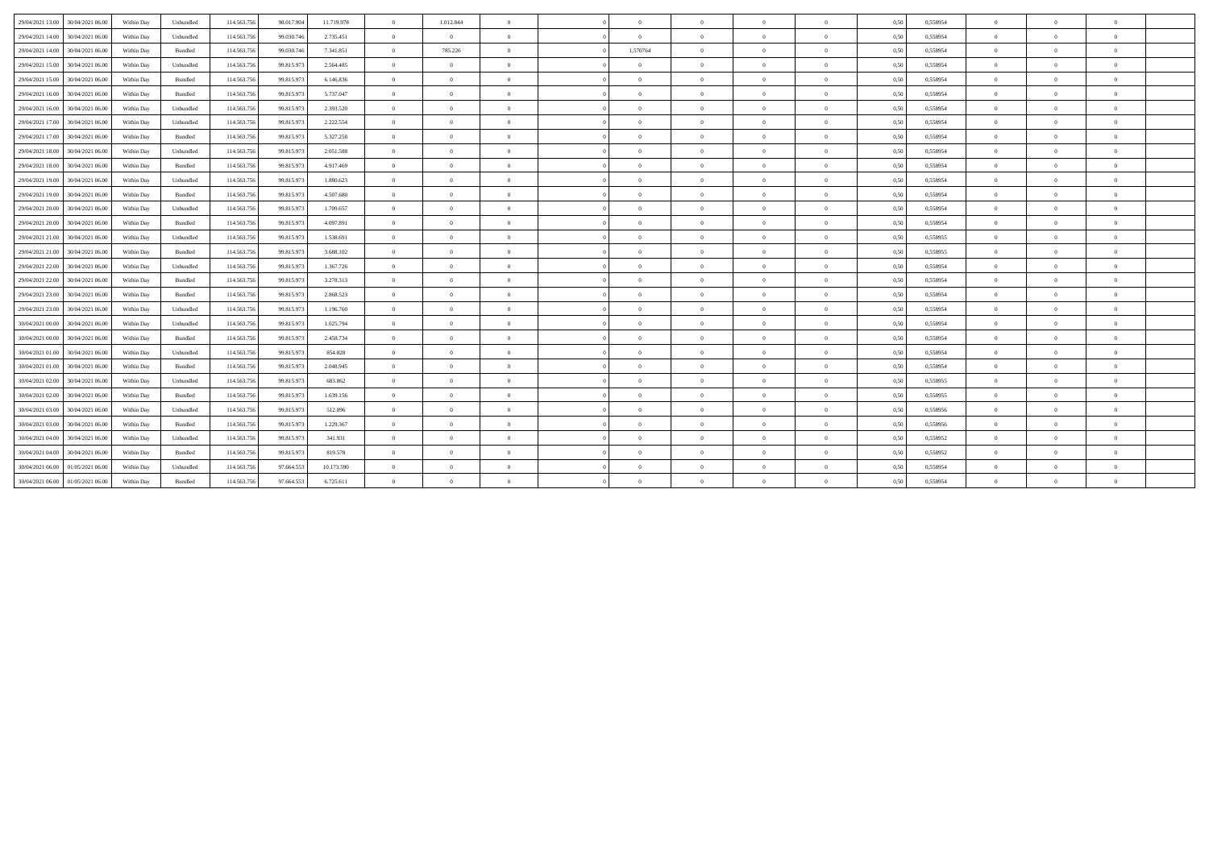| | | | | | | | | | | | | | | | | | | | | |
|---|---|---|---|---|---|---|---|---|---|---|---|---|---|---|---|---|---|---|---|---|
| 29/04/2021 13.00 | 30/04/2021 06.00 | Within Day | Unbundled | 114.563.756 | 98.017.904 | 11.719.978 | 0 | 1.012.844 | 0 | 0 | 0 | 0 | 0 | 0 | 0,50 | 0,558954 | 0 | 0 | 0 | |
| 29/04/2021 14.00 | 30/04/2021 06.00 | Within Day | Unbundled | 114.563.756 | 99.030.746 | 2.735.451 | 0 | 0 | 0 | 0 | 0 | 0 | 0 | 0 | 0,50 | 0,558954 | 0 | 0 | 0 | |
| 29/04/2021 14.00 | 30/04/2021 06.00 | Within Day | Bundled | 114.563.756 | 99.030.746 | 7.341.851 | 0 | 785.226 | 0 | 0 | 1,570764 | 0 | 0 | 0 | 0,50 | 0,558954 | 0 | 0 | 0 | |
| 29/04/2021 15.00 | 30/04/2021 06.00 | Within Day | Unbundled | 114.563.756 | 99.815.973 | 2.564.485 | 0 | 0 | 0 | 0 | 0 | 0 | 0 | 0 | 0,50 | 0,558954 | 0 | 0 | 0 | |
| 29/04/2021 15.00 | 30/04/2021 06.00 | Within Day | Bundled | 114.563.756 | 99.815.973 | 6.146.836 | 0 | 0 | 0 | 0 | 0 | 0 | 0 | 0 | 0,50 | 0,558954 | 0 | 0 | 0 | |
| 29/04/2021 16.00 | 30/04/2021 06.00 | Within Day | Bundled | 114.563.756 | 99.815.973 | 5.737.047 | 0 | 0 | 0 | 0 | 0 | 0 | 0 | 0 | 0,50 | 0,558954 | 0 | 0 | 0 | |
| 29/04/2021 16.00 | 30/04/2021 06.00 | Within Day | Unbundled | 114.563.756 | 99.815.973 | 2.393.520 | 0 | 0 | 0 | 0 | 0 | 0 | 0 | 0 | 0,50 | 0,558954 | 0 | 0 | 0 | |
| 29/04/2021 17.00 | 30/04/2021 06.00 | Within Day | Unbundled | 114.563.756 | 99.815.973 | 2.222.554 | 0 | 0 | 0 | 0 | 0 | 0 | 0 | 0 | 0,50 | 0,558954 | 0 | 0 | 0 | |
| 29/04/2021 17.00 | 30/04/2021 06.00 | Within Day | Bundled | 114.563.756 | 99.815.973 | 5.327.258 | 0 | 0 | 0 | 0 | 0 | 0 | 0 | 0 | 0,50 | 0,558954 | 0 | 0 | 0 | |
| 29/04/2021 18.00 | 30/04/2021 06.00 | Within Day | Unbundled | 114.563.756 | 99.815.973 | 2.051.588 | 0 | 0 | 0 | 0 | 0 | 0 | 0 | 0 | 0,50 | 0,558954 | 0 | 0 | 0 | |
| 29/04/2021 18.00 | 30/04/2021 06.00 | Within Day | Bundled | 114.563.756 | 99.815.973 | 4.917.469 | 0 | 0 | 0 | 0 | 0 | 0 | 0 | 0 | 0,50 | 0,558954 | 0 | 0 | 0 | |
| 29/04/2021 19.00 | 30/04/2021 06.00 | Within Day | Unbundled | 114.563.756 | 99.815.973 | 1.880.623 | 0 | 0 | 0 | 0 | 0 | 0 | 0 | 0 | 0,50 | 0,558954 | 0 | 0 | 0 | |
| 29/04/2021 19.00 | 30/04/2021 06.00 | Within Day | Bundled | 114.563.756 | 99.815.973 | 4.507.680 | 0 | 0 | 0 | 0 | 0 | 0 | 0 | 0 | 0,50 | 0,558954 | 0 | 0 | 0 | |
| 29/04/2021 20.00 | 30/04/2021 06.00 | Within Day | Unbundled | 114.563.756 | 99.815.973 | 1.709.657 | 0 | 0 | 0 | 0 | 0 | 0 | 0 | 0 | 0,50 | 0,558954 | 0 | 0 | 0 | |
| 29/04/2021 20.00 | 30/04/2021 06.00 | Within Day | Bundled | 114.563.756 | 99.815.973 | 4.097.891 | 0 | 0 | 0 | 0 | 0 | 0 | 0 | 0 | 0,50 | 0,558954 | 0 | 0 | 0 | |
| 29/04/2021 21.00 | 30/04/2021 06.00 | Within Day | Unbundled | 114.563.756 | 99.815.973 | 1.538.691 | 0 | 0 | 0 | 0 | 0 | 0 | 0 | 0 | 0,50 | 0,558955 | 0 | 0 | 0 | |
| 29/04/2021 21.00 | 30/04/2021 06.00 | Within Day | Bundled | 114.563.756 | 99.815.973 | 3.688.102 | 0 | 0 | 0 | 0 | 0 | 0 | 0 | 0 | 0,50 | 0,558955 | 0 | 0 | 0 | |
| 29/04/2021 22.00 | 30/04/2021 06.00 | Within Day | Unbundled | 114.563.756 | 99.815.973 | 1.367.726 | 0 | 0 | 0 | 0 | 0 | 0 | 0 | 0 | 0,50 | 0,558954 | 0 | 0 | 0 | |
| 29/04/2021 22.00 | 30/04/2021 06.00 | Within Day | Bundled | 114.563.756 | 99.815.973 | 3.278.313 | 0 | 0 | 0 | 0 | 0 | 0 | 0 | 0 | 0,50 | 0,558954 | 0 | 0 | 0 | |
| 29/04/2021 23.00 | 30/04/2021 06.00 | Within Day | Bundled | 114.563.756 | 99.815.973 | 2.868.523 | 0 | 0 | 0 | 0 | 0 | 0 | 0 | 0 | 0,50 | 0,558954 | 0 | 0 | 0 | |
| 29/04/2021 23.00 | 30/04/2021 06.00 | Within Day | Unbundled | 114.563.756 | 99.815.973 | 1.196.760 | 0 | 0 | 0 | 0 | 0 | 0 | 0 | 0 | 0,50 | 0,558954 | 0 | 0 | 0 | |
| 30/04/2021 00.00 | 30/04/2021 06.00 | Within Day | Unbundled | 114.563.756 | 99.815.973 | 1.025.794 | 0 | 0 | 0 | 0 | 0 | 0 | 0 | 0 | 0,50 | 0,558954 | 0 | 0 | 0 | |
| 30/04/2021 00.00 | 30/04/2021 06.00 | Within Day | Bundled | 114.563.756 | 99.815.973 | 2.458.734 | 0 | 0 | 0 | 0 | 0 | 0 | 0 | 0 | 0,50 | 0,558954 | 0 | 0 | 0 | |
| 30/04/2021 01.00 | 30/04/2021 06.00 | Within Day | Unbundled | 114.563.756 | 99.815.973 | 854.828 | 0 | 0 | 0 | 0 | 0 | 0 | 0 | 0 | 0,50 | 0,558954 | 0 | 0 | 0 | |
| 30/04/2021 01.00 | 30/04/2021 06.00 | Within Day | Bundled | 114.563.756 | 99.815.973 | 2.048.945 | 0 | 0 | 0 | 0 | 0 | 0 | 0 | 0 | 0,50 | 0,558954 | 0 | 0 | 0 | |
| 30/04/2021 02.00 | 30/04/2021 06.00 | Within Day | Unbundled | 114.563.756 | 99.815.973 | 683.862 | 0 | 0 | 0 | 0 | 0 | 0 | 0 | 0 | 0,50 | 0,558955 | 0 | 0 | 0 | |
| 30/04/2021 02.00 | 30/04/2021 06.00 | Within Day | Bundled | 114.563.756 | 99.815.973 | 1.639.156 | 0 | 0 | 0 | 0 | 0 | 0 | 0 | 0 | 0,50 | 0,558955 | 0 | 0 | 0 | |
| 30/04/2021 03.00 | 30/04/2021 06.00 | Within Day | Unbundled | 114.563.756 | 99.815.973 | 512.896 | 0 | 0 | 0 | 0 | 0 | 0 | 0 | 0 | 0,50 | 0,558956 | 0 | 0 | 0 | |
| 30/04/2021 03.00 | 30/04/2021 06.00 | Within Day | Bundled | 114.563.756 | 99.815.973 | 1.229.367 | 0 | 0 | 0 | 0 | 0 | 0 | 0 | 0 | 0,50 | 0,558956 | 0 | 0 | 0 | |
| 30/04/2021 04.00 | 30/04/2021 06.00 | Within Day | Unbundled | 114.563.756 | 99.815.973 | 341.931 | 0 | 0 | 0 | 0 | 0 | 0 | 0 | 0 | 0,50 | 0,558952 | 0 | 0 | 0 | |
| 30/04/2021 04.00 | 30/04/2021 06.00 | Within Day | Bundled | 114.563.756 | 99.815.973 | 819.578 | 0 | 0 | 0 | 0 | 0 | 0 | 0 | 0 | 0,50 | 0,558952 | 0 | 0 | 0 | |
| 30/04/2021 06.00 | 01/05/2021 06.00 | Within Day | Unbundled | 114.563.756 | 97.664.553 | 10.173.590 | 0 | 0 | 0 | 0 | 0 | 0 | 0 | 0 | 0,50 | 0,558954 | 0 | 0 | 0 | |
| 30/04/2021 06.00 | 01/05/2021 06.00 | Within Day | Bundled | 114.563.756 | 97.664.553 | 6.725.611 | 0 | 0 | 0 | 0 | 0 | 0 | 0 | 0 | 0,50 | 0,558954 | 0 | 0 | 0 | |